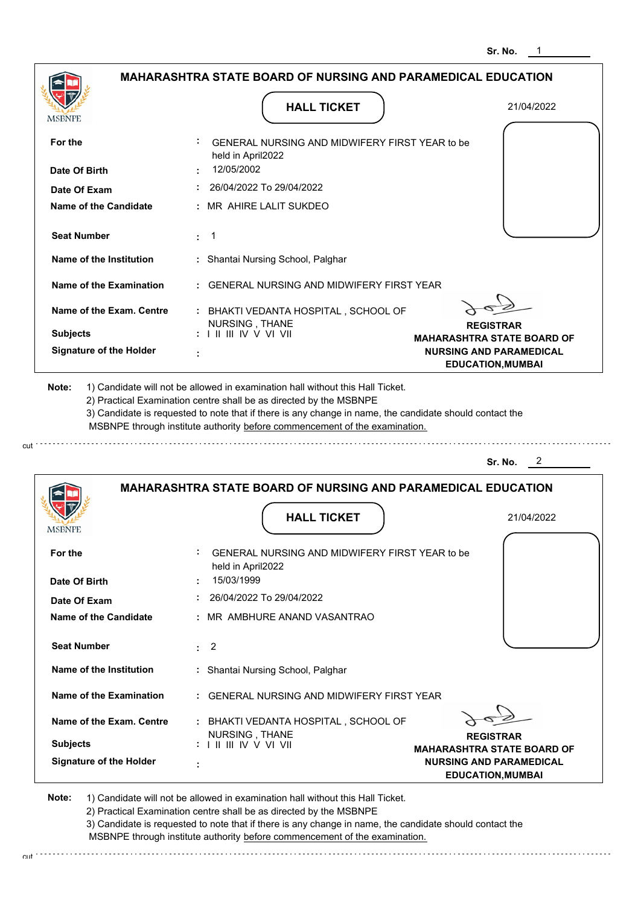Sr. No. 1

## MAHARASHTRA STATE BOARD OF NURSING AND PARAMEDICAL EDUCATION

MSBNPE

**HALL TICKET**

21/04/2022

| | | |
|---|---|---|
| **For the** | : | GENERAL NURSING AND MIDWIFERY FIRST YEAR to be held in April2022 |
| **Date Of Birth** | : | 12/05/2002 |
| **Date Of Exam** | : | 26/04/2022 To 29/04/2022 |
| **Name of the Candidate** | : | MR AHIRE LALIT SUKDEO |
| **Seat Number** | : | 1 |
| **Name of the Institution** | : | Shantai Nursing School, Palghar |
| **Name of the Examination** | : | GENERAL NURSING AND MIDWIFERY FIRST YEAR |
| **Name of the Exam. Centre** | : | BHAKTI VEDANTA HOSPITAL , SCHOOL OF NURSING , THANE |
| **Subjects** | : | I II III IV V VI VII |
| **Signature of the Holder** | : | |

**REGISTRAR**
**MAHARASHTRA STATE BOARD OF NURSING AND PARAMEDICAL EDUCATION,MUMBAI**

**Note:**
1) Candidate will not be allowed in examination hall without this Hall Ticket.
2) Practical Examination centre shall be as directed by the MSBNPE
3) Candidate is requested to note that if there is any change in name, the candidate should contact the MSBNPE through institute authority before commencement of the examination.

cut

Sr. No. 2

## MAHARASHTRA STATE BOARD OF NURSING AND PARAMEDICAL EDUCATION

MSBNPE

**HALL TICKET**

21/04/2022

| | | |
|---|---|---|
| **For the** | : | GENERAL NURSING AND MIDWIFERY FIRST YEAR to be held in April2022 |
| **Date Of Birth** | : | 15/03/1999 |
| **Date Of Exam** | : | 26/04/2022 To 29/04/2022 |
| **Name of the Candidate** | : | MR AMBHURE ANAND VASANTRAO |
| **Seat Number** | : | 2 |
| **Name of the Institution** | : | Shantai Nursing School, Palghar |
| **Name of the Examination** | : | GENERAL NURSING AND MIDWIFERY FIRST YEAR |
| **Name of the Exam. Centre** | : | BHAKTI VEDANTA HOSPITAL , SCHOOL OF NURSING , THANE |
| **Subjects** | : | I II III IV V VI VII |
| **Signature of the Holder** | : | |

**REGISTRAR**
**MAHARASHTRA STATE BOARD OF NURSING AND PARAMEDICAL EDUCATION,MUMBAI**

**Note:**
1) Candidate will not be allowed in examination hall without this Hall Ticket.
2) Practical Examination centre shall be as directed by the MSBNPE
3) Candidate is requested to note that if there is any change in name, the candidate should contact the MSBNPE through institute authority before commencement of the examination.

cut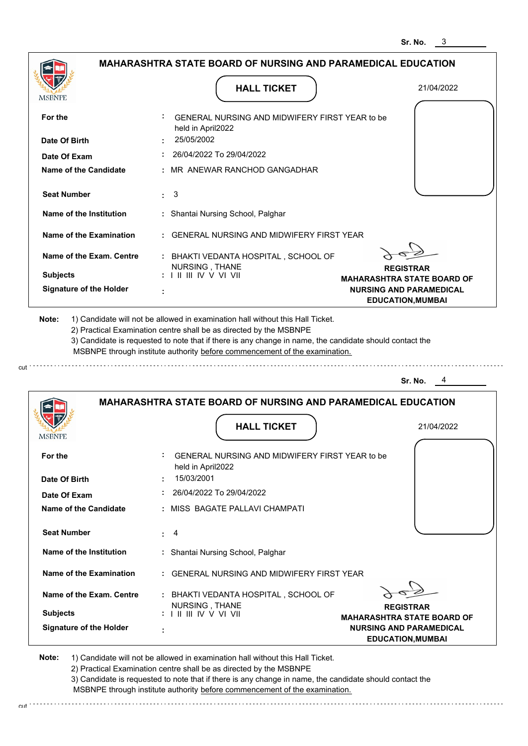Sr. No. 3

## MAHARASHTRA STATE BOARD OF NURSING AND PARAMEDICAL EDUCATION

MSBNPE

### HALL TICKET

21/04/2022

| | | |
|---|---|---|
| **For the** | : | GENERAL NURSING AND MIDWIFERY FIRST YEAR to be held in April2022 |
| **Date Of Birth** | : | 25/05/2002 |
| **Date Of Exam** | : | 26/04/2022 To 29/04/2022 |
| **Name of the Candidate** | : | MR ANEWAR RANCHOD GANGADHAR |
| **Seat Number** | : | 3 |
| **Name of the Institution** | : | Shantai Nursing School, Palghar |
| **Name of the Examination** | : | GENERAL NURSING AND MIDWIFERY FIRST YEAR |
| **Name of the Exam. Centre** | : | BHAKTI VEDANTA HOSPITAL , SCHOOL OF NURSING , THANE |
| **Subjects** | : | I II III IV V VI VII |
| **Signature of the Holder** | : | |

**REGISTRAR**
**MAHARASHTRA STATE BOARD OF NURSING AND PARAMEDICAL EDUCATION,MUMBAI**

**Note:**
1) Candidate will not be allowed in examination hall without this Hall Ticket.
2) Practical Examination centre shall be as directed by the MSBNPE
3) Candidate is requested to note that if there is any change in name, the candidate should contact the MSBNPE through institute authority before commencement of the examination.

cut

---

Sr. No. 4

## MAHARASHTRA STATE BOARD OF NURSING AND PARAMEDICAL EDUCATION

MSBNPE

### HALL TICKET

21/04/2022

| | | |
|---|---|---|
| **For the** | : | GENERAL NURSING AND MIDWIFERY FIRST YEAR to be held in April2022 |
| **Date Of Birth** | : | 15/03/2001 |
| **Date Of Exam** | : | 26/04/2022 To 29/04/2022 |
| **Name of the Candidate** | : | MISS BAGATE PALLAVI CHAMPATI |
| **Seat Number** | : | 4 |
| **Name of the Institution** | : | Shantai Nursing School, Palghar |
| **Name of the Examination** | : | GENERAL NURSING AND MIDWIFERY FIRST YEAR |
| **Name of the Exam. Centre** | : | BHAKTI VEDANTA HOSPITAL , SCHOOL OF NURSING , THANE |
| **Subjects** | : | I II III IV V VI VII |
| **Signature of the Holder** | : | |

**REGISTRAR**
**MAHARASHTRA STATE BOARD OF NURSING AND PARAMEDICAL EDUCATION,MUMBAI**

**Note:**
1) Candidate will not be allowed in examination hall without this Hall Ticket.
2) Practical Examination centre shall be as directed by the MSBNPE
3) Candidate is requested to note that if there is any change in name, the candidate should contact the MSBNPE through institute authority before commencement of the examination.

cut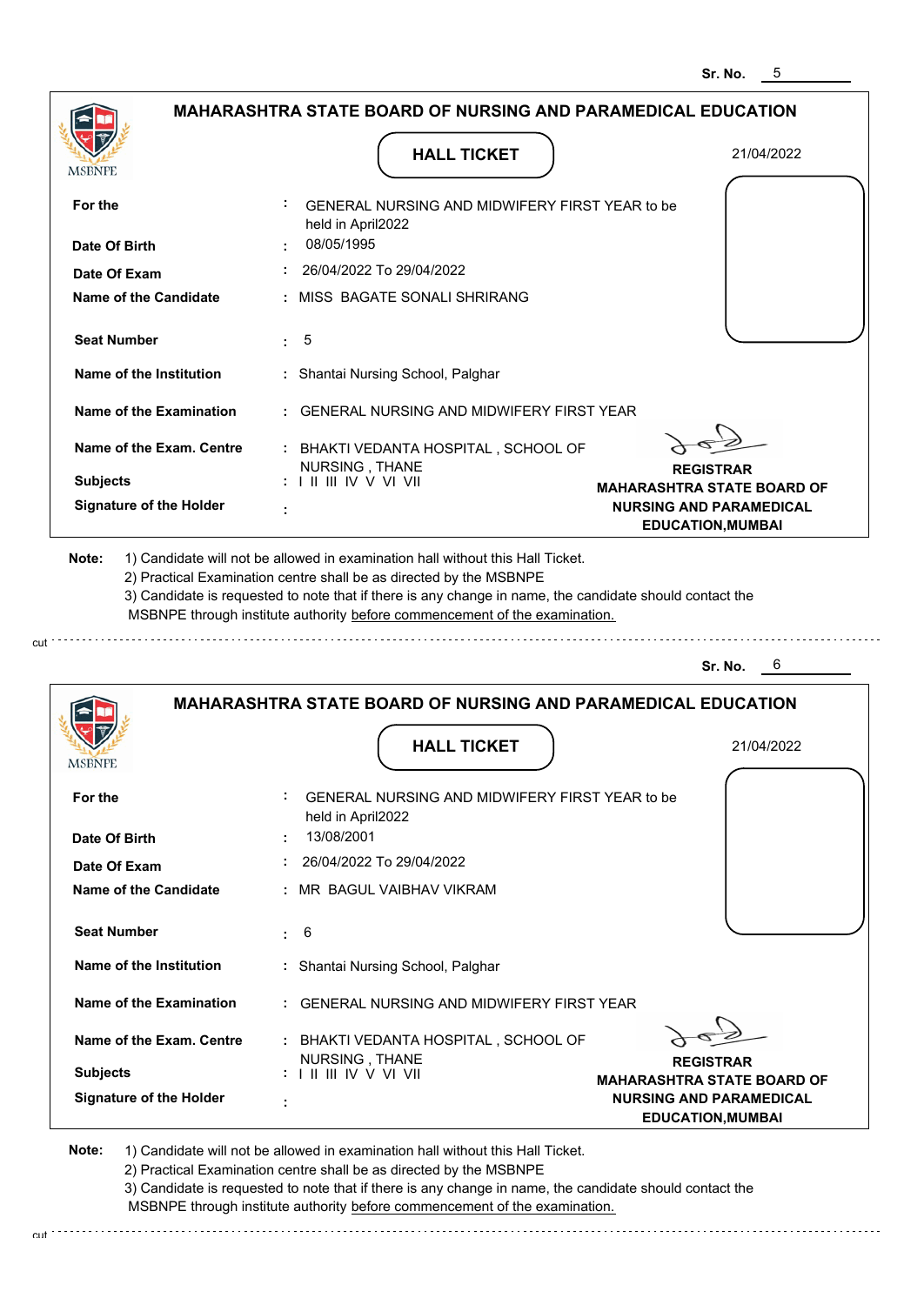Sr. No. 5

## MAHARASHTRA STATE BOARD OF NURSING AND PARAMEDICAL EDUCATION

MSBNPE

### HALL TICKET

21/04/2022

| | | |
|---|---|---|
| **For the** | : | GENERAL NURSING AND MIDWIFERY FIRST YEAR to be held in April2022 |
| **Date Of Birth** | : | 08/05/1995 |
| **Date Of Exam** | : | 26/04/2022 To 29/04/2022 |
| **Name of the Candidate** | : | MISS BAGATE SONALI SHRIRANG |
| **Seat Number** | : | 5 |
| **Name of the Institution** | : | Shantai Nursing School, Palghar |
| **Name of the Examination** | : | GENERAL NURSING AND MIDWIFERY FIRST YEAR |
| **Name of the Exam. Centre** | : | BHAKTI VEDANTA HOSPITAL , SCHOOL OF NURSING , THANE |
| **Subjects** | : | I II III IV V VI VII |
| **Signature of the Holder** | : | |

**REGISTRAR**
**MAHARASHTRA STATE BOARD OF NURSING AND PARAMEDICAL EDUCATION,MUMBAI**

**Note:** 1) Candidate will not be allowed in examination hall without this Hall Ticket.
2) Practical Examination centre shall be as directed by the MSBNPE
3) Candidate is requested to note that if there is any change in name, the candidate should contact the MSBNPE through institute authority before commencement of the examination.

cut

Sr. No. 6

## MAHARASHTRA STATE BOARD OF NURSING AND PARAMEDICAL EDUCATION

MSBNPE

### HALL TICKET

21/04/2022

| | | |
|---|---|---|
| **For the** | : | GENERAL NURSING AND MIDWIFERY FIRST YEAR to be held in April2022 |
| **Date Of Birth** | : | 13/08/2001 |
| **Date Of Exam** | : | 26/04/2022 To 29/04/2022 |
| **Name of the Candidate** | : | MR BAGUL VAIBHAV VIKRAM |
| **Seat Number** | : | 6 |
| **Name of the Institution** | : | Shantai Nursing School, Palghar |
| **Name of the Examination** | : | GENERAL NURSING AND MIDWIFERY FIRST YEAR |
| **Name of the Exam. Centre** | : | BHAKTI VEDANTA HOSPITAL , SCHOOL OF NURSING , THANE |
| **Subjects** | : | I II III IV V VI VII |
| **Signature of the Holder** | : | |

**REGISTRAR**
**MAHARASHTRA STATE BOARD OF NURSING AND PARAMEDICAL EDUCATION,MUMBAI**

**Note:** 1) Candidate will not be allowed in examination hall without this Hall Ticket.
2) Practical Examination centre shall be as directed by the MSBNPE
3) Candidate is requested to note that if there is any change in name, the candidate should contact the MSBNPE through institute authority before commencement of the examination.

cut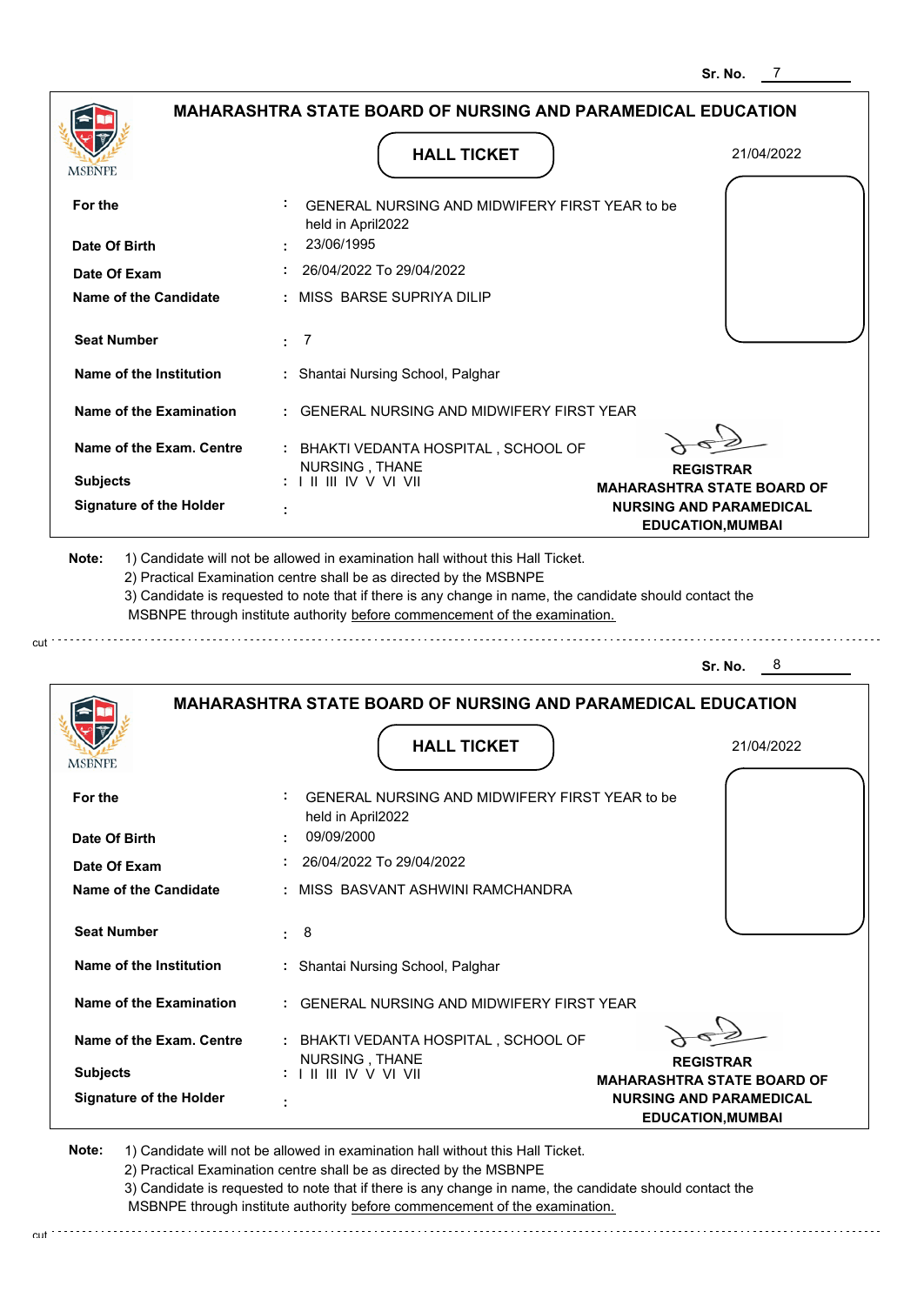Sr. No. 7

## MAHARASHTRA STATE BOARD OF NURSING AND PARAMEDICAL EDUCATION

MSBNPE

### HALL TICKET

21/04/2022

| | | |
|---|---|---|
| **For the** | : | GENERAL NURSING AND MIDWIFERY FIRST YEAR to be held in April2022 |
| **Date Of Birth** | : | 23/06/1995 |
| **Date Of Exam** | : | 26/04/2022 To 29/04/2022 |
| **Name of the Candidate** | : | MISS BARSE SUPRIYA DILIP |
| **Seat Number** | : | 7 |
| **Name of the Institution** | : | Shantai Nursing School, Palghar |
| **Name of the Examination** | : | GENERAL NURSING AND MIDWIFERY FIRST YEAR |
| **Name of the Exam. Centre** | : | BHAKTI VEDANTA HOSPITAL , SCHOOL OF NURSING , THANE |
| **Subjects** | : | I II III IV V VI VII |
| **Signature of the Holder** | : | |

**REGISTRAR**
**MAHARASHTRA STATE BOARD OF NURSING AND PARAMEDICAL EDUCATION,MUMBAI**

**Note:**
1) Candidate will not be allowed in examination hall without this Hall Ticket.
2) Practical Examination centre shall be as directed by the MSBNPE
3) Candidate is requested to note that if there is any change in name, the candidate should contact the MSBNPE through institute authority before commencement of the examination.

cut

---

Sr. No. 8

## MAHARASHTRA STATE BOARD OF NURSING AND PARAMEDICAL EDUCATION

MSBNPE

### HALL TICKET

21/04/2022

| | | |
|---|---|---|
| **For the** | : | GENERAL NURSING AND MIDWIFERY FIRST YEAR to be held in April2022 |
| **Date Of Birth** | : | 09/09/2000 |
| **Date Of Exam** | : | 26/04/2022 To 29/04/2022 |
| **Name of the Candidate** | : | MISS BASVANT ASHWINI RAMCHANDRA |
| **Seat Number** | : | 8 |
| **Name of the Institution** | : | Shantai Nursing School, Palghar |
| **Name of the Examination** | : | GENERAL NURSING AND MIDWIFERY FIRST YEAR |
| **Name of the Exam. Centre** | : | BHAKTI VEDANTA HOSPITAL , SCHOOL OF NURSING , THANE |
| **Subjects** | : | I II III IV V VI VII |
| **Signature of the Holder** | : | |

**REGISTRAR**
**MAHARASHTRA STATE BOARD OF NURSING AND PARAMEDICAL EDUCATION,MUMBAI**

**Note:**
1) Candidate will not be allowed in examination hall without this Hall Ticket.
2) Practical Examination centre shall be as directed by the MSBNPE
3) Candidate is requested to note that if there is any change in name, the candidate should contact the MSBNPE through institute authority before commencement of the examination.

cut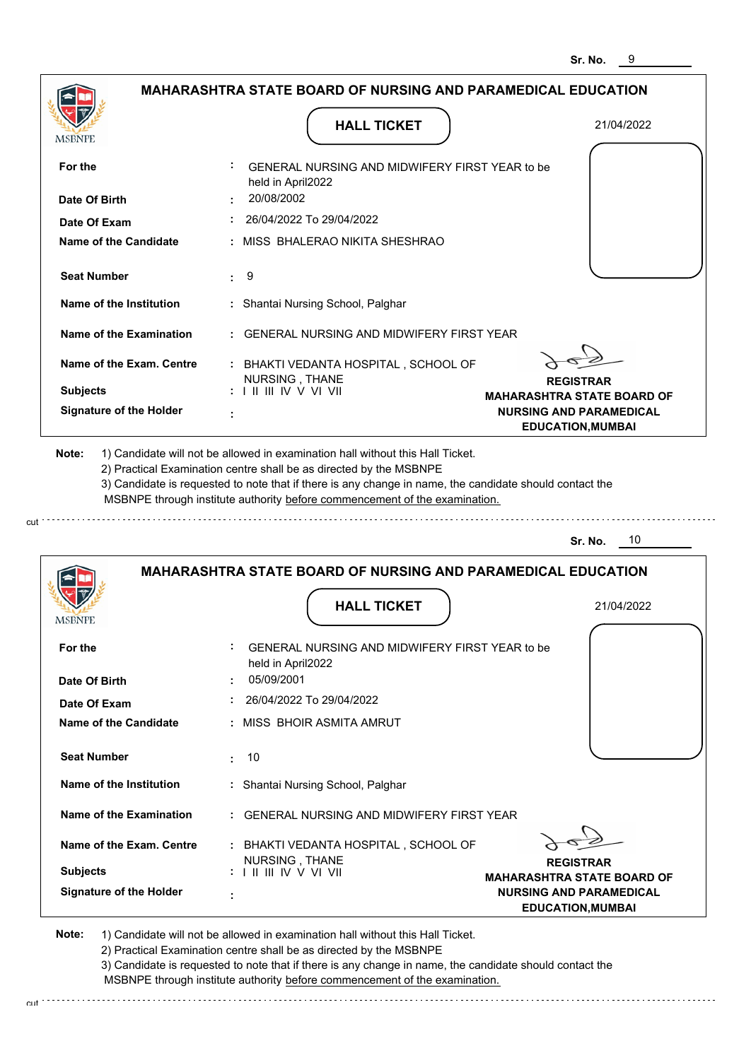Sr. No. 9

## MAHARASHTRA STATE BOARD OF NURSING AND PARAMEDICAL EDUCATION

MSBNPE

**HALL TICKET**

21/04/2022

| | | |
|---|---|---|
| **For the** | : | GENERAL NURSING AND MIDWIFERY FIRST YEAR to be held in April2022 |
| **Date Of Birth** | : | 20/08/2002 |
| **Date Of Exam** | : | 26/04/2022 To 29/04/2022 |
| **Name of the Candidate** | : | MISS BHALERAO NIKITA SHESHRAO |
| **Seat Number** | : | 9 |
| **Name of the Institution** | : | Shantai Nursing School, Palghar |
| **Name of the Examination** | : | GENERAL NURSING AND MIDWIFERY FIRST YEAR |
| **Name of the Exam. Centre** | : | BHAKTI VEDANTA HOSPITAL , SCHOOL OF NURSING , THANE |
| **Subjects** | : | I II III IV V VI VII |
| **Signature of the Holder** | : | |

**REGISTRAR**
**MAHARASHTRA STATE BOARD OF NURSING AND PARAMEDICAL EDUCATION,MUMBAI**

**Note:** 1) Candidate will not be allowed in examination hall without this Hall Ticket.
2) Practical Examination centre shall be as directed by the MSBNPE
3) Candidate is requested to note that if there is any change in name, the candidate should contact the MSBNPE through institute authority before commencement of the examination.

cut

Sr. No. 10

## MAHARASHTRA STATE BOARD OF NURSING AND PARAMEDICAL EDUCATION

MSBNPE

**HALL TICKET**

21/04/2022

| | | |
|---|---|---|
| **For the** | : | GENERAL NURSING AND MIDWIFERY FIRST YEAR to be held in April2022 |
| **Date Of Birth** | : | 05/09/2001 |
| **Date Of Exam** | : | 26/04/2022 To 29/04/2022 |
| **Name of the Candidate** | : | MISS BHOIR ASMITA AMRUT |
| **Seat Number** | : | 10 |
| **Name of the Institution** | : | Shantai Nursing School, Palghar |
| **Name of the Examination** | : | GENERAL NURSING AND MIDWIFERY FIRST YEAR |
| **Name of the Exam. Centre** | : | BHAKTI VEDANTA HOSPITAL , SCHOOL OF NURSING , THANE |
| **Subjects** | : | I II III IV V VI VII |
| **Signature of the Holder** | : | |

**REGISTRAR**
**MAHARASHTRA STATE BOARD OF NURSING AND PARAMEDICAL EDUCATION,MUMBAI**

**Note:** 1) Candidate will not be allowed in examination hall without this Hall Ticket.
2) Practical Examination centre shall be as directed by the MSBNPE
3) Candidate is requested to note that if there is any change in name, the candidate should contact the MSBNPE through institute authority before commencement of the examination.

cut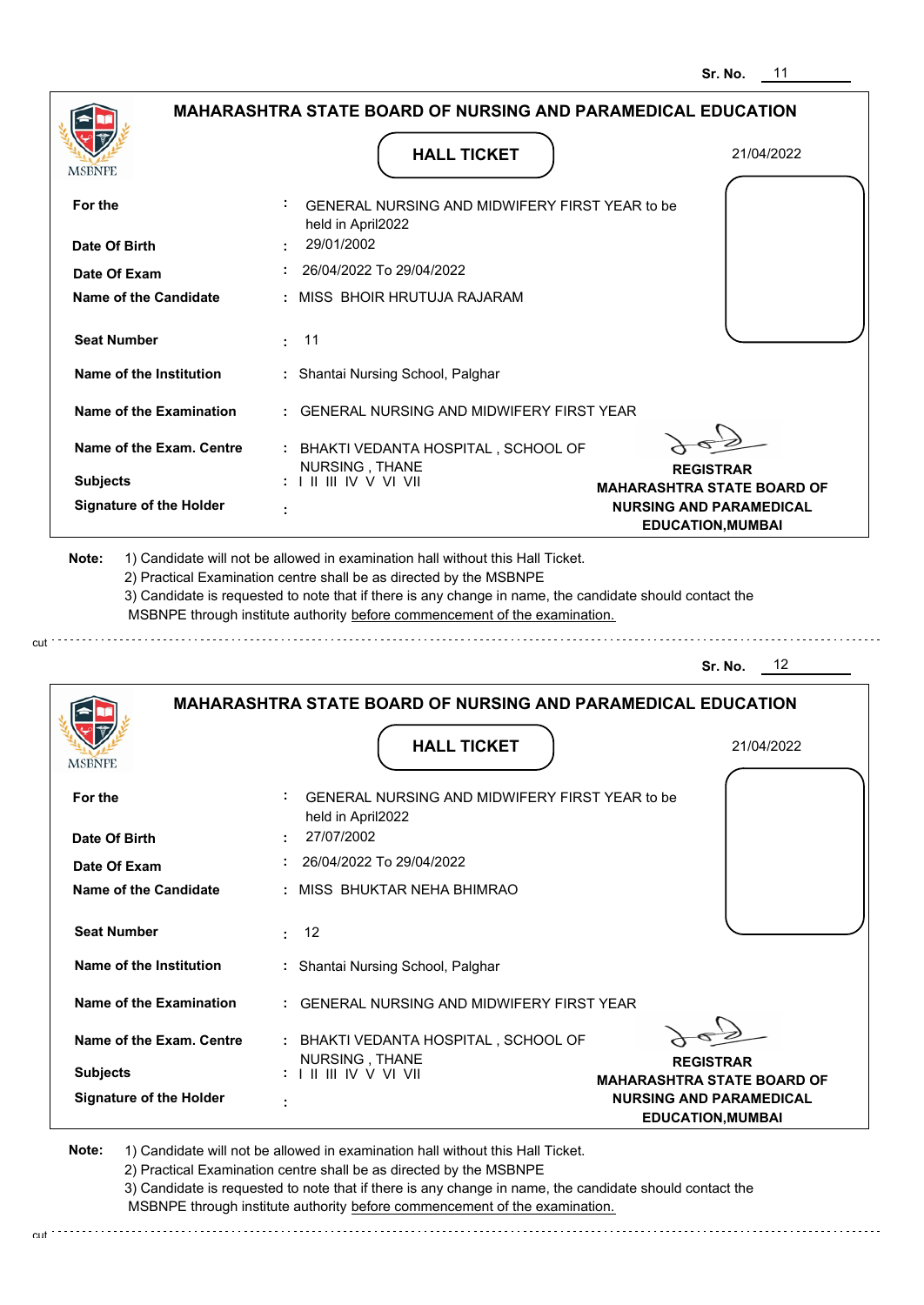Sr. No. 11

## MAHARASHTRA STATE BOARD OF NURSING AND PARAMEDICAL EDUCATION

MSBNPE

### HALL TICKET

21/04/2022

| | |
|---|---|
| **For the** | : GENERAL NURSING AND MIDWIFERY FIRST YEAR to be held in April2022 |
| **Date Of Birth** | : 29/01/2002 |
| **Date Of Exam** | : 26/04/2022 To 29/04/2022 |
| **Name of the Candidate** | : MISS BHOIR HRUTUJA RAJARAM |
| **Seat Number** | : 11 |
| **Name of the Institution** | : Shantai Nursing School, Palghar |
| **Name of the Examination** | : GENERAL NURSING AND MIDWIFERY FIRST YEAR |
| **Name of the Exam. Centre** | : BHAKTI VEDANTA HOSPITAL , SCHOOL OF NURSING , THANE |
| **Subjects** | : I II III IV V VI VII |
| **Signature of the Holder** | : |

**REGISTRAR**
**MAHARASHTRA STATE BOARD OF NURSING AND PARAMEDICAL EDUCATION,MUMBAI**

**Note:**
1) Candidate will not be allowed in examination hall without this Hall Ticket.
2) Practical Examination centre shall be as directed by the MSBNPE
3) Candidate is requested to note that if there is any change in name, the candidate should contact the MSBNPE through institute authority before commencement of the examination.

cut

Sr. No. 12

## MAHARASHTRA STATE BOARD OF NURSING AND PARAMEDICAL EDUCATION

MSBNPE

### HALL TICKET

21/04/2022

| | |
|---|---|
| **For the** | : GENERAL NURSING AND MIDWIFERY FIRST YEAR to be held in April2022 |
| **Date Of Birth** | : 27/07/2002 |
| **Date Of Exam** | : 26/04/2022 To 29/04/2022 |
| **Name of the Candidate** | : MISS BHUKTAR NEHA BHIMRAO |
| **Seat Number** | : 12 |
| **Name of the Institution** | : Shantai Nursing School, Palghar |
| **Name of the Examination** | : GENERAL NURSING AND MIDWIFERY FIRST YEAR |
| **Name of the Exam. Centre** | : BHAKTI VEDANTA HOSPITAL , SCHOOL OF NURSING , THANE |
| **Subjects** | : I II III IV V VI VII |
| **Signature of the Holder** | : |

**REGISTRAR**
**MAHARASHTRA STATE BOARD OF NURSING AND PARAMEDICAL EDUCATION,MUMBAI**

**Note:**
1) Candidate will not be allowed in examination hall without this Hall Ticket.
2) Practical Examination centre shall be as directed by the MSBNPE
3) Candidate is requested to note that if there is any change in name, the candidate should contact the MSBNPE through institute authority before commencement of the examination.

cut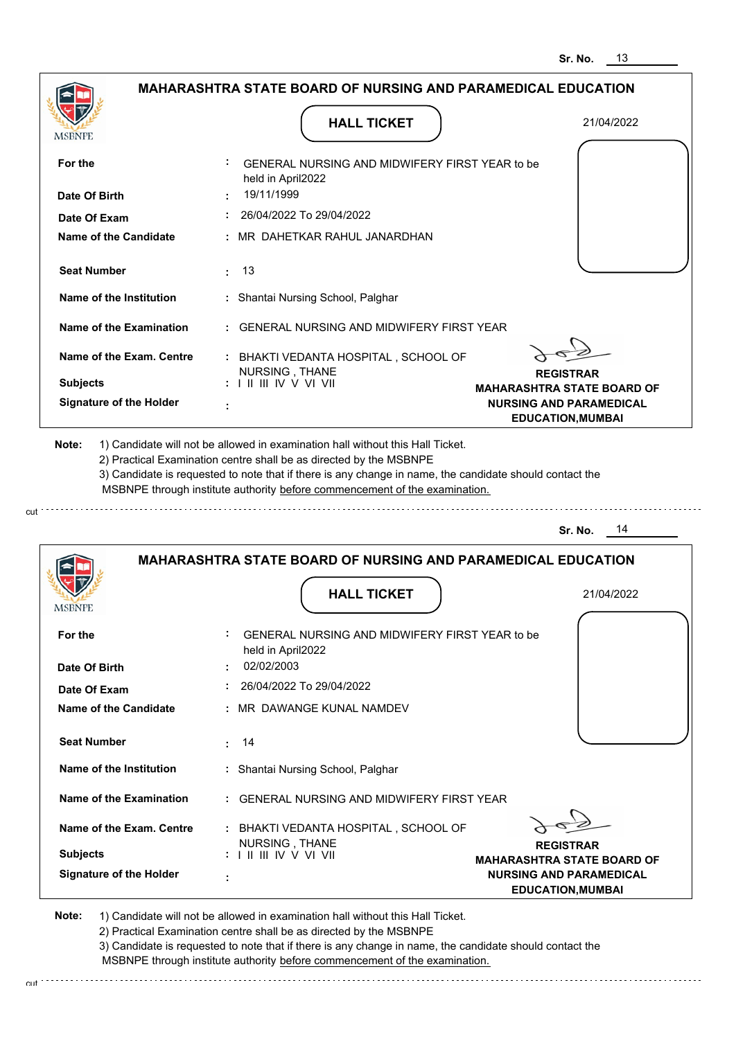Sr. No. 13

## MAHARASHTRA STATE BOARD OF NURSING AND PARAMEDICAL EDUCATION

MSBNPE

### HALL TICKET

21/04/2022

| | | |
|---|---|---|
| **For the** | : | GENERAL NURSING AND MIDWIFERY FIRST YEAR to be held in April2022 |
| **Date Of Birth** | : | 19/11/1999 |
| **Date Of Exam** | : | 26/04/2022 To 29/04/2022 |
| **Name of the Candidate** | : | MR DAHETKAR RAHUL JANARDHAN |
| **Seat Number** | : | 13 |
| **Name of the Institution** | : | Shantai Nursing School, Palghar |
| **Name of the Examination** | : | GENERAL NURSING AND MIDWIFERY FIRST YEAR |
| **Name of the Exam. Centre** | : | BHAKTI VEDANTA HOSPITAL , SCHOOL OF NURSING , THANE |
| **Subjects** | : | I II III IV V VI VII |
| **Signature of the Holder** | : | |

**REGISTRAR**
**MAHARASHTRA STATE BOARD OF NURSING AND PARAMEDICAL EDUCATION,MUMBAI**

**Note:**
1) Candidate will not be allowed in examination hall without this Hall Ticket.
2) Practical Examination centre shall be as directed by the MSBNPE
3) Candidate is requested to note that if there is any change in name, the candidate should contact the MSBNPE through institute authority before commencement of the examination.

cut

Sr. No. 14

## MAHARASHTRA STATE BOARD OF NURSING AND PARAMEDICAL EDUCATION

MSBNPE

### HALL TICKET

21/04/2022

| | | |
|---|---|---|
| **For the** | : | GENERAL NURSING AND MIDWIFERY FIRST YEAR to be held in April2022 |
| **Date Of Birth** | : | 02/02/2003 |
| **Date Of Exam** | : | 26/04/2022 To 29/04/2022 |
| **Name of the Candidate** | : | MR DAWANGE KUNAL NAMDEV |
| **Seat Number** | : | 14 |
| **Name of the Institution** | : | Shantai Nursing School, Palghar |
| **Name of the Examination** | : | GENERAL NURSING AND MIDWIFERY FIRST YEAR |
| **Name of the Exam. Centre** | : | BHAKTI VEDANTA HOSPITAL , SCHOOL OF NURSING , THANE |
| **Subjects** | : | I II III IV V VI VII |
| **Signature of the Holder** | : | |

**REGISTRAR**
**MAHARASHTRA STATE BOARD OF NURSING AND PARAMEDICAL EDUCATION,MUMBAI**

**Note:**
1) Candidate will not be allowed in examination hall without this Hall Ticket.
2) Practical Examination centre shall be as directed by the MSBNPE
3) Candidate is requested to note that if there is any change in name, the candidate should contact the MSBNPE through institute authority before commencement of the examination.

cut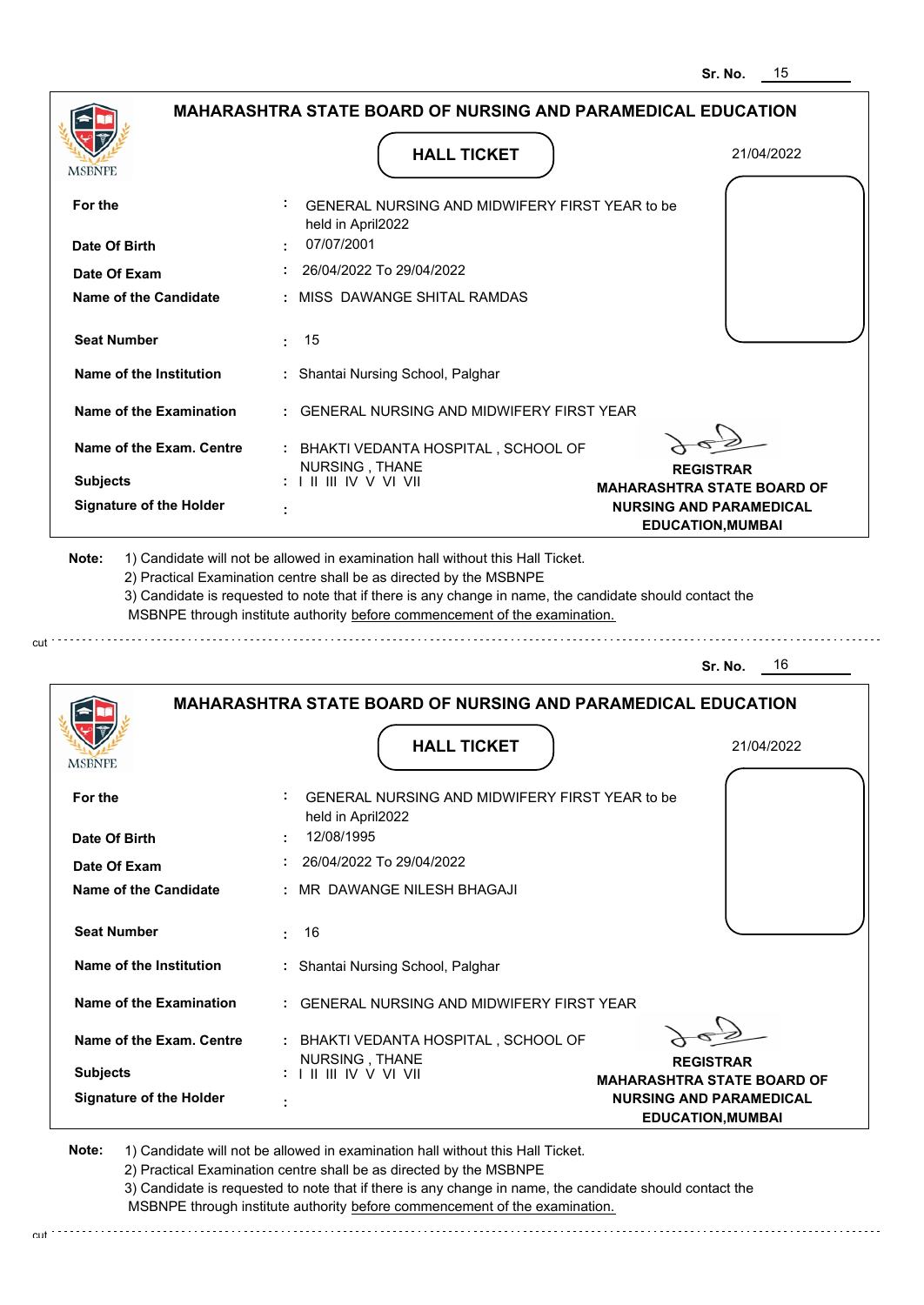Sr. No. 15

## MAHARASHTRA STATE BOARD OF NURSING AND PARAMEDICAL EDUCATION

MSBNPE

### HALL TICKET

21/04/2022

| | | |
|---|---|---|
| **For the** | : | GENERAL NURSING AND MIDWIFERY FIRST YEAR to be held in April2022 |
| **Date Of Birth** | : | 07/07/2001 |
| **Date Of Exam** | : | 26/04/2022 To 29/04/2022 |
| **Name of the Candidate** | : | MISS DAWANGE SHITAL RAMDAS |
| **Seat Number** | : | 15 |
| **Name of the Institution** | : | Shantai Nursing School, Palghar |
| **Name of the Examination** | : | GENERAL NURSING AND MIDWIFERY FIRST YEAR |
| **Name of the Exam. Centre** | : | BHAKTI VEDANTA HOSPITAL , SCHOOL OF NURSING , THANE |
| **Subjects** | : | I II III IV V VI VII |
| **Signature of the Holder** | : | |

**REGISTRAR**
**MAHARASHTRA STATE BOARD OF NURSING AND PARAMEDICAL EDUCATION,MUMBAI**

**Note:**
1) Candidate will not be allowed in examination hall without this Hall Ticket.
2) Practical Examination centre shall be as directed by the MSBNPE
3) Candidate is requested to note that if there is any change in name, the candidate should contact the MSBNPE through institute authority before commencement of the examination.

cut

Sr. No. 16

## MAHARASHTRA STATE BOARD OF NURSING AND PARAMEDICAL EDUCATION

MSBNPE

### HALL TICKET

21/04/2022

| | | |
|---|---|---|
| **For the** | : | GENERAL NURSING AND MIDWIFERY FIRST YEAR to be held in April2022 |
| **Date Of Birth** | : | 12/08/1995 |
| **Date Of Exam** | : | 26/04/2022 To 29/04/2022 |
| **Name of the Candidate** | : | MR DAWANGE NILESH BHAGAJI |
| **Seat Number** | : | 16 |
| **Name of the Institution** | : | Shantai Nursing School, Palghar |
| **Name of the Examination** | : | GENERAL NURSING AND MIDWIFERY FIRST YEAR |
| **Name of the Exam. Centre** | : | BHAKTI VEDANTA HOSPITAL , SCHOOL OF NURSING , THANE |
| **Subjects** | : | I II III IV V VI VII |
| **Signature of the Holder** | : | |

**REGISTRAR**
**MAHARASHTRA STATE BOARD OF NURSING AND PARAMEDICAL EDUCATION,MUMBAI**

**Note:**
1) Candidate will not be allowed in examination hall without this Hall Ticket.
2) Practical Examination centre shall be as directed by the MSBNPE
3) Candidate is requested to note that if there is any change in name, the candidate should contact the MSBNPE through institute authority before commencement of the examination.

cut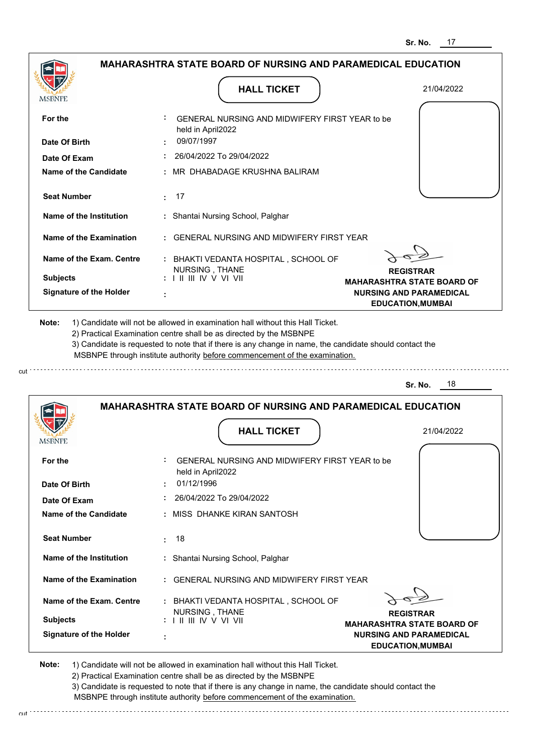Sr. No. 17

## MAHARASHTRA STATE BOARD OF NURSING AND PARAMEDICAL EDUCATION

MSBNPE

### HALL TICKET

21/04/2022

| | |
|---|---|
| **For the** | : GENERAL NURSING AND MIDWIFERY FIRST YEAR to be held in April2022 |
| **Date Of Birth** | : 09/07/1997 |
| **Date Of Exam** | : 26/04/2022 To 29/04/2022 |
| **Name of the Candidate** | : MR DHABADAGE KRUSHNA BALIRAM |
| **Seat Number** | : 17 |
| **Name of the Institution** | : Shantai Nursing School, Palghar |
| **Name of the Examination** | : GENERAL NURSING AND MIDWIFERY FIRST YEAR |
| **Name of the Exam. Centre** | : BHAKTI VEDANTA HOSPITAL , SCHOOL OF NURSING , THANE |
| **Subjects** | : I II III IV V VI VII |
| **Signature of the Holder** | : |

**REGISTRAR**
**MAHARASHTRA STATE BOARD OF NURSING AND PARAMEDICAL EDUCATION,MUMBAI**

**Note:** 1) Candidate will not be allowed in examination hall without this Hall Ticket.
2) Practical Examination centre shall be as directed by the MSBNPE
3) Candidate is requested to note that if there is any change in name, the candidate should contact the MSBNPE through institute authority before commencement of the examination.

---

Sr. No. 18

## MAHARASHTRA STATE BOARD OF NURSING AND PARAMEDICAL EDUCATION

MSBNPE

### HALL TICKET

21/04/2022

| | |
|---|---|
| **For the** | : GENERAL NURSING AND MIDWIFERY FIRST YEAR to be held in April2022 |
| **Date Of Birth** | : 01/12/1996 |
| **Date Of Exam** | : 26/04/2022 To 29/04/2022 |
| **Name of the Candidate** | : MISS DHANKE KIRAN SANTOSH |
| **Seat Number** | : 18 |
| **Name of the Institution** | : Shantai Nursing School, Palghar |
| **Name of the Examination** | : GENERAL NURSING AND MIDWIFERY FIRST YEAR |
| **Name of the Exam. Centre** | : BHAKTI VEDANTA HOSPITAL , SCHOOL OF NURSING , THANE |
| **Subjects** | : I II III IV V VI VII |
| **Signature of the Holder** | : |

**REGISTRAR**
**MAHARASHTRA STATE BOARD OF NURSING AND PARAMEDICAL EDUCATION,MUMBAI**

**Note:** 1) Candidate will not be allowed in examination hall without this Hall Ticket.
2) Practical Examination centre shall be as directed by the MSBNPE
3) Candidate is requested to note that if there is any change in name, the candidate should contact the MSBNPE through institute authority before commencement of the examination.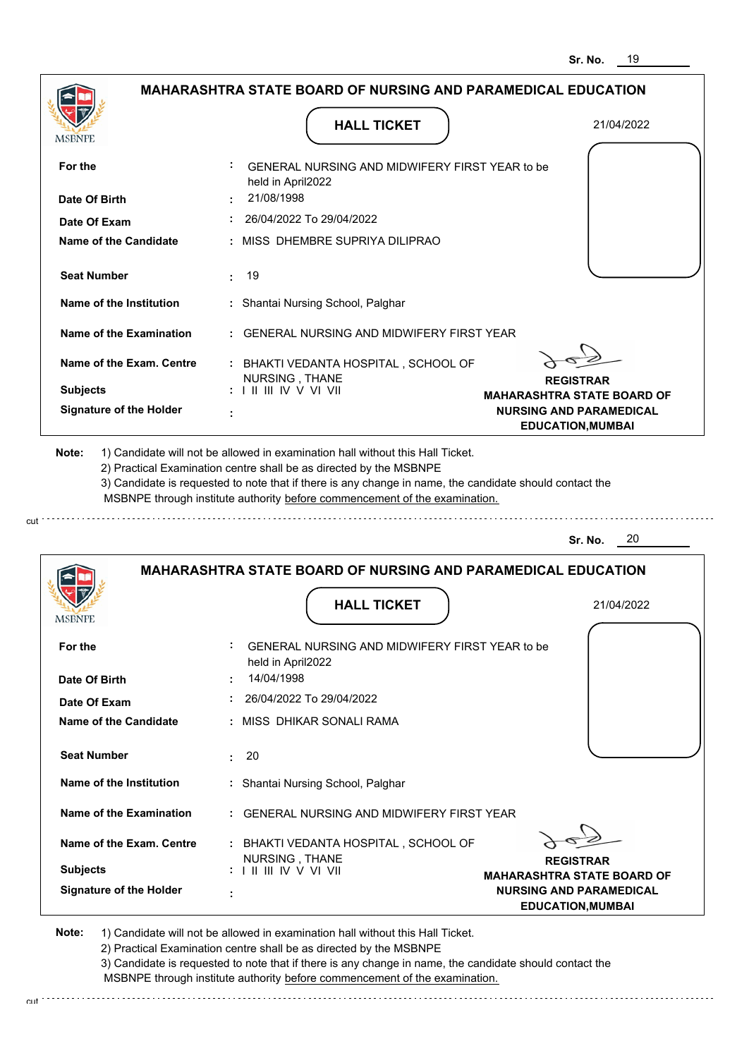Sr. No. 19

## MAHARASHTRA STATE BOARD OF NURSING AND PARAMEDICAL EDUCATION

MSBNPE

### HALL TICKET

21/04/2022

| | | |
|---|---|---|
| **For the** | : | GENERAL NURSING AND MIDWIFERY FIRST YEAR to be held in April2022 |
| **Date Of Birth** | : | 21/08/1998 |
| **Date Of Exam** | : | 26/04/2022 To 29/04/2022 |
| **Name of the Candidate** | : | MISS DHEMBRE SUPRIYA DILIPRAO |
| **Seat Number** | : | 19 |
| **Name of the Institution** | : | Shantai Nursing School, Palghar |
| **Name of the Examination** | : | GENERAL NURSING AND MIDWIFERY FIRST YEAR |
| **Name of the Exam. Centre** | : | BHAKTI VEDANTA HOSPITAL , SCHOOL OF NURSING , THANE |
| **Subjects** | : | I II III IV V VI VII |
| **Signature of the Holder** | : | |

**REGISTRAR**
**MAHARASHTRA STATE BOARD OF NURSING AND PARAMEDICAL EDUCATION,MUMBAI**

**Note:** 1) Candidate will not be allowed in examination hall without this Hall Ticket.
2) Practical Examination centre shall be as directed by the MSBNPE
3) Candidate is requested to note that if there is any change in name, the candidate should contact the MSBNPE through institute authority before commencement of the examination.

cut

Sr. No. 20

## MAHARASHTRA STATE BOARD OF NURSING AND PARAMEDICAL EDUCATION

MSBNPE

### HALL TICKET

21/04/2022

| | | |
|---|---|---|
| **For the** | : | GENERAL NURSING AND MIDWIFERY FIRST YEAR to be held in April2022 |
| **Date Of Birth** | : | 14/04/1998 |
| **Date Of Exam** | : | 26/04/2022 To 29/04/2022 |
| **Name of the Candidate** | : | MISS DHIKAR SONALI RAMA |
| **Seat Number** | : | 20 |
| **Name of the Institution** | : | Shantai Nursing School, Palghar |
| **Name of the Examination** | : | GENERAL NURSING AND MIDWIFERY FIRST YEAR |
| **Name of the Exam. Centre** | : | BHAKTI VEDANTA HOSPITAL , SCHOOL OF NURSING , THANE |
| **Subjects** | : | I II III IV V VI VII |
| **Signature of the Holder** | : | |

**REGISTRAR**
**MAHARASHTRA STATE BOARD OF NURSING AND PARAMEDICAL EDUCATION,MUMBAI**

**Note:** 1) Candidate will not be allowed in examination hall without this Hall Ticket.
2) Practical Examination centre shall be as directed by the MSBNPE
3) Candidate is requested to note that if there is any change in name, the candidate should contact the MSBNPE through institute authority before commencement of the examination.

cut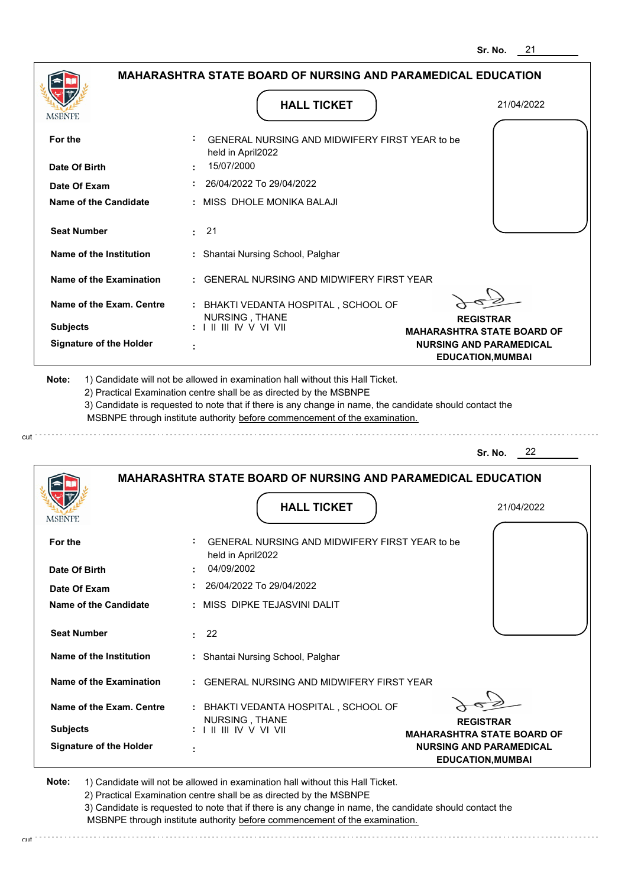Sr. No. 21

**MAHARASHTRA STATE BOARD OF NURSING AND PARAMEDICAL EDUCATION**

MSBNPE

**HALL TICKET**

21/04/2022

| | | |
|---|---|---|
| **For the** | : | GENERAL NURSING AND MIDWIFERY FIRST YEAR to be held in April2022 |
| **Date Of Birth** | : | 15/07/2000 |
| **Date Of Exam** | : | 26/04/2022 To 29/04/2022 |
| **Name of the Candidate** | : | MISS DHOLE MONIKA BALAJI |
| **Seat Number** | : | 21 |
| **Name of the Institution** | : | Shantai Nursing School, Palghar |
| **Name of the Examination** | : | GENERAL NURSING AND MIDWIFERY FIRST YEAR |
| **Name of the Exam. Centre** | : | BHAKTI VEDANTA HOSPITAL , SCHOOL OF NURSING , THANE |
| **Subjects** | : | I II III IV V VI VII |
| **Signature of the Holder** | : | |

**REGISTRAR**
**MAHARASHTRA STATE BOARD OF NURSING AND PARAMEDICAL EDUCATION,MUMBAI**

**Note:** 1) Candidate will not be allowed in examination hall without this Hall Ticket.
2) Practical Examination centre shall be as directed by the MSBNPE
3) Candidate is requested to note that if there is any change in name, the candidate should contact the MSBNPE through institute authority before commencement of the examination.

cut

Sr. No. 22

**MAHARASHTRA STATE BOARD OF NURSING AND PARAMEDICAL EDUCATION**

MSBNPE

**HALL TICKET**

21/04/2022

| | | |
|---|---|---|
| **For the** | : | GENERAL NURSING AND MIDWIFERY FIRST YEAR to be held in April2022 |
| **Date Of Birth** | : | 04/09/2002 |
| **Date Of Exam** | : | 26/04/2022 To 29/04/2022 |
| **Name of the Candidate** | : | MISS DIPKE TEJASVINI DALIT |
| **Seat Number** | : | 22 |
| **Name of the Institution** | : | Shantai Nursing School, Palghar |
| **Name of the Examination** | : | GENERAL NURSING AND MIDWIFERY FIRST YEAR |
| **Name of the Exam. Centre** | : | BHAKTI VEDANTA HOSPITAL , SCHOOL OF NURSING , THANE |
| **Subjects** | : | I II III IV V VI VII |
| **Signature of the Holder** | : | |

**REGISTRAR**
**MAHARASHTRA STATE BOARD OF NURSING AND PARAMEDICAL EDUCATION,MUMBAI**

**Note:** 1) Candidate will not be allowed in examination hall without this Hall Ticket.
2) Practical Examination centre shall be as directed by the MSBNPE
3) Candidate is requested to note that if there is any change in name, the candidate should contact the MSBNPE through institute authority before commencement of the examination.

cut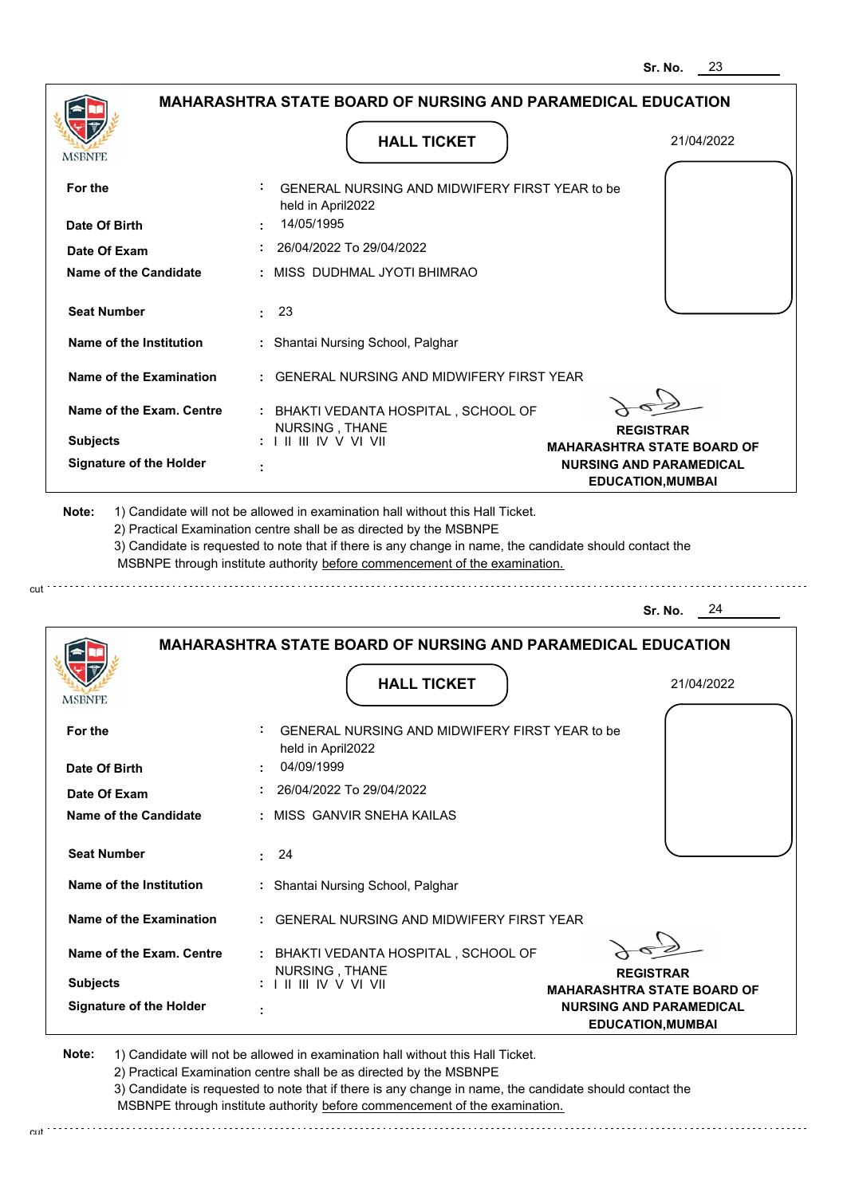Sr. No. 23

## MAHARASHTRA STATE BOARD OF NURSING AND PARAMEDICAL EDUCATION

MSBNPE

**HALL TICKET**

21/04/2022

| | | |
|---|---|---|
| **For the** | : | GENERAL NURSING AND MIDWIFERY FIRST YEAR to be held in April2022 |
| **Date Of Birth** | : | 14/05/1995 |
| **Date Of Exam** | : | 26/04/2022 To 29/04/2022 |
| **Name of the Candidate** | : | MISS DUDHMAL JYOTI BHIMRAO |
| **Seat Number** | : | 23 |
| **Name of the Institution** | : | Shantai Nursing School, Palghar |
| **Name of the Examination** | : | GENERAL NURSING AND MIDWIFERY FIRST YEAR |
| **Name of the Exam. Centre** | : | BHAKTI VEDANTA HOSPITAL , SCHOOL OF NURSING , THANE |
| **Subjects** | : | I II III IV V VI VII |
| **Signature of the Holder** | : | |

**REGISTRAR**
**MAHARASHTRA STATE BOARD OF NURSING AND PARAMEDICAL EDUCATION,MUMBAI**

**Note:** 1) Candidate will not be allowed in examination hall without this Hall Ticket.
2) Practical Examination centre shall be as directed by the MSBNPE
3) Candidate is requested to note that if there is any change in name, the candidate should contact the MSBNPE through institute authority before commencement of the examination.

cut

Sr. No. 24

## MAHARASHTRA STATE BOARD OF NURSING AND PARAMEDICAL EDUCATION

MSBNPE

**HALL TICKET**

21/04/2022

| | | |
|---|---|---|
| **For the** | : | GENERAL NURSING AND MIDWIFERY FIRST YEAR to be held in April2022 |
| **Date Of Birth** | : | 04/09/1999 |
| **Date Of Exam** | : | 26/04/2022 To 29/04/2022 |
| **Name of the Candidate** | : | MISS GANVIR SNEHA KAILAS |
| **Seat Number** | : | 24 |
| **Name of the Institution** | : | Shantai Nursing School, Palghar |
| **Name of the Examination** | : | GENERAL NURSING AND MIDWIFERY FIRST YEAR |
| **Name of the Exam. Centre** | : | BHAKTI VEDANTA HOSPITAL , SCHOOL OF NURSING , THANE |
| **Subjects** | : | I II III IV V VI VII |
| **Signature of the Holder** | : | |

**REGISTRAR**
**MAHARASHTRA STATE BOARD OF NURSING AND PARAMEDICAL EDUCATION,MUMBAI**

**Note:** 1) Candidate will not be allowed in examination hall without this Hall Ticket.
2) Practical Examination centre shall be as directed by the MSBNPE
3) Candidate is requested to note that if there is any change in name, the candidate should contact the MSBNPE through institute authority before commencement of the examination.

cut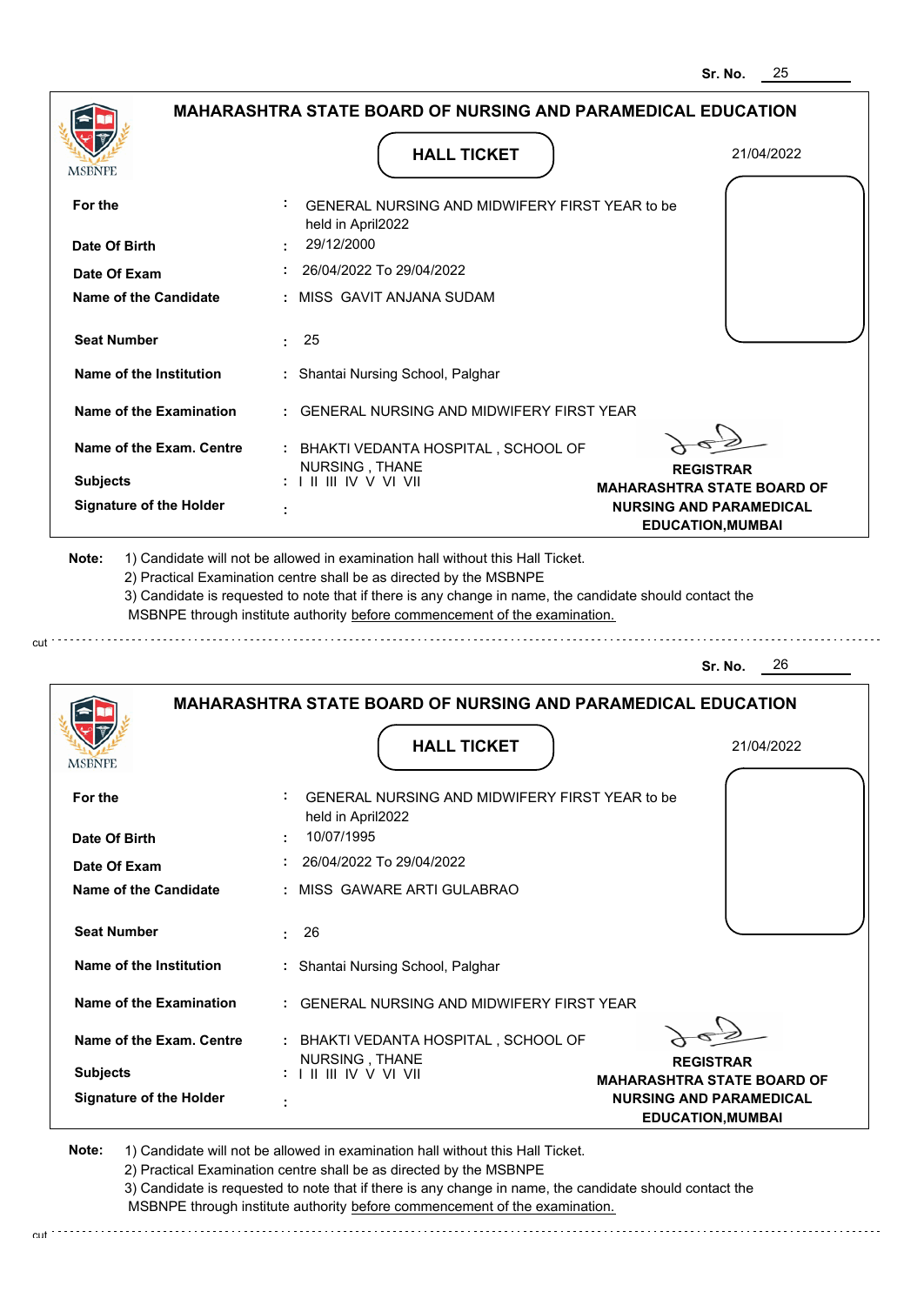Sr. No. 25

## MAHARASHTRA STATE BOARD OF NURSING AND PARAMEDICAL EDUCATION

MSBNPE

### HALL TICKET

21/04/2022

| | | |
|---|---|---|
| **For the** | : | GENERAL NURSING AND MIDWIFERY FIRST YEAR to be held in April2022 |
| **Date Of Birth** | : | 29/12/2000 |
| **Date Of Exam** | : | 26/04/2022 To 29/04/2022 |
| **Name of the Candidate** | : | MISS GAVIT ANJANA SUDAM |
| **Seat Number** | : | 25 |
| **Name of the Institution** | : | Shantai Nursing School, Palghar |
| **Name of the Examination** | : | GENERAL NURSING AND MIDWIFERY FIRST YEAR |
| **Name of the Exam. Centre** | : | BHAKTI VEDANTA HOSPITAL , SCHOOL OF NURSING , THANE |
| **Subjects** | : | I II III IV V VI VII |
| **Signature of the Holder** | : | |

**REGISTRAR**
**MAHARASHTRA STATE BOARD OF NURSING AND PARAMEDICAL EDUCATION,MUMBAI**

**Note:** 1) Candidate will not be allowed in examination hall without this Hall Ticket.
2) Practical Examination centre shall be as directed by the MSBNPE
3) Candidate is requested to note that if there is any change in name, the candidate should contact the MSBNPE through institute authority before commencement of the examination.

cut

Sr. No. 26

## MAHARASHTRA STATE BOARD OF NURSING AND PARAMEDICAL EDUCATION

MSBNPE

### HALL TICKET

21/04/2022

| | | |
|---|---|---|
| **For the** | : | GENERAL NURSING AND MIDWIFERY FIRST YEAR to be held in April2022 |
| **Date Of Birth** | : | 10/07/1995 |
| **Date Of Exam** | : | 26/04/2022 To 29/04/2022 |
| **Name of the Candidate** | : | MISS GAWARE ARTI GULABRAO |
| **Seat Number** | : | 26 |
| **Name of the Institution** | : | Shantai Nursing School, Palghar |
| **Name of the Examination** | : | GENERAL NURSING AND MIDWIFERY FIRST YEAR |
| **Name of the Exam. Centre** | : | BHAKTI VEDANTA HOSPITAL , SCHOOL OF NURSING , THANE |
| **Subjects** | : | I II III IV V VI VII |
| **Signature of the Holder** | : | |

**REGISTRAR**
**MAHARASHTRA STATE BOARD OF NURSING AND PARAMEDICAL EDUCATION,MUMBAI**

**Note:** 1) Candidate will not be allowed in examination hall without this Hall Ticket.
2) Practical Examination centre shall be as directed by the MSBNPE
3) Candidate is requested to note that if there is any change in name, the candidate should contact the MSBNPE through institute authority before commencement of the examination.

cut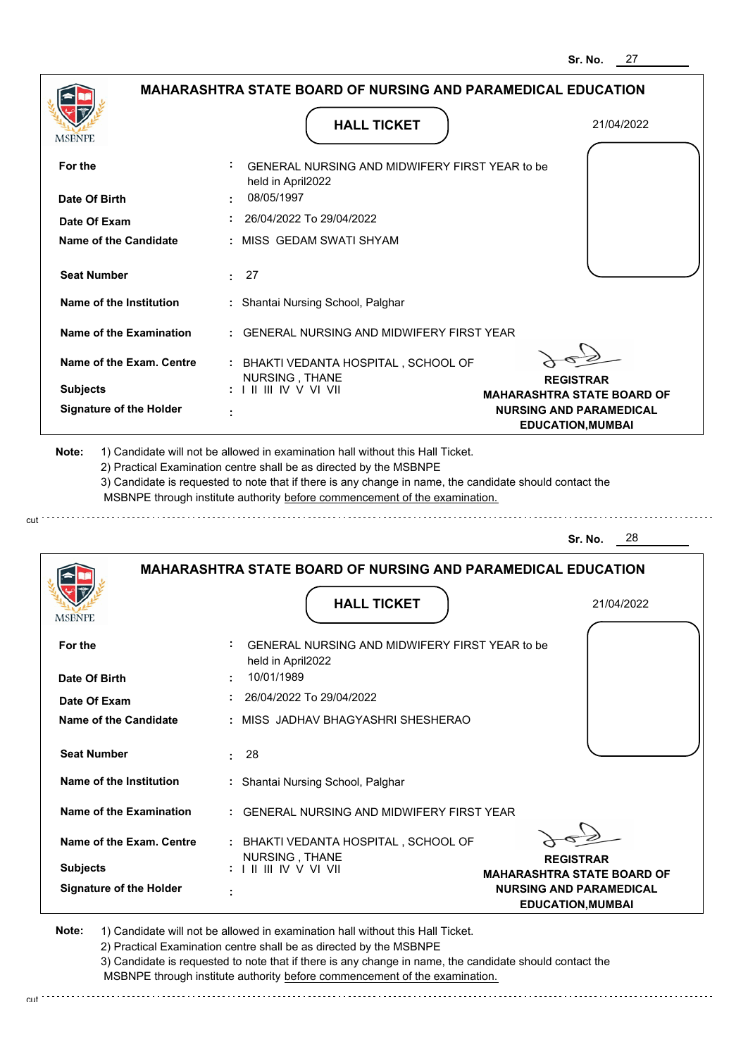Sr. No. 27

## MAHARASHTRA STATE BOARD OF NURSING AND PARAMEDICAL EDUCATION

MSBNPE

### HALL TICKET

21/04/2022

| | | |
|---|---|---|
| **For the** | : | GENERAL NURSING AND MIDWIFERY FIRST YEAR to be held in April2022 |
| **Date Of Birth** | : | 08/05/1997 |
| **Date Of Exam** | : | 26/04/2022 To 29/04/2022 |
| **Name of the Candidate** | : | MISS GEDAM SWATI SHYAM |
| **Seat Number** | : | 27 |
| **Name of the Institution** | : | Shantai Nursing School, Palghar |
| **Name of the Examination** | : | GENERAL NURSING AND MIDWIFERY FIRST YEAR |
| **Name of the Exam. Centre** | : | BHAKTI VEDANTA HOSPITAL , SCHOOL OF NURSING , THANE |
| **Subjects** | : | I II III IV V VI VII |
| **Signature of the Holder** | : | |

**REGISTRAR**
**MAHARASHTRA STATE BOARD OF NURSING AND PARAMEDICAL EDUCATION,MUMBAI**

**Note:** 1) Candidate will not be allowed in examination hall without this Hall Ticket.
2) Practical Examination centre shall be as directed by the MSBNPE
3) Candidate is requested to note that if there is any change in name, the candidate should contact the MSBNPE through institute authority before commencement of the examination.

cut

---

Sr. No. 28

## MAHARASHTRA STATE BOARD OF NURSING AND PARAMEDICAL EDUCATION

MSBNPE

### HALL TICKET

21/04/2022

| | | |
|---|---|---|
| **For the** | : | GENERAL NURSING AND MIDWIFERY FIRST YEAR to be held in April2022 |
| **Date Of Birth** | : | 10/01/1989 |
| **Date Of Exam** | : | 26/04/2022 To 29/04/2022 |
| **Name of the Candidate** | : | MISS JADHAV BHAGYASHRI SHESHERAO |
| **Seat Number** | : | 28 |
| **Name of the Institution** | : | Shantai Nursing School, Palghar |
| **Name of the Examination** | : | GENERAL NURSING AND MIDWIFERY FIRST YEAR |
| **Name of the Exam. Centre** | : | BHAKTI VEDANTA HOSPITAL , SCHOOL OF NURSING , THANE |
| **Subjects** | : | I II III IV V VI VII |
| **Signature of the Holder** | : | |

**REGISTRAR**
**MAHARASHTRA STATE BOARD OF NURSING AND PARAMEDICAL EDUCATION,MUMBAI**

**Note:** 1) Candidate will not be allowed in examination hall without this Hall Ticket.
2) Practical Examination centre shall be as directed by the MSBNPE
3) Candidate is requested to note that if there is any change in name, the candidate should contact the MSBNPE through institute authority before commencement of the examination.

cut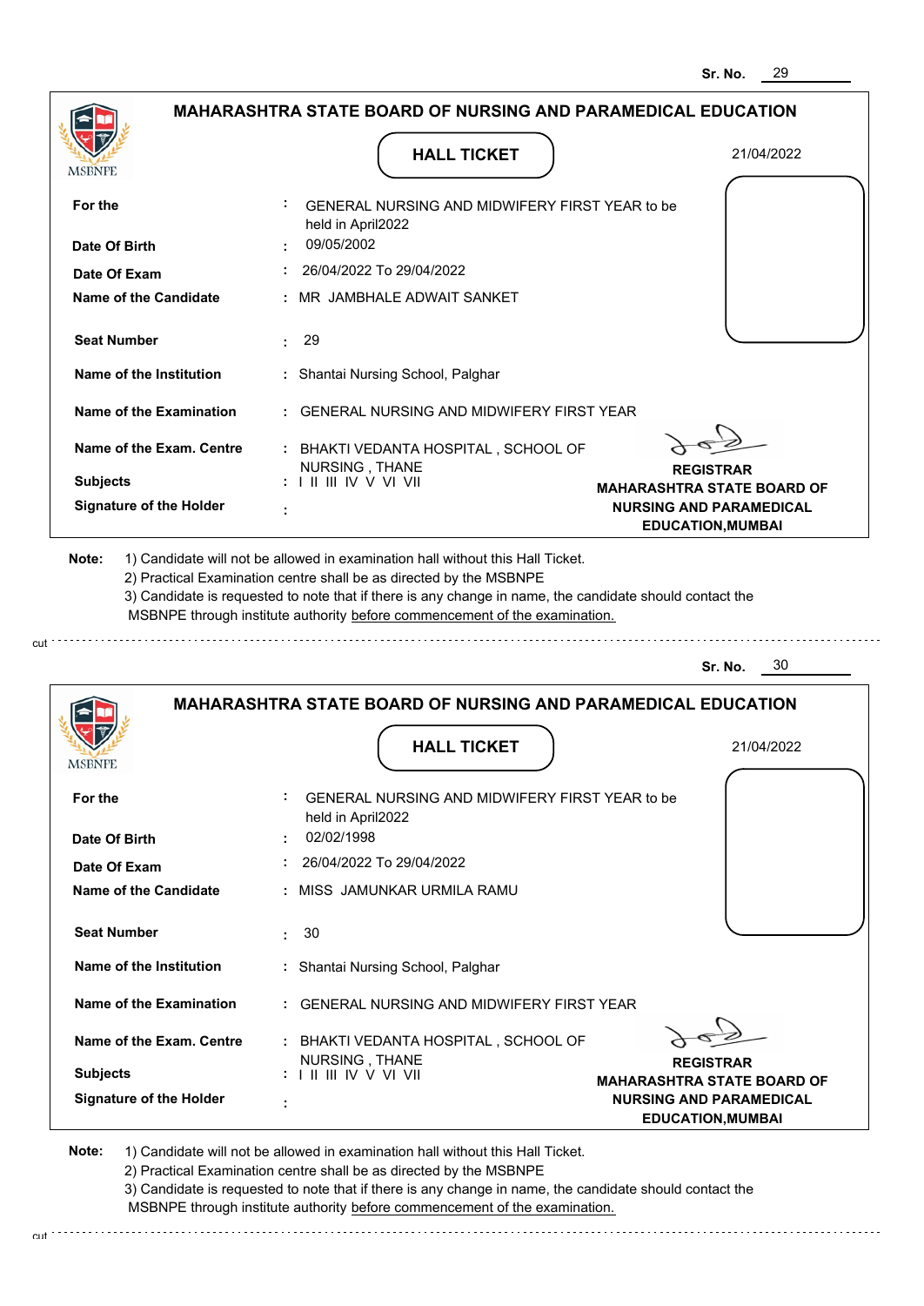Sr. No. 29

## MAHARASHTRA STATE BOARD OF NURSING AND PARAMEDICAL EDUCATION

MSBNPE

### HALL TICKET

21/04/2022

| | | |
|---|---|---|
| **For the** | : | GENERAL NURSING AND MIDWIFERY FIRST YEAR to be held in April2022 |
| **Date Of Birth** | : | 09/05/2002 |
| **Date Of Exam** | : | 26/04/2022 To 29/04/2022 |
| **Name of the Candidate** | : | MR JAMBHALE ADWAIT SANKET |
| **Seat Number** | : | 29 |
| **Name of the Institution** | : | Shantai Nursing School, Palghar |
| **Name of the Examination** | : | GENERAL NURSING AND MIDWIFERY FIRST YEAR |
| **Name of the Exam. Centre** | : | BHAKTI VEDANTA HOSPITAL , SCHOOL OF NURSING , THANE |
| **Subjects** | : | I II III IV V VI VII |
| **Signature of the Holder** | : | |

**REGISTRAR**
**MAHARASHTRA STATE BOARD OF NURSING AND PARAMEDICAL EDUCATION,MUMBAI**

**Note:**
1) Candidate will not be allowed in examination hall without this Hall Ticket.
2) Practical Examination centre shall be as directed by the MSBNPE
3) Candidate is requested to note that if there is any change in name, the candidate should contact the MSBNPE through institute authority before commencement of the examination.

cut

Sr. No. 30

## MAHARASHTRA STATE BOARD OF NURSING AND PARAMEDICAL EDUCATION

MSBNPE

### HALL TICKET

21/04/2022

| | | |
|---|---|---|
| **For the** | : | GENERAL NURSING AND MIDWIFERY FIRST YEAR to be held in April2022 |
| **Date Of Birth** | : | 02/02/1998 |
| **Date Of Exam** | : | 26/04/2022 To 29/04/2022 |
| **Name of the Candidate** | : | MISS JAMUNKAR URMILA RAMU |
| **Seat Number** | : | 30 |
| **Name of the Institution** | : | Shantai Nursing School, Palghar |
| **Name of the Examination** | : | GENERAL NURSING AND MIDWIFERY FIRST YEAR |
| **Name of the Exam. Centre** | : | BHAKTI VEDANTA HOSPITAL , SCHOOL OF NURSING , THANE |
| **Subjects** | : | I II III IV V VI VII |
| **Signature of the Holder** | : | |

**REGISTRAR**
**MAHARASHTRA STATE BOARD OF NURSING AND PARAMEDICAL EDUCATION,MUMBAI**

**Note:**
1) Candidate will not be allowed in examination hall without this Hall Ticket.
2) Practical Examination centre shall be as directed by the MSBNPE
3) Candidate is requested to note that if there is any change in name, the candidate should contact the MSBNPE through institute authority before commencement of the examination.

cut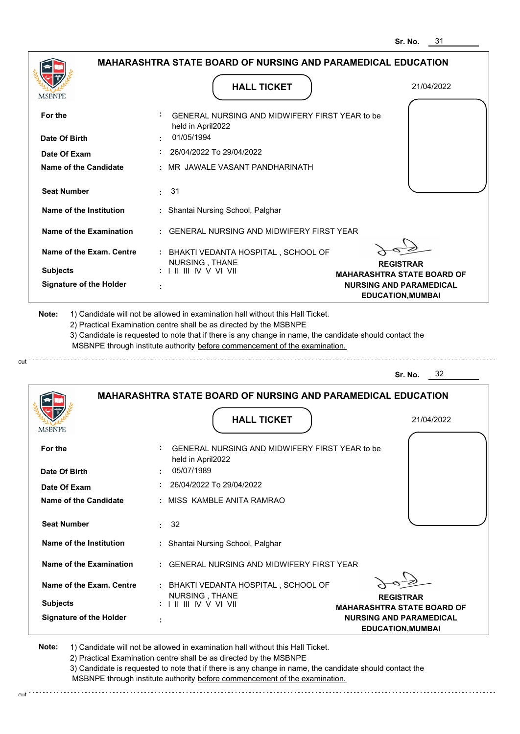Sr. No. 31

## MAHARASHTRA STATE BOARD OF NURSING AND PARAMEDICAL EDUCATION

MSBNPE

### HALL TICKET

21/04/2022

| | | |
|---|---|---|
| **For the** | : | GENERAL NURSING AND MIDWIFERY FIRST YEAR to be held in April2022 |
| **Date Of Birth** | : | 01/05/1994 |
| **Date Of Exam** | : | 26/04/2022 To 29/04/2022 |
| **Name of the Candidate** | : | MR JAWALE VASANT PANDHARINATH |
| **Seat Number** | : | 31 |
| **Name of the Institution** | : | Shantai Nursing School, Palghar |
| **Name of the Examination** | : | GENERAL NURSING AND MIDWIFERY FIRST YEAR |
| **Name of the Exam. Centre** | : | BHAKTI VEDANTA HOSPITAL , SCHOOL OF NURSING , THANE |
| **Subjects** | : | I II III IV V VI VII |
| **Signature of the Holder** | : | |

**REGISTRAR**
**MAHARASHTRA STATE BOARD OF NURSING AND PARAMEDICAL EDUCATION,MUMBAI**

**Note:**
1) Candidate will not be allowed in examination hall without this Hall Ticket.
2) Practical Examination centre shall be as directed by the MSBNPE
3) Candidate is requested to note that if there is any change in name, the candidate should contact the MSBNPE through institute authority before commencement of the examination.

cut

---

Sr. No. 32

## MAHARASHTRA STATE BOARD OF NURSING AND PARAMEDICAL EDUCATION

MSBNPE

### HALL TICKET

21/04/2022

| | | |
|---|---|---|
| **For the** | : | GENERAL NURSING AND MIDWIFERY FIRST YEAR to be held in April2022 |
| **Date Of Birth** | : | 05/07/1989 |
| **Date Of Exam** | : | 26/04/2022 To 29/04/2022 |
| **Name of the Candidate** | : | MISS KAMBLE ANITA RAMRAO |
| **Seat Number** | : | 32 |
| **Name of the Institution** | : | Shantai Nursing School, Palghar |
| **Name of the Examination** | : | GENERAL NURSING AND MIDWIFERY FIRST YEAR |
| **Name of the Exam. Centre** | : | BHAKTI VEDANTA HOSPITAL , SCHOOL OF NURSING , THANE |
| **Subjects** | : | I II III IV V VI VII |
| **Signature of the Holder** | : | |

**REGISTRAR**
**MAHARASHTRA STATE BOARD OF NURSING AND PARAMEDICAL EDUCATION,MUMBAI**

**Note:**
1) Candidate will not be allowed in examination hall without this Hall Ticket.
2) Practical Examination centre shall be as directed by the MSBNPE
3) Candidate is requested to note that if there is any change in name, the candidate should contact the MSBNPE through institute authority before commencement of the examination.

cut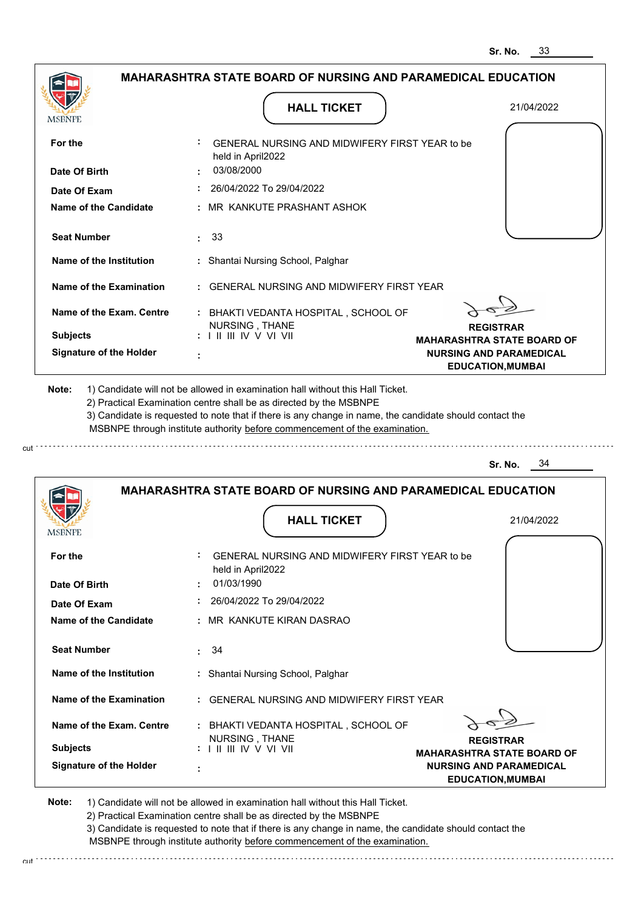Sr. No. 33

## MAHARASHTRA STATE BOARD OF NURSING AND PARAMEDICAL EDUCATION

MSBNPE

### HALL TICKET

21/04/2022

| | | |
|---|---|---|
| **For the** | : | GENERAL NURSING AND MIDWIFERY FIRST YEAR to be held in April2022 |
| **Date Of Birth** | : | 03/08/2000 |
| **Date Of Exam** | : | 26/04/2022 To 29/04/2022 |
| **Name of the Candidate** | : | MR KANKUTE PRASHANT ASHOK |
| **Seat Number** | : | 33 |
| **Name of the Institution** | : | Shantai Nursing School, Palghar |
| **Name of the Examination** | : | GENERAL NURSING AND MIDWIFERY FIRST YEAR |
| **Name of the Exam. Centre** | : | BHAKTI VEDANTA HOSPITAL , SCHOOL OF NURSING , THANE |
| **Subjects** | : | I II III IV V VI VII |
| **Signature of the Holder** | : | |

**REGISTRAR**
**MAHARASHTRA STATE BOARD OF NURSING AND PARAMEDICAL EDUCATION,MUMBAI**

**Note:**
1) Candidate will not be allowed in examination hall without this Hall Ticket.
2) Practical Examination centre shall be as directed by the MSBNPE
3) Candidate is requested to note that if there is any change in name, the candidate should contact the MSBNPE through institute authority before commencement of the examination.

cut

Sr. No. 34

## MAHARASHTRA STATE BOARD OF NURSING AND PARAMEDICAL EDUCATION

MSBNPE

### HALL TICKET

21/04/2022

| | | |
|---|---|---|
| **For the** | : | GENERAL NURSING AND MIDWIFERY FIRST YEAR to be held in April2022 |
| **Date Of Birth** | : | 01/03/1990 |
| **Date Of Exam** | : | 26/04/2022 To 29/04/2022 |
| **Name of the Candidate** | : | MR KANKUTE KIRAN DASRAO |
| **Seat Number** | : | 34 |
| **Name of the Institution** | : | Shantai Nursing School, Palghar |
| **Name of the Examination** | : | GENERAL NURSING AND MIDWIFERY FIRST YEAR |
| **Name of the Exam. Centre** | : | BHAKTI VEDANTA HOSPITAL , SCHOOL OF NURSING , THANE |
| **Subjects** | : | I II III IV V VI VII |
| **Signature of the Holder** | : | |

**REGISTRAR**
**MAHARASHTRA STATE BOARD OF NURSING AND PARAMEDICAL EDUCATION,MUMBAI**

**Note:**
1) Candidate will not be allowed in examination hall without this Hall Ticket.
2) Practical Examination centre shall be as directed by the MSBNPE
3) Candidate is requested to note that if there is any change in name, the candidate should contact the MSBNPE through institute authority before commencement of the examination.

cut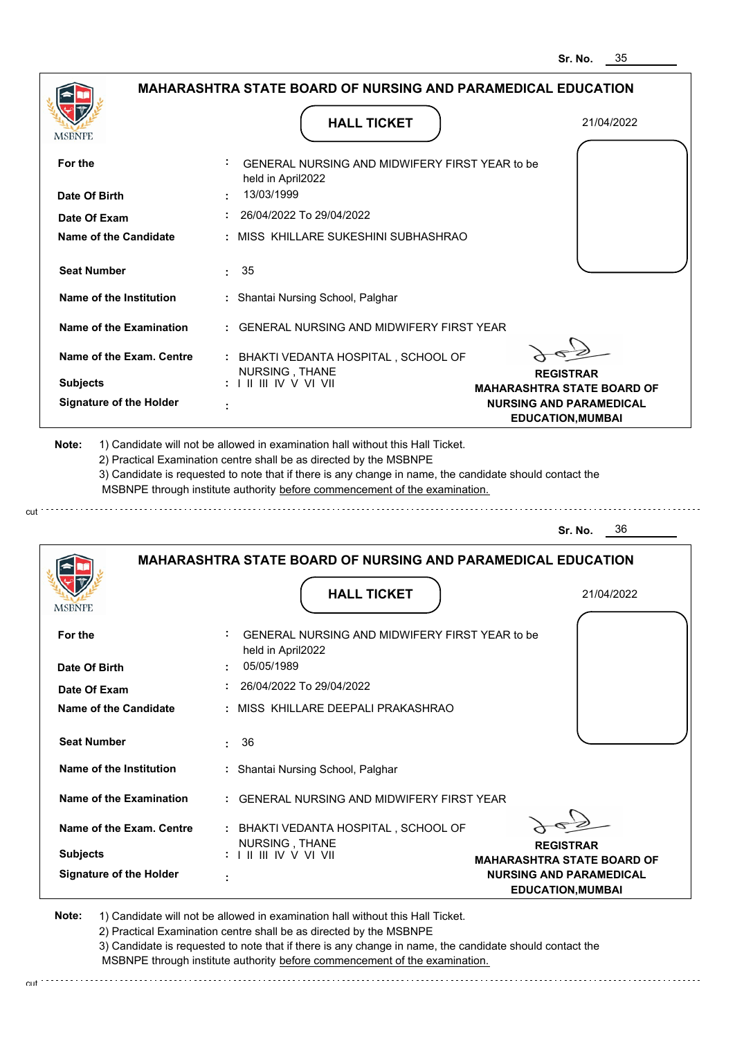Sr. No. 35

## MAHARASHTRA STATE BOARD OF NURSING AND PARAMEDICAL EDUCATION

MSBNPE

### HALL TICKET

21/04/2022

| | | |
|---|---|---|
| **For the** | : | GENERAL NURSING AND MIDWIFERY FIRST YEAR to be held in April2022 |
| **Date Of Birth** | : | 13/03/1999 |
| **Date Of Exam** | : | 26/04/2022 To 29/04/2022 |
| **Name of the Candidate** | : | MISS KHILLARE SUKESHINI SUBHASHRAO |
| **Seat Number** | : | 35 |
| **Name of the Institution** | : | Shantai Nursing School, Palghar |
| **Name of the Examination** | : | GENERAL NURSING AND MIDWIFERY FIRST YEAR |
| **Name of the Exam. Centre** | : | BHAKTI VEDANTA HOSPITAL , SCHOOL OF NURSING , THANE |
| **Subjects** | : | I II III IV V VI VII |
| **Signature of the Holder** | : | |

**REGISTRAR**
**MAHARASHTRA STATE BOARD OF NURSING AND PARAMEDICAL EDUCATION,MUMBAI**

**Note:** 1) Candidate will not be allowed in examination hall without this Hall Ticket.
2) Practical Examination centre shall be as directed by the MSBNPE
3) Candidate is requested to note that if there is any change in name, the candidate should contact the MSBNPE through institute authority before commencement of the examination.

cut

Sr. No. 36

## MAHARASHTRA STATE BOARD OF NURSING AND PARAMEDICAL EDUCATION

MSBNPE

### HALL TICKET

21/04/2022

| | | |
|---|---|---|
| **For the** | : | GENERAL NURSING AND MIDWIFERY FIRST YEAR to be held in April2022 |
| **Date Of Birth** | : | 05/05/1989 |
| **Date Of Exam** | : | 26/04/2022 To 29/04/2022 |
| **Name of the Candidate** | : | MISS KHILLARE DEEPALI PRAKASHRAO |
| **Seat Number** | : | 36 |
| **Name of the Institution** | : | Shantai Nursing School, Palghar |
| **Name of the Examination** | : | GENERAL NURSING AND MIDWIFERY FIRST YEAR |
| **Name of the Exam. Centre** | : | BHAKTI VEDANTA HOSPITAL , SCHOOL OF NURSING , THANE |
| **Subjects** | : | I II III IV V VI VII |
| **Signature of the Holder** | : | |

**REGISTRAR**
**MAHARASHTRA STATE BOARD OF NURSING AND PARAMEDICAL EDUCATION,MUMBAI**

**Note:** 1) Candidate will not be allowed in examination hall without this Hall Ticket.
2) Practical Examination centre shall be as directed by the MSBNPE
3) Candidate is requested to note that if there is any change in name, the candidate should contact the MSBNPE through institute authority before commencement of the examination.

cut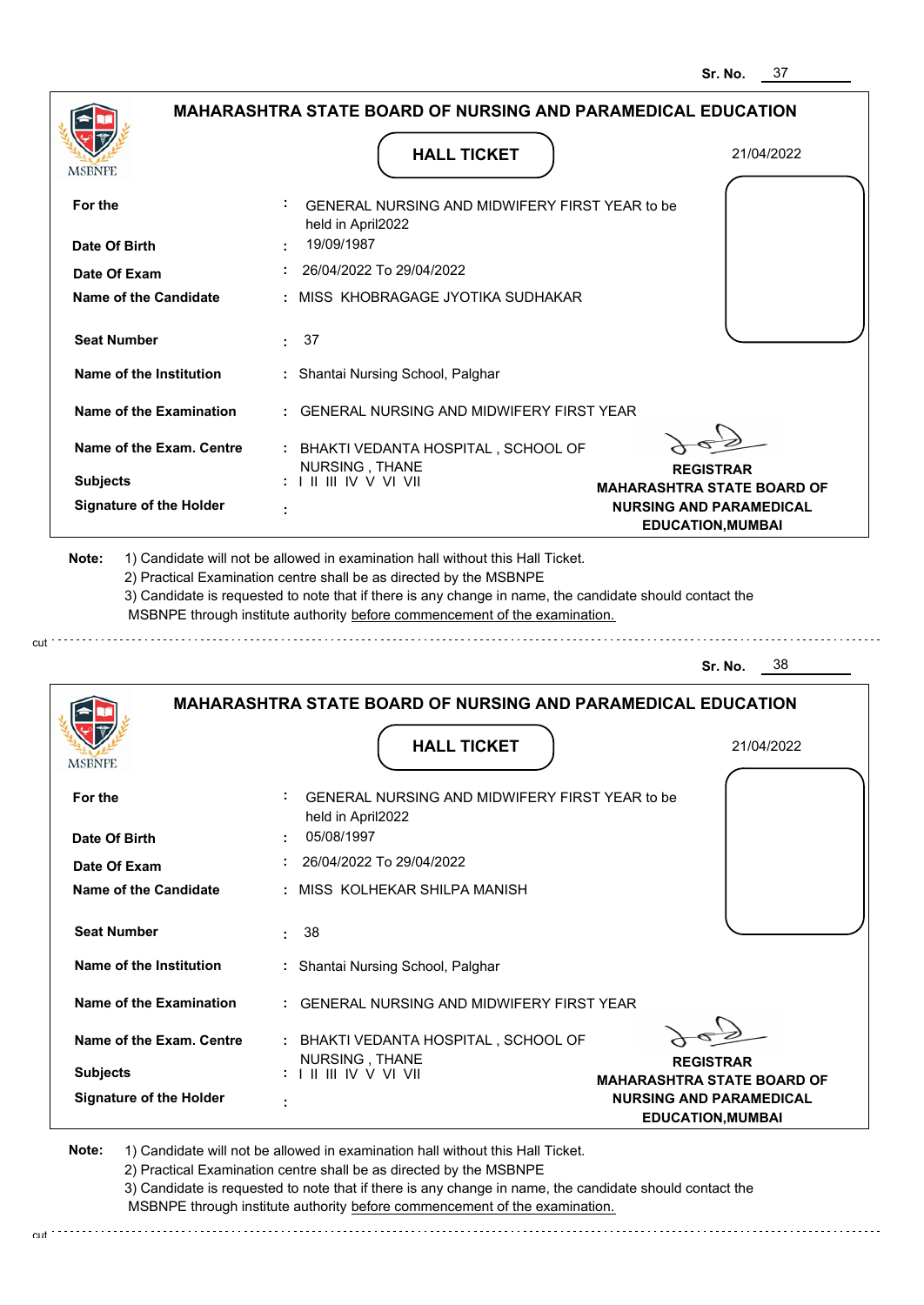Sr. No. 37

## MAHARASHTRA STATE BOARD OF NURSING AND PARAMEDICAL EDUCATION

MSBNPE

**HALL TICKET**

21/04/2022

| | | |
|---|---|---|
| **For the** | : | GENERAL NURSING AND MIDWIFERY FIRST YEAR to be held in April2022 |
| **Date Of Birth** | : | 19/09/1987 |
| **Date Of Exam** | : | 26/04/2022 To 29/04/2022 |
| **Name of the Candidate** | : | MISS KHOBRAGAGE JYOTIKA SUDHAKAR |
| **Seat Number** | : | 37 |
| **Name of the Institution** | : | Shantai Nursing School, Palghar |
| **Name of the Examination** | : | GENERAL NURSING AND MIDWIFERY FIRST YEAR |
| **Name of the Exam. Centre** | : | BHAKTI VEDANTA HOSPITAL , SCHOOL OF NURSING , THANE |
| **Subjects** | : | I II III IV V VI VII |
| **Signature of the Holder** | : | |

**REGISTRAR**
**MAHARASHTRA STATE BOARD OF NURSING AND PARAMEDICAL EDUCATION,MUMBAI**

**Note:**
1) Candidate will not be allowed in examination hall without this Hall Ticket.
2) Practical Examination centre shall be as directed by the MSBNPE
3) Candidate is requested to note that if there is any change in name, the candidate should contact the MSBNPE through institute authority before commencement of the examination.

cut

Sr. No. 38

## MAHARASHTRA STATE BOARD OF NURSING AND PARAMEDICAL EDUCATION

MSBNPE

**HALL TICKET**

21/04/2022

| | | |
|---|---|---|
| **For the** | : | GENERAL NURSING AND MIDWIFERY FIRST YEAR to be held in April2022 |
| **Date Of Birth** | : | 05/08/1997 |
| **Date Of Exam** | : | 26/04/2022 To 29/04/2022 |
| **Name of the Candidate** | : | MISS KOLHEKAR SHILPA MANISH |
| **Seat Number** | : | 38 |
| **Name of the Institution** | : | Shantai Nursing School, Palghar |
| **Name of the Examination** | : | GENERAL NURSING AND MIDWIFERY FIRST YEAR |
| **Name of the Exam. Centre** | : | BHAKTI VEDANTA HOSPITAL , SCHOOL OF NURSING , THANE |
| **Subjects** | : | I II III IV V VI VII |
| **Signature of the Holder** | : | |

**REGISTRAR**
**MAHARASHTRA STATE BOARD OF NURSING AND PARAMEDICAL EDUCATION,MUMBAI**

**Note:**
1) Candidate will not be allowed in examination hall without this Hall Ticket.
2) Practical Examination centre shall be as directed by the MSBNPE
3) Candidate is requested to note that if there is any change in name, the candidate should contact the MSBNPE through institute authority before commencement of the examination.

cut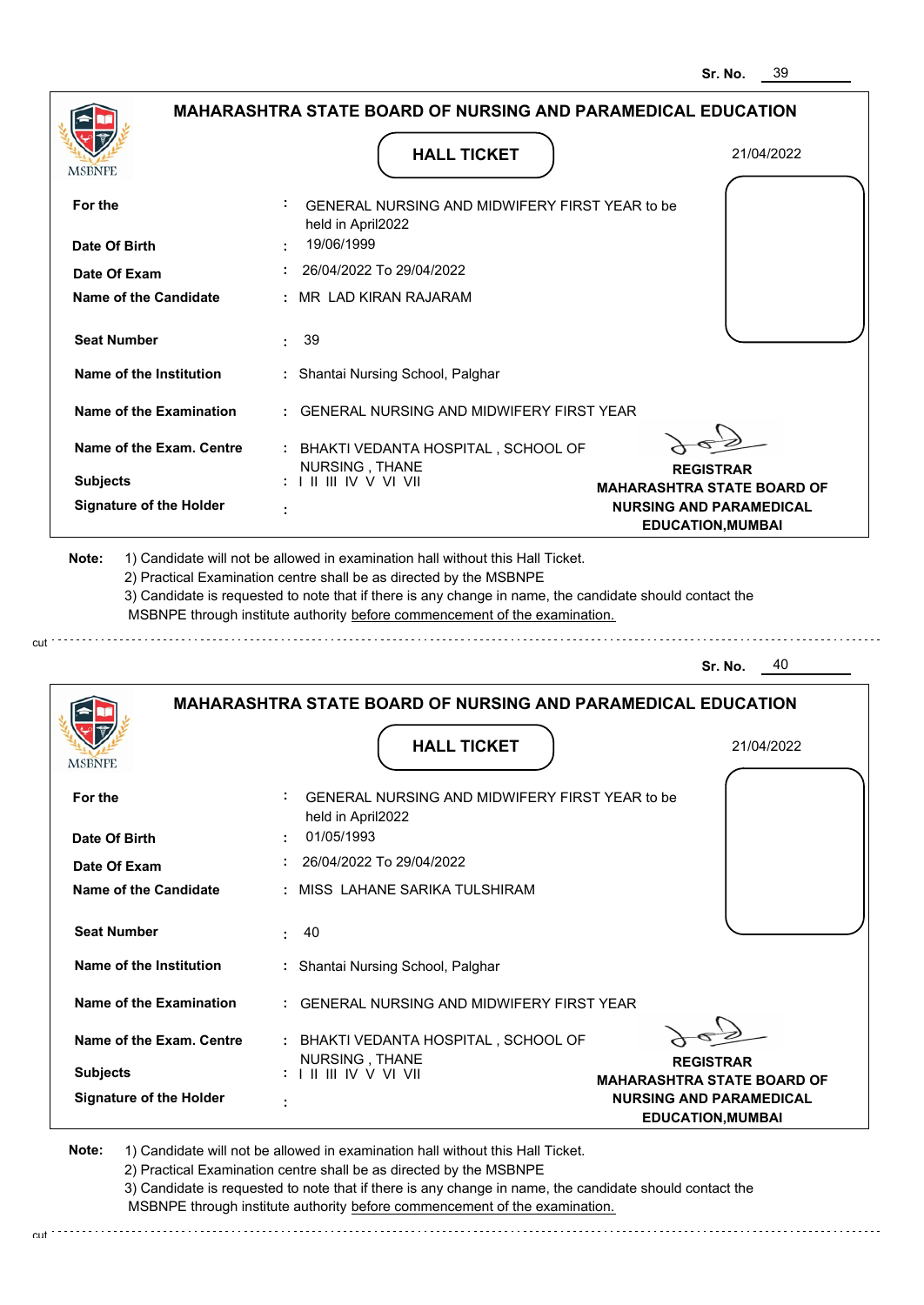Sr. No. 39

## MAHARASHTRA STATE BOARD OF NURSING AND PARAMEDICAL EDUCATION

### HALL TICKET

21/04/2022

| | | |
|---|---|---|
| For the | : | GENERAL NURSING AND MIDWIFERY FIRST YEAR to be held in April2022 |
| Date Of Birth | : | 19/06/1999 |
| Date Of Exam | : | 26/04/2022 To 29/04/2022 |
| Name of the Candidate | : | MR LAD KIRAN RAJARAM |
| Seat Number | : | 39 |
| Name of the Institution | : | Shantai Nursing School, Palghar |
| Name of the Examination | : | GENERAL NURSING AND MIDWIFERY FIRST YEAR |
| Name of the Exam. Centre | : | BHAKTI VEDANTA HOSPITAL , SCHOOL OF NURSING , THANE |
| Subjects | : | I II III IV V VI VII |
| Signature of the Holder | : | |

**REGISTRAR**
**MAHARASHTRA STATE BOARD OF NURSING AND PARAMEDICAL EDUCATION,MUMBAI**

**Note:** 1) Candidate will not be allowed in examination hall without this Hall Ticket.
2) Practical Examination centre shall be as directed by the MSBNPE
3) Candidate is requested to note that if there is any change in name, the candidate should contact the MSBNPE through institute authority before commencement of the examination.

---

Sr. No. 40

## MAHARASHTRA STATE BOARD OF NURSING AND PARAMEDICAL EDUCATION

### HALL TICKET

21/04/2022

| | | |
|---|---|---|
| For the | : | GENERAL NURSING AND MIDWIFERY FIRST YEAR to be held in April2022 |
| Date Of Birth | : | 01/05/1993 |
| Date Of Exam | : | 26/04/2022 To 29/04/2022 |
| Name of the Candidate | : | MISS LAHANE SARIKA TULSHIRAM |
| Seat Number | : | 40 |
| Name of the Institution | : | Shantai Nursing School, Palghar |
| Name of the Examination | : | GENERAL NURSING AND MIDWIFERY FIRST YEAR |
| Name of the Exam. Centre | : | BHAKTI VEDANTA HOSPITAL , SCHOOL OF NURSING , THANE |
| Subjects | : | I II III IV V VI VII |
| Signature of the Holder | : | |

**REGISTRAR**
**MAHARASHTRA STATE BOARD OF NURSING AND PARAMEDICAL EDUCATION,MUMBAI**

**Note:** 1) Candidate will not be allowed in examination hall without this Hall Ticket.
2) Practical Examination centre shall be as directed by the MSBNPE
3) Candidate is requested to note that if there is any change in name, the candidate should contact the MSBNPE through institute authority before commencement of the examination.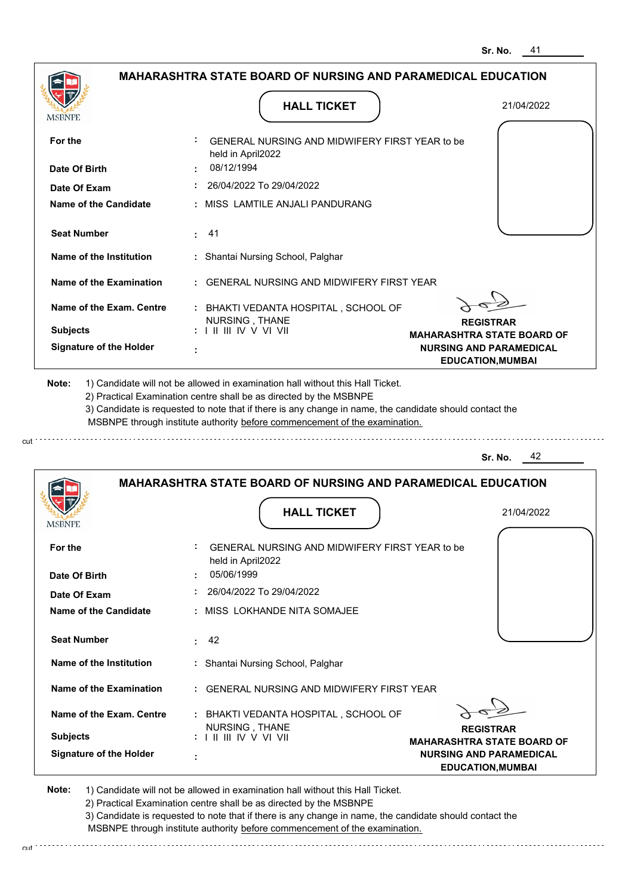Sr. No. 41

## MAHARASHTRA STATE BOARD OF NURSING AND PARAMEDICAL EDUCATION

MSBNPE

### HALL TICKET

21/04/2022

| | | |
|---|---|---|
| **For the** | : | GENERAL NURSING AND MIDWIFERY FIRST YEAR to be held in April2022 |
| **Date Of Birth** | : | 08/12/1994 |
| **Date Of Exam** | : | 26/04/2022 To 29/04/2022 |
| **Name of the Candidate** | : | MISS LAMTILE ANJALI PANDURANG |
| **Seat Number** | : | 41 |
| **Name of the Institution** | : | Shantai Nursing School, Palghar |
| **Name of the Examination** | : | GENERAL NURSING AND MIDWIFERY FIRST YEAR |
| **Name of the Exam. Centre** | : | BHAKTI VEDANTA HOSPITAL , SCHOOL OF NURSING , THANE |
| **Subjects** | : | I II III IV V VI VII |
| **Signature of the Holder** | : | |

**REGISTRAR**
**MAHARASHTRA STATE BOARD OF NURSING AND PARAMEDICAL EDUCATION,MUMBAI**

**Note:** 1) Candidate will not be allowed in examination hall without this Hall Ticket.
2) Practical Examination centre shall be as directed by the MSBNPE
3) Candidate is requested to note that if there is any change in name, the candidate should contact the MSBNPE through institute authority before commencement of the examination.

cut

---

Sr. No. 42

## MAHARASHTRA STATE BOARD OF NURSING AND PARAMEDICAL EDUCATION

MSBNPE

### HALL TICKET

21/04/2022

| | | |
|---|---|---|
| **For the** | : | GENERAL NURSING AND MIDWIFERY FIRST YEAR to be held in April2022 |
| **Date Of Birth** | : | 05/06/1999 |
| **Date Of Exam** | : | 26/04/2022 To 29/04/2022 |
| **Name of the Candidate** | : | MISS LOKHANDE NITA SOMAJEE |
| **Seat Number** | : | 42 |
| **Name of the Institution** | : | Shantai Nursing School, Palghar |
| **Name of the Examination** | : | GENERAL NURSING AND MIDWIFERY FIRST YEAR |
| **Name of the Exam. Centre** | : | BHAKTI VEDANTA HOSPITAL , SCHOOL OF NURSING , THANE |
| **Subjects** | : | I II III IV V VI VII |
| **Signature of the Holder** | : | |

**REGISTRAR**
**MAHARASHTRA STATE BOARD OF NURSING AND PARAMEDICAL EDUCATION,MUMBAI**

**Note:** 1) Candidate will not be allowed in examination hall without this Hall Ticket.
2) Practical Examination centre shall be as directed by the MSBNPE
3) Candidate is requested to note that if there is any change in name, the candidate should contact the MSBNPE through institute authority before commencement of the examination.

cut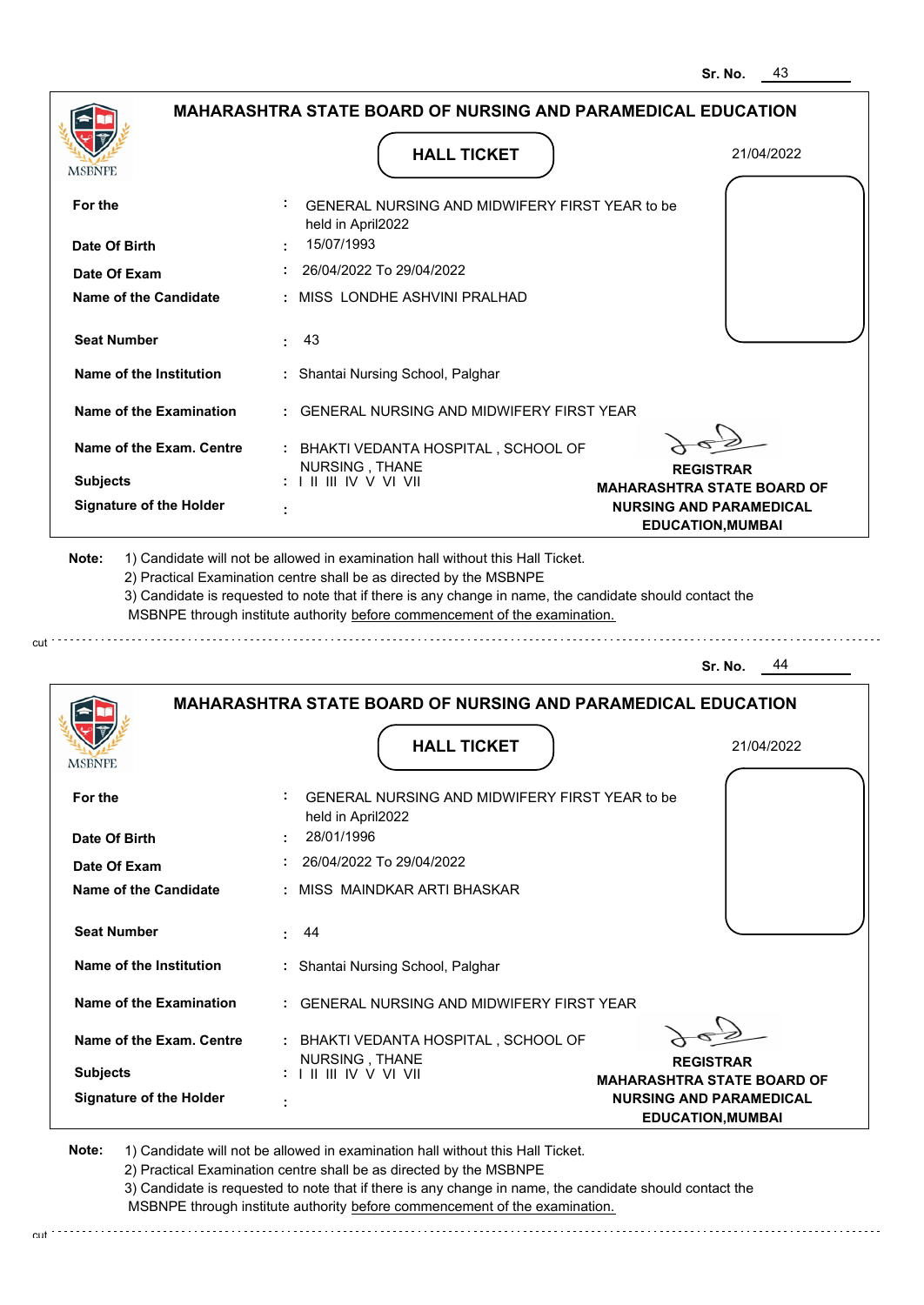Sr. No. 43

## MAHARASHTRA STATE BOARD OF NURSING AND PARAMEDICAL EDUCATION

### HALL TICKET

21/04/2022

| | | |
|---|---|---|
| **For the** | : | GENERAL NURSING AND MIDWIFERY FIRST YEAR to be held in April2022 |
| **Date Of Birth** | : | 15/07/1993 |
| **Date Of Exam** | : | 26/04/2022 To 29/04/2022 |
| **Name of the Candidate** | : | MISS LONDHE ASHVINI PRALHAD |
| **Seat Number** | : | 43 |
| **Name of the Institution** | : | Shantai Nursing School, Palghar |
| **Name of the Examination** | : | GENERAL NURSING AND MIDWIFERY FIRST YEAR |
| **Name of the Exam. Centre** | : | BHAKTI VEDANTA HOSPITAL , SCHOOL OF NURSING , THANE |
| **Subjects** | : | I II III IV V VI VII |
| **Signature of the Holder** | : | |

**REGISTRAR**
**MAHARASHTRA STATE BOARD OF NURSING AND PARAMEDICAL EDUCATION,MUMBAI**

**Note:** 1) Candidate will not be allowed in examination hall without this Hall Ticket.
2) Practical Examination centre shall be as directed by the MSBNPE
3) Candidate is requested to note that if there is any change in name, the candidate should contact the MSBNPE through institute authority before commencement of the examination.

---

Sr. No. 44

## MAHARASHTRA STATE BOARD OF NURSING AND PARAMEDICAL EDUCATION

### HALL TICKET

21/04/2022

| | | |
|---|---|---|
| **For the** | : | GENERAL NURSING AND MIDWIFERY FIRST YEAR to be held in April2022 |
| **Date Of Birth** | : | 28/01/1996 |
| **Date Of Exam** | : | 26/04/2022 To 29/04/2022 |
| **Name of the Candidate** | : | MISS MAINDKAR ARTI BHASKAR |
| **Seat Number** | : | 44 |
| **Name of the Institution** | : | Shantai Nursing School, Palghar |
| **Name of the Examination** | : | GENERAL NURSING AND MIDWIFERY FIRST YEAR |
| **Name of the Exam. Centre** | : | BHAKTI VEDANTA HOSPITAL , SCHOOL OF NURSING , THANE |
| **Subjects** | : | I II III IV V VI VII |
| **Signature of the Holder** | : | |

**REGISTRAR**
**MAHARASHTRA STATE BOARD OF NURSING AND PARAMEDICAL EDUCATION,MUMBAI**

**Note:** 1) Candidate will not be allowed in examination hall without this Hall Ticket.
2) Practical Examination centre shall be as directed by the MSBNPE
3) Candidate is requested to note that if there is any change in name, the candidate should contact the MSBNPE through institute authority before commencement of the examination.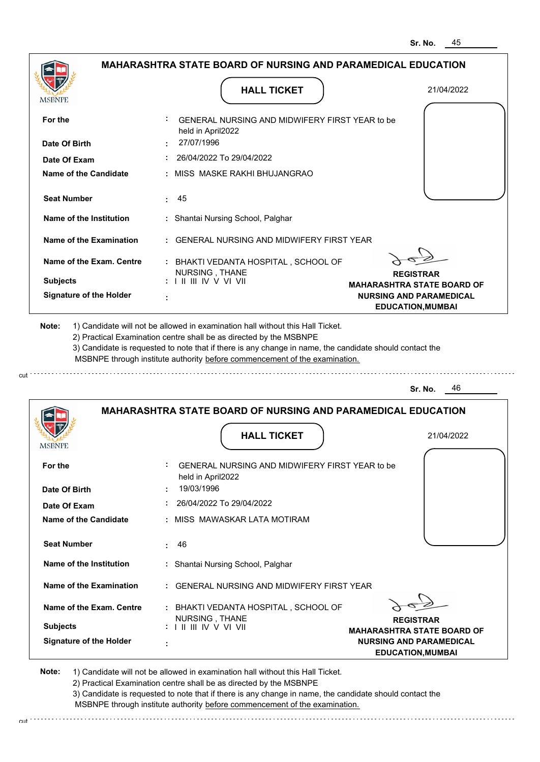Sr. No. 45

## MAHARASHTRA STATE BOARD OF NURSING AND PARAMEDICAL EDUCATION

### HALL TICKET

21/04/2022

| | | |
|---|---|---|
| **For the** | : | GENERAL NURSING AND MIDWIFERY FIRST YEAR to be held in April2022 |
| **Date Of Birth** | : | 27/07/1996 |
| **Date Of Exam** | : | 26/04/2022 To 29/04/2022 |
| **Name of the Candidate** | : | MISS MASKE RAKHI BHUJANGRAO |
| **Seat Number** | : | 45 |
| **Name of the Institution** | : | Shantai Nursing School, Palghar |
| **Name of the Examination** | : | GENERAL NURSING AND MIDWIFERY FIRST YEAR |
| **Name of the Exam. Centre** | : | BHAKTI VEDANTA HOSPITAL , SCHOOL OF NURSING , THANE |
| **Subjects** | : | I II III IV V VI VII |
| **Signature of the Holder** | : | |

**REGISTRAR**
**MAHARASHTRA STATE BOARD OF NURSING AND PARAMEDICAL EDUCATION,MUMBAI**

**Note:** 1) Candidate will not be allowed in examination hall without this Hall Ticket.
2) Practical Examination centre shall be as directed by the MSBNPE
3) Candidate is requested to note that if there is any change in name, the candidate should contact the MSBNPE through institute authority before commencement of the examination.

cut

Sr. No. 46

## MAHARASHTRA STATE BOARD OF NURSING AND PARAMEDICAL EDUCATION

### HALL TICKET

21/04/2022

| | | |
|---|---|---|
| **For the** | : | GENERAL NURSING AND MIDWIFERY FIRST YEAR to be held in April2022 |
| **Date Of Birth** | : | 19/03/1996 |
| **Date Of Exam** | : | 26/04/2022 To 29/04/2022 |
| **Name of the Candidate** | : | MISS MAWASKAR LATA MOTIRAM |
| **Seat Number** | : | 46 |
| **Name of the Institution** | : | Shantai Nursing School, Palghar |
| **Name of the Examination** | : | GENERAL NURSING AND MIDWIFERY FIRST YEAR |
| **Name of the Exam. Centre** | : | BHAKTI VEDANTA HOSPITAL , SCHOOL OF NURSING , THANE |
| **Subjects** | : | I II III IV V VI VII |
| **Signature of the Holder** | : | |

**REGISTRAR**
**MAHARASHTRA STATE BOARD OF NURSING AND PARAMEDICAL EDUCATION,MUMBAI**

**Note:** 1) Candidate will not be allowed in examination hall without this Hall Ticket.
2) Practical Examination centre shall be as directed by the MSBNPE
3) Candidate is requested to note that if there is any change in name, the candidate should contact the MSBNPE through institute authority before commencement of the examination.

cut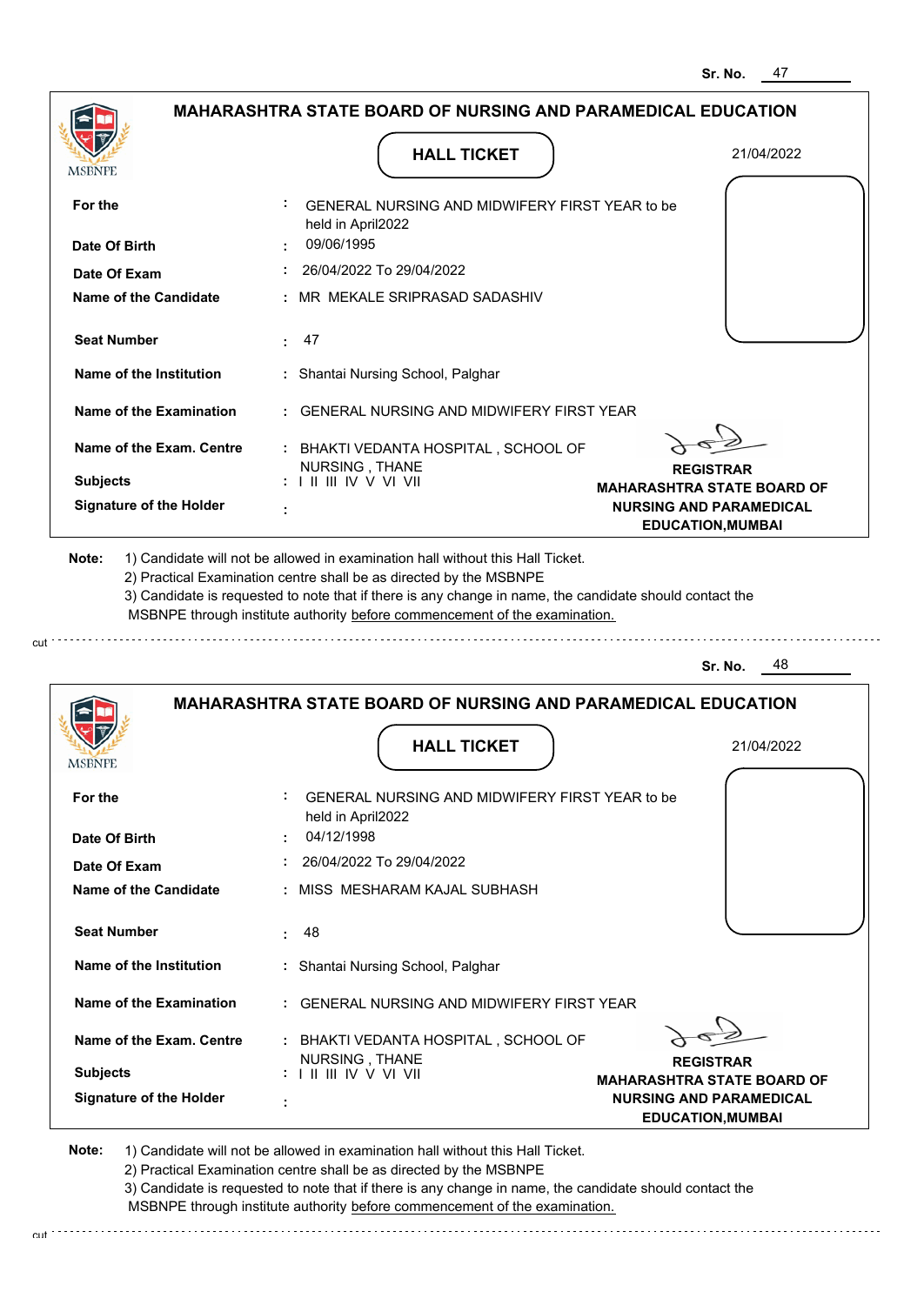Sr. No. 47

## MAHARASHTRA STATE BOARD OF NURSING AND PARAMEDICAL EDUCATION

MSBNPE

### HALL TICKET

21/04/2022

| | | |
|---|---|---|
| For the | : | GENERAL NURSING AND MIDWIFERY FIRST YEAR to be held in April2022 |
| Date Of Birth | : | 09/06/1995 |
| Date Of Exam | : | 26/04/2022 To 29/04/2022 |
| Name of the Candidate | : | MR MEKALE SRIPRASAD SADASHIV |
| Seat Number | : | 47 |
| Name of the Institution | : | Shantai Nursing School, Palghar |
| Name of the Examination | : | GENERAL NURSING AND MIDWIFERY FIRST YEAR |
| Name of the Exam. Centre | : | BHAKTI VEDANTA HOSPITAL , SCHOOL OF NURSING , THANE |
| Subjects | : | I II III IV V VI VII |
| Signature of the Holder | : | |

**REGISTRAR**
**MAHARASHTRA STATE BOARD OF NURSING AND PARAMEDICAL EDUCATION,MUMBAI**

**Note:** 1) Candidate will not be allowed in examination hall without this Hall Ticket.
2) Practical Examination centre shall be as directed by the MSBNPE
3) Candidate is requested to note that if there is any change in name, the candidate should contact the MSBNPE through institute authority before commencement of the examination.

cut

Sr. No. 48

## MAHARASHTRA STATE BOARD OF NURSING AND PARAMEDICAL EDUCATION

MSBNPE

### HALL TICKET

21/04/2022

| | | |
|---|---|---|
| For the | : | GENERAL NURSING AND MIDWIFERY FIRST YEAR to be held in April2022 |
| Date Of Birth | : | 04/12/1998 |
| Date Of Exam | : | 26/04/2022 To 29/04/2022 |
| Name of the Candidate | : | MISS MESHARAM KAJAL SUBHASH |
| Seat Number | : | 48 |
| Name of the Institution | : | Shantai Nursing School, Palghar |
| Name of the Examination | : | GENERAL NURSING AND MIDWIFERY FIRST YEAR |
| Name of the Exam. Centre | : | BHAKTI VEDANTA HOSPITAL , SCHOOL OF NURSING , THANE |
| Subjects | : | I II III IV V VI VII |
| Signature of the Holder | : | |

**REGISTRAR**
**MAHARASHTRA STATE BOARD OF NURSING AND PARAMEDICAL EDUCATION,MUMBAI**

**Note:** 1) Candidate will not be allowed in examination hall without this Hall Ticket.
2) Practical Examination centre shall be as directed by the MSBNPE
3) Candidate is requested to note that if there is any change in name, the candidate should contact the MSBNPE through institute authority before commencement of the examination.

cut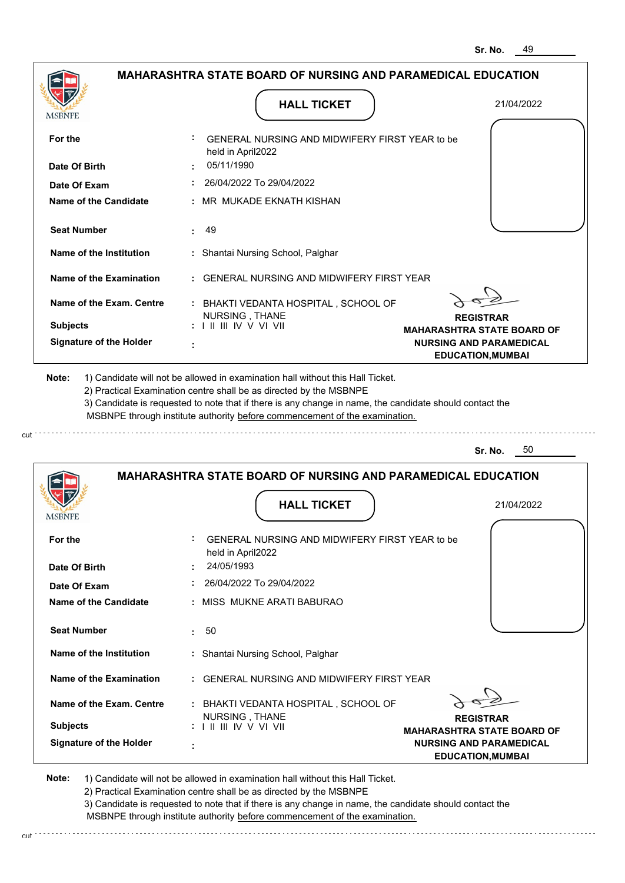Sr. No. 49

## MAHARASHTRA STATE BOARD OF NURSING AND PARAMEDICAL EDUCATION

MSBNPE

### HALL TICKET

21/04/2022

| | | |
|---|---|---|
| **For the** | : | GENERAL NURSING AND MIDWIFERY FIRST YEAR to be held in April2022 |
| **Date Of Birth** | : | 05/11/1990 |
| **Date Of Exam** | : | 26/04/2022 To 29/04/2022 |
| **Name of the Candidate** | : | MR MUKADE EKNATH KISHAN |
| **Seat Number** | : | 49 |
| **Name of the Institution** | : | Shantai Nursing School, Palghar |
| **Name of the Examination** | : | GENERAL NURSING AND MIDWIFERY FIRST YEAR |
| **Name of the Exam. Centre** | : | BHAKTI VEDANTA HOSPITAL , SCHOOL OF NURSING , THANE |
| **Subjects** | : | I II III IV V VI VII |
| **Signature of the Holder** | : | |

**REGISTRAR**
**MAHARASHTRA STATE BOARD OF NURSING AND PARAMEDICAL EDUCATION,MUMBAI**

**Note:** 1) Candidate will not be allowed in examination hall without this Hall Ticket.
2) Practical Examination centre shall be as directed by the MSBNPE
3) Candidate is requested to note that if there is any change in name, the candidate should contact the MSBNPE through institute authority before commencement of the examination.

cut

Sr. No. 50

## MAHARASHTRA STATE BOARD OF NURSING AND PARAMEDICAL EDUCATION

MSBNPE

### HALL TICKET

21/04/2022

| | | |
|---|---|---|
| **For the** | : | GENERAL NURSING AND MIDWIFERY FIRST YEAR to be held in April2022 |
| **Date Of Birth** | : | 24/05/1993 |
| **Date Of Exam** | : | 26/04/2022 To 29/04/2022 |
| **Name of the Candidate** | : | MISS MUKNE ARATI BABURAO |
| **Seat Number** | : | 50 |
| **Name of the Institution** | : | Shantai Nursing School, Palghar |
| **Name of the Examination** | : | GENERAL NURSING AND MIDWIFERY FIRST YEAR |
| **Name of the Exam. Centre** | : | BHAKTI VEDANTA HOSPITAL , SCHOOL OF NURSING , THANE |
| **Subjects** | : | I II III IV V VI VII |
| **Signature of the Holder** | : | |

**REGISTRAR**
**MAHARASHTRA STATE BOARD OF NURSING AND PARAMEDICAL EDUCATION,MUMBAI**

**Note:** 1) Candidate will not be allowed in examination hall without this Hall Ticket.
2) Practical Examination centre shall be as directed by the MSBNPE
3) Candidate is requested to note that if there is any change in name, the candidate should contact the MSBNPE through institute authority before commencement of the examination.

cut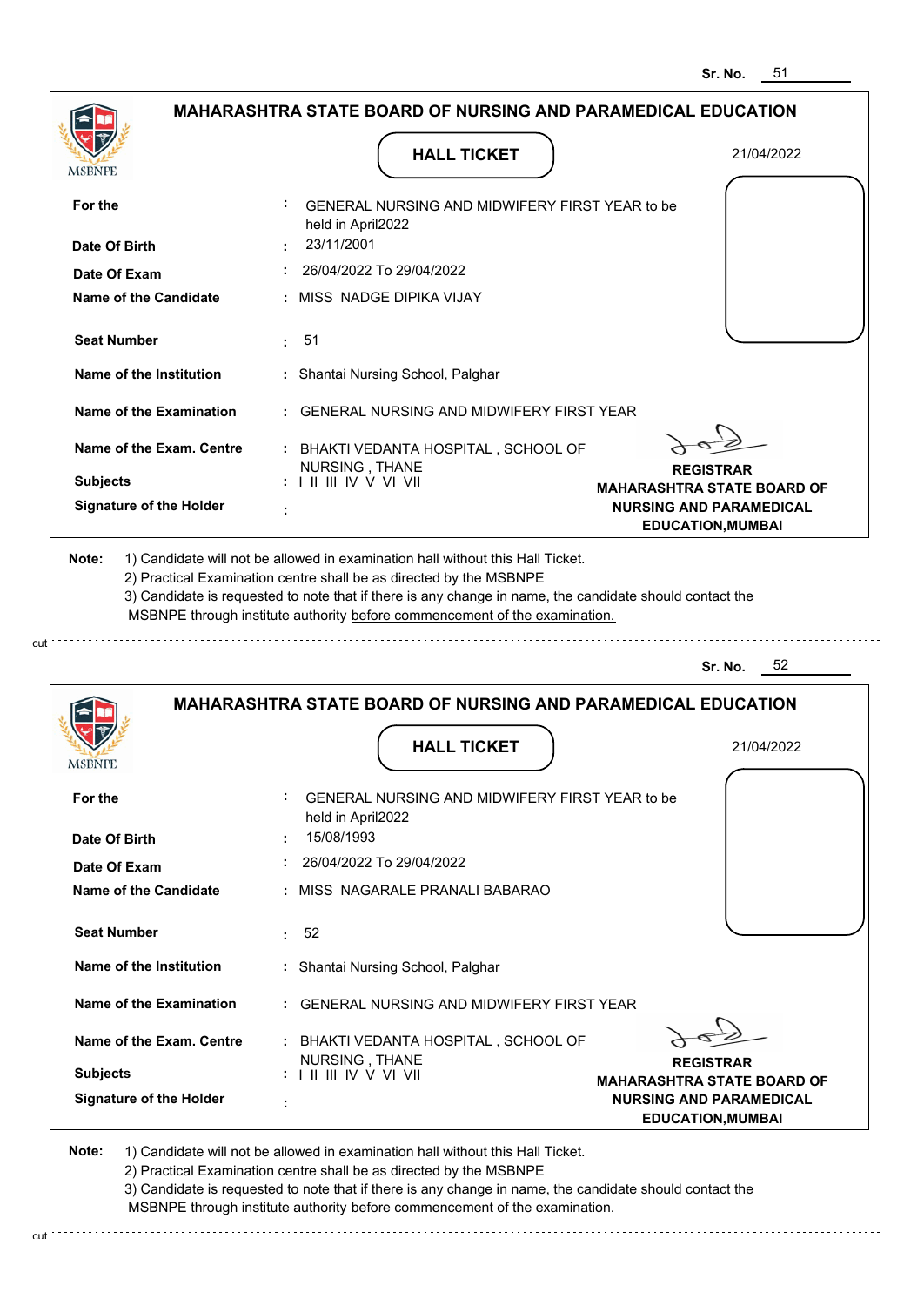Sr. No. 51

## MAHARASHTRA STATE BOARD OF NURSING AND PARAMEDICAL EDUCATION

MSBNPE

### HALL TICKET

21/04/2022

| | | |
|---|---|---|
| **For the** | : | GENERAL NURSING AND MIDWIFERY FIRST YEAR to be held in April2022 |
| **Date Of Birth** | : | 23/11/2001 |
| **Date Of Exam** | : | 26/04/2022 To 29/04/2022 |
| **Name of the Candidate** | : | MISS NADGE DIPIKA VIJAY |
| **Seat Number** | : | 51 |
| **Name of the Institution** | : | Shantai Nursing School, Palghar |
| **Name of the Examination** | : | GENERAL NURSING AND MIDWIFERY FIRST YEAR |
| **Name of the Exam. Centre** | : | BHAKTI VEDANTA HOSPITAL , SCHOOL OF NURSING , THANE |
| **Subjects** | : | I II III IV V VI VII |
| **Signature of the Holder** | : | |

**REGISTRAR**
**MAHARASHTRA STATE BOARD OF NURSING AND PARAMEDICAL EDUCATION,MUMBAI**

**Note:**
1) Candidate will not be allowed in examination hall without this Hall Ticket.
2) Practical Examination centre shall be as directed by the MSBNPE
3) Candidate is requested to note that if there is any change in name, the candidate should contact the MSBNPE through institute authority before commencement of the examination.

cut

---

Sr. No. 52

## MAHARASHTRA STATE BOARD OF NURSING AND PARAMEDICAL EDUCATION

MSBNPE

### HALL TICKET

21/04/2022

| | | |
|---|---|---|
| **For the** | : | GENERAL NURSING AND MIDWIFERY FIRST YEAR to be held in April2022 |
| **Date Of Birth** | : | 15/08/1993 |
| **Date Of Exam** | : | 26/04/2022 To 29/04/2022 |
| **Name of the Candidate** | : | MISS NAGARALE PRANALI BABARAO |
| **Seat Number** | : | 52 |
| **Name of the Institution** | : | Shantai Nursing School, Palghar |
| **Name of the Examination** | : | GENERAL NURSING AND MIDWIFERY FIRST YEAR |
| **Name of the Exam. Centre** | : | BHAKTI VEDANTA HOSPITAL , SCHOOL OF NURSING , THANE |
| **Subjects** | : | I II III IV V VI VII |
| **Signature of the Holder** | : | |

**REGISTRAR**
**MAHARASHTRA STATE BOARD OF NURSING AND PARAMEDICAL EDUCATION,MUMBAI**

**Note:**
1) Candidate will not be allowed in examination hall without this Hall Ticket.
2) Practical Examination centre shall be as directed by the MSBNPE
3) Candidate is requested to note that if there is any change in name, the candidate should contact the MSBNPE through institute authority before commencement of the examination.

cut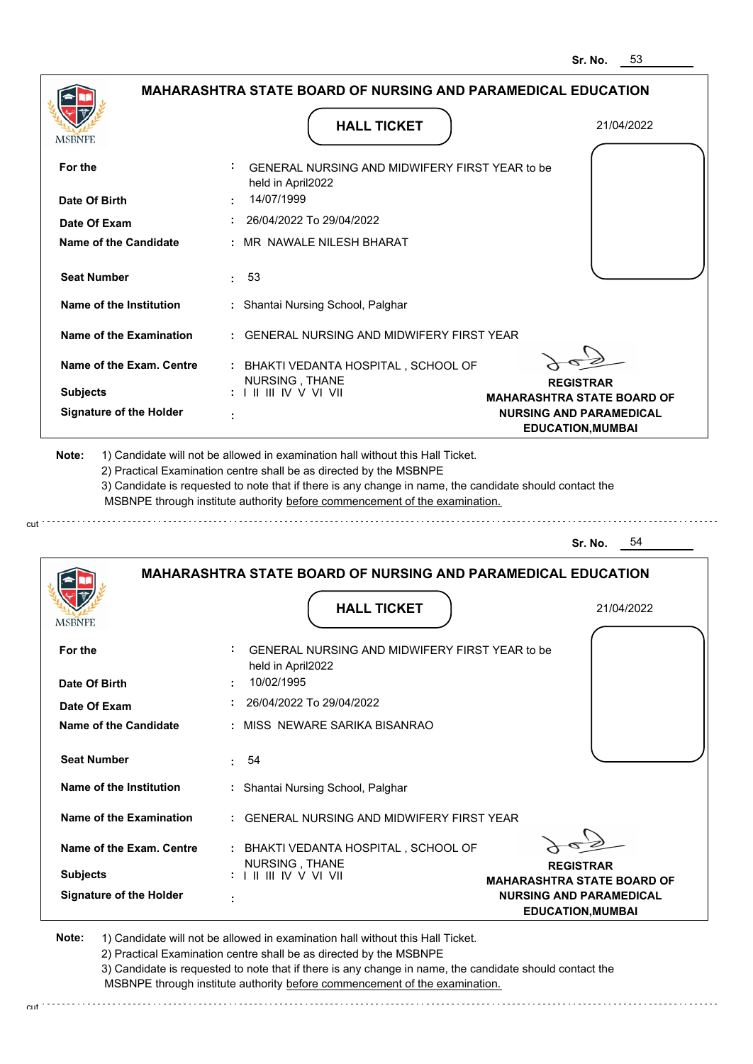Sr. No. 53

## MAHARASHTRA STATE BOARD OF NURSING AND PARAMEDICAL EDUCATION

MSBNPE

**HALL TICKET**

21/04/2022

| | | |
|---|---|---|
| **For the** | : | GENERAL NURSING AND MIDWIFERY FIRST YEAR to be held in April2022 |
| **Date Of Birth** | : | 14/07/1999 |
| **Date Of Exam** | : | 26/04/2022 To 29/04/2022 |
| **Name of the Candidate** | : | MR NAWALE NILESH BHARAT |
| **Seat Number** | : | 53 |
| **Name of the Institution** | : | Shantai Nursing School, Palghar |
| **Name of the Examination** | : | GENERAL NURSING AND MIDWIFERY FIRST YEAR |
| **Name of the Exam. Centre** | : | BHAKTI VEDANTA HOSPITAL , SCHOOL OF NURSING , THANE |
| **Subjects** | : | I II III IV V VI VII |
| **Signature of the Holder** | : | |

**REGISTRAR**
**MAHARASHTRA STATE BOARD OF NURSING AND PARAMEDICAL EDUCATION,MUMBAI**

**Note:** 1) Candidate will not be allowed in examination hall without this Hall Ticket.
2) Practical Examination centre shall be as directed by the MSBNPE
3) Candidate is requested to note that if there is any change in name, the candidate should contact the MSBNPE through institute authority before commencement of the examination.

cut

---

Sr. No. 54

## MAHARASHTRA STATE BOARD OF NURSING AND PARAMEDICAL EDUCATION

MSBNPE

**HALL TICKET**

21/04/2022

| | | |
|---|---|---|
| **For the** | : | GENERAL NURSING AND MIDWIFERY FIRST YEAR to be held in April2022 |
| **Date Of Birth** | : | 10/02/1995 |
| **Date Of Exam** | : | 26/04/2022 To 29/04/2022 |
| **Name of the Candidate** | : | MISS NEWARE SARIKA BISANRAO |
| **Seat Number** | : | 54 |
| **Name of the Institution** | : | Shantai Nursing School, Palghar |
| **Name of the Examination** | : | GENERAL NURSING AND MIDWIFERY FIRST YEAR |
| **Name of the Exam. Centre** | : | BHAKTI VEDANTA HOSPITAL , SCHOOL OF NURSING , THANE |
| **Subjects** | : | I II III IV V VI VII |
| **Signature of the Holder** | : | |

**REGISTRAR**
**MAHARASHTRA STATE BOARD OF NURSING AND PARAMEDICAL EDUCATION,MUMBAI**

**Note:** 1) Candidate will not be allowed in examination hall without this Hall Ticket.
2) Practical Examination centre shall be as directed by the MSBNPE
3) Candidate is requested to note that if there is any change in name, the candidate should contact the MSBNPE through institute authority before commencement of the examination.

cut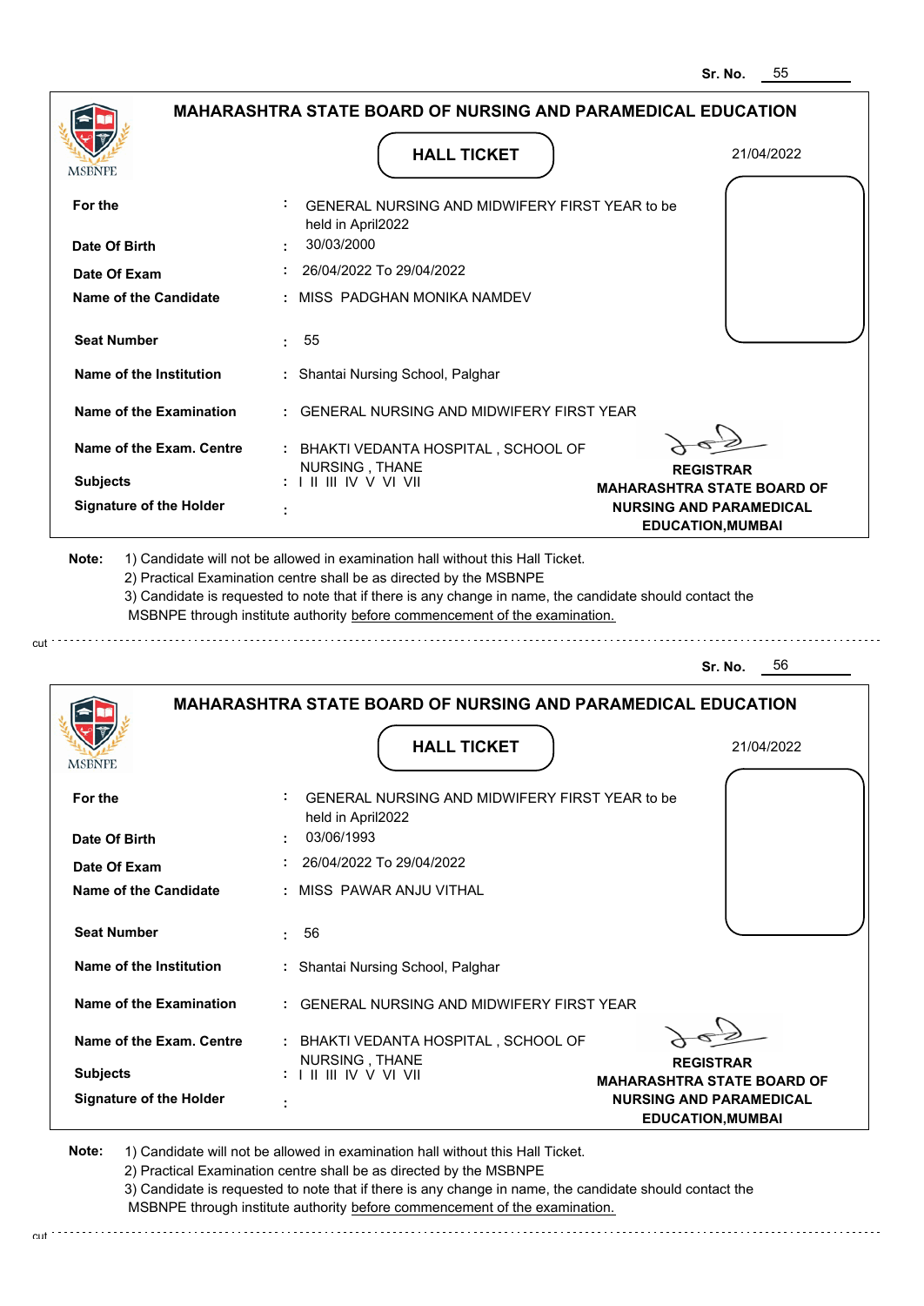Sr. No. 55

## MAHARASHTRA STATE BOARD OF NURSING AND PARAMEDICAL EDUCATION

MSBNPE

### HALL TICKET

21/04/2022

| | | |
|---|---|---|
| **For the** | : | GENERAL NURSING AND MIDWIFERY FIRST YEAR to be held in April2022 |
| **Date Of Birth** | : | 30/03/2000 |
| **Date Of Exam** | : | 26/04/2022 To 29/04/2022 |
| **Name of the Candidate** | : | MISS PADGHAN MONIKA NAMDEV |
| **Seat Number** | : | 55 |
| **Name of the Institution** | : | Shantai Nursing School, Palghar |
| **Name of the Examination** | : | GENERAL NURSING AND MIDWIFERY FIRST YEAR |
| **Name of the Exam. Centre** | : | BHAKTI VEDANTA HOSPITAL , SCHOOL OF NURSING , THANE |
| **Subjects** | : | I II III IV V VI VII |
| **Signature of the Holder** | : | |

**REGISTRAR**
**MAHARASHTRA STATE BOARD OF NURSING AND PARAMEDICAL EDUCATION,MUMBAI**

**Note:** 1) Candidate will not be allowed in examination hall without this Hall Ticket.
2) Practical Examination centre shall be as directed by the MSBNPE
3) Candidate is requested to note that if there is any change in name, the candidate should contact the MSBNPE through institute authority before commencement of the examination.

cut

Sr. No. 56

## MAHARASHTRA STATE BOARD OF NURSING AND PARAMEDICAL EDUCATION

MSBNPE

### HALL TICKET

21/04/2022

| | | |
|---|---|---|
| **For the** | : | GENERAL NURSING AND MIDWIFERY FIRST YEAR to be held in April2022 |
| **Date Of Birth** | : | 03/06/1993 |
| **Date Of Exam** | : | 26/04/2022 To 29/04/2022 |
| **Name of the Candidate** | : | MISS PAWAR ANJU VITHAL |
| **Seat Number** | : | 56 |
| **Name of the Institution** | : | Shantai Nursing School, Palghar |
| **Name of the Examination** | : | GENERAL NURSING AND MIDWIFERY FIRST YEAR |
| **Name of the Exam. Centre** | : | BHAKTI VEDANTA HOSPITAL , SCHOOL OF NURSING , THANE |
| **Subjects** | : | I II III IV V VI VII |
| **Signature of the Holder** | : | |

**REGISTRAR**
**MAHARASHTRA STATE BOARD OF NURSING AND PARAMEDICAL EDUCATION,MUMBAI**

**Note:** 1) Candidate will not be allowed in examination hall without this Hall Ticket.
2) Practical Examination centre shall be as directed by the MSBNPE
3) Candidate is requested to note that if there is any change in name, the candidate should contact the MSBNPE through institute authority before commencement of the examination.

cut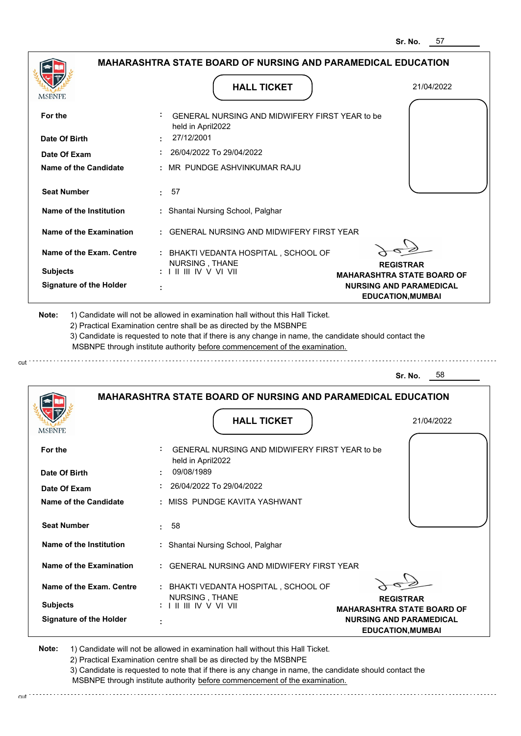Sr. No. 57

## MAHARASHTRA STATE BOARD OF NURSING AND PARAMEDICAL EDUCATION

MSBNPE

### HALL TICKET

21/04/2022

| | | |
|---|---|---|
| **For the** | : | GENERAL NURSING AND MIDWIFERY FIRST YEAR to be held in April2022 |
| **Date Of Birth** | : | 27/12/2001 |
| **Date Of Exam** | : | 26/04/2022 To 29/04/2022 |
| **Name of the Candidate** | : | MR PUNDGE ASHVINKUMAR RAJU |
| **Seat Number** | : | 57 |
| **Name of the Institution** | : | Shantai Nursing School, Palghar |
| **Name of the Examination** | : | GENERAL NURSING AND MIDWIFERY FIRST YEAR |
| **Name of the Exam. Centre** | : | BHAKTI VEDANTA HOSPITAL , SCHOOL OF NURSING , THANE |
| **Subjects** | : | I II III IV V VI VII |
| **Signature of the Holder** | : | |

**REGISTRAR**
**MAHARASHTRA STATE BOARD OF NURSING AND PARAMEDICAL EDUCATION,MUMBAI**

**Note:** 1) Candidate will not be allowed in examination hall without this Hall Ticket.
2) Practical Examination centre shall be as directed by the MSBNPE
3) Candidate is requested to note that if there is any change in name, the candidate should contact the MSBNPE through institute authority before commencement of the examination.

cut

Sr. No. 58

## MAHARASHTRA STATE BOARD OF NURSING AND PARAMEDICAL EDUCATION

MSBNPE

### HALL TICKET

21/04/2022

| | | |
|---|---|---|
| **For the** | : | GENERAL NURSING AND MIDWIFERY FIRST YEAR to be held in April2022 |
| **Date Of Birth** | : | 09/08/1989 |
| **Date Of Exam** | : | 26/04/2022 To 29/04/2022 |
| **Name of the Candidate** | : | MISS PUNDGE KAVITA YASHWANT |
| **Seat Number** | : | 58 |
| **Name of the Institution** | : | Shantai Nursing School, Palghar |
| **Name of the Examination** | : | GENERAL NURSING AND MIDWIFERY FIRST YEAR |
| **Name of the Exam. Centre** | : | BHAKTI VEDANTA HOSPITAL , SCHOOL OF NURSING , THANE |
| **Subjects** | : | I II III IV V VI VII |
| **Signature of the Holder** | : | |

**REGISTRAR**
**MAHARASHTRA STATE BOARD OF NURSING AND PARAMEDICAL EDUCATION,MUMBAI**

**Note:** 1) Candidate will not be allowed in examination hall without this Hall Ticket.
2) Practical Examination centre shall be as directed by the MSBNPE
3) Candidate is requested to note that if there is any change in name, the candidate should contact the MSBNPE through institute authority before commencement of the examination.

cut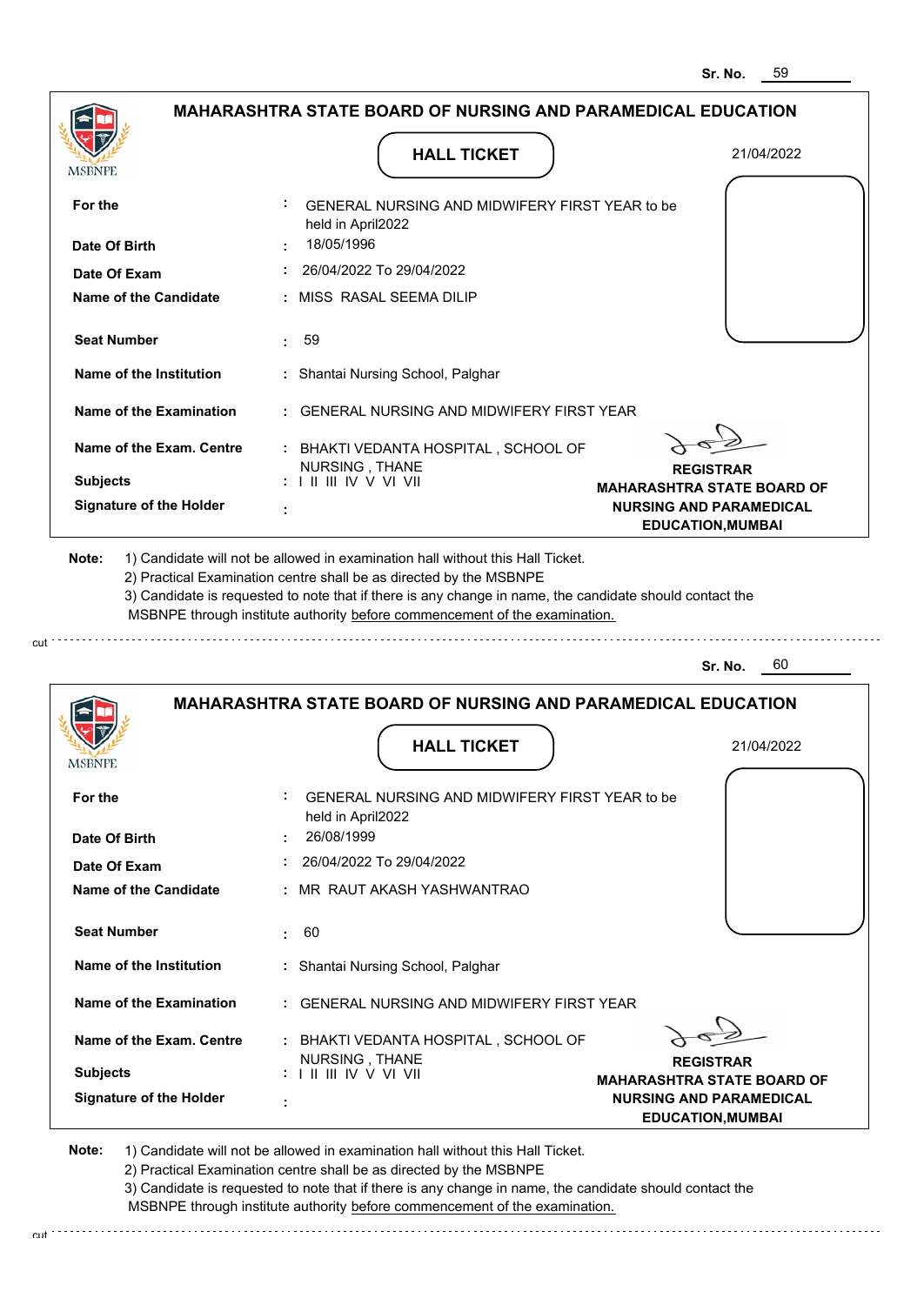Sr. No. 59

## MAHARASHTRA STATE BOARD OF NURSING AND PARAMEDICAL EDUCATION

### HALL TICKET

21/04/2022

| | | |
|---|---|---|
| **For the** | : | GENERAL NURSING AND MIDWIFERY FIRST YEAR to be held in April2022 |
| **Date Of Birth** | : | 18/05/1996 |
| **Date Of Exam** | : | 26/04/2022 To 29/04/2022 |
| **Name of the Candidate** | : | MISS RASAL SEEMA DILIP |
| **Seat Number** | : | 59 |
| **Name of the Institution** | : | Shantai Nursing School, Palghar |
| **Name of the Examination** | : | GENERAL NURSING AND MIDWIFERY FIRST YEAR |
| **Name of the Exam. Centre** | : | BHAKTI VEDANTA HOSPITAL , SCHOOL OF NURSING , THANE |
| **Subjects** | : | I II III IV V VI VII |
| **Signature of the Holder** | : | |

**REGISTRAR**
**MAHARASHTRA STATE BOARD OF NURSING AND PARAMEDICAL EDUCATION,MUMBAI**

**Note:** 1) Candidate will not be allowed in examination hall without this Hall Ticket.
2) Practical Examination centre shall be as directed by the MSBNPE
3) Candidate is requested to note that if there is any change in name, the candidate should contact the MSBNPE through institute authority before commencement of the examination.

---

Sr. No. 60

## MAHARASHTRA STATE BOARD OF NURSING AND PARAMEDICAL EDUCATION

### HALL TICKET

21/04/2022

| | | |
|---|---|---|
| **For the** | : | GENERAL NURSING AND MIDWIFERY FIRST YEAR to be held in April2022 |
| **Date Of Birth** | : | 26/08/1999 |
| **Date Of Exam** | : | 26/04/2022 To 29/04/2022 |
| **Name of the Candidate** | : | MR RAUT AKASH YASHWANTRAO |
| **Seat Number** | : | 60 |
| **Name of the Institution** | : | Shantai Nursing School, Palghar |
| **Name of the Examination** | : | GENERAL NURSING AND MIDWIFERY FIRST YEAR |
| **Name of the Exam. Centre** | : | BHAKTI VEDANTA HOSPITAL , SCHOOL OF NURSING , THANE |
| **Subjects** | : | I II III IV V VI VII |
| **Signature of the Holder** | : | |

**REGISTRAR**
**MAHARASHTRA STATE BOARD OF NURSING AND PARAMEDICAL EDUCATION,MUMBAI**

**Note:** 1) Candidate will not be allowed in examination hall without this Hall Ticket.
2) Practical Examination centre shall be as directed by the MSBNPE
3) Candidate is requested to note that if there is any change in name, the candidate should contact the MSBNPE through institute authority before commencement of the examination.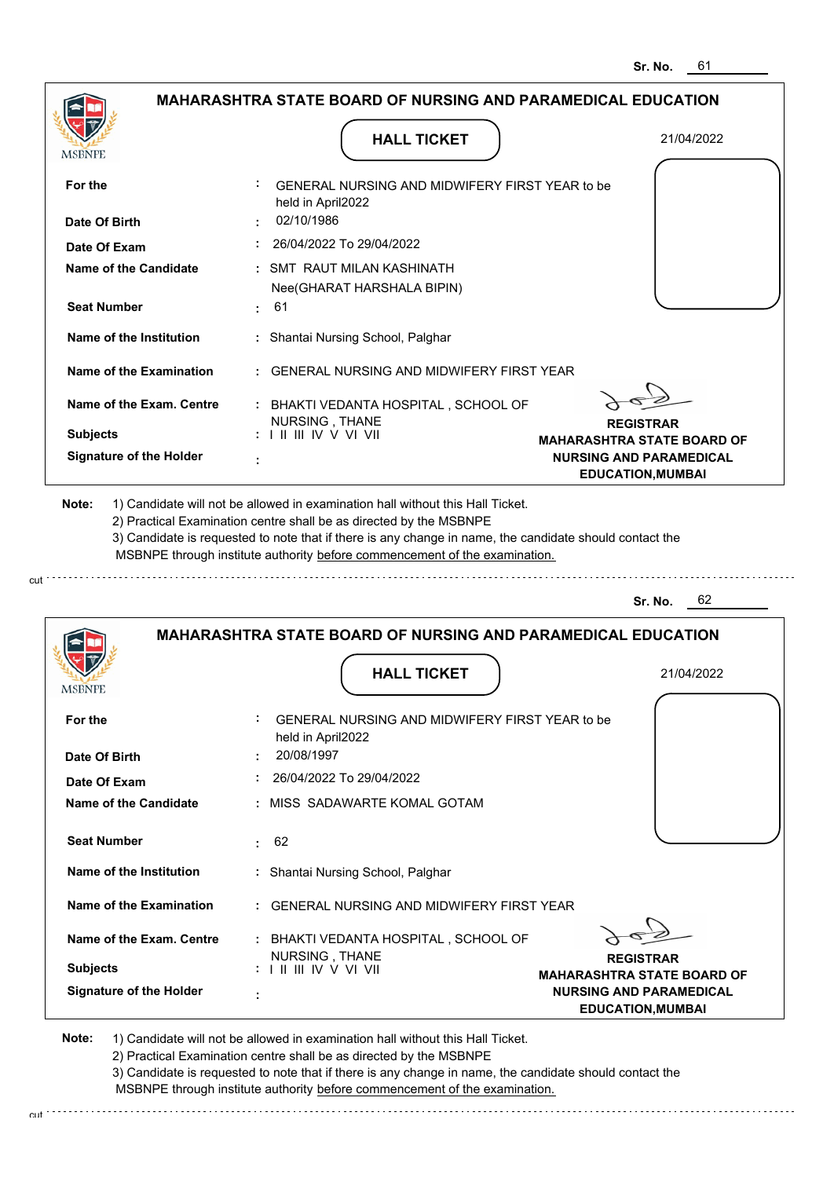Sr. No. 61

## MAHARASHTRA STATE BOARD OF NURSING AND PARAMEDICAL EDUCATION

MSBNPE

### HALL TICKET

21/04/2022

| | | |
|---|---|---|
| **For the** | : | GENERAL NURSING AND MIDWIFERY FIRST YEAR to be held in April2022 |
| **Date Of Birth** | : | 02/10/1986 |
| **Date Of Exam** | : | 26/04/2022 To 29/04/2022 |
| **Name of the Candidate** | : | SMT RAUT MILAN KASHINATH Nee(GHARAT HARSHALA BIPIN) |
| **Seat Number** | : | 61 |
| **Name of the Institution** | : | Shantai Nursing School, Palghar |
| **Name of the Examination** | : | GENERAL NURSING AND MIDWIFERY FIRST YEAR |
| **Name of the Exam. Centre** | : | BHAKTI VEDANTA HOSPITAL , SCHOOL OF NURSING , THANE |
| **Subjects** | : | I II III IV V VI VII |
| **Signature of the Holder** | : | |

**REGISTRAR**
**MAHARASHTRA STATE BOARD OF NURSING AND PARAMEDICAL EDUCATION,MUMBAI**

**Note:** 1) Candidate will not be allowed in examination hall without this Hall Ticket.
2) Practical Examination centre shall be as directed by the MSBNPE
3) Candidate is requested to note that if there is any change in name, the candidate should contact the MSBNPE through institute authority before commencement of the examination.

cut

Sr. No. 62

## MAHARASHTRA STATE BOARD OF NURSING AND PARAMEDICAL EDUCATION

MSBNPE

### HALL TICKET

21/04/2022

| | | |
|---|---|---|
| **For the** | : | GENERAL NURSING AND MIDWIFERY FIRST YEAR to be held in April2022 |
| **Date Of Birth** | : | 20/08/1997 |
| **Date Of Exam** | : | 26/04/2022 To 29/04/2022 |
| **Name of the Candidate** | : | MISS SADAWARTE KOMAL GOTAM |
| **Seat Number** | : | 62 |
| **Name of the Institution** | : | Shantai Nursing School, Palghar |
| **Name of the Examination** | : | GENERAL NURSING AND MIDWIFERY FIRST YEAR |
| **Name of the Exam. Centre** | : | BHAKTI VEDANTA HOSPITAL , SCHOOL OF NURSING , THANE |
| **Subjects** | : | I II III IV V VI VII |
| **Signature of the Holder** | : | |

**REGISTRAR**
**MAHARASHTRA STATE BOARD OF NURSING AND PARAMEDICAL EDUCATION,MUMBAI**

**Note:** 1) Candidate will not be allowed in examination hall without this Hall Ticket.
2) Practical Examination centre shall be as directed by the MSBNPE
3) Candidate is requested to note that if there is any change in name, the candidate should contact the MSBNPE through institute authority before commencement of the examination.

cut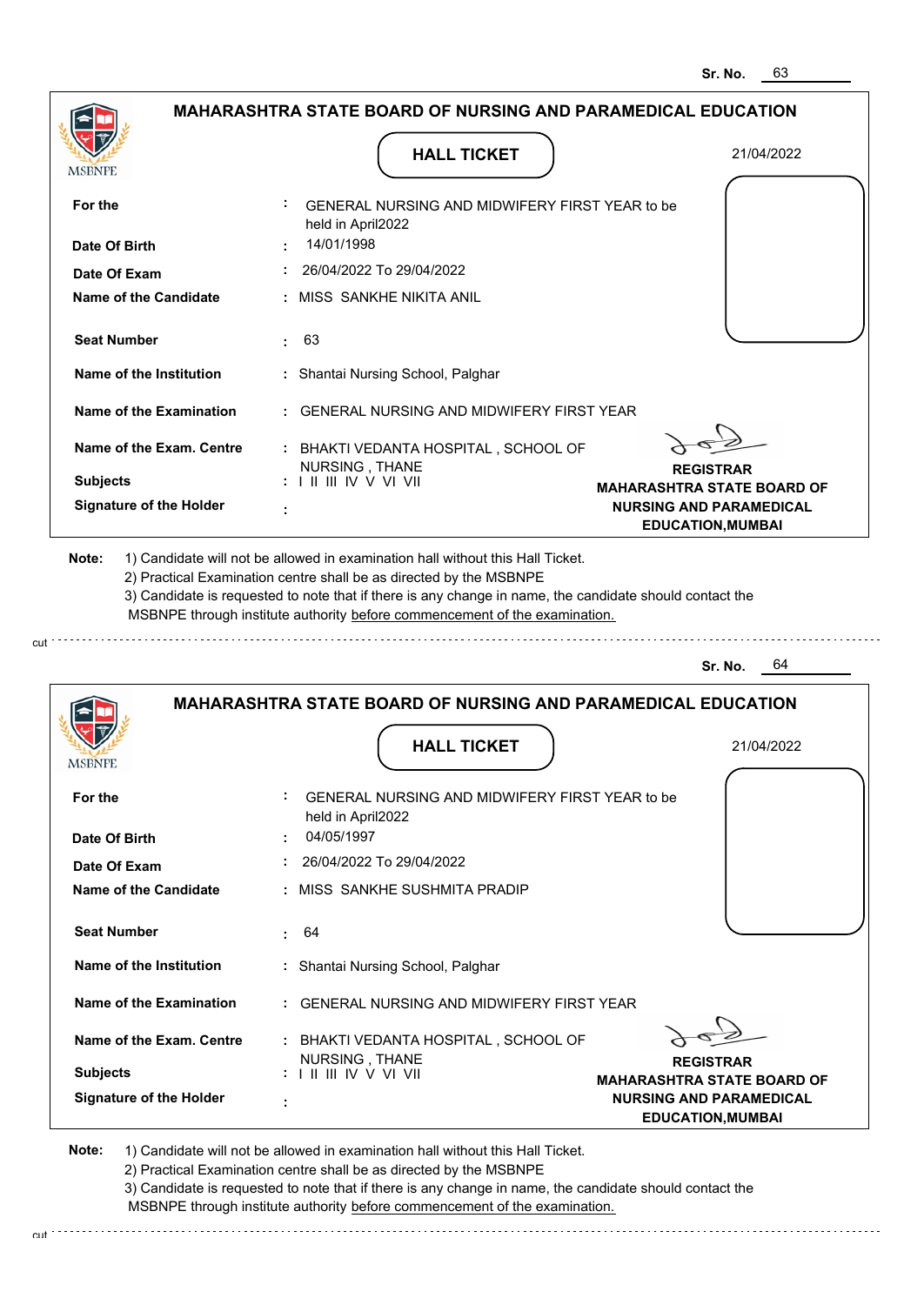Sr. No. 63

## MAHARASHTRA STATE BOARD OF NURSING AND PARAMEDICAL EDUCATION

### HALL TICKET

21/04/2022

MSBNPE

| | | |
|---|---|---|
| For the | : | GENERAL NURSING AND MIDWIFERY FIRST YEAR to be held in April2022 |
| Date Of Birth | : | 14/01/1998 |
| Date Of Exam | : | 26/04/2022 To 29/04/2022 |
| Name of the Candidate | : | MISS SANKHE NIKITA ANIL |
| Seat Number | : | 63 |
| Name of the Institution | : | Shantai Nursing School, Palghar |
| Name of the Examination | : | GENERAL NURSING AND MIDWIFERY FIRST YEAR |
| Name of the Exam. Centre | : | BHAKTI VEDANTA HOSPITAL , SCHOOL OF NURSING , THANE |
| Subjects | : | I II III IV V VI VII |
| Signature of the Holder | : | |

**REGISTRAR**
**MAHARASHTRA STATE BOARD OF NURSING AND PARAMEDICAL EDUCATION,MUMBAI**

**Note:**
1) Candidate will not be allowed in examination hall without this Hall Ticket.
2) Practical Examination centre shall be as directed by the MSBNPE
3) Candidate is requested to note that if there is any change in name, the candidate should contact the MSBNPE through institute authority before commencement of the examination.

cut

Sr. No. 64

## MAHARASHTRA STATE BOARD OF NURSING AND PARAMEDICAL EDUCATION

### HALL TICKET

21/04/2022

MSBNPE

| | | |
|---|---|---|
| For the | : | GENERAL NURSING AND MIDWIFERY FIRST YEAR to be held in April2022 |
| Date Of Birth | : | 04/05/1997 |
| Date Of Exam | : | 26/04/2022 To 29/04/2022 |
| Name of the Candidate | : | MISS SANKHE SUSHMITA PRADIP |
| Seat Number | : | 64 |
| Name of the Institution | : | Shantai Nursing School, Palghar |
| Name of the Examination | : | GENERAL NURSING AND MIDWIFERY FIRST YEAR |
| Name of the Exam. Centre | : | BHAKTI VEDANTA HOSPITAL , SCHOOL OF NURSING , THANE |
| Subjects | : | I II III IV V VI VII |
| Signature of the Holder | : | |

**REGISTRAR**
**MAHARASHTRA STATE BOARD OF NURSING AND PARAMEDICAL EDUCATION,MUMBAI**

**Note:**
1) Candidate will not be allowed in examination hall without this Hall Ticket.
2) Practical Examination centre shall be as directed by the MSBNPE
3) Candidate is requested to note that if there is any change in name, the candidate should contact the MSBNPE through institute authority before commencement of the examination.

cut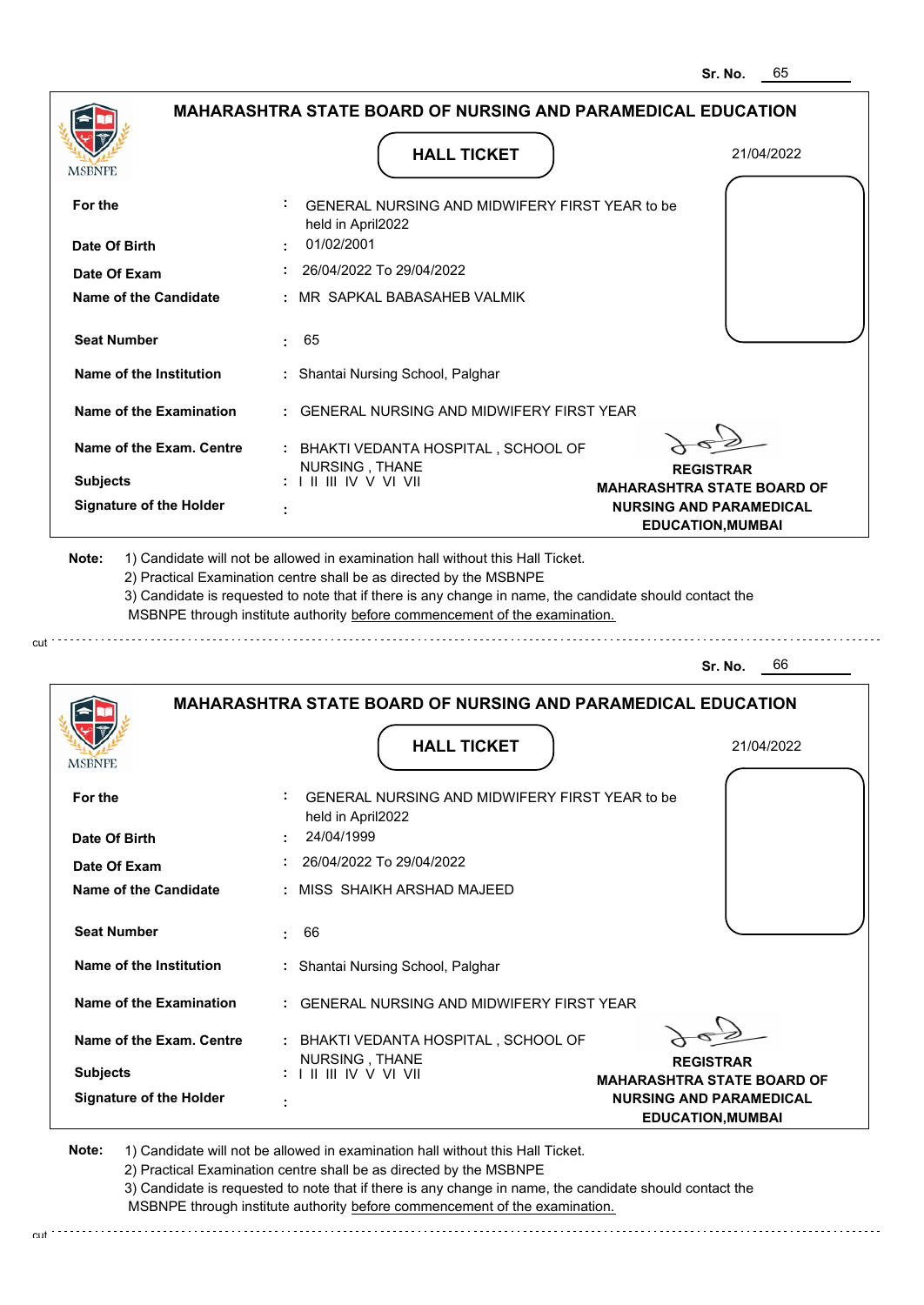Sr. No. 65

## MAHARASHTRA STATE BOARD OF NURSING AND PARAMEDICAL EDUCATION

MSBNPE

### HALL TICKET

21/04/2022

| | | |
|---|---|---|
| **For the** | : | GENERAL NURSING AND MIDWIFERY FIRST YEAR to be held in April2022 |
| **Date Of Birth** | : | 01/02/2001 |
| **Date Of Exam** | : | 26/04/2022 To 29/04/2022 |
| **Name of the Candidate** | : | MR SAPKAL BABASAHEB VALMIK |
| **Seat Number** | : | 65 |
| **Name of the Institution** | : | Shantai Nursing School, Palghar |
| **Name of the Examination** | : | GENERAL NURSING AND MIDWIFERY FIRST YEAR |
| **Name of the Exam. Centre** | : | BHAKTI VEDANTA HOSPITAL , SCHOOL OF NURSING , THANE |
| **Subjects** | : | I II III IV V VI VII |
| **Signature of the Holder** | : | |

**REGISTRAR**
**MAHARASHTRA STATE BOARD OF NURSING AND PARAMEDICAL EDUCATION,MUMBAI**

**Note:** 1) Candidate will not be allowed in examination hall without this Hall Ticket.
2) Practical Examination centre shall be as directed by the MSBNPE
3) Candidate is requested to note that if there is any change in name, the candidate should contact the MSBNPE through institute authority before commencement of the examination.

---

Sr. No. 66

## MAHARASHTRA STATE BOARD OF NURSING AND PARAMEDICAL EDUCATION

MSBNPE

### HALL TICKET

21/04/2022

| | | |
|---|---|---|
| **For the** | : | GENERAL NURSING AND MIDWIFERY FIRST YEAR to be held in April2022 |
| **Date Of Birth** | : | 24/04/1999 |
| **Date Of Exam** | : | 26/04/2022 To 29/04/2022 |
| **Name of the Candidate** | : | MISS SHAIKH ARSHAD MAJEED |
| **Seat Number** | : | 66 |
| **Name of the Institution** | : | Shantai Nursing School, Palghar |
| **Name of the Examination** | : | GENERAL NURSING AND MIDWIFERY FIRST YEAR |
| **Name of the Exam. Centre** | : | BHAKTI VEDANTA HOSPITAL , SCHOOL OF NURSING , THANE |
| **Subjects** | : | I II III IV V VI VII |
| **Signature of the Holder** | : | |

**REGISTRAR**
**MAHARASHTRA STATE BOARD OF NURSING AND PARAMEDICAL EDUCATION,MUMBAI**

**Note:** 1) Candidate will not be allowed in examination hall without this Hall Ticket.
2) Practical Examination centre shall be as directed by the MSBNPE
3) Candidate is requested to note that if there is any change in name, the candidate should contact the MSBNPE through institute authority before commencement of the examination.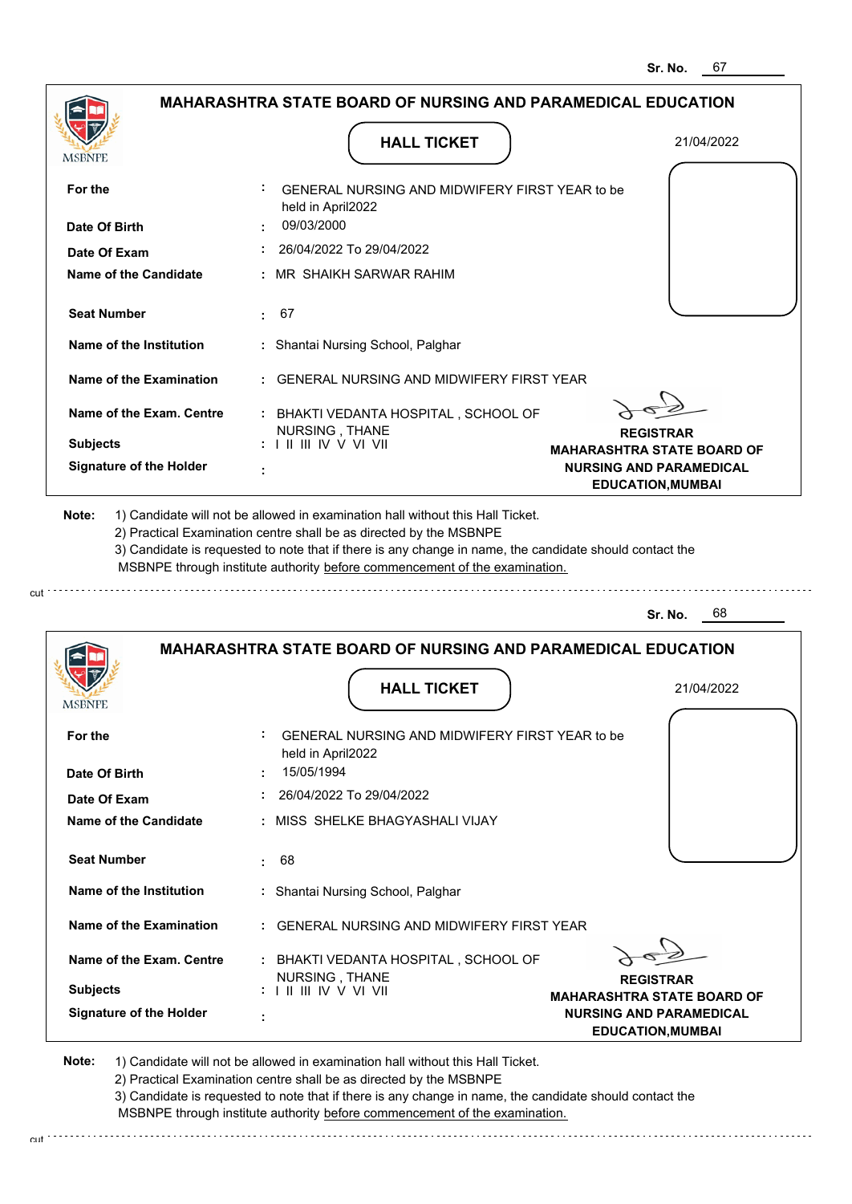Sr. No. 67

## MAHARASHTRA STATE BOARD OF NURSING AND PARAMEDICAL EDUCATION

MSBNPE

### HALL TICKET

21/04/2022

| | | |
|---|---|---|
| **For the** | : | GENERAL NURSING AND MIDWIFERY FIRST YEAR to be held in April2022 |
| **Date Of Birth** | : | 09/03/2000 |
| **Date Of Exam** | : | 26/04/2022 To 29/04/2022 |
| **Name of the Candidate** | : | MR SHAIKH SARWAR RAHIM |
| **Seat Number** | : | 67 |
| **Name of the Institution** | : | Shantai Nursing School, Palghar |
| **Name of the Examination** | : | GENERAL NURSING AND MIDWIFERY FIRST YEAR |
| **Name of the Exam. Centre** | : | BHAKTI VEDANTA HOSPITAL , SCHOOL OF NURSING , THANE |
| **Subjects** | : | I II III IV V VI VII |
| **Signature of the Holder** | : | |

**REGISTRAR**
**MAHARASHTRA STATE BOARD OF NURSING AND PARAMEDICAL EDUCATION,MUMBAI**

**Note:** 1) Candidate will not be allowed in examination hall without this Hall Ticket.
2) Practical Examination centre shall be as directed by the MSBNPE
3) Candidate is requested to note that if there is any change in name, the candidate should contact the MSBNPE through institute authority before commencement of the examination.

cut

---

Sr. No. 68

## MAHARASHTRA STATE BOARD OF NURSING AND PARAMEDICAL EDUCATION

MSBNPE

### HALL TICKET

21/04/2022

| | | |
|---|---|---|
| **For the** | : | GENERAL NURSING AND MIDWIFERY FIRST YEAR to be held in April2022 |
| **Date Of Birth** | : | 15/05/1994 |
| **Date Of Exam** | : | 26/04/2022 To 29/04/2022 |
| **Name of the Candidate** | : | MISS SHELKE BHAGYASHALI VIJAY |
| **Seat Number** | : | 68 |
| **Name of the Institution** | : | Shantai Nursing School, Palghar |
| **Name of the Examination** | : | GENERAL NURSING AND MIDWIFERY FIRST YEAR |
| **Name of the Exam. Centre** | : | BHAKTI VEDANTA HOSPITAL , SCHOOL OF NURSING , THANE |
| **Subjects** | : | I II III IV V VI VII |
| **Signature of the Holder** | : | |

**REGISTRAR**
**MAHARASHTRA STATE BOARD OF NURSING AND PARAMEDICAL EDUCATION,MUMBAI**

**Note:** 1) Candidate will not be allowed in examination hall without this Hall Ticket.
2) Practical Examination centre shall be as directed by the MSBNPE
3) Candidate is requested to note that if there is any change in name, the candidate should contact the MSBNPE through institute authority before commencement of the examination.

cut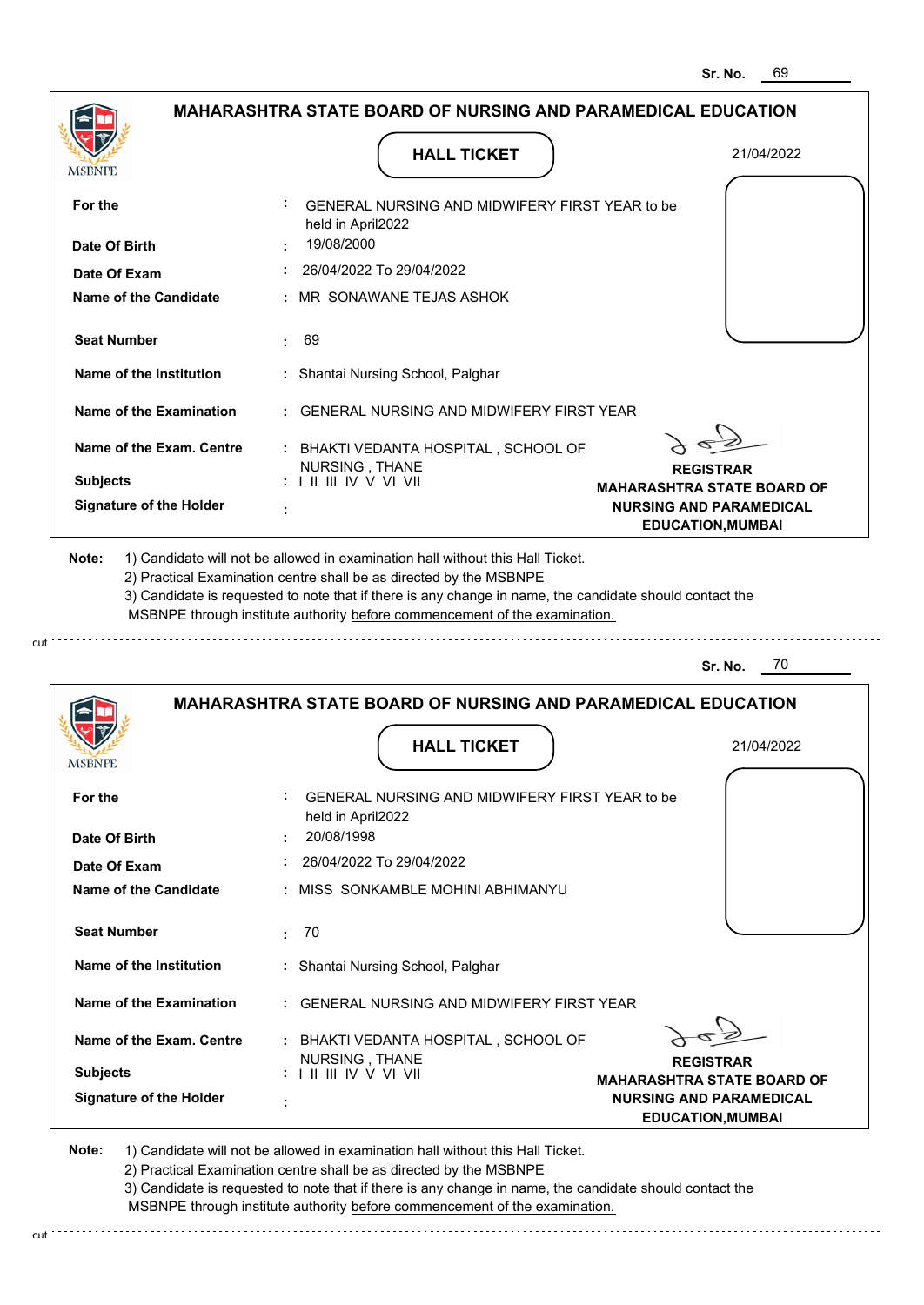Sr. No. 69

## MAHARASHTRA STATE BOARD OF NURSING AND PARAMEDICAL EDUCATION

### HALL TICKET

21/04/2022

| | | |
|---|---|---|
| For the | : | GENERAL NURSING AND MIDWIFERY FIRST YEAR to be held in April2022 |
| Date Of Birth | : | 19/08/2000 |
| Date Of Exam | : | 26/04/2022 To 29/04/2022 |
| Name of the Candidate | : | MR SONAWANE TEJAS ASHOK |
| Seat Number | : | 69 |
| Name of the Institution | : | Shantai Nursing School, Palghar |
| Name of the Examination | : | GENERAL NURSING AND MIDWIFERY FIRST YEAR |
| Name of the Exam. Centre | : | BHAKTI VEDANTA HOSPITAL , SCHOOL OF NURSING , THANE |
| Subjects | : | I II III IV V VI VII |
| Signature of the Holder | : | |

**REGISTRAR**
**MAHARASHTRA STATE BOARD OF NURSING AND PARAMEDICAL EDUCATION,MUMBAI**

**Note:** 1) Candidate will not be allowed in examination hall without this Hall Ticket.
2) Practical Examination centre shall be as directed by the MSBNPE
3) Candidate is requested to note that if there is any change in name, the candidate should contact the MSBNPE through institute authority before commencement of the examination.

---

Sr. No. 70

## MAHARASHTRA STATE BOARD OF NURSING AND PARAMEDICAL EDUCATION

### HALL TICKET

21/04/2022

| | | |
|---|---|---|
| For the | : | GENERAL NURSING AND MIDWIFERY FIRST YEAR to be held in April2022 |
| Date Of Birth | : | 20/08/1998 |
| Date Of Exam | : | 26/04/2022 To 29/04/2022 |
| Name of the Candidate | : | MISS SONKAMBLE MOHINI ABHIMANYU |
| Seat Number | : | 70 |
| Name of the Institution | : | Shantai Nursing School, Palghar |
| Name of the Examination | : | GENERAL NURSING AND MIDWIFERY FIRST YEAR |
| Name of the Exam. Centre | : | BHAKTI VEDANTA HOSPITAL , SCHOOL OF NURSING , THANE |
| Subjects | : | I II III IV V VI VII |
| Signature of the Holder | : | |

**REGISTRAR**
**MAHARASHTRA STATE BOARD OF NURSING AND PARAMEDICAL EDUCATION,MUMBAI**

**Note:** 1) Candidate will not be allowed in examination hall without this Hall Ticket.
2) Practical Examination centre shall be as directed by the MSBNPE
3) Candidate is requested to note that if there is any change in name, the candidate should contact the MSBNPE through institute authority before commencement of the examination.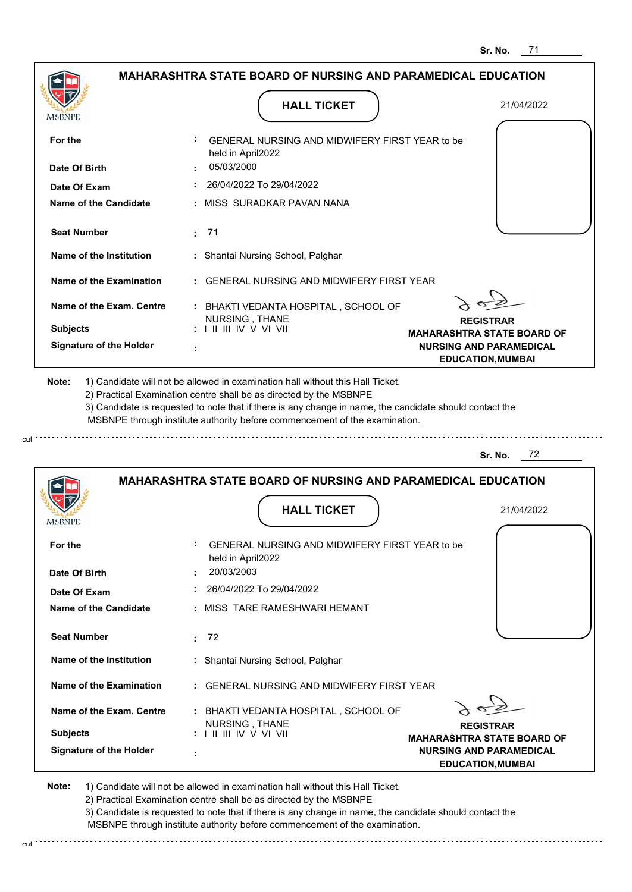Sr. No. 71

## MAHARASHTRA STATE BOARD OF NURSING AND PARAMEDICAL EDUCATION

MSBNPE

### HALL TICKET

21/04/2022

| | | |
|---|---|---|
| **For the** | : | GENERAL NURSING AND MIDWIFERY FIRST YEAR to be held in April2022 |
| **Date Of Birth** | : | 05/03/2000 |
| **Date Of Exam** | : | 26/04/2022 To 29/04/2022 |
| **Name of the Candidate** | : | MISS SURADKAR PAVAN NANA |
| **Seat Number** | : | 71 |
| **Name of the Institution** | : | Shantai Nursing School, Palghar |
| **Name of the Examination** | : | GENERAL NURSING AND MIDWIFERY FIRST YEAR |
| **Name of the Exam. Centre** | : | BHAKTI VEDANTA HOSPITAL , SCHOOL OF NURSING , THANE |
| **Subjects** | : | I II III IV V VI VII |
| **Signature of the Holder** | : | |

**REGISTRAR**
**MAHARASHTRA STATE BOARD OF NURSING AND PARAMEDICAL EDUCATION,MUMBAI**

**Note:** 1) Candidate will not be allowed in examination hall without this Hall Ticket.
2) Practical Examination centre shall be as directed by the MSBNPE
3) Candidate is requested to note that if there is any change in name, the candidate should contact the MSBNPE through institute authority before commencement of the examination.

cut

Sr. No. 72

## MAHARASHTRA STATE BOARD OF NURSING AND PARAMEDICAL EDUCATION

MSBNPE

### HALL TICKET

21/04/2022

| | | |
|---|---|---|
| **For the** | : | GENERAL NURSING AND MIDWIFERY FIRST YEAR to be held in April2022 |
| **Date Of Birth** | : | 20/03/2003 |
| **Date Of Exam** | : | 26/04/2022 To 29/04/2022 |
| **Name of the Candidate** | : | MISS TARE RAMESHWARI HEMANT |
| **Seat Number** | : | 72 |
| **Name of the Institution** | : | Shantai Nursing School, Palghar |
| **Name of the Examination** | : | GENERAL NURSING AND MIDWIFERY FIRST YEAR |
| **Name of the Exam. Centre** | : | BHAKTI VEDANTA HOSPITAL , SCHOOL OF NURSING , THANE |
| **Subjects** | : | I II III IV V VI VII |
| **Signature of the Holder** | : | |

**REGISTRAR**
**MAHARASHTRA STATE BOARD OF NURSING AND PARAMEDICAL EDUCATION,MUMBAI**

**Note:** 1) Candidate will not be allowed in examination hall without this Hall Ticket.
2) Practical Examination centre shall be as directed by the MSBNPE
3) Candidate is requested to note that if there is any change in name, the candidate should contact the MSBNPE through institute authority before commencement of the examination.

cut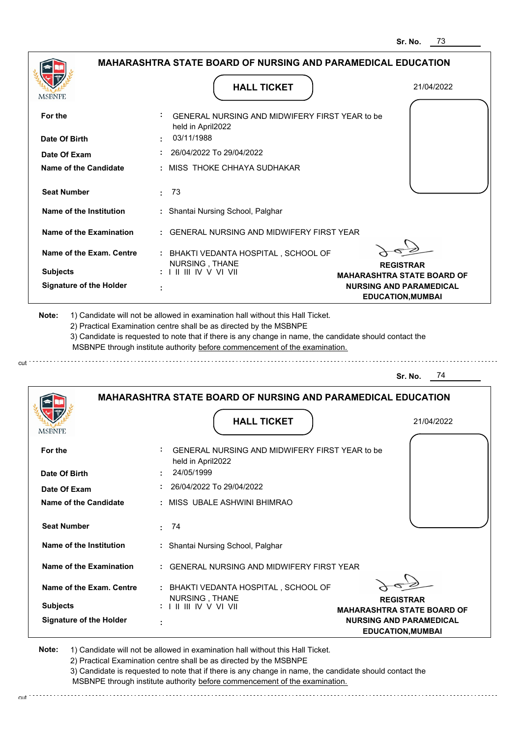Sr. No. 73

## MAHARASHTRA STATE BOARD OF NURSING AND PARAMEDICAL EDUCATION

MSBNPE

**HALL TICKET**

21/04/2022

| | | |
|---|---|---|
| **For the** | : | GENERAL NURSING AND MIDWIFERY FIRST YEAR to be held in April2022 |
| **Date Of Birth** | : | 03/11/1988 |
| **Date Of Exam** | : | 26/04/2022 To 29/04/2022 |
| **Name of the Candidate** | : | MISS THOKE CHHAYA SUDHAKAR |
| **Seat Number** | : | 73 |
| **Name of the Institution** | : | Shantai Nursing School, Palghar |
| **Name of the Examination** | : | GENERAL NURSING AND MIDWIFERY FIRST YEAR |
| **Name of the Exam. Centre** | : | BHAKTI VEDANTA HOSPITAL , SCHOOL OF NURSING , THANE |
| **Subjects** | : | I II III IV V VI VII |
| **Signature of the Holder** | : | |

**REGISTRAR**
**MAHARASHTRA STATE BOARD OF NURSING AND PARAMEDICAL EDUCATION,MUMBAI**

**Note:** 1) Candidate will not be allowed in examination hall without this Hall Ticket.
2) Practical Examination centre shall be as directed by the MSBNPE
3) Candidate is requested to note that if there is any change in name, the candidate should contact the MSBNPE through institute authority before commencement of the examination.

cut

Sr. No. 74

## MAHARASHTRA STATE BOARD OF NURSING AND PARAMEDICAL EDUCATION

MSBNPE

**HALL TICKET**

21/04/2022

| | | |
|---|---|---|
| **For the** | : | GENERAL NURSING AND MIDWIFERY FIRST YEAR to be held in April2022 |
| **Date Of Birth** | : | 24/05/1999 |
| **Date Of Exam** | : | 26/04/2022 To 29/04/2022 |
| **Name of the Candidate** | : | MISS UBALE ASHWINI BHIMRAO |
| **Seat Number** | : | 74 |
| **Name of the Institution** | : | Shantai Nursing School, Palghar |
| **Name of the Examination** | : | GENERAL NURSING AND MIDWIFERY FIRST YEAR |
| **Name of the Exam. Centre** | : | BHAKTI VEDANTA HOSPITAL , SCHOOL OF NURSING , THANE |
| **Subjects** | : | I II III IV V VI VII |
| **Signature of the Holder** | : | |

**REGISTRAR**
**MAHARASHTRA STATE BOARD OF NURSING AND PARAMEDICAL EDUCATION,MUMBAI**

**Note:** 1) Candidate will not be allowed in examination hall without this Hall Ticket.
2) Practical Examination centre shall be as directed by the MSBNPE
3) Candidate is requested to note that if there is any change in name, the candidate should contact the MSBNPE through institute authority before commencement of the examination.

cut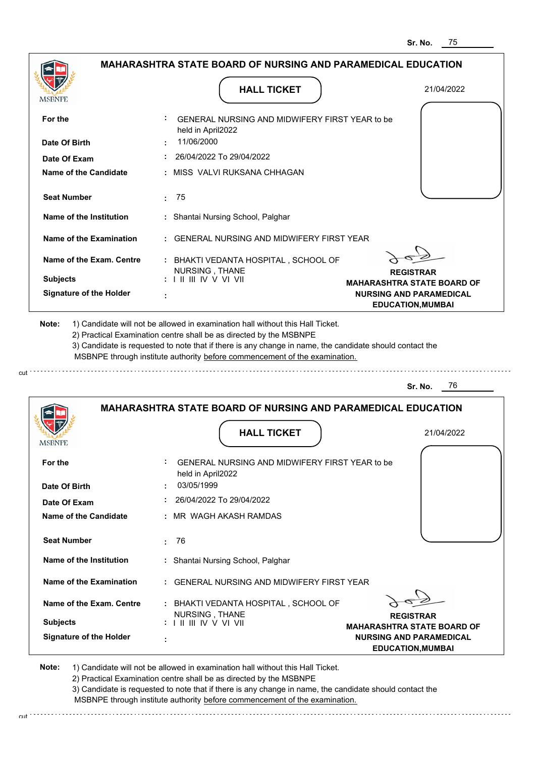Sr. No. 75

## MAHARASHTRA STATE BOARD OF NURSING AND PARAMEDICAL EDUCATION

MSBNPE

**HALL TICKET**

21/04/2022

**For the** : GENERAL NURSING AND MIDWIFERY FIRST YEAR to be held in April2022

**Date Of Birth** : 11/06/2000

**Date Of Exam** : 26/04/2022 To 29/04/2022

**Name of the Candidate** : MISS VALVI RUKSANA CHHAGAN

**Seat Number** : 75

**Name of the Institution** : Shantai Nursing School, Palghar

**Name of the Examination** : GENERAL NURSING AND MIDWIFERY FIRST YEAR

**Name of the Exam. Centre** : BHAKTI VEDANTA HOSPITAL , SCHOOL OF NURSING , THANE

**Subjects** : I II III IV V VI VII

**Signature of the Holder** :

**REGISTRAR**
**MAHARASHTRA STATE BOARD OF NURSING AND PARAMEDICAL EDUCATION,MUMBAI**

**Note:** 1) Candidate will not be allowed in examination hall without this Hall Ticket.
2) Practical Examination centre shall be as directed by the MSBNPE
3) Candidate is requested to note that if there is any change in name, the candidate should contact the MSBNPE through institute authority before commencement of the examination.

cut

---

Sr. No. 76

## MAHARASHTRA STATE BOARD OF NURSING AND PARAMEDICAL EDUCATION

MSBNPE

**HALL TICKET**

21/04/2022

**For the** : GENERAL NURSING AND MIDWIFERY FIRST YEAR to be held in April2022

**Date Of Birth** : 03/05/1999

**Date Of Exam** : 26/04/2022 To 29/04/2022

**Name of the Candidate** : MR WAGH AKASH RAMDAS

**Seat Number** : 76

**Name of the Institution** : Shantai Nursing School, Palghar

**Name of the Examination** : GENERAL NURSING AND MIDWIFERY FIRST YEAR

**Name of the Exam. Centre** : BHAKTI VEDANTA HOSPITAL , SCHOOL OF NURSING , THANE

**Subjects** : I II III IV V VI VII

**Signature of the Holder** :

**REGISTRAR**
**MAHARASHTRA STATE BOARD OF NURSING AND PARAMEDICAL EDUCATION,MUMBAI**

**Note:** 1) Candidate will not be allowed in examination hall without this Hall Ticket.
2) Practical Examination centre shall be as directed by the MSBNPE
3) Candidate is requested to note that if there is any change in name, the candidate should contact the MSBNPE through institute authority before commencement of the examination.

cut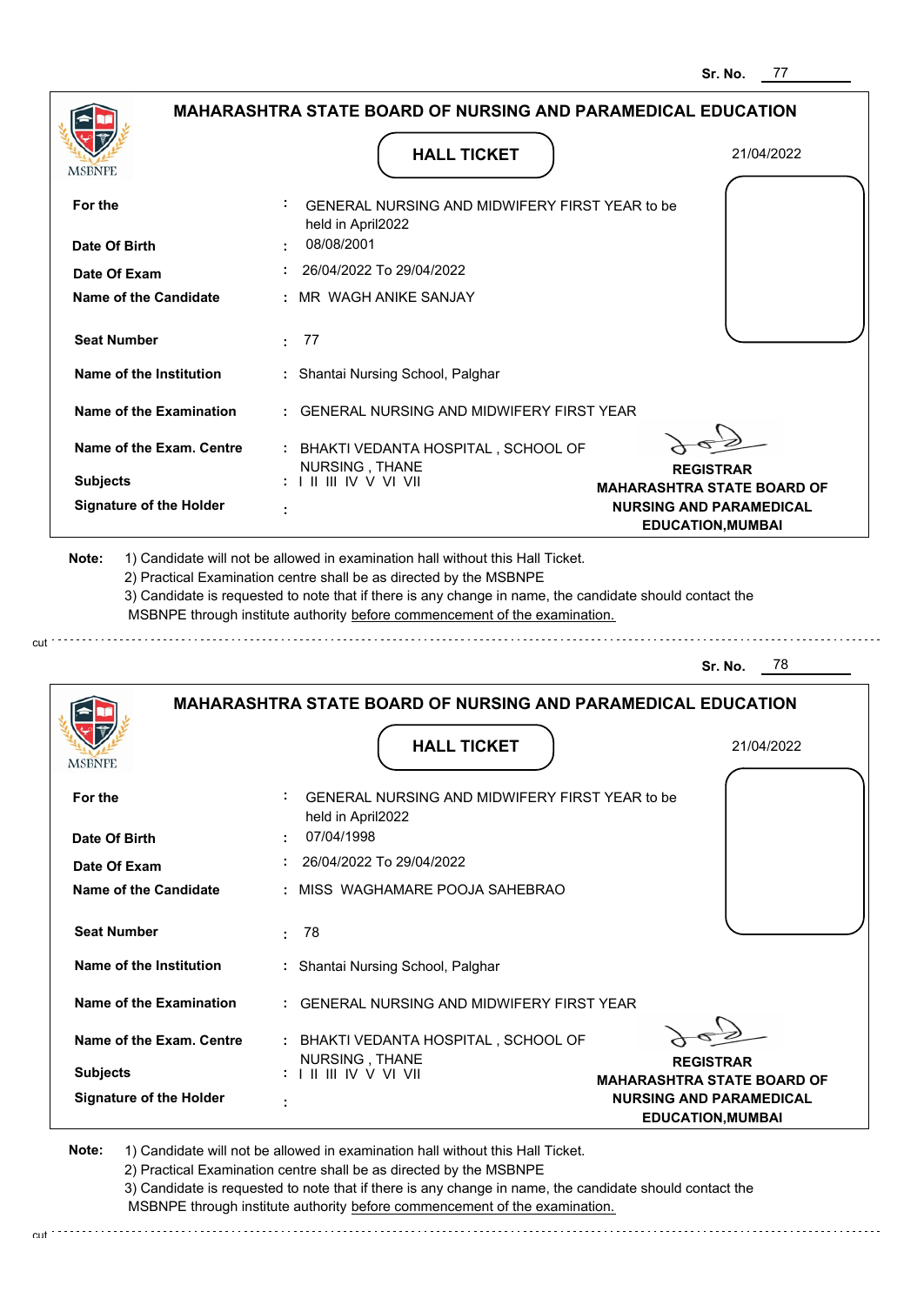Sr. No. 77

## MAHARASHTRA STATE BOARD OF NURSING AND PARAMEDICAL EDUCATION

MSBNPE

### HALL TICKET

21/04/2022

| | | |
|---|---|---|
| **For the** | : | GENERAL NURSING AND MIDWIFERY FIRST YEAR to be held in April2022 |
| **Date Of Birth** | : | 08/08/2001 |
| **Date Of Exam** | : | 26/04/2022 To 29/04/2022 |
| **Name of the Candidate** | : | MR WAGH ANIKE SANJAY |
| **Seat Number** | : | 77 |
| **Name of the Institution** | : | Shantai Nursing School, Palghar |
| **Name of the Examination** | : | GENERAL NURSING AND MIDWIFERY FIRST YEAR |
| **Name of the Exam. Centre** | : | BHAKTI VEDANTA HOSPITAL , SCHOOL OF NURSING , THANE |
| **Subjects** | : | I II III IV V VI VII |
| **Signature of the Holder** | : | |

**REGISTRAR**
**MAHARASHTRA STATE BOARD OF NURSING AND PARAMEDICAL EDUCATION,MUMBAI**

**Note:** 1) Candidate will not be allowed in examination hall without this Hall Ticket.
2) Practical Examination centre shall be as directed by the MSBNPE
3) Candidate is requested to note that if there is any change in name, the candidate should contact the MSBNPE through institute authority before commencement of the examination.

cut

---

Sr. No. 78

## MAHARASHTRA STATE BOARD OF NURSING AND PARAMEDICAL EDUCATION

MSBNPE

### HALL TICKET

21/04/2022

| | | |
|---|---|---|
| **For the** | : | GENERAL NURSING AND MIDWIFERY FIRST YEAR to be held in April2022 |
| **Date Of Birth** | : | 07/04/1998 |
| **Date Of Exam** | : | 26/04/2022 To 29/04/2022 |
| **Name of the Candidate** | : | MISS WAGHAMARE POOJA SAHEBRAO |
| **Seat Number** | : | 78 |
| **Name of the Institution** | : | Shantai Nursing School, Palghar |
| **Name of the Examination** | : | GENERAL NURSING AND MIDWIFERY FIRST YEAR |
| **Name of the Exam. Centre** | : | BHAKTI VEDANTA HOSPITAL , SCHOOL OF NURSING , THANE |
| **Subjects** | : | I II III IV V VI VII |
| **Signature of the Holder** | : | |

**REGISTRAR**
**MAHARASHTRA STATE BOARD OF NURSING AND PARAMEDICAL EDUCATION,MUMBAI**

**Note:** 1) Candidate will not be allowed in examination hall without this Hall Ticket.
2) Practical Examination centre shall be as directed by the MSBNPE
3) Candidate is requested to note that if there is any change in name, the candidate should contact the MSBNPE through institute authority before commencement of the examination.

cut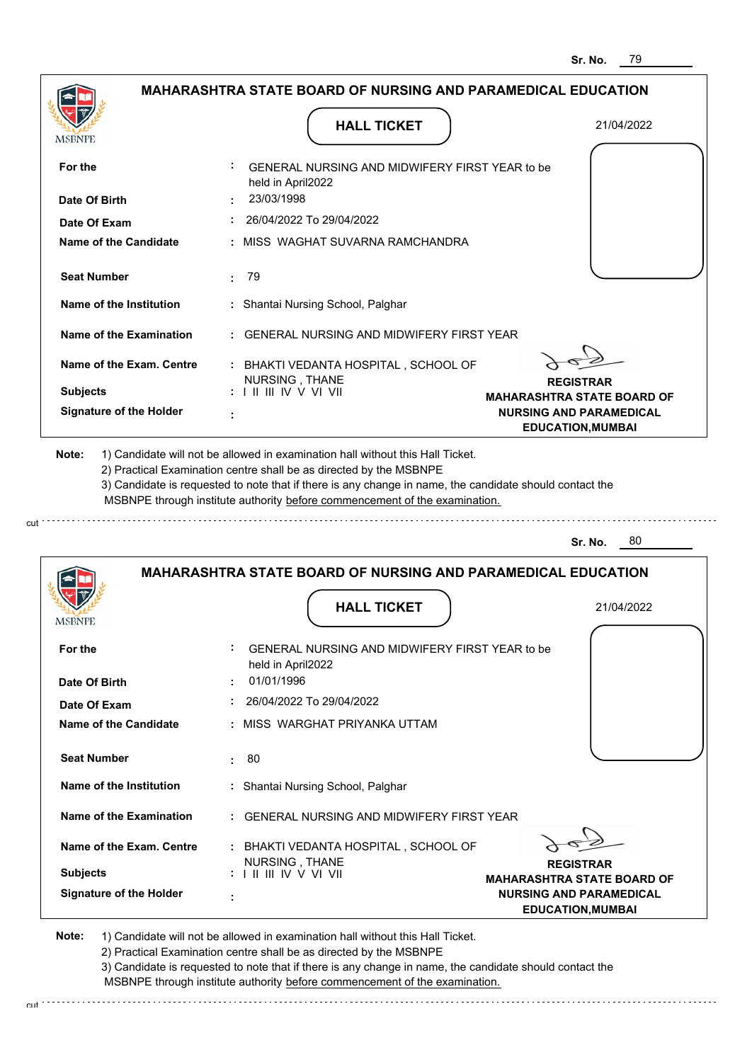Sr. No. 79

## MAHARASHTRA STATE BOARD OF NURSING AND PARAMEDICAL EDUCATION

MSBNPE

### HALL TICKET

21/04/2022

| | | |
|---|---|---|
| **For the** | : | GENERAL NURSING AND MIDWIFERY FIRST YEAR to be held in April2022 |
| **Date Of Birth** | : | 23/03/1998 |
| **Date Of Exam** | : | 26/04/2022 To 29/04/2022 |
| **Name of the Candidate** | : | MISS WAGHAT SUVARNA RAMCHANDRA |
| **Seat Number** | : | 79 |
| **Name of the Institution** | : | Shantai Nursing School, Palghar |
| **Name of the Examination** | : | GENERAL NURSING AND MIDWIFERY FIRST YEAR |
| **Name of the Exam. Centre** | : | BHAKTI VEDANTA HOSPITAL , SCHOOL OF NURSING , THANE |
| **Subjects** | : | I II III IV V VI VII |
| **Signature of the Holder** | : | |

**REGISTRAR**
**MAHARASHTRA STATE BOARD OF NURSING AND PARAMEDICAL EDUCATION,MUMBAI**

**Note:**
1) Candidate will not be allowed in examination hall without this Hall Ticket.
2) Practical Examination centre shall be as directed by the MSBNPE
3) Candidate is requested to note that if there is any change in name, the candidate should contact the MSBNPE through institute authority before commencement of the examination.

cut

---

Sr. No. 80

## MAHARASHTRA STATE BOARD OF NURSING AND PARAMEDICAL EDUCATION

MSBNPE

### HALL TICKET

21/04/2022

| | | |
|---|---|---|
| **For the** | : | GENERAL NURSING AND MIDWIFERY FIRST YEAR to be held in April2022 |
| **Date Of Birth** | : | 01/01/1996 |
| **Date Of Exam** | : | 26/04/2022 To 29/04/2022 |
| **Name of the Candidate** | : | MISS WARGHAT PRIYANKA UTTAM |
| **Seat Number** | : | 80 |
| **Name of the Institution** | : | Shantai Nursing School, Palghar |
| **Name of the Examination** | : | GENERAL NURSING AND MIDWIFERY FIRST YEAR |
| **Name of the Exam. Centre** | : | BHAKTI VEDANTA HOSPITAL , SCHOOL OF NURSING , THANE |
| **Subjects** | : | I II III IV V VI VII |
| **Signature of the Holder** | : | |

**REGISTRAR**
**MAHARASHTRA STATE BOARD OF NURSING AND PARAMEDICAL EDUCATION,MUMBAI**

**Note:**
1) Candidate will not be allowed in examination hall without this Hall Ticket.
2) Practical Examination centre shall be as directed by the MSBNPE
3) Candidate is requested to note that if there is any change in name, the candidate should contact the MSBNPE through institute authority before commencement of the examination.

cut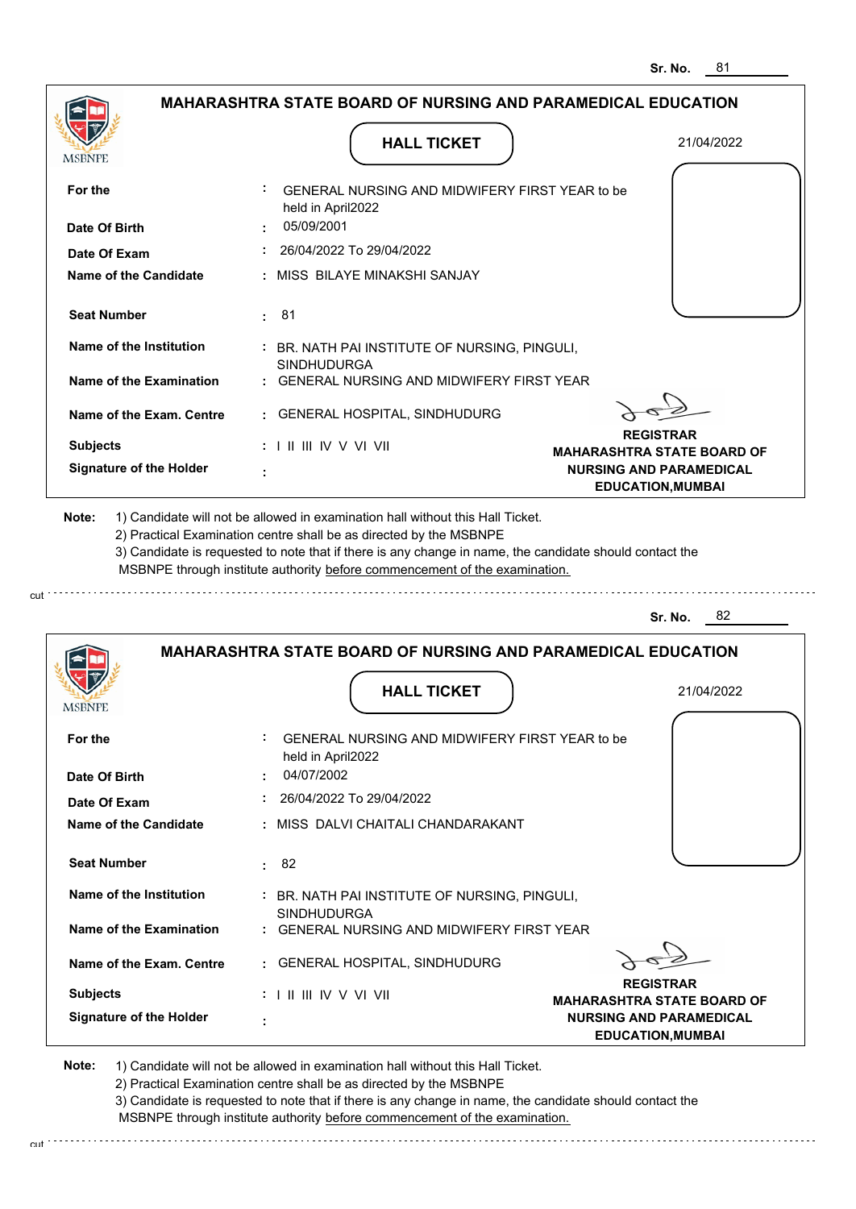Sr. No. 81

## MAHARASHTRA STATE BOARD OF NURSING AND PARAMEDICAL EDUCATION

### HALL TICKET

21/04/2022

| | | |
|---|---|---|
| **For the** | : | GENERAL NURSING AND MIDWIFERY FIRST YEAR to be held in April2022 |
| **Date Of Birth** | : | 05/09/2001 |
| **Date Of Exam** | : | 26/04/2022 To 29/04/2022 |
| **Name of the Candidate** | : | MISS BILAYE MINAKSHI SANJAY |
| **Seat Number** | : | 81 |
| **Name of the Institution** | : | BR. NATH PAI INSTITUTE OF NURSING, PINGULI, SINDHUDURGA |
| **Name of the Examination** | : | GENERAL NURSING AND MIDWIFERY FIRST YEAR |
| **Name of the Exam. Centre** | : | GENERAL HOSPITAL, SINDHUDURG |
| **Subjects** | : | I II III IV V VI VII |
| **Signature of the Holder** | : | |

**REGISTRAR**
**MAHARASHTRA STATE BOARD OF NURSING AND PARAMEDICAL EDUCATION,MUMBAI**

**Note:** 1) Candidate will not be allowed in examination hall without this Hall Ticket.
2) Practical Examination centre shall be as directed by the MSBNPE
3) Candidate is requested to note that if there is any change in name, the candidate should contact the MSBNPE through institute authority before commencement of the examination.

cut

Sr. No. 82

## MAHARASHTRA STATE BOARD OF NURSING AND PARAMEDICAL EDUCATION

### HALL TICKET

21/04/2022

| | | |
|---|---|---|
| **For the** | : | GENERAL NURSING AND MIDWIFERY FIRST YEAR to be held in April2022 |
| **Date Of Birth** | : | 04/07/2002 |
| **Date Of Exam** | : | 26/04/2022 To 29/04/2022 |
| **Name of the Candidate** | : | MISS DALVI CHAITALI CHANDARAKANT |
| **Seat Number** | : | 82 |
| **Name of the Institution** | : | BR. NATH PAI INSTITUTE OF NURSING, PINGULI, SINDHUDURGA |
| **Name of the Examination** | : | GENERAL NURSING AND MIDWIFERY FIRST YEAR |
| **Name of the Exam. Centre** | : | GENERAL HOSPITAL, SINDHUDURG |
| **Subjects** | : | I II III IV V VI VII |
| **Signature of the Holder** | : | |

**REGISTRAR**
**MAHARASHTRA STATE BOARD OF NURSING AND PARAMEDICAL EDUCATION,MUMBAI**

**Note:** 1) Candidate will not be allowed in examination hall without this Hall Ticket.
2) Practical Examination centre shall be as directed by the MSBNPE
3) Candidate is requested to note that if there is any change in name, the candidate should contact the MSBNPE through institute authority before commencement of the examination.

cut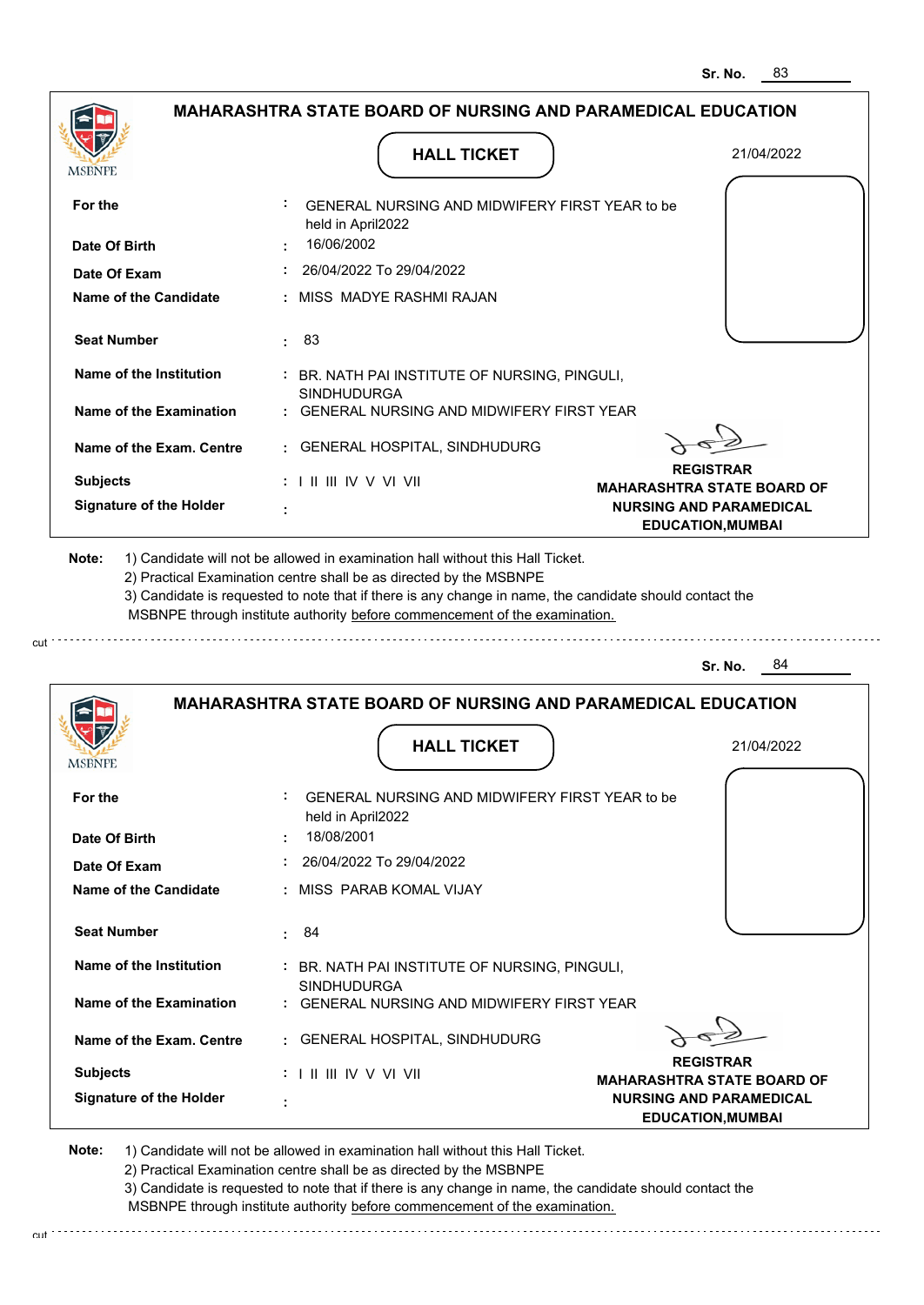Sr. No. 83

## MAHARASHTRA STATE BOARD OF NURSING AND PARAMEDICAL EDUCATION

### HALL TICKET

21/04/2022

| | | |
|---|---|---|
| **For the** | : | GENERAL NURSING AND MIDWIFERY FIRST YEAR to be held in April2022 |
| **Date Of Birth** | : | 16/06/2002 |
| **Date Of Exam** | : | 26/04/2022 To 29/04/2022 |
| **Name of the Candidate** | : | MISS MADYE RASHMI RAJAN |
| **Seat Number** | : | 83 |
| **Name of the Institution** | : | BR. NATH PAI INSTITUTE OF NURSING, PINGULI, SINDHUDURGA |
| **Name of the Examination** | : | GENERAL NURSING AND MIDWIFERY FIRST YEAR |
| **Name of the Exam. Centre** | : | GENERAL HOSPITAL, SINDHUDURG |
| **Subjects** | : | I II III IV V VI VII |
| **Signature of the Holder** | : | |

**REGISTRAR**
**MAHARASHTRA STATE BOARD OF NURSING AND PARAMEDICAL EDUCATION,MUMBAI**

**Note:** 1) Candidate will not be allowed in examination hall without this Hall Ticket.
2) Practical Examination centre shall be as directed by the MSBNPE
3) Candidate is requested to note that if there is any change in name, the candidate should contact the MSBNPE through institute authority before commencement of the examination.

---

Sr. No. 84

## MAHARASHTRA STATE BOARD OF NURSING AND PARAMEDICAL EDUCATION

### HALL TICKET

21/04/2022

| | | |
|---|---|---|
| **For the** | : | GENERAL NURSING AND MIDWIFERY FIRST YEAR to be held in April2022 |
| **Date Of Birth** | : | 18/08/2001 |
| **Date Of Exam** | : | 26/04/2022 To 29/04/2022 |
| **Name of the Candidate** | : | MISS PARAB KOMAL VIJAY |
| **Seat Number** | : | 84 |
| **Name of the Institution** | : | BR. NATH PAI INSTITUTE OF NURSING, PINGULI, SINDHUDURGA |
| **Name of the Examination** | : | GENERAL NURSING AND MIDWIFERY FIRST YEAR |
| **Name of the Exam. Centre** | : | GENERAL HOSPITAL, SINDHUDURG |
| **Subjects** | : | I II III IV V VI VII |
| **Signature of the Holder** | : | |

**REGISTRAR**
**MAHARASHTRA STATE BOARD OF NURSING AND PARAMEDICAL EDUCATION,MUMBAI**

**Note:** 1) Candidate will not be allowed in examination hall without this Hall Ticket.
2) Practical Examination centre shall be as directed by the MSBNPE
3) Candidate is requested to note that if there is any change in name, the candidate should contact the MSBNPE through institute authority before commencement of the examination.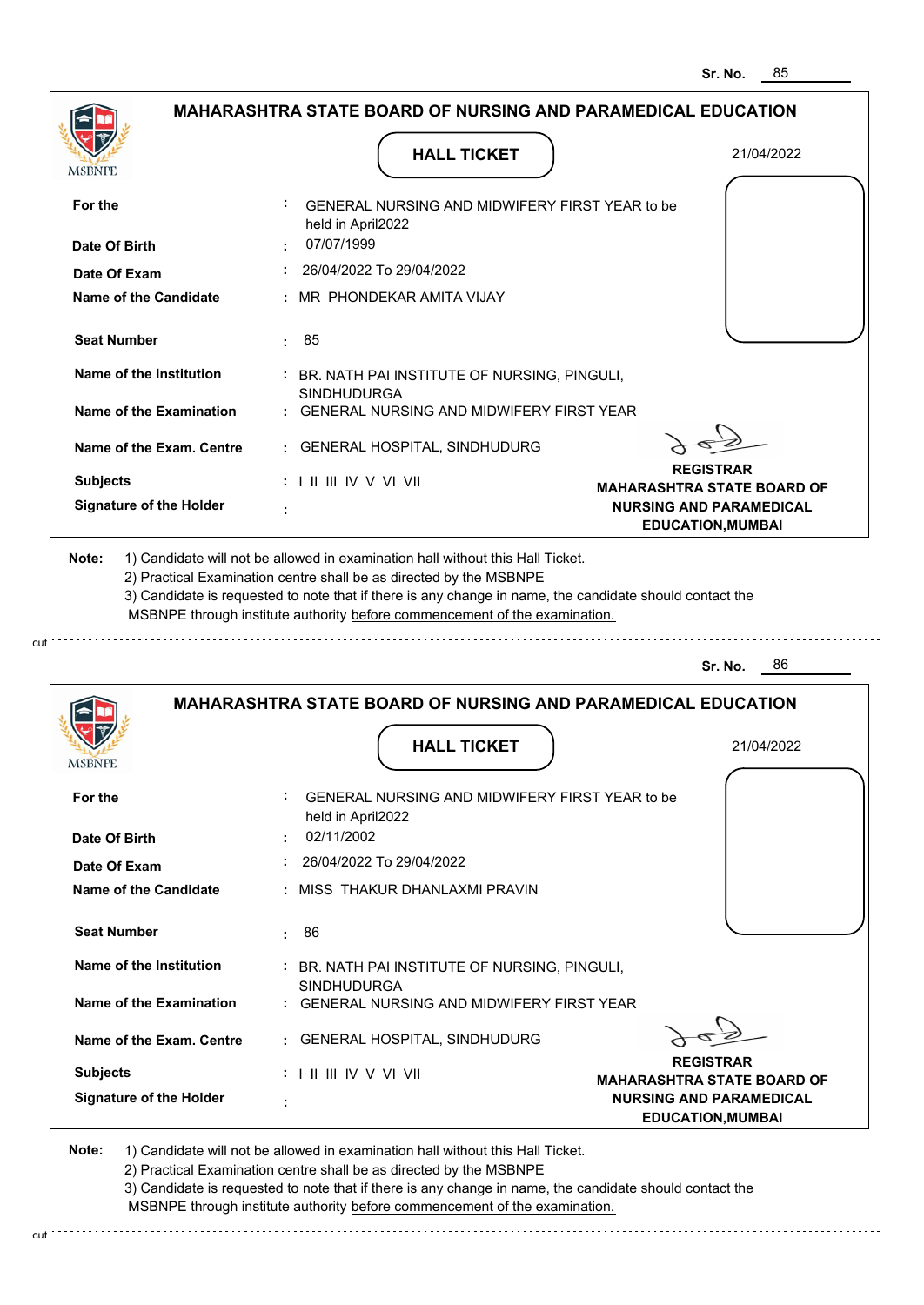Sr. No. 85

## MAHARASHTRA STATE BOARD OF NURSING AND PARAMEDICAL EDUCATION

### HALL TICKET

21/04/2022

| | | |
|---|---|---|
| For the | : | GENERAL NURSING AND MIDWIFERY FIRST YEAR to be held in April2022 |
| Date Of Birth | : | 07/07/1999 |
| Date Of Exam | : | 26/04/2022 To 29/04/2022 |
| Name of the Candidate | : | MR PHONDEKAR AMITA VIJAY |
| Seat Number | : | 85 |
| Name of the Institution | : | BR. NATH PAI INSTITUTE OF NURSING, PINGULI, SINDHUDURGA |
| Name of the Examination | : | GENERAL NURSING AND MIDWIFERY FIRST YEAR |
| Name of the Exam. Centre | : | GENERAL HOSPITAL, SINDHUDURG |
| Subjects | : | I II III IV V VI VII |
| Signature of the Holder | : | |

**REGISTRAR**
**MAHARASHTRA STATE BOARD OF NURSING AND PARAMEDICAL EDUCATION,MUMBAI**

**Note:**
1) Candidate will not be allowed in examination hall without this Hall Ticket.
2) Practical Examination centre shall be as directed by the MSBNPE
3) Candidate is requested to note that if there is any change in name, the candidate should contact the MSBNPE through institute authority before commencement of the examination.

---

Sr. No. 86

## MAHARASHTRA STATE BOARD OF NURSING AND PARAMEDICAL EDUCATION

### HALL TICKET

21/04/2022

| | | |
|---|---|---|
| For the | : | GENERAL NURSING AND MIDWIFERY FIRST YEAR to be held in April2022 |
| Date Of Birth | : | 02/11/2002 |
| Date Of Exam | : | 26/04/2022 To 29/04/2022 |
| Name of the Candidate | : | MISS THAKUR DHANLAXMI PRAVIN |
| Seat Number | : | 86 |
| Name of the Institution | : | BR. NATH PAI INSTITUTE OF NURSING, PINGULI, SINDHUDURGA |
| Name of the Examination | : | GENERAL NURSING AND MIDWIFERY FIRST YEAR |
| Name of the Exam. Centre | : | GENERAL HOSPITAL, SINDHUDURG |
| Subjects | : | I II III IV V VI VII |
| Signature of the Holder | : | |

**REGISTRAR**
**MAHARASHTRA STATE BOARD OF NURSING AND PARAMEDICAL EDUCATION,MUMBAI**

**Note:**
1) Candidate will not be allowed in examination hall without this Hall Ticket.
2) Practical Examination centre shall be as directed by the MSBNPE
3) Candidate is requested to note that if there is any change in name, the candidate should contact the MSBNPE through institute authority before commencement of the examination.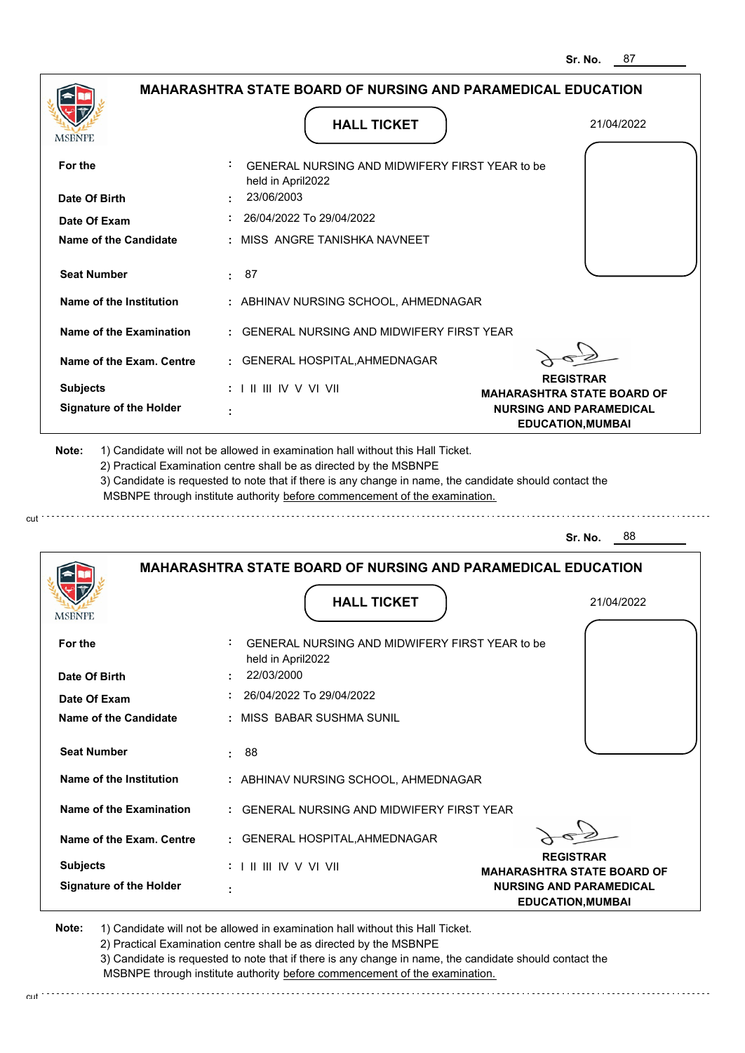Sr. No. 87

## MAHARASHTRA STATE BOARD OF NURSING AND PARAMEDICAL EDUCATION

MSBNPE

### HALL TICKET

21/04/2022

| | | |
|---|---|---|
| For the | : | GENERAL NURSING AND MIDWIFERY FIRST YEAR to be held in April2022 |
| Date Of Birth | : | 23/06/2003 |
| Date Of Exam | : | 26/04/2022 To 29/04/2022 |
| Name of the Candidate | : | MISS ANGRE TANISHKA NAVNEET |
| Seat Number | : | 87 |
| Name of the Institution | : | ABHINAV NURSING SCHOOL, AHMEDNAGAR |
| Name of the Examination | : | GENERAL NURSING AND MIDWIFERY FIRST YEAR |
| Name of the Exam. Centre | : | GENERAL HOSPITAL,AHMEDNAGAR |
| Subjects | : | I II III IV V VI VII |
| Signature of the Holder | : | |

**REGISTRAR**
**MAHARASHTRA STATE BOARD OF NURSING AND PARAMEDICAL EDUCATION,MUMBAI**

**Note:**
1) Candidate will not be allowed in examination hall without this Hall Ticket.
2) Practical Examination centre shall be as directed by the MSBNPE
3) Candidate is requested to note that if there is any change in name, the candidate should contact the MSBNPE through institute authority before commencement of the examination.

cut

Sr. No. 88

## MAHARASHTRA STATE BOARD OF NURSING AND PARAMEDICAL EDUCATION

MSBNPE

### HALL TICKET

21/04/2022

| | | |
|---|---|---|
| For the | : | GENERAL NURSING AND MIDWIFERY FIRST YEAR to be held in April2022 |
| Date Of Birth | : | 22/03/2000 |
| Date Of Exam | : | 26/04/2022 To 29/04/2022 |
| Name of the Candidate | : | MISS BABAR SUSHMA SUNIL |
| Seat Number | : | 88 |
| Name of the Institution | : | ABHINAV NURSING SCHOOL, AHMEDNAGAR |
| Name of the Examination | : | GENERAL NURSING AND MIDWIFERY FIRST YEAR |
| Name of the Exam. Centre | : | GENERAL HOSPITAL,AHMEDNAGAR |
| Subjects | : | I II III IV V VI VII |
| Signature of the Holder | : | |

**REGISTRAR**
**MAHARASHTRA STATE BOARD OF NURSING AND PARAMEDICAL EDUCATION,MUMBAI**

**Note:**
1) Candidate will not be allowed in examination hall without this Hall Ticket.
2) Practical Examination centre shall be as directed by the MSBNPE
3) Candidate is requested to note that if there is any change in name, the candidate should contact the MSBNPE through institute authority before commencement of the examination.

cut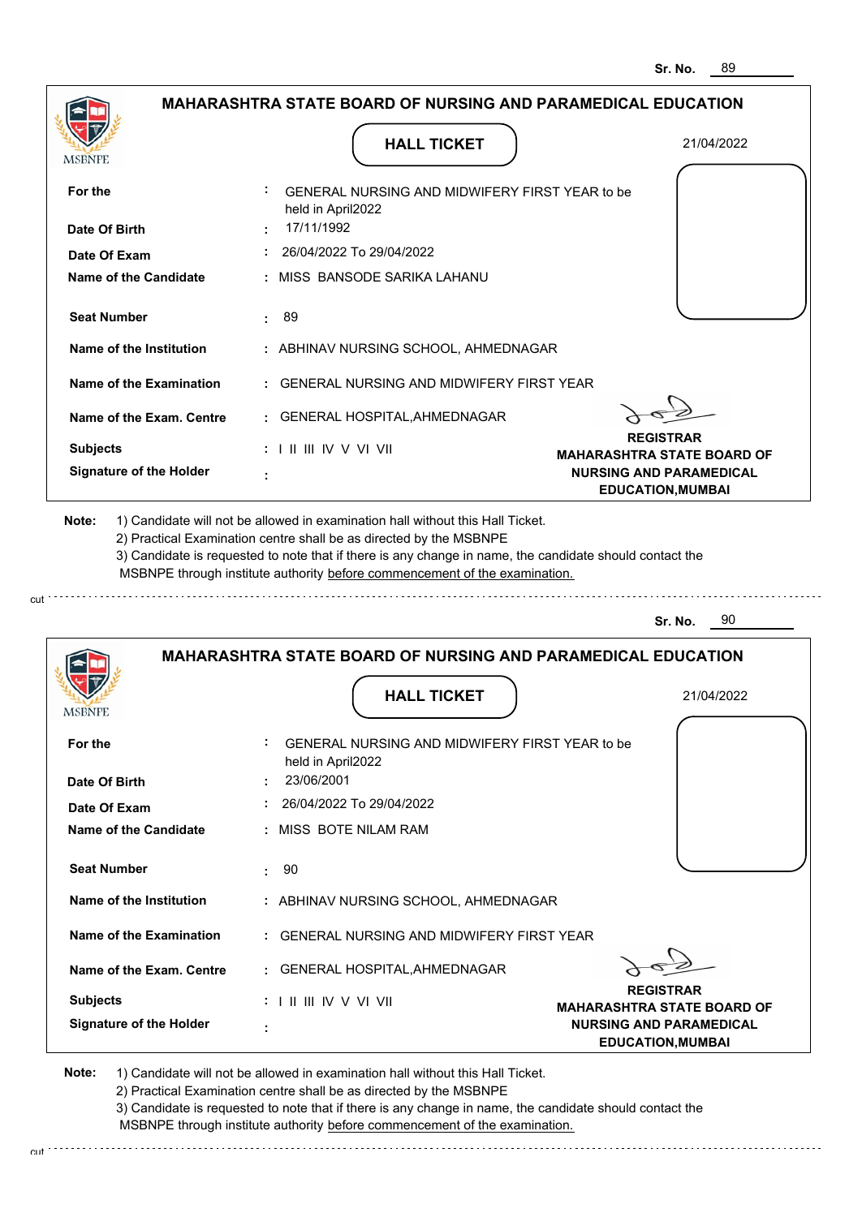Sr. No. 89

## MAHARASHTRA STATE BOARD OF NURSING AND PARAMEDICAL EDUCATION

MSBNPE

### HALL TICKET

21/04/2022

| | | |
|---|---|---|
| **For the** | : | GENERAL NURSING AND MIDWIFERY FIRST YEAR to be held in April2022 |
| **Date Of Birth** | : | 17/11/1992 |
| **Date Of Exam** | : | 26/04/2022 To 29/04/2022 |
| **Name of the Candidate** | : | MISS BANSODE SARIKA LAHANU |
| **Seat Number** | : | 89 |
| **Name of the Institution** | : | ABHINAV NURSING SCHOOL, AHMEDNAGAR |
| **Name of the Examination** | : | GENERAL NURSING AND MIDWIFERY FIRST YEAR |
| **Name of the Exam. Centre** | : | GENERAL HOSPITAL,AHMEDNAGAR |
| **Subjects** | : | I II III IV V VI VII |
| **Signature of the Holder** | : | |

**REGISTRAR**
**MAHARASHTRA STATE BOARD OF NURSING AND PARAMEDICAL EDUCATION,MUMBAI**

**Note:** 1) Candidate will not be allowed in examination hall without this Hall Ticket.
2) Practical Examination centre shall be as directed by the MSBNPE
3) Candidate is requested to note that if there is any change in name, the candidate should contact the MSBNPE through institute authority before commencement of the examination.

cut

Sr. No. 90

## MAHARASHTRA STATE BOARD OF NURSING AND PARAMEDICAL EDUCATION

MSBNPE

### HALL TICKET

21/04/2022

| | | |
|---|---|---|
| **For the** | : | GENERAL NURSING AND MIDWIFERY FIRST YEAR to be held in April2022 |
| **Date Of Birth** | : | 23/06/2001 |
| **Date Of Exam** | : | 26/04/2022 To 29/04/2022 |
| **Name of the Candidate** | : | MISS BOTE NILAM RAM |
| **Seat Number** | : | 90 |
| **Name of the Institution** | : | ABHINAV NURSING SCHOOL, AHMEDNAGAR |
| **Name of the Examination** | : | GENERAL NURSING AND MIDWIFERY FIRST YEAR |
| **Name of the Exam. Centre** | : | GENERAL HOSPITAL,AHMEDNAGAR |
| **Subjects** | : | I II III IV V VI VII |
| **Signature of the Holder** | : | |

**REGISTRAR**
**MAHARASHTRA STATE BOARD OF NURSING AND PARAMEDICAL EDUCATION,MUMBAI**

**Note:** 1) Candidate will not be allowed in examination hall without this Hall Ticket.
2) Practical Examination centre shall be as directed by the MSBNPE
3) Candidate is requested to note that if there is any change in name, the candidate should contact the MSBNPE through institute authority before commencement of the examination.

cut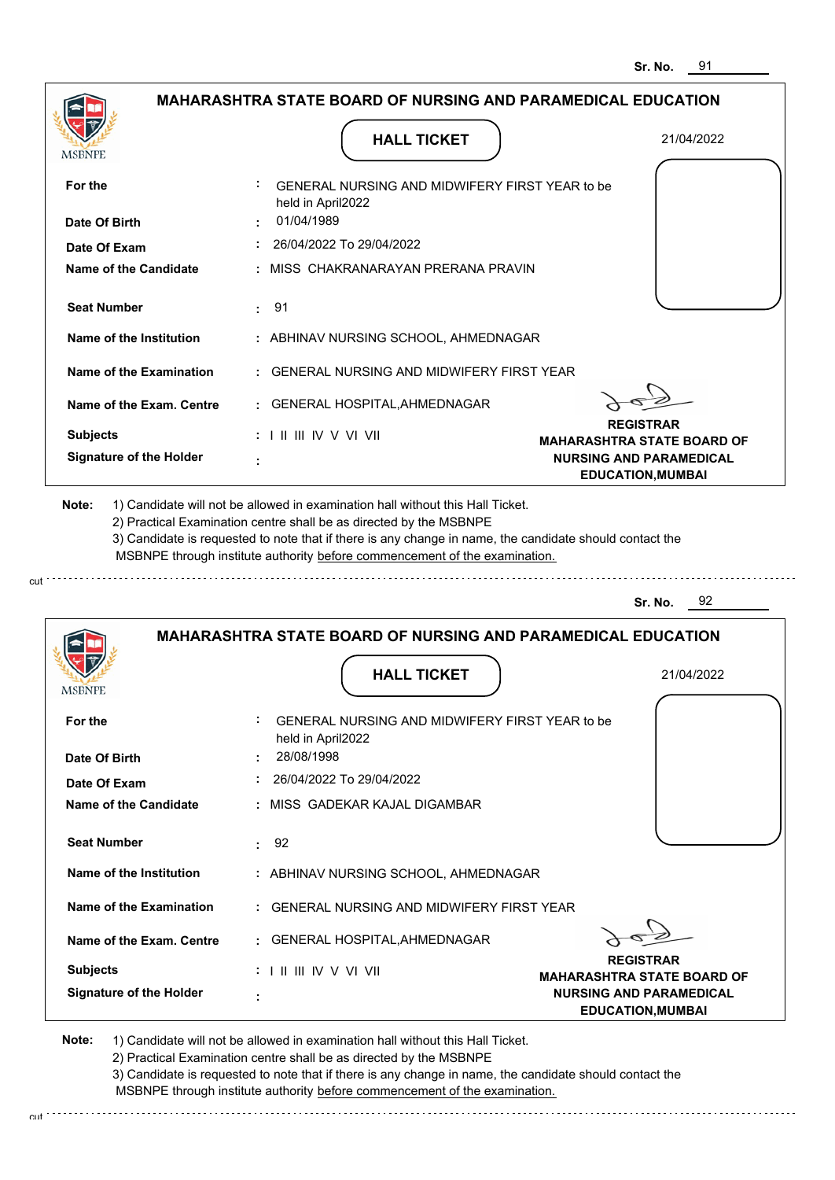Sr. No. 91

## MAHARASHTRA STATE BOARD OF NURSING AND PARAMEDICAL EDUCATION

MSBNPE

### HALL TICKET

21/04/2022

| | | |
|---|---|---|
| For the | : | GENERAL NURSING AND MIDWIFERY FIRST YEAR to be held in April2022 |
| Date Of Birth | : | 01/04/1989 |
| Date Of Exam | : | 26/04/2022 To 29/04/2022 |
| Name of the Candidate | : | MISS CHAKRANARAYAN PRERANA PRAVIN |
| Seat Number | : | 91 |
| Name of the Institution | : | ABHINAV NURSING SCHOOL, AHMEDNAGAR |
| Name of the Examination | : | GENERAL NURSING AND MIDWIFERY FIRST YEAR |
| Name of the Exam. Centre | : | GENERAL HOSPITAL,AHMEDNAGAR |
| Subjects | : | I II III IV V VI VII |
| Signature of the Holder | : | |

**REGISTRAR**
**MAHARASHTRA STATE BOARD OF NURSING AND PARAMEDICAL EDUCATION,MUMBAI**

**Note:** 1) Candidate will not be allowed in examination hall without this Hall Ticket.
2) Practical Examination centre shall be as directed by the MSBNPE
3) Candidate is requested to note that if there is any change in name, the candidate should contact the MSBNPE through institute authority before commencement of the examination.

cut

Sr. No. 92

## MAHARASHTRA STATE BOARD OF NURSING AND PARAMEDICAL EDUCATION

MSBNPE

### HALL TICKET

21/04/2022

| | | |
|---|---|---|
| For the | : | GENERAL NURSING AND MIDWIFERY FIRST YEAR to be held in April2022 |
| Date Of Birth | : | 28/08/1998 |
| Date Of Exam | : | 26/04/2022 To 29/04/2022 |
| Name of the Candidate | : | MISS GADEKAR KAJAL DIGAMBAR |
| Seat Number | : | 92 |
| Name of the Institution | : | ABHINAV NURSING SCHOOL, AHMEDNAGAR |
| Name of the Examination | : | GENERAL NURSING AND MIDWIFERY FIRST YEAR |
| Name of the Exam. Centre | : | GENERAL HOSPITAL,AHMEDNAGAR |
| Subjects | : | I II III IV V VI VII |
| Signature of the Holder | : | |

**REGISTRAR**
**MAHARASHTRA STATE BOARD OF NURSING AND PARAMEDICAL EDUCATION,MUMBAI**

**Note:** 1) Candidate will not be allowed in examination hall without this Hall Ticket.
2) Practical Examination centre shall be as directed by the MSBNPE
3) Candidate is requested to note that if there is any change in name, the candidate should contact the MSBNPE through institute authority before commencement of the examination.

cut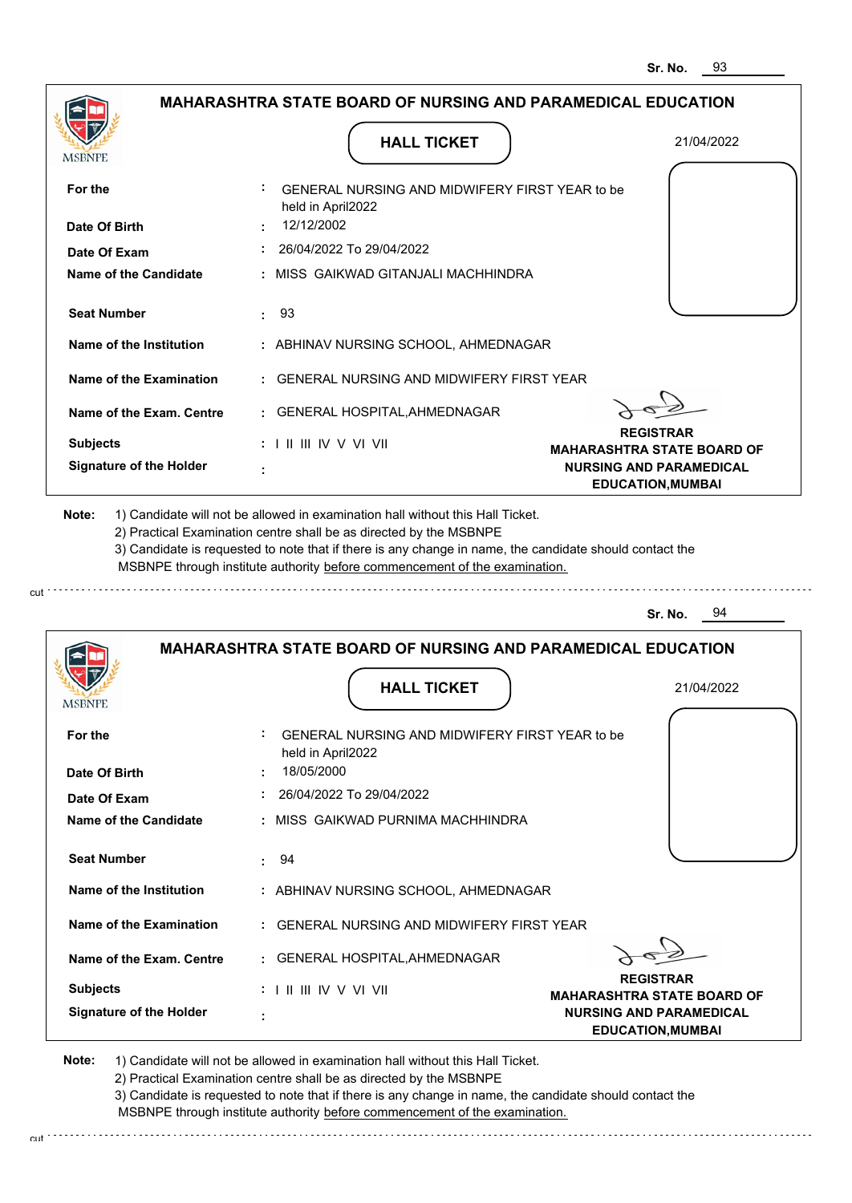Sr. No. 93

## MAHARASHTRA STATE BOARD OF NURSING AND PARAMEDICAL EDUCATION

MSBNPE

**HALL TICKET**

21/04/2022

**For the** : GENERAL NURSING AND MIDWIFERY FIRST YEAR to be held in April2022

**Date Of Birth** : 12/12/2002

**Date Of Exam** : 26/04/2022 To 29/04/2022

**Name of the Candidate** : MISS GAIKWAD GITANJALI MACHHINDRA

**Seat Number** : 93

**Name of the Institution** : ABHINAV NURSING SCHOOL, AHMEDNAGAR

**Name of the Examination** : GENERAL NURSING AND MIDWIFERY FIRST YEAR

**Name of the Exam. Centre** : GENERAL HOSPITAL,AHMEDNAGAR

**Subjects** : I II III IV V VI VII

**Signature of the Holder** :

**REGISTRAR**
**MAHARASHTRA STATE BOARD OF NURSING AND PARAMEDICAL EDUCATION,MUMBAI**

**Note:** 1) Candidate will not be allowed in examination hall without this Hall Ticket.
2) Practical Examination centre shall be as directed by the MSBNPE
3) Candidate is requested to note that if there is any change in name, the candidate should contact the MSBNPE through institute authority before commencement of the examination.

cut

Sr. No. 94

## MAHARASHTRA STATE BOARD OF NURSING AND PARAMEDICAL EDUCATION

MSBNPE

**HALL TICKET**

21/04/2022

**For the** : GENERAL NURSING AND MIDWIFERY FIRST YEAR to be held in April2022

**Date Of Birth** : 18/05/2000

**Date Of Exam** : 26/04/2022 To 29/04/2022

**Name of the Candidate** : MISS GAIKWAD PURNIMA MACHHINDRA

**Seat Number** : 94

**Name of the Institution** : ABHINAV NURSING SCHOOL, AHMEDNAGAR

**Name of the Examination** : GENERAL NURSING AND MIDWIFERY FIRST YEAR

**Name of the Exam. Centre** : GENERAL HOSPITAL,AHMEDNAGAR

**Subjects** : I II III IV V VI VII

**Signature of the Holder** :

**REGISTRAR**
**MAHARASHTRA STATE BOARD OF NURSING AND PARAMEDICAL EDUCATION,MUMBAI**

**Note:** 1) Candidate will not be allowed in examination hall without this Hall Ticket.
2) Practical Examination centre shall be as directed by the MSBNPE
3) Candidate is requested to note that if there is any change in name, the candidate should contact the MSBNPE through institute authority before commencement of the examination.

cut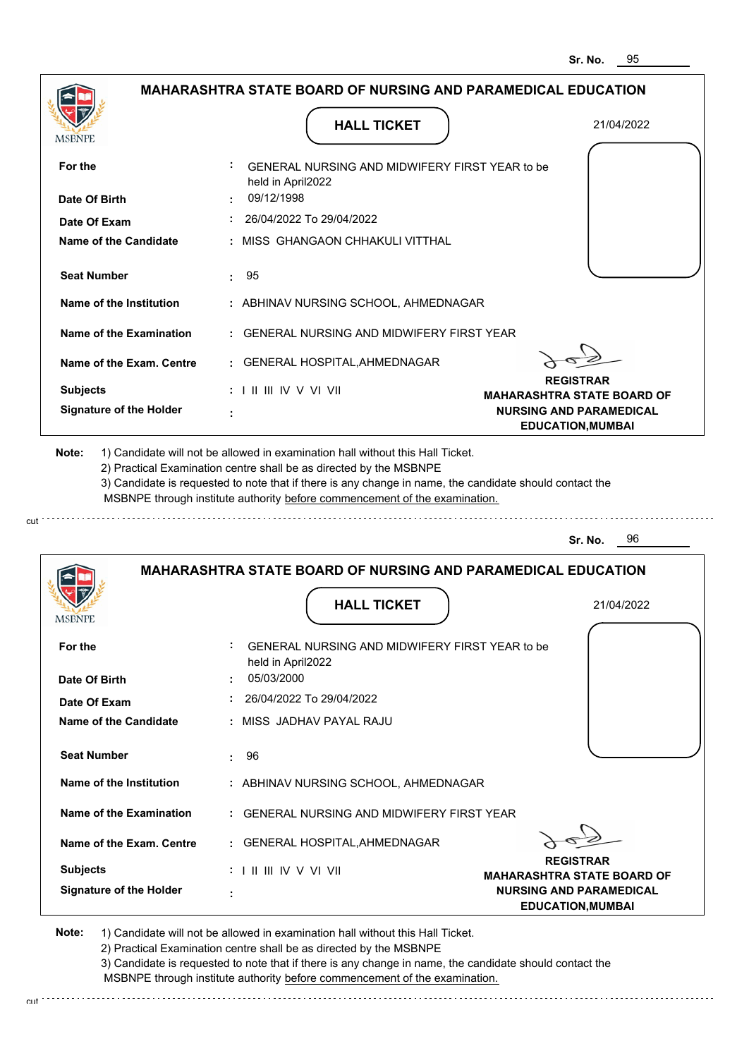Sr. No. 95

## MAHARASHTRA STATE BOARD OF NURSING AND PARAMEDICAL EDUCATION

### HALL TICKET

21/04/2022

| | | |
|---|---|---|
| **For the** | : | GENERAL NURSING AND MIDWIFERY FIRST YEAR to be held in April2022 |
| **Date Of Birth** | : | 09/12/1998 |
| **Date Of Exam** | : | 26/04/2022 To 29/04/2022 |
| **Name of the Candidate** | : | MISS GHANGAON CHHAKULI VITTHAL |
| **Seat Number** | : | 95 |
| **Name of the Institution** | : | ABHINAV NURSING SCHOOL, AHMEDNAGAR |
| **Name of the Examination** | : | GENERAL NURSING AND MIDWIFERY FIRST YEAR |
| **Name of the Exam. Centre** | : | GENERAL HOSPITAL,AHMEDNAGAR |
| **Subjects** | : | I II III IV V VI VII |
| **Signature of the Holder** | : | |

**REGISTRAR**
**MAHARASHTRA STATE BOARD OF NURSING AND PARAMEDICAL EDUCATION,MUMBAI**

**Note:** 1) Candidate will not be allowed in examination hall without this Hall Ticket.
2) Practical Examination centre shall be as directed by the MSBNPE
3) Candidate is requested to note that if there is any change in name, the candidate should contact the MSBNPE through institute authority before commencement of the examination.

cut

Sr. No. 96

## MAHARASHTRA STATE BOARD OF NURSING AND PARAMEDICAL EDUCATION

### HALL TICKET

21/04/2022

| | | |
|---|---|---|
| **For the** | : | GENERAL NURSING AND MIDWIFERY FIRST YEAR to be held in April2022 |
| **Date Of Birth** | : | 05/03/2000 |
| **Date Of Exam** | : | 26/04/2022 To 29/04/2022 |
| **Name of the Candidate** | : | MISS JADHAV PAYAL RAJU |
| **Seat Number** | : | 96 |
| **Name of the Institution** | : | ABHINAV NURSING SCHOOL, AHMEDNAGAR |
| **Name of the Examination** | : | GENERAL NURSING AND MIDWIFERY FIRST YEAR |
| **Name of the Exam. Centre** | : | GENERAL HOSPITAL,AHMEDNAGAR |
| **Subjects** | : | I II III IV V VI VII |
| **Signature of the Holder** | : | |

**REGISTRAR**
**MAHARASHTRA STATE BOARD OF NURSING AND PARAMEDICAL EDUCATION,MUMBAI**

**Note:** 1) Candidate will not be allowed in examination hall without this Hall Ticket.
2) Practical Examination centre shall be as directed by the MSBNPE
3) Candidate is requested to note that if there is any change in name, the candidate should contact the MSBNPE through institute authority before commencement of the examination.

cut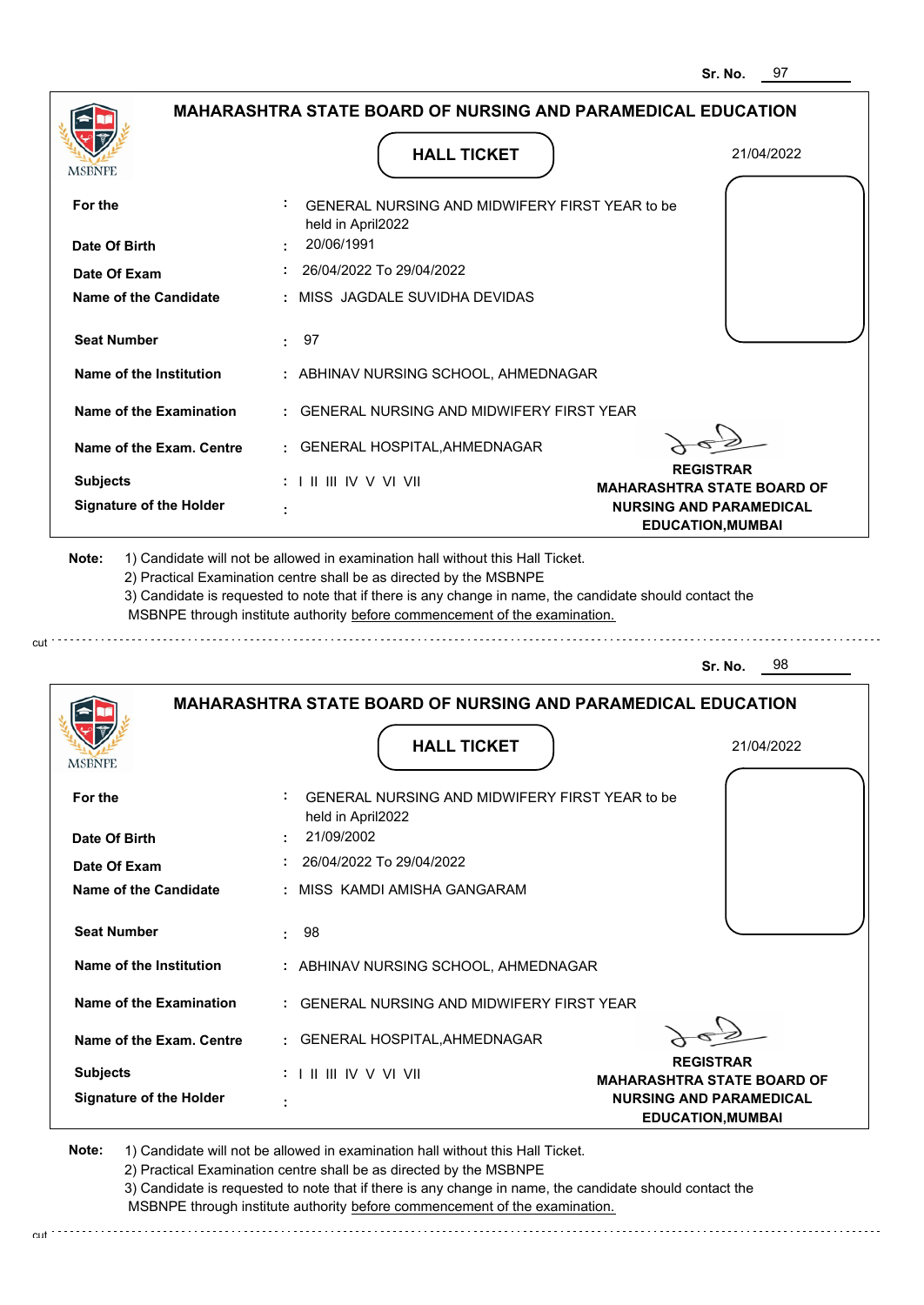Sr. No. 97

## MAHARASHTRA STATE BOARD OF NURSING AND PARAMEDICAL EDUCATION

MSBNPE

**HALL TICKET**

21/04/2022

| | | |
|---|---|---|
| **For the** | : | GENERAL NURSING AND MIDWIFERY FIRST YEAR to be held in April2022 |
| **Date Of Birth** | : | 20/06/1991 |
| **Date Of Exam** | : | 26/04/2022 To 29/04/2022 |
| **Name of the Candidate** | : | MISS JAGDALE SUVIDHA DEVIDAS |
| **Seat Number** | : | 97 |
| **Name of the Institution** | : | ABHINAV NURSING SCHOOL, AHMEDNAGAR |
| **Name of the Examination** | : | GENERAL NURSING AND MIDWIFERY FIRST YEAR |
| **Name of the Exam. Centre** | : | GENERAL HOSPITAL,AHMEDNAGAR |
| **Subjects** | : | I II III IV V VI VII |
| **Signature of the Holder** | : | |

**REGISTRAR**
**MAHARASHTRA STATE BOARD OF NURSING AND PARAMEDICAL EDUCATION,MUMBAI**

**Note:**
1) Candidate will not be allowed in examination hall without this Hall Ticket.
2) Practical Examination centre shall be as directed by the MSBNPE
3) Candidate is requested to note that if there is any change in name, the candidate should contact the MSBNPE through institute authority before commencement of the examination.

cut

Sr. No. 98

## MAHARASHTRA STATE BOARD OF NURSING AND PARAMEDICAL EDUCATION

MSBNPE

**HALL TICKET**

21/04/2022

| | | |
|---|---|---|
| **For the** | : | GENERAL NURSING AND MIDWIFERY FIRST YEAR to be held in April2022 |
| **Date Of Birth** | : | 21/09/2002 |
| **Date Of Exam** | : | 26/04/2022 To 29/04/2022 |
| **Name of the Candidate** | : | MISS KAMDI AMISHA GANGARAM |
| **Seat Number** | : | 98 |
| **Name of the Institution** | : | ABHINAV NURSING SCHOOL, AHMEDNAGAR |
| **Name of the Examination** | : | GENERAL NURSING AND MIDWIFERY FIRST YEAR |
| **Name of the Exam. Centre** | : | GENERAL HOSPITAL,AHMEDNAGAR |
| **Subjects** | : | I II III IV V VI VII |
| **Signature of the Holder** | : | |

**REGISTRAR**
**MAHARASHTRA STATE BOARD OF NURSING AND PARAMEDICAL EDUCATION,MUMBAI**

**Note:**
1) Candidate will not be allowed in examination hall without this Hall Ticket.
2) Practical Examination centre shall be as directed by the MSBNPE
3) Candidate is requested to note that if there is any change in name, the candidate should contact the MSBNPE through institute authority before commencement of the examination.

cut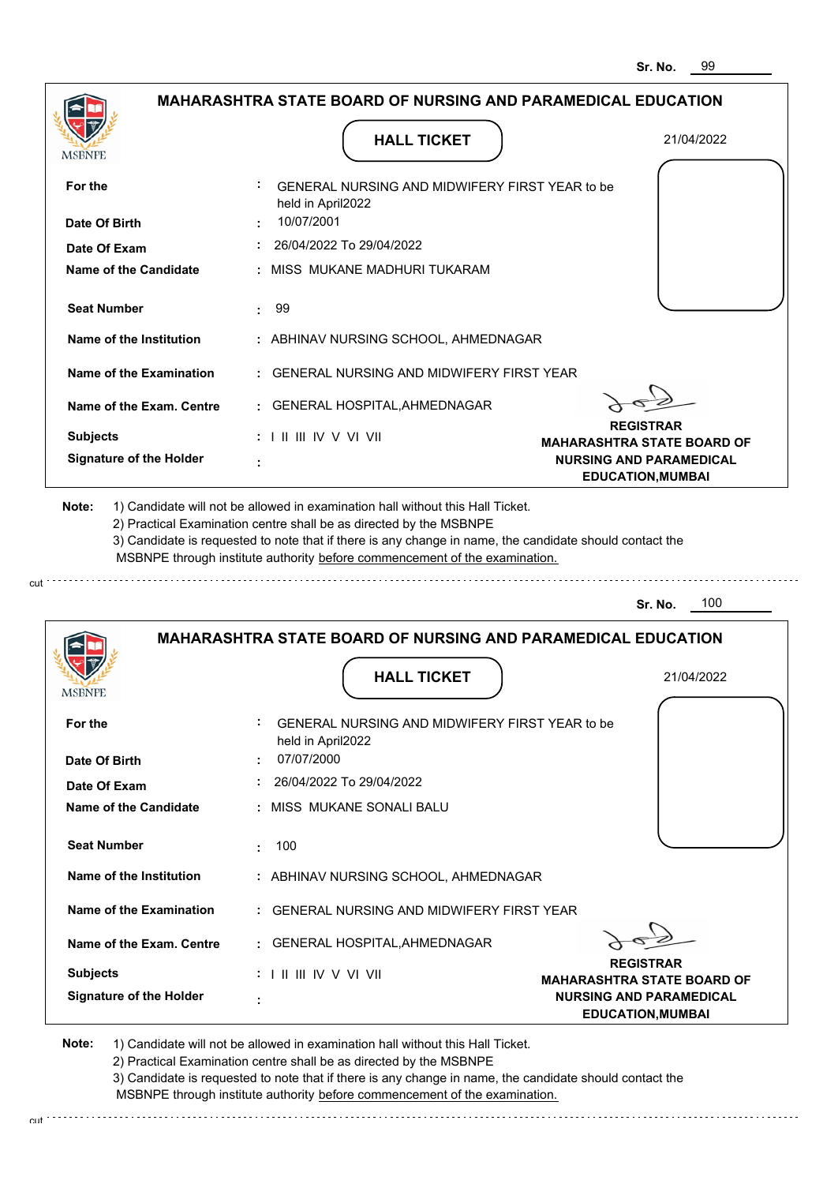Sr. No. 99

## MAHARASHTRA STATE BOARD OF NURSING AND PARAMEDICAL EDUCATION

MSBNPE

### HALL TICKET

21/04/2022

| | | |
|---|---|---|
| For the | : | GENERAL NURSING AND MIDWIFERY FIRST YEAR to be held in April2022 |
| Date Of Birth | : | 10/07/2001 |
| Date Of Exam | : | 26/04/2022 To 29/04/2022 |
| Name of the Candidate | : | MISS MUKANE MADHURI TUKARAM |
| Seat Number | : | 99 |
| Name of the Institution | : | ABHINAV NURSING SCHOOL, AHMEDNAGAR |
| Name of the Examination | : | GENERAL NURSING AND MIDWIFERY FIRST YEAR |
| Name of the Exam. Centre | : | GENERAL HOSPITAL,AHMEDNAGAR |
| Subjects | : | I II III IV V VI VII |
| Signature of the Holder | : | |

**REGISTRAR**
**MAHARASHTRA STATE BOARD OF NURSING AND PARAMEDICAL EDUCATION,MUMBAI**

**Note:**
1) Candidate will not be allowed in examination hall without this Hall Ticket.
2) Practical Examination centre shall be as directed by the MSBNPE
3) Candidate is requested to note that if there is any change in name, the candidate should contact the MSBNPE through institute authority before commencement of the examination.

cut

Sr. No. 100

## MAHARASHTRA STATE BOARD OF NURSING AND PARAMEDICAL EDUCATION

MSBNPE

### HALL TICKET

21/04/2022

| | | |
|---|---|---|
| For the | : | GENERAL NURSING AND MIDWIFERY FIRST YEAR to be held in April2022 |
| Date Of Birth | : | 07/07/2000 |
| Date Of Exam | : | 26/04/2022 To 29/04/2022 |
| Name of the Candidate | : | MISS MUKANE SONALI BALU |
| Seat Number | : | 100 |
| Name of the Institution | : | ABHINAV NURSING SCHOOL, AHMEDNAGAR |
| Name of the Examination | : | GENERAL NURSING AND MIDWIFERY FIRST YEAR |
| Name of the Exam. Centre | : | GENERAL HOSPITAL,AHMEDNAGAR |
| Subjects | : | I II III IV V VI VII |
| Signature of the Holder | : | |

**REGISTRAR**
**MAHARASHTRA STATE BOARD OF NURSING AND PARAMEDICAL EDUCATION,MUMBAI**

**Note:**
1) Candidate will not be allowed in examination hall without this Hall Ticket.
2) Practical Examination centre shall be as directed by the MSBNPE
3) Candidate is requested to note that if there is any change in name, the candidate should contact the MSBNPE through institute authority before commencement of the examination.

cut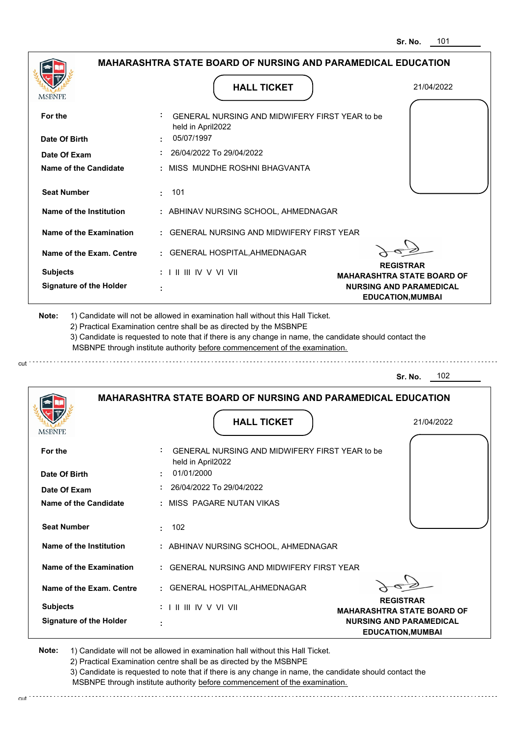Sr. No. 101

## MAHARASHTRA STATE BOARD OF NURSING AND PARAMEDICAL EDUCATION

MSBNPE

### HALL TICKET

21/04/2022

| | | |
|---|---|---|
| **For the** | : | GENERAL NURSING AND MIDWIFERY FIRST YEAR to be held in April2022 |
| **Date Of Birth** | : | 05/07/1997 |
| **Date Of Exam** | : | 26/04/2022 To 29/04/2022 |
| **Name of the Candidate** | : | MISS MUNDHE ROSHNI BHAGVANTA |
| **Seat Number** | : | 101 |
| **Name of the Institution** | : | ABHINAV NURSING SCHOOL, AHMEDNAGAR |
| **Name of the Examination** | : | GENERAL NURSING AND MIDWIFERY FIRST YEAR |
| **Name of the Exam. Centre** | : | GENERAL HOSPITAL,AHMEDNAGAR |
| **Subjects** | : | I II III IV V VI VII |
| **Signature of the Holder** | : | |

**REGISTRAR**
**MAHARASHTRA STATE BOARD OF NURSING AND PARAMEDICAL EDUCATION,MUMBAI**

**Note:**
1) Candidate will not be allowed in examination hall without this Hall Ticket.
2) Practical Examination centre shall be as directed by the MSBNPE
3) Candidate is requested to note that if there is any change in name, the candidate should contact the MSBNPE through institute authority before commencement of the examination.

cut

---

Sr. No. 102

## MAHARASHTRA STATE BOARD OF NURSING AND PARAMEDICAL EDUCATION

MSBNPE

### HALL TICKET

21/04/2022

| | | |
|---|---|---|
| **For the** | : | GENERAL NURSING AND MIDWIFERY FIRST YEAR to be held in April2022 |
| **Date Of Birth** | : | 01/01/2000 |
| **Date Of Exam** | : | 26/04/2022 To 29/04/2022 |
| **Name of the Candidate** | : | MISS PAGARE NUTAN VIKAS |
| **Seat Number** | : | 102 |
| **Name of the Institution** | : | ABHINAV NURSING SCHOOL, AHMEDNAGAR |
| **Name of the Examination** | : | GENERAL NURSING AND MIDWIFERY FIRST YEAR |
| **Name of the Exam. Centre** | : | GENERAL HOSPITAL,AHMEDNAGAR |
| **Subjects** | : | I II III IV V VI VII |
| **Signature of the Holder** | : | |

**REGISTRAR**
**MAHARASHTRA STATE BOARD OF NURSING AND PARAMEDICAL EDUCATION,MUMBAI**

**Note:**
1) Candidate will not be allowed in examination hall without this Hall Ticket.
2) Practical Examination centre shall be as directed by the MSBNPE
3) Candidate is requested to note that if there is any change in name, the candidate should contact the MSBNPE through institute authority before commencement of the examination.

cut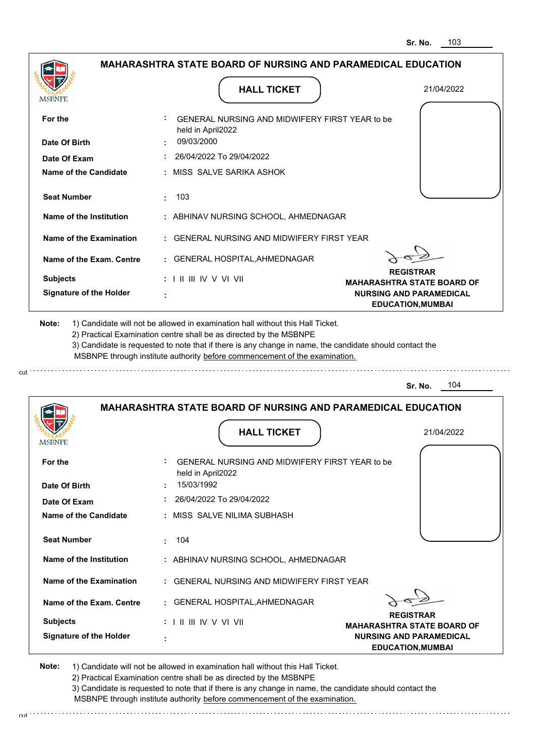Sr. No. 103

## MAHARASHTRA STATE BOARD OF NURSING AND PARAMEDICAL EDUCATION

MSBNPE

### HALL TICKET

21/04/2022

| | | |
|---|---|---|
| **For the** | : | GENERAL NURSING AND MIDWIFERY FIRST YEAR to be held in April2022 |
| **Date Of Birth** | : | 09/03/2000 |
| **Date Of Exam** | : | 26/04/2022 To 29/04/2022 |
| **Name of the Candidate** | : | MISS SALVE SARIKA ASHOK |
| **Seat Number** | : | 103 |
| **Name of the Institution** | : | ABHINAV NURSING SCHOOL, AHMEDNAGAR |
| **Name of the Examination** | : | GENERAL NURSING AND MIDWIFERY FIRST YEAR |
| **Name of the Exam. Centre** | : | GENERAL HOSPITAL,AHMEDNAGAR |
| **Subjects** | : | I II III IV V VI VII |
| **Signature of the Holder** | : | |

**REGISTRAR**
**MAHARASHTRA STATE BOARD OF NURSING AND PARAMEDICAL EDUCATION,MUMBAI**

**Note:** 1) Candidate will not be allowed in examination hall without this Hall Ticket.
2) Practical Examination centre shall be as directed by the MSBNPE
3) Candidate is requested to note that if there is any change in name, the candidate should contact the MSBNPE through institute authority before commencement of the examination.

cut

Sr. No. 104

## MAHARASHTRA STATE BOARD OF NURSING AND PARAMEDICAL EDUCATION

MSBNPE

### HALL TICKET

21/04/2022

| | | |
|---|---|---|
| **For the** | : | GENERAL NURSING AND MIDWIFERY FIRST YEAR to be held in April2022 |
| **Date Of Birth** | : | 15/03/1992 |
| **Date Of Exam** | : | 26/04/2022 To 29/04/2022 |
| **Name of the Candidate** | : | MISS SALVE NILIMA SUBHASH |
| **Seat Number** | : | 104 |
| **Name of the Institution** | : | ABHINAV NURSING SCHOOL, AHMEDNAGAR |
| **Name of the Examination** | : | GENERAL NURSING AND MIDWIFERY FIRST YEAR |
| **Name of the Exam. Centre** | : | GENERAL HOSPITAL,AHMEDNAGAR |
| **Subjects** | : | I II III IV V VI VII |
| **Signature of the Holder** | : | |

**REGISTRAR**
**MAHARASHTRA STATE BOARD OF NURSING AND PARAMEDICAL EDUCATION,MUMBAI**

**Note:** 1) Candidate will not be allowed in examination hall without this Hall Ticket.
2) Practical Examination centre shall be as directed by the MSBNPE
3) Candidate is requested to note that if there is any change in name, the candidate should contact the MSBNPE through institute authority before commencement of the examination.

cut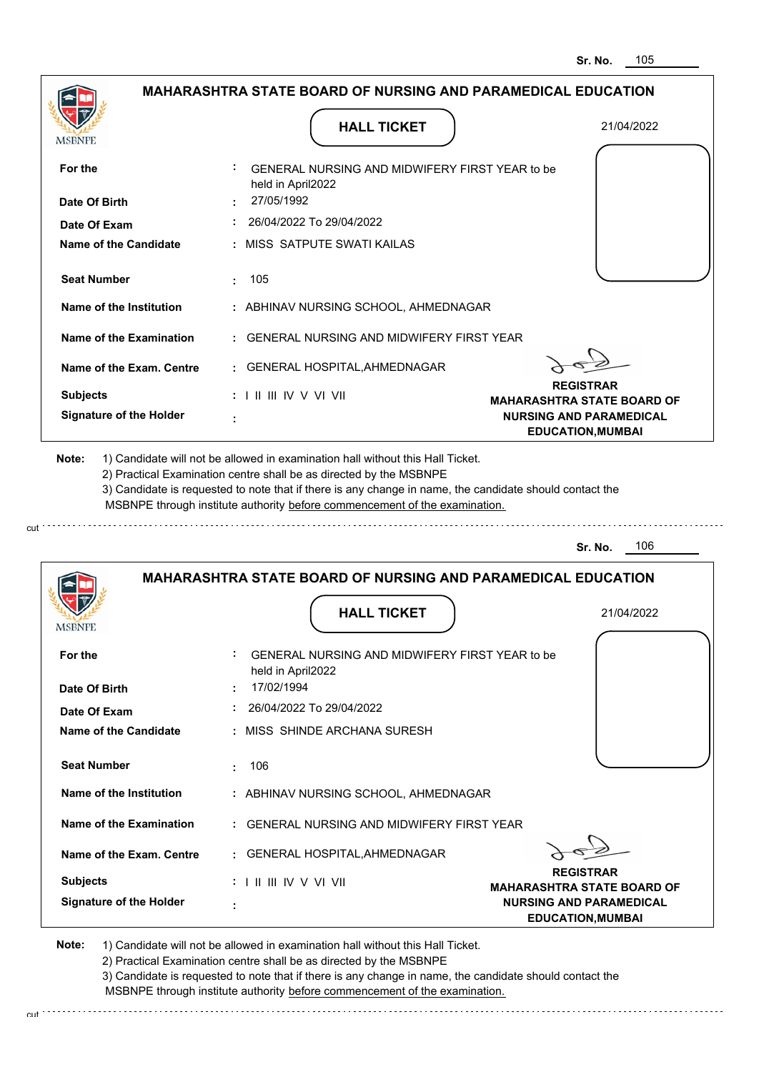Sr. No. 105

## MAHARASHTRA STATE BOARD OF NURSING AND PARAMEDICAL EDUCATION

MSBNPE

**HALL TICKET**

21/04/2022

| | | |
|---|---|---|
| **For the** | : | GENERAL NURSING AND MIDWIFERY FIRST YEAR to be held in April2022 |
| **Date Of Birth** | : | 27/05/1992 |
| **Date Of Exam** | : | 26/04/2022 To 29/04/2022 |
| **Name of the Candidate** | : | MISS SATPUTE SWATI KAILAS |
| **Seat Number** | : | 105 |
| **Name of the Institution** | : | ABHINAV NURSING SCHOOL, AHMEDNAGAR |
| **Name of the Examination** | : | GENERAL NURSING AND MIDWIFERY FIRST YEAR |
| **Name of the Exam. Centre** | : | GENERAL HOSPITAL,AHMEDNAGAR |
| **Subjects** | : | I II III IV V VI VII |
| **Signature of the Holder** | : | |

**REGISTRAR**
**MAHARASHTRA STATE BOARD OF NURSING AND PARAMEDICAL EDUCATION,MUMBAI**

**Note:** 1) Candidate will not be allowed in examination hall without this Hall Ticket.
2) Practical Examination centre shall be as directed by the MSBNPE
3) Candidate is requested to note that if there is any change in name, the candidate should contact the MSBNPE through institute authority before commencement of the examination.

cut

---

Sr. No. 106

## MAHARASHTRA STATE BOARD OF NURSING AND PARAMEDICAL EDUCATION

MSBNPE

**HALL TICKET**

21/04/2022

| | | |
|---|---|---|
| **For the** | : | GENERAL NURSING AND MIDWIFERY FIRST YEAR to be held in April2022 |
| **Date Of Birth** | : | 17/02/1994 |
| **Date Of Exam** | : | 26/04/2022 To 29/04/2022 |
| **Name of the Candidate** | : | MISS SHINDE ARCHANA SURESH |
| **Seat Number** | : | 106 |
| **Name of the Institution** | : | ABHINAV NURSING SCHOOL, AHMEDNAGAR |
| **Name of the Examination** | : | GENERAL NURSING AND MIDWIFERY FIRST YEAR |
| **Name of the Exam. Centre** | : | GENERAL HOSPITAL,AHMEDNAGAR |
| **Subjects** | : | I II III IV V VI VII |
| **Signature of the Holder** | : | |

**REGISTRAR**
**MAHARASHTRA STATE BOARD OF NURSING AND PARAMEDICAL EDUCATION,MUMBAI**

**Note:** 1) Candidate will not be allowed in examination hall without this Hall Ticket.
2) Practical Examination centre shall be as directed by the MSBNPE
3) Candidate is requested to note that if there is any change in name, the candidate should contact the MSBNPE through institute authority before commencement of the examination.

cut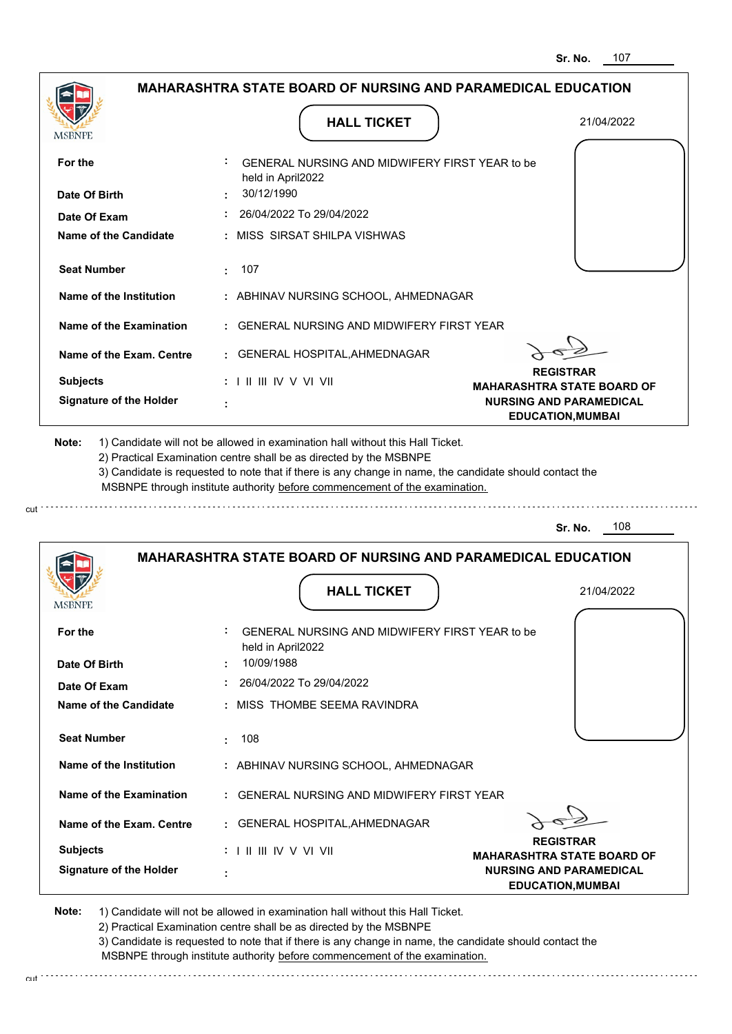Sr. No. 107

## MAHARASHTRA STATE BOARD OF NURSING AND PARAMEDICAL EDUCATION

MSBNPE

**HALL TICKET**

21/04/2022

| | | |
|---|---|---|
| **For the** | : | GENERAL NURSING AND MIDWIFERY FIRST YEAR to be held in April2022 |
| **Date Of Birth** | : | 30/12/1990 |
| **Date Of Exam** | : | 26/04/2022 To 29/04/2022 |
| **Name of the Candidate** | : | MISS SIRSAT SHILPA VISHWAS |
| **Seat Number** | : | 107 |
| **Name of the Institution** | : | ABHINAV NURSING SCHOOL, AHMEDNAGAR |
| **Name of the Examination** | : | GENERAL NURSING AND MIDWIFERY FIRST YEAR |
| **Name of the Exam. Centre** | : | GENERAL HOSPITAL,AHMEDNAGAR |
| **Subjects** | : | I II III IV V VI VII |
| **Signature of the Holder** | : | |

**REGISTRAR**
**MAHARASHTRA STATE BOARD OF NURSING AND PARAMEDICAL EDUCATION,MUMBAI**

**Note:** 1) Candidate will not be allowed in examination hall without this Hall Ticket.
2) Practical Examination centre shall be as directed by the MSBNPE
3) Candidate is requested to note that if there is any change in name, the candidate should contact the MSBNPE through institute authority before commencement of the examination.

cut

Sr. No. 108

## MAHARASHTRA STATE BOARD OF NURSING AND PARAMEDICAL EDUCATION

MSBNPE

**HALL TICKET**

21/04/2022

| | | |
|---|---|---|
| **For the** | : | GENERAL NURSING AND MIDWIFERY FIRST YEAR to be held in April2022 |
| **Date Of Birth** | : | 10/09/1988 |
| **Date Of Exam** | : | 26/04/2022 To 29/04/2022 |
| **Name of the Candidate** | : | MISS THOMBE SEEMA RAVINDRA |
| **Seat Number** | : | 108 |
| **Name of the Institution** | : | ABHINAV NURSING SCHOOL, AHMEDNAGAR |
| **Name of the Examination** | : | GENERAL NURSING AND MIDWIFERY FIRST YEAR |
| **Name of the Exam. Centre** | : | GENERAL HOSPITAL,AHMEDNAGAR |
| **Subjects** | : | I II III IV V VI VII |
| **Signature of the Holder** | : | |

**REGISTRAR**
**MAHARASHTRA STATE BOARD OF NURSING AND PARAMEDICAL EDUCATION,MUMBAI**

**Note:** 1) Candidate will not be allowed in examination hall without this Hall Ticket.
2) Practical Examination centre shall be as directed by the MSBNPE
3) Candidate is requested to note that if there is any change in name, the candidate should contact the MSBNPE through institute authority before commencement of the examination.

cut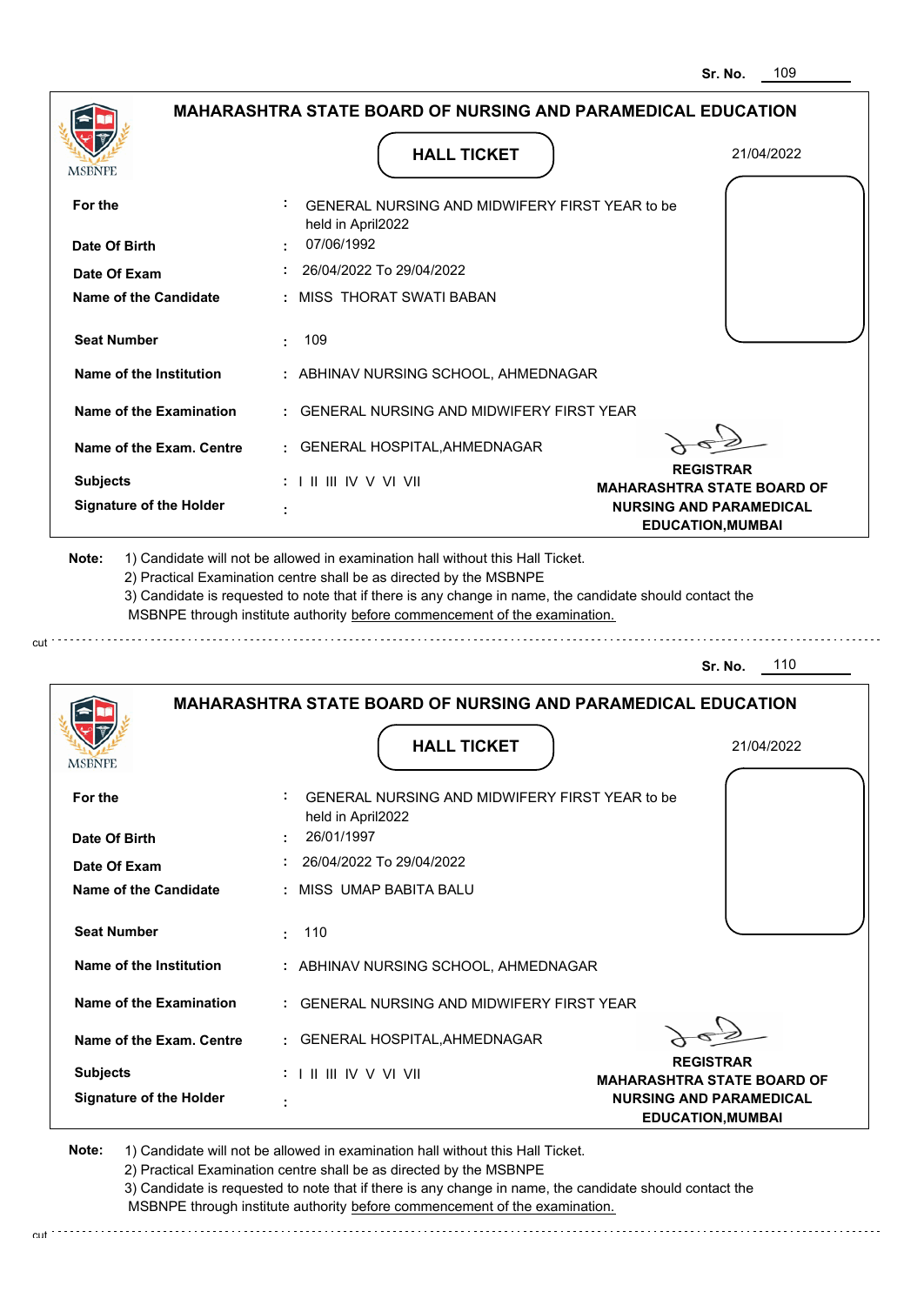Sr. No. 109

## MAHARASHTRA STATE BOARD OF NURSING AND PARAMEDICAL EDUCATION

### HALL TICKET

21/04/2022

| | | |
|---|---|---|
| For the | : | GENERAL NURSING AND MIDWIFERY FIRST YEAR to be held in April2022 |
| Date Of Birth | : | 07/06/1992 |
| Date Of Exam | : | 26/04/2022 To 29/04/2022 |
| Name of the Candidate | : | MISS THORAT SWATI BABAN |
| Seat Number | : | 109 |
| Name of the Institution | : | ABHINAV NURSING SCHOOL, AHMEDNAGAR |
| Name of the Examination | : | GENERAL NURSING AND MIDWIFERY FIRST YEAR |
| Name of the Exam. Centre | : | GENERAL HOSPITAL,AHMEDNAGAR |
| Subjects | : | I II III IV V VI VII |
| Signature of the Holder | : | |

**REGISTRAR**
**MAHARASHTRA STATE BOARD OF NURSING AND PARAMEDICAL EDUCATION,MUMBAI**

**Note:**
1) Candidate will not be allowed in examination hall without this Hall Ticket.
2) Practical Examination centre shall be as directed by the MSBNPE
3) Candidate is requested to note that if there is any change in name, the candidate should contact the MSBNPE through institute authority before commencement of the examination.

---

Sr. No. 110

## MAHARASHTRA STATE BOARD OF NURSING AND PARAMEDICAL EDUCATION

### HALL TICKET

21/04/2022

| | | |
|---|---|---|
| For the | : | GENERAL NURSING AND MIDWIFERY FIRST YEAR to be held in April2022 |
| Date Of Birth | : | 26/01/1997 |
| Date Of Exam | : | 26/04/2022 To 29/04/2022 |
| Name of the Candidate | : | MISS UMAP BABITA BALU |
| Seat Number | : | 110 |
| Name of the Institution | : | ABHINAV NURSING SCHOOL, AHMEDNAGAR |
| Name of the Examination | : | GENERAL NURSING AND MIDWIFERY FIRST YEAR |
| Name of the Exam. Centre | : | GENERAL HOSPITAL,AHMEDNAGAR |
| Subjects | : | I II III IV V VI VII |
| Signature of the Holder | : | |

**REGISTRAR**
**MAHARASHTRA STATE BOARD OF NURSING AND PARAMEDICAL EDUCATION,MUMBAI**

**Note:**
1) Candidate will not be allowed in examination hall without this Hall Ticket.
2) Practical Examination centre shall be as directed by the MSBNPE
3) Candidate is requested to note that if there is any change in name, the candidate should contact the MSBNPE through institute authority before commencement of the examination.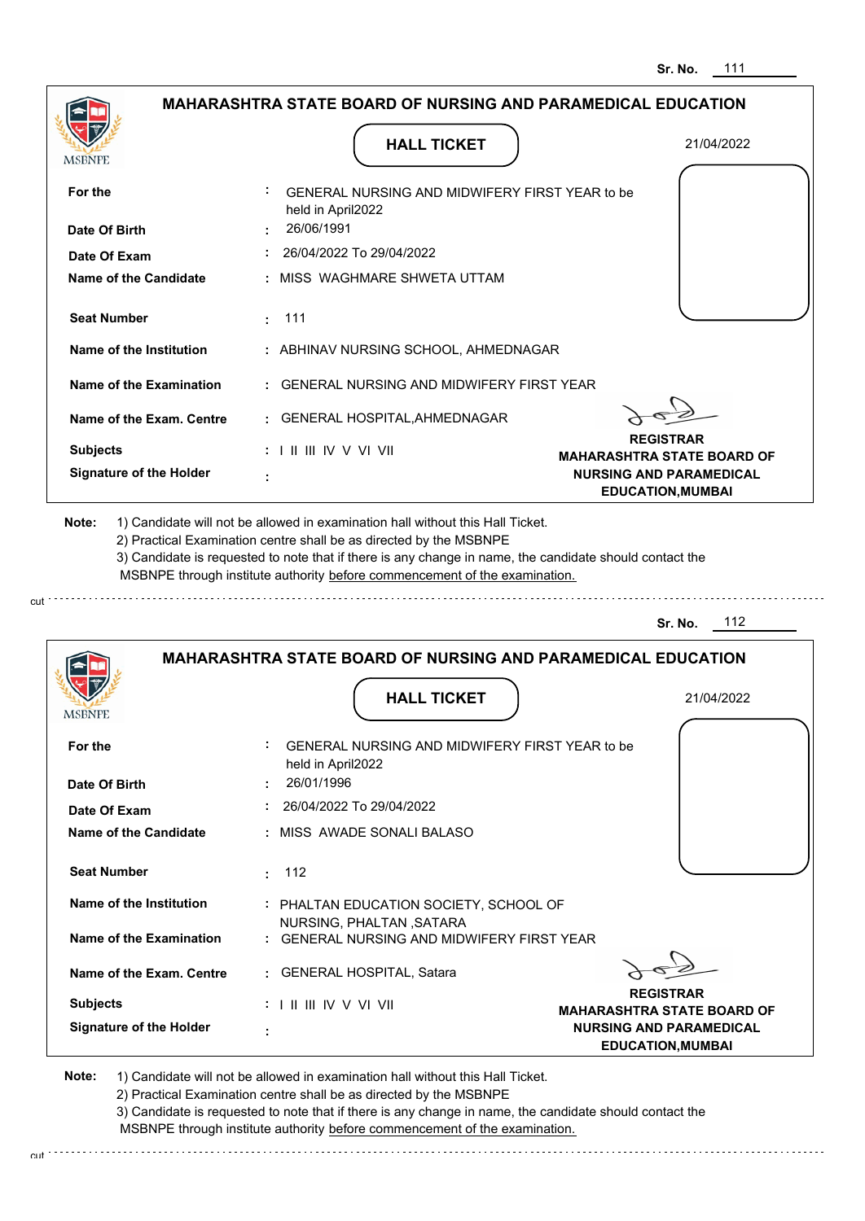Sr. No. 111

## MAHARASHTRA STATE BOARD OF NURSING AND PARAMEDICAL EDUCATION

MSBNPE

### HALL TICKET

21/04/2022

| | |
|---|---|
| **For the** | : GENERAL NURSING AND MIDWIFERY FIRST YEAR to be held in April2022 |
| **Date Of Birth** | : 26/06/1991 |
| **Date Of Exam** | : 26/04/2022 To 29/04/2022 |
| **Name of the Candidate** | : MISS WAGHMARE SHWETA UTTAM |
| **Seat Number** | : 111 |
| **Name of the Institution** | : ABHINAV NURSING SCHOOL, AHMEDNAGAR |
| **Name of the Examination** | : GENERAL NURSING AND MIDWIFERY FIRST YEAR |
| **Name of the Exam. Centre** | : GENERAL HOSPITAL,AHMEDNAGAR |
| **Subjects** | : I II III IV V VI VII |
| **Signature of the Holder** | : |

**REGISTRAR**
**MAHARASHTRA STATE BOARD OF NURSING AND PARAMEDICAL EDUCATION,MUMBAI**

**Note:** 1) Candidate will not be allowed in examination hall without this Hall Ticket.
2) Practical Examination centre shall be as directed by the MSBNPE
3) Candidate is requested to note that if there is any change in name, the candidate should contact the MSBNPE through institute authority before commencement of the examination.

cut

---

Sr. No. 112

## MAHARASHTRA STATE BOARD OF NURSING AND PARAMEDICAL EDUCATION

MSBNPE

### HALL TICKET

21/04/2022

| | |
|---|---|
| **For the** | : GENERAL NURSING AND MIDWIFERY FIRST YEAR to be held in April2022 |
| **Date Of Birth** | : 26/01/1996 |
| **Date Of Exam** | : 26/04/2022 To 29/04/2022 |
| **Name of the Candidate** | : MISS AWADE SONALI BALASO |
| **Seat Number** | : 112 |
| **Name of the Institution** | : PHALTAN EDUCATION SOCIETY, SCHOOL OF NURSING, PHALTAN ,SATARA |
| **Name of the Examination** | : GENERAL NURSING AND MIDWIFERY FIRST YEAR |
| **Name of the Exam. Centre** | : GENERAL HOSPITAL, Satara |
| **Subjects** | : I II III IV V VI VII |
| **Signature of the Holder** | : |

**REGISTRAR**
**MAHARASHTRA STATE BOARD OF NURSING AND PARAMEDICAL EDUCATION,MUMBAI**

**Note:** 1) Candidate will not be allowed in examination hall without this Hall Ticket.
2) Practical Examination centre shall be as directed by the MSBNPE
3) Candidate is requested to note that if there is any change in name, the candidate should contact the MSBNPE through institute authority before commencement of the examination.

cut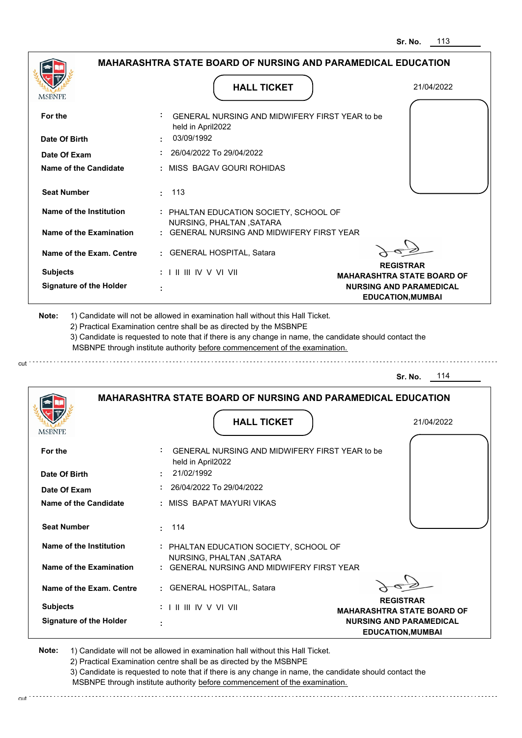Sr. No. 113

## MAHARASHTRA STATE BOARD OF NURSING AND PARAMEDICAL EDUCATION

MSBNPE

### HALL TICKET

21/04/2022

| | | |
|---|---|---|
| **For the** | : | GENERAL NURSING AND MIDWIFERY FIRST YEAR to be held in April2022 |
| **Date Of Birth** | : | 03/09/1992 |
| **Date Of Exam** | : | 26/04/2022 To 29/04/2022 |
| **Name of the Candidate** | : | MISS BAGAV GOURI ROHIDAS |
| **Seat Number** | : | 113 |
| **Name of the Institution** | : | PHALTAN EDUCATION SOCIETY, SCHOOL OF NURSING, PHALTAN ,SATARA |
| **Name of the Examination** | : | GENERAL NURSING AND MIDWIFERY FIRST YEAR |
| **Name of the Exam. Centre** | : | GENERAL HOSPITAL, Satara |
| **Subjects** | : | I II III IV V VI VII |
| **Signature of the Holder** | : | |

**REGISTRAR**
**MAHARASHTRA STATE BOARD OF NURSING AND PARAMEDICAL EDUCATION,MUMBAI**

**Note:**
1) Candidate will not be allowed in examination hall without this Hall Ticket.
2) Practical Examination centre shall be as directed by the MSBNPE
3) Candidate is requested to note that if there is any change in name, the candidate should contact the MSBNPE through institute authority before commencement of the examination.

cut

Sr. No. 114

## MAHARASHTRA STATE BOARD OF NURSING AND PARAMEDICAL EDUCATION

MSBNPE

### HALL TICKET

21/04/2022

| | | |
|---|---|---|
| **For the** | : | GENERAL NURSING AND MIDWIFERY FIRST YEAR to be held in April2022 |
| **Date Of Birth** | : | 21/02/1992 |
| **Date Of Exam** | : | 26/04/2022 To 29/04/2022 |
| **Name of the Candidate** | : | MISS BAPAT MAYURI VIKAS |
| **Seat Number** | : | 114 |
| **Name of the Institution** | : | PHALTAN EDUCATION SOCIETY, SCHOOL OF NURSING, PHALTAN ,SATARA |
| **Name of the Examination** | : | GENERAL NURSING AND MIDWIFERY FIRST YEAR |
| **Name of the Exam. Centre** | : | GENERAL HOSPITAL, Satara |
| **Subjects** | : | I II III IV V VI VII |
| **Signature of the Holder** | : | |

**REGISTRAR**
**MAHARASHTRA STATE BOARD OF NURSING AND PARAMEDICAL EDUCATION,MUMBAI**

**Note:**
1) Candidate will not be allowed in examination hall without this Hall Ticket.
2) Practical Examination centre shall be as directed by the MSBNPE
3) Candidate is requested to note that if there is any change in name, the candidate should contact the MSBNPE through institute authority before commencement of the examination.

cut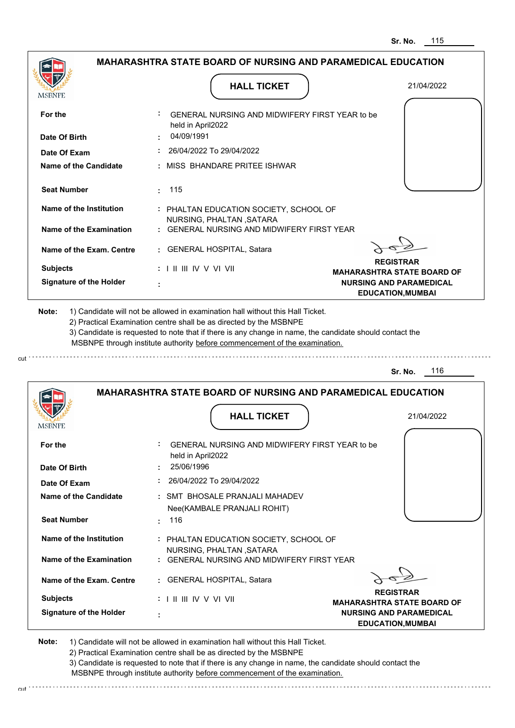Sr. No. 115

## MAHARASHTRA STATE BOARD OF NURSING AND PARAMEDICAL EDUCATION

MSBNPE

### HALL TICKET

21/04/2022

| | | |
|---|---|---|
| **For the** | : | GENERAL NURSING AND MIDWIFERY FIRST YEAR to be held in April2022 |
| **Date Of Birth** | : | 04/09/1991 |
| **Date Of Exam** | : | 26/04/2022 To 29/04/2022 |
| **Name of the Candidate** | : | MISS BHANDARE PRITEE ISHWAR |
| **Seat Number** | : | 115 |
| **Name of the Institution** | : | PHALTAN EDUCATION SOCIETY, SCHOOL OF NURSING, PHALTAN ,SATARA |
| **Name of the Examination** | : | GENERAL NURSING AND MIDWIFERY FIRST YEAR |
| **Name of the Exam. Centre** | : | GENERAL HOSPITAL, Satara |
| **Subjects** | : | I II III IV V VI VII |
| **Signature of the Holder** | : | |

**REGISTRAR**
**MAHARASHTRA STATE BOARD OF NURSING AND PARAMEDICAL EDUCATION,MUMBAI**

**Note:** 1) Candidate will not be allowed in examination hall without this Hall Ticket.
2) Practical Examination centre shall be as directed by the MSBNPE
3) Candidate is requested to note that if there is any change in name, the candidate should contact the MSBNPE through institute authority before commencement of the examination.

cut

Sr. No. 116

## MAHARASHTRA STATE BOARD OF NURSING AND PARAMEDICAL EDUCATION

MSBNPE

### HALL TICKET

21/04/2022

| | | |
|---|---|---|
| **For the** | : | GENERAL NURSING AND MIDWIFERY FIRST YEAR to be held in April2022 |
| **Date Of Birth** | : | 25/06/1996 |
| **Date Of Exam** | : | 26/04/2022 To 29/04/2022 |
| **Name of the Candidate** | : | SMT BHOSALE PRANJALI MAHADEV Nee(KAMBALE PRANJALI ROHIT) |
| **Seat Number** | : | 116 |
| **Name of the Institution** | : | PHALTAN EDUCATION SOCIETY, SCHOOL OF NURSING, PHALTAN ,SATARA |
| **Name of the Examination** | : | GENERAL NURSING AND MIDWIFERY FIRST YEAR |
| **Name of the Exam. Centre** | : | GENERAL HOSPITAL, Satara |
| **Subjects** | : | I II III IV V VI VII |
| **Signature of the Holder** | : | |

**REGISTRAR**
**MAHARASHTRA STATE BOARD OF NURSING AND PARAMEDICAL EDUCATION,MUMBAI**

**Note:** 1) Candidate will not be allowed in examination hall without this Hall Ticket.
2) Practical Examination centre shall be as directed by the MSBNPE
3) Candidate is requested to note that if there is any change in name, the candidate should contact the MSBNPE through institute authority before commencement of the examination.

cut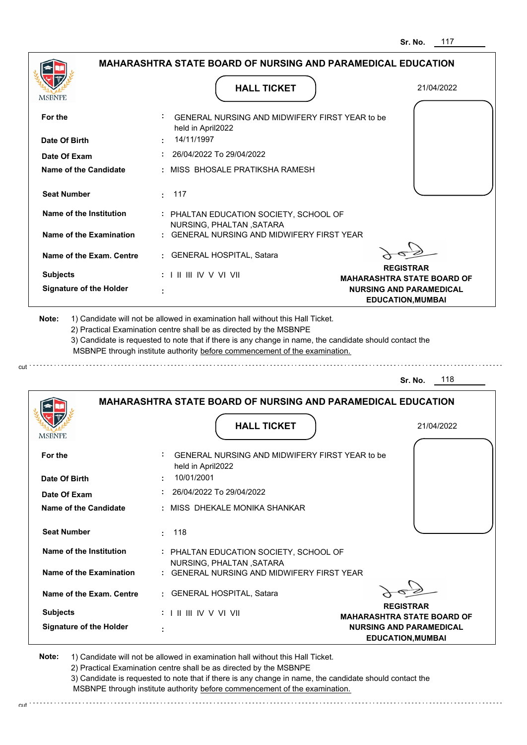Sr. No. 117

## MAHARASHTRA STATE BOARD OF NURSING AND PARAMEDICAL EDUCATION

### HALL TICKET

21/04/2022

| | | |
|---|---|---|
| **For the** | : | GENERAL NURSING AND MIDWIFERY FIRST YEAR to be held in April2022 |
| **Date Of Birth** | : | 14/11/1997 |
| **Date Of Exam** | : | 26/04/2022 To 29/04/2022 |
| **Name of the Candidate** | : | MISS BHOSALE PRATIKSHA RAMESH |
| **Seat Number** | : | 117 |
| **Name of the Institution** | : | PHALTAN EDUCATION SOCIETY, SCHOOL OF NURSING, PHALTAN ,SATARA |
| **Name of the Examination** | : | GENERAL NURSING AND MIDWIFERY FIRST YEAR |
| **Name of the Exam. Centre** | : | GENERAL HOSPITAL, Satara |
| **Subjects** | : | I II III IV V VI VII |
| **Signature of the Holder** | : | |

**REGISTRAR**
**MAHARASHTRA STATE BOARD OF NURSING AND PARAMEDICAL EDUCATION,MUMBAI**

**Note:**
1) Candidate will not be allowed in examination hall without this Hall Ticket.
2) Practical Examination centre shall be as directed by the MSBNPE
3) Candidate is requested to note that if there is any change in name, the candidate should contact the MSBNPE through institute authority before commencement of the examination.

---

Sr. No. 118

## MAHARASHTRA STATE BOARD OF NURSING AND PARAMEDICAL EDUCATION

### HALL TICKET

21/04/2022

| | | |
|---|---|---|
| **For the** | : | GENERAL NURSING AND MIDWIFERY FIRST YEAR to be held in April2022 |
| **Date Of Birth** | : | 10/01/2001 |
| **Date Of Exam** | : | 26/04/2022 To 29/04/2022 |
| **Name of the Candidate** | : | MISS DHEKALE MONIKA SHANKAR |
| **Seat Number** | : | 118 |
| **Name of the Institution** | : | PHALTAN EDUCATION SOCIETY, SCHOOL OF NURSING, PHALTAN ,SATARA |
| **Name of the Examination** | : | GENERAL NURSING AND MIDWIFERY FIRST YEAR |
| **Name of the Exam. Centre** | : | GENERAL HOSPITAL, Satara |
| **Subjects** | : | I II III IV V VI VII |
| **Signature of the Holder** | : | |

**REGISTRAR**
**MAHARASHTRA STATE BOARD OF NURSING AND PARAMEDICAL EDUCATION,MUMBAI**

**Note:**
1) Candidate will not be allowed in examination hall without this Hall Ticket.
2) Practical Examination centre shall be as directed by the MSBNPE
3) Candidate is requested to note that if there is any change in name, the candidate should contact the MSBNPE through institute authority before commencement of the examination.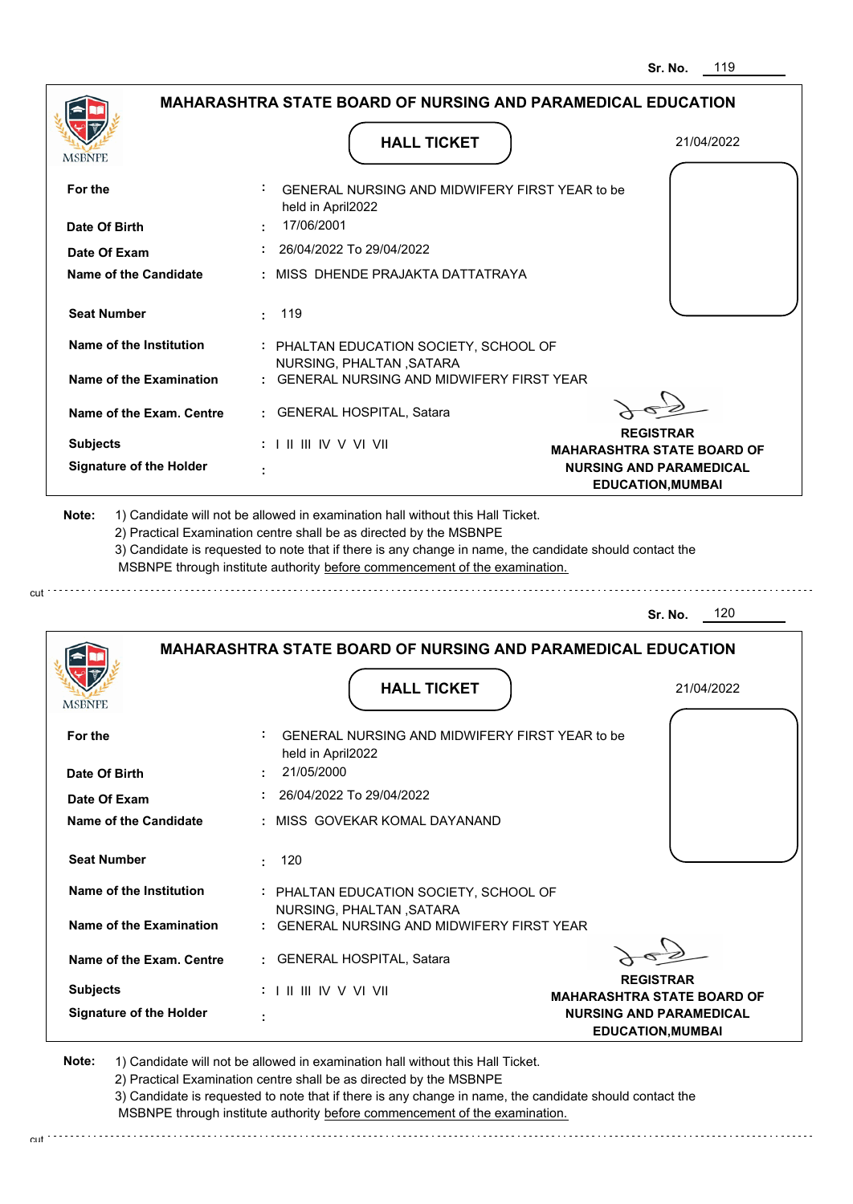Sr. No. 119

## MAHARASHTRA STATE BOARD OF NURSING AND PARAMEDICAL EDUCATION

### HALL TICKET

21/04/2022

| | | |
|---|---|---|
| **For the** | : | GENERAL NURSING AND MIDWIFERY FIRST YEAR to be held in April2022 |
| **Date Of Birth** | : | 17/06/2001 |
| **Date Of Exam** | : | 26/04/2022 To 29/04/2022 |
| **Name of the Candidate** | : | MISS DHENDE PRAJAKTA DATTATRAYA |
| **Seat Number** | : | 119 |
| **Name of the Institution** | : | PHALTAN EDUCATION SOCIETY, SCHOOL OF NURSING, PHALTAN ,SATARA |
| **Name of the Examination** | : | GENERAL NURSING AND MIDWIFERY FIRST YEAR |
| **Name of the Exam. Centre** | : | GENERAL HOSPITAL, Satara |
| **Subjects** | : | I II III IV V VI VII |
| **Signature of the Holder** | : | |

**REGISTRAR**
**MAHARASHTRA STATE BOARD OF NURSING AND PARAMEDICAL EDUCATION,MUMBAI**

**Note:**
1) Candidate will not be allowed in examination hall without this Hall Ticket.
2) Practical Examination centre shall be as directed by the MSBNPE
3) Candidate is requested to note that if there is any change in name, the candidate should contact the MSBNPE through institute authority before commencement of the examination.

---

Sr. No. 120

## MAHARASHTRA STATE BOARD OF NURSING AND PARAMEDICAL EDUCATION

### HALL TICKET

21/04/2022

| | | |
|---|---|---|
| **For the** | : | GENERAL NURSING AND MIDWIFERY FIRST YEAR to be held in April2022 |
| **Date Of Birth** | : | 21/05/2000 |
| **Date Of Exam** | : | 26/04/2022 To 29/04/2022 |
| **Name of the Candidate** | : | MISS GOVEKAR KOMAL DAYANAND |
| **Seat Number** | : | 120 |
| **Name of the Institution** | : | PHALTAN EDUCATION SOCIETY, SCHOOL OF NURSING, PHALTAN ,SATARA |
| **Name of the Examination** | : | GENERAL NURSING AND MIDWIFERY FIRST YEAR |
| **Name of the Exam. Centre** | : | GENERAL HOSPITAL, Satara |
| **Subjects** | : | I II III IV V VI VII |
| **Signature of the Holder** | : | |

**REGISTRAR**
**MAHARASHTRA STATE BOARD OF NURSING AND PARAMEDICAL EDUCATION,MUMBAI**

**Note:**
1) Candidate will not be allowed in examination hall without this Hall Ticket.
2) Practical Examination centre shall be as directed by the MSBNPE
3) Candidate is requested to note that if there is any change in name, the candidate should contact the MSBNPE through institute authority before commencement of the examination.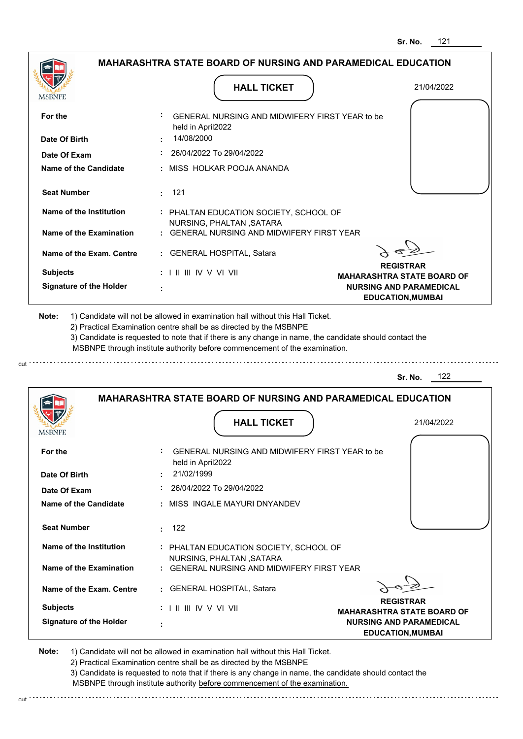Sr. No. 121

## MAHARASHTRA STATE BOARD OF NURSING AND PARAMEDICAL EDUCATION

MSBNPE

### HALL TICKET

21/04/2022

| | | |
|---|---|---|
| **For the** | : | GENERAL NURSING AND MIDWIFERY FIRST YEAR to be held in April2022 |
| **Date Of Birth** | : | 14/08/2000 |
| **Date Of Exam** | : | 26/04/2022 To 29/04/2022 |
| **Name of the Candidate** | : | MISS HOLKAR POOJA ANANDA |
| **Seat Number** | : | 121 |
| **Name of the Institution** | : | PHALTAN EDUCATION SOCIETY, SCHOOL OF NURSING, PHALTAN ,SATARA |
| **Name of the Examination** | : | GENERAL NURSING AND MIDWIFERY FIRST YEAR |
| **Name of the Exam. Centre** | : | GENERAL HOSPITAL, Satara |
| **Subjects** | : | I II III IV V VI VII |
| **Signature of the Holder** | : | |

**REGISTRAR**
**MAHARASHTRA STATE BOARD OF NURSING AND PARAMEDICAL EDUCATION,MUMBAI**

**Note:** 1) Candidate will not be allowed in examination hall without this Hall Ticket.
2) Practical Examination centre shall be as directed by the MSBNPE
3) Candidate is requested to note that if there is any change in name, the candidate should contact the MSBNPE through institute authority before commencement of the examination.

cut

Sr. No. 122

## MAHARASHTRA STATE BOARD OF NURSING AND PARAMEDICAL EDUCATION

MSBNPE

### HALL TICKET

21/04/2022

| | | |
|---|---|---|
| **For the** | : | GENERAL NURSING AND MIDWIFERY FIRST YEAR to be held in April2022 |
| **Date Of Birth** | : | 21/02/1999 |
| **Date Of Exam** | : | 26/04/2022 To 29/04/2022 |
| **Name of the Candidate** | : | MISS INGALE MAYURI DNYANDEV |
| **Seat Number** | : | 122 |
| **Name of the Institution** | : | PHALTAN EDUCATION SOCIETY, SCHOOL OF NURSING, PHALTAN ,SATARA |
| **Name of the Examination** | : | GENERAL NURSING AND MIDWIFERY FIRST YEAR |
| **Name of the Exam. Centre** | : | GENERAL HOSPITAL, Satara |
| **Subjects** | : | I II III IV V VI VII |
| **Signature of the Holder** | : | |

**REGISTRAR**
**MAHARASHTRA STATE BOARD OF NURSING AND PARAMEDICAL EDUCATION,MUMBAI**

**Note:** 1) Candidate will not be allowed in examination hall without this Hall Ticket.
2) Practical Examination centre shall be as directed by the MSBNPE
3) Candidate is requested to note that if there is any change in name, the candidate should contact the MSBNPE through institute authority before commencement of the examination.

cut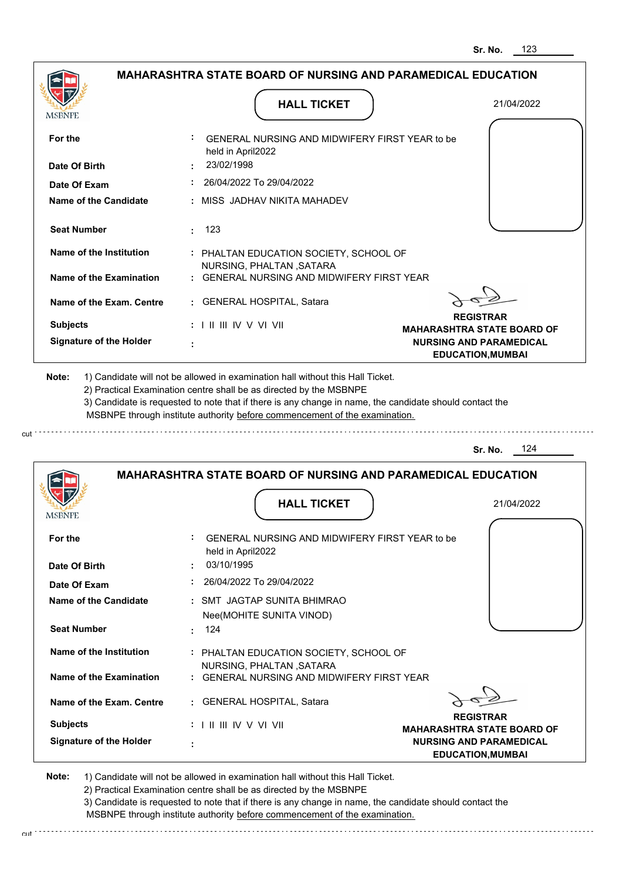Sr. No. 123

## MAHARASHTRA STATE BOARD OF NURSING AND PARAMEDICAL EDUCATION

MSBNPE

### HALL TICKET

21/04/2022

| | | |
|---|---|---|
| **For the** | : | GENERAL NURSING AND MIDWIFERY FIRST YEAR to be held in April2022 |
| **Date Of Birth** | : | 23/02/1998 |
| **Date Of Exam** | : | 26/04/2022 To 29/04/2022 |
| **Name of the Candidate** | : | MISS JADHAV NIKITA MAHADEV |
| **Seat Number** | : | 123 |
| **Name of the Institution** | : | PHALTAN EDUCATION SOCIETY, SCHOOL OF NURSING, PHALTAN ,SATARA |
| **Name of the Examination** | : | GENERAL NURSING AND MIDWIFERY FIRST YEAR |
| **Name of the Exam. Centre** | : | GENERAL HOSPITAL, Satara |
| **Subjects** | : | I II III IV V VI VII |
| **Signature of the Holder** | : | |

**REGISTRAR**
**MAHARASHTRA STATE BOARD OF NURSING AND PARAMEDICAL EDUCATION,MUMBAI**

**Note:**
1) Candidate will not be allowed in examination hall without this Hall Ticket.
2) Practical Examination centre shall be as directed by the MSBNPE
3) Candidate is requested to note that if there is any change in name, the candidate should contact the MSBNPE through institute authority before commencement of the examination.

cut

---

Sr. No. 124

## MAHARASHTRA STATE BOARD OF NURSING AND PARAMEDICAL EDUCATION

MSBNPE

### HALL TICKET

21/04/2022

| | | |
|---|---|---|
| **For the** | : | GENERAL NURSING AND MIDWIFERY FIRST YEAR to be held in April2022 |
| **Date Of Birth** | : | 03/10/1995 |
| **Date Of Exam** | : | 26/04/2022 To 29/04/2022 |
| **Name of the Candidate** | : | SMT JAGTAP SUNITA BHIMRAO Nee(MOHITE SUNITA VINOD) |
| **Seat Number** | : | 124 |
| **Name of the Institution** | : | PHALTAN EDUCATION SOCIETY, SCHOOL OF NURSING, PHALTAN ,SATARA |
| **Name of the Examination** | : | GENERAL NURSING AND MIDWIFERY FIRST YEAR |
| **Name of the Exam. Centre** | : | GENERAL HOSPITAL, Satara |
| **Subjects** | : | I II III IV V VI VII |
| **Signature of the Holder** | : | |

**REGISTRAR**
**MAHARASHTRA STATE BOARD OF NURSING AND PARAMEDICAL EDUCATION,MUMBAI**

**Note:**
1) Candidate will not be allowed in examination hall without this Hall Ticket.
2) Practical Examination centre shall be as directed by the MSBNPE
3) Candidate is requested to note that if there is any change in name, the candidate should contact the MSBNPE through institute authority before commencement of the examination.

cut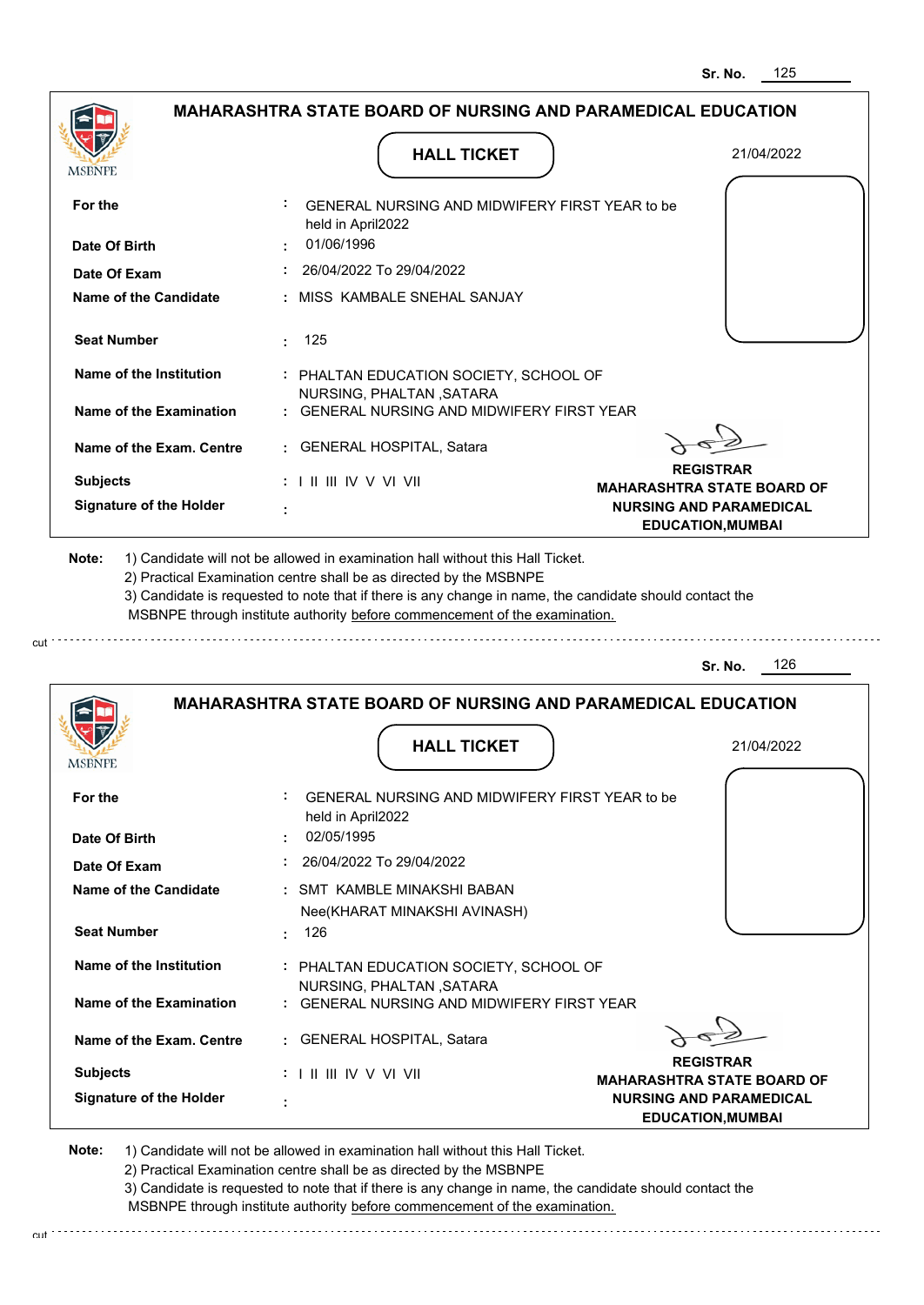Sr. No. 125

## MAHARASHTRA STATE BOARD OF NURSING AND PARAMEDICAL EDUCATION

MSBNPE

### HALL TICKET

21/04/2022

| | | |
|---|---|---|
| **For the** | : | GENERAL NURSING AND MIDWIFERY FIRST YEAR to be held in April2022 |
| **Date Of Birth** | : | 01/06/1996 |
| **Date Of Exam** | : | 26/04/2022 To 29/04/2022 |
| **Name of the Candidate** | : | MISS KAMBALE SNEHAL SANJAY |
| **Seat Number** | : | 125 |
| **Name of the Institution** | : | PHALTAN EDUCATION SOCIETY, SCHOOL OF NURSING, PHALTAN ,SATARA |
| **Name of the Examination** | : | GENERAL NURSING AND MIDWIFERY FIRST YEAR |
| **Name of the Exam. Centre** | : | GENERAL HOSPITAL, Satara |
| **Subjects** | : | I II III IV V VI VII |
| **Signature of the Holder** | : | |

**REGISTRAR**
**MAHARASHTRA STATE BOARD OF NURSING AND PARAMEDICAL EDUCATION,MUMBAI**

**Note:** 1) Candidate will not be allowed in examination hall without this Hall Ticket.
2) Practical Examination centre shall be as directed by the MSBNPE
3) Candidate is requested to note that if there is any change in name, the candidate should contact the MSBNPE through institute authority before commencement of the examination.

cut

Sr. No. 126

## MAHARASHTRA STATE BOARD OF NURSING AND PARAMEDICAL EDUCATION

MSBNPE

### HALL TICKET

21/04/2022

| | | |
|---|---|---|
| **For the** | : | GENERAL NURSING AND MIDWIFERY FIRST YEAR to be held in April2022 |
| **Date Of Birth** | : | 02/05/1995 |
| **Date Of Exam** | : | 26/04/2022 To 29/04/2022 |
| **Name of the Candidate** | : | SMT KAMBLE MINAKSHI BABAN Nee(KHARAT MINAKSHI AVINASH) |
| **Seat Number** | : | 126 |
| **Name of the Institution** | : | PHALTAN EDUCATION SOCIETY, SCHOOL OF NURSING, PHALTAN ,SATARA |
| **Name of the Examination** | : | GENERAL NURSING AND MIDWIFERY FIRST YEAR |
| **Name of the Exam. Centre** | : | GENERAL HOSPITAL, Satara |
| **Subjects** | : | I II III IV V VI VII |
| **Signature of the Holder** | : | |

**REGISTRAR**
**MAHARASHTRA STATE BOARD OF NURSING AND PARAMEDICAL EDUCATION,MUMBAI**

**Note:** 1) Candidate will not be allowed in examination hall without this Hall Ticket.
2) Practical Examination centre shall be as directed by the MSBNPE
3) Candidate is requested to note that if there is any change in name, the candidate should contact the MSBNPE through institute authority before commencement of the examination.

cut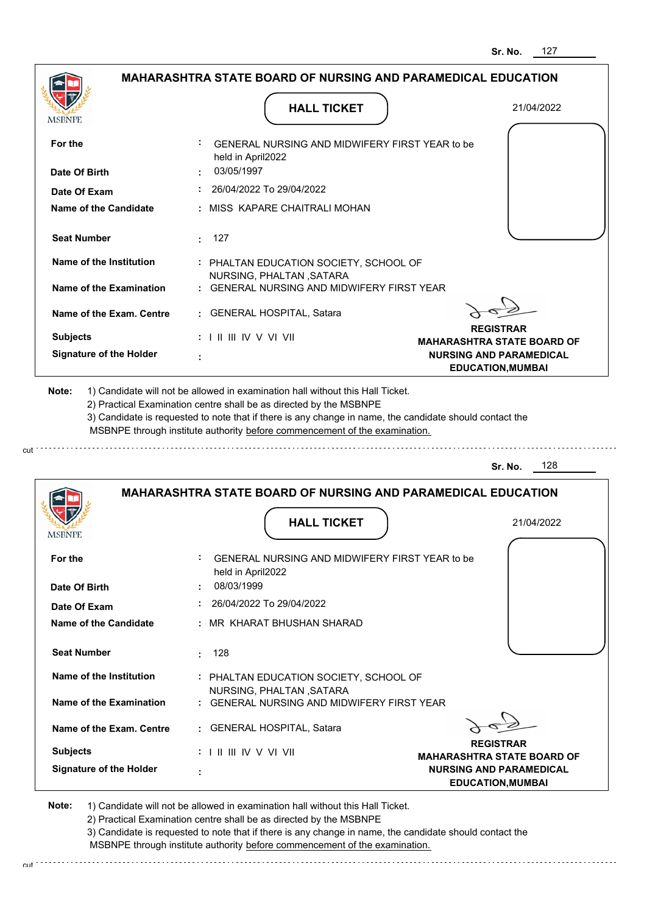Sr. No. 127

## MAHARASHTRA STATE BOARD OF NURSING AND PARAMEDICAL EDUCATION

MSBNPE

### HALL TICKET

21/04/2022

| | | |
|---|---|---|
| **For the** | : | GENERAL NURSING AND MIDWIFERY FIRST YEAR to be held in April2022 |
| **Date Of Birth** | : | 03/05/1997 |
| **Date Of Exam** | : | 26/04/2022 To 29/04/2022 |
| **Name of the Candidate** | : | MISS KAPARE CHAITRALI MOHAN |
| **Seat Number** | : | 127 |
| **Name of the Institution** | : | PHALTAN EDUCATION SOCIETY, SCHOOL OF NURSING, PHALTAN ,SATARA |
| **Name of the Examination** | : | GENERAL NURSING AND MIDWIFERY FIRST YEAR |
| **Name of the Exam. Centre** | : | GENERAL HOSPITAL, Satara |
| **Subjects** | : | I II III IV V VI VII |
| **Signature of the Holder** | : | |

**REGISTRAR**
**MAHARASHTRA STATE BOARD OF NURSING AND PARAMEDICAL EDUCATION,MUMBAI**

**Note:** 1) Candidate will not be allowed in examination hall without this Hall Ticket.
2) Practical Examination centre shall be as directed by the MSBNPE
3) Candidate is requested to note that if there is any change in name, the candidate should contact the MSBNPE through institute authority before commencement of the examination.

cut

Sr. No. 128

## MAHARASHTRA STATE BOARD OF NURSING AND PARAMEDICAL EDUCATION

MSBNPE

### HALL TICKET

21/04/2022

| | | |
|---|---|---|
| **For the** | : | GENERAL NURSING AND MIDWIFERY FIRST YEAR to be held in April2022 |
| **Date Of Birth** | : | 08/03/1999 |
| **Date Of Exam** | : | 26/04/2022 To 29/04/2022 |
| **Name of the Candidate** | : | MR KHARAT BHUSHAN SHARAD |
| **Seat Number** | : | 128 |
| **Name of the Institution** | : | PHALTAN EDUCATION SOCIETY, SCHOOL OF NURSING, PHALTAN ,SATARA |
| **Name of the Examination** | : | GENERAL NURSING AND MIDWIFERY FIRST YEAR |
| **Name of the Exam. Centre** | : | GENERAL HOSPITAL, Satara |
| **Subjects** | : | I II III IV V VI VII |
| **Signature of the Holder** | : | |

**REGISTRAR**
**MAHARASHTRA STATE BOARD OF NURSING AND PARAMEDICAL EDUCATION,MUMBAI**

**Note:** 1) Candidate will not be allowed in examination hall without this Hall Ticket.
2) Practical Examination centre shall be as directed by the MSBNPE
3) Candidate is requested to note that if there is any change in name, the candidate should contact the MSBNPE through institute authority before commencement of the examination.

cut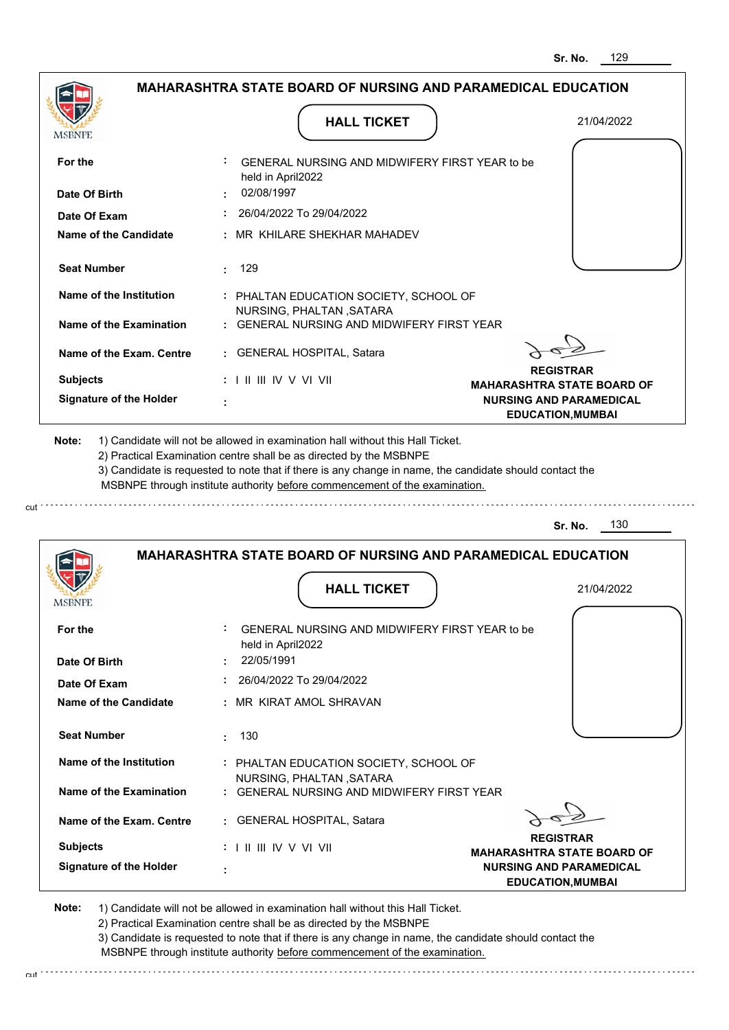Sr. No. 129

## MAHARASHTRA STATE BOARD OF NURSING AND PARAMEDICAL EDUCATION

MSBNPE

### HALL TICKET

21/04/2022

| | | |
|---|---|---|
| **For the** | : | GENERAL NURSING AND MIDWIFERY FIRST YEAR to be held in April2022 |
| **Date Of Birth** | : | 02/08/1997 |
| **Date Of Exam** | : | 26/04/2022 To 29/04/2022 |
| **Name of the Candidate** | : | MR KHILARE SHEKHAR MAHADEV |
| **Seat Number** | : | 129 |
| **Name of the Institution** | : | PHALTAN EDUCATION SOCIETY, SCHOOL OF NURSING, PHALTAN ,SATARA |
| **Name of the Examination** | : | GENERAL NURSING AND MIDWIFERY FIRST YEAR |
| **Name of the Exam. Centre** | : | GENERAL HOSPITAL, Satara |
| **Subjects** | : | I II III IV V VI VII |
| **Signature of the Holder** | : | |

**REGISTRAR**
**MAHARASHTRA STATE BOARD OF NURSING AND PARAMEDICAL EDUCATION,MUMBAI**

**Note:** 1) Candidate will not be allowed in examination hall without this Hall Ticket.
2) Practical Examination centre shall be as directed by the MSBNPE
3) Candidate is requested to note that if there is any change in name, the candidate should contact the MSBNPE through institute authority before commencement of the examination.

cut

Sr. No. 130

## MAHARASHTRA STATE BOARD OF NURSING AND PARAMEDICAL EDUCATION

MSBNPE

### HALL TICKET

21/04/2022

| | | |
|---|---|---|
| **For the** | : | GENERAL NURSING AND MIDWIFERY FIRST YEAR to be held in April2022 |
| **Date Of Birth** | : | 22/05/1991 |
| **Date Of Exam** | : | 26/04/2022 To 29/04/2022 |
| **Name of the Candidate** | : | MR KIRAT AMOL SHRAVAN |
| **Seat Number** | : | 130 |
| **Name of the Institution** | : | PHALTAN EDUCATION SOCIETY, SCHOOL OF NURSING, PHALTAN ,SATARA |
| **Name of the Examination** | : | GENERAL NURSING AND MIDWIFERY FIRST YEAR |
| **Name of the Exam. Centre** | : | GENERAL HOSPITAL, Satara |
| **Subjects** | : | I II III IV V VI VII |
| **Signature of the Holder** | : | |

**REGISTRAR**
**MAHARASHTRA STATE BOARD OF NURSING AND PARAMEDICAL EDUCATION,MUMBAI**

**Note:** 1) Candidate will not be allowed in examination hall without this Hall Ticket.
2) Practical Examination centre shall be as directed by the MSBNPE
3) Candidate is requested to note that if there is any change in name, the candidate should contact the MSBNPE through institute authority before commencement of the examination.

cut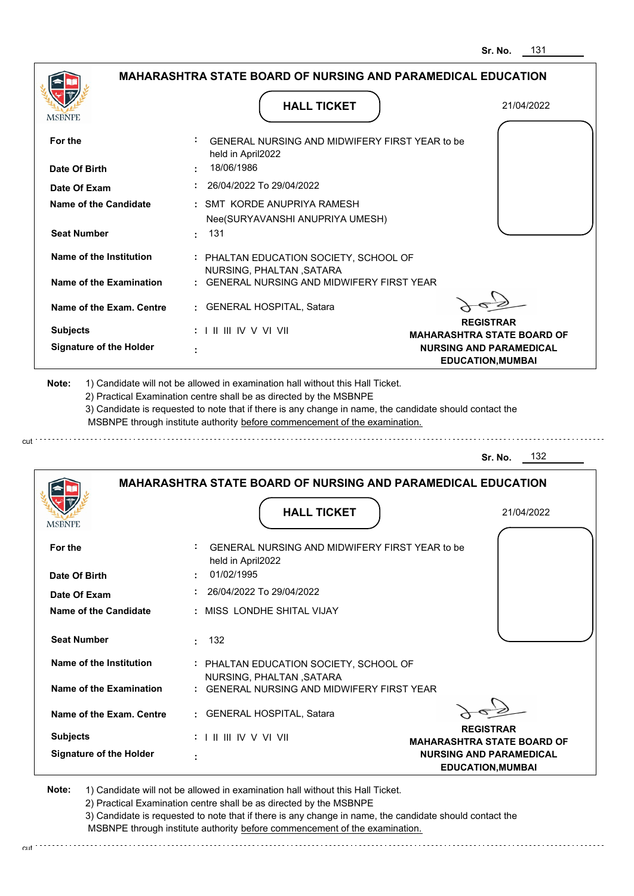Sr. No. 131

## MAHARASHTRA STATE BOARD OF NURSING AND PARAMEDICAL EDUCATION

### HALL TICKET

21/04/2022

| | | |
|---|---|---|
| **For the** | : | GENERAL NURSING AND MIDWIFERY FIRST YEAR to be held in April2022 |
| **Date Of Birth** | : | 18/06/1986 |
| **Date Of Exam** | : | 26/04/2022 To 29/04/2022 |
| **Name of the Candidate** | : | SMT KORDE ANUPRIYA RAMESH Nee(SURYAVANSHI ANUPRIYA UMESH) |
| **Seat Number** | : | 131 |
| **Name of the Institution** | : | PHALTAN EDUCATION SOCIETY, SCHOOL OF NURSING, PHALTAN ,SATARA |
| **Name of the Examination** | : | GENERAL NURSING AND MIDWIFERY FIRST YEAR |
| **Name of the Exam. Centre** | : | GENERAL HOSPITAL, Satara |
| **Subjects** | : | I II III IV V VI VII |
| **Signature of the Holder** | : | |

**REGISTRAR**
**MAHARASHTRA STATE BOARD OF NURSING AND PARAMEDICAL EDUCATION,MUMBAI**

**Note:**
1) Candidate will not be allowed in examination hall without this Hall Ticket.
2) Practical Examination centre shall be as directed by the MSBNPE
3) Candidate is requested to note that if there is any change in name, the candidate should contact the MSBNPE through institute authority before commencement of the examination.

---

Sr. No. 132

## MAHARASHTRA STATE BOARD OF NURSING AND PARAMEDICAL EDUCATION

### HALL TICKET

21/04/2022

| | | |
|---|---|---|
| **For the** | : | GENERAL NURSING AND MIDWIFERY FIRST YEAR to be held in April2022 |
| **Date Of Birth** | : | 01/02/1995 |
| **Date Of Exam** | : | 26/04/2022 To 29/04/2022 |
| **Name of the Candidate** | : | MISS LONDHE SHITAL VIJAY |
| **Seat Number** | : | 132 |
| **Name of the Institution** | : | PHALTAN EDUCATION SOCIETY, SCHOOL OF NURSING, PHALTAN ,SATARA |
| **Name of the Examination** | : | GENERAL NURSING AND MIDWIFERY FIRST YEAR |
| **Name of the Exam. Centre** | : | GENERAL HOSPITAL, Satara |
| **Subjects** | : | I II III IV V VI VII |
| **Signature of the Holder** | : | |

**REGISTRAR**
**MAHARASHTRA STATE BOARD OF NURSING AND PARAMEDICAL EDUCATION,MUMBAI**

**Note:**
1) Candidate will not be allowed in examination hall without this Hall Ticket.
2) Practical Examination centre shall be as directed by the MSBNPE
3) Candidate is requested to note that if there is any change in name, the candidate should contact the MSBNPE through institute authority before commencement of the examination.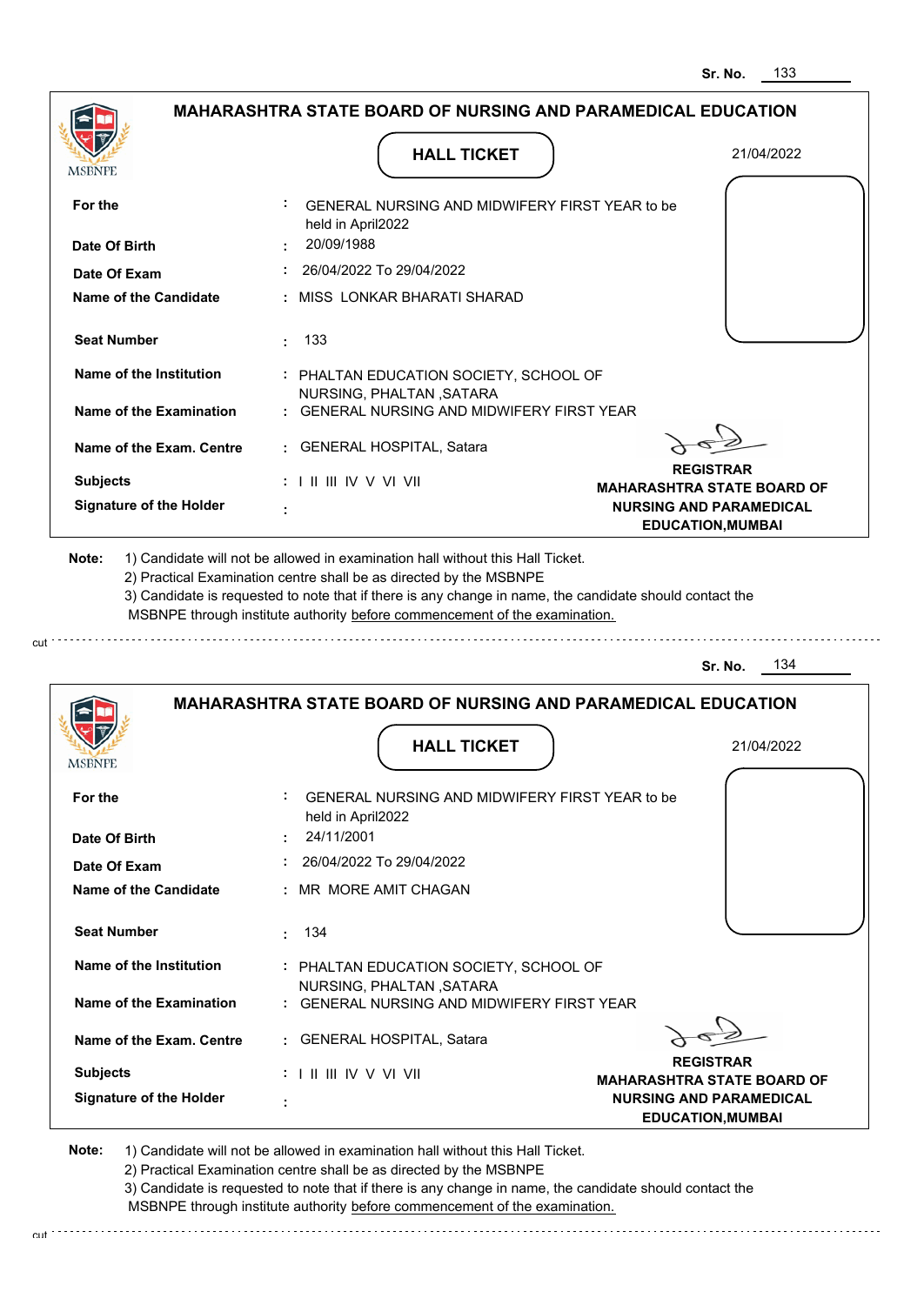Sr. No. 133

## MAHARASHTRA STATE BOARD OF NURSING AND PARAMEDICAL EDUCATION

MSBNPE

### HALL TICKET

21/04/2022

| | | |
|---|---|---|
| **For the** | : | GENERAL NURSING AND MIDWIFERY FIRST YEAR to be held in April2022 |
| **Date Of Birth** | : | 20/09/1988 |
| **Date Of Exam** | : | 26/04/2022 To 29/04/2022 |
| **Name of the Candidate** | : | MISS LONKAR BHARATI SHARAD |
| **Seat Number** | : | 133 |
| **Name of the Institution** | : | PHALTAN EDUCATION SOCIETY, SCHOOL OF NURSING, PHALTAN ,SATARA |
| **Name of the Examination** | : | GENERAL NURSING AND MIDWIFERY FIRST YEAR |
| **Name of the Exam. Centre** | : | GENERAL HOSPITAL, Satara |
| **Subjects** | : | I II III IV V VI VII |
| **Signature of the Holder** | : | |

**REGISTRAR**
**MAHARASHTRA STATE BOARD OF NURSING AND PARAMEDICAL EDUCATION,MUMBAI**

**Note:** 1) Candidate will not be allowed in examination hall without this Hall Ticket.
2) Practical Examination centre shall be as directed by the MSBNPE
3) Candidate is requested to note that if there is any change in name, the candidate should contact the MSBNPE through institute authority before commencement of the examination.

cut

Sr. No. 134

## MAHARASHTRA STATE BOARD OF NURSING AND PARAMEDICAL EDUCATION

MSBNPE

### HALL TICKET

21/04/2022

| | | |
|---|---|---|
| **For the** | : | GENERAL NURSING AND MIDWIFERY FIRST YEAR to be held in April2022 |
| **Date Of Birth** | : | 24/11/2001 |
| **Date Of Exam** | : | 26/04/2022 To 29/04/2022 |
| **Name of the Candidate** | : | MR MORE AMIT CHAGAN |
| **Seat Number** | : | 134 |
| **Name of the Institution** | : | PHALTAN EDUCATION SOCIETY, SCHOOL OF NURSING, PHALTAN ,SATARA |
| **Name of the Examination** | : | GENERAL NURSING AND MIDWIFERY FIRST YEAR |
| **Name of the Exam. Centre** | : | GENERAL HOSPITAL, Satara |
| **Subjects** | : | I II III IV V VI VII |
| **Signature of the Holder** | : | |

**REGISTRAR**
**MAHARASHTRA STATE BOARD OF NURSING AND PARAMEDICAL EDUCATION,MUMBAI**

**Note:** 1) Candidate will not be allowed in examination hall without this Hall Ticket.
2) Practical Examination centre shall be as directed by the MSBNPE
3) Candidate is requested to note that if there is any change in name, the candidate should contact the MSBNPE through institute authority before commencement of the examination.

cut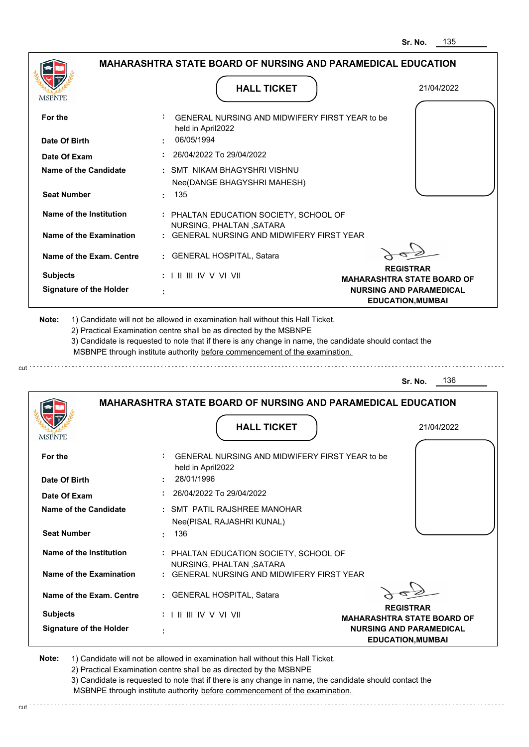Sr. No. 135

## MAHARASHTRA STATE BOARD OF NURSING AND PARAMEDICAL EDUCATION

MSBNPE

**HALL TICKET**

21/04/2022

| | | |
|---|---|---|
| **For the** | : | GENERAL NURSING AND MIDWIFERY FIRST YEAR to be held in April2022 |
| **Date Of Birth** | : | 06/05/1994 |
| **Date Of Exam** | : | 26/04/2022 To 29/04/2022 |
| **Name of the Candidate** | : | SMT NIKAM BHAGYSHRI VISHNU Nee(DANGE BHAGYSHRI MAHESH) |
| **Seat Number** | : | 135 |
| **Name of the Institution** | : | PHALTAN EDUCATION SOCIETY, SCHOOL OF NURSING, PHALTAN ,SATARA |
| **Name of the Examination** | : | GENERAL NURSING AND MIDWIFERY FIRST YEAR |
| **Name of the Exam. Centre** | : | GENERAL HOSPITAL, Satara |
| **Subjects** | : | I II III IV V VI VII |
| **Signature of the Holder** | : | |

**REGISTRAR**
**MAHARASHTRA STATE BOARD OF NURSING AND PARAMEDICAL EDUCATION,MUMBAI**

**Note:**
1) Candidate will not be allowed in examination hall without this Hall Ticket.
2) Practical Examination centre shall be as directed by the MSBNPE
3) Candidate is requested to note that if there is any change in name, the candidate should contact the MSBNPE through institute authority before commencement of the examination.

cut

Sr. No. 136

## MAHARASHTRA STATE BOARD OF NURSING AND PARAMEDICAL EDUCATION

MSBNPE

**HALL TICKET**

21/04/2022

| | | |
|---|---|---|
| **For the** | : | GENERAL NURSING AND MIDWIFERY FIRST YEAR to be held in April2022 |
| **Date Of Birth** | : | 28/01/1996 |
| **Date Of Exam** | : | 26/04/2022 To 29/04/2022 |
| **Name of the Candidate** | : | SMT PATIL RAJSHREE MANOHAR Nee(PISAL RAJASHRI KUNAL) |
| **Seat Number** | : | 136 |
| **Name of the Institution** | : | PHALTAN EDUCATION SOCIETY, SCHOOL OF NURSING, PHALTAN ,SATARA |
| **Name of the Examination** | : | GENERAL NURSING AND MIDWIFERY FIRST YEAR |
| **Name of the Exam. Centre** | : | GENERAL HOSPITAL, Satara |
| **Subjects** | : | I II III IV V VI VII |
| **Signature of the Holder** | : | |

**REGISTRAR**
**MAHARASHTRA STATE BOARD OF NURSING AND PARAMEDICAL EDUCATION,MUMBAI**

**Note:**
1) Candidate will not be allowed in examination hall without this Hall Ticket.
2) Practical Examination centre shall be as directed by the MSBNPE
3) Candidate is requested to note that if there is any change in name, the candidate should contact the MSBNPE through institute authority before commencement of the examination.

cut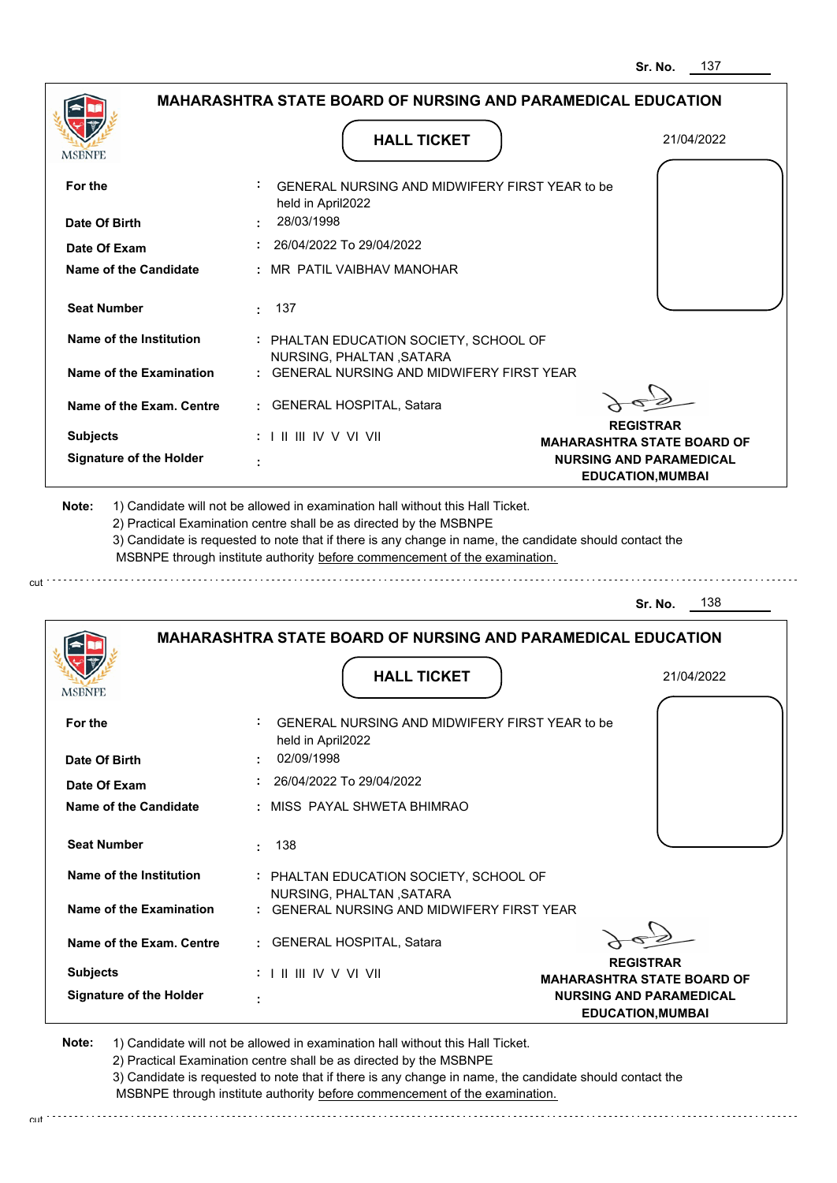Sr. No. 137

## MAHARASHTRA STATE BOARD OF NURSING AND PARAMEDICAL EDUCATION

MSBNPE

### HALL TICKET

21/04/2022

| | | |
|---|---|---|
| **For the** | : | GENERAL NURSING AND MIDWIFERY FIRST YEAR to be held in April2022 |
| **Date Of Birth** | : | 28/03/1998 |
| **Date Of Exam** | : | 26/04/2022 To 29/04/2022 |
| **Name of the Candidate** | : | MR PATIL VAIBHAV MANOHAR |
| **Seat Number** | : | 137 |
| **Name of the Institution** | : | PHALTAN EDUCATION SOCIETY, SCHOOL OF NURSING, PHALTAN ,SATARA |
| **Name of the Examination** | : | GENERAL NURSING AND MIDWIFERY FIRST YEAR |
| **Name of the Exam. Centre** | : | GENERAL HOSPITAL, Satara |
| **Subjects** | : | I II III IV V VI VII |
| **Signature of the Holder** | : | |

**REGISTRAR**
**MAHARASHTRA STATE BOARD OF NURSING AND PARAMEDICAL EDUCATION,MUMBAI**

**Note:** 1) Candidate will not be allowed in examination hall without this Hall Ticket.
2) Practical Examination centre shall be as directed by the MSBNPE
3) Candidate is requested to note that if there is any change in name, the candidate should contact the MSBNPE through institute authority before commencement of the examination.

cut

Sr. No. 138

## MAHARASHTRA STATE BOARD OF NURSING AND PARAMEDICAL EDUCATION

MSBNPE

### HALL TICKET

21/04/2022

| | | |
|---|---|---|
| **For the** | : | GENERAL NURSING AND MIDWIFERY FIRST YEAR to be held in April2022 |
| **Date Of Birth** | : | 02/09/1998 |
| **Date Of Exam** | : | 26/04/2022 To 29/04/2022 |
| **Name of the Candidate** | : | MISS PAYAL SHWETA BHIMRAO |
| **Seat Number** | : | 138 |
| **Name of the Institution** | : | PHALTAN EDUCATION SOCIETY, SCHOOL OF NURSING, PHALTAN ,SATARA |
| **Name of the Examination** | : | GENERAL NURSING AND MIDWIFERY FIRST YEAR |
| **Name of the Exam. Centre** | : | GENERAL HOSPITAL, Satara |
| **Subjects** | : | I II III IV V VI VII |
| **Signature of the Holder** | : | |

**REGISTRAR**
**MAHARASHTRA STATE BOARD OF NURSING AND PARAMEDICAL EDUCATION,MUMBAI**

**Note:** 1) Candidate will not be allowed in examination hall without this Hall Ticket.
2) Practical Examination centre shall be as directed by the MSBNPE
3) Candidate is requested to note that if there is any change in name, the candidate should contact the MSBNPE through institute authority before commencement of the examination.

cut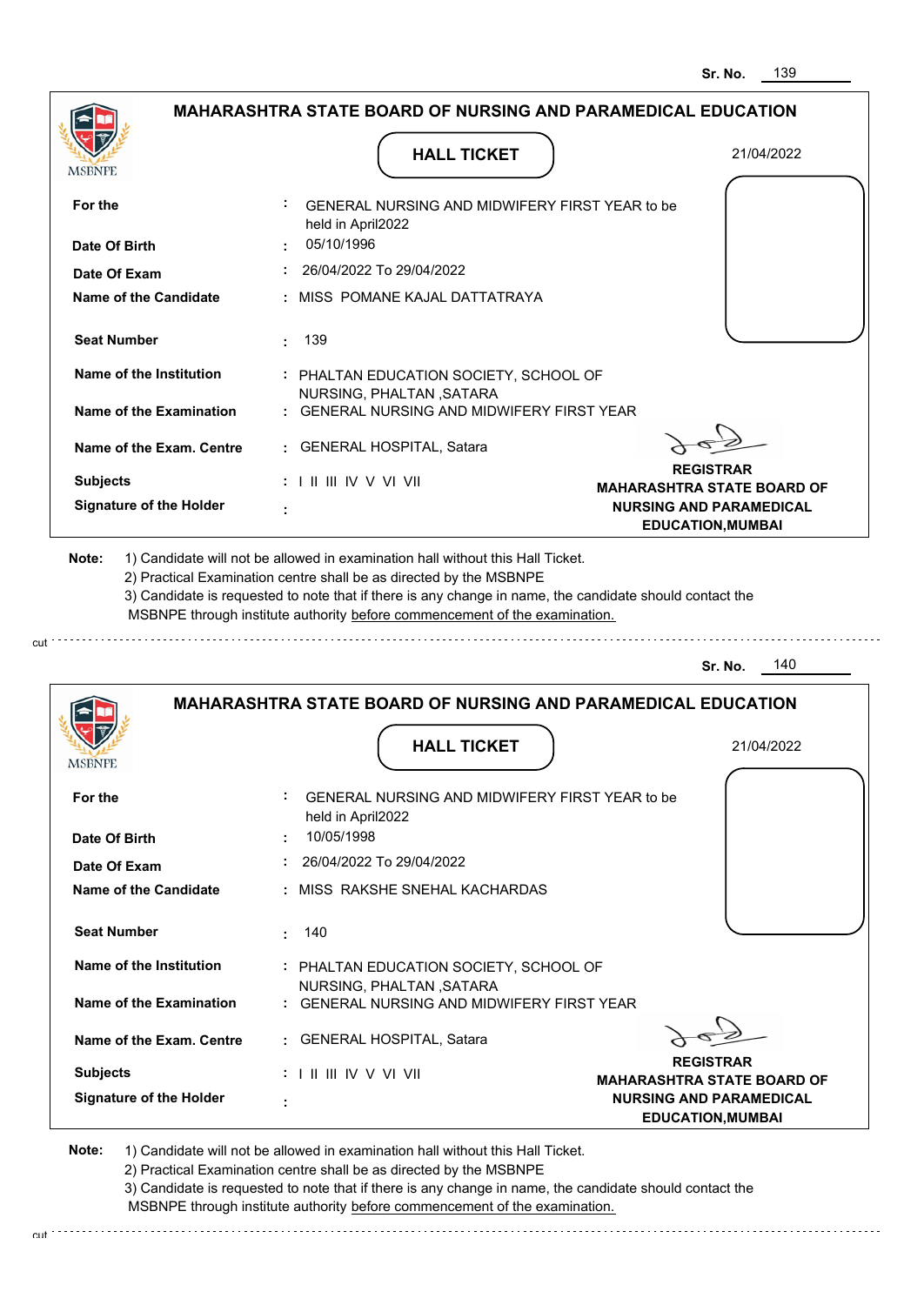Sr. No. 139

## MAHARASHTRA STATE BOARD OF NURSING AND PARAMEDICAL EDUCATION

MSBNPE

### HALL TICKET

21/04/2022

| | | |
|---|---|---|
| **For the** | : | GENERAL NURSING AND MIDWIFERY FIRST YEAR to be held in April2022 |
| **Date Of Birth** | : | 05/10/1996 |
| **Date Of Exam** | : | 26/04/2022 To 29/04/2022 |
| **Name of the Candidate** | : | MISS POMANE KAJAL DATTATRAYA |
| **Seat Number** | : | 139 |
| **Name of the Institution** | : | PHALTAN EDUCATION SOCIETY, SCHOOL OF NURSING, PHALTAN ,SATARA |
| **Name of the Examination** | : | GENERAL NURSING AND MIDWIFERY FIRST YEAR |
| **Name of the Exam. Centre** | : | GENERAL HOSPITAL, Satara |
| **Subjects** | : | I II III IV V VI VII |
| **Signature of the Holder** | : | |

**REGISTRAR**
**MAHARASHTRA STATE BOARD OF NURSING AND PARAMEDICAL EDUCATION,MUMBAI**

**Note:** 1) Candidate will not be allowed in examination hall without this Hall Ticket.
2) Practical Examination centre shall be as directed by the MSBNPE
3) Candidate is requested to note that if there is any change in name, the candidate should contact the MSBNPE through institute authority before commencement of the examination.

cut

Sr. No. 140

## MAHARASHTRA STATE BOARD OF NURSING AND PARAMEDICAL EDUCATION

MSBNPE

### HALL TICKET

21/04/2022

| | | |
|---|---|---|
| **For the** | : | GENERAL NURSING AND MIDWIFERY FIRST YEAR to be held in April2022 |
| **Date Of Birth** | : | 10/05/1998 |
| **Date Of Exam** | : | 26/04/2022 To 29/04/2022 |
| **Name of the Candidate** | : | MISS RAKSHE SNEHAL KACHARDAS |
| **Seat Number** | : | 140 |
| **Name of the Institution** | : | PHALTAN EDUCATION SOCIETY, SCHOOL OF NURSING, PHALTAN ,SATARA |
| **Name of the Examination** | : | GENERAL NURSING AND MIDWIFERY FIRST YEAR |
| **Name of the Exam. Centre** | : | GENERAL HOSPITAL, Satara |
| **Subjects** | : | I II III IV V VI VII |
| **Signature of the Holder** | : | |

**REGISTRAR**
**MAHARASHTRA STATE BOARD OF NURSING AND PARAMEDICAL EDUCATION,MUMBAI**

**Note:** 1) Candidate will not be allowed in examination hall without this Hall Ticket.
2) Practical Examination centre shall be as directed by the MSBNPE
3) Candidate is requested to note that if there is any change in name, the candidate should contact the MSBNPE through institute authority before commencement of the examination.

cut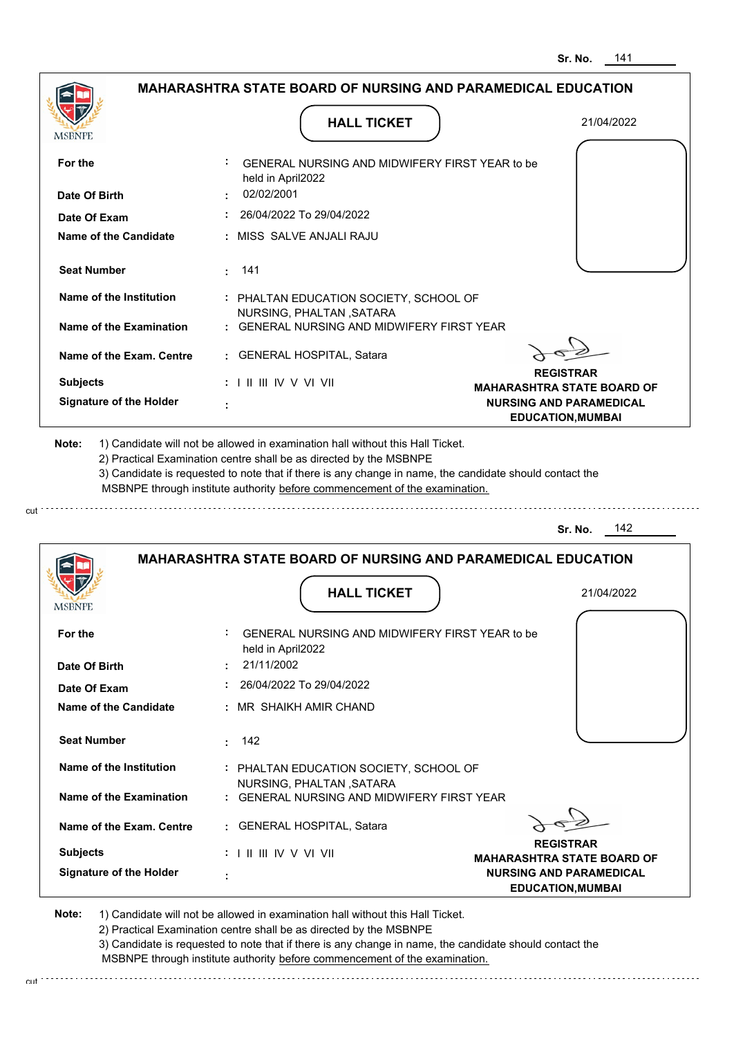Sr. No. 141

## MAHARASHTRA STATE BOARD OF NURSING AND PARAMEDICAL EDUCATION

MSBNPE

### HALL TICKET

21/04/2022

| | | |
|---|---|---|
| For the | : | GENERAL NURSING AND MIDWIFERY FIRST YEAR to be held in April2022 |
| Date Of Birth | : | 02/02/2001 |
| Date Of Exam | : | 26/04/2022 To 29/04/2022 |
| Name of the Candidate | : | MISS SALVE ANJALI RAJU |
| Seat Number | : | 141 |
| Name of the Institution | : | PHALTAN EDUCATION SOCIETY, SCHOOL OF NURSING, PHALTAN ,SATARA |
| Name of the Examination | : | GENERAL NURSING AND MIDWIFERY FIRST YEAR |
| Name of the Exam. Centre | : | GENERAL HOSPITAL, Satara |
| Subjects | : | I II III IV V VI VII |
| Signature of the Holder | : | |

**REGISTRAR**
**MAHARASHTRA STATE BOARD OF NURSING AND PARAMEDICAL EDUCATION,MUMBAI**

**Note:** 1) Candidate will not be allowed in examination hall without this Hall Ticket.
2) Practical Examination centre shall be as directed by the MSBNPE
3) Candidate is requested to note that if there is any change in name, the candidate should contact the MSBNPE through institute authority before commencement of the examination.

cut

Sr. No. 142

## MAHARASHTRA STATE BOARD OF NURSING AND PARAMEDICAL EDUCATION

MSBNPE

### HALL TICKET

21/04/2022

| | | |
|---|---|---|
| For the | : | GENERAL NURSING AND MIDWIFERY FIRST YEAR to be held in April2022 |
| Date Of Birth | : | 21/11/2002 |
| Date Of Exam | : | 26/04/2022 To 29/04/2022 |
| Name of the Candidate | : | MR SHAIKH AMIR CHAND |
| Seat Number | : | 142 |
| Name of the Institution | : | PHALTAN EDUCATION SOCIETY, SCHOOL OF NURSING, PHALTAN ,SATARA |
| Name of the Examination | : | GENERAL NURSING AND MIDWIFERY FIRST YEAR |
| Name of the Exam. Centre | : | GENERAL HOSPITAL, Satara |
| Subjects | : | I II III IV V VI VII |
| Signature of the Holder | : | |

**REGISTRAR**
**MAHARASHTRA STATE BOARD OF NURSING AND PARAMEDICAL EDUCATION,MUMBAI**

**Note:** 1) Candidate will not be allowed in examination hall without this Hall Ticket.
2) Practical Examination centre shall be as directed by the MSBNPE
3) Candidate is requested to note that if there is any change in name, the candidate should contact the MSBNPE through institute authority before commencement of the examination.

cut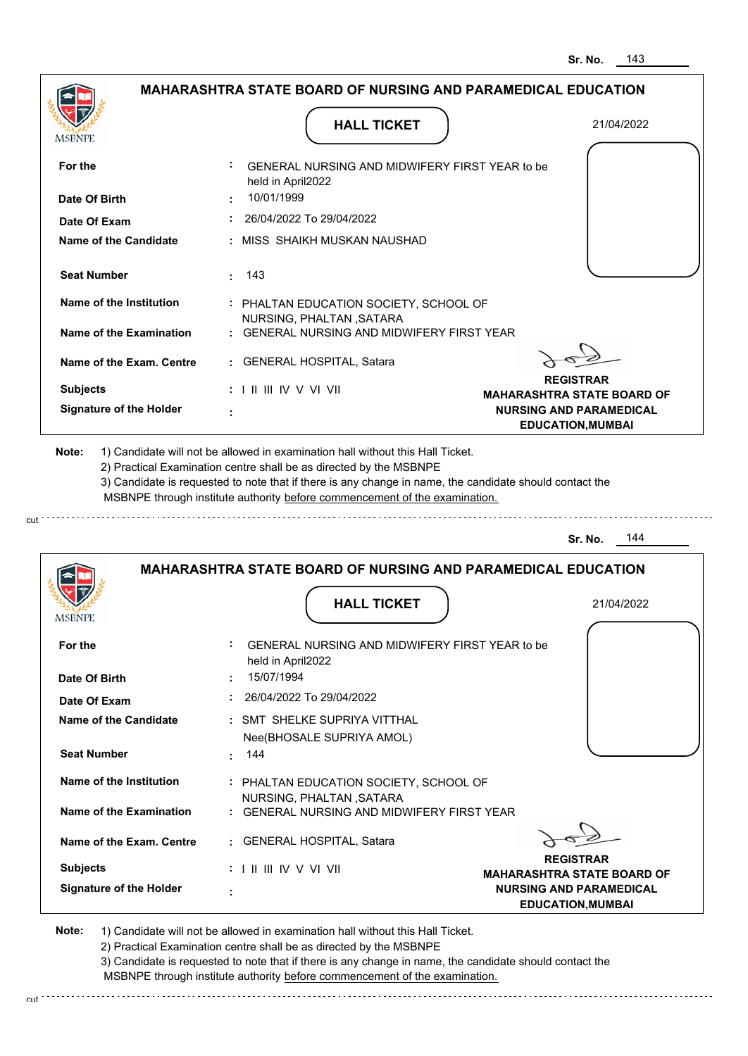Sr. No. 143

## MAHARASHTRA STATE BOARD OF NURSING AND PARAMEDICAL EDUCATION

MSBNPE

### HALL TICKET

21/04/2022

| | | |
|---|---|---|
| **For the** | : | GENERAL NURSING AND MIDWIFERY FIRST YEAR to be held in April2022 |
| **Date Of Birth** | : | 10/01/1999 |
| **Date Of Exam** | : | 26/04/2022 To 29/04/2022 |
| **Name of the Candidate** | : | MISS SHAIKH MUSKAN NAUSHAD |
| **Seat Number** | : | 143 |
| **Name of the Institution** | : | PHALTAN EDUCATION SOCIETY, SCHOOL OF NURSING, PHALTAN ,SATARA |
| **Name of the Examination** | : | GENERAL NURSING AND MIDWIFERY FIRST YEAR |
| **Name of the Exam. Centre** | : | GENERAL HOSPITAL, Satara |
| **Subjects** | : | I II III IV V VI VII |
| **Signature of the Holder** | : | |

**REGISTRAR**
**MAHARASHTRA STATE BOARD OF NURSING AND PARAMEDICAL EDUCATION,MUMBAI**

**Note:**
1) Candidate will not be allowed in examination hall without this Hall Ticket.
2) Practical Examination centre shall be as directed by the MSBNPE
3) Candidate is requested to note that if there is any change in name, the candidate should contact the MSBNPE through institute authority before commencement of the examination.

cut

Sr. No. 144

## MAHARASHTRA STATE BOARD OF NURSING AND PARAMEDICAL EDUCATION

MSBNPE

### HALL TICKET

21/04/2022

| | | |
|---|---|---|
| **For the** | : | GENERAL NURSING AND MIDWIFERY FIRST YEAR to be held in April2022 |
| **Date Of Birth** | : | 15/07/1994 |
| **Date Of Exam** | : | 26/04/2022 To 29/04/2022 |
| **Name of the Candidate** | : | SMT SHELKE SUPRIYA VITTHAL Nee(BHOSALE SUPRIYA AMOL) |
| **Seat Number** | : | 144 |
| **Name of the Institution** | : | PHALTAN EDUCATION SOCIETY, SCHOOL OF NURSING, PHALTAN ,SATARA |
| **Name of the Examination** | : | GENERAL NURSING AND MIDWIFERY FIRST YEAR |
| **Name of the Exam. Centre** | : | GENERAL HOSPITAL, Satara |
| **Subjects** | : | I II III IV V VI VII |
| **Signature of the Holder** | : | |

**REGISTRAR**
**MAHARASHTRA STATE BOARD OF NURSING AND PARAMEDICAL EDUCATION,MUMBAI**

**Note:**
1) Candidate will not be allowed in examination hall without this Hall Ticket.
2) Practical Examination centre shall be as directed by the MSBNPE
3) Candidate is requested to note that if there is any change in name, the candidate should contact the MSBNPE through institute authority before commencement of the examination.

cut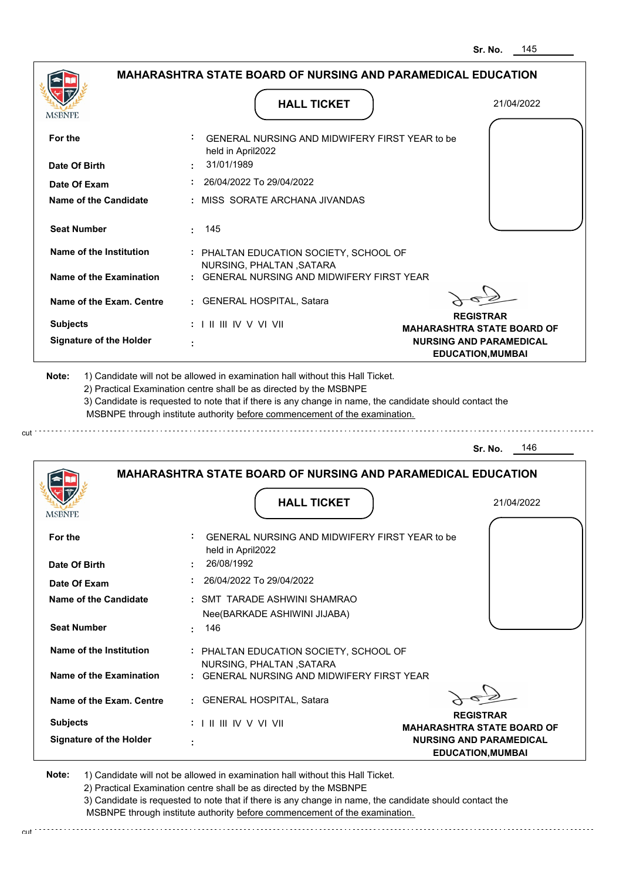Sr. No. 145

## MAHARASHTRA STATE BOARD OF NURSING AND PARAMEDICAL EDUCATION

### HALL TICKET

21/04/2022

| | | |
|---|---|---|
| **For the** | : | GENERAL NURSING AND MIDWIFERY FIRST YEAR to be held in April2022 |
| **Date Of Birth** | : | 31/01/1989 |
| **Date Of Exam** | : | 26/04/2022 To 29/04/2022 |
| **Name of the Candidate** | : | MISS SORATE ARCHANA JIVANDAS |
| **Seat Number** | : | 145 |
| **Name of the Institution** | : | PHALTAN EDUCATION SOCIETY, SCHOOL OF NURSING, PHALTAN ,SATARA |
| **Name of the Examination** | : | GENERAL NURSING AND MIDWIFERY FIRST YEAR |
| **Name of the Exam. Centre** | : | GENERAL HOSPITAL, Satara |
| **Subjects** | : | I II III IV V VI VII |
| **Signature of the Holder** | : | |

**REGISTRAR**
**MAHARASHTRA STATE BOARD OF NURSING AND PARAMEDICAL EDUCATION,MUMBAI**

**Note:**
1) Candidate will not be allowed in examination hall without this Hall Ticket.
2) Practical Examination centre shall be as directed by the MSBNPE
3) Candidate is requested to note that if there is any change in name, the candidate should contact the MSBNPE through institute authority before commencement of the examination.

---

Sr. No. 146

## MAHARASHTRA STATE BOARD OF NURSING AND PARAMEDICAL EDUCATION

### HALL TICKET

21/04/2022

| | | |
|---|---|---|
| **For the** | : | GENERAL NURSING AND MIDWIFERY FIRST YEAR to be held in April2022 |
| **Date Of Birth** | : | 26/08/1992 |
| **Date Of Exam** | : | 26/04/2022 To 29/04/2022 |
| **Name of the Candidate** | : | SMT TARADE ASHWINI SHAMRAO Nee(BARKADE ASHIWINI JIJABA) |
| **Seat Number** | : | 146 |
| **Name of the Institution** | : | PHALTAN EDUCATION SOCIETY, SCHOOL OF NURSING, PHALTAN ,SATARA |
| **Name of the Examination** | : | GENERAL NURSING AND MIDWIFERY FIRST YEAR |
| **Name of the Exam. Centre** | : | GENERAL HOSPITAL, Satara |
| **Subjects** | : | I II III IV V VI VII |
| **Signature of the Holder** | : | |

**REGISTRAR**
**MAHARASHTRA STATE BOARD OF NURSING AND PARAMEDICAL EDUCATION,MUMBAI**

**Note:**
1) Candidate will not be allowed in examination hall without this Hall Ticket.
2) Practical Examination centre shall be as directed by the MSBNPE
3) Candidate is requested to note that if there is any change in name, the candidate should contact the MSBNPE through institute authority before commencement of the examination.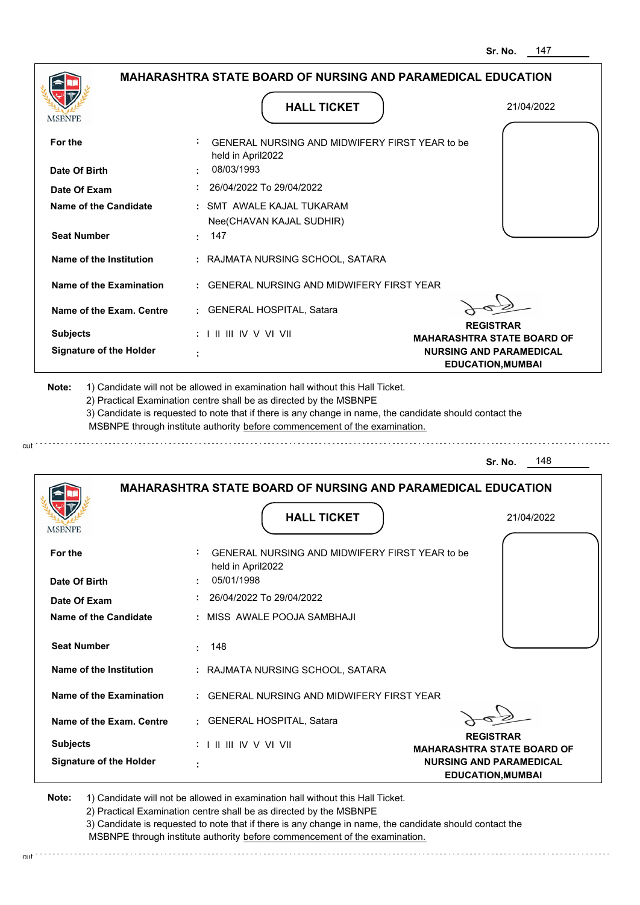Sr. No. 147

## MAHARASHTRA STATE BOARD OF NURSING AND PARAMEDICAL EDUCATION

MSBNPE

### HALL TICKET

21/04/2022

| | | |
|---|---|---|
| **For the** | : | GENERAL NURSING AND MIDWIFERY FIRST YEAR to be held in April2022 |
| **Date Of Birth** | : | 08/03/1993 |
| **Date Of Exam** | : | 26/04/2022 To 29/04/2022 |
| **Name of the Candidate** | : | SMT AWALE KAJAL TUKARAM Nee(CHAVAN KAJAL SUDHIR) |
| **Seat Number** | : | 147 |
| **Name of the Institution** | : | RAJMATA NURSING SCHOOL, SATARA |
| **Name of the Examination** | : | GENERAL NURSING AND MIDWIFERY FIRST YEAR |
| **Name of the Exam. Centre** | : | GENERAL HOSPITAL, Satara |
| **Subjects** | : | I II III IV V VI VII |
| **Signature of the Holder** | : | |

**REGISTRAR**
**MAHARASHTRA STATE BOARD OF NURSING AND PARAMEDICAL EDUCATION,MUMBAI**

**Note:**
1) Candidate will not be allowed in examination hall without this Hall Ticket.
2) Practical Examination centre shall be as directed by the MSBNPE
3) Candidate is requested to note that if there is any change in name, the candidate should contact the MSBNPE through institute authority before commencement of the examination.

cut

Sr. No. 148

## MAHARASHTRA STATE BOARD OF NURSING AND PARAMEDICAL EDUCATION

MSBNPE

### HALL TICKET

21/04/2022

| | | |
|---|---|---|
| **For the** | : | GENERAL NURSING AND MIDWIFERY FIRST YEAR to be held in April2022 |
| **Date Of Birth** | : | 05/01/1998 |
| **Date Of Exam** | : | 26/04/2022 To 29/04/2022 |
| **Name of the Candidate** | : | MISS AWALE POOJA SAMBHAJI |
| **Seat Number** | : | 148 |
| **Name of the Institution** | : | RAJMATA NURSING SCHOOL, SATARA |
| **Name of the Examination** | : | GENERAL NURSING AND MIDWIFERY FIRST YEAR |
| **Name of the Exam. Centre** | : | GENERAL HOSPITAL, Satara |
| **Subjects** | : | I II III IV V VI VII |
| **Signature of the Holder** | : | |

**REGISTRAR**
**MAHARASHTRA STATE BOARD OF NURSING AND PARAMEDICAL EDUCATION,MUMBAI**

**Note:**
1) Candidate will not be allowed in examination hall without this Hall Ticket.
2) Practical Examination centre shall be as directed by the MSBNPE
3) Candidate is requested to note that if there is any change in name, the candidate should contact the MSBNPE through institute authority before commencement of the examination.

cut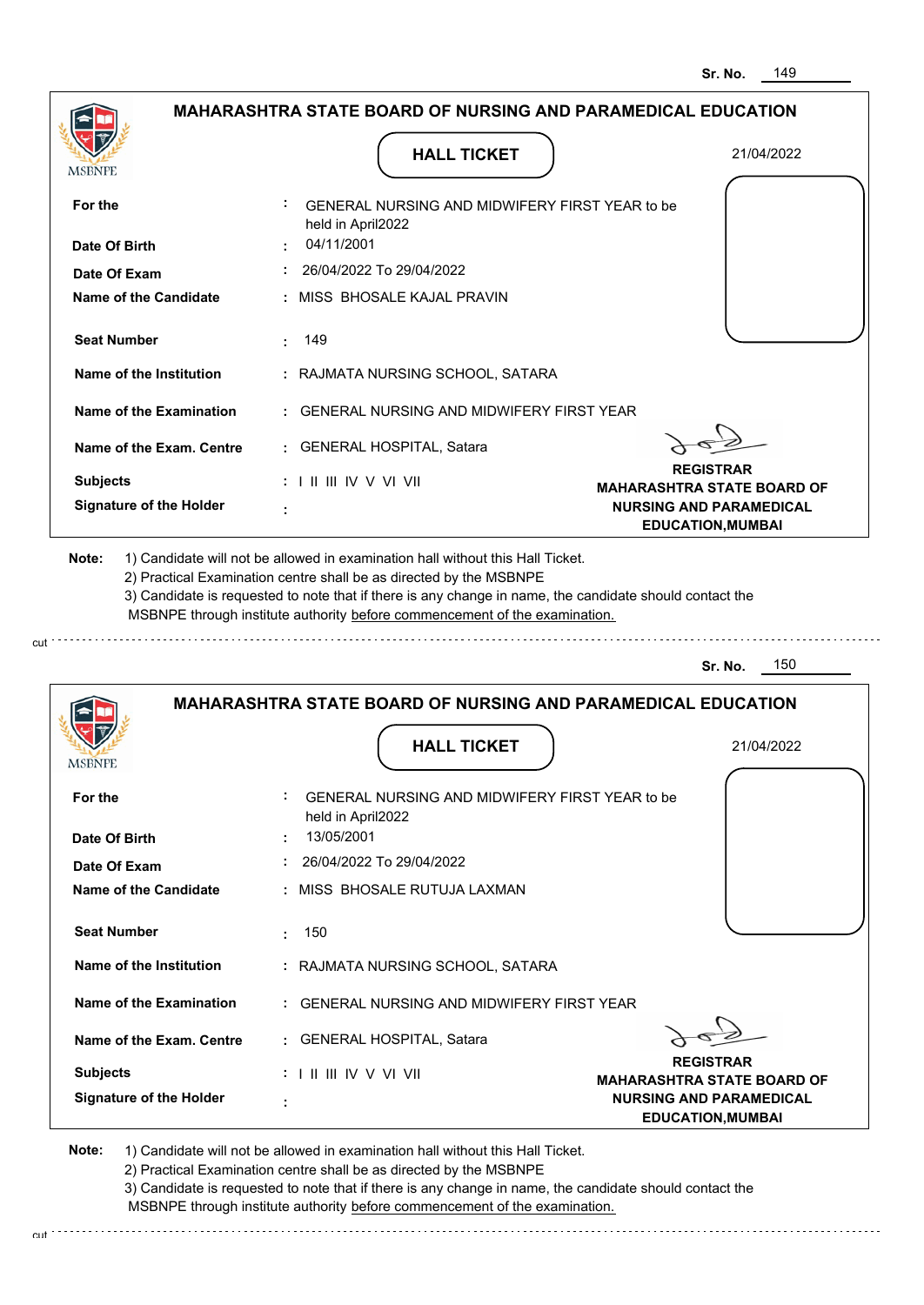Sr. No. 149

## MAHARASHTRA STATE BOARD OF NURSING AND PARAMEDICAL EDUCATION

MSBNPE

### HALL TICKET

21/04/2022

| | | |
|---|---|---|
| **For the** | : | GENERAL NURSING AND MIDWIFERY FIRST YEAR to be held in April2022 |
| **Date Of Birth** | : | 04/11/2001 |
| **Date Of Exam** | : | 26/04/2022 To 29/04/2022 |
| **Name of the Candidate** | : | MISS BHOSALE KAJAL PRAVIN |
| **Seat Number** | : | 149 |
| **Name of the Institution** | : | RAJMATA NURSING SCHOOL, SATARA |
| **Name of the Examination** | : | GENERAL NURSING AND MIDWIFERY FIRST YEAR |
| **Name of the Exam. Centre** | : | GENERAL HOSPITAL, Satara |
| **Subjects** | : | I II III IV V VI VII |
| **Signature of the Holder** | : | |

**REGISTRAR**
**MAHARASHTRA STATE BOARD OF NURSING AND PARAMEDICAL EDUCATION,MUMBAI**

**Note:** 1) Candidate will not be allowed in examination hall without this Hall Ticket.
2) Practical Examination centre shall be as directed by the MSBNPE
3) Candidate is requested to note that if there is any change in name, the candidate should contact the MSBNPE through institute authority before commencement of the examination.

cut

---

Sr. No. 150

## MAHARASHTRA STATE BOARD OF NURSING AND PARAMEDICAL EDUCATION

MSBNPE

### HALL TICKET

21/04/2022

| | | |
|---|---|---|
| **For the** | : | GENERAL NURSING AND MIDWIFERY FIRST YEAR to be held in April2022 |
| **Date Of Birth** | : | 13/05/2001 |
| **Date Of Exam** | : | 26/04/2022 To 29/04/2022 |
| **Name of the Candidate** | : | MISS BHOSALE RUTUJA LAXMAN |
| **Seat Number** | : | 150 |
| **Name of the Institution** | : | RAJMATA NURSING SCHOOL, SATARA |
| **Name of the Examination** | : | GENERAL NURSING AND MIDWIFERY FIRST YEAR |
| **Name of the Exam. Centre** | : | GENERAL HOSPITAL, Satara |
| **Subjects** | : | I II III IV V VI VII |
| **Signature of the Holder** | : | |

**REGISTRAR**
**MAHARASHTRA STATE BOARD OF NURSING AND PARAMEDICAL EDUCATION,MUMBAI**

**Note:** 1) Candidate will not be allowed in examination hall without this Hall Ticket.
2) Practical Examination centre shall be as directed by the MSBNPE
3) Candidate is requested to note that if there is any change in name, the candidate should contact the MSBNPE through institute authority before commencement of the examination.

cut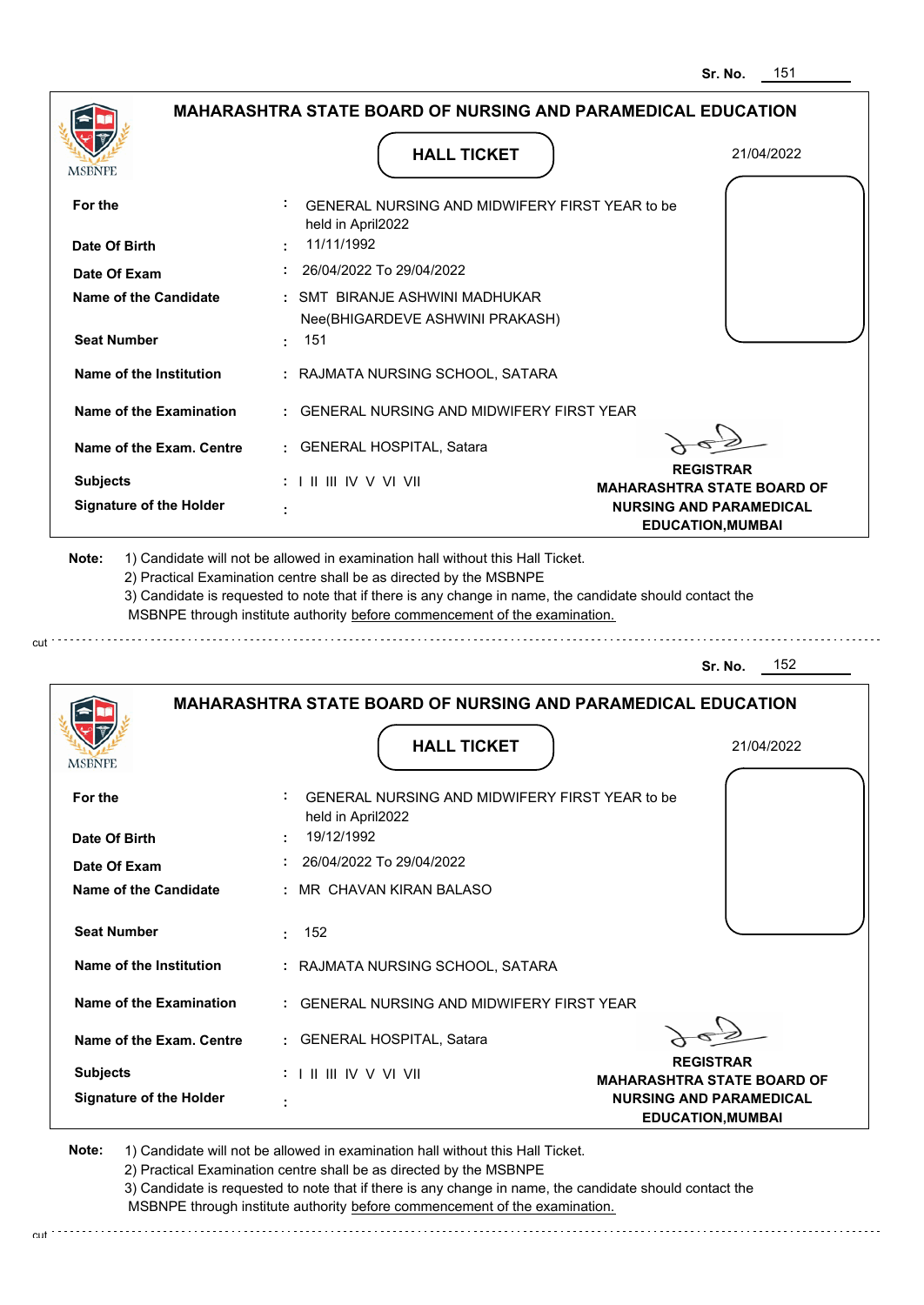Sr. No. 151

## MAHARASHTRA STATE BOARD OF NURSING AND PARAMEDICAL EDUCATION

MSBNPE

### HALL TICKET

21/04/2022

| | | |
|---|---|---|
| **For the** | : | GENERAL NURSING AND MIDWIFERY FIRST YEAR to be held in April2022 |
| **Date Of Birth** | : | 11/11/1992 |
| **Date Of Exam** | : | 26/04/2022 To 29/04/2022 |
| **Name of the Candidate** | : | SMT BIRANJE ASHWINI MADHUKAR Nee(BHIGARDEVE ASHWINI PRAKASH) |
| **Seat Number** | : | 151 |
| **Name of the Institution** | : | RAJMATA NURSING SCHOOL, SATARA |
| **Name of the Examination** | : | GENERAL NURSING AND MIDWIFERY FIRST YEAR |
| **Name of the Exam. Centre** | : | GENERAL HOSPITAL, Satara |
| **Subjects** | : | I II III IV V VI VII |
| **Signature of the Holder** | : | |

**REGISTRAR**
**MAHARASHTRA STATE BOARD OF NURSING AND PARAMEDICAL EDUCATION,MUMBAI**

**Note:**
1) Candidate will not be allowed in examination hall without this Hall Ticket.
2) Practical Examination centre shall be as directed by the MSBNPE
3) Candidate is requested to note that if there is any change in name, the candidate should contact the MSBNPE through institute authority before commencement of the examination.

cut

Sr. No. 152

## MAHARASHTRA STATE BOARD OF NURSING AND PARAMEDICAL EDUCATION

MSBNPE

### HALL TICKET

21/04/2022

| | | |
|---|---|---|
| **For the** | : | GENERAL NURSING AND MIDWIFERY FIRST YEAR to be held in April2022 |
| **Date Of Birth** | : | 19/12/1992 |
| **Date Of Exam** | : | 26/04/2022 To 29/04/2022 |
| **Name of the Candidate** | : | MR CHAVAN KIRAN BALASO |
| **Seat Number** | : | 152 |
| **Name of the Institution** | : | RAJMATA NURSING SCHOOL, SATARA |
| **Name of the Examination** | : | GENERAL NURSING AND MIDWIFERY FIRST YEAR |
| **Name of the Exam. Centre** | : | GENERAL HOSPITAL, Satara |
| **Subjects** | : | I II III IV V VI VII |
| **Signature of the Holder** | : | |

**REGISTRAR**
**MAHARASHTRA STATE BOARD OF NURSING AND PARAMEDICAL EDUCATION,MUMBAI**

**Note:**
1) Candidate will not be allowed in examination hall without this Hall Ticket.
2) Practical Examination centre shall be as directed by the MSBNPE
3) Candidate is requested to note that if there is any change in name, the candidate should contact the MSBNPE through institute authority before commencement of the examination.

cut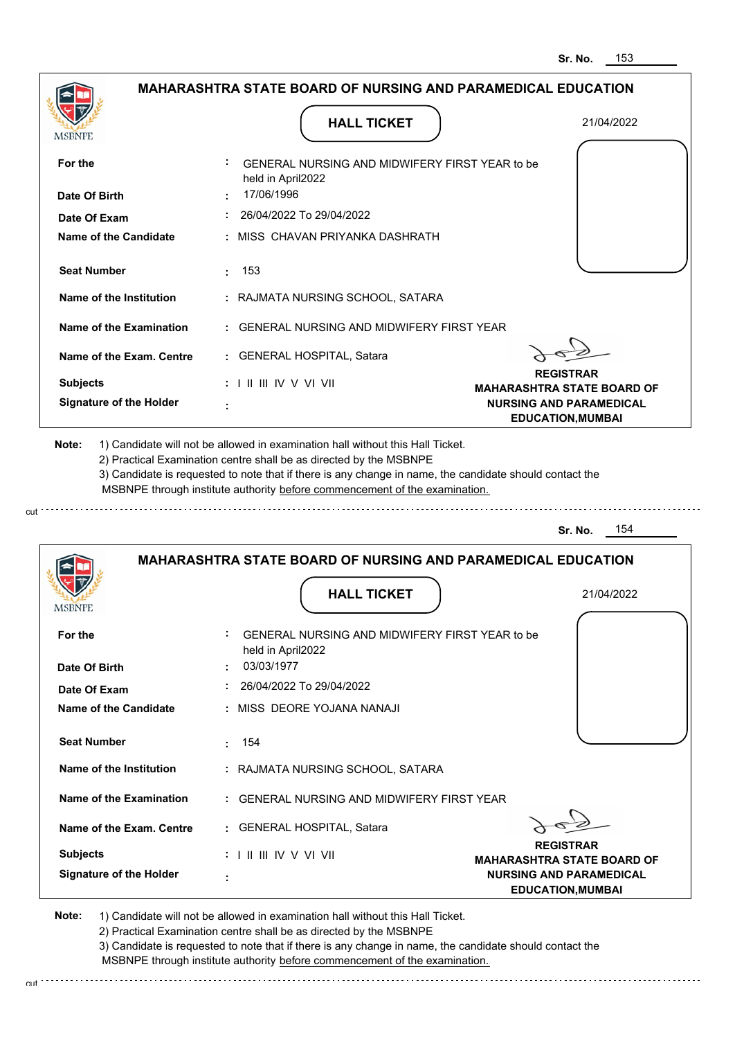Sr. No. 153

## MAHARASHTRA STATE BOARD OF NURSING AND PARAMEDICAL EDUCATION

MSBNPE

### HALL TICKET

21/04/2022

| | | |
|---|---|---|
| **For the** | : | GENERAL NURSING AND MIDWIFERY FIRST YEAR to be held in April2022 |
| **Date Of Birth** | : | 17/06/1996 |
| **Date Of Exam** | : | 26/04/2022 To 29/04/2022 |
| **Name of the Candidate** | : | MISS CHAVAN PRIYANKA DASHRATH |
| **Seat Number** | : | 153 |
| **Name of the Institution** | : | RAJMATA NURSING SCHOOL, SATARA |
| **Name of the Examination** | : | GENERAL NURSING AND MIDWIFERY FIRST YEAR |
| **Name of the Exam. Centre** | : | GENERAL HOSPITAL, Satara |
| **Subjects** | : | I II III IV V VI VII |
| **Signature of the Holder** | : | |

**REGISTRAR**
**MAHARASHTRA STATE BOARD OF NURSING AND PARAMEDICAL EDUCATION,MUMBAI**

**Note:** 1) Candidate will not be allowed in examination hall without this Hall Ticket.
2) Practical Examination centre shall be as directed by the MSBNPE
3) Candidate is requested to note that if there is any change in name, the candidate should contact the MSBNPE through institute authority before commencement of the examination.

cut

Sr. No. 154

## MAHARASHTRA STATE BOARD OF NURSING AND PARAMEDICAL EDUCATION

MSBNPE

### HALL TICKET

21/04/2022

| | | |
|---|---|---|
| **For the** | : | GENERAL NURSING AND MIDWIFERY FIRST YEAR to be held in April2022 |
| **Date Of Birth** | : | 03/03/1977 |
| **Date Of Exam** | : | 26/04/2022 To 29/04/2022 |
| **Name of the Candidate** | : | MISS DEORE YOJANA NANAJI |
| **Seat Number** | : | 154 |
| **Name of the Institution** | : | RAJMATA NURSING SCHOOL, SATARA |
| **Name of the Examination** | : | GENERAL NURSING AND MIDWIFERY FIRST YEAR |
| **Name of the Exam. Centre** | : | GENERAL HOSPITAL, Satara |
| **Subjects** | : | I II III IV V VI VII |
| **Signature of the Holder** | : | |

**REGISTRAR**
**MAHARASHTRA STATE BOARD OF NURSING AND PARAMEDICAL EDUCATION,MUMBAI**

**Note:** 1) Candidate will not be allowed in examination hall without this Hall Ticket.
2) Practical Examination centre shall be as directed by the MSBNPE
3) Candidate is requested to note that if there is any change in name, the candidate should contact the MSBNPE through institute authority before commencement of the examination.

cut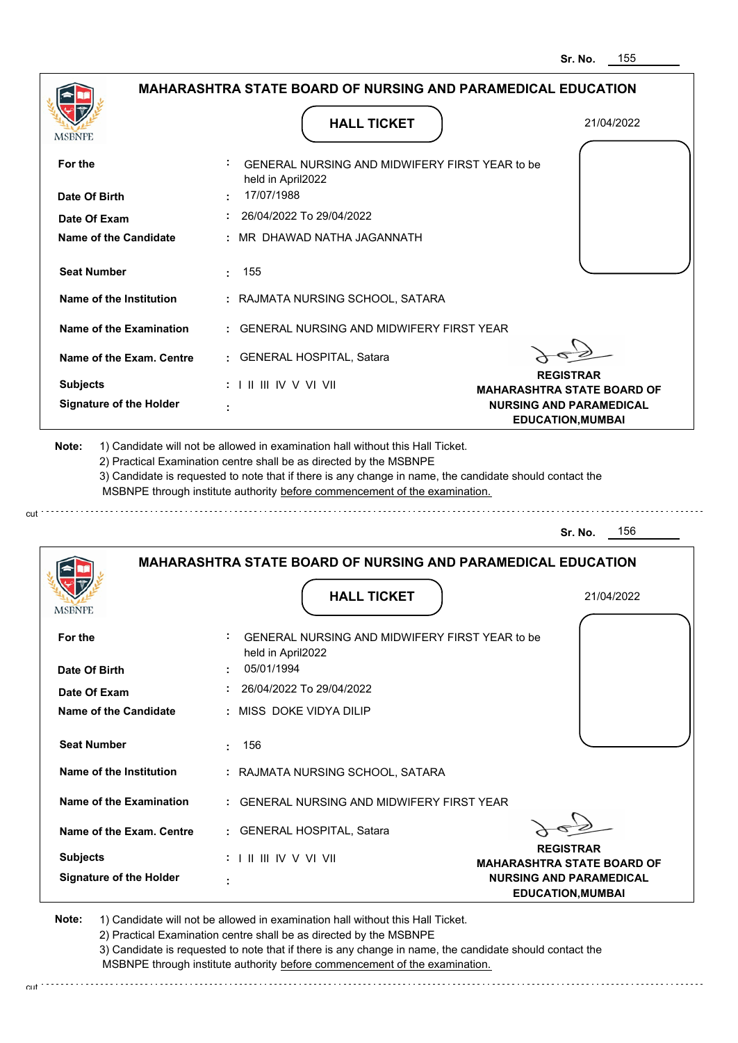Sr. No. 155

## MAHARASHTRA STATE BOARD OF NURSING AND PARAMEDICAL EDUCATION

MSBNPE

### HALL TICKET

21/04/2022

| | | |
|---|---|---|
| **For the** | : | GENERAL NURSING AND MIDWIFERY FIRST YEAR to be held in April2022 |
| **Date Of Birth** | : | 17/07/1988 |
| **Date Of Exam** | : | 26/04/2022 To 29/04/2022 |
| **Name of the Candidate** | : | MR DHAWAD NATHA JAGANNATH |
| **Seat Number** | : | 155 |
| **Name of the Institution** | : | RAJMATA NURSING SCHOOL, SATARA |
| **Name of the Examination** | : | GENERAL NURSING AND MIDWIFERY FIRST YEAR |
| **Name of the Exam. Centre** | : | GENERAL HOSPITAL, Satara |
| **Subjects** | : | I II III IV V VI VII |
| **Signature of the Holder** | : | |

**REGISTRAR**
**MAHARASHTRA STATE BOARD OF NURSING AND PARAMEDICAL EDUCATION,MUMBAI**

**Note:** 1) Candidate will not be allowed in examination hall without this Hall Ticket.
2) Practical Examination centre shall be as directed by the MSBNPE
3) Candidate is requested to note that if there is any change in name, the candidate should contact the MSBNPE through institute authority before commencement of the examination.

cut

Sr. No. 156

## MAHARASHTRA STATE BOARD OF NURSING AND PARAMEDICAL EDUCATION

MSBNPE

### HALL TICKET

21/04/2022

| | | |
|---|---|---|
| **For the** | : | GENERAL NURSING AND MIDWIFERY FIRST YEAR to be held in April2022 |
| **Date Of Birth** | : | 05/01/1994 |
| **Date Of Exam** | : | 26/04/2022 To 29/04/2022 |
| **Name of the Candidate** | : | MISS DOKE VIDYA DILIP |
| **Seat Number** | : | 156 |
| **Name of the Institution** | : | RAJMATA NURSING SCHOOL, SATARA |
| **Name of the Examination** | : | GENERAL NURSING AND MIDWIFERY FIRST YEAR |
| **Name of the Exam. Centre** | : | GENERAL HOSPITAL, Satara |
| **Subjects** | : | I II III IV V VI VII |
| **Signature of the Holder** | : | |

**REGISTRAR**
**MAHARASHTRA STATE BOARD OF NURSING AND PARAMEDICAL EDUCATION,MUMBAI**

**Note:** 1) Candidate will not be allowed in examination hall without this Hall Ticket.
2) Practical Examination centre shall be as directed by the MSBNPE
3) Candidate is requested to note that if there is any change in name, the candidate should contact the MSBNPE through institute authority before commencement of the examination.

cut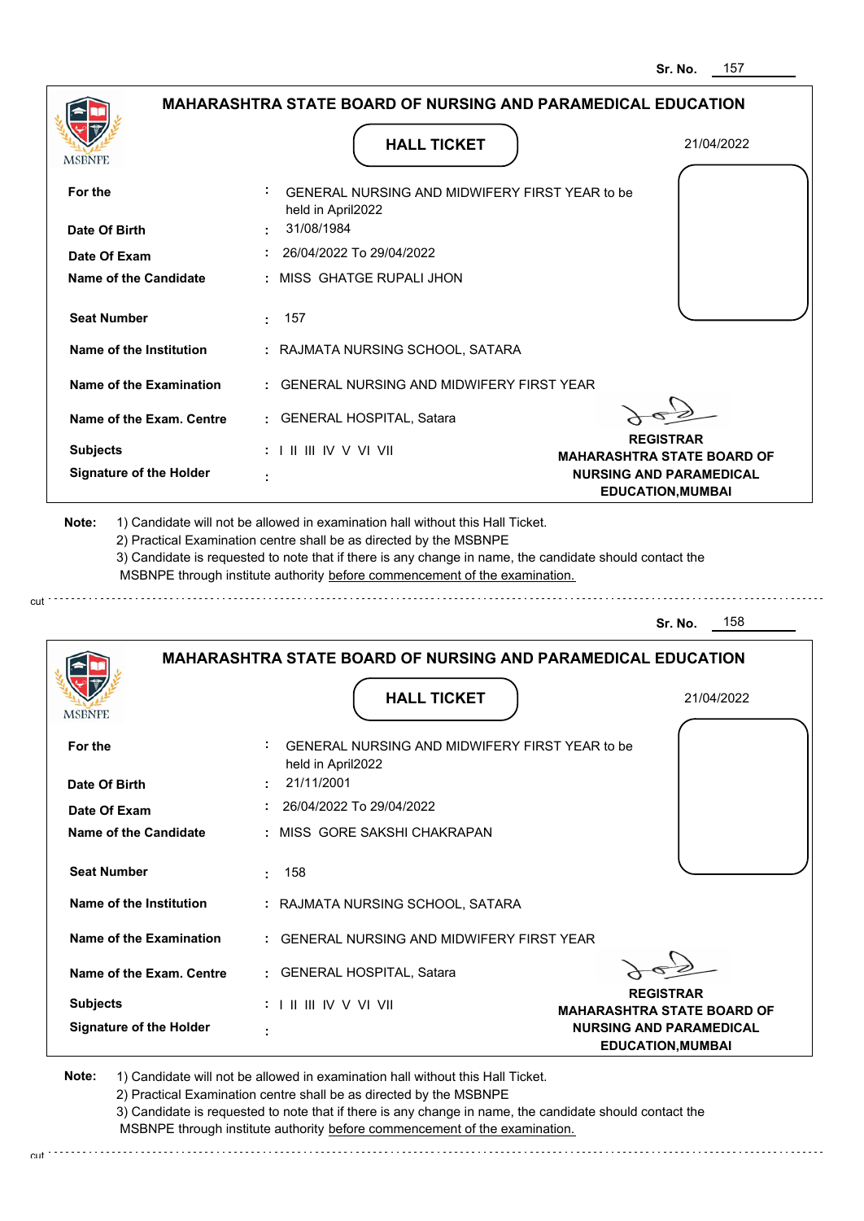Sr. No. 157

## MAHARASHTRA STATE BOARD OF NURSING AND PARAMEDICAL EDUCATION

MSBNPE

### HALL TICKET

21/04/2022

| | | |
|---|---|---|
| **For the** | : | GENERAL NURSING AND MIDWIFERY FIRST YEAR to be held in April2022 |
| **Date Of Birth** | : | 31/08/1984 |
| **Date Of Exam** | : | 26/04/2022 To 29/04/2022 |
| **Name of the Candidate** | : | MISS GHATGE RUPALI JHON |
| **Seat Number** | : | 157 |
| **Name of the Institution** | : | RAJMATA NURSING SCHOOL, SATARA |
| **Name of the Examination** | : | GENERAL NURSING AND MIDWIFERY FIRST YEAR |
| **Name of the Exam. Centre** | : | GENERAL HOSPITAL, Satara |
| **Subjects** | : | I II III IV V VI VII |
| **Signature of the Holder** | : | |

**REGISTRAR**
**MAHARASHTRA STATE BOARD OF NURSING AND PARAMEDICAL EDUCATION,MUMBAI**

**Note:** 1) Candidate will not be allowed in examination hall without this Hall Ticket.
2) Practical Examination centre shall be as directed by the MSBNPE
3) Candidate is requested to note that if there is any change in name, the candidate should contact the MSBNPE through institute authority before commencement of the examination.

cut

Sr. No. 158

## MAHARASHTRA STATE BOARD OF NURSING AND PARAMEDICAL EDUCATION

MSBNPE

### HALL TICKET

21/04/2022

| | | |
|---|---|---|
| **For the** | : | GENERAL NURSING AND MIDWIFERY FIRST YEAR to be held in April2022 |
| **Date Of Birth** | : | 21/11/2001 |
| **Date Of Exam** | : | 26/04/2022 To 29/04/2022 |
| **Name of the Candidate** | : | MISS GORE SAKSHI CHAKRAPAN |
| **Seat Number** | : | 158 |
| **Name of the Institution** | : | RAJMATA NURSING SCHOOL, SATARA |
| **Name of the Examination** | : | GENERAL NURSING AND MIDWIFERY FIRST YEAR |
| **Name of the Exam. Centre** | : | GENERAL HOSPITAL, Satara |
| **Subjects** | : | I II III IV V VI VII |
| **Signature of the Holder** | : | |

**REGISTRAR**
**MAHARASHTRA STATE BOARD OF NURSING AND PARAMEDICAL EDUCATION,MUMBAI**

**Note:** 1) Candidate will not be allowed in examination hall without this Hall Ticket.
2) Practical Examination centre shall be as directed by the MSBNPE
3) Candidate is requested to note that if there is any change in name, the candidate should contact the MSBNPE through institute authority before commencement of the examination.

cut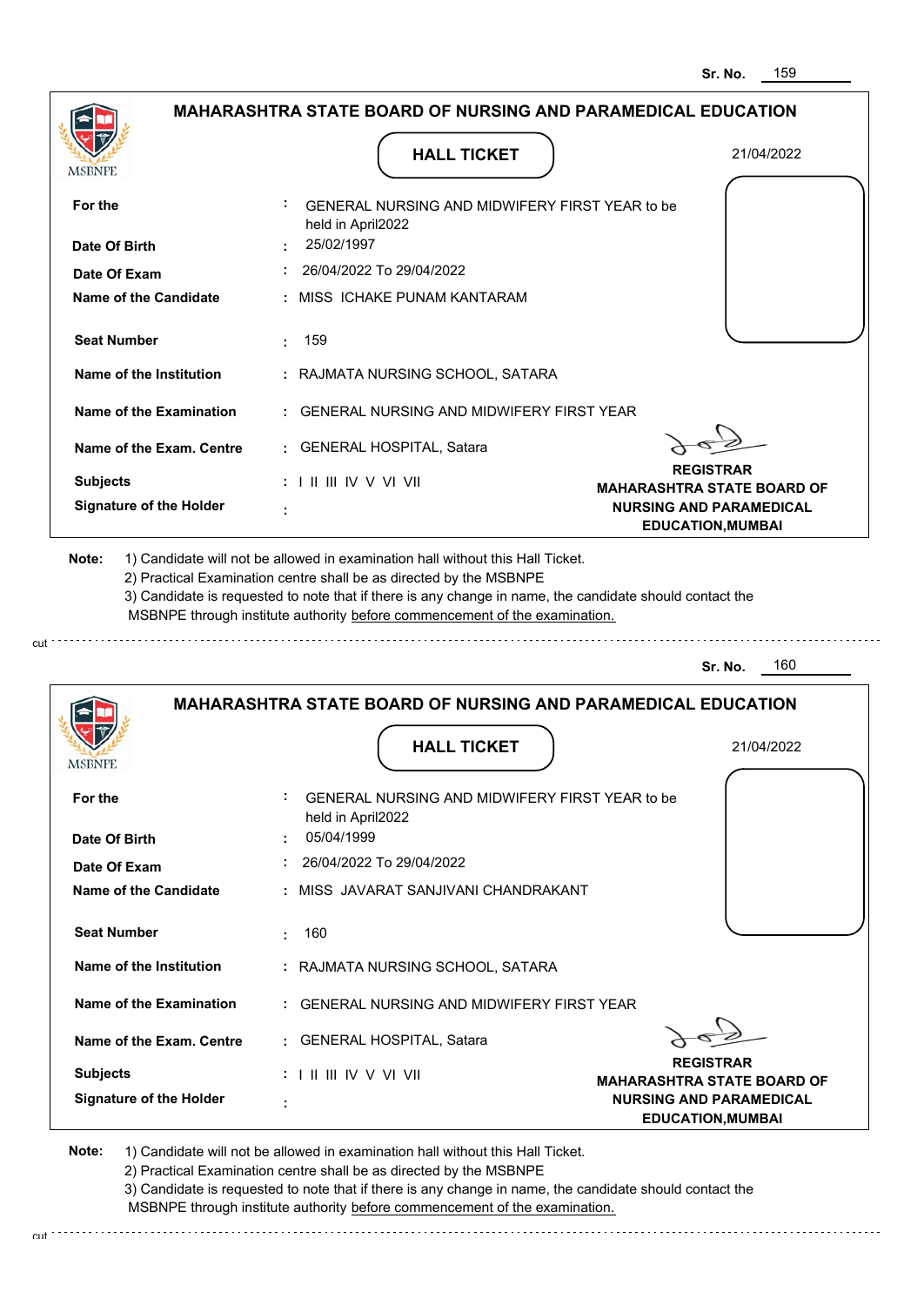Sr. No. 159

## MAHARASHTRA STATE BOARD OF NURSING AND PARAMEDICAL EDUCATION

MSBNPE

**HALL TICKET**

21/04/2022

| | | |
|---|---|---|
| **For the** | : | GENERAL NURSING AND MIDWIFERY FIRST YEAR to be held in April2022 |
| **Date Of Birth** | : | 25/02/1997 |
| **Date Of Exam** | : | 26/04/2022 To 29/04/2022 |
| **Name of the Candidate** | : | MISS ICHAKE PUNAM KANTARAM |
| **Seat Number** | : | 159 |
| **Name of the Institution** | : | RAJMATA NURSING SCHOOL, SATARA |
| **Name of the Examination** | : | GENERAL NURSING AND MIDWIFERY FIRST YEAR |
| **Name of the Exam. Centre** | : | GENERAL HOSPITAL, Satara |
| **Subjects** | : | I II III IV V VI VII |
| **Signature of the Holder** | : | |

**REGISTRAR**
**MAHARASHTRA STATE BOARD OF NURSING AND PARAMEDICAL EDUCATION,MUMBAI**

**Note:** 1) Candidate will not be allowed in examination hall without this Hall Ticket.
2) Practical Examination centre shall be as directed by the MSBNPE
3) Candidate is requested to note that if there is any change in name, the candidate should contact the MSBNPE through institute authority before commencement of the examination.

cut

Sr. No. 160

## MAHARASHTRA STATE BOARD OF NURSING AND PARAMEDICAL EDUCATION

MSBNPE

**HALL TICKET**

21/04/2022

| | | |
|---|---|---|
| **For the** | : | GENERAL NURSING AND MIDWIFERY FIRST YEAR to be held in April2022 |
| **Date Of Birth** | : | 05/04/1999 |
| **Date Of Exam** | : | 26/04/2022 To 29/04/2022 |
| **Name of the Candidate** | : | MISS JAVARAT SANJIVANI CHANDRAKANT |
| **Seat Number** | : | 160 |
| **Name of the Institution** | : | RAJMATA NURSING SCHOOL, SATARA |
| **Name of the Examination** | : | GENERAL NURSING AND MIDWIFERY FIRST YEAR |
| **Name of the Exam. Centre** | : | GENERAL HOSPITAL, Satara |
| **Subjects** | : | I II III IV V VI VII |
| **Signature of the Holder** | : | |

**REGISTRAR**
**MAHARASHTRA STATE BOARD OF NURSING AND PARAMEDICAL EDUCATION,MUMBAI**

**Note:** 1) Candidate will not be allowed in examination hall without this Hall Ticket.
2) Practical Examination centre shall be as directed by the MSBNPE
3) Candidate is requested to note that if there is any change in name, the candidate should contact the MSBNPE through institute authority before commencement of the examination.

cut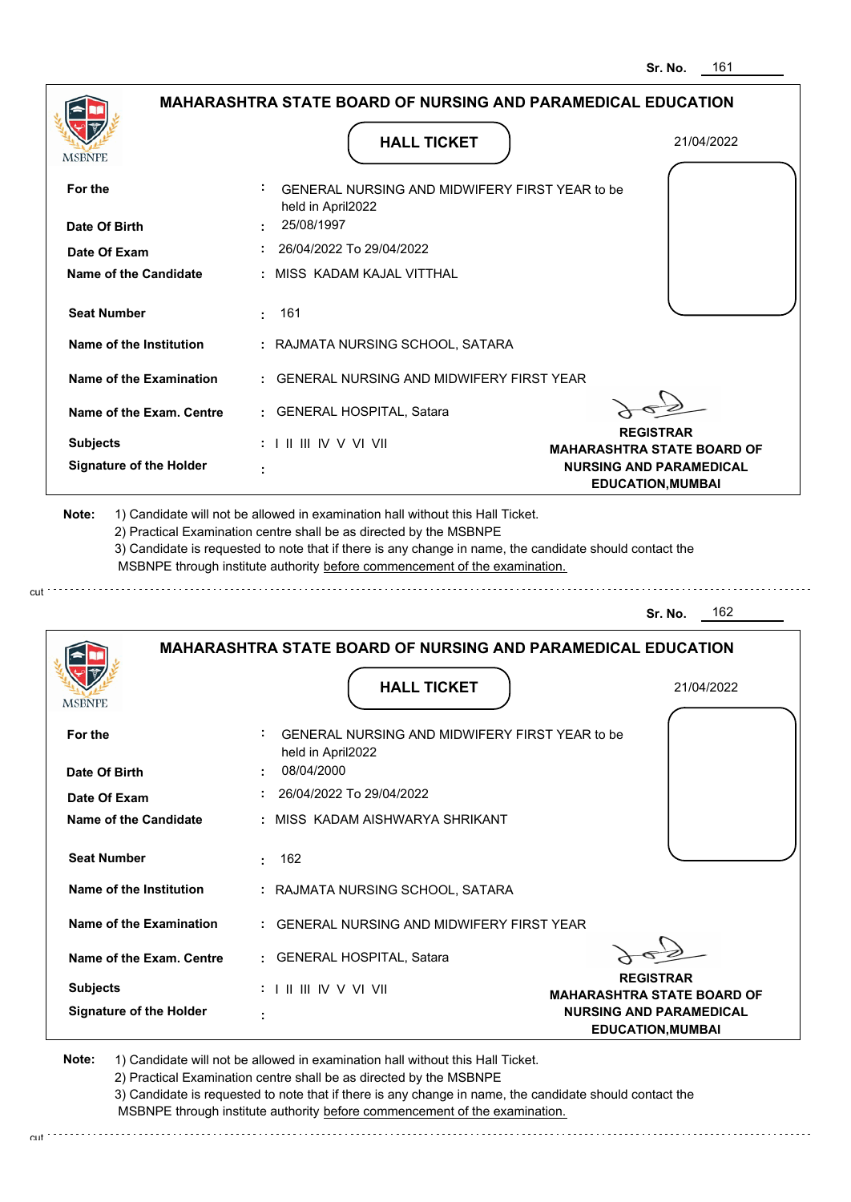Sr. No. 161

## MAHARASHTRA STATE BOARD OF NURSING AND PARAMEDICAL EDUCATION

### HALL TICKET

21/04/2022

| | | |
|---|---|---|
| **For the** | : | GENERAL NURSING AND MIDWIFERY FIRST YEAR to be held in April2022 |
| **Date Of Birth** | : | 25/08/1997 |
| **Date Of Exam** | : | 26/04/2022 To 29/04/2022 |
| **Name of the Candidate** | : | MISS KADAM KAJAL VITTHAL |
| **Seat Number** | : | 161 |
| **Name of the Institution** | : | RAJMATA NURSING SCHOOL, SATARA |
| **Name of the Examination** | : | GENERAL NURSING AND MIDWIFERY FIRST YEAR |
| **Name of the Exam. Centre** | : | GENERAL HOSPITAL, Satara |
| **Subjects** | : | I II III IV V VI VII |
| **Signature of the Holder** | : | |

**REGISTRAR**
**MAHARASHTRA STATE BOARD OF NURSING AND PARAMEDICAL EDUCATION,MUMBAI**

**Note:** 1) Candidate will not be allowed in examination hall without this Hall Ticket.
2) Practical Examination centre shall be as directed by the MSBNPE
3) Candidate is requested to note that if there is any change in name, the candidate should contact the MSBNPE through institute authority before commencement of the examination.

---

Sr. No. 162

## MAHARASHTRA STATE BOARD OF NURSING AND PARAMEDICAL EDUCATION

### HALL TICKET

21/04/2022

| | | |
|---|---|---|
| **For the** | : | GENERAL NURSING AND MIDWIFERY FIRST YEAR to be held in April2022 |
| **Date Of Birth** | : | 08/04/2000 |
| **Date Of Exam** | : | 26/04/2022 To 29/04/2022 |
| **Name of the Candidate** | : | MISS KADAM AISHWARYA SHRIKANT |
| **Seat Number** | : | 162 |
| **Name of the Institution** | : | RAJMATA NURSING SCHOOL, SATARA |
| **Name of the Examination** | : | GENERAL NURSING AND MIDWIFERY FIRST YEAR |
| **Name of the Exam. Centre** | : | GENERAL HOSPITAL, Satara |
| **Subjects** | : | I II III IV V VI VII |
| **Signature of the Holder** | : | |

**REGISTRAR**
**MAHARASHTRA STATE BOARD OF NURSING AND PARAMEDICAL EDUCATION,MUMBAI**

**Note:** 1) Candidate will not be allowed in examination hall without this Hall Ticket.
2) Practical Examination centre shall be as directed by the MSBNPE
3) Candidate is requested to note that if there is any change in name, the candidate should contact the MSBNPE through institute authority before commencement of the examination.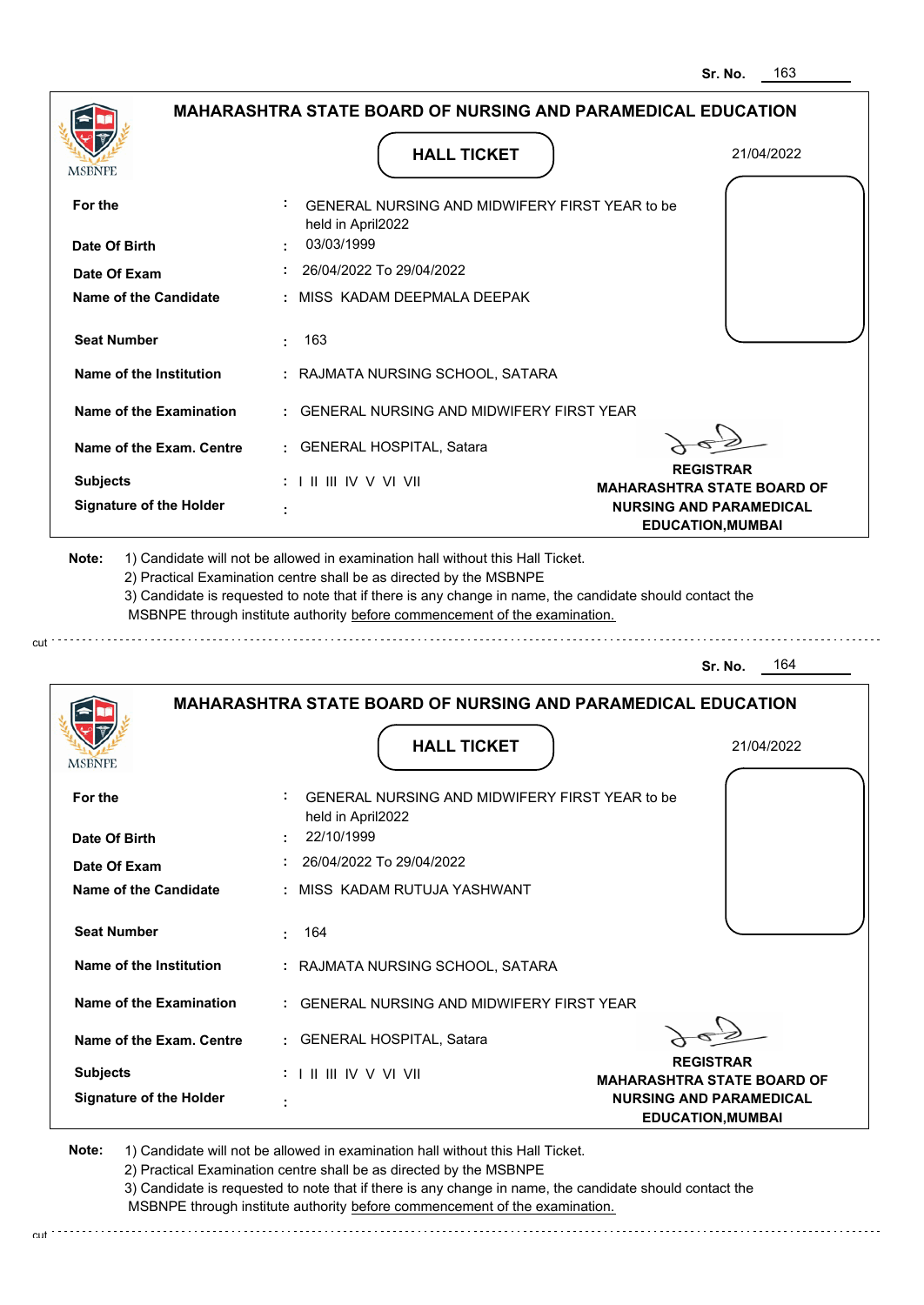Sr. No. 163

## MAHARASHTRA STATE BOARD OF NURSING AND PARAMEDICAL EDUCATION

MSBNPE

### HALL TICKET

21/04/2022

| | | |
|---|---|---|
| **For the** | : | GENERAL NURSING AND MIDWIFERY FIRST YEAR to be held in April2022 |
| **Date Of Birth** | : | 03/03/1999 |
| **Date Of Exam** | : | 26/04/2022 To 29/04/2022 |
| **Name of the Candidate** | : | MISS KADAM DEEPMALA DEEPAK |
| **Seat Number** | : | 163 |
| **Name of the Institution** | : | RAJMATA NURSING SCHOOL, SATARA |
| **Name of the Examination** | : | GENERAL NURSING AND MIDWIFERY FIRST YEAR |
| **Name of the Exam. Centre** | : | GENERAL HOSPITAL, Satara |
| **Subjects** | : | I II III IV V VI VII |
| **Signature of the Holder** | : | |

**REGISTRAR**
**MAHARASHTRA STATE BOARD OF NURSING AND PARAMEDICAL EDUCATION,MUMBAI**

**Note:**
1) Candidate will not be allowed in examination hall without this Hall Ticket.
2) Practical Examination centre shall be as directed by the MSBNPE
3) Candidate is requested to note that if there is any change in name, the candidate should contact the MSBNPE through institute authority before commencement of the examination.

cut

Sr. No. 164

## MAHARASHTRA STATE BOARD OF NURSING AND PARAMEDICAL EDUCATION

MSBNPE

### HALL TICKET

21/04/2022

| | | |
|---|---|---|
| **For the** | : | GENERAL NURSING AND MIDWIFERY FIRST YEAR to be held in April2022 |
| **Date Of Birth** | : | 22/10/1999 |
| **Date Of Exam** | : | 26/04/2022 To 29/04/2022 |
| **Name of the Candidate** | : | MISS KADAM RUTUJA YASHWANT |
| **Seat Number** | : | 164 |
| **Name of the Institution** | : | RAJMATA NURSING SCHOOL, SATARA |
| **Name of the Examination** | : | GENERAL NURSING AND MIDWIFERY FIRST YEAR |
| **Name of the Exam. Centre** | : | GENERAL HOSPITAL, Satara |
| **Subjects** | : | I II III IV V VI VII |
| **Signature of the Holder** | : | |

**REGISTRAR**
**MAHARASHTRA STATE BOARD OF NURSING AND PARAMEDICAL EDUCATION,MUMBAI**

**Note:**
1) Candidate will not be allowed in examination hall without this Hall Ticket.
2) Practical Examination centre shall be as directed by the MSBNPE
3) Candidate is requested to note that if there is any change in name, the candidate should contact the MSBNPE through institute authority before commencement of the examination.

cut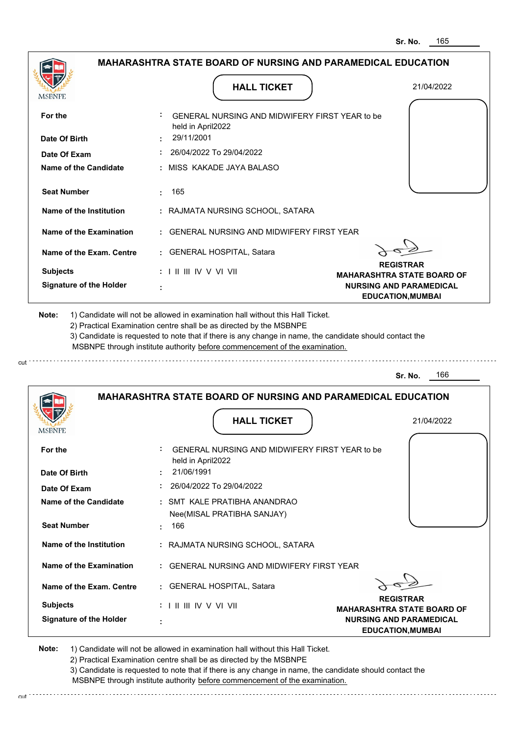Sr. No. 165

## MAHARASHTRA STATE BOARD OF NURSING AND PARAMEDICAL EDUCATION

MSBNPE

### HALL TICKET

21/04/2022

| | | |
|---|---|---|
| **For the** | : | GENERAL NURSING AND MIDWIFERY FIRST YEAR to be held in April2022 |
| **Date Of Birth** | : | 29/11/2001 |
| **Date Of Exam** | : | 26/04/2022 To 29/04/2022 |
| **Name of the Candidate** | : | MISS KAKADE JAYA BALASO |
| **Seat Number** | : | 165 |
| **Name of the Institution** | : | RAJMATA NURSING SCHOOL, SATARA |
| **Name of the Examination** | : | GENERAL NURSING AND MIDWIFERY FIRST YEAR |
| **Name of the Exam. Centre** | : | GENERAL HOSPITAL, Satara |
| **Subjects** | : | I II III IV V VI VII |
| **Signature of the Holder** | : | |

**REGISTRAR**
**MAHARASHTRA STATE BOARD OF NURSING AND PARAMEDICAL EDUCATION,MUMBAI**

**Note:**
1) Candidate will not be allowed in examination hall without this Hall Ticket.
2) Practical Examination centre shall be as directed by the MSBNPE
3) Candidate is requested to note that if there is any change in name, the candidate should contact the MSBNPE through institute authority before commencement of the examination.

cut

Sr. No. 166

## MAHARASHTRA STATE BOARD OF NURSING AND PARAMEDICAL EDUCATION

MSBNPE

### HALL TICKET

21/04/2022

| | | |
|---|---|---|
| **For the** | : | GENERAL NURSING AND MIDWIFERY FIRST YEAR to be held in April2022 |
| **Date Of Birth** | : | 21/06/1991 |
| **Date Of Exam** | : | 26/04/2022 To 29/04/2022 |
| **Name of the Candidate** | : | SMT KALE PRATIBHA ANANDRAO Nee(MISAL PRATIBHA SANJAY) |
| **Seat Number** | : | 166 |
| **Name of the Institution** | : | RAJMATA NURSING SCHOOL, SATARA |
| **Name of the Examination** | : | GENERAL NURSING AND MIDWIFERY FIRST YEAR |
| **Name of the Exam. Centre** | : | GENERAL HOSPITAL, Satara |
| **Subjects** | : | I II III IV V VI VII |
| **Signature of the Holder** | : | |

**REGISTRAR**
**MAHARASHTRA STATE BOARD OF NURSING AND PARAMEDICAL EDUCATION,MUMBAI**

**Note:**
1) Candidate will not be allowed in examination hall without this Hall Ticket.
2) Practical Examination centre shall be as directed by the MSBNPE
3) Candidate is requested to note that if there is any change in name, the candidate should contact the MSBNPE through institute authority before commencement of the examination.

cut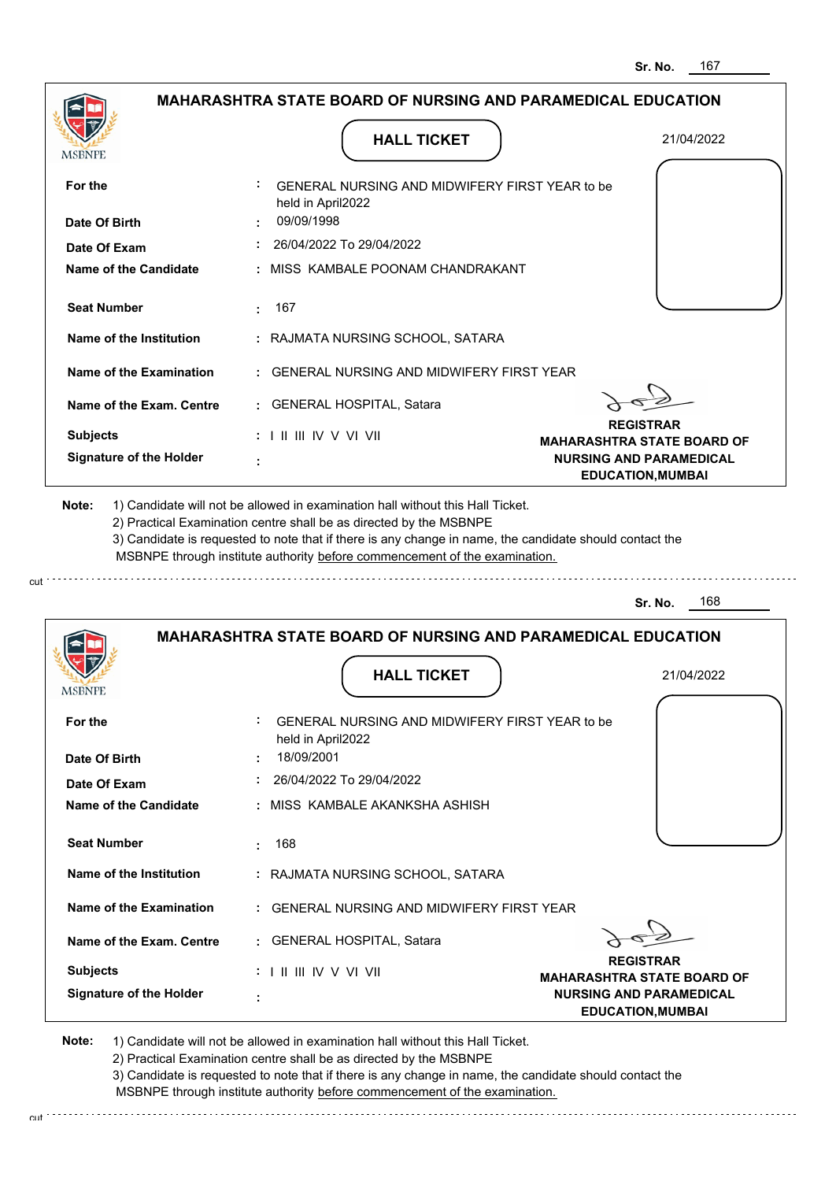Sr. No. 167

## MAHARASHTRA STATE BOARD OF NURSING AND PARAMEDICAL EDUCATION

### HALL TICKET

21/04/2022

| | | |
|---|---|---|
| **For the** | : | GENERAL NURSING AND MIDWIFERY FIRST YEAR to be held in April2022 |
| **Date Of Birth** | : | 09/09/1998 |
| **Date Of Exam** | : | 26/04/2022 To 29/04/2022 |
| **Name of the Candidate** | : | MISS KAMBALE POONAM CHANDRAKANT |
| **Seat Number** | : | 167 |
| **Name of the Institution** | : | RAJMATA NURSING SCHOOL, SATARA |
| **Name of the Examination** | : | GENERAL NURSING AND MIDWIFERY FIRST YEAR |
| **Name of the Exam. Centre** | : | GENERAL HOSPITAL, Satara |
| **Subjects** | : | I II III IV V VI VII |
| **Signature of the Holder** | : | |

**REGISTRAR**
**MAHARASHTRA STATE BOARD OF NURSING AND PARAMEDICAL EDUCATION,MUMBAI**

**Note:** 1) Candidate will not be allowed in examination hall without this Hall Ticket.
2) Practical Examination centre shall be as directed by the MSBNPE
3) Candidate is requested to note that if there is any change in name, the candidate should contact the MSBNPE through institute authority before commencement of the examination.

cut

Sr. No. 168

## MAHARASHTRA STATE BOARD OF NURSING AND PARAMEDICAL EDUCATION

### HALL TICKET

21/04/2022

| | | |
|---|---|---|
| **For the** | : | GENERAL NURSING AND MIDWIFERY FIRST YEAR to be held in April2022 |
| **Date Of Birth** | : | 18/09/2001 |
| **Date Of Exam** | : | 26/04/2022 To 29/04/2022 |
| **Name of the Candidate** | : | MISS KAMBALE AKANKSHA ASHISH |
| **Seat Number** | : | 168 |
| **Name of the Institution** | : | RAJMATA NURSING SCHOOL, SATARA |
| **Name of the Examination** | : | GENERAL NURSING AND MIDWIFERY FIRST YEAR |
| **Name of the Exam. Centre** | : | GENERAL HOSPITAL, Satara |
| **Subjects** | : | I II III IV V VI VII |
| **Signature of the Holder** | : | |

**REGISTRAR**
**MAHARASHTRA STATE BOARD OF NURSING AND PARAMEDICAL EDUCATION,MUMBAI**

**Note:** 1) Candidate will not be allowed in examination hall without this Hall Ticket.
2) Practical Examination centre shall be as directed by the MSBNPE
3) Candidate is requested to note that if there is any change in name, the candidate should contact the MSBNPE through institute authority before commencement of the examination.

cut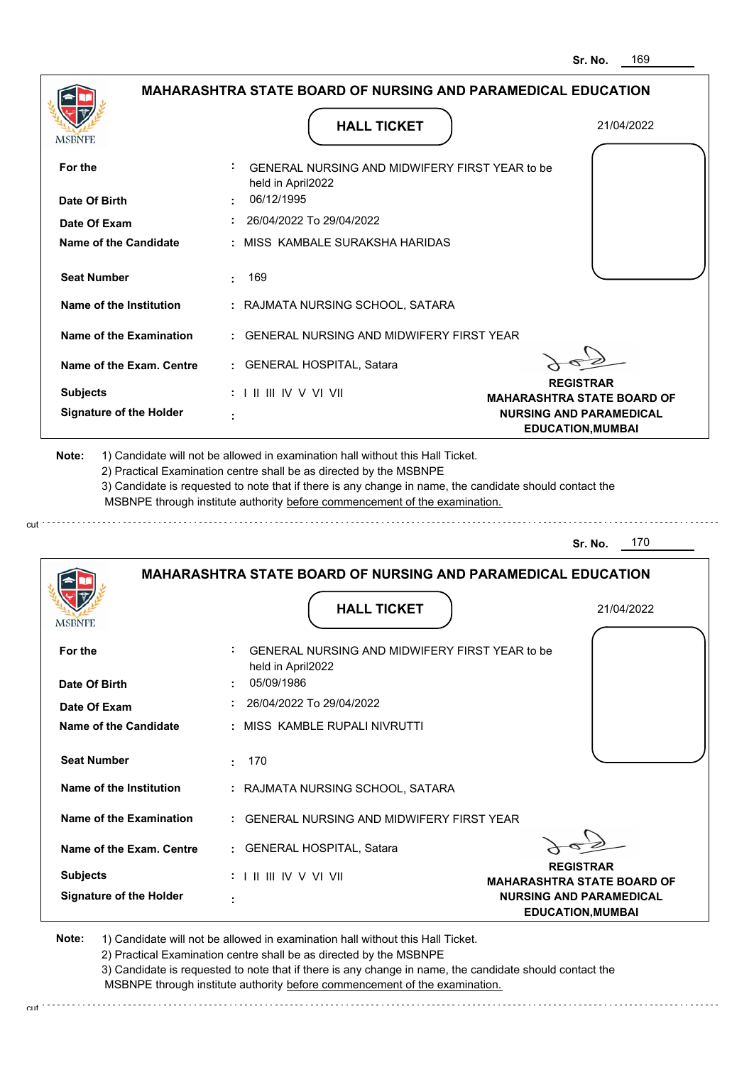Sr. No. 169

## MAHARASHTRA STATE BOARD OF NURSING AND PARAMEDICAL EDUCATION

MSBNPE

### HALL TICKET

21/04/2022

| | | |
|---|---|---|
| **For the** | : | GENERAL NURSING AND MIDWIFERY FIRST YEAR to be held in April2022 |
| **Date Of Birth** | : | 06/12/1995 |
| **Date Of Exam** | : | 26/04/2022 To 29/04/2022 |
| **Name of the Candidate** | : | MISS KAMBALE SURAKSHA HARIDAS |
| **Seat Number** | : | 169 |
| **Name of the Institution** | : | RAJMATA NURSING SCHOOL, SATARA |
| **Name of the Examination** | : | GENERAL NURSING AND MIDWIFERY FIRST YEAR |
| **Name of the Exam. Centre** | : | GENERAL HOSPITAL, Satara |
| **Subjects** | : | I II III IV V VI VII |
| **Signature of the Holder** | : | |

**REGISTRAR**
**MAHARASHTRA STATE BOARD OF NURSING AND PARAMEDICAL EDUCATION,MUMBAI**

**Note:**
1) Candidate will not be allowed in examination hall without this Hall Ticket.
2) Practical Examination centre shall be as directed by the MSBNPE
3) Candidate is requested to note that if there is any change in name, the candidate should contact the MSBNPE through institute authority before commencement of the examination.

cut

Sr. No. 170

## MAHARASHTRA STATE BOARD OF NURSING AND PARAMEDICAL EDUCATION

MSBNPE

### HALL TICKET

21/04/2022

| | | |
|---|---|---|
| **For the** | : | GENERAL NURSING AND MIDWIFERY FIRST YEAR to be held in April2022 |
| **Date Of Birth** | : | 05/09/1986 |
| **Date Of Exam** | : | 26/04/2022 To 29/04/2022 |
| **Name of the Candidate** | : | MISS KAMBLE RUPALI NIVRUTTI |
| **Seat Number** | : | 170 |
| **Name of the Institution** | : | RAJMATA NURSING SCHOOL, SATARA |
| **Name of the Examination** | : | GENERAL NURSING AND MIDWIFERY FIRST YEAR |
| **Name of the Exam. Centre** | : | GENERAL HOSPITAL, Satara |
| **Subjects** | : | I II III IV V VI VII |
| **Signature of the Holder** | : | |

**REGISTRAR**
**MAHARASHTRA STATE BOARD OF NURSING AND PARAMEDICAL EDUCATION,MUMBAI**

**Note:**
1) Candidate will not be allowed in examination hall without this Hall Ticket.
2) Practical Examination centre shall be as directed by the MSBNPE
3) Candidate is requested to note that if there is any change in name, the candidate should contact the MSBNPE through institute authority before commencement of the examination.

cut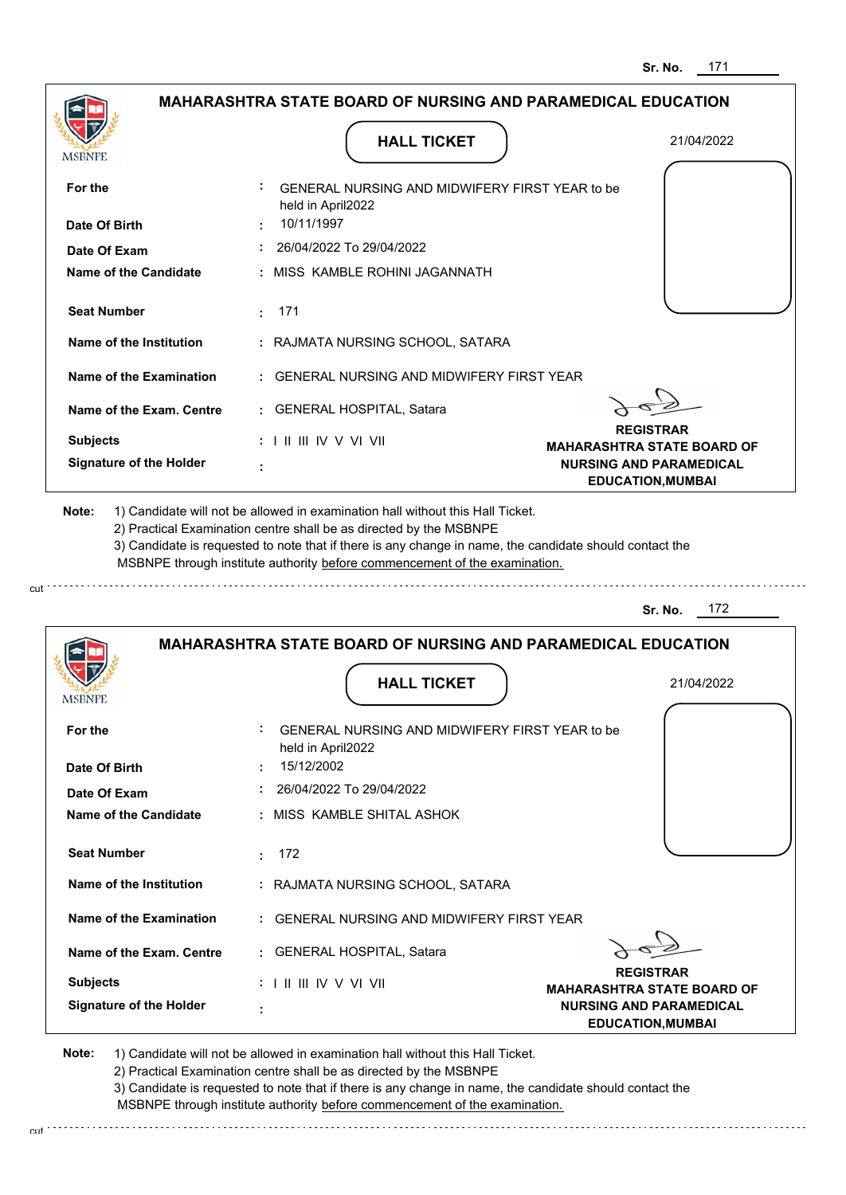Sr. No. 171

## MAHARASHTRA STATE BOARD OF NURSING AND PARAMEDICAL EDUCATION

MSBNPE

### HALL TICKET

21/04/2022

| | | |
|---|---|---|
| **For the** | : | GENERAL NURSING AND MIDWIFERY FIRST YEAR to be held in April2022 |
| **Date Of Birth** | : | 10/11/1997 |
| **Date Of Exam** | : | 26/04/2022 To 29/04/2022 |
| **Name of the Candidate** | : | MISS KAMBLE ROHINI JAGANNATH |
| **Seat Number** | : | 171 |
| **Name of the Institution** | : | RAJMATA NURSING SCHOOL, SATARA |
| **Name of the Examination** | : | GENERAL NURSING AND MIDWIFERY FIRST YEAR |
| **Name of the Exam. Centre** | : | GENERAL HOSPITAL, Satara |
| **Subjects** | : | I II III IV V VI VII |
| **Signature of the Holder** | : | |

**REGISTRAR**
**MAHARASHTRA STATE BOARD OF NURSING AND PARAMEDICAL EDUCATION,MUMBAI**

**Note:** 1) Candidate will not be allowed in examination hall without this Hall Ticket.
2) Practical Examination centre shall be as directed by the MSBNPE
3) Candidate is requested to note that if there is any change in name, the candidate should contact the MSBNPE through institute authority before commencement of the examination.

cut

Sr. No. 172

## MAHARASHTRA STATE BOARD OF NURSING AND PARAMEDICAL EDUCATION

MSBNPE

### HALL TICKET

21/04/2022

| | | |
|---|---|---|
| **For the** | : | GENERAL NURSING AND MIDWIFERY FIRST YEAR to be held in April2022 |
| **Date Of Birth** | : | 15/12/2002 |
| **Date Of Exam** | : | 26/04/2022 To 29/04/2022 |
| **Name of the Candidate** | : | MISS KAMBLE SHITAL ASHOK |
| **Seat Number** | : | 172 |
| **Name of the Institution** | : | RAJMATA NURSING SCHOOL, SATARA |
| **Name of the Examination** | : | GENERAL NURSING AND MIDWIFERY FIRST YEAR |
| **Name of the Exam. Centre** | : | GENERAL HOSPITAL, Satara |
| **Subjects** | : | I II III IV V VI VII |
| **Signature of the Holder** | : | |

**REGISTRAR**
**MAHARASHTRA STATE BOARD OF NURSING AND PARAMEDICAL EDUCATION,MUMBAI**

**Note:** 1) Candidate will not be allowed in examination hall without this Hall Ticket.
2) Practical Examination centre shall be as directed by the MSBNPE
3) Candidate is requested to note that if there is any change in name, the candidate should contact the MSBNPE through institute authority before commencement of the examination.

cut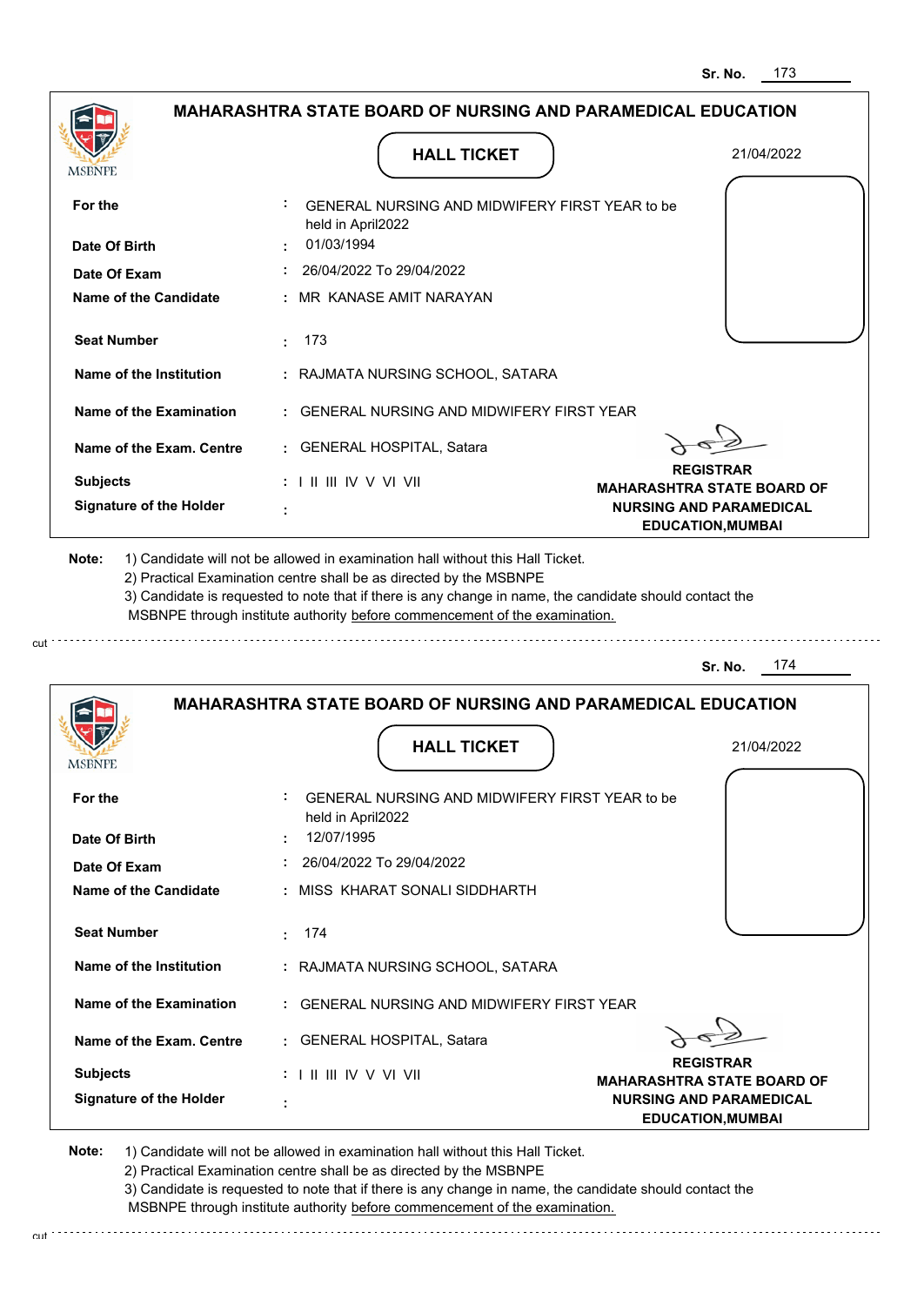Sr. No. 173

## MAHARASHTRA STATE BOARD OF NURSING AND PARAMEDICAL EDUCATION

MSBNPE

**HALL TICKET**

21/04/2022

| | | |
|---|---|---|
| **For the** | : | GENERAL NURSING AND MIDWIFERY FIRST YEAR to be held in April2022 |
| **Date Of Birth** | : | 01/03/1994 |
| **Date Of Exam** | : | 26/04/2022 To 29/04/2022 |
| **Name of the Candidate** | : | MR KANASE AMIT NARAYAN |
| **Seat Number** | : | 173 |
| **Name of the Institution** | : | RAJMATA NURSING SCHOOL, SATARA |
| **Name of the Examination** | : | GENERAL NURSING AND MIDWIFERY FIRST YEAR |
| **Name of the Exam. Centre** | : | GENERAL HOSPITAL, Satara |
| **Subjects** | : | I II III IV V VI VII |
| **Signature of the Holder** | : | |

**REGISTRAR**
**MAHARASHTRA STATE BOARD OF NURSING AND PARAMEDICAL EDUCATION,MUMBAI**

**Note:**
1) Candidate will not be allowed in examination hall without this Hall Ticket.
2) Practical Examination centre shall be as directed by the MSBNPE
3) Candidate is requested to note that if there is any change in name, the candidate should contact the MSBNPE through institute authority before commencement of the examination.

cut

---

Sr. No. 174

## MAHARASHTRA STATE BOARD OF NURSING AND PARAMEDICAL EDUCATION

MSBNPE

**HALL TICKET**

21/04/2022

| | | |
|---|---|---|
| **For the** | : | GENERAL NURSING AND MIDWIFERY FIRST YEAR to be held in April2022 |
| **Date Of Birth** | : | 12/07/1995 |
| **Date Of Exam** | : | 26/04/2022 To 29/04/2022 |
| **Name of the Candidate** | : | MISS KHARAT SONALI SIDDHARTH |
| **Seat Number** | : | 174 |
| **Name of the Institution** | : | RAJMATA NURSING SCHOOL, SATARA |
| **Name of the Examination** | : | GENERAL NURSING AND MIDWIFERY FIRST YEAR |
| **Name of the Exam. Centre** | : | GENERAL HOSPITAL, Satara |
| **Subjects** | : | I II III IV V VI VII |
| **Signature of the Holder** | : | |

**REGISTRAR**
**MAHARASHTRA STATE BOARD OF NURSING AND PARAMEDICAL EDUCATION,MUMBAI**

**Note:**
1) Candidate will not be allowed in examination hall without this Hall Ticket.
2) Practical Examination centre shall be as directed by the MSBNPE
3) Candidate is requested to note that if there is any change in name, the candidate should contact the MSBNPE through institute authority before commencement of the examination.

cut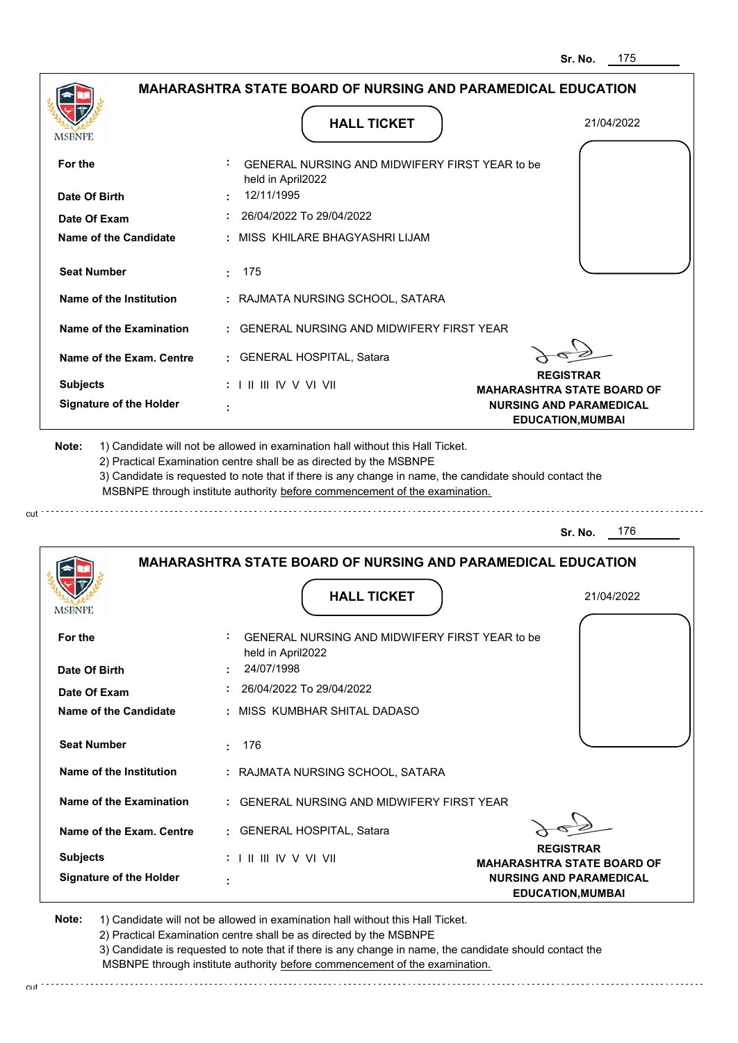Sr. No. 175

## MAHARASHTRA STATE BOARD OF NURSING AND PARAMEDICAL EDUCATION

MSBNPE

**HALL TICKET**

21/04/2022

| | | |
|---|---|---|
| **For the** | : | GENERAL NURSING AND MIDWIFERY FIRST YEAR to be held in April2022 |
| **Date Of Birth** | : | 12/11/1995 |
| **Date Of Exam** | : | 26/04/2022 To 29/04/2022 |
| **Name of the Candidate** | : | MISS KHILARE BHAGYASHRI LIJAM |
| **Seat Number** | : | 175 |
| **Name of the Institution** | : | RAJMATA NURSING SCHOOL, SATARA |
| **Name of the Examination** | : | GENERAL NURSING AND MIDWIFERY FIRST YEAR |
| **Name of the Exam. Centre** | : | GENERAL HOSPITAL, Satara |
| **Subjects** | : | I II III IV V VI VII |
| **Signature of the Holder** | : | |

**REGISTRAR**
**MAHARASHTRA STATE BOARD OF NURSING AND PARAMEDICAL EDUCATION,MUMBAI**

**Note:** 1) Candidate will not be allowed in examination hall without this Hall Ticket.
2) Practical Examination centre shall be as directed by the MSBNPE
3) Candidate is requested to note that if there is any change in name, the candidate should contact the MSBNPE through institute authority before commencement of the examination.

cut

Sr. No. 176

## MAHARASHTRA STATE BOARD OF NURSING AND PARAMEDICAL EDUCATION

MSBNPE

**HALL TICKET**

21/04/2022

| | | |
|---|---|---|
| **For the** | : | GENERAL NURSING AND MIDWIFERY FIRST YEAR to be held in April2022 |
| **Date Of Birth** | : | 24/07/1998 |
| **Date Of Exam** | : | 26/04/2022 To 29/04/2022 |
| **Name of the Candidate** | : | MISS KUMBHAR SHITAL DADASO |
| **Seat Number** | : | 176 |
| **Name of the Institution** | : | RAJMATA NURSING SCHOOL, SATARA |
| **Name of the Examination** | : | GENERAL NURSING AND MIDWIFERY FIRST YEAR |
| **Name of the Exam. Centre** | : | GENERAL HOSPITAL, Satara |
| **Subjects** | : | I II III IV V VI VII |
| **Signature of the Holder** | : | |

**REGISTRAR**
**MAHARASHTRA STATE BOARD OF NURSING AND PARAMEDICAL EDUCATION,MUMBAI**

**Note:** 1) Candidate will not be allowed in examination hall without this Hall Ticket.
2) Practical Examination centre shall be as directed by the MSBNPE
3) Candidate is requested to note that if there is any change in name, the candidate should contact the MSBNPE through institute authority before commencement of the examination.

cut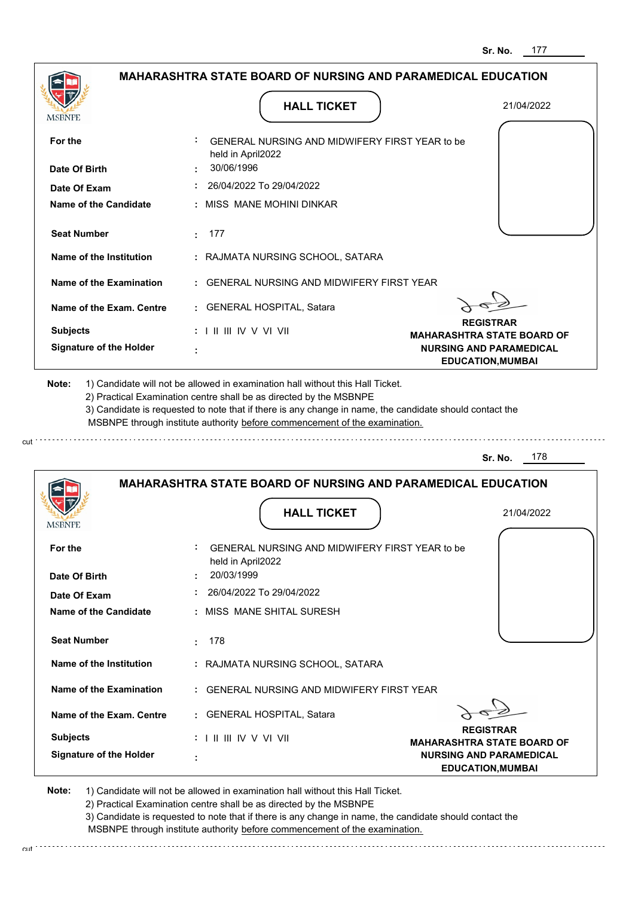Sr. No. 177

## MAHARASHTRA STATE BOARD OF NURSING AND PARAMEDICAL EDUCATION

MSBNPE

### HALL TICKET

21/04/2022

| | | |
|---|---|---|
| **For the** | : | GENERAL NURSING AND MIDWIFERY FIRST YEAR to be held in April2022 |
| **Date Of Birth** | : | 30/06/1996 |
| **Date Of Exam** | : | 26/04/2022 To 29/04/2022 |
| **Name of the Candidate** | : | MISS MANE MOHINI DINKAR |
| **Seat Number** | : | 177 |
| **Name of the Institution** | : | RAJMATA NURSING SCHOOL, SATARA |
| **Name of the Examination** | : | GENERAL NURSING AND MIDWIFERY FIRST YEAR |
| **Name of the Exam. Centre** | : | GENERAL HOSPITAL, Satara |
| **Subjects** | : | I II III IV V VI VII |
| **Signature of the Holder** | : | |

**REGISTRAR**
**MAHARASHTRA STATE BOARD OF NURSING AND PARAMEDICAL EDUCATION,MUMBAI**

**Note:**
1) Candidate will not be allowed in examination hall without this Hall Ticket.
2) Practical Examination centre shall be as directed by the MSBNPE
3) Candidate is requested to note that if there is any change in name, the candidate should contact the MSBNPE through institute authority before commencement of the examination.

cut

Sr. No. 178

## MAHARASHTRA STATE BOARD OF NURSING AND PARAMEDICAL EDUCATION

MSBNPE

### HALL TICKET

21/04/2022

| | | |
|---|---|---|
| **For the** | : | GENERAL NURSING AND MIDWIFERY FIRST YEAR to be held in April2022 |
| **Date Of Birth** | : | 20/03/1999 |
| **Date Of Exam** | : | 26/04/2022 To 29/04/2022 |
| **Name of the Candidate** | : | MISS MANE SHITAL SURESH |
| **Seat Number** | : | 178 |
| **Name of the Institution** | : | RAJMATA NURSING SCHOOL, SATARA |
| **Name of the Examination** | : | GENERAL NURSING AND MIDWIFERY FIRST YEAR |
| **Name of the Exam. Centre** | : | GENERAL HOSPITAL, Satara |
| **Subjects** | : | I II III IV V VI VII |
| **Signature of the Holder** | : | |

**REGISTRAR**
**MAHARASHTRA STATE BOARD OF NURSING AND PARAMEDICAL EDUCATION,MUMBAI**

**Note:**
1) Candidate will not be allowed in examination hall without this Hall Ticket.
2) Practical Examination centre shall be as directed by the MSBNPE
3) Candidate is requested to note that if there is any change in name, the candidate should contact the MSBNPE through institute authority before commencement of the examination.

cut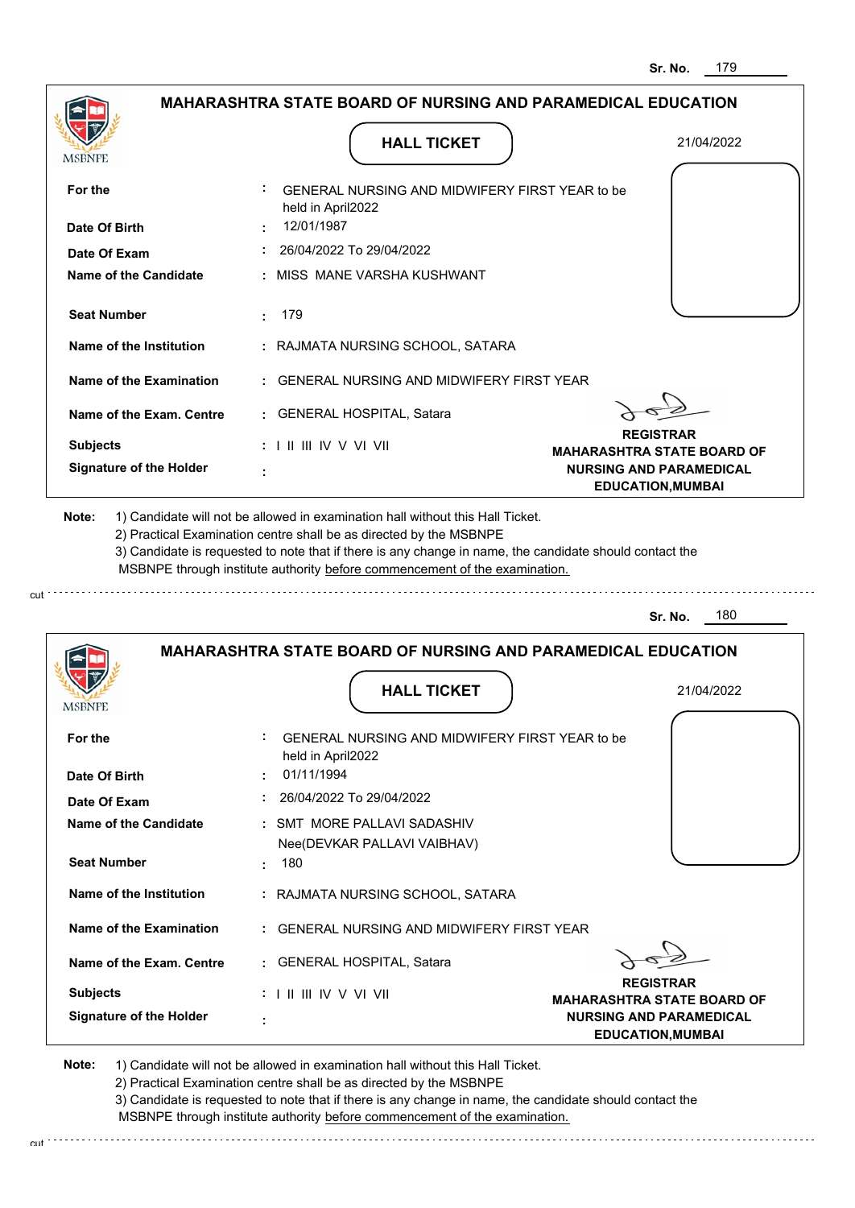Sr. No. 179

## MAHARASHTRA STATE BOARD OF NURSING AND PARAMEDICAL EDUCATION

MSBNPE

### HALL TICKET

21/04/2022

| | | |
|---|---|---|
| **For the** | : | GENERAL NURSING AND MIDWIFERY FIRST YEAR to be held in April2022 |
| **Date Of Birth** | : | 12/01/1987 |
| **Date Of Exam** | : | 26/04/2022 To 29/04/2022 |
| **Name of the Candidate** | : | MISS MANE VARSHA KUSHWANT |
| **Seat Number** | : | 179 |
| **Name of the Institution** | : | RAJMATA NURSING SCHOOL, SATARA |
| **Name of the Examination** | : | GENERAL NURSING AND MIDWIFERY FIRST YEAR |
| **Name of the Exam. Centre** | : | GENERAL HOSPITAL, Satara |
| **Subjects** | : | I II III IV V VI VII |
| **Signature of the Holder** | : | |

**REGISTRAR**
**MAHARASHTRA STATE BOARD OF NURSING AND PARAMEDICAL EDUCATION,MUMBAI**

**Note:** 1) Candidate will not be allowed in examination hall without this Hall Ticket.
2) Practical Examination centre shall be as directed by the MSBNPE
3) Candidate is requested to note that if there is any change in name, the candidate should contact the MSBNPE through institute authority before commencement of the examination.

cut

Sr. No. 180

## MAHARASHTRA STATE BOARD OF NURSING AND PARAMEDICAL EDUCATION

MSBNPE

### HALL TICKET

21/04/2022

| | | |
|---|---|---|
| **For the** | : | GENERAL NURSING AND MIDWIFERY FIRST YEAR to be held in April2022 |
| **Date Of Birth** | : | 01/11/1994 |
| **Date Of Exam** | : | 26/04/2022 To 29/04/2022 |
| **Name of the Candidate** | : | SMT MORE PALLAVI SADASHIV Nee(DEVKAR PALLAVI VAIBHAV) |
| **Seat Number** | : | 180 |
| **Name of the Institution** | : | RAJMATA NURSING SCHOOL, SATARA |
| **Name of the Examination** | : | GENERAL NURSING AND MIDWIFERY FIRST YEAR |
| **Name of the Exam. Centre** | : | GENERAL HOSPITAL, Satara |
| **Subjects** | : | I II III IV V VI VII |
| **Signature of the Holder** | : | |

**REGISTRAR**
**MAHARASHTRA STATE BOARD OF NURSING AND PARAMEDICAL EDUCATION,MUMBAI**

**Note:** 1) Candidate will not be allowed in examination hall without this Hall Ticket.
2) Practical Examination centre shall be as directed by the MSBNPE
3) Candidate is requested to note that if there is any change in name, the candidate should contact the MSBNPE through institute authority before commencement of the examination.

cut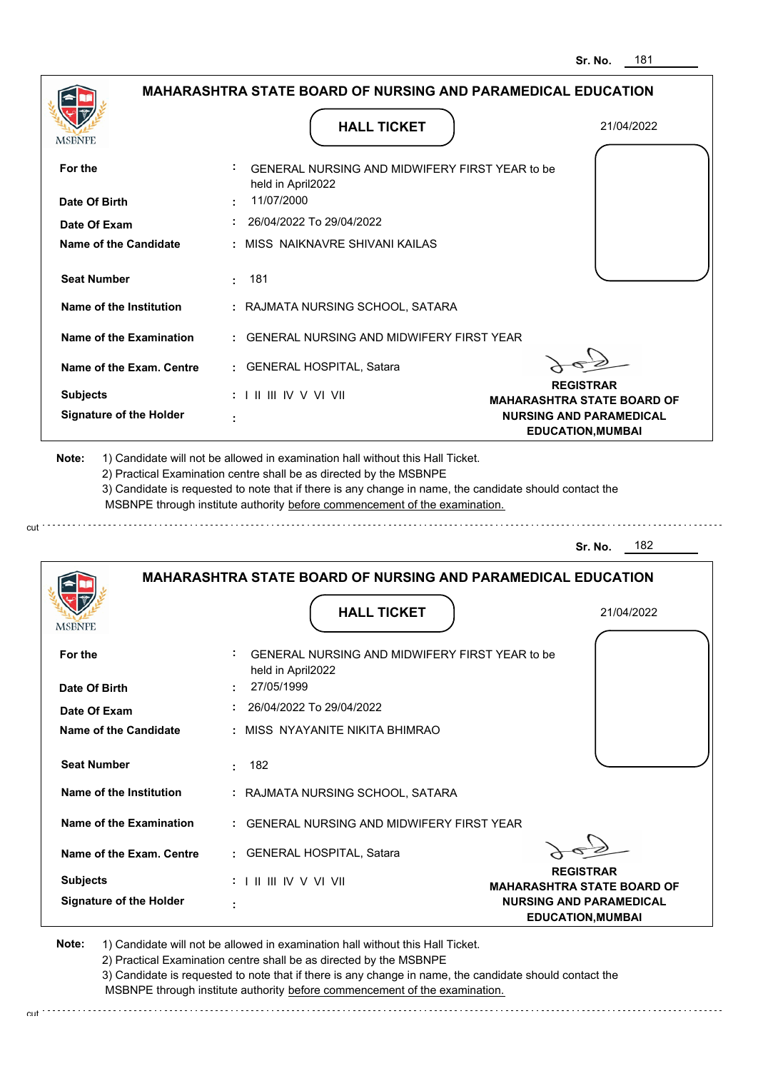Sr. No. 181

## MAHARASHTRA STATE BOARD OF NURSING AND PARAMEDICAL EDUCATION

MSBNPE

### HALL TICKET

21/04/2022

| | | |
|---|---|---|
| **For the** | : | GENERAL NURSING AND MIDWIFERY FIRST YEAR to be held in April2022 |
| **Date Of Birth** | : | 11/07/2000 |
| **Date Of Exam** | : | 26/04/2022 To 29/04/2022 |
| **Name of the Candidate** | : | MISS NAIKNAVRE SHIVANI KAILAS |
| **Seat Number** | : | 181 |
| **Name of the Institution** | : | RAJMATA NURSING SCHOOL, SATARA |
| **Name of the Examination** | : | GENERAL NURSING AND MIDWIFERY FIRST YEAR |
| **Name of the Exam. Centre** | : | GENERAL HOSPITAL, Satara |
| **Subjects** | : | I II III IV V VI VII |
| **Signature of the Holder** | : | |

**REGISTRAR**
**MAHARASHTRA STATE BOARD OF NURSING AND PARAMEDICAL EDUCATION,MUMBAI**

**Note:**
1) Candidate will not be allowed in examination hall without this Hall Ticket.
2) Practical Examination centre shall be as directed by the MSBNPE
3) Candidate is requested to note that if there is any change in name, the candidate should contact the MSBNPE through institute authority before commencement of the examination.

cut

Sr. No. 182

## MAHARASHTRA STATE BOARD OF NURSING AND PARAMEDICAL EDUCATION

MSBNPE

### HALL TICKET

21/04/2022

| | | |
|---|---|---|
| **For the** | : | GENERAL NURSING AND MIDWIFERY FIRST YEAR to be held in April2022 |
| **Date Of Birth** | : | 27/05/1999 |
| **Date Of Exam** | : | 26/04/2022 To 29/04/2022 |
| **Name of the Candidate** | : | MISS NYAYANITE NIKITA BHIMRAO |
| **Seat Number** | : | 182 |
| **Name of the Institution** | : | RAJMATA NURSING SCHOOL, SATARA |
| **Name of the Examination** | : | GENERAL NURSING AND MIDWIFERY FIRST YEAR |
| **Name of the Exam. Centre** | : | GENERAL HOSPITAL, Satara |
| **Subjects** | : | I II III IV V VI VII |
| **Signature of the Holder** | : | |

**REGISTRAR**
**MAHARASHTRA STATE BOARD OF NURSING AND PARAMEDICAL EDUCATION,MUMBAI**

**Note:**
1) Candidate will not be allowed in examination hall without this Hall Ticket.
2) Practical Examination centre shall be as directed by the MSBNPE
3) Candidate is requested to note that if there is any change in name, the candidate should contact the MSBNPE through institute authority before commencement of the examination.

cut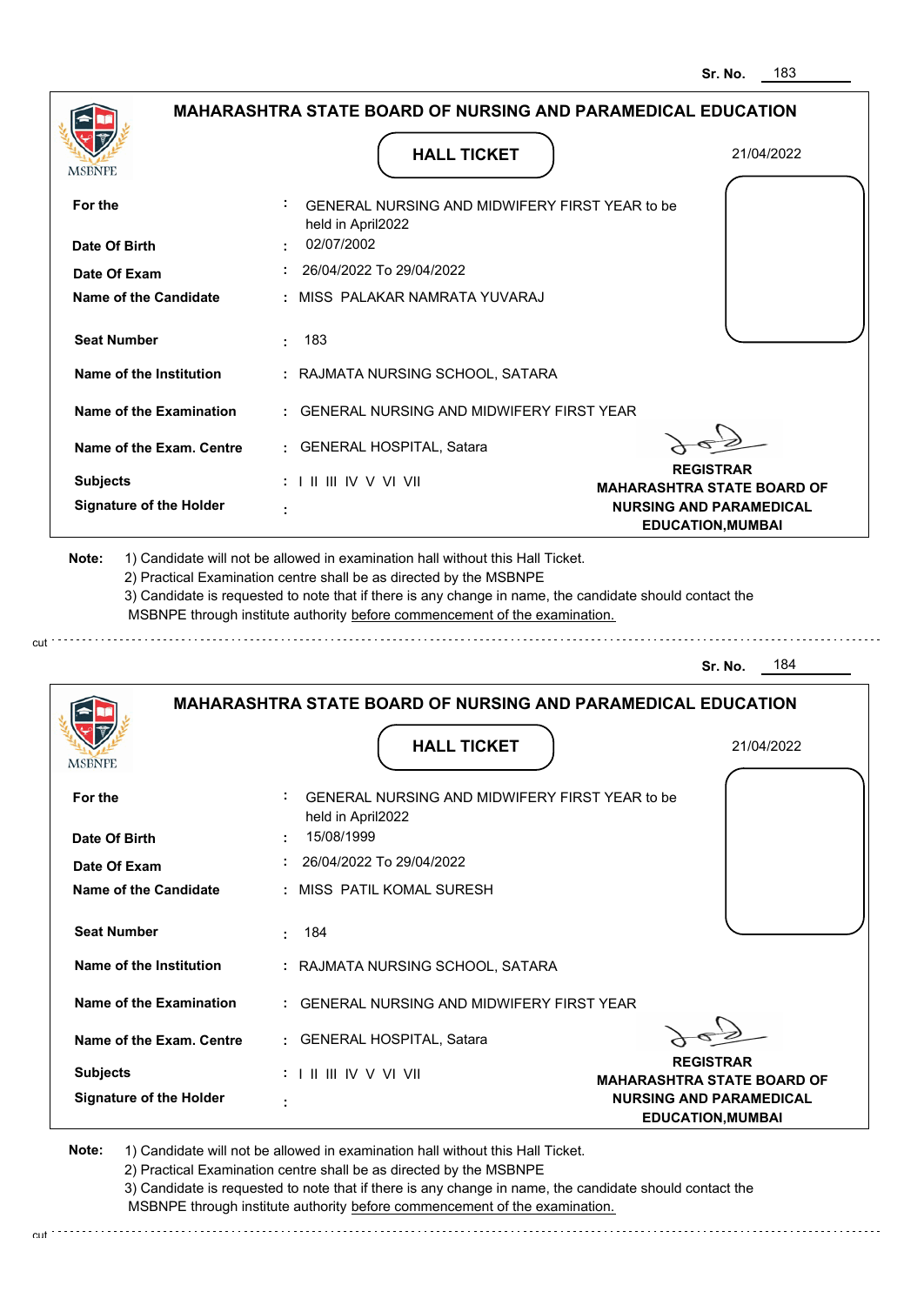**Sr. No.** 183

## MAHARASHTRA STATE BOARD OF NURSING AND PARAMEDICAL EDUCATION

MSBNPE

### HALL TICKET

21/04/2022

| | | |
|---|---|---|
| **For the** | : | GENERAL NURSING AND MIDWIFERY FIRST YEAR to be held in April2022 |
| **Date Of Birth** | : | 02/07/2002 |
| **Date Of Exam** | : | 26/04/2022 To 29/04/2022 |
| **Name of the Candidate** | : | MISS PALAKAR NAMRATA YUVARAJ |
| **Seat Number** | : | 183 |
| **Name of the Institution** | : | RAJMATA NURSING SCHOOL, SATARA |
| **Name of the Examination** | : | GENERAL NURSING AND MIDWIFERY FIRST YEAR |
| **Name of the Exam. Centre** | : | GENERAL HOSPITAL, Satara |
| **Subjects** | : | I II III IV V VI VII |
| **Signature of the Holder** | : | |

**REGISTRAR**
**MAHARASHTRA STATE BOARD OF NURSING AND PARAMEDICAL EDUCATION,MUMBAI**

**Note:**
1) Candidate will not be allowed in examination hall without this Hall Ticket.
2) Practical Examination centre shall be as directed by the MSBNPE
3) Candidate is requested to note that if there is any change in name, the candidate should contact the MSBNPE through institute authority before commencement of the examination.

cut

---

**Sr. No.** 184

## MAHARASHTRA STATE BOARD OF NURSING AND PARAMEDICAL EDUCATION

MSBNPE

### HALL TICKET

21/04/2022

| | | |
|---|---|---|
| **For the** | : | GENERAL NURSING AND MIDWIFERY FIRST YEAR to be held in April2022 |
| **Date Of Birth** | : | 15/08/1999 |
| **Date Of Exam** | : | 26/04/2022 To 29/04/2022 |
| **Name of the Candidate** | : | MISS PATIL KOMAL SURESH |
| **Seat Number** | : | 184 |
| **Name of the Institution** | : | RAJMATA NURSING SCHOOL, SATARA |
| **Name of the Examination** | : | GENERAL NURSING AND MIDWIFERY FIRST YEAR |
| **Name of the Exam. Centre** | : | GENERAL HOSPITAL, Satara |
| **Subjects** | : | I II III IV V VI VII |
| **Signature of the Holder** | : | |

**REGISTRAR**
**MAHARASHTRA STATE BOARD OF NURSING AND PARAMEDICAL EDUCATION,MUMBAI**

**Note:**
1) Candidate will not be allowed in examination hall without this Hall Ticket.
2) Practical Examination centre shall be as directed by the MSBNPE
3) Candidate is requested to note that if there is any change in name, the candidate should contact the MSBNPE through institute authority before commencement of the examination.

cut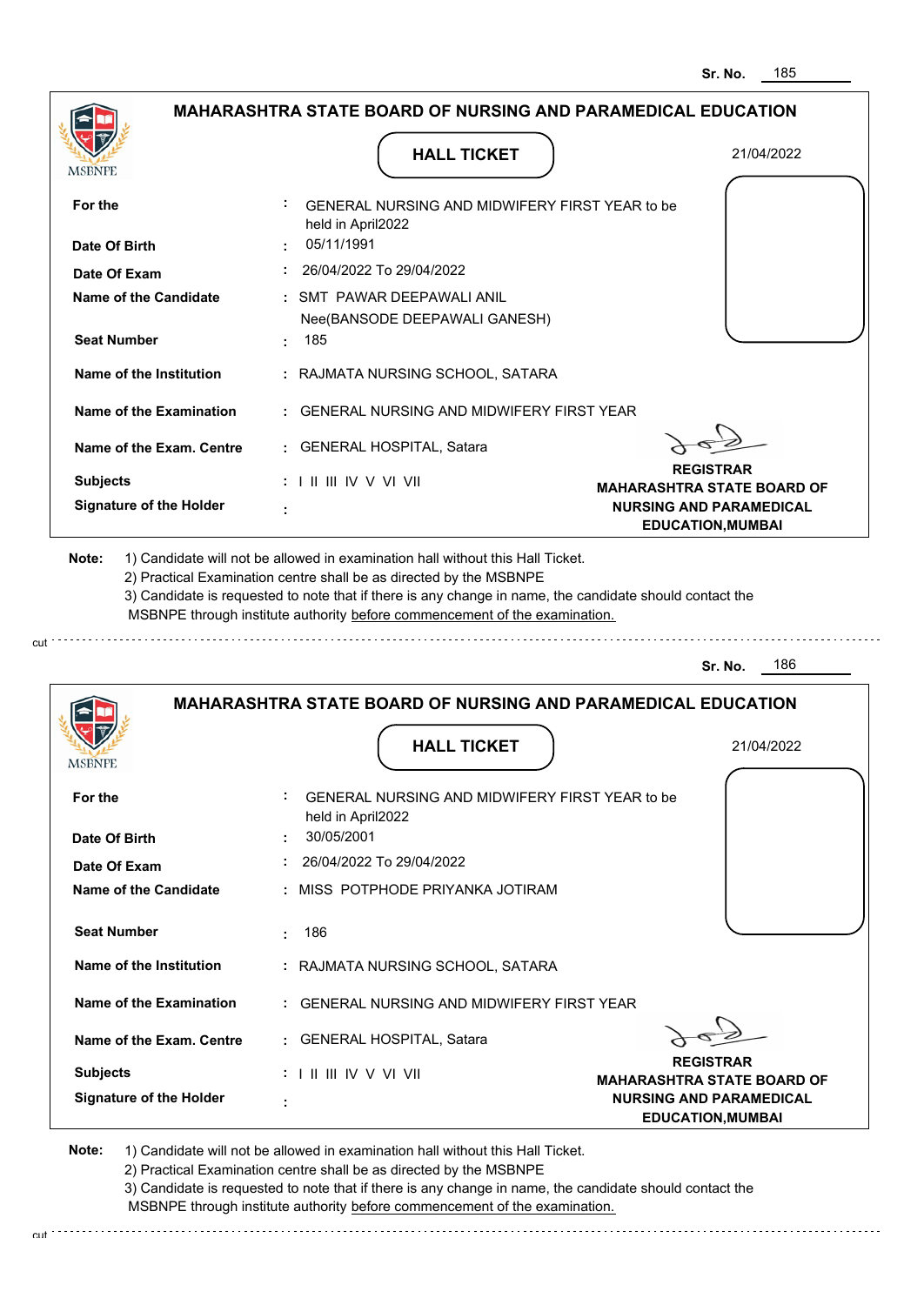Sr. No. 185

## MAHARASHTRA STATE BOARD OF NURSING AND PARAMEDICAL EDUCATION

MSBNPE

### HALL TICKET

21/04/2022

| | | |
|---|---|---|
| **For the** | : | GENERAL NURSING AND MIDWIFERY FIRST YEAR to be held in April2022 |
| **Date Of Birth** | : | 05/11/1991 |
| **Date Of Exam** | : | 26/04/2022 To 29/04/2022 |
| **Name of the Candidate** | : | SMT PAWAR DEEPAWALI ANIL Nee(BANSODE DEEPAWALI GANESH) |
| **Seat Number** | : | 185 |
| **Name of the Institution** | : | RAJMATA NURSING SCHOOL, SATARA |
| **Name of the Examination** | : | GENERAL NURSING AND MIDWIFERY FIRST YEAR |
| **Name of the Exam. Centre** | : | GENERAL HOSPITAL, Satara |
| **Subjects** | : | I II III IV V VI VII |
| **Signature of the Holder** | : | |

**REGISTRAR**
**MAHARASHTRA STATE BOARD OF NURSING AND PARAMEDICAL EDUCATION,MUMBAI**

**Note:** 1) Candidate will not be allowed in examination hall without this Hall Ticket.
2) Practical Examination centre shall be as directed by the MSBNPE
3) Candidate is requested to note that if there is any change in name, the candidate should contact the MSBNPE through institute authority before commencement of the examination.

cut

---

Sr. No. 186

## MAHARASHTRA STATE BOARD OF NURSING AND PARAMEDICAL EDUCATION

MSBNPE

### HALL TICKET

21/04/2022

| | | |
|---|---|---|
| **For the** | : | GENERAL NURSING AND MIDWIFERY FIRST YEAR to be held in April2022 |
| **Date Of Birth** | : | 30/05/2001 |
| **Date Of Exam** | : | 26/04/2022 To 29/04/2022 |
| **Name of the Candidate** | : | MISS POTPHODE PRIYANKA JOTIRAM |
| **Seat Number** | : | 186 |
| **Name of the Institution** | : | RAJMATA NURSING SCHOOL, SATARA |
| **Name of the Examination** | : | GENERAL NURSING AND MIDWIFERY FIRST YEAR |
| **Name of the Exam. Centre** | : | GENERAL HOSPITAL, Satara |
| **Subjects** | : | I II III IV V VI VII |
| **Signature of the Holder** | : | |

**REGISTRAR**
**MAHARASHTRA STATE BOARD OF NURSING AND PARAMEDICAL EDUCATION,MUMBAI**

**Note:** 1) Candidate will not be allowed in examination hall without this Hall Ticket.
2) Practical Examination centre shall be as directed by the MSBNPE
3) Candidate is requested to note that if there is any change in name, the candidate should contact the MSBNPE through institute authority before commencement of the examination.

cut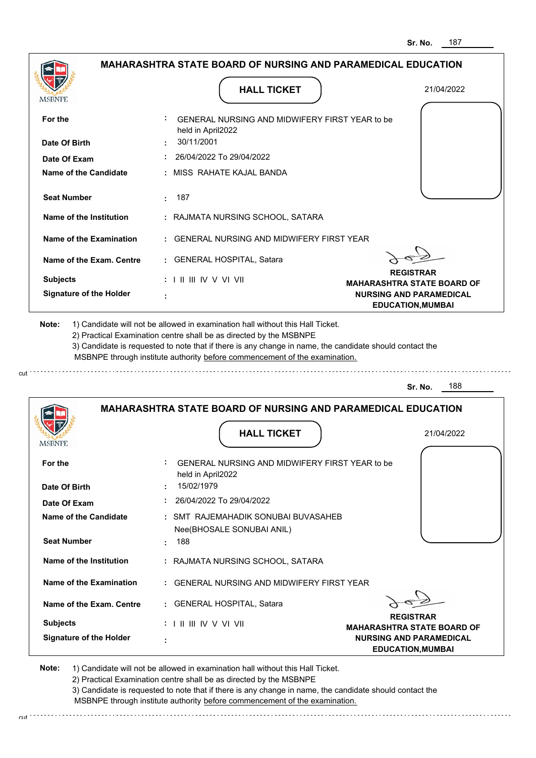Sr. No. 187

## MAHARASHTRA STATE BOARD OF NURSING AND PARAMEDICAL EDUCATION

MSBNPE

### HALL TICKET

21/04/2022

| | | |
|---|---|---|
| **For the** | : | GENERAL NURSING AND MIDWIFERY FIRST YEAR to be held in April2022 |
| **Date Of Birth** | : | 30/11/2001 |
| **Date Of Exam** | : | 26/04/2022 To 29/04/2022 |
| **Name of the Candidate** | : | MISS RAHATE KAJAL BANDA |
| **Seat Number** | : | 187 |
| **Name of the Institution** | : | RAJMATA NURSING SCHOOL, SATARA |
| **Name of the Examination** | : | GENERAL NURSING AND MIDWIFERY FIRST YEAR |
| **Name of the Exam. Centre** | : | GENERAL HOSPITAL, Satara |
| **Subjects** | : | I II III IV V VI VII |
| **Signature of the Holder** | : | |

**REGISTRAR**
**MAHARASHTRA STATE BOARD OF NURSING AND PARAMEDICAL EDUCATION,MUMBAI**

**Note:** 1) Candidate will not be allowed in examination hall without this Hall Ticket.
2) Practical Examination centre shall be as directed by the MSBNPE
3) Candidate is requested to note that if there is any change in name, the candidate should contact the MSBNPE through institute authority before commencement of the examination.

cut

Sr. No. 188

## MAHARASHTRA STATE BOARD OF NURSING AND PARAMEDICAL EDUCATION

MSBNPE

### HALL TICKET

21/04/2022

| | | |
|---|---|---|
| **For the** | : | GENERAL NURSING AND MIDWIFERY FIRST YEAR to be held in April2022 |
| **Date Of Birth** | : | 15/02/1979 |
| **Date Of Exam** | : | 26/04/2022 To 29/04/2022 |
| **Name of the Candidate** | : | SMT RAJEMAHADIK SONUBAI BUVASAHEB Nee(BHOSALE SONUBAI ANIL) |
| **Seat Number** | : | 188 |
| **Name of the Institution** | : | RAJMATA NURSING SCHOOL, SATARA |
| **Name of the Examination** | : | GENERAL NURSING AND MIDWIFERY FIRST YEAR |
| **Name of the Exam. Centre** | : | GENERAL HOSPITAL, Satara |
| **Subjects** | : | I II III IV V VI VII |
| **Signature of the Holder** | : | |

**REGISTRAR**
**MAHARASHTRA STATE BOARD OF NURSING AND PARAMEDICAL EDUCATION,MUMBAI**

**Note:** 1) Candidate will not be allowed in examination hall without this Hall Ticket.
2) Practical Examination centre shall be as directed by the MSBNPE
3) Candidate is requested to note that if there is any change in name, the candidate should contact the MSBNPE through institute authority before commencement of the examination.

cut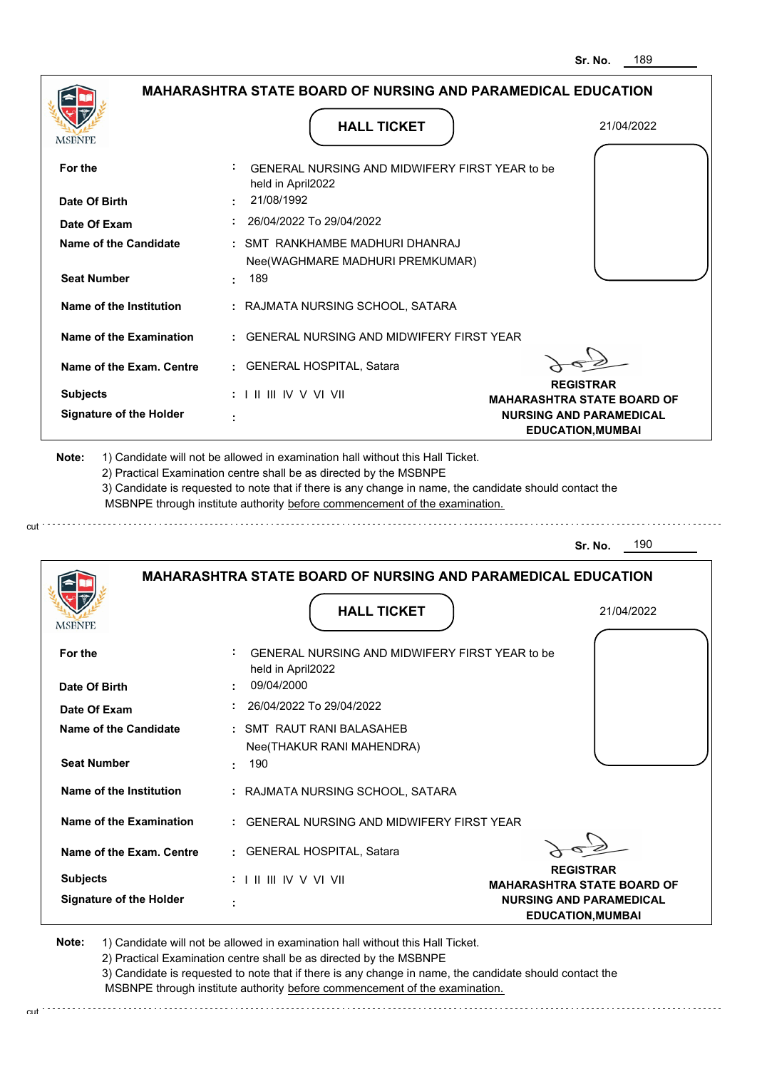Sr. No. 189

## MAHARASHTRA STATE BOARD OF NURSING AND PARAMEDICAL EDUCATION

MSBNPE

**HALL TICKET**

21/04/2022

| | | |
|---|---|---|
| **For the** | : | GENERAL NURSING AND MIDWIFERY FIRST YEAR to be held in April2022 |
| **Date Of Birth** | : | 21/08/1992 |
| **Date Of Exam** | : | 26/04/2022 To 29/04/2022 |
| **Name of the Candidate** | : | SMT RANKHAMBE MADHURI DHANRAJ Nee(WAGHMARE MADHURI PREMKUMAR) |
| **Seat Number** | : | 189 |
| **Name of the Institution** | : | RAJMATA NURSING SCHOOL, SATARA |
| **Name of the Examination** | : | GENERAL NURSING AND MIDWIFERY FIRST YEAR |
| **Name of the Exam. Centre** | : | GENERAL HOSPITAL, Satara |
| **Subjects** | : | I II III IV V VI VII |
| **Signature of the Holder** | : | |

**REGISTRAR**
**MAHARASHTRA STATE BOARD OF NURSING AND PARAMEDICAL EDUCATION,MUMBAI**

**Note:**
1) Candidate will not be allowed in examination hall without this Hall Ticket.
2) Practical Examination centre shall be as directed by the MSBNPE
3) Candidate is requested to note that if there is any change in name, the candidate should contact the MSBNPE through institute authority before commencement of the examination.

cut

Sr. No. 190

## MAHARASHTRA STATE BOARD OF NURSING AND PARAMEDICAL EDUCATION

MSBNPE

**HALL TICKET**

21/04/2022

| | | |
|---|---|---|
| **For the** | : | GENERAL NURSING AND MIDWIFERY FIRST YEAR to be held in April2022 |
| **Date Of Birth** | : | 09/04/2000 |
| **Date Of Exam** | : | 26/04/2022 To 29/04/2022 |
| **Name of the Candidate** | : | SMT RAUT RANI BALASAHEB Nee(THAKUR RANI MAHENDRA) |
| **Seat Number** | : | 190 |
| **Name of the Institution** | : | RAJMATA NURSING SCHOOL, SATARA |
| **Name of the Examination** | : | GENERAL NURSING AND MIDWIFERY FIRST YEAR |
| **Name of the Exam. Centre** | : | GENERAL HOSPITAL, Satara |
| **Subjects** | : | I II III IV V VI VII |
| **Signature of the Holder** | : | |

**REGISTRAR**
**MAHARASHTRA STATE BOARD OF NURSING AND PARAMEDICAL EDUCATION,MUMBAI**

**Note:**
1) Candidate will not be allowed in examination hall without this Hall Ticket.
2) Practical Examination centre shall be as directed by the MSBNPE
3) Candidate is requested to note that if there is any change in name, the candidate should contact the MSBNPE through institute authority before commencement of the examination.

cut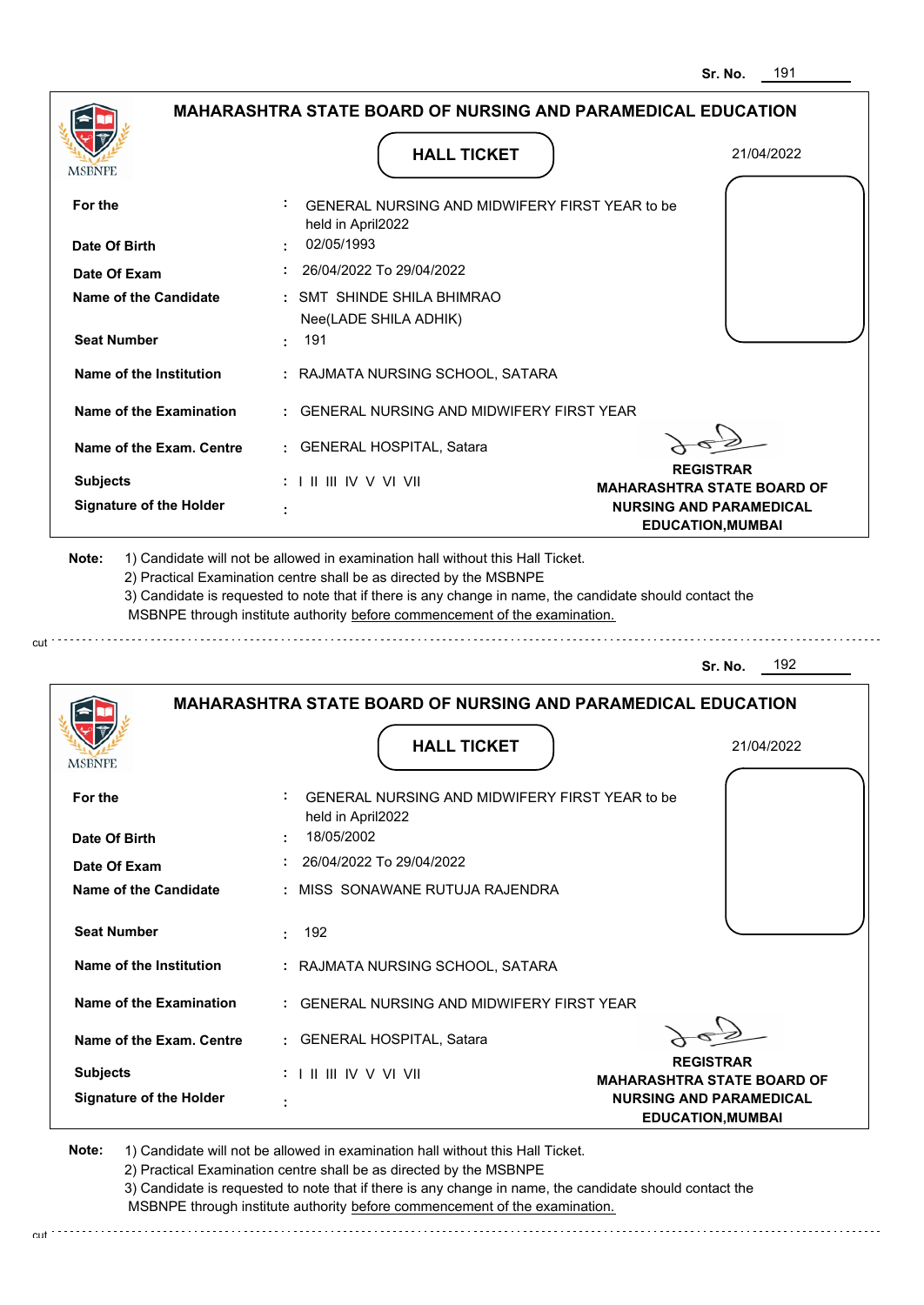Sr. No. 191

## MAHARASHTRA STATE BOARD OF NURSING AND PARAMEDICAL EDUCATION

MSBNPE

**HALL TICKET**

21/04/2022

| | | |
|---|---|---|
| **For the** | : | GENERAL NURSING AND MIDWIFERY FIRST YEAR to be held in April2022 |
| **Date Of Birth** | : | 02/05/1993 |
| **Date Of Exam** | : | 26/04/2022 To 29/04/2022 |
| **Name of the Candidate** | : | SMT SHINDE SHILA BHIMRAO Nee(LADE SHILA ADHIK) |
| **Seat Number** | : | 191 |
| **Name of the Institution** | : | RAJMATA NURSING SCHOOL, SATARA |
| **Name of the Examination** | : | GENERAL NURSING AND MIDWIFERY FIRST YEAR |
| **Name of the Exam. Centre** | : | GENERAL HOSPITAL, Satara |
| **Subjects** | : | I II III IV V VI VII |
| **Signature of the Holder** | : | |

**REGISTRAR**
**MAHARASHTRA STATE BOARD OF NURSING AND PARAMEDICAL EDUCATION,MUMBAI**

**Note:**
1) Candidate will not be allowed in examination hall without this Hall Ticket.
2) Practical Examination centre shall be as directed by the MSBNPE
3) Candidate is requested to note that if there is any change in name, the candidate should contact the MSBNPE through institute authority before commencement of the examination.

cut

Sr. No. 192

## MAHARASHTRA STATE BOARD OF NURSING AND PARAMEDICAL EDUCATION

MSBNPE

**HALL TICKET**

21/04/2022

| | | |
|---|---|---|
| **For the** | : | GENERAL NURSING AND MIDWIFERY FIRST YEAR to be held in April2022 |
| **Date Of Birth** | : | 18/05/2002 |
| **Date Of Exam** | : | 26/04/2022 To 29/04/2022 |
| **Name of the Candidate** | : | MISS SONAWANE RUTUJA RAJENDRA |
| **Seat Number** | : | 192 |
| **Name of the Institution** | : | RAJMATA NURSING SCHOOL, SATARA |
| **Name of the Examination** | : | GENERAL NURSING AND MIDWIFERY FIRST YEAR |
| **Name of the Exam. Centre** | : | GENERAL HOSPITAL, Satara |
| **Subjects** | : | I II III IV V VI VII |
| **Signature of the Holder** | : | |

**REGISTRAR**
**MAHARASHTRA STATE BOARD OF NURSING AND PARAMEDICAL EDUCATION,MUMBAI**

**Note:**
1) Candidate will not be allowed in examination hall without this Hall Ticket.
2) Practical Examination centre shall be as directed by the MSBNPE
3) Candidate is requested to note that if there is any change in name, the candidate should contact the MSBNPE through institute authority before commencement of the examination.

cut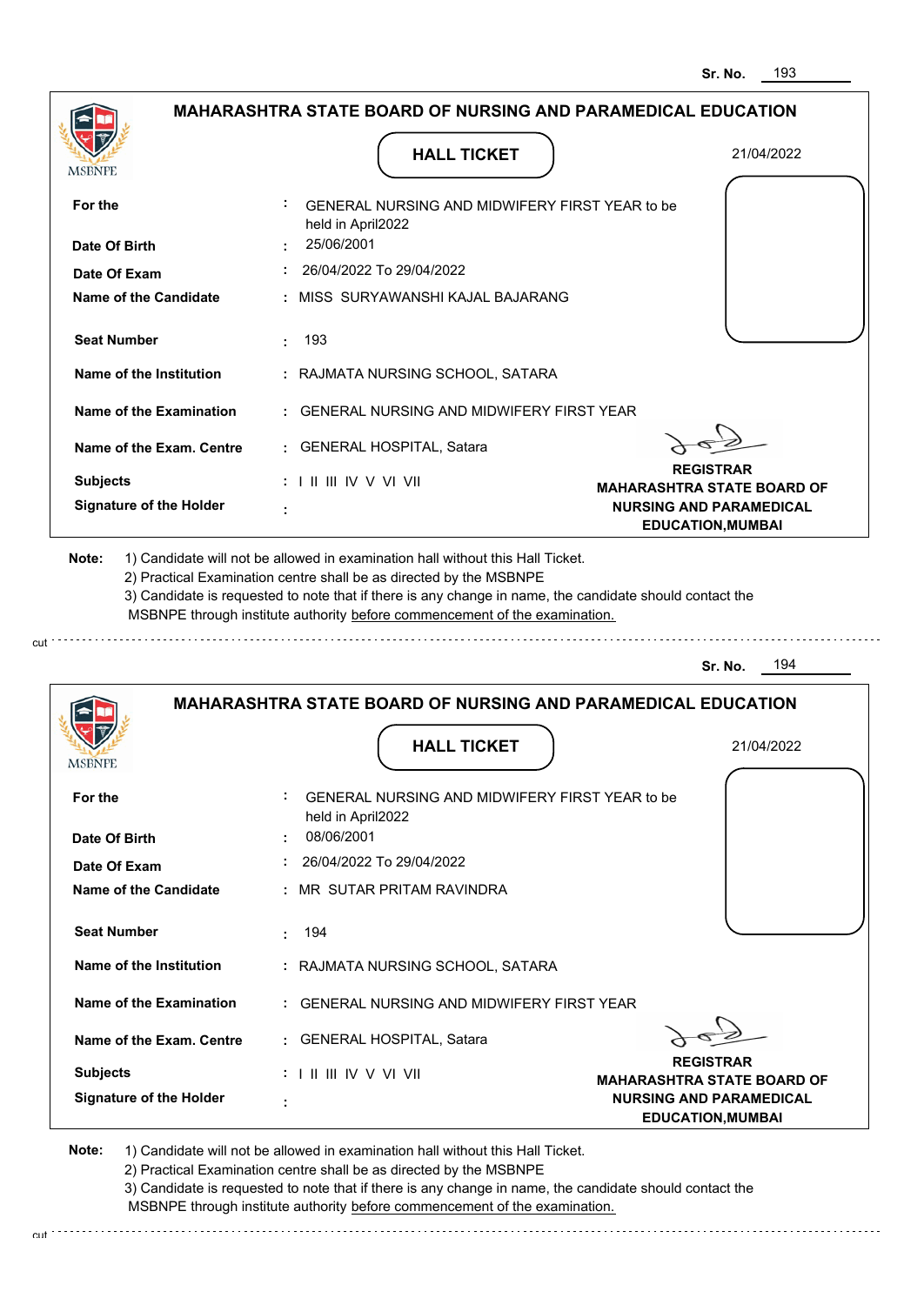Sr. No. 193

## MAHARASHTRA STATE BOARD OF NURSING AND PARAMEDICAL EDUCATION

### HALL TICKET

21/04/2022

| | | |
|---|---|---|
| **For the** | : | GENERAL NURSING AND MIDWIFERY FIRST YEAR to be held in April2022 |
| **Date Of Birth** | : | 25/06/2001 |
| **Date Of Exam** | : | 26/04/2022 To 29/04/2022 |
| **Name of the Candidate** | : | MISS SURYAWANSHI KAJAL BAJARANG |
| **Seat Number** | : | 193 |
| **Name of the Institution** | : | RAJMATA NURSING SCHOOL, SATARA |
| **Name of the Examination** | : | GENERAL NURSING AND MIDWIFERY FIRST YEAR |
| **Name of the Exam. Centre** | : | GENERAL HOSPITAL, Satara |
| **Subjects** | : | I II III IV V VI VII |
| **Signature of the Holder** | : | |

**REGISTRAR**
**MAHARASHTRA STATE BOARD OF NURSING AND PARAMEDICAL EDUCATION,MUMBAI**

**Note:**
1) Candidate will not be allowed in examination hall without this Hall Ticket.
2) Practical Examination centre shall be as directed by the MSBNPE
3) Candidate is requested to note that if there is any change in name, the candidate should contact the MSBNPE through institute authority before commencement of the examination.

cut

Sr. No. 194

## MAHARASHTRA STATE BOARD OF NURSING AND PARAMEDICAL EDUCATION

### HALL TICKET

21/04/2022

| | | |
|---|---|---|
| **For the** | : | GENERAL NURSING AND MIDWIFERY FIRST YEAR to be held in April2022 |
| **Date Of Birth** | : | 08/06/2001 |
| **Date Of Exam** | : | 26/04/2022 To 29/04/2022 |
| **Name of the Candidate** | : | MR SUTAR PRITAM RAVINDRA |
| **Seat Number** | : | 194 |
| **Name of the Institution** | : | RAJMATA NURSING SCHOOL, SATARA |
| **Name of the Examination** | : | GENERAL NURSING AND MIDWIFERY FIRST YEAR |
| **Name of the Exam. Centre** | : | GENERAL HOSPITAL, Satara |
| **Subjects** | : | I II III IV V VI VII |
| **Signature of the Holder** | : | |

**REGISTRAR**
**MAHARASHTRA STATE BOARD OF NURSING AND PARAMEDICAL EDUCATION,MUMBAI**

**Note:**
1) Candidate will not be allowed in examination hall without this Hall Ticket.
2) Practical Examination centre shall be as directed by the MSBNPE
3) Candidate is requested to note that if there is any change in name, the candidate should contact the MSBNPE through institute authority before commencement of the examination.

cut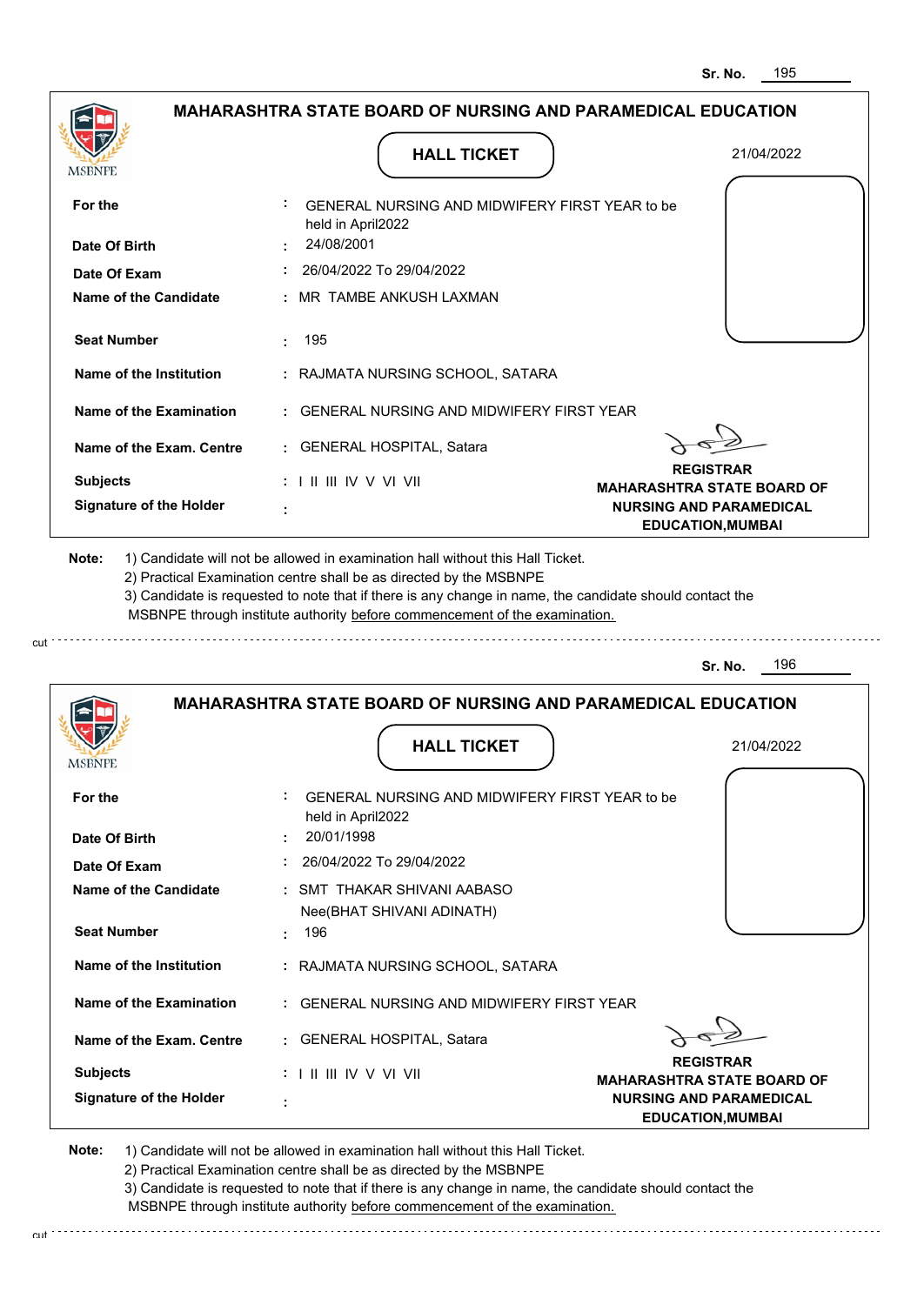Sr. No. 195

## MAHARASHTRA STATE BOARD OF NURSING AND PARAMEDICAL EDUCATION

MSBNPE

### HALL TICKET

21/04/2022

| | | |
|---|---|---|
| **For the** | : | GENERAL NURSING AND MIDWIFERY FIRST YEAR to be held in April2022 |
| **Date Of Birth** | : | 24/08/2001 |
| **Date Of Exam** | : | 26/04/2022 To 29/04/2022 |
| **Name of the Candidate** | : | MR TAMBE ANKUSH LAXMAN |
| **Seat Number** | : | 195 |
| **Name of the Institution** | : | RAJMATA NURSING SCHOOL, SATARA |
| **Name of the Examination** | : | GENERAL NURSING AND MIDWIFERY FIRST YEAR |
| **Name of the Exam. Centre** | : | GENERAL HOSPITAL, Satara |
| **Subjects** | : | I II III IV V VI VII |
| **Signature of the Holder** | : | |

**REGISTRAR**
**MAHARASHTRA STATE BOARD OF NURSING AND PARAMEDICAL EDUCATION,MUMBAI**

**Note:** 1) Candidate will not be allowed in examination hall without this Hall Ticket.
2) Practical Examination centre shall be as directed by the MSBNPE
3) Candidate is requested to note that if there is any change in name, the candidate should contact the MSBNPE through institute authority before commencement of the examination.

cut

Sr. No. 196

## MAHARASHTRA STATE BOARD OF NURSING AND PARAMEDICAL EDUCATION

MSBNPE

### HALL TICKET

21/04/2022

| | | |
|---|---|---|
| **For the** | : | GENERAL NURSING AND MIDWIFERY FIRST YEAR to be held in April2022 |
| **Date Of Birth** | : | 20/01/1998 |
| **Date Of Exam** | : | 26/04/2022 To 29/04/2022 |
| **Name of the Candidate** | : | SMT THAKAR SHIVANI AABASO Nee(BHAT SHIVANI ADINATH) |
| **Seat Number** | : | 196 |
| **Name of the Institution** | : | RAJMATA NURSING SCHOOL, SATARA |
| **Name of the Examination** | : | GENERAL NURSING AND MIDWIFERY FIRST YEAR |
| **Name of the Exam. Centre** | : | GENERAL HOSPITAL, Satara |
| **Subjects** | : | I II III IV V VI VII |
| **Signature of the Holder** | : | |

**REGISTRAR**
**MAHARASHTRA STATE BOARD OF NURSING AND PARAMEDICAL EDUCATION,MUMBAI**

**Note:** 1) Candidate will not be allowed in examination hall without this Hall Ticket.
2) Practical Examination centre shall be as directed by the MSBNPE
3) Candidate is requested to note that if there is any change in name, the candidate should contact the MSBNPE through institute authority before commencement of the examination.

cut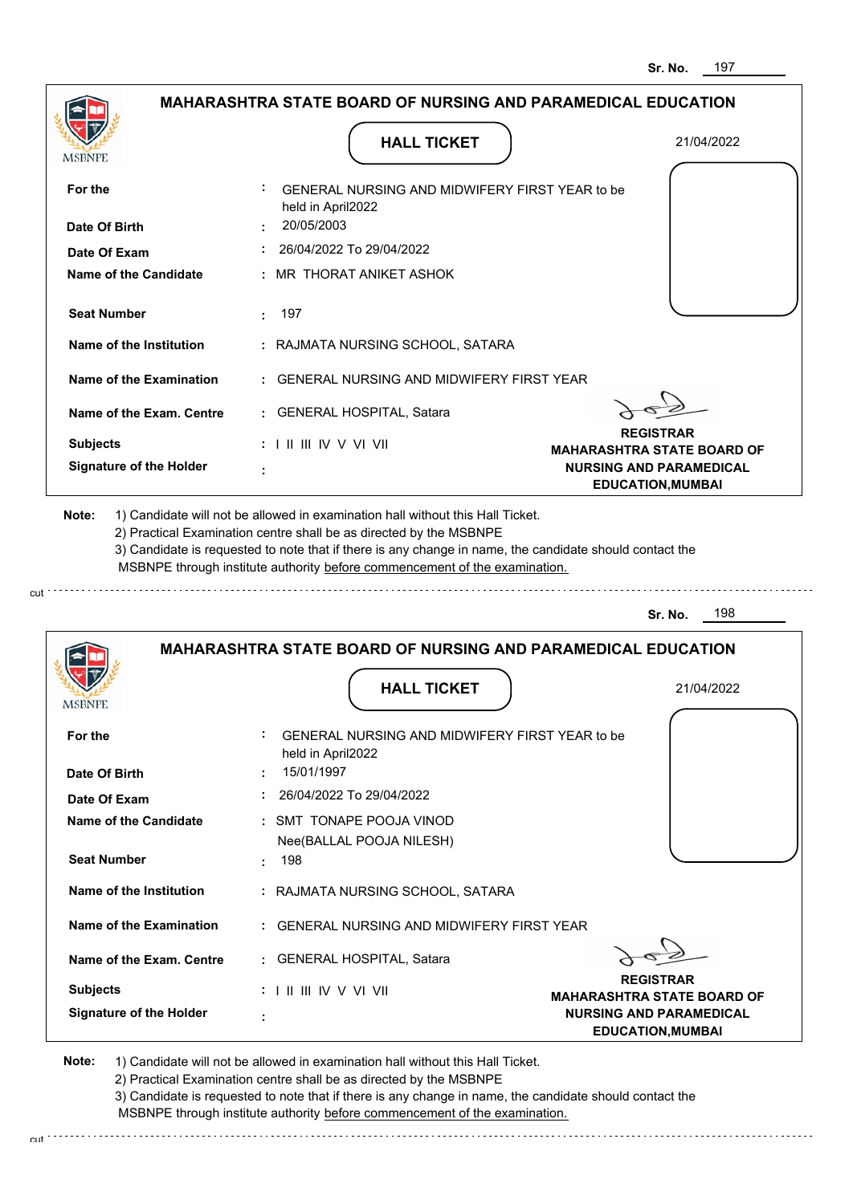Sr. No. 197

## MAHARASHTRA STATE BOARD OF NURSING AND PARAMEDICAL EDUCATION

### HALL TICKET

21/04/2022

| | | |
|---|---|---|
| **For the** | : | GENERAL NURSING AND MIDWIFERY FIRST YEAR to be held in April2022 |
| **Date Of Birth** | : | 20/05/2003 |
| **Date Of Exam** | : | 26/04/2022 To 29/04/2022 |
| **Name of the Candidate** | : | MR THORAT ANIKET ASHOK |
| **Seat Number** | : | 197 |
| **Name of the Institution** | : | RAJMATA NURSING SCHOOL, SATARA |
| **Name of the Examination** | : | GENERAL NURSING AND MIDWIFERY FIRST YEAR |
| **Name of the Exam. Centre** | : | GENERAL HOSPITAL, Satara |
| **Subjects** | : | I II III IV V VI VII |
| **Signature of the Holder** | : | |

**REGISTRAR**
**MAHARASHTRA STATE BOARD OF NURSING AND PARAMEDICAL EDUCATION,MUMBAI**

**Note:**
1) Candidate will not be allowed in examination hall without this Hall Ticket.
2) Practical Examination centre shall be as directed by the MSBNPE
3) Candidate is requested to note that if there is any change in name, the candidate should contact the MSBNPE through institute authority before commencement of the examination.

---

Sr. No. 198

## MAHARASHTRA STATE BOARD OF NURSING AND PARAMEDICAL EDUCATION

### HALL TICKET

21/04/2022

| | | |
|---|---|---|
| **For the** | : | GENERAL NURSING AND MIDWIFERY FIRST YEAR to be held in April2022 |
| **Date Of Birth** | : | 15/01/1997 |
| **Date Of Exam** | : | 26/04/2022 To 29/04/2022 |
| **Name of the Candidate** | : | SMT TONAPE POOJA VINOD Nee(BALLAL POOJA NILESH) |
| **Seat Number** | : | 198 |
| **Name of the Institution** | : | RAJMATA NURSING SCHOOL, SATARA |
| **Name of the Examination** | : | GENERAL NURSING AND MIDWIFERY FIRST YEAR |
| **Name of the Exam. Centre** | : | GENERAL HOSPITAL, Satara |
| **Subjects** | : | I II III IV V VI VII |
| **Signature of the Holder** | : | |

**REGISTRAR**
**MAHARASHTRA STATE BOARD OF NURSING AND PARAMEDICAL EDUCATION,MUMBAI**

**Note:**
1) Candidate will not be allowed in examination hall without this Hall Ticket.
2) Practical Examination centre shall be as directed by the MSBNPE
3) Candidate is requested to note that if there is any change in name, the candidate should contact the MSBNPE through institute authority before commencement of the examination.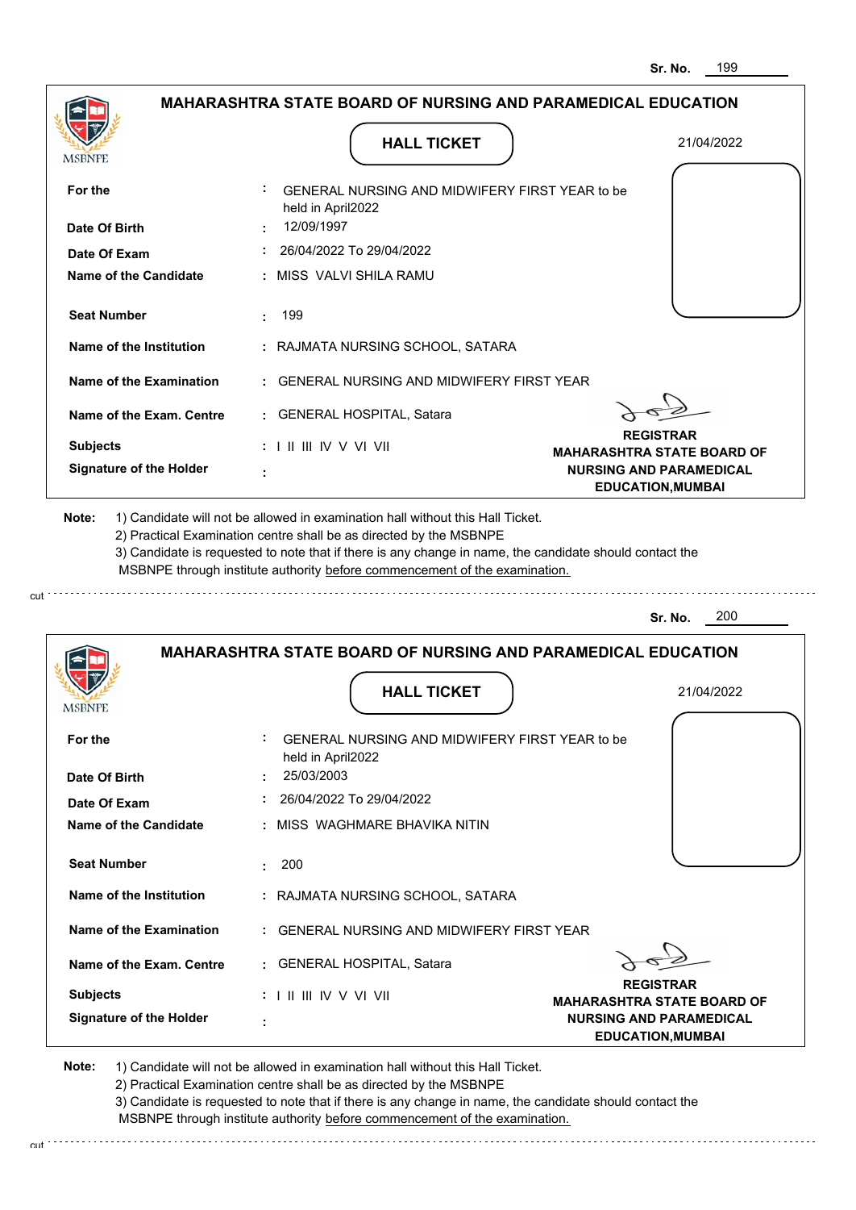Sr. No. 199

## MAHARASHTRA STATE BOARD OF NURSING AND PARAMEDICAL EDUCATION

MSBNPE

### HALL TICKET

21/04/2022

| | | |
|---|---|---|
| **For the** | : | GENERAL NURSING AND MIDWIFERY FIRST YEAR to be held in April2022 |
| **Date Of Birth** | : | 12/09/1997 |
| **Date Of Exam** | : | 26/04/2022 To 29/04/2022 |
| **Name of the Candidate** | : | MISS VALVI SHILA RAMU |
| **Seat Number** | : | 199 |
| **Name of the Institution** | : | RAJMATA NURSING SCHOOL, SATARA |
| **Name of the Examination** | : | GENERAL NURSING AND MIDWIFERY FIRST YEAR |
| **Name of the Exam. Centre** | : | GENERAL HOSPITAL, Satara |
| **Subjects** | : | I II III IV V VI VII |
| **Signature of the Holder** | : | |

**REGISTRAR**
**MAHARASHTRA STATE BOARD OF NURSING AND PARAMEDICAL EDUCATION,MUMBAI**

**Note:**
1) Candidate will not be allowed in examination hall without this Hall Ticket.
2) Practical Examination centre shall be as directed by the MSBNPE
3) Candidate is requested to note that if there is any change in name, the candidate should contact the MSBNPE through institute authority before commencement of the examination.

cut

Sr. No. 200

## MAHARASHTRA STATE BOARD OF NURSING AND PARAMEDICAL EDUCATION

MSBNPE

### HALL TICKET

21/04/2022

| | | |
|---|---|---|
| **For the** | : | GENERAL NURSING AND MIDWIFERY FIRST YEAR to be held in April2022 |
| **Date Of Birth** | : | 25/03/2003 |
| **Date Of Exam** | : | 26/04/2022 To 29/04/2022 |
| **Name of the Candidate** | : | MISS WAGHMARE BHAVIKA NITIN |
| **Seat Number** | : | 200 |
| **Name of the Institution** | : | RAJMATA NURSING SCHOOL, SATARA |
| **Name of the Examination** | : | GENERAL NURSING AND MIDWIFERY FIRST YEAR |
| **Name of the Exam. Centre** | : | GENERAL HOSPITAL, Satara |
| **Subjects** | : | I II III IV V VI VII |
| **Signature of the Holder** | : | |

**REGISTRAR**
**MAHARASHTRA STATE BOARD OF NURSING AND PARAMEDICAL EDUCATION,MUMBAI**

**Note:**
1) Candidate will not be allowed in examination hall without this Hall Ticket.
2) Practical Examination centre shall be as directed by the MSBNPE
3) Candidate is requested to note that if there is any change in name, the candidate should contact the MSBNPE through institute authority before commencement of the examination.

cut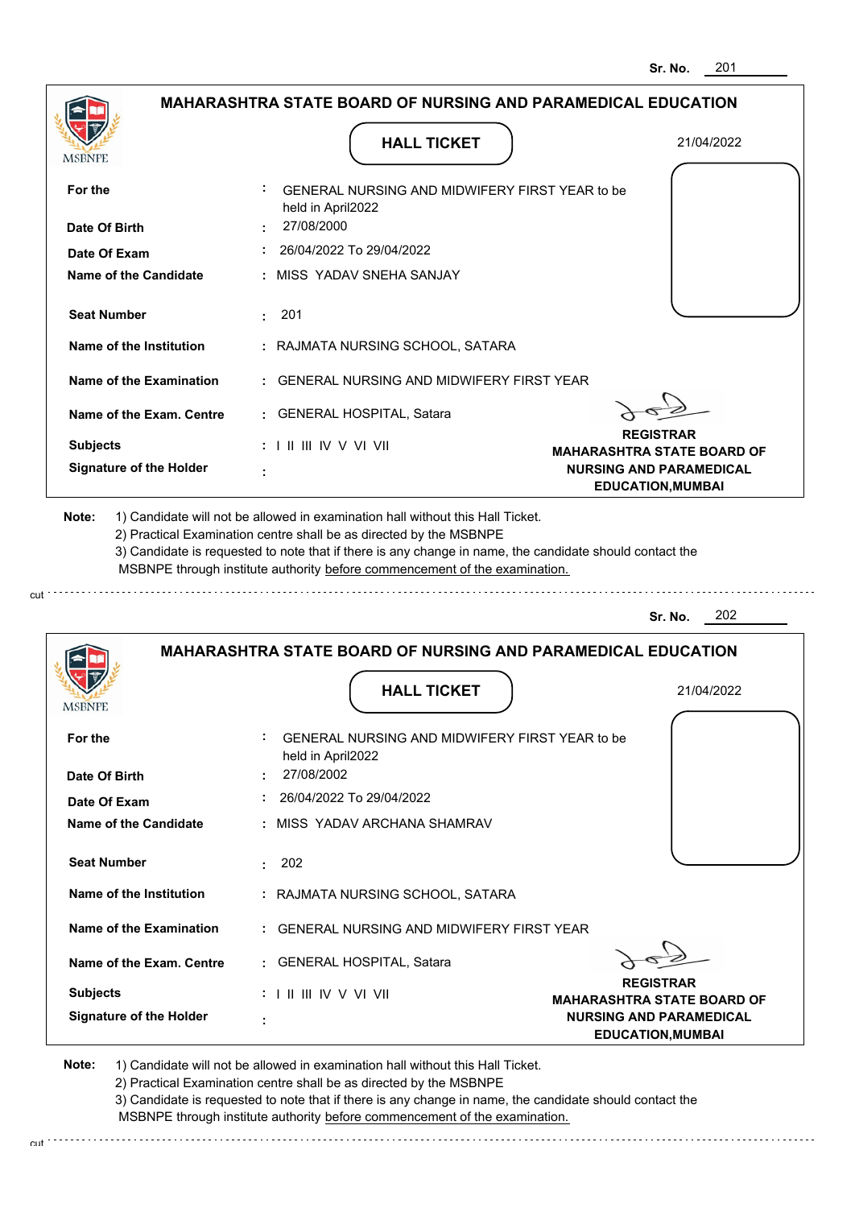Sr. No. 201

## MAHARASHTRA STATE BOARD OF NURSING AND PARAMEDICAL EDUCATION

MSBNPE

**HALL TICKET**

21/04/2022

| | | |
|---|---|---|
| **For the** | : | GENERAL NURSING AND MIDWIFERY FIRST YEAR to be held in April2022 |
| **Date Of Birth** | : | 27/08/2000 |
| **Date Of Exam** | : | 26/04/2022 To 29/04/2022 |
| **Name of the Candidate** | : | MISS YADAV SNEHA SANJAY |
| **Seat Number** | : | 201 |
| **Name of the Institution** | : | RAJMATA NURSING SCHOOL, SATARA |
| **Name of the Examination** | : | GENERAL NURSING AND MIDWIFERY FIRST YEAR |
| **Name of the Exam. Centre** | : | GENERAL HOSPITAL, Satara |
| **Subjects** | : | I II III IV V VI VII |
| **Signature of the Holder** | : | |

**REGISTRAR**
**MAHARASHTRA STATE BOARD OF NURSING AND PARAMEDICAL EDUCATION,MUMBAI**

**Note:** 1) Candidate will not be allowed in examination hall without this Hall Ticket.
2) Practical Examination centre shall be as directed by the MSBNPE
3) Candidate is requested to note that if there is any change in name, the candidate should contact the MSBNPE through institute authority before commencement of the examination.

cut

Sr. No. 202

## MAHARASHTRA STATE BOARD OF NURSING AND PARAMEDICAL EDUCATION

MSBNPE

**HALL TICKET**

21/04/2022

| | | |
|---|---|---|
| **For the** | : | GENERAL NURSING AND MIDWIFERY FIRST YEAR to be held in April2022 |
| **Date Of Birth** | : | 27/08/2002 |
| **Date Of Exam** | : | 26/04/2022 To 29/04/2022 |
| **Name of the Candidate** | : | MISS YADAV ARCHANA SHAMRAV |
| **Seat Number** | : | 202 |
| **Name of the Institution** | : | RAJMATA NURSING SCHOOL, SATARA |
| **Name of the Examination** | : | GENERAL NURSING AND MIDWIFERY FIRST YEAR |
| **Name of the Exam. Centre** | : | GENERAL HOSPITAL, Satara |
| **Subjects** | : | I II III IV V VI VII |
| **Signature of the Holder** | : | |

**REGISTRAR**
**MAHARASHTRA STATE BOARD OF NURSING AND PARAMEDICAL EDUCATION,MUMBAI**

**Note:** 1) Candidate will not be allowed in examination hall without this Hall Ticket.
2) Practical Examination centre shall be as directed by the MSBNPE
3) Candidate is requested to note that if there is any change in name, the candidate should contact the MSBNPE through institute authority before commencement of the examination.

cut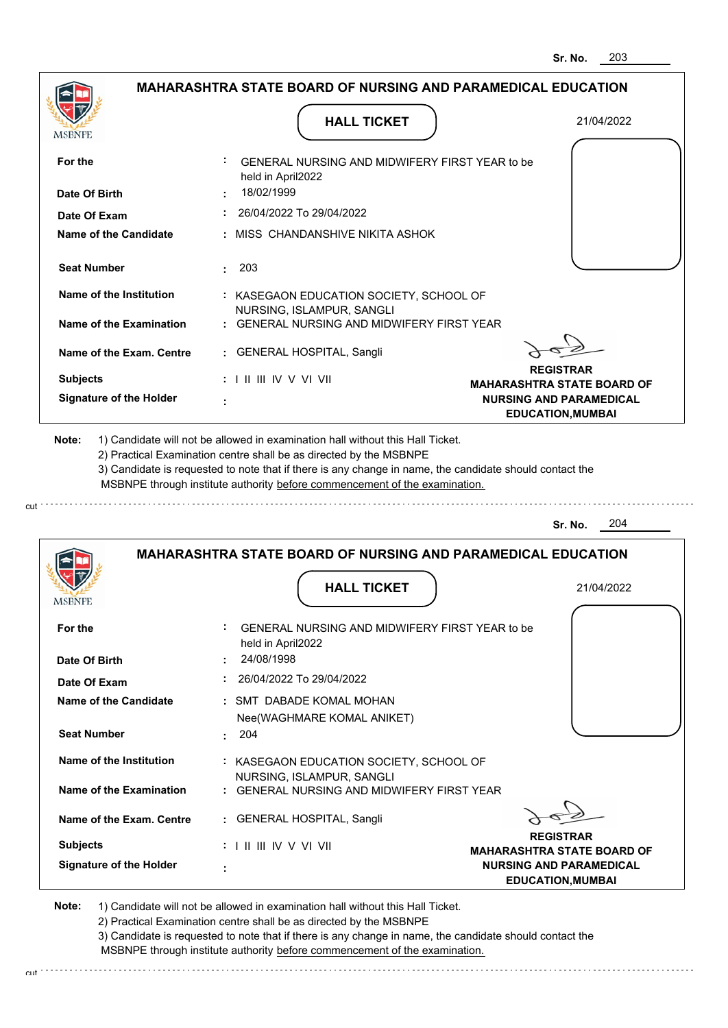Sr. No. 203

## MAHARASHTRA STATE BOARD OF NURSING AND PARAMEDICAL EDUCATION

MSBNPE

### HALL TICKET

21/04/2022

| | | |
|---|---|---|
| **For the** | : | GENERAL NURSING AND MIDWIFERY FIRST YEAR to be held in April2022 |
| **Date Of Birth** | : | 18/02/1999 |
| **Date Of Exam** | : | 26/04/2022 To 29/04/2022 |
| **Name of the Candidate** | : | MISS CHANDANSHIVE NIKITA ASHOK |
| **Seat Number** | : | 203 |
| **Name of the Institution** | : | KASEGAON EDUCATION SOCIETY, SCHOOL OF NURSING, ISLAMPUR, SANGLI |
| **Name of the Examination** | : | GENERAL NURSING AND MIDWIFERY FIRST YEAR |
| **Name of the Exam. Centre** | : | GENERAL HOSPITAL, Sangli |
| **Subjects** | : | I II III IV V VI VII |
| **Signature of the Holder** | : | |

**REGISTRAR**
**MAHARASHTRA STATE BOARD OF NURSING AND PARAMEDICAL EDUCATION,MUMBAI**

**Note:**
1) Candidate will not be allowed in examination hall without this Hall Ticket.
2) Practical Examination centre shall be as directed by the MSBNPE
3) Candidate is requested to note that if there is any change in name, the candidate should contact the MSBNPE through institute authority before commencement of the examination.

cut

Sr. No. 204

## MAHARASHTRA STATE BOARD OF NURSING AND PARAMEDICAL EDUCATION

MSBNPE

### HALL TICKET

21/04/2022

| | | |
|---|---|---|
| **For the** | : | GENERAL NURSING AND MIDWIFERY FIRST YEAR to be held in April2022 |
| **Date Of Birth** | : | 24/08/1998 |
| **Date Of Exam** | : | 26/04/2022 To 29/04/2022 |
| **Name of the Candidate** | : | SMT DABADE KOMAL MOHAN Nee(WAGHMARE KOMAL ANIKET) |
| **Seat Number** | : | 204 |
| **Name of the Institution** | : | KASEGAON EDUCATION SOCIETY, SCHOOL OF NURSING, ISLAMPUR, SANGLI |
| **Name of the Examination** | : | GENERAL NURSING AND MIDWIFERY FIRST YEAR |
| **Name of the Exam. Centre** | : | GENERAL HOSPITAL, Sangli |
| **Subjects** | : | I II III IV V VI VII |
| **Signature of the Holder** | : | |

**REGISTRAR**
**MAHARASHTRA STATE BOARD OF NURSING AND PARAMEDICAL EDUCATION,MUMBAI**

**Note:**
1) Candidate will not be allowed in examination hall without this Hall Ticket.
2) Practical Examination centre shall be as directed by the MSBNPE
3) Candidate is requested to note that if there is any change in name, the candidate should contact the MSBNPE through institute authority before commencement of the examination.

cut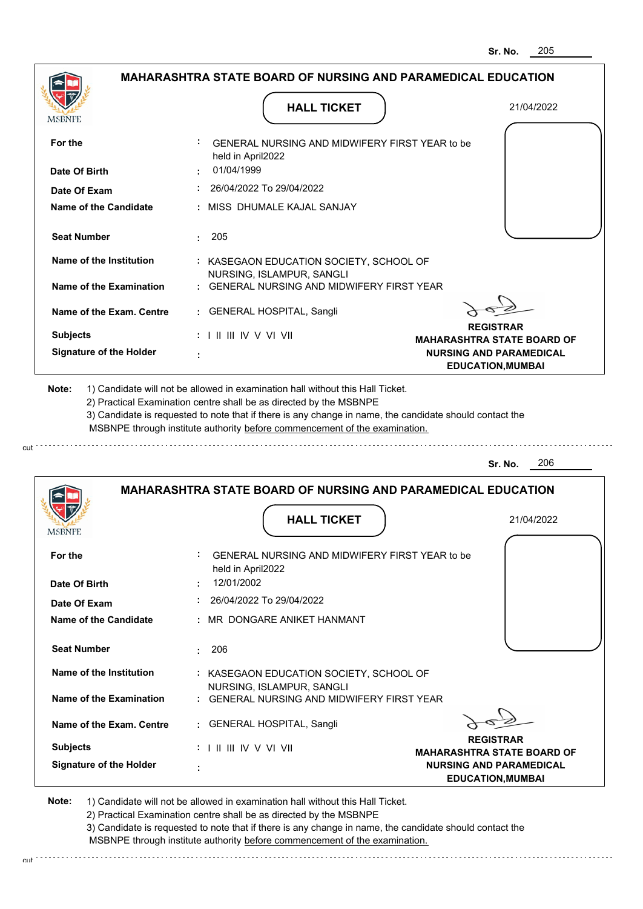Sr. No. 205

## MAHARASHTRA STATE BOARD OF NURSING AND PARAMEDICAL EDUCATION

MSBNPE

### HALL TICKET

21/04/2022

| | | |
|---|---|---|
| **For the** | : | GENERAL NURSING AND MIDWIFERY FIRST YEAR to be held in April2022 |
| **Date Of Birth** | : | 01/04/1999 |
| **Date Of Exam** | : | 26/04/2022 To 29/04/2022 |
| **Name of the Candidate** | : | MISS DHUMALE KAJAL SANJAY |
| **Seat Number** | : | 205 |
| **Name of the Institution** | : | KASEGAON EDUCATION SOCIETY, SCHOOL OF NURSING, ISLAMPUR, SANGLI |
| **Name of the Examination** | : | GENERAL NURSING AND MIDWIFERY FIRST YEAR |
| **Name of the Exam. Centre** | : | GENERAL HOSPITAL, Sangli |
| **Subjects** | : | I II III IV V VI VII |
| **Signature of the Holder** | : | |

**REGISTRAR**
**MAHARASHTRA STATE BOARD OF NURSING AND PARAMEDICAL EDUCATION,MUMBAI**

**Note:**
1) Candidate will not be allowed in examination hall without this Hall Ticket.
2) Practical Examination centre shall be as directed by the MSBNPE
3) Candidate is requested to note that if there is any change in name, the candidate should contact the MSBNPE through institute authority before commencement of the examination.

---

Sr. No. 206

## MAHARASHTRA STATE BOARD OF NURSING AND PARAMEDICAL EDUCATION

MSBNPE

### HALL TICKET

21/04/2022

| | | |
|---|---|---|
| **For the** | : | GENERAL NURSING AND MIDWIFERY FIRST YEAR to be held in April2022 |
| **Date Of Birth** | : | 12/01/2002 |
| **Date Of Exam** | : | 26/04/2022 To 29/04/2022 |
| **Name of the Candidate** | : | MR DONGARE ANIKET HANMANT |
| **Seat Number** | : | 206 |
| **Name of the Institution** | : | KASEGAON EDUCATION SOCIETY, SCHOOL OF NURSING, ISLAMPUR, SANGLI |
| **Name of the Examination** | : | GENERAL NURSING AND MIDWIFERY FIRST YEAR |
| **Name of the Exam. Centre** | : | GENERAL HOSPITAL, Sangli |
| **Subjects** | : | I II III IV V VI VII |
| **Signature of the Holder** | : | |

**REGISTRAR**
**MAHARASHTRA STATE BOARD OF NURSING AND PARAMEDICAL EDUCATION,MUMBAI**

**Note:**
1) Candidate will not be allowed in examination hall without this Hall Ticket.
2) Practical Examination centre shall be as directed by the MSBNPE
3) Candidate is requested to note that if there is any change in name, the candidate should contact the MSBNPE through institute authority before commencement of the examination.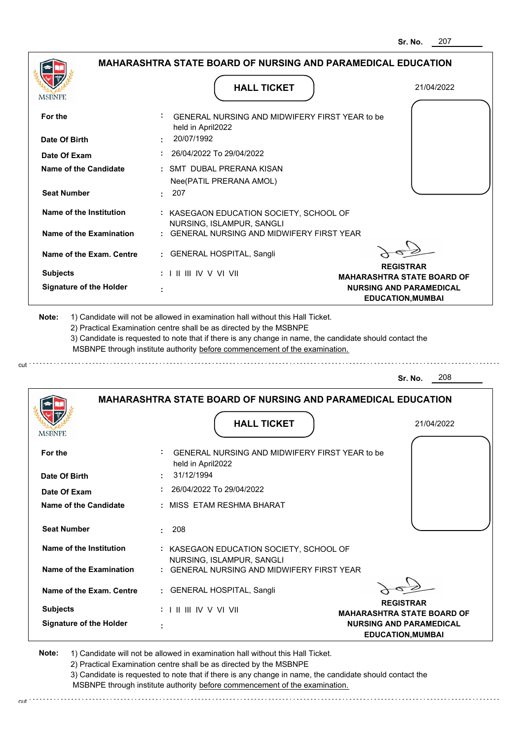Sr. No. 207

## MAHARASHTRA STATE BOARD OF NURSING AND PARAMEDICAL EDUCATION

### HALL TICKET

21/04/2022

| | | |
|---|---|---|
| **For the** | : | GENERAL NURSING AND MIDWIFERY FIRST YEAR to be held in April2022 |
| **Date Of Birth** | : | 20/07/1992 |
| **Date Of Exam** | : | 26/04/2022 To 29/04/2022 |
| **Name of the Candidate** | : | SMT DUBAL PRERANA KISAN Nee(PATIL PRERANA AMOL) |
| **Seat Number** | : | 207 |
| **Name of the Institution** | : | KASEGAON EDUCATION SOCIETY, SCHOOL OF NURSING, ISLAMPUR, SANGLI |
| **Name of the Examination** | : | GENERAL NURSING AND MIDWIFERY FIRST YEAR |
| **Name of the Exam. Centre** | : | GENERAL HOSPITAL, Sangli |
| **Subjects** | : | I II III IV V VI VII |
| **Signature of the Holder** | : | |

**REGISTRAR**
**MAHARASHTRA STATE BOARD OF NURSING AND PARAMEDICAL EDUCATION,MUMBAI**

**Note:**
1) Candidate will not be allowed in examination hall without this Hall Ticket.
2) Practical Examination centre shall be as directed by the MSBNPE
3) Candidate is requested to note that if there is any change in name, the candidate should contact the MSBNPE through institute authority before commencement of the examination.

cut

Sr. No. 208

## MAHARASHTRA STATE BOARD OF NURSING AND PARAMEDICAL EDUCATION

### HALL TICKET

21/04/2022

| | | |
|---|---|---|
| **For the** | : | GENERAL NURSING AND MIDWIFERY FIRST YEAR to be held in April2022 |
| **Date Of Birth** | : | 31/12/1994 |
| **Date Of Exam** | : | 26/04/2022 To 29/04/2022 |
| **Name of the Candidate** | : | MISS ETAM RESHMA BHARAT |
| **Seat Number** | : | 208 |
| **Name of the Institution** | : | KASEGAON EDUCATION SOCIETY, SCHOOL OF NURSING, ISLAMPUR, SANGLI |
| **Name of the Examination** | : | GENERAL NURSING AND MIDWIFERY FIRST YEAR |
| **Name of the Exam. Centre** | : | GENERAL HOSPITAL, Sangli |
| **Subjects** | : | I II III IV V VI VII |
| **Signature of the Holder** | : | |

**REGISTRAR**
**MAHARASHTRA STATE BOARD OF NURSING AND PARAMEDICAL EDUCATION,MUMBAI**

**Note:**
1) Candidate will not be allowed in examination hall without this Hall Ticket.
2) Practical Examination centre shall be as directed by the MSBNPE
3) Candidate is requested to note that if there is any change in name, the candidate should contact the MSBNPE through institute authority before commencement of the examination.

cut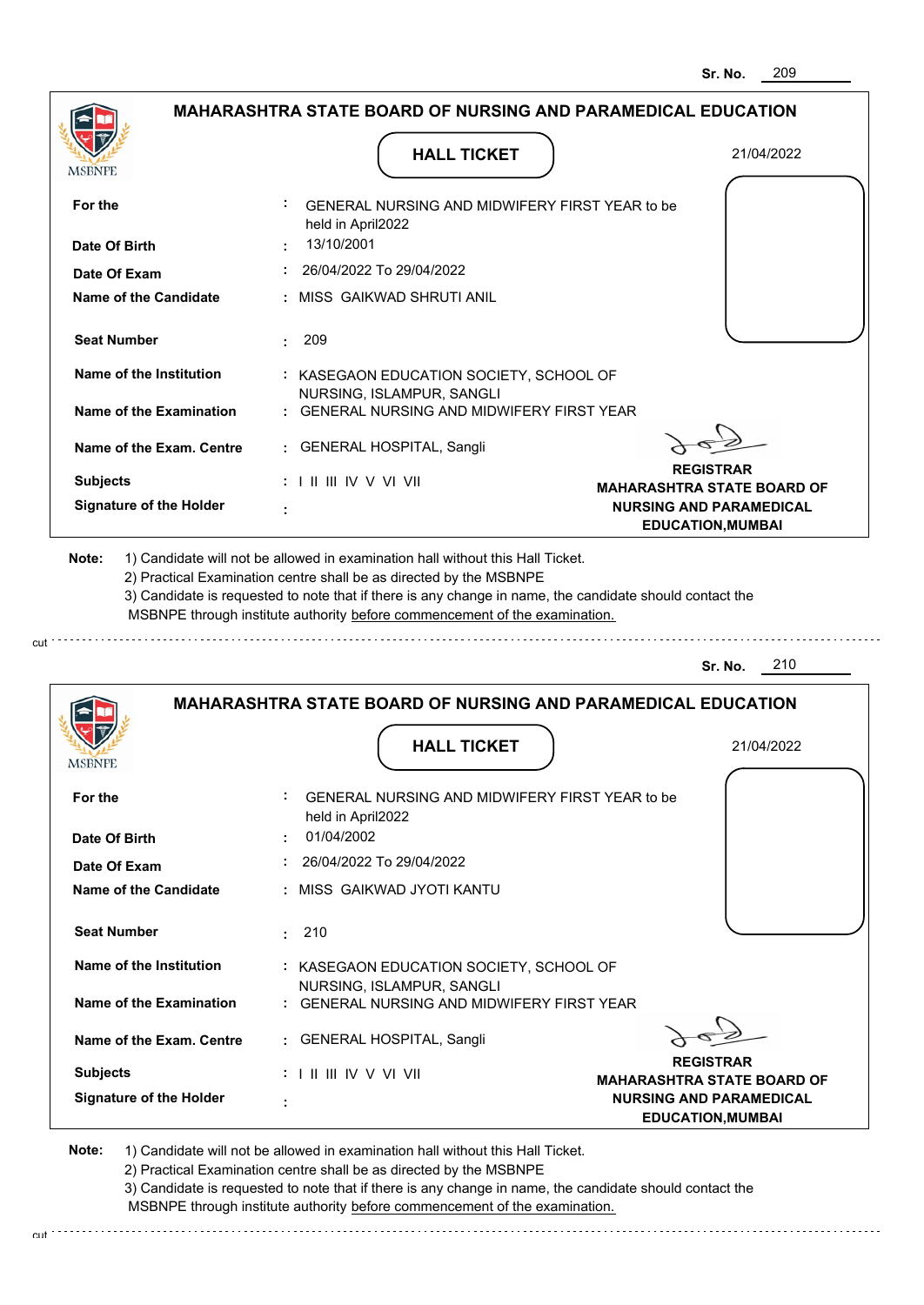Sr. No. 209

## MAHARASHTRA STATE BOARD OF NURSING AND PARAMEDICAL EDUCATION

MSBNPE

**HALL TICKET**

21/04/2022

| | | |
|---|---|---|
| **For the** | : | GENERAL NURSING AND MIDWIFERY FIRST YEAR to be held in April2022 |
| **Date Of Birth** | : | 13/10/2001 |
| **Date Of Exam** | : | 26/04/2022 To 29/04/2022 |
| **Name of the Candidate** | : | MISS GAIKWAD SHRUTI ANIL |
| **Seat Number** | : | 209 |
| **Name of the Institution** | : | KASEGAON EDUCATION SOCIETY, SCHOOL OF NURSING, ISLAMPUR, SANGLI |
| **Name of the Examination** | : | GENERAL NURSING AND MIDWIFERY FIRST YEAR |
| **Name of the Exam. Centre** | : | GENERAL HOSPITAL, Sangli |
| **Subjects** | : | I II III IV V VI VII |
| **Signature of the Holder** | : | |

**REGISTRAR**
**MAHARASHTRA STATE BOARD OF NURSING AND PARAMEDICAL EDUCATION,MUMBAI**

**Note:**
1) Candidate will not be allowed in examination hall without this Hall Ticket.
2) Practical Examination centre shall be as directed by the MSBNPE
3) Candidate is requested to note that if there is any change in name, the candidate should contact the MSBNPE through institute authority before commencement of the examination.

cut

Sr. No. 210

## MAHARASHTRA STATE BOARD OF NURSING AND PARAMEDICAL EDUCATION

MSBNPE

**HALL TICKET**

21/04/2022

| | | |
|---|---|---|
| **For the** | : | GENERAL NURSING AND MIDWIFERY FIRST YEAR to be held in April2022 |
| **Date Of Birth** | : | 01/04/2002 |
| **Date Of Exam** | : | 26/04/2022 To 29/04/2022 |
| **Name of the Candidate** | : | MISS GAIKWAD JYOTI KANTU |
| **Seat Number** | : | 210 |
| **Name of the Institution** | : | KASEGAON EDUCATION SOCIETY, SCHOOL OF NURSING, ISLAMPUR, SANGLI |
| **Name of the Examination** | : | GENERAL NURSING AND MIDWIFERY FIRST YEAR |
| **Name of the Exam. Centre** | : | GENERAL HOSPITAL, Sangli |
| **Subjects** | : | I II III IV V VI VII |
| **Signature of the Holder** | : | |

**REGISTRAR**
**MAHARASHTRA STATE BOARD OF NURSING AND PARAMEDICAL EDUCATION,MUMBAI**

**Note:**
1) Candidate will not be allowed in examination hall without this Hall Ticket.
2) Practical Examination centre shall be as directed by the MSBNPE
3) Candidate is requested to note that if there is any change in name, the candidate should contact the MSBNPE through institute authority before commencement of the examination.

cut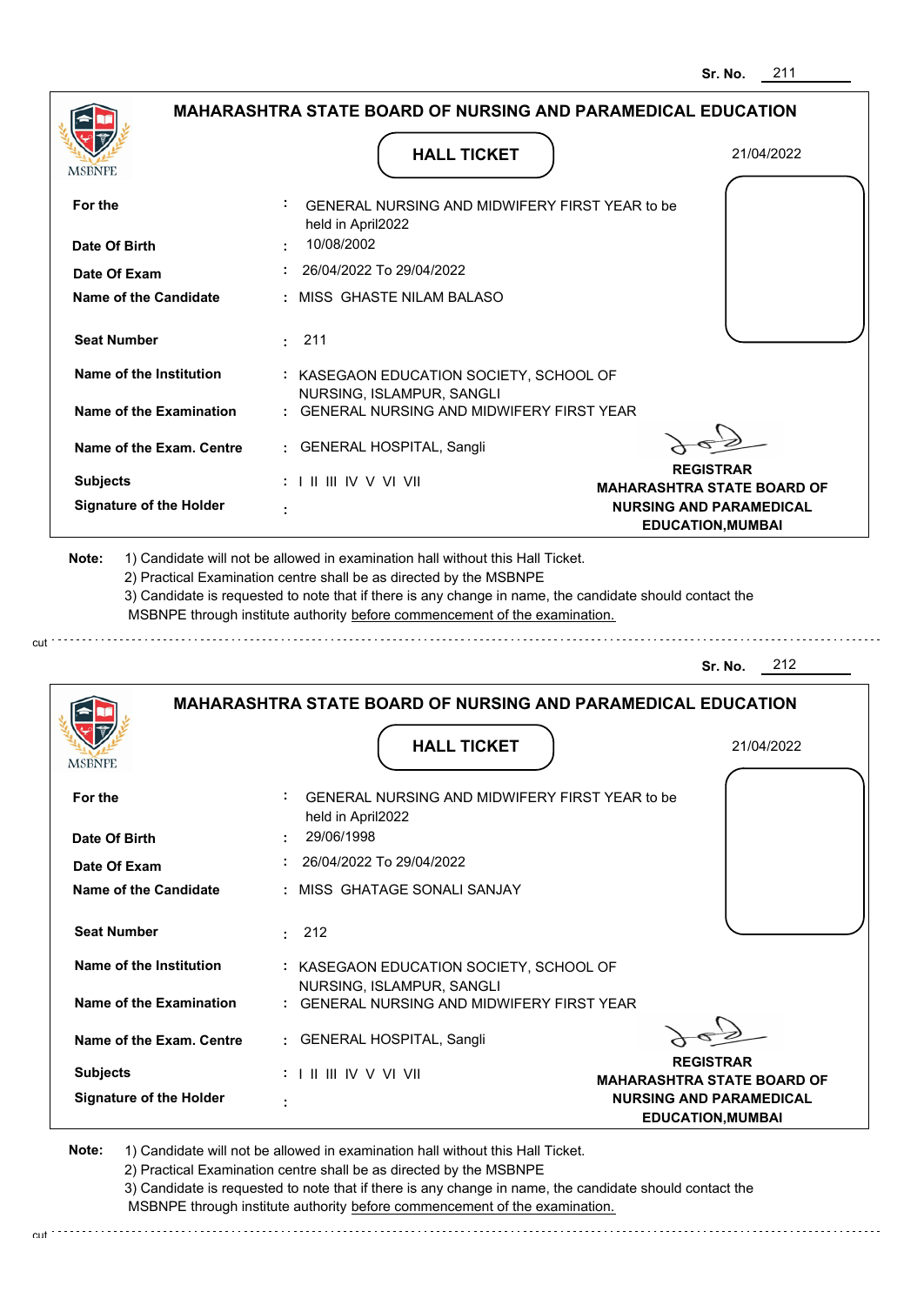Sr. No. 211

## MAHARASHTRA STATE BOARD OF NURSING AND PARAMEDICAL EDUCATION

MSBNPE

**HALL TICKET**

21/04/2022

| | | |
|---|---|---|
| **For the** | : | GENERAL NURSING AND MIDWIFERY FIRST YEAR to be held in April2022 |
| **Date Of Birth** | : | 10/08/2002 |
| **Date Of Exam** | : | 26/04/2022 To 29/04/2022 |
| **Name of the Candidate** | : | MISS GHASTE NILAM BALASO |
| **Seat Number** | : | 211 |
| **Name of the Institution** | : | KASEGAON EDUCATION SOCIETY, SCHOOL OF NURSING, ISLAMPUR, SANGLI |
| **Name of the Examination** | : | GENERAL NURSING AND MIDWIFERY FIRST YEAR |
| **Name of the Exam. Centre** | : | GENERAL HOSPITAL, Sangli |
| **Subjects** | : | I II III IV V VI VII |
| **Signature of the Holder** | : | |

**REGISTRAR**
**MAHARASHTRA STATE BOARD OF NURSING AND PARAMEDICAL EDUCATION,MUMBAI**

**Note:**
1) Candidate will not be allowed in examination hall without this Hall Ticket.
2) Practical Examination centre shall be as directed by the MSBNPE
3) Candidate is requested to note that if there is any change in name, the candidate should contact the MSBNPE through institute authority before commencement of the examination.

cut

---

Sr. No. 212

## MAHARASHTRA STATE BOARD OF NURSING AND PARAMEDICAL EDUCATION

MSBNPE

**HALL TICKET**

21/04/2022

| | | |
|---|---|---|
| **For the** | : | GENERAL NURSING AND MIDWIFERY FIRST YEAR to be held in April2022 |
| **Date Of Birth** | : | 29/06/1998 |
| **Date Of Exam** | : | 26/04/2022 To 29/04/2022 |
| **Name of the Candidate** | : | MISS GHATAGE SONALI SANJAY |
| **Seat Number** | : | 212 |
| **Name of the Institution** | : | KASEGAON EDUCATION SOCIETY, SCHOOL OF NURSING, ISLAMPUR, SANGLI |
| **Name of the Examination** | : | GENERAL NURSING AND MIDWIFERY FIRST YEAR |
| **Name of the Exam. Centre** | : | GENERAL HOSPITAL, Sangli |
| **Subjects** | : | I II III IV V VI VII |
| **Signature of the Holder** | : | |

**REGISTRAR**
**MAHARASHTRA STATE BOARD OF NURSING AND PARAMEDICAL EDUCATION,MUMBAI**

**Note:**
1) Candidate will not be allowed in examination hall without this Hall Ticket.
2) Practical Examination centre shall be as directed by the MSBNPE
3) Candidate is requested to note that if there is any change in name, the candidate should contact the MSBNPE through institute authority before commencement of the examination.

cut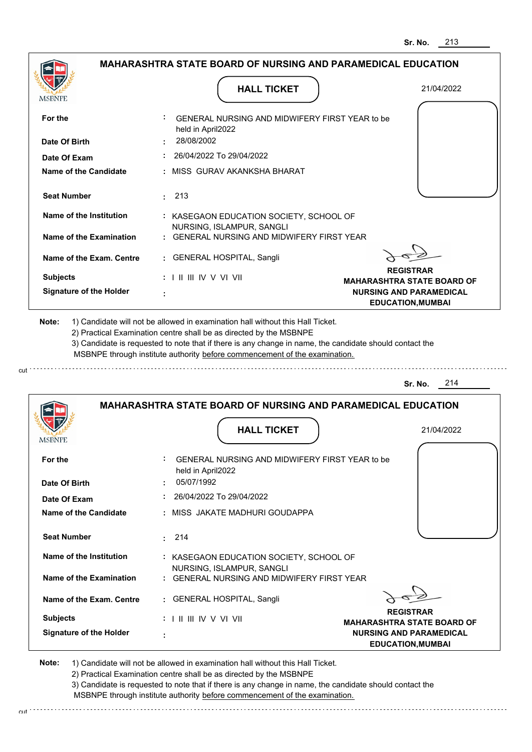Sr. No. 213

## MAHARASHTRA STATE BOARD OF NURSING AND PARAMEDICAL EDUCATION

MSBNPE

### HALL TICKET

21/04/2022

| | | |
|---|---|---|
| **For the** | : | GENERAL NURSING AND MIDWIFERY FIRST YEAR to be held in April2022 |
| **Date Of Birth** | : | 28/08/2002 |
| **Date Of Exam** | : | 26/04/2022 To 29/04/2022 |
| **Name of the Candidate** | : | MISS GURAV AKANKSHA BHARAT |
| **Seat Number** | : | 213 |
| **Name of the Institution** | : | KASEGAON EDUCATION SOCIETY, SCHOOL OF NURSING, ISLAMPUR, SANGLI |
| **Name of the Examination** | : | GENERAL NURSING AND MIDWIFERY FIRST YEAR |
| **Name of the Exam. Centre** | : | GENERAL HOSPITAL, Sangli |
| **Subjects** | : | I II III IV V VI VII |
| **Signature of the Holder** | : | |

**REGISTRAR**
**MAHARASHTRA STATE BOARD OF NURSING AND PARAMEDICAL EDUCATION,MUMBAI**

**Note:** 1) Candidate will not be allowed in examination hall without this Hall Ticket.
2) Practical Examination centre shall be as directed by the MSBNPE
3) Candidate is requested to note that if there is any change in name, the candidate should contact the MSBNPE through institute authority before commencement of the examination.

cut

Sr. No. 214

## MAHARASHTRA STATE BOARD OF NURSING AND PARAMEDICAL EDUCATION

MSBNPE

### HALL TICKET

21/04/2022

| | | |
|---|---|---|
| **For the** | : | GENERAL NURSING AND MIDWIFERY FIRST YEAR to be held in April2022 |
| **Date Of Birth** | : | 05/07/1992 |
| **Date Of Exam** | : | 26/04/2022 To 29/04/2022 |
| **Name of the Candidate** | : | MISS JAKATE MADHURI GOUDAPPA |
| **Seat Number** | : | 214 |
| **Name of the Institution** | : | KASEGAON EDUCATION SOCIETY, SCHOOL OF NURSING, ISLAMPUR, SANGLI |
| **Name of the Examination** | : | GENERAL NURSING AND MIDWIFERY FIRST YEAR |
| **Name of the Exam. Centre** | : | GENERAL HOSPITAL, Sangli |
| **Subjects** | : | I II III IV V VI VII |
| **Signature of the Holder** | : | |

**REGISTRAR**
**MAHARASHTRA STATE BOARD OF NURSING AND PARAMEDICAL EDUCATION,MUMBAI**

**Note:** 1) Candidate will not be allowed in examination hall without this Hall Ticket.
2) Practical Examination centre shall be as directed by the MSBNPE
3) Candidate is requested to note that if there is any change in name, the candidate should contact the MSBNPE through institute authority before commencement of the examination.

cut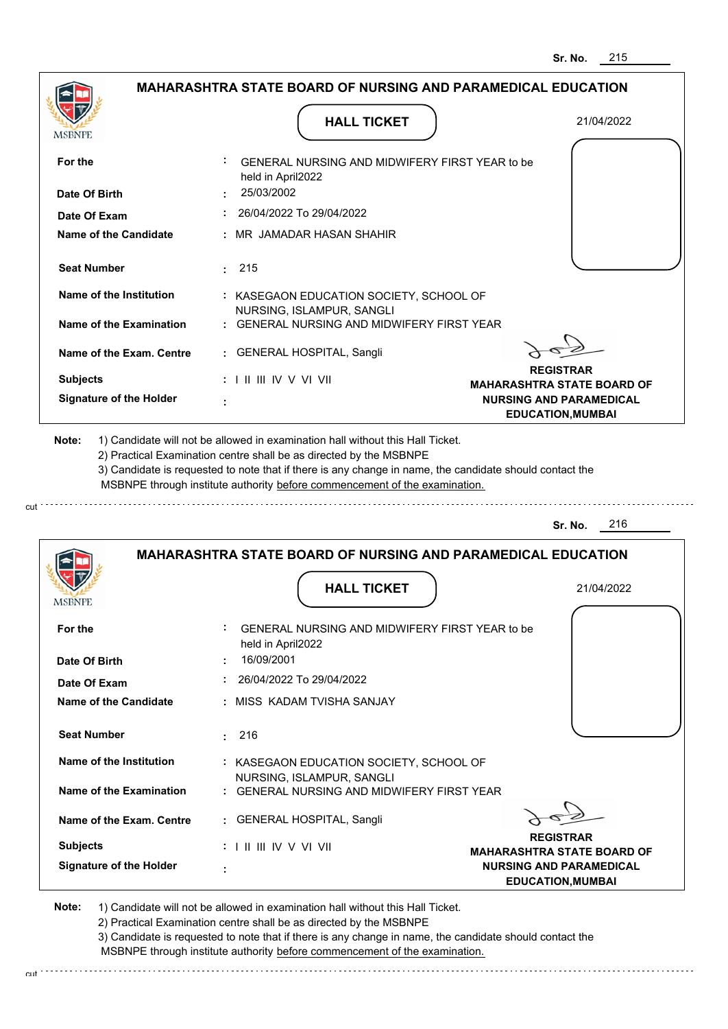Sr. No. 215

## MAHARASHTRA STATE BOARD OF NURSING AND PARAMEDICAL EDUCATION

MSBNPE

### HALL TICKET

21/04/2022

| | | |
|---|---|---|
| **For the** | : | GENERAL NURSING AND MIDWIFERY FIRST YEAR to be held in April2022 |
| **Date Of Birth** | : | 25/03/2002 |
| **Date Of Exam** | : | 26/04/2022 To 29/04/2022 |
| **Name of the Candidate** | : | MR JAMADAR HASAN SHAHIR |
| **Seat Number** | : | 215 |
| **Name of the Institution** | : | KASEGAON EDUCATION SOCIETY, SCHOOL OF NURSING, ISLAMPUR, SANGLI |
| **Name of the Examination** | : | GENERAL NURSING AND MIDWIFERY FIRST YEAR |
| **Name of the Exam. Centre** | : | GENERAL HOSPITAL, Sangli |
| **Subjects** | : | I II III IV V VI VII |
| **Signature of the Holder** | : | |

**REGISTRAR**
**MAHARASHTRA STATE BOARD OF NURSING AND PARAMEDICAL EDUCATION,MUMBAI**

**Note:** 1) Candidate will not be allowed in examination hall without this Hall Ticket.
2) Practical Examination centre shall be as directed by the MSBNPE
3) Candidate is requested to note that if there is any change in name, the candidate should contact the MSBNPE through institute authority before commencement of the examination.

cut

Sr. No. 216

## MAHARASHTRA STATE BOARD OF NURSING AND PARAMEDICAL EDUCATION

MSBNPE

### HALL TICKET

21/04/2022

| | | |
|---|---|---|
| **For the** | : | GENERAL NURSING AND MIDWIFERY FIRST YEAR to be held in April2022 |
| **Date Of Birth** | : | 16/09/2001 |
| **Date Of Exam** | : | 26/04/2022 To 29/04/2022 |
| **Name of the Candidate** | : | MISS KADAM TVISHA SANJAY |
| **Seat Number** | : | 216 |
| **Name of the Institution** | : | KASEGAON EDUCATION SOCIETY, SCHOOL OF NURSING, ISLAMPUR, SANGLI |
| **Name of the Examination** | : | GENERAL NURSING AND MIDWIFERY FIRST YEAR |
| **Name of the Exam. Centre** | : | GENERAL HOSPITAL, Sangli |
| **Subjects** | : | I II III IV V VI VII |
| **Signature of the Holder** | : | |

**REGISTRAR**
**MAHARASHTRA STATE BOARD OF NURSING AND PARAMEDICAL EDUCATION,MUMBAI**

**Note:** 1) Candidate will not be allowed in examination hall without this Hall Ticket.
2) Practical Examination centre shall be as directed by the MSBNPE
3) Candidate is requested to note that if there is any change in name, the candidate should contact the MSBNPE through institute authority before commencement of the examination.

cut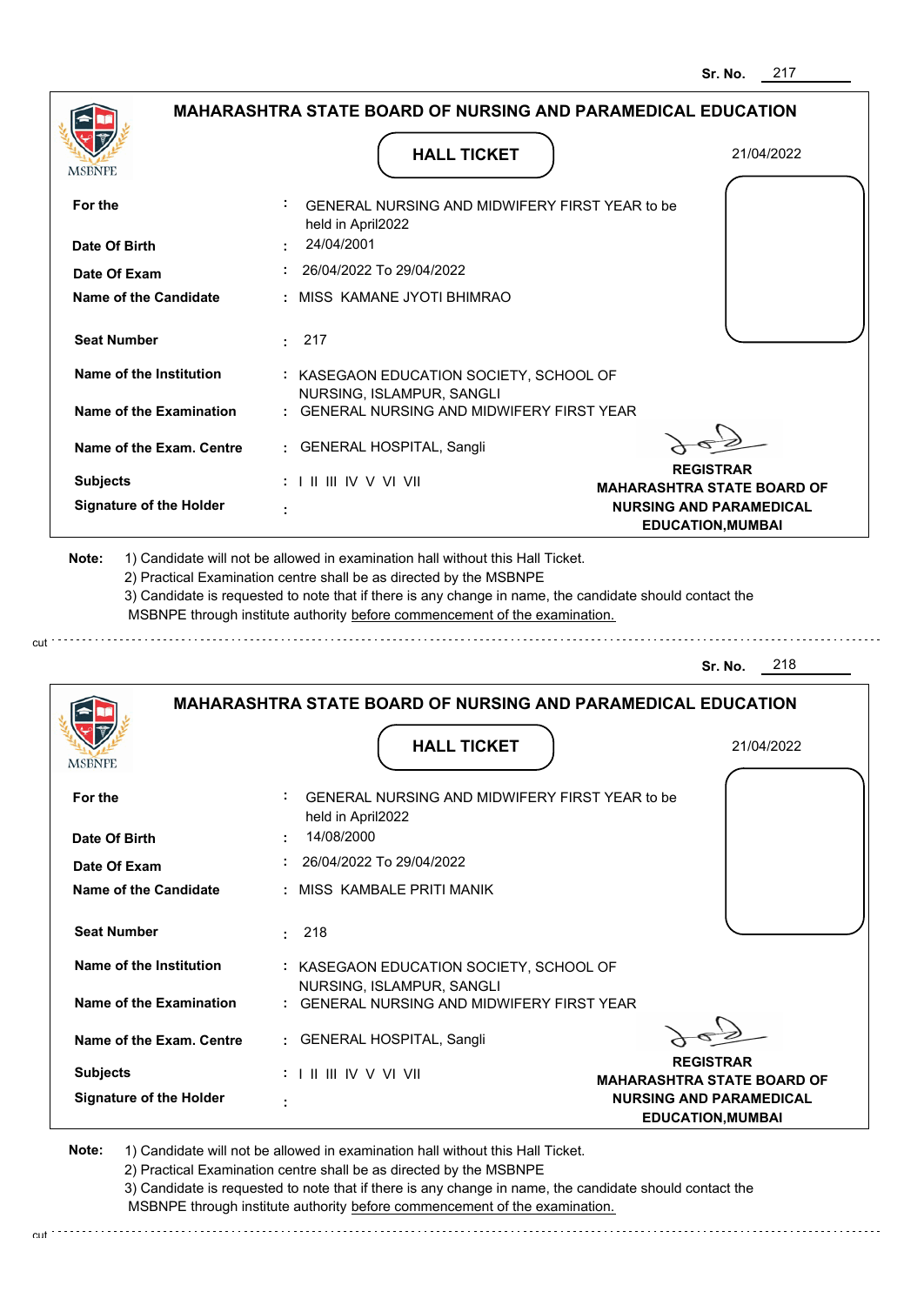Sr. No. 217

## MAHARASHTRA STATE BOARD OF NURSING AND PARAMEDICAL EDUCATION

MSBNPE

### HALL TICKET

21/04/2022

| | | |
|---|---|---|
| **For the** | : | GENERAL NURSING AND MIDWIFERY FIRST YEAR to be held in April2022 |
| **Date Of Birth** | : | 24/04/2001 |
| **Date Of Exam** | : | 26/04/2022 To 29/04/2022 |
| **Name of the Candidate** | : | MISS KAMANE JYOTI BHIMRAO |
| **Seat Number** | : | 217 |
| **Name of the Institution** | : | KASEGAON EDUCATION SOCIETY, SCHOOL OF NURSING, ISLAMPUR, SANGLI |
| **Name of the Examination** | : | GENERAL NURSING AND MIDWIFERY FIRST YEAR |
| **Name of the Exam. Centre** | : | GENERAL HOSPITAL, Sangli |
| **Subjects** | : | I II III IV V VI VII |
| **Signature of the Holder** | : | |

**REGISTRAR**
**MAHARASHTRA STATE BOARD OF NURSING AND PARAMEDICAL EDUCATION,MUMBAI**

**Note:**
1) Candidate will not be allowed in examination hall without this Hall Ticket.
2) Practical Examination centre shall be as directed by the MSBNPE
3) Candidate is requested to note that if there is any change in name, the candidate should contact the MSBNPE through institute authority before commencement of the examination.

cut

Sr. No. 218

## MAHARASHTRA STATE BOARD OF NURSING AND PARAMEDICAL EDUCATION

MSBNPE

### HALL TICKET

21/04/2022

| | | |
|---|---|---|
| **For the** | : | GENERAL NURSING AND MIDWIFERY FIRST YEAR to be held in April2022 |
| **Date Of Birth** | : | 14/08/2000 |
| **Date Of Exam** | : | 26/04/2022 To 29/04/2022 |
| **Name of the Candidate** | : | MISS KAMBALE PRITI MANIK |
| **Seat Number** | : | 218 |
| **Name of the Institution** | : | KASEGAON EDUCATION SOCIETY, SCHOOL OF NURSING, ISLAMPUR, SANGLI |
| **Name of the Examination** | : | GENERAL NURSING AND MIDWIFERY FIRST YEAR |
| **Name of the Exam. Centre** | : | GENERAL HOSPITAL, Sangli |
| **Subjects** | : | I II III IV V VI VII |
| **Signature of the Holder** | : | |

**REGISTRAR**
**MAHARASHTRA STATE BOARD OF NURSING AND PARAMEDICAL EDUCATION,MUMBAI**

**Note:**
1) Candidate will not be allowed in examination hall without this Hall Ticket.
2) Practical Examination centre shall be as directed by the MSBNPE
3) Candidate is requested to note that if there is any change in name, the candidate should contact the MSBNPE through institute authority before commencement of the examination.

cut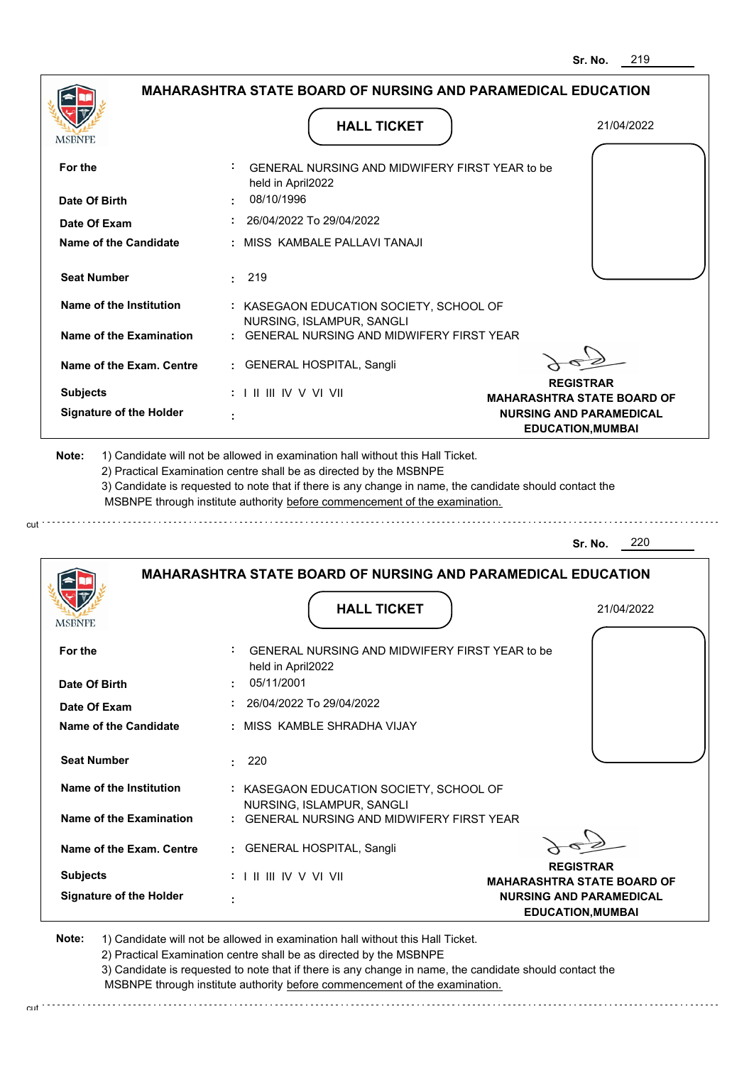Sr. No. 219

## MAHARASHTRA STATE BOARD OF NURSING AND PARAMEDICAL EDUCATION

### HALL TICKET

21/04/2022

| | | |
|---|---|---|
| **For the** | : | GENERAL NURSING AND MIDWIFERY FIRST YEAR to be held in April2022 |
| **Date Of Birth** | : | 08/10/1996 |
| **Date Of Exam** | : | 26/04/2022 To 29/04/2022 |
| **Name of the Candidate** | : | MISS KAMBALE PALLAVI TANAJI |
| **Seat Number** | : | 219 |
| **Name of the Institution** | : | KASEGAON EDUCATION SOCIETY, SCHOOL OF NURSING, ISLAMPUR, SANGLI |
| **Name of the Examination** | : | GENERAL NURSING AND MIDWIFERY FIRST YEAR |
| **Name of the Exam. Centre** | : | GENERAL HOSPITAL, Sangli |
| **Subjects** | : | I II III IV V VI VII |
| **Signature of the Holder** | : | |

**REGISTRAR**
**MAHARASHTRA STATE BOARD OF NURSING AND PARAMEDICAL EDUCATION,MUMBAI**

**Note:** 1) Candidate will not be allowed in examination hall without this Hall Ticket.
2) Practical Examination centre shall be as directed by the MSBNPE
3) Candidate is requested to note that if there is any change in name, the candidate should contact the MSBNPE through institute authority before commencement of the examination.

---

Sr. No. 220

## MAHARASHTRA STATE BOARD OF NURSING AND PARAMEDICAL EDUCATION

### HALL TICKET

21/04/2022

| | | |
|---|---|---|
| **For the** | : | GENERAL NURSING AND MIDWIFERY FIRST YEAR to be held in April2022 |
| **Date Of Birth** | : | 05/11/2001 |
| **Date Of Exam** | : | 26/04/2022 To 29/04/2022 |
| **Name of the Candidate** | : | MISS KAMBLE SHRADHA VIJAY |
| **Seat Number** | : | 220 |
| **Name of the Institution** | : | KASEGAON EDUCATION SOCIETY, SCHOOL OF NURSING, ISLAMPUR, SANGLI |
| **Name of the Examination** | : | GENERAL NURSING AND MIDWIFERY FIRST YEAR |
| **Name of the Exam. Centre** | : | GENERAL HOSPITAL, Sangli |
| **Subjects** | : | I II III IV V VI VII |
| **Signature of the Holder** | : | |

**REGISTRAR**
**MAHARASHTRA STATE BOARD OF NURSING AND PARAMEDICAL EDUCATION,MUMBAI**

**Note:** 1) Candidate will not be allowed in examination hall without this Hall Ticket.
2) Practical Examination centre shall be as directed by the MSBNPE
3) Candidate is requested to note that if there is any change in name, the candidate should contact the MSBNPE through institute authority before commencement of the examination.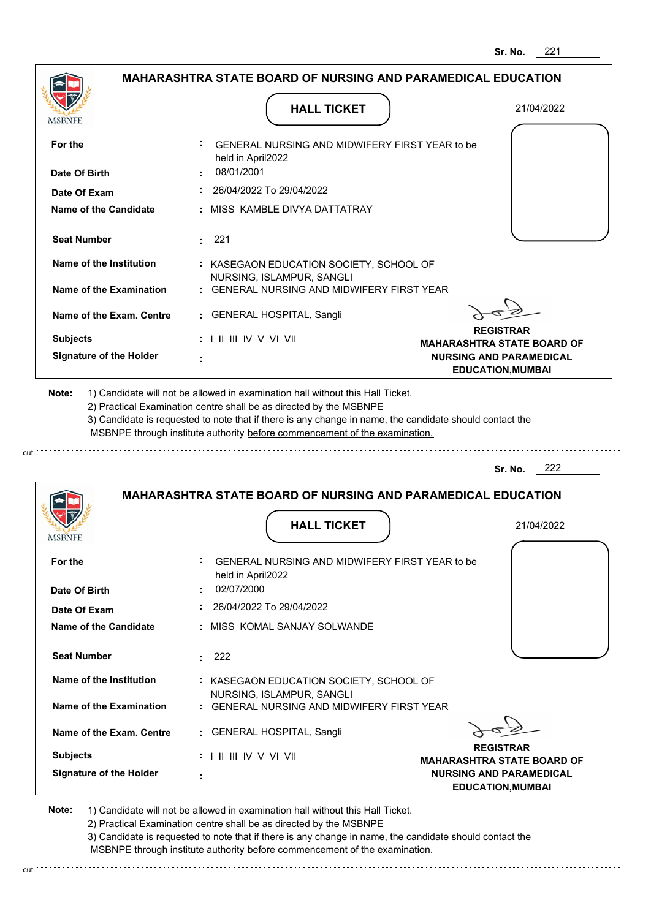Sr. No. 221

## MAHARASHTRA STATE BOARD OF NURSING AND PARAMEDICAL EDUCATION

MSBNPE

### HALL TICKET

21/04/2022

| | |
|---|---|
| **For the** | : GENERAL NURSING AND MIDWIFERY FIRST YEAR to be held in April2022 |
| **Date Of Birth** | : 08/01/2001 |
| **Date Of Exam** | : 26/04/2022 To 29/04/2022 |
| **Name of the Candidate** | : MISS KAMBLE DIVYA DATTATRAY |
| **Seat Number** | : 221 |
| **Name of the Institution** | : KASEGAON EDUCATION SOCIETY, SCHOOL OF NURSING, ISLAMPUR, SANGLI |
| **Name of the Examination** | : GENERAL NURSING AND MIDWIFERY FIRST YEAR |
| **Name of the Exam. Centre** | : GENERAL HOSPITAL, Sangli |
| **Subjects** | : I II III IV V VI VII |
| **Signature of the Holder** | : |

**REGISTRAR**
**MAHARASHTRA STATE BOARD OF NURSING AND PARAMEDICAL EDUCATION,MUMBAI**

**Note:**
1) Candidate will not be allowed in examination hall without this Hall Ticket.
2) Practical Examination centre shall be as directed by the MSBNPE
3) Candidate is requested to note that if there is any change in name, the candidate should contact the MSBNPE through institute authority before commencement of the examination.

cut

Sr. No. 222

## MAHARASHTRA STATE BOARD OF NURSING AND PARAMEDICAL EDUCATION

MSBNPE

### HALL TICKET

21/04/2022

| | |
|---|---|
| **For the** | : GENERAL NURSING AND MIDWIFERY FIRST YEAR to be held in April2022 |
| **Date Of Birth** | : 02/07/2000 |
| **Date Of Exam** | : 26/04/2022 To 29/04/2022 |
| **Name of the Candidate** | : MISS KOMAL SANJAY SOLWANDE |
| **Seat Number** | : 222 |
| **Name of the Institution** | : KASEGAON EDUCATION SOCIETY, SCHOOL OF NURSING, ISLAMPUR, SANGLI |
| **Name of the Examination** | : GENERAL NURSING AND MIDWIFERY FIRST YEAR |
| **Name of the Exam. Centre** | : GENERAL HOSPITAL, Sangli |
| **Subjects** | : I II III IV V VI VII |
| **Signature of the Holder** | : |

**REGISTRAR**
**MAHARASHTRA STATE BOARD OF NURSING AND PARAMEDICAL EDUCATION,MUMBAI**

**Note:**
1) Candidate will not be allowed in examination hall without this Hall Ticket.
2) Practical Examination centre shall be as directed by the MSBNPE
3) Candidate is requested to note that if there is any change in name, the candidate should contact the MSBNPE through institute authority before commencement of the examination.

cut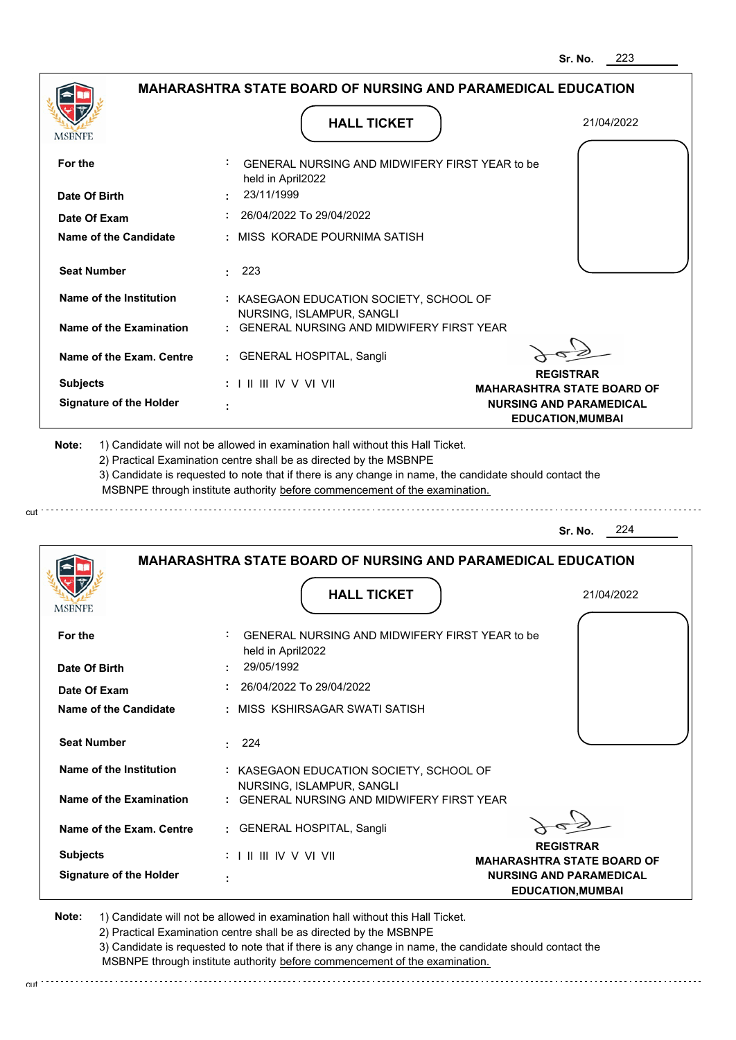Sr. No. 223

## MAHARASHTRA STATE BOARD OF NURSING AND PARAMEDICAL EDUCATION

MSBNPE

### HALL TICKET

21/04/2022

| | | |
|---|---|---|
| **For the** | : | GENERAL NURSING AND MIDWIFERY FIRST YEAR to be held in April2022 |
| **Date Of Birth** | : | 23/11/1999 |
| **Date Of Exam** | : | 26/04/2022 To 29/04/2022 |
| **Name of the Candidate** | : | MISS KORADE POURNIMA SATISH |
| **Seat Number** | : | 223 |
| **Name of the Institution** | : | KASEGAON EDUCATION SOCIETY, SCHOOL OF NURSING, ISLAMPUR, SANGLI |
| **Name of the Examination** | : | GENERAL NURSING AND MIDWIFERY FIRST YEAR |
| **Name of the Exam. Centre** | : | GENERAL HOSPITAL, Sangli |
| **Subjects** | : | I II III IV V VI VII |
| **Signature of the Holder** | : | |

**REGISTRAR**
**MAHARASHTRA STATE BOARD OF NURSING AND PARAMEDICAL EDUCATION,MUMBAI**

**Note:**
1) Candidate will not be allowed in examination hall without this Hall Ticket.
2) Practical Examination centre shall be as directed by the MSBNPE
3) Candidate is requested to note that if there is any change in name, the candidate should contact the MSBNPE through institute authority before commencement of the examination.

cut

Sr. No. 224

## MAHARASHTRA STATE BOARD OF NURSING AND PARAMEDICAL EDUCATION

MSBNPE

### HALL TICKET

21/04/2022

| | | |
|---|---|---|
| **For the** | : | GENERAL NURSING AND MIDWIFERY FIRST YEAR to be held in April2022 |
| **Date Of Birth** | : | 29/05/1992 |
| **Date Of Exam** | : | 26/04/2022 To 29/04/2022 |
| **Name of the Candidate** | : | MISS KSHIRSAGAR SWATI SATISH |
| **Seat Number** | : | 224 |
| **Name of the Institution** | : | KASEGAON EDUCATION SOCIETY, SCHOOL OF NURSING, ISLAMPUR, SANGLI |
| **Name of the Examination** | : | GENERAL NURSING AND MIDWIFERY FIRST YEAR |
| **Name of the Exam. Centre** | : | GENERAL HOSPITAL, Sangli |
| **Subjects** | : | I II III IV V VI VII |
| **Signature of the Holder** | : | |

**REGISTRAR**
**MAHARASHTRA STATE BOARD OF NURSING AND PARAMEDICAL EDUCATION,MUMBAI**

**Note:**
1) Candidate will not be allowed in examination hall without this Hall Ticket.
2) Practical Examination centre shall be as directed by the MSBNPE
3) Candidate is requested to note that if there is any change in name, the candidate should contact the MSBNPE through institute authority before commencement of the examination.

cut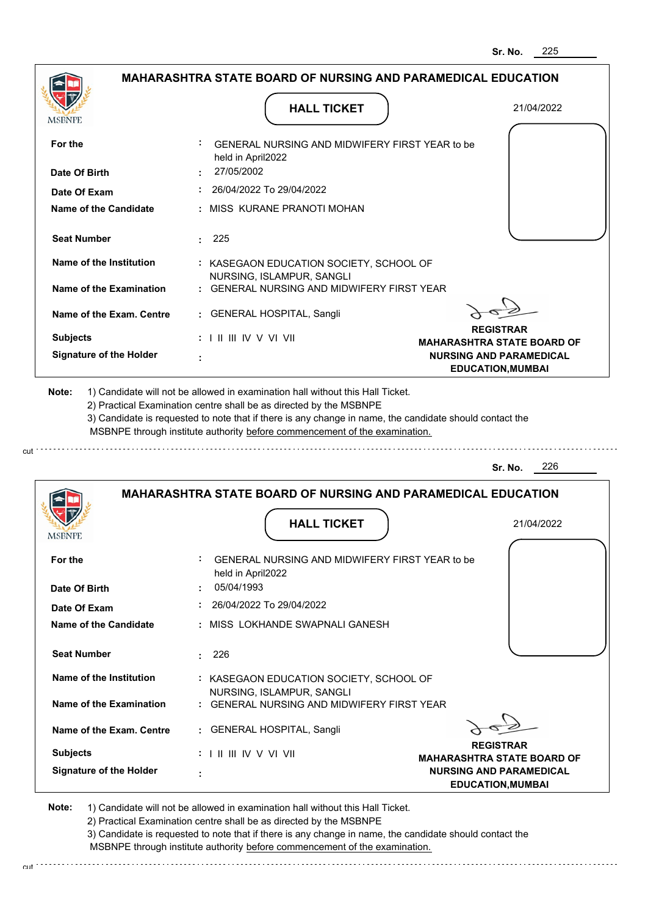Sr. No. 225

## MAHARASHTRA STATE BOARD OF NURSING AND PARAMEDICAL EDUCATION

MSBNPE

### HALL TICKET

21/04/2022

| | | |
|---|---|---|
| **For the** | : | GENERAL NURSING AND MIDWIFERY FIRST YEAR to be held in April2022 |
| **Date Of Birth** | : | 27/05/2002 |
| **Date Of Exam** | : | 26/04/2022 To 29/04/2022 |
| **Name of the Candidate** | : | MISS KURANE PRANOTI MOHAN |
| **Seat Number** | : | 225 |
| **Name of the Institution** | : | KASEGAON EDUCATION SOCIETY, SCHOOL OF NURSING, ISLAMPUR, SANGLI |
| **Name of the Examination** | : | GENERAL NURSING AND MIDWIFERY FIRST YEAR |
| **Name of the Exam. Centre** | : | GENERAL HOSPITAL, Sangli |
| **Subjects** | : | I II III IV V VI VII |
| **Signature of the Holder** | : | |

**REGISTRAR**
**MAHARASHTRA STATE BOARD OF NURSING AND PARAMEDICAL EDUCATION,MUMBAI**

**Note:**
1) Candidate will not be allowed in examination hall without this Hall Ticket.
2) Practical Examination centre shall be as directed by the MSBNPE
3) Candidate is requested to note that if there is any change in name, the candidate should contact the MSBNPE through institute authority before commencement of the examination.

cut

Sr. No. 226

## MAHARASHTRA STATE BOARD OF NURSING AND PARAMEDICAL EDUCATION

MSBNPE

### HALL TICKET

21/04/2022

| | | |
|---|---|---|
| **For the** | : | GENERAL NURSING AND MIDWIFERY FIRST YEAR to be held in April2022 |
| **Date Of Birth** | : | 05/04/1993 |
| **Date Of Exam** | : | 26/04/2022 To 29/04/2022 |
| **Name of the Candidate** | : | MISS LOKHANDE SWAPNALI GANESH |
| **Seat Number** | : | 226 |
| **Name of the Institution** | : | KASEGAON EDUCATION SOCIETY, SCHOOL OF NURSING, ISLAMPUR, SANGLI |
| **Name of the Examination** | : | GENERAL NURSING AND MIDWIFERY FIRST YEAR |
| **Name of the Exam. Centre** | : | GENERAL HOSPITAL, Sangli |
| **Subjects** | : | I II III IV V VI VII |
| **Signature of the Holder** | : | |

**REGISTRAR**
**MAHARASHTRA STATE BOARD OF NURSING AND PARAMEDICAL EDUCATION,MUMBAI**

**Note:**
1) Candidate will not be allowed in examination hall without this Hall Ticket.
2) Practical Examination centre shall be as directed by the MSBNPE
3) Candidate is requested to note that if there is any change in name, the candidate should contact the MSBNPE through institute authority before commencement of the examination.

cut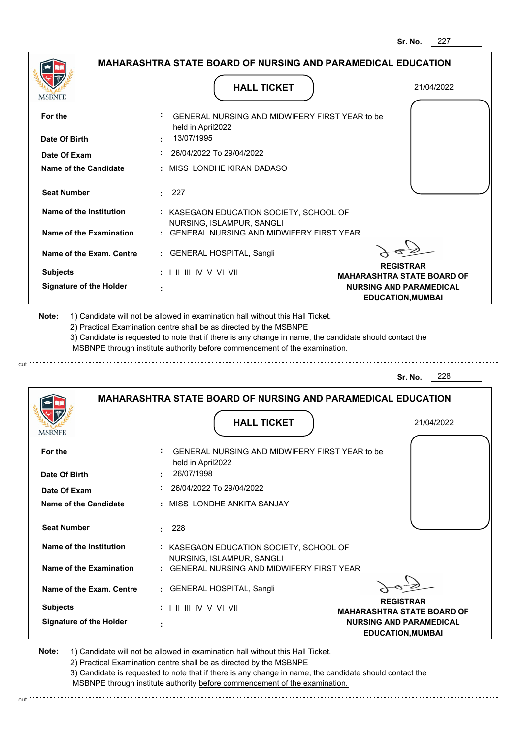Sr. No. 227

## MAHARASHTRA STATE BOARD OF NURSING AND PARAMEDICAL EDUCATION

MSBNPE

### HALL TICKET

21/04/2022

| | | |
|---|---|---|
| **For the** | : | GENERAL NURSING AND MIDWIFERY FIRST YEAR to be held in April2022 |
| **Date Of Birth** | : | 13/07/1995 |
| **Date Of Exam** | : | 26/04/2022 To 29/04/2022 |
| **Name of the Candidate** | : | MISS LONDHE KIRAN DADASO |
| **Seat Number** | : | 227 |
| **Name of the Institution** | : | KASEGAON EDUCATION SOCIETY, SCHOOL OF NURSING, ISLAMPUR, SANGLI |
| **Name of the Examination** | : | GENERAL NURSING AND MIDWIFERY FIRST YEAR |
| **Name of the Exam. Centre** | : | GENERAL HOSPITAL, Sangli |
| **Subjects** | : | I II III IV V VI VII |
| **Signature of the Holder** | : | |

**REGISTRAR**
**MAHARASHTRA STATE BOARD OF NURSING AND PARAMEDICAL EDUCATION,MUMBAI**

**Note:**
1) Candidate will not be allowed in examination hall without this Hall Ticket.
2) Practical Examination centre shall be as directed by the MSBNPE
3) Candidate is requested to note that if there is any change in name, the candidate should contact the MSBNPE through institute authority before commencement of the examination.

cut

---

Sr. No. 228

## MAHARASHTRA STATE BOARD OF NURSING AND PARAMEDICAL EDUCATION

MSBNPE

### HALL TICKET

21/04/2022

| | | |
|---|---|---|
| **For the** | : | GENERAL NURSING AND MIDWIFERY FIRST YEAR to be held in April2022 |
| **Date Of Birth** | : | 26/07/1998 |
| **Date Of Exam** | : | 26/04/2022 To 29/04/2022 |
| **Name of the Candidate** | : | MISS LONDHE ANKITA SANJAY |
| **Seat Number** | : | 228 |
| **Name of the Institution** | : | KASEGAON EDUCATION SOCIETY, SCHOOL OF NURSING, ISLAMPUR, SANGLI |
| **Name of the Examination** | : | GENERAL NURSING AND MIDWIFERY FIRST YEAR |
| **Name of the Exam. Centre** | : | GENERAL HOSPITAL, Sangli |
| **Subjects** | : | I II III IV V VI VII |
| **Signature of the Holder** | : | |

**REGISTRAR**
**MAHARASHTRA STATE BOARD OF NURSING AND PARAMEDICAL EDUCATION,MUMBAI**

**Note:**
1) Candidate will not be allowed in examination hall without this Hall Ticket.
2) Practical Examination centre shall be as directed by the MSBNPE
3) Candidate is requested to note that if there is any change in name, the candidate should contact the MSBNPE through institute authority before commencement of the examination.

cut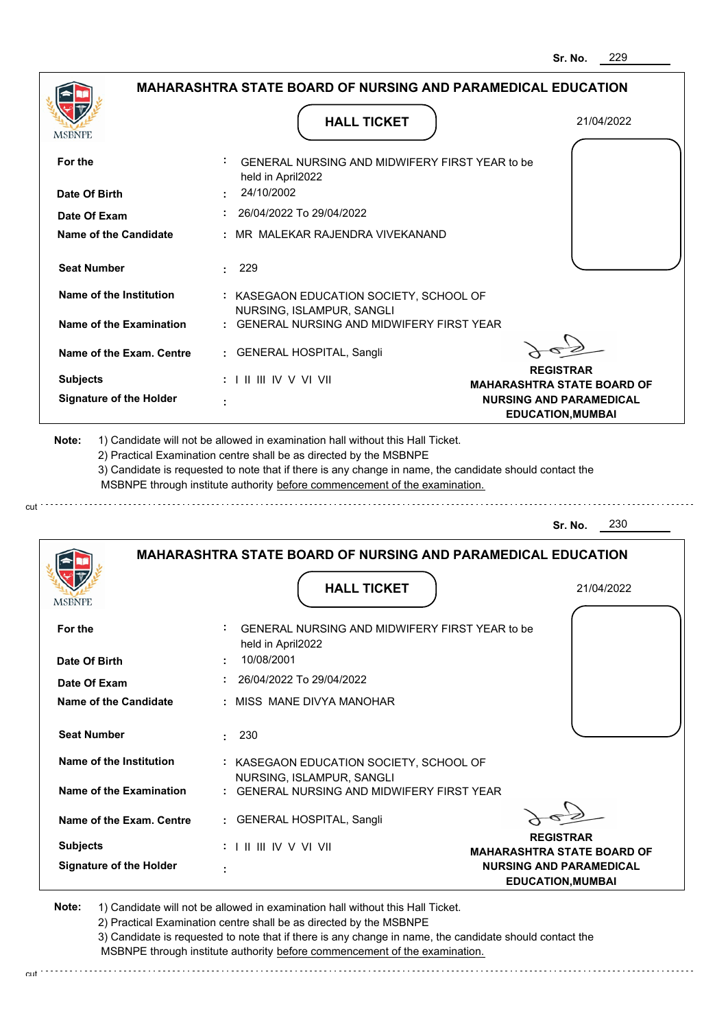Sr. No. 229

## MAHARASHTRA STATE BOARD OF NURSING AND PARAMEDICAL EDUCATION

### HALL TICKET

21/04/2022

| | | |
|---|---|---|
| **For the** | : | GENERAL NURSING AND MIDWIFERY FIRST YEAR to be held in April2022 |
| **Date Of Birth** | : | 24/10/2002 |
| **Date Of Exam** | : | 26/04/2022 To 29/04/2022 |
| **Name of the Candidate** | : | MR MALEKAR RAJENDRA VIVEKANAND |
| **Seat Number** | : | 229 |
| **Name of the Institution** | : | KASEGAON EDUCATION SOCIETY, SCHOOL OF NURSING, ISLAMPUR, SANGLI |
| **Name of the Examination** | : | GENERAL NURSING AND MIDWIFERY FIRST YEAR |
| **Name of the Exam. Centre** | : | GENERAL HOSPITAL, Sangli |
| **Subjects** | : | I II III IV V VI VII |
| **Signature of the Holder** | : | |

**REGISTRAR**
**MAHARASHTRA STATE BOARD OF NURSING AND PARAMEDICAL EDUCATION,MUMBAI**

**Note:** 1) Candidate will not be allowed in examination hall without this Hall Ticket.
2) Practical Examination centre shall be as directed by the MSBNPE
3) Candidate is requested to note that if there is any change in name, the candidate should contact the MSBNPE through institute authority before commencement of the examination.

cut

Sr. No. 230

## MAHARASHTRA STATE BOARD OF NURSING AND PARAMEDICAL EDUCATION

### HALL TICKET

21/04/2022

| | | |
|---|---|---|
| **For the** | : | GENERAL NURSING AND MIDWIFERY FIRST YEAR to be held in April2022 |
| **Date Of Birth** | : | 10/08/2001 |
| **Date Of Exam** | : | 26/04/2022 To 29/04/2022 |
| **Name of the Candidate** | : | MISS MANE DIVYA MANOHAR |
| **Seat Number** | : | 230 |
| **Name of the Institution** | : | KASEGAON EDUCATION SOCIETY, SCHOOL OF NURSING, ISLAMPUR, SANGLI |
| **Name of the Examination** | : | GENERAL NURSING AND MIDWIFERY FIRST YEAR |
| **Name of the Exam. Centre** | : | GENERAL HOSPITAL, Sangli |
| **Subjects** | : | I II III IV V VI VII |
| **Signature of the Holder** | : | |

**REGISTRAR**
**MAHARASHTRA STATE BOARD OF NURSING AND PARAMEDICAL EDUCATION,MUMBAI**

**Note:** 1) Candidate will not be allowed in examination hall without this Hall Ticket.
2) Practical Examination centre shall be as directed by the MSBNPE
3) Candidate is requested to note that if there is any change in name, the candidate should contact the MSBNPE through institute authority before commencement of the examination.

cut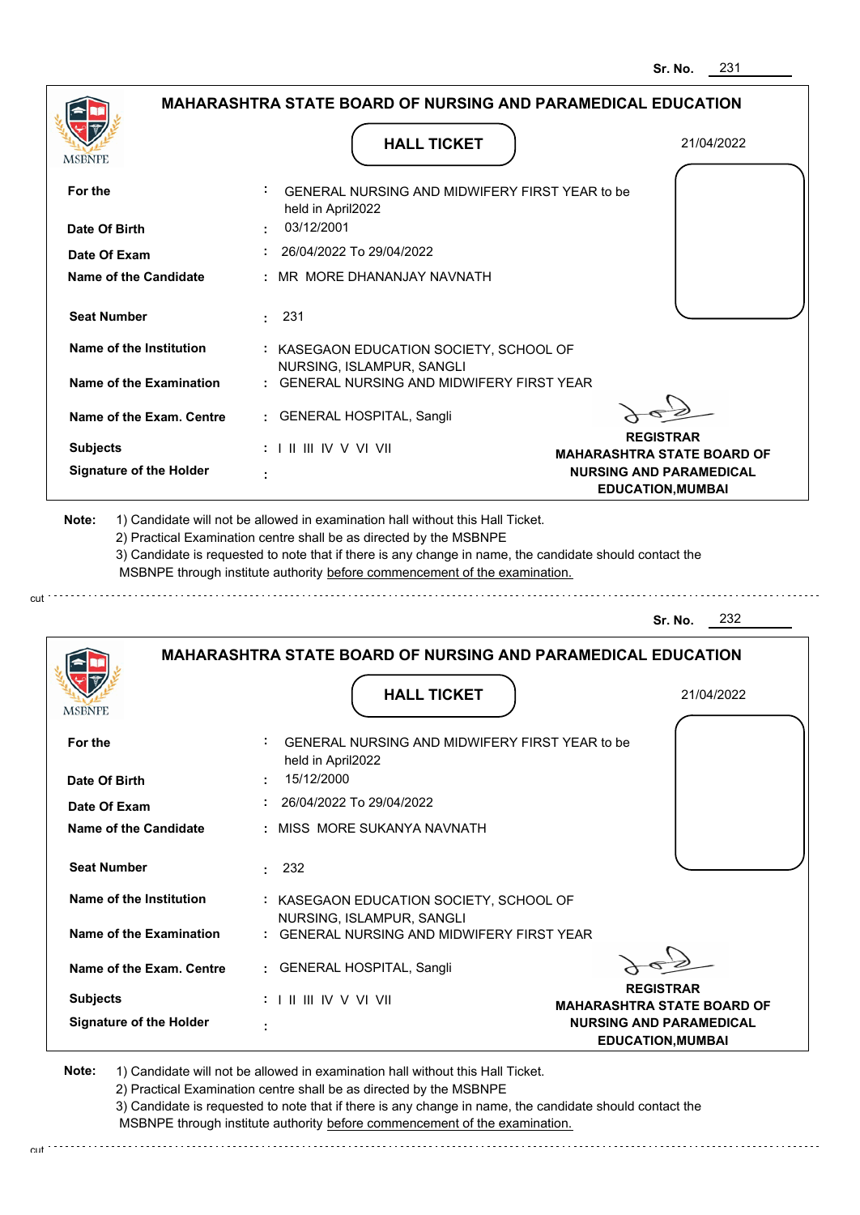Sr. No. 231

## MAHARASHTRA STATE BOARD OF NURSING AND PARAMEDICAL EDUCATION

MSBNPE

### HALL TICKET

21/04/2022

| | | |
|---|---|---|
| **For the** | : | GENERAL NURSING AND MIDWIFERY FIRST YEAR to be held in April2022 |
| **Date Of Birth** | : | 03/12/2001 |
| **Date Of Exam** | : | 26/04/2022 To 29/04/2022 |
| **Name of the Candidate** | : | MR MORE DHANANJAY NAVNATH |
| **Seat Number** | : | 231 |
| **Name of the Institution** | : | KASEGAON EDUCATION SOCIETY, SCHOOL OF NURSING, ISLAMPUR, SANGLI |
| **Name of the Examination** | : | GENERAL NURSING AND MIDWIFERY FIRST YEAR |
| **Name of the Exam. Centre** | : | GENERAL HOSPITAL, Sangli |
| **Subjects** | : | I II III IV V VI VII |
| **Signature of the Holder** | : | |

**REGISTRAR**
**MAHARASHTRA STATE BOARD OF NURSING AND PARAMEDICAL EDUCATION,MUMBAI**

**Note:** 1) Candidate will not be allowed in examination hall without this Hall Ticket.
2) Practical Examination centre shall be as directed by the MSBNPE
3) Candidate is requested to note that if there is any change in name, the candidate should contact the MSBNPE through institute authority before commencement of the examination.

cut

Sr. No. 232

## MAHARASHTRA STATE BOARD OF NURSING AND PARAMEDICAL EDUCATION

MSBNPE

### HALL TICKET

21/04/2022

| | | |
|---|---|---|
| **For the** | : | GENERAL NURSING AND MIDWIFERY FIRST YEAR to be held in April2022 |
| **Date Of Birth** | : | 15/12/2000 |
| **Date Of Exam** | : | 26/04/2022 To 29/04/2022 |
| **Name of the Candidate** | : | MISS MORE SUKANYA NAVNATH |
| **Seat Number** | : | 232 |
| **Name of the Institution** | : | KASEGAON EDUCATION SOCIETY, SCHOOL OF NURSING, ISLAMPUR, SANGLI |
| **Name of the Examination** | : | GENERAL NURSING AND MIDWIFERY FIRST YEAR |
| **Name of the Exam. Centre** | : | GENERAL HOSPITAL, Sangli |
| **Subjects** | : | I II III IV V VI VII |
| **Signature of the Holder** | : | |

**REGISTRAR**
**MAHARASHTRA STATE BOARD OF NURSING AND PARAMEDICAL EDUCATION,MUMBAI**

**Note:** 1) Candidate will not be allowed in examination hall without this Hall Ticket.
2) Practical Examination centre shall be as directed by the MSBNPE
3) Candidate is requested to note that if there is any change in name, the candidate should contact the MSBNPE through institute authority before commencement of the examination.

cut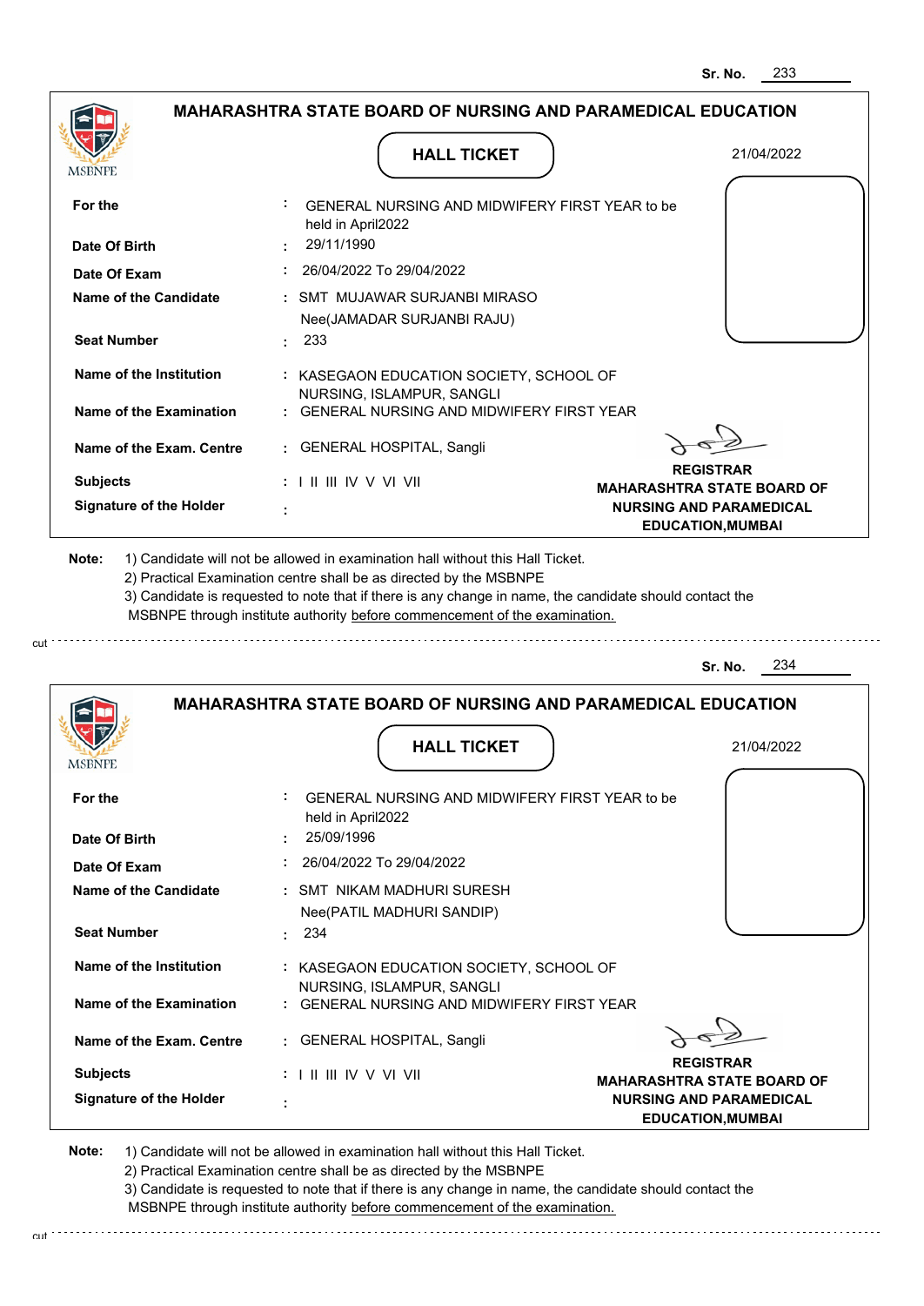Sr. No. 233

## MAHARASHTRA STATE BOARD OF NURSING AND PARAMEDICAL EDUCATION

### HALL TICKET

21/04/2022

| | | |
|---|---|---|
| **For the** | : | GENERAL NURSING AND MIDWIFERY FIRST YEAR to be held in April2022 |
| **Date Of Birth** | : | 29/11/1990 |
| **Date Of Exam** | : | 26/04/2022 To 29/04/2022 |
| **Name of the Candidate** | : | SMT MUJAWAR SURJANBI MIRASO Nee(JAMADAR SURJANBI RAJU) |
| **Seat Number** | : | 233 |
| **Name of the Institution** | : | KASEGAON EDUCATION SOCIETY, SCHOOL OF NURSING, ISLAMPUR, SANGLI |
| **Name of the Examination** | : | GENERAL NURSING AND MIDWIFERY FIRST YEAR |
| **Name of the Exam. Centre** | : | GENERAL HOSPITAL, Sangli |
| **Subjects** | : | I II III IV V VI VII |
| **Signature of the Holder** | : | |

**REGISTRAR**
**MAHARASHTRA STATE BOARD OF NURSING AND PARAMEDICAL EDUCATION,MUMBAI**

**Note:**
1) Candidate will not be allowed in examination hall without this Hall Ticket.
2) Practical Examination centre shall be as directed by the MSBNPE
3) Candidate is requested to note that if there is any change in name, the candidate should contact the MSBNPE through institute authority before commencement of the examination.

---

Sr. No. 234

## MAHARASHTRA STATE BOARD OF NURSING AND PARAMEDICAL EDUCATION

### HALL TICKET

21/04/2022

| | | |
|---|---|---|
| **For the** | : | GENERAL NURSING AND MIDWIFERY FIRST YEAR to be held in April2022 |
| **Date Of Birth** | : | 25/09/1996 |
| **Date Of Exam** | : | 26/04/2022 To 29/04/2022 |
| **Name of the Candidate** | : | SMT NIKAM MADHURI SURESH Nee(PATIL MADHURI SANDIP) |
| **Seat Number** | : | 234 |
| **Name of the Institution** | : | KASEGAON EDUCATION SOCIETY, SCHOOL OF NURSING, ISLAMPUR, SANGLI |
| **Name of the Examination** | : | GENERAL NURSING AND MIDWIFERY FIRST YEAR |
| **Name of the Exam. Centre** | : | GENERAL HOSPITAL, Sangli |
| **Subjects** | : | I II III IV V VI VII |
| **Signature of the Holder** | : | |

**REGISTRAR**
**MAHARASHTRA STATE BOARD OF NURSING AND PARAMEDICAL EDUCATION,MUMBAI**

**Note:**
1) Candidate will not be allowed in examination hall without this Hall Ticket.
2) Practical Examination centre shall be as directed by the MSBNPE
3) Candidate is requested to note that if there is any change in name, the candidate should contact the MSBNPE through institute authority before commencement of the examination.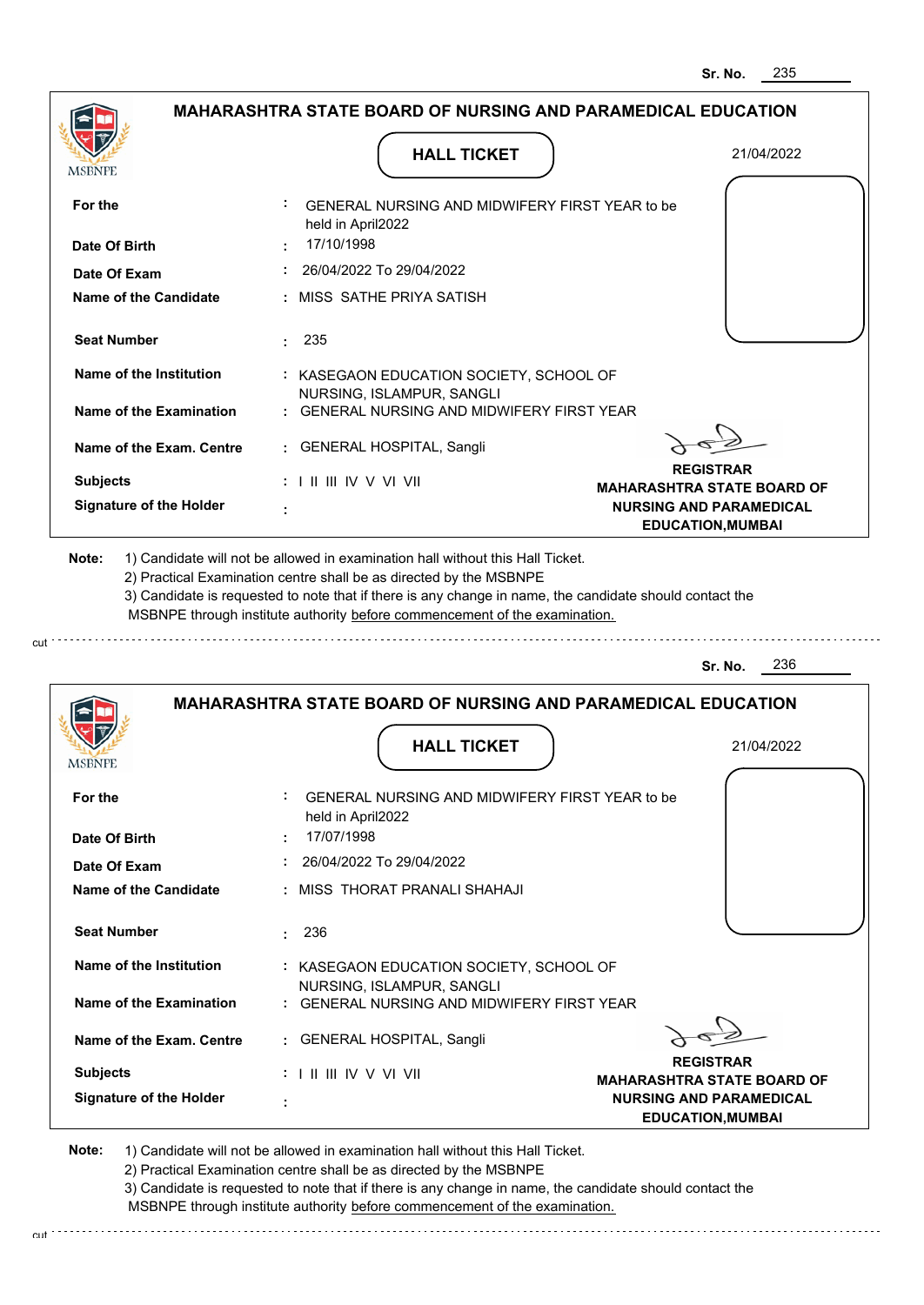Sr. No. 235

## MAHARASHTRA STATE BOARD OF NURSING AND PARAMEDICAL EDUCATION

MSBNPE

### HALL TICKET

21/04/2022

| | | |
|---|---|---|
| **For the** | : | GENERAL NURSING AND MIDWIFERY FIRST YEAR to be held in April2022 |
| **Date Of Birth** | : | 17/10/1998 |
| **Date Of Exam** | : | 26/04/2022 To 29/04/2022 |
| **Name of the Candidate** | : | MISS SATHE PRIYA SATISH |
| **Seat Number** | : | 235 |
| **Name of the Institution** | : | KASEGAON EDUCATION SOCIETY, SCHOOL OF NURSING, ISLAMPUR, SANGLI |
| **Name of the Examination** | : | GENERAL NURSING AND MIDWIFERY FIRST YEAR |
| **Name of the Exam. Centre** | : | GENERAL HOSPITAL, Sangli |
| **Subjects** | : | I II III IV V VI VII |
| **Signature of the Holder** | : | |

**REGISTRAR**
**MAHARASHTRA STATE BOARD OF NURSING AND PARAMEDICAL EDUCATION,MUMBAI**

**Note:**
1) Candidate will not be allowed in examination hall without this Hall Ticket.
2) Practical Examination centre shall be as directed by the MSBNPE
3) Candidate is requested to note that if there is any change in name, the candidate should contact the MSBNPE through institute authority before commencement of the examination.

cut

Sr. No. 236

## MAHARASHTRA STATE BOARD OF NURSING AND PARAMEDICAL EDUCATION

MSBNPE

### HALL TICKET

21/04/2022

| | | |
|---|---|---|
| **For the** | : | GENERAL NURSING AND MIDWIFERY FIRST YEAR to be held in April2022 |
| **Date Of Birth** | : | 17/07/1998 |
| **Date Of Exam** | : | 26/04/2022 To 29/04/2022 |
| **Name of the Candidate** | : | MISS THORAT PRANALI SHAHAJI |
| **Seat Number** | : | 236 |
| **Name of the Institution** | : | KASEGAON EDUCATION SOCIETY, SCHOOL OF NURSING, ISLAMPUR, SANGLI |
| **Name of the Examination** | : | GENERAL NURSING AND MIDWIFERY FIRST YEAR |
| **Name of the Exam. Centre** | : | GENERAL HOSPITAL, Sangli |
| **Subjects** | : | I II III IV V VI VII |
| **Signature of the Holder** | : | |

**REGISTRAR**
**MAHARASHTRA STATE BOARD OF NURSING AND PARAMEDICAL EDUCATION,MUMBAI**

**Note:**
1) Candidate will not be allowed in examination hall without this Hall Ticket.
2) Practical Examination centre shall be as directed by the MSBNPE
3) Candidate is requested to note that if there is any change in name, the candidate should contact the MSBNPE through institute authority before commencement of the examination.

cut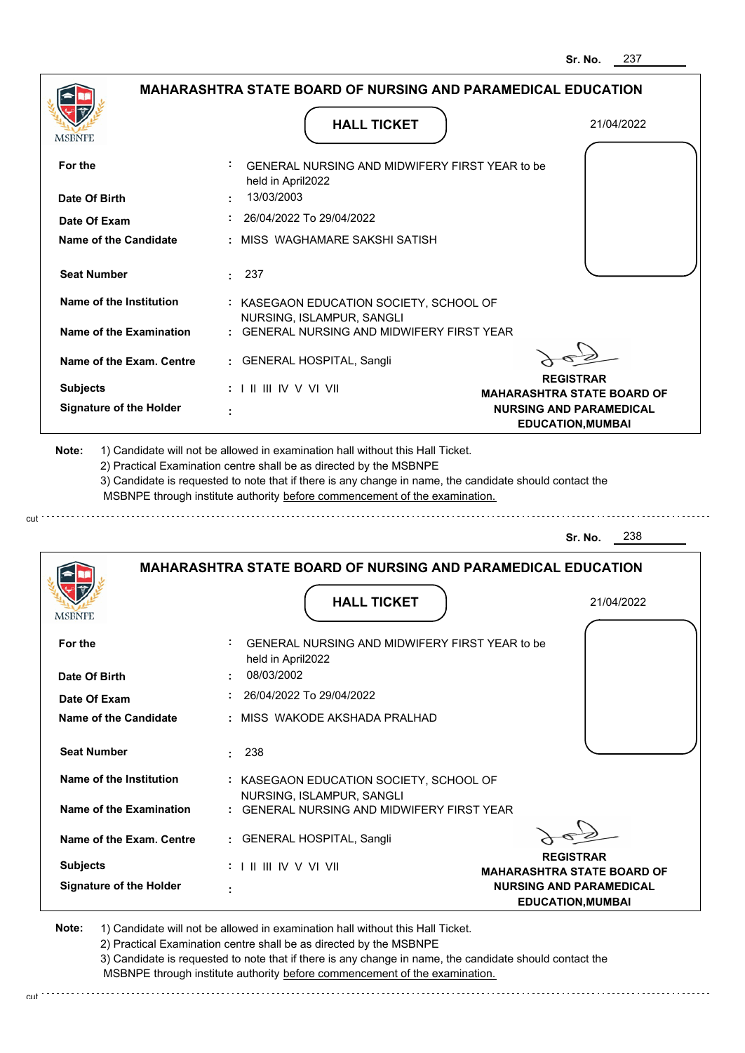Sr. No. 237

## MAHARASHTRA STATE BOARD OF NURSING AND PARAMEDICAL EDUCATION

MSBNPE

### HALL TICKET

21/04/2022

| | | |
|---|---|---|
| **For the** | : | GENERAL NURSING AND MIDWIFERY FIRST YEAR to be held in April2022 |
| **Date Of Birth** | : | 13/03/2003 |
| **Date Of Exam** | : | 26/04/2022 To 29/04/2022 |
| **Name of the Candidate** | : | MISS WAGHAMARE SAKSHI SATISH |
| **Seat Number** | : | 237 |
| **Name of the Institution** | : | KASEGAON EDUCATION SOCIETY, SCHOOL OF NURSING, ISLAMPUR, SANGLI |
| **Name of the Examination** | : | GENERAL NURSING AND MIDWIFERY FIRST YEAR |
| **Name of the Exam. Centre** | : | GENERAL HOSPITAL, Sangli |
| **Subjects** | : | I II III IV V VI VII |
| **Signature of the Holder** | : | |

**REGISTRAR**
**MAHARASHTRA STATE BOARD OF NURSING AND PARAMEDICAL EDUCATION,MUMBAI**

**Note:**
1) Candidate will not be allowed in examination hall without this Hall Ticket.
2) Practical Examination centre shall be as directed by the MSBNPE
3) Candidate is requested to note that if there is any change in name, the candidate should contact the MSBNPE through institute authority before commencement of the examination.

cut

Sr. No. 238

## MAHARASHTRA STATE BOARD OF NURSING AND PARAMEDICAL EDUCATION

MSBNPE

### HALL TICKET

21/04/2022

| | | |
|---|---|---|
| **For the** | : | GENERAL NURSING AND MIDWIFERY FIRST YEAR to be held in April2022 |
| **Date Of Birth** | : | 08/03/2002 |
| **Date Of Exam** | : | 26/04/2022 To 29/04/2022 |
| **Name of the Candidate** | : | MISS WAKODE AKSHADA PRALHAD |
| **Seat Number** | : | 238 |
| **Name of the Institution** | : | KASEGAON EDUCATION SOCIETY, SCHOOL OF NURSING, ISLAMPUR, SANGLI |
| **Name of the Examination** | : | GENERAL NURSING AND MIDWIFERY FIRST YEAR |
| **Name of the Exam. Centre** | : | GENERAL HOSPITAL, Sangli |
| **Subjects** | : | I II III IV V VI VII |
| **Signature of the Holder** | : | |

**REGISTRAR**
**MAHARASHTRA STATE BOARD OF NURSING AND PARAMEDICAL EDUCATION,MUMBAI**

**Note:**
1) Candidate will not be allowed in examination hall without this Hall Ticket.
2) Practical Examination centre shall be as directed by the MSBNPE
3) Candidate is requested to note that if there is any change in name, the candidate should contact the MSBNPE through institute authority before commencement of the examination.

cut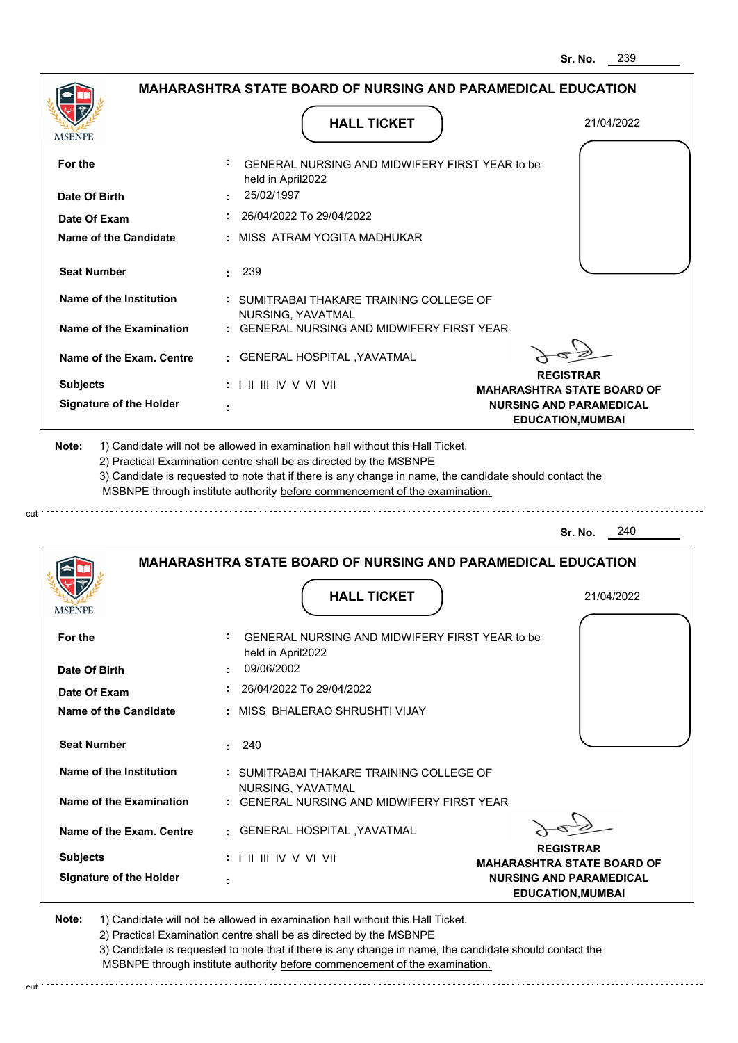Sr. No. 239

## MAHARASHTRA STATE BOARD OF NURSING AND PARAMEDICAL EDUCATION

MSBNPE

### HALL TICKET

21/04/2022

| | | |
|---|---|---|
| **For the** | : | GENERAL NURSING AND MIDWIFERY FIRST YEAR to be held in April2022 |
| **Date Of Birth** | : | 25/02/1997 |
| **Date Of Exam** | : | 26/04/2022 To 29/04/2022 |
| **Name of the Candidate** | : | MISS ATRAM YOGITA MADHUKAR |
| **Seat Number** | : | 239 |
| **Name of the Institution** | : | SUMITRABAI THAKARE TRAINING COLLEGE OF NURSING, YAVATMAL |
| **Name of the Examination** | : | GENERAL NURSING AND MIDWIFERY FIRST YEAR |
| **Name of the Exam. Centre** | : | GENERAL HOSPITAL ,YAVATMAL |
| **Subjects** | : | I II III IV V VI VII |
| **Signature of the Holder** | : | |

**REGISTRAR**
**MAHARASHTRA STATE BOARD OF NURSING AND PARAMEDICAL EDUCATION,MUMBAI**

**Note:** 1) Candidate will not be allowed in examination hall without this Hall Ticket.
2) Practical Examination centre shall be as directed by the MSBNPE
3) Candidate is requested to note that if there is any change in name, the candidate should contact the MSBNPE through institute authority before commencement of the examination.

cut

Sr. No. 240

## MAHARASHTRA STATE BOARD OF NURSING AND PARAMEDICAL EDUCATION

MSBNPE

### HALL TICKET

21/04/2022

| | | |
|---|---|---|
| **For the** | : | GENERAL NURSING AND MIDWIFERY FIRST YEAR to be held in April2022 |
| **Date Of Birth** | : | 09/06/2002 |
| **Date Of Exam** | : | 26/04/2022 To 29/04/2022 |
| **Name of the Candidate** | : | MISS BHALERAO SHRUSHTI VIJAY |
| **Seat Number** | : | 240 |
| **Name of the Institution** | : | SUMITRABAI THAKARE TRAINING COLLEGE OF NURSING, YAVATMAL |
| **Name of the Examination** | : | GENERAL NURSING AND MIDWIFERY FIRST YEAR |
| **Name of the Exam. Centre** | : | GENERAL HOSPITAL ,YAVATMAL |
| **Subjects** | : | I II III IV V VI VII |
| **Signature of the Holder** | : | |

**REGISTRAR**
**MAHARASHTRA STATE BOARD OF NURSING AND PARAMEDICAL EDUCATION,MUMBAI**

**Note:** 1) Candidate will not be allowed in examination hall without this Hall Ticket.
2) Practical Examination centre shall be as directed by the MSBNPE
3) Candidate is requested to note that if there is any change in name, the candidate should contact the MSBNPE through institute authority before commencement of the examination.

cut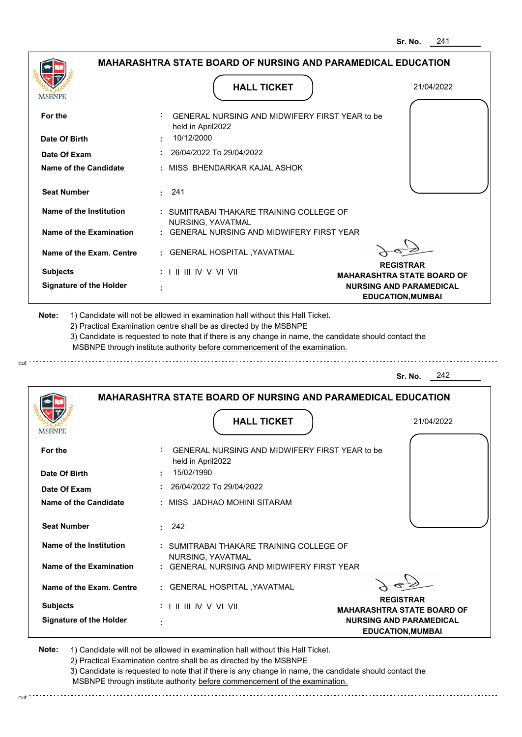Sr. No. 241

## MAHARASHTRA STATE BOARD OF NURSING AND PARAMEDICAL EDUCATION

### HALL TICKET

21/04/2022

| | | |
|---|---|---|
| **For the** | : | GENERAL NURSING AND MIDWIFERY FIRST YEAR to be held in April2022 |
| **Date Of Birth** | : | 10/12/2000 |
| **Date Of Exam** | : | 26/04/2022 To 29/04/2022 |
| **Name of the Candidate** | : | MISS BHENDARKAR KAJAL ASHOK |
| **Seat Number** | : | 241 |
| **Name of the Institution** | : | SUMITRABAI THAKARE TRAINING COLLEGE OF NURSING, YAVATMAL |
| **Name of the Examination** | : | GENERAL NURSING AND MIDWIFERY FIRST YEAR |
| **Name of the Exam. Centre** | : | GENERAL HOSPITAL ,YAVATMAL |
| **Subjects** | : | I II III IV V VI VII |
| **Signature of the Holder** | : | |

**REGISTRAR**
**MAHARASHTRA STATE BOARD OF NURSING AND PARAMEDICAL EDUCATION,MUMBAI**

**Note:**
1) Candidate will not be allowed in examination hall without this Hall Ticket.
2) Practical Examination centre shall be as directed by the MSBNPE
3) Candidate is requested to note that if there is any change in name, the candidate should contact the MSBNPE through institute authority before commencement of the examination.

---

Sr. No. 242

## MAHARASHTRA STATE BOARD OF NURSING AND PARAMEDICAL EDUCATION

### HALL TICKET

21/04/2022

| | | |
|---|---|---|
| **For the** | : | GENERAL NURSING AND MIDWIFERY FIRST YEAR to be held in April2022 |
| **Date Of Birth** | : | 15/02/1990 |
| **Date Of Exam** | : | 26/04/2022 To 29/04/2022 |
| **Name of the Candidate** | : | MISS JADHAO MOHINI SITARAM |
| **Seat Number** | : | 242 |
| **Name of the Institution** | : | SUMITRABAI THAKARE TRAINING COLLEGE OF NURSING, YAVATMAL |
| **Name of the Examination** | : | GENERAL NURSING AND MIDWIFERY FIRST YEAR |
| **Name of the Exam. Centre** | : | GENERAL HOSPITAL ,YAVATMAL |
| **Subjects** | : | I II III IV V VI VII |
| **Signature of the Holder** | : | |

**REGISTRAR**
**MAHARASHTRA STATE BOARD OF NURSING AND PARAMEDICAL EDUCATION,MUMBAI**

**Note:**
1) Candidate will not be allowed in examination hall without this Hall Ticket.
2) Practical Examination centre shall be as directed by the MSBNPE
3) Candidate is requested to note that if there is any change in name, the candidate should contact the MSBNPE through institute authority before commencement of the examination.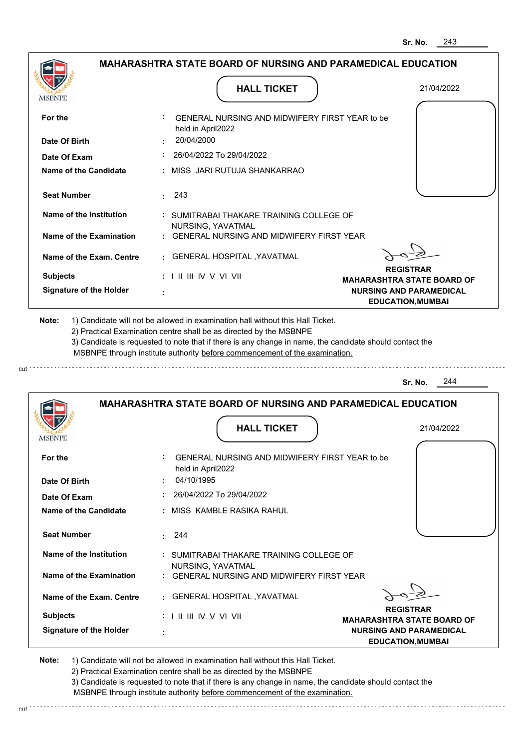Sr. No. 243

## MAHARASHTRA STATE BOARD OF NURSING AND PARAMEDICAL EDUCATION

MSBNPE

### HALL TICKET

21/04/2022

| | | |
|---|---|---|
| For the | : | GENERAL NURSING AND MIDWIFERY FIRST YEAR to be held in April2022 |
| Date Of Birth | : | 20/04/2000 |
| Date Of Exam | : | 26/04/2022 To 29/04/2022 |
| Name of the Candidate | : | MISS JARI RUTUJA SHANKARRAO |
| Seat Number | : | 243 |
| Name of the Institution | : | SUMITRABAI THAKARE TRAINING COLLEGE OF NURSING, YAVATMAL |
| Name of the Examination | : | GENERAL NURSING AND MIDWIFERY FIRST YEAR |
| Name of the Exam. Centre | : | GENERAL HOSPITAL ,YAVATMAL |
| Subjects | : | I II III IV V VI VII |
| Signature of the Holder | : | |

**REGISTRAR**
**MAHARASHTRA STATE BOARD OF NURSING AND PARAMEDICAL EDUCATION,MUMBAI**

**Note:** 1) Candidate will not be allowed in examination hall without this Hall Ticket.
2) Practical Examination centre shall be as directed by the MSBNPE
3) Candidate is requested to note that if there is any change in name, the candidate should contact the MSBNPE through institute authority before commencement of the examination.

cut

Sr. No. 244

## MAHARASHTRA STATE BOARD OF NURSING AND PARAMEDICAL EDUCATION

MSBNPE

### HALL TICKET

21/04/2022

| | | |
|---|---|---|
| For the | : | GENERAL NURSING AND MIDWIFERY FIRST YEAR to be held in April2022 |
| Date Of Birth | : | 04/10/1995 |
| Date Of Exam | : | 26/04/2022 To 29/04/2022 |
| Name of the Candidate | : | MISS KAMBLE RASIKA RAHUL |
| Seat Number | : | 244 |
| Name of the Institution | : | SUMITRABAI THAKARE TRAINING COLLEGE OF NURSING, YAVATMAL |
| Name of the Examination | : | GENERAL NURSING AND MIDWIFERY FIRST YEAR |
| Name of the Exam. Centre | : | GENERAL HOSPITAL ,YAVATMAL |
| Subjects | : | I II III IV V VI VII |
| Signature of the Holder | : | |

**REGISTRAR**
**MAHARASHTRA STATE BOARD OF NURSING AND PARAMEDICAL EDUCATION,MUMBAI**

**Note:** 1) Candidate will not be allowed in examination hall without this Hall Ticket.
2) Practical Examination centre shall be as directed by the MSBNPE
3) Candidate is requested to note that if there is any change in name, the candidate should contact the MSBNPE through institute authority before commencement of the examination.

cut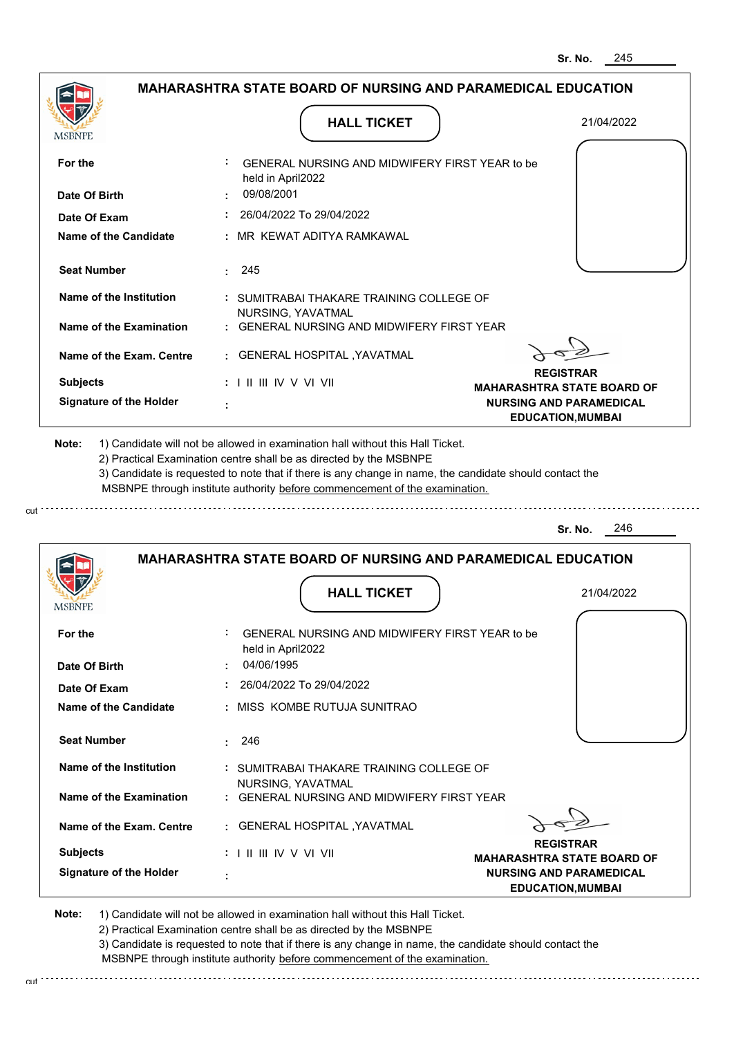Sr. No. 245

## MAHARASHTRA STATE BOARD OF NURSING AND PARAMEDICAL EDUCATION

MSBNPE

### HALL TICKET

21/04/2022

| | | |
|---|---|---|
| **For the** | : | GENERAL NURSING AND MIDWIFERY FIRST YEAR to be held in April2022 |
| **Date Of Birth** | : | 09/08/2001 |
| **Date Of Exam** | : | 26/04/2022 To 29/04/2022 |
| **Name of the Candidate** | : | MR KEWAT ADITYA RAMKAWAL |
| **Seat Number** | : | 245 |
| **Name of the Institution** | : | SUMITRABAI THAKARE TRAINING COLLEGE OF NURSING, YAVATMAL |
| **Name of the Examination** | : | GENERAL NURSING AND MIDWIFERY FIRST YEAR |
| **Name of the Exam. Centre** | : | GENERAL HOSPITAL ,YAVATMAL |
| **Subjects** | : | I II III IV V VI VII |
| **Signature of the Holder** | : | |

**REGISTRAR**
**MAHARASHTRA STATE BOARD OF NURSING AND PARAMEDICAL EDUCATION,MUMBAI**

**Note:** 1) Candidate will not be allowed in examination hall without this Hall Ticket.
2) Practical Examination centre shall be as directed by the MSBNPE
3) Candidate is requested to note that if there is any change in name, the candidate should contact the MSBNPE through institute authority before commencement of the examination.

cut

Sr. No. 246

## MAHARASHTRA STATE BOARD OF NURSING AND PARAMEDICAL EDUCATION

MSBNPE

### HALL TICKET

21/04/2022

| | | |
|---|---|---|
| **For the** | : | GENERAL NURSING AND MIDWIFERY FIRST YEAR to be held in April2022 |
| **Date Of Birth** | : | 04/06/1995 |
| **Date Of Exam** | : | 26/04/2022 To 29/04/2022 |
| **Name of the Candidate** | : | MISS KOMBE RUTUJA SUNITRAO |
| **Seat Number** | : | 246 |
| **Name of the Institution** | : | SUMITRABAI THAKARE TRAINING COLLEGE OF NURSING, YAVATMAL |
| **Name of the Examination** | : | GENERAL NURSING AND MIDWIFERY FIRST YEAR |
| **Name of the Exam. Centre** | : | GENERAL HOSPITAL ,YAVATMAL |
| **Subjects** | : | I II III IV V VI VII |
| **Signature of the Holder** | : | |

**REGISTRAR**
**MAHARASHTRA STATE BOARD OF NURSING AND PARAMEDICAL EDUCATION,MUMBAI**

**Note:** 1) Candidate will not be allowed in examination hall without this Hall Ticket.
2) Practical Examination centre shall be as directed by the MSBNPE
3) Candidate is requested to note that if there is any change in name, the candidate should contact the MSBNPE through institute authority before commencement of the examination.

cut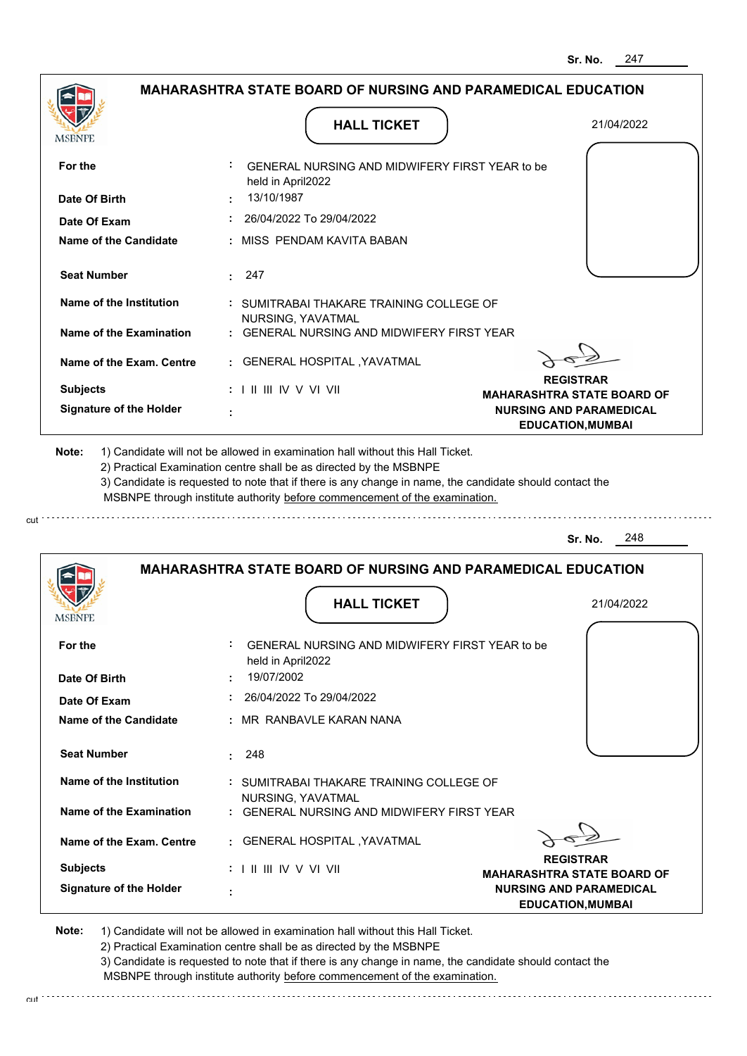Sr. No. 247

**MAHARASHTRA STATE BOARD OF NURSING AND PARAMEDICAL EDUCATION**

MSBNPE

**HALL TICKET**

21/04/2022

| | | |
|---|---|---|
| **For the** | : | GENERAL NURSING AND MIDWIFERY FIRST YEAR to be held in April2022 |
| **Date Of Birth** | : | 13/10/1987 |
| **Date Of Exam** | : | 26/04/2022 To 29/04/2022 |
| **Name of the Candidate** | : | MISS PENDAM KAVITA BABAN |
| **Seat Number** | : | 247 |
| **Name of the Institution** | : | SUMITRABAI THAKARE TRAINING COLLEGE OF NURSING, YAVATMAL |
| **Name of the Examination** | : | GENERAL NURSING AND MIDWIFERY FIRST YEAR |
| **Name of the Exam. Centre** | : | GENERAL HOSPITAL ,YAVATMAL |
| **Subjects** | : | I II III IV V VI VII |
| **Signature of the Holder** | : | |

**REGISTRAR**
**MAHARASHTRA STATE BOARD OF NURSING AND PARAMEDICAL EDUCATION,MUMBAI**

**Note:** 1) Candidate will not be allowed in examination hall without this Hall Ticket.
2) Practical Examination centre shall be as directed by the MSBNPE
3) Candidate is requested to note that if there is any change in name, the candidate should contact the MSBNPE through institute authority before commencement of the examination.

cut

Sr. No. 248

**MAHARASHTRA STATE BOARD OF NURSING AND PARAMEDICAL EDUCATION**

MSBNPE

**HALL TICKET**

21/04/2022

| | | |
|---|---|---|
| **For the** | : | GENERAL NURSING AND MIDWIFERY FIRST YEAR to be held in April2022 |
| **Date Of Birth** | : | 19/07/2002 |
| **Date Of Exam** | : | 26/04/2022 To 29/04/2022 |
| **Name of the Candidate** | : | MR RANBAVLE KARAN NANA |
| **Seat Number** | : | 248 |
| **Name of the Institution** | : | SUMITRABAI THAKARE TRAINING COLLEGE OF NURSING, YAVATMAL |
| **Name of the Examination** | : | GENERAL NURSING AND MIDWIFERY FIRST YEAR |
| **Name of the Exam. Centre** | : | GENERAL HOSPITAL ,YAVATMAL |
| **Subjects** | : | I II III IV V VI VII |
| **Signature of the Holder** | : | |

**REGISTRAR**
**MAHARASHTRA STATE BOARD OF NURSING AND PARAMEDICAL EDUCATION,MUMBAI**

**Note:** 1) Candidate will not be allowed in examination hall without this Hall Ticket.
2) Practical Examination centre shall be as directed by the MSBNPE
3) Candidate is requested to note that if there is any change in name, the candidate should contact the MSBNPE through institute authority before commencement of the examination.

cut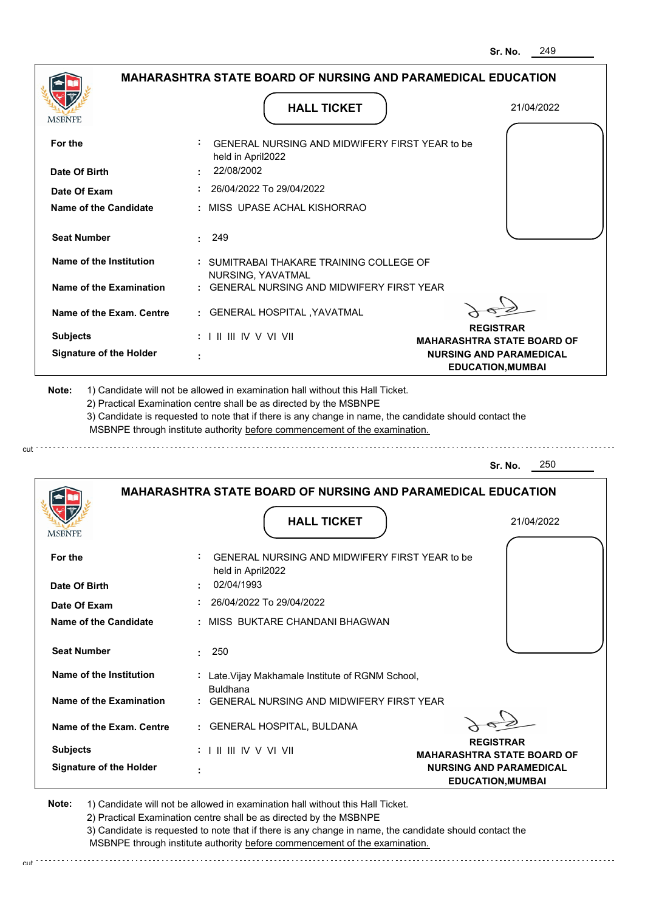Sr. No. 249

## MAHARASHTRA STATE BOARD OF NURSING AND PARAMEDICAL EDUCATION

### HALL TICKET

21/04/2022

| | | |
|---|---|---|
| For the | : | GENERAL NURSING AND MIDWIFERY FIRST YEAR to be held in April2022 |
| Date Of Birth | : | 22/08/2002 |
| Date Of Exam | : | 26/04/2022 To 29/04/2022 |
| Name of the Candidate | : | MISS UPASE ACHAL KISHORRAO |
| Seat Number | : | 249 |
| Name of the Institution | : | SUMITRABAI THAKARE TRAINING COLLEGE OF NURSING, YAVATMAL |
| Name of the Examination | : | GENERAL NURSING AND MIDWIFERY FIRST YEAR |
| Name of the Exam. Centre | : | GENERAL HOSPITAL ,YAVATMAL |
| Subjects | : | I II III IV V VI VII |
| Signature of the Holder | : | |

**REGISTRAR**
**MAHARASHTRA STATE BOARD OF NURSING AND PARAMEDICAL EDUCATION,MUMBAI**

**Note:** 1) Candidate will not be allowed in examination hall without this Hall Ticket.
2) Practical Examination centre shall be as directed by the MSBNPE
3) Candidate is requested to note that if there is any change in name, the candidate should contact the MSBNPE through institute authority before commencement of the examination.

---

Sr. No. 250

## MAHARASHTRA STATE BOARD OF NURSING AND PARAMEDICAL EDUCATION

### HALL TICKET

21/04/2022

| | | |
|---|---|---|
| For the | : | GENERAL NURSING AND MIDWIFERY FIRST YEAR to be held in April2022 |
| Date Of Birth | : | 02/04/1993 |
| Date Of Exam | : | 26/04/2022 To 29/04/2022 |
| Name of the Candidate | : | MISS BUKTARE CHANDANI BHAGWAN |
| Seat Number | : | 250 |
| Name of the Institution | : | Late.Vijay Makhamale Institute of RGNM School, Buldhana |
| Name of the Examination | : | GENERAL NURSING AND MIDWIFERY FIRST YEAR |
| Name of the Exam. Centre | : | GENERAL HOSPITAL, BULDANA |
| Subjects | : | I II III IV V VI VII |
| Signature of the Holder | : | |

**REGISTRAR**
**MAHARASHTRA STATE BOARD OF NURSING AND PARAMEDICAL EDUCATION,MUMBAI**

**Note:** 1) Candidate will not be allowed in examination hall without this Hall Ticket.
2) Practical Examination centre shall be as directed by the MSBNPE
3) Candidate is requested to note that if there is any change in name, the candidate should contact the MSBNPE through institute authority before commencement of the examination.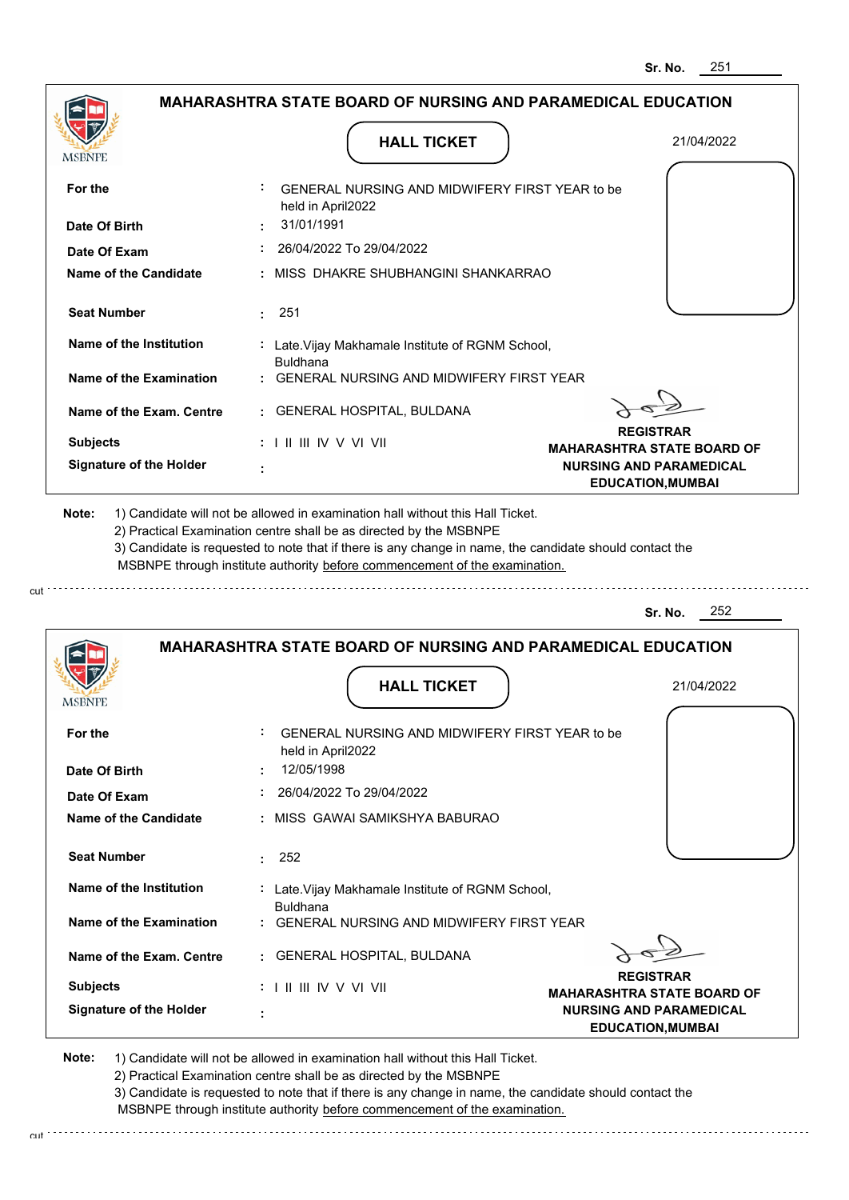Sr. No. 251

## MAHARASHTRA STATE BOARD OF NURSING AND PARAMEDICAL EDUCATION

MSBNPE

### HALL TICKET

21/04/2022

| | | |
|---|---|---|
| **For the** | : | GENERAL NURSING AND MIDWIFERY FIRST YEAR to be held in April2022 |
| **Date Of Birth** | : | 31/01/1991 |
| **Date Of Exam** | : | 26/04/2022 To 29/04/2022 |
| **Name of the Candidate** | : | MISS DHAKRE SHUBHANGINI SHANKARRAO |
| **Seat Number** | : | 251 |
| **Name of the Institution** | : | Late.Vijay Makhamale Institute of RGNM School, Buldhana |
| **Name of the Examination** | : | GENERAL NURSING AND MIDWIFERY FIRST YEAR |
| **Name of the Exam. Centre** | : | GENERAL HOSPITAL, BULDANA |
| **Subjects** | : | I II III IV V VI VII |
| **Signature of the Holder** | : | |

**REGISTRAR**
**MAHARASHTRA STATE BOARD OF NURSING AND PARAMEDICAL EDUCATION,MUMBAI**

**Note:** 1) Candidate will not be allowed in examination hall without this Hall Ticket.
2) Practical Examination centre shall be as directed by the MSBNPE
3) Candidate is requested to note that if there is any change in name, the candidate should contact the MSBNPE through institute authority before commencement of the examination.

cut

Sr. No. 252

## MAHARASHTRA STATE BOARD OF NURSING AND PARAMEDICAL EDUCATION

MSBNPE

### HALL TICKET

21/04/2022

| | | |
|---|---|---|
| **For the** | : | GENERAL NURSING AND MIDWIFERY FIRST YEAR to be held in April2022 |
| **Date Of Birth** | : | 12/05/1998 |
| **Date Of Exam** | : | 26/04/2022 To 29/04/2022 |
| **Name of the Candidate** | : | MISS GAWAI SAMIKSHYA BABURAO |
| **Seat Number** | : | 252 |
| **Name of the Institution** | : | Late.Vijay Makhamale Institute of RGNM School, Buldhana |
| **Name of the Examination** | : | GENERAL NURSING AND MIDWIFERY FIRST YEAR |
| **Name of the Exam. Centre** | : | GENERAL HOSPITAL, BULDANA |
| **Subjects** | : | I II III IV V VI VII |
| **Signature of the Holder** | : | |

**REGISTRAR**
**MAHARASHTRA STATE BOARD OF NURSING AND PARAMEDICAL EDUCATION,MUMBAI**

**Note:** 1) Candidate will not be allowed in examination hall without this Hall Ticket.
2) Practical Examination centre shall be as directed by the MSBNPE
3) Candidate is requested to note that if there is any change in name, the candidate should contact the MSBNPE through institute authority before commencement of the examination.

cut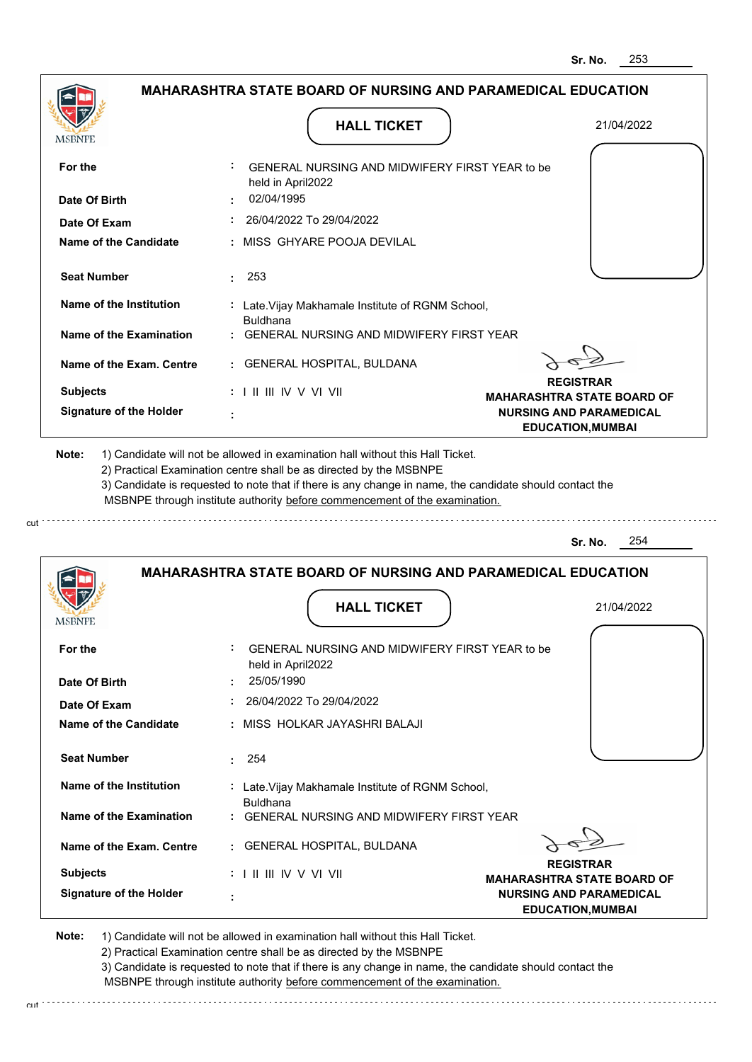Sr. No. 253

## MAHARASHTRA STATE BOARD OF NURSING AND PARAMEDICAL EDUCATION

MSBNPE

### HALL TICKET

21/04/2022

| | |
|---|---|
| **For the** | : GENERAL NURSING AND MIDWIFERY FIRST YEAR to be held in April2022 |
| **Date Of Birth** | : 02/04/1995 |
| **Date Of Exam** | : 26/04/2022 To 29/04/2022 |
| **Name of the Candidate** | : MISS GHYARE POOJA DEVILAL |
| **Seat Number** | : 253 |
| **Name of the Institution** | : Late.Vijay Makhamale Institute of RGNM School, Buldhana |
| **Name of the Examination** | : GENERAL NURSING AND MIDWIFERY FIRST YEAR |
| **Name of the Exam. Centre** | : GENERAL HOSPITAL, BULDANA |
| **Subjects** | : I II III IV V VI VII |
| **Signature of the Holder** | : |

**REGISTRAR**
**MAHARASHTRA STATE BOARD OF NURSING AND PARAMEDICAL EDUCATION,MUMBAI**

**Note:**
1) Candidate will not be allowed in examination hall without this Hall Ticket.
2) Practical Examination centre shall be as directed by the MSBNPE
3) Candidate is requested to note that if there is any change in name, the candidate should contact the MSBNPE through institute authority before commencement of the examination.

cut

Sr. No. 254

## MAHARASHTRA STATE BOARD OF NURSING AND PARAMEDICAL EDUCATION

MSBNPE

### HALL TICKET

21/04/2022

| | |
|---|---|
| **For the** | : GENERAL NURSING AND MIDWIFERY FIRST YEAR to be held in April2022 |
| **Date Of Birth** | : 25/05/1990 |
| **Date Of Exam** | : 26/04/2022 To 29/04/2022 |
| **Name of the Candidate** | : MISS HOLKAR JAYASHRI BALAJI |
| **Seat Number** | : 254 |
| **Name of the Institution** | : Late.Vijay Makhamale Institute of RGNM School, Buldhana |
| **Name of the Examination** | : GENERAL NURSING AND MIDWIFERY FIRST YEAR |
| **Name of the Exam. Centre** | : GENERAL HOSPITAL, BULDANA |
| **Subjects** | : I II III IV V VI VII |
| **Signature of the Holder** | : |

**REGISTRAR**
**MAHARASHTRA STATE BOARD OF NURSING AND PARAMEDICAL EDUCATION,MUMBAI**

**Note:**
1) Candidate will not be allowed in examination hall without this Hall Ticket.
2) Practical Examination centre shall be as directed by the MSBNPE
3) Candidate is requested to note that if there is any change in name, the candidate should contact the MSBNPE through institute authority before commencement of the examination.

cut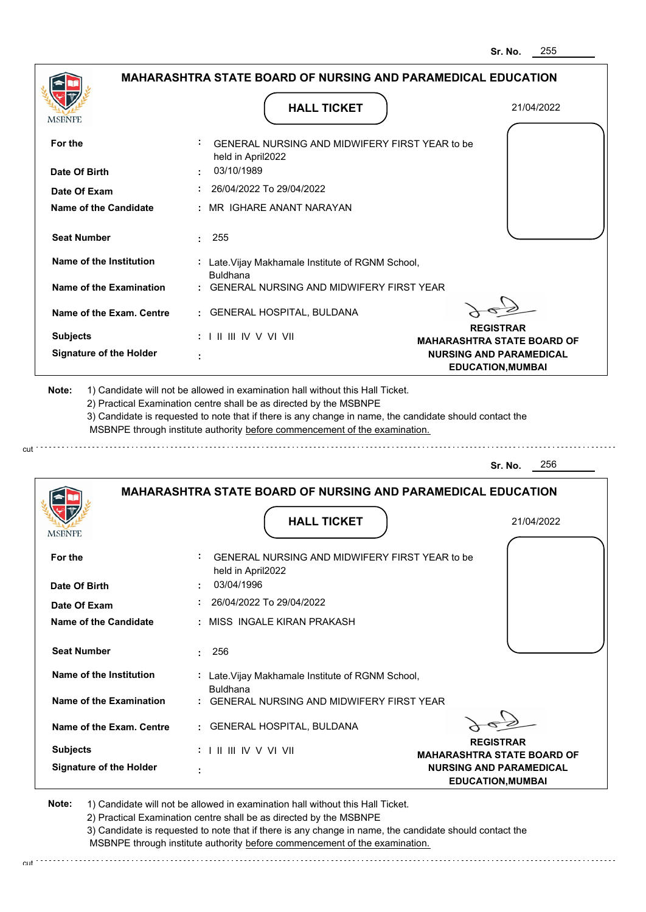Sr. No. 255

## MAHARASHTRA STATE BOARD OF NURSING AND PARAMEDICAL EDUCATION

MSBNPE

### HALL TICKET

21/04/2022

| | | |
|---|---|---|
| **For the** | : | GENERAL NURSING AND MIDWIFERY FIRST YEAR to be held in April2022 |
| **Date Of Birth** | : | 03/10/1989 |
| **Date Of Exam** | : | 26/04/2022 To 29/04/2022 |
| **Name of the Candidate** | : | MR IGHARE ANANT NARAYAN |
| **Seat Number** | : | 255 |
| **Name of the Institution** | : | Late.Vijay Makhamale Institute of RGNM School, Buldhana |
| **Name of the Examination** | : | GENERAL NURSING AND MIDWIFERY FIRST YEAR |
| **Name of the Exam. Centre** | : | GENERAL HOSPITAL, BULDANA |
| **Subjects** | : | I II III IV V VI VII |
| **Signature of the Holder** | : | |

**REGISTRAR**
**MAHARASHTRA STATE BOARD OF NURSING AND PARAMEDICAL EDUCATION,MUMBAI**

**Note:** 1) Candidate will not be allowed in examination hall without this Hall Ticket.
2) Practical Examination centre shall be as directed by the MSBNPE
3) Candidate is requested to note that if there is any change in name, the candidate should contact the MSBNPE through institute authority before commencement of the examination.

cut

Sr. No. 256

## MAHARASHTRA STATE BOARD OF NURSING AND PARAMEDICAL EDUCATION

MSBNPE

### HALL TICKET

21/04/2022

| | | |
|---|---|---|
| **For the** | : | GENERAL NURSING AND MIDWIFERY FIRST YEAR to be held in April2022 |
| **Date Of Birth** | : | 03/04/1996 |
| **Date Of Exam** | : | 26/04/2022 To 29/04/2022 |
| **Name of the Candidate** | : | MISS INGALE KIRAN PRAKASH |
| **Seat Number** | : | 256 |
| **Name of the Institution** | : | Late.Vijay Makhamale Institute of RGNM School, Buldhana |
| **Name of the Examination** | : | GENERAL NURSING AND MIDWIFERY FIRST YEAR |
| **Name of the Exam. Centre** | : | GENERAL HOSPITAL, BULDANA |
| **Subjects** | : | I II III IV V VI VII |
| **Signature of the Holder** | : | |

**REGISTRAR**
**MAHARASHTRA STATE BOARD OF NURSING AND PARAMEDICAL EDUCATION,MUMBAI**

**Note:** 1) Candidate will not be allowed in examination hall without this Hall Ticket.
2) Practical Examination centre shall be as directed by the MSBNPE
3) Candidate is requested to note that if there is any change in name, the candidate should contact the MSBNPE through institute authority before commencement of the examination.

cut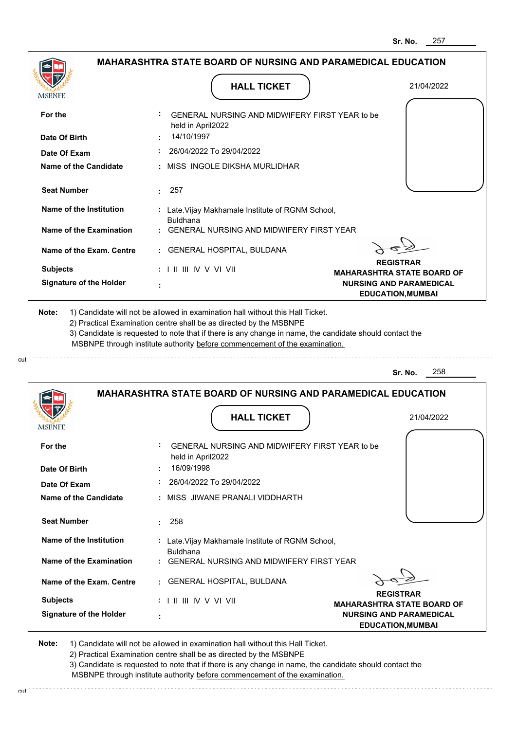Sr. No. 257

## MAHARASHTRA STATE BOARD OF NURSING AND PARAMEDICAL EDUCATION

MSBNPE

### HALL TICKET

21/04/2022

| | | |
|---|---|---|
| **For the** | : | GENERAL NURSING AND MIDWIFERY FIRST YEAR to be held in April2022 |
| **Date Of Birth** | : | 14/10/1997 |
| **Date Of Exam** | : | 26/04/2022 To 29/04/2022 |
| **Name of the Candidate** | : | MISS INGOLE DIKSHA MURLIDHAR |
| **Seat Number** | : | 257 |
| **Name of the Institution** | : | Late.Vijay Makhamale Institute of RGNM School, Buldhana |
| **Name of the Examination** | : | GENERAL NURSING AND MIDWIFERY FIRST YEAR |
| **Name of the Exam. Centre** | : | GENERAL HOSPITAL, BULDANA |
| **Subjects** | : | I II III IV V VI VII |
| **Signature of the Holder** | : | |

**REGISTRAR**
**MAHARASHTRA STATE BOARD OF NURSING AND PARAMEDICAL EDUCATION,MUMBAI**

**Note:**
1) Candidate will not be allowed in examination hall without this Hall Ticket.
2) Practical Examination centre shall be as directed by the MSBNPE
3) Candidate is requested to note that if there is any change in name, the candidate should contact the MSBNPE through institute authority before commencement of the examination.

---

Sr. No. 258

## MAHARASHTRA STATE BOARD OF NURSING AND PARAMEDICAL EDUCATION

MSBNPE

### HALL TICKET

21/04/2022

| | | |
|---|---|---|
| **For the** | : | GENERAL NURSING AND MIDWIFERY FIRST YEAR to be held in April2022 |
| **Date Of Birth** | : | 16/09/1998 |
| **Date Of Exam** | : | 26/04/2022 To 29/04/2022 |
| **Name of the Candidate** | : | MISS JIWANE PRANALI VIDDHARTH |
| **Seat Number** | : | 258 |
| **Name of the Institution** | : | Late.Vijay Makhamale Institute of RGNM School, Buldhana |
| **Name of the Examination** | : | GENERAL NURSING AND MIDWIFERY FIRST YEAR |
| **Name of the Exam. Centre** | : | GENERAL HOSPITAL, BULDANA |
| **Subjects** | : | I II III IV V VI VII |
| **Signature of the Holder** | : | |

**REGISTRAR**
**MAHARASHTRA STATE BOARD OF NURSING AND PARAMEDICAL EDUCATION,MUMBAI**

**Note:**
1) Candidate will not be allowed in examination hall without this Hall Ticket.
2) Practical Examination centre shall be as directed by the MSBNPE
3) Candidate is requested to note that if there is any change in name, the candidate should contact the MSBNPE through institute authority before commencement of the examination.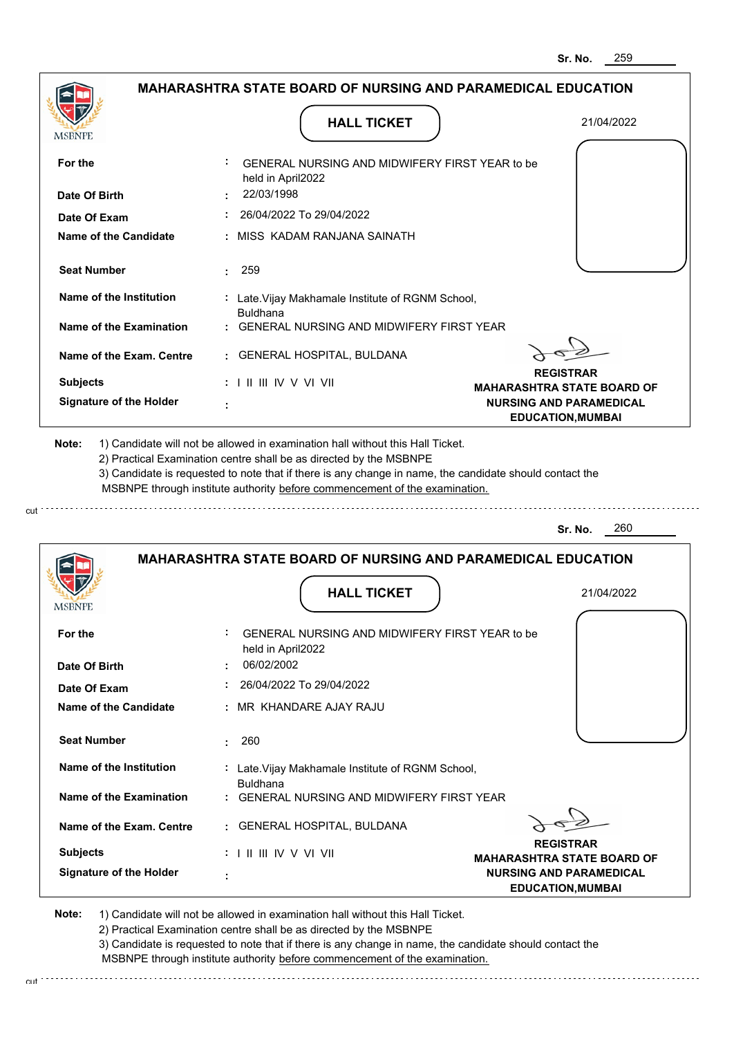Sr. No. 259

## MAHARASHTRA STATE BOARD OF NURSING AND PARAMEDICAL EDUCATION

MSBNPE

### HALL TICKET

21/04/2022

| | | |
|---|---|---|
| **For the** | : | GENERAL NURSING AND MIDWIFERY FIRST YEAR to be held in April2022 |
| **Date Of Birth** | : | 22/03/1998 |
| **Date Of Exam** | : | 26/04/2022 To 29/04/2022 |
| **Name of the Candidate** | : | MISS KADAM RANJANA SAINATH |
| **Seat Number** | : | 259 |
| **Name of the Institution** | : | Late.Vijay Makhamale Institute of RGNM School, Buldhana |
| **Name of the Examination** | : | GENERAL NURSING AND MIDWIFERY FIRST YEAR |
| **Name of the Exam. Centre** | : | GENERAL HOSPITAL, BULDANA |
| **Subjects** | : | I II III IV V VI VII |
| **Signature of the Holder** | : | |

**REGISTRAR**
**MAHARASHTRA STATE BOARD OF NURSING AND PARAMEDICAL EDUCATION,MUMBAI**

**Note:**
1) Candidate will not be allowed in examination hall without this Hall Ticket.
2) Practical Examination centre shall be as directed by the MSBNPE
3) Candidate is requested to note that if there is any change in name, the candidate should contact the MSBNPE through institute authority before commencement of the examination.

---

Sr. No. 260

## MAHARASHTRA STATE BOARD OF NURSING AND PARAMEDICAL EDUCATION

MSBNPE

### HALL TICKET

21/04/2022

| | | |
|---|---|---|
| **For the** | : | GENERAL NURSING AND MIDWIFERY FIRST YEAR to be held in April2022 |
| **Date Of Birth** | : | 06/02/2002 |
| **Date Of Exam** | : | 26/04/2022 To 29/04/2022 |
| **Name of the Candidate** | : | MR KHANDARE AJAY RAJU |
| **Seat Number** | : | 260 |
| **Name of the Institution** | : | Late.Vijay Makhamale Institute of RGNM School, Buldhana |
| **Name of the Examination** | : | GENERAL NURSING AND MIDWIFERY FIRST YEAR |
| **Name of the Exam. Centre** | : | GENERAL HOSPITAL, BULDANA |
| **Subjects** | : | I II III IV V VI VII |
| **Signature of the Holder** | : | |

**REGISTRAR**
**MAHARASHTRA STATE BOARD OF NURSING AND PARAMEDICAL EDUCATION,MUMBAI**

**Note:**
1) Candidate will not be allowed in examination hall without this Hall Ticket.
2) Practical Examination centre shall be as directed by the MSBNPE
3) Candidate is requested to note that if there is any change in name, the candidate should contact the MSBNPE through institute authority before commencement of the examination.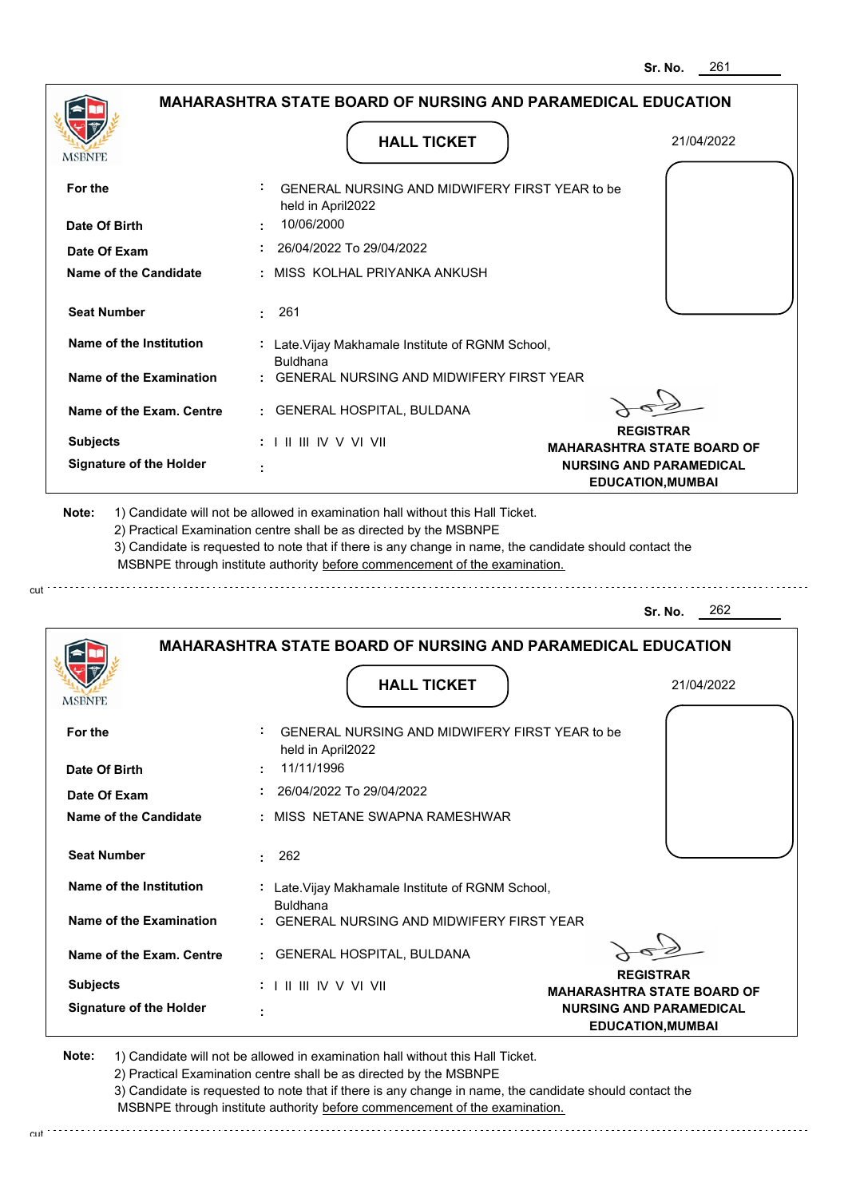Sr. No. 261

## MAHARASHTRA STATE BOARD OF NURSING AND PARAMEDICAL EDUCATION

### HALL TICKET

21/04/2022

| | | |
|---|---|---|
| **For the** | : | GENERAL NURSING AND MIDWIFERY FIRST YEAR to be held in April2022 |
| **Date Of Birth** | : | 10/06/2000 |
| **Date Of Exam** | : | 26/04/2022 To 29/04/2022 |
| **Name of the Candidate** | : | MISS KOLHAL PRIYANKA ANKUSH |
| **Seat Number** | : | 261 |
| **Name of the Institution** | : | Late.Vijay Makhamale Institute of RGNM School, Buldhana |
| **Name of the Examination** | : | GENERAL NURSING AND MIDWIFERY FIRST YEAR |
| **Name of the Exam. Centre** | : | GENERAL HOSPITAL, BULDANA |
| **Subjects** | : | I II III IV V VI VII |
| **Signature of the Holder** | : | |

**REGISTRAR**
**MAHARASHTRA STATE BOARD OF NURSING AND PARAMEDICAL EDUCATION,MUMBAI**

**Note:** 1) Candidate will not be allowed in examination hall without this Hall Ticket.
2) Practical Examination centre shall be as directed by the MSBNPE
3) Candidate is requested to note that if there is any change in name, the candidate should contact the MSBNPE through institute authority before commencement of the examination.

---

Sr. No. 262

## MAHARASHTRA STATE BOARD OF NURSING AND PARAMEDICAL EDUCATION

### HALL TICKET

21/04/2022

| | | |
|---|---|---|
| **For the** | : | GENERAL NURSING AND MIDWIFERY FIRST YEAR to be held in April2022 |
| **Date Of Birth** | : | 11/11/1996 |
| **Date Of Exam** | : | 26/04/2022 To 29/04/2022 |
| **Name of the Candidate** | : | MISS NETANE SWAPNA RAMESHWAR |
| **Seat Number** | : | 262 |
| **Name of the Institution** | : | Late.Vijay Makhamale Institute of RGNM School, Buldhana |
| **Name of the Examination** | : | GENERAL NURSING AND MIDWIFERY FIRST YEAR |
| **Name of the Exam. Centre** | : | GENERAL HOSPITAL, BULDANA |
| **Subjects** | : | I II III IV V VI VII |
| **Signature of the Holder** | : | |

**REGISTRAR**
**MAHARASHTRA STATE BOARD OF NURSING AND PARAMEDICAL EDUCATION,MUMBAI**

**Note:** 1) Candidate will not be allowed in examination hall without this Hall Ticket.
2) Practical Examination centre shall be as directed by the MSBNPE
3) Candidate is requested to note that if there is any change in name, the candidate should contact the MSBNPE through institute authority before commencement of the examination.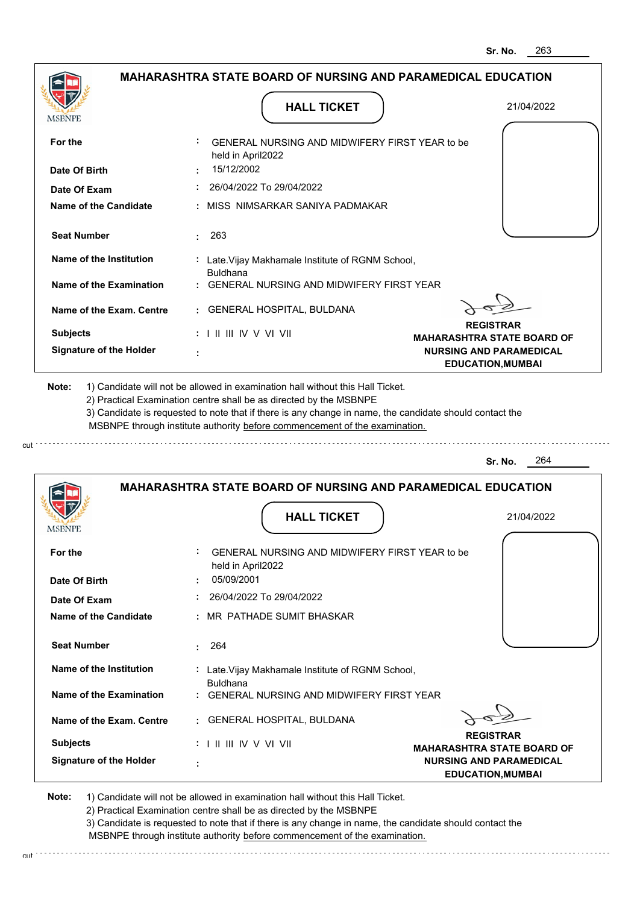Sr. No. 263

## MAHARASHTRA STATE BOARD OF NURSING AND PARAMEDICAL EDUCATION

### HALL TICKET

21/04/2022

| | | |
|---|---|---|
| **For the** | : | GENERAL NURSING AND MIDWIFERY FIRST YEAR to be held in April2022 |
| **Date Of Birth** | : | 15/12/2002 |
| **Date Of Exam** | : | 26/04/2022 To 29/04/2022 |
| **Name of the Candidate** | : | MISS NIMSARKAR SANIYA PADMAKAR |
| **Seat Number** | : | 263 |
| **Name of the Institution** | : | Late.Vijay Makhamale Institute of RGNM School, Buldhana |
| **Name of the Examination** | : | GENERAL NURSING AND MIDWIFERY FIRST YEAR |
| **Name of the Exam. Centre** | : | GENERAL HOSPITAL, BULDANA |
| **Subjects** | : | I II III IV V VI VII |
| **Signature of the Holder** | : | |

**REGISTRAR**
**MAHARASHTRA STATE BOARD OF NURSING AND PARAMEDICAL EDUCATION,MUMBAI**

**Note:**
1) Candidate will not be allowed in examination hall without this Hall Ticket.
2) Practical Examination centre shall be as directed by the MSBNPE
3) Candidate is requested to note that if there is any change in name, the candidate should contact the MSBNPE through institute authority before commencement of the examination.

cut

Sr. No. 264

## MAHARASHTRA STATE BOARD OF NURSING AND PARAMEDICAL EDUCATION

### HALL TICKET

21/04/2022

| | | |
|---|---|---|
| **For the** | : | GENERAL NURSING AND MIDWIFERY FIRST YEAR to be held in April2022 |
| **Date Of Birth** | : | 05/09/2001 |
| **Date Of Exam** | : | 26/04/2022 To 29/04/2022 |
| **Name of the Candidate** | : | MR PATHADE SUMIT BHASKAR |
| **Seat Number** | : | 264 |
| **Name of the Institution** | : | Late.Vijay Makhamale Institute of RGNM School, Buldhana |
| **Name of the Examination** | : | GENERAL NURSING AND MIDWIFERY FIRST YEAR |
| **Name of the Exam. Centre** | : | GENERAL HOSPITAL, BULDANA |
| **Subjects** | : | I II III IV V VI VII |
| **Signature of the Holder** | : | |

**REGISTRAR**
**MAHARASHTRA STATE BOARD OF NURSING AND PARAMEDICAL EDUCATION,MUMBAI**

**Note:**
1) Candidate will not be allowed in examination hall without this Hall Ticket.
2) Practical Examination centre shall be as directed by the MSBNPE
3) Candidate is requested to note that if there is any change in name, the candidate should contact the MSBNPE through institute authority before commencement of the examination.

cut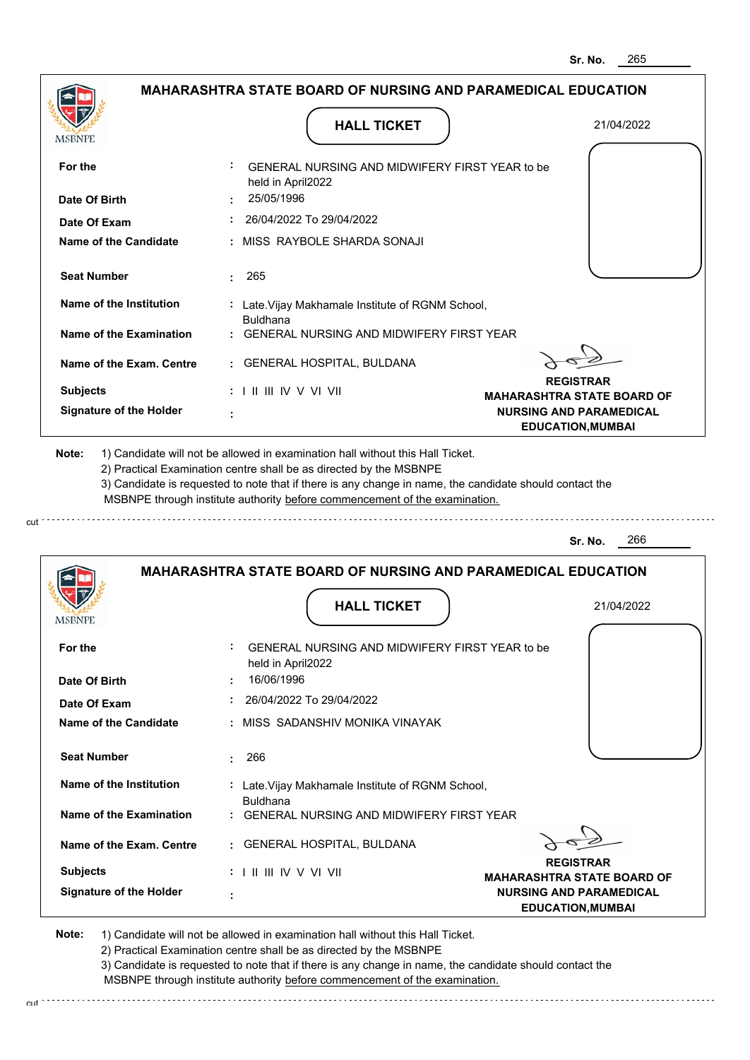Sr. No. 265

## MAHARASHTRA STATE BOARD OF NURSING AND PARAMEDICAL EDUCATION

### HALL TICKET

21/04/2022

| | | |
|---|---|---|
| For the | : | GENERAL NURSING AND MIDWIFERY FIRST YEAR to be held in April2022 |
| Date Of Birth | : | 25/05/1996 |
| Date Of Exam | : | 26/04/2022 To 29/04/2022 |
| Name of the Candidate | : | MISS RAYBOLE SHARDA SONAJI |
| Seat Number | : | 265 |
| Name of the Institution | : | Late.Vijay Makhamale Institute of RGNM School, Buldhana |
| Name of the Examination | : | GENERAL NURSING AND MIDWIFERY FIRST YEAR |
| Name of the Exam. Centre | : | GENERAL HOSPITAL, BULDANA |
| Subjects | : | I II III IV V VI VII |
| Signature of the Holder | : | |

**REGISTRAR**
**MAHARASHTRA STATE BOARD OF NURSING AND PARAMEDICAL EDUCATION,MUMBAI**

**Note:** 1) Candidate will not be allowed in examination hall without this Hall Ticket.
2) Practical Examination centre shall be as directed by the MSBNPE
3) Candidate is requested to note that if there is any change in name, the candidate should contact the MSBNPE through institute authority before commencement of the examination.

---

Sr. No. 266

## MAHARASHTRA STATE BOARD OF NURSING AND PARAMEDICAL EDUCATION

### HALL TICKET

21/04/2022

| | | |
|---|---|---|
| For the | : | GENERAL NURSING AND MIDWIFERY FIRST YEAR to be held in April2022 |
| Date Of Birth | : | 16/06/1996 |
| Date Of Exam | : | 26/04/2022 To 29/04/2022 |
| Name of the Candidate | : | MISS SADANSHIV MONIKA VINAYAK |
| Seat Number | : | 266 |
| Name of the Institution | : | Late.Vijay Makhamale Institute of RGNM School, Buldhana |
| Name of the Examination | : | GENERAL NURSING AND MIDWIFERY FIRST YEAR |
| Name of the Exam. Centre | : | GENERAL HOSPITAL, BULDANA |
| Subjects | : | I II III IV V VI VII |
| Signature of the Holder | : | |

**REGISTRAR**
**MAHARASHTRA STATE BOARD OF NURSING AND PARAMEDICAL EDUCATION,MUMBAI**

**Note:** 1) Candidate will not be allowed in examination hall without this Hall Ticket.
2) Practical Examination centre shall be as directed by the MSBNPE
3) Candidate is requested to note that if there is any change in name, the candidate should contact the MSBNPE through institute authority before commencement of the examination.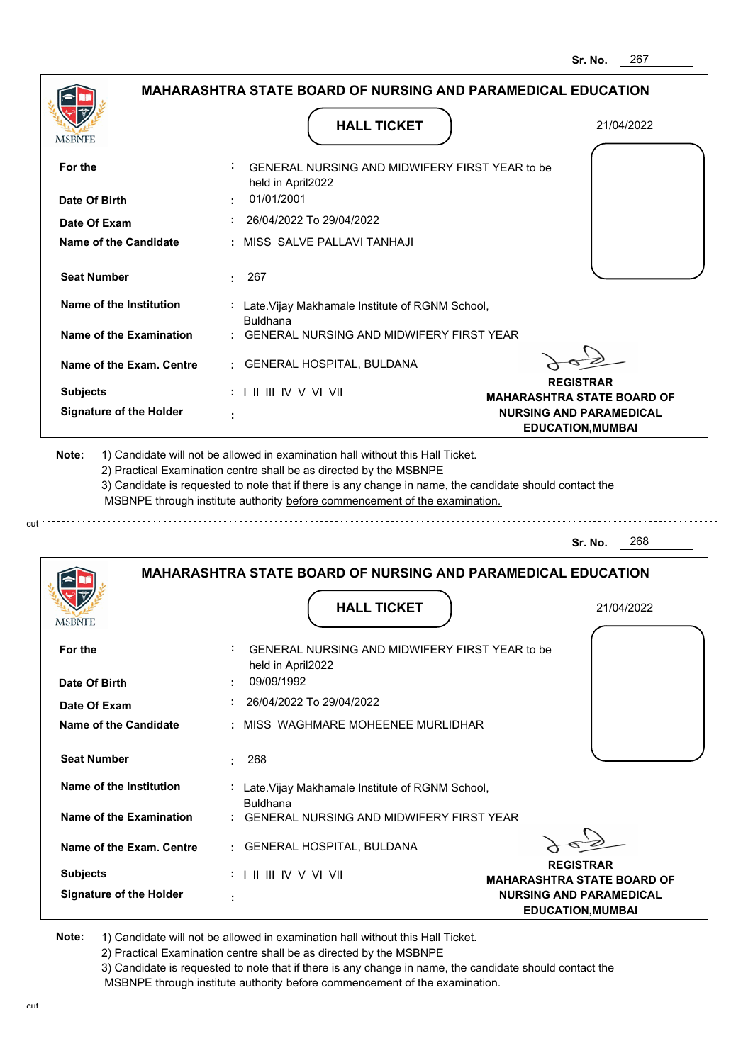Sr. No. 267

## MAHARASHTRA STATE BOARD OF NURSING AND PARAMEDICAL EDUCATION

### HALL TICKET

21/04/2022

| | | |
|---|---|---|
| **For the** | : | GENERAL NURSING AND MIDWIFERY FIRST YEAR to be held in April2022 |
| **Date Of Birth** | : | 01/01/2001 |
| **Date Of Exam** | : | 26/04/2022 To 29/04/2022 |
| **Name of the Candidate** | : | MISS SALVE PALLAVI TANHAJI |
| **Seat Number** | : | 267 |
| **Name of the Institution** | : | Late.Vijay Makhamale Institute of RGNM School, Buldhana |
| **Name of the Examination** | : | GENERAL NURSING AND MIDWIFERY FIRST YEAR |
| **Name of the Exam. Centre** | : | GENERAL HOSPITAL, BULDANA |
| **Subjects** | : | I II III IV V VI VII |
| **Signature of the Holder** | : | |

**REGISTRAR**
**MAHARASHTRA STATE BOARD OF NURSING AND PARAMEDICAL EDUCATION,MUMBAI**

**Note:** 1) Candidate will not be allowed in examination hall without this Hall Ticket.
2) Practical Examination centre shall be as directed by the MSBNPE
3) Candidate is requested to note that if there is any change in name, the candidate should contact the MSBNPE through institute authority before commencement of the examination.

---

Sr. No. 268

## MAHARASHTRA STATE BOARD OF NURSING AND PARAMEDICAL EDUCATION

### HALL TICKET

21/04/2022

| | | |
|---|---|---|
| **For the** | : | GENERAL NURSING AND MIDWIFERY FIRST YEAR to be held in April2022 |
| **Date Of Birth** | : | 09/09/1992 |
| **Date Of Exam** | : | 26/04/2022 To 29/04/2022 |
| **Name of the Candidate** | : | MISS WAGHMARE MOHEENEE MURLIDHAR |
| **Seat Number** | : | 268 |
| **Name of the Institution** | : | Late.Vijay Makhamale Institute of RGNM School, Buldhana |
| **Name of the Examination** | : | GENERAL NURSING AND MIDWIFERY FIRST YEAR |
| **Name of the Exam. Centre** | : | GENERAL HOSPITAL, BULDANA |
| **Subjects** | : | I II III IV V VI VII |
| **Signature of the Holder** | : | |

**REGISTRAR**
**MAHARASHTRA STATE BOARD OF NURSING AND PARAMEDICAL EDUCATION,MUMBAI**

**Note:** 1) Candidate will not be allowed in examination hall without this Hall Ticket.
2) Practical Examination centre shall be as directed by the MSBNPE
3) Candidate is requested to note that if there is any change in name, the candidate should contact the MSBNPE through institute authority before commencement of the examination.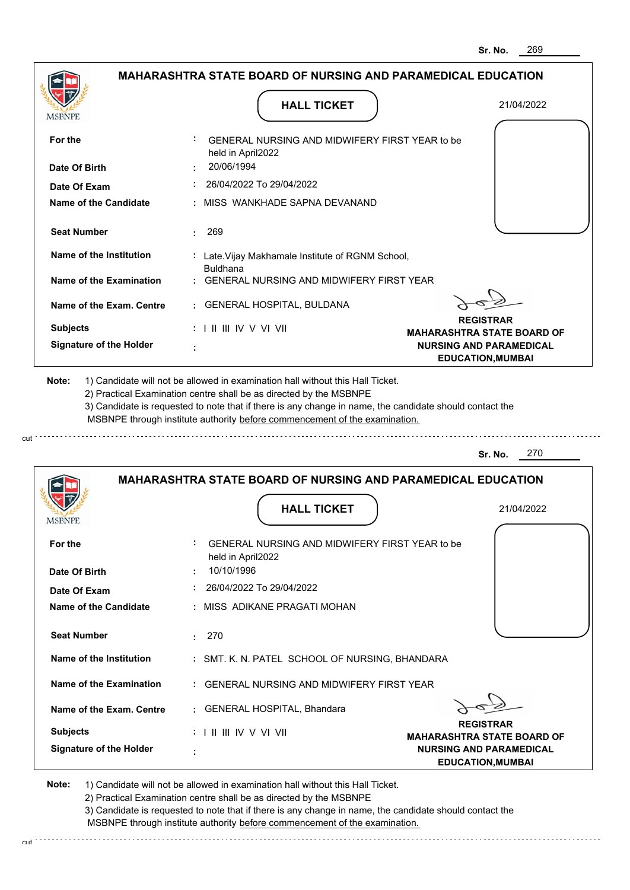Sr. No. 269

**MAHARASHTRA STATE BOARD OF NURSING AND PARAMEDICAL EDUCATION**

MSBNPE

## HALL TICKET

21/04/2022

| | | |
|---|---|---|
| **For the** | : | GENERAL NURSING AND MIDWIFERY FIRST YEAR to be held in April2022 |
| **Date Of Birth** | : | 20/06/1994 |
| **Date Of Exam** | : | 26/04/2022 To 29/04/2022 |
| **Name of the Candidate** | : | MISS WANKHADE SAPNA DEVANAND |
| **Seat Number** | : | 269 |
| **Name of the Institution** | : | Late.Vijay Makhamale Institute of RGNM School, Buldhana |
| **Name of the Examination** | : | GENERAL NURSING AND MIDWIFERY FIRST YEAR |
| **Name of the Exam. Centre** | : | GENERAL HOSPITAL, BULDANA |
| **Subjects** | : | I II III IV V VI VII |
| **Signature of the Holder** | : | |

**REGISTRAR**
**MAHARASHTRA STATE BOARD OF NURSING AND PARAMEDICAL EDUCATION,MUMBAI**

**Note:** 1) Candidate will not be allowed in examination hall without this Hall Ticket.
2) Practical Examination centre shall be as directed by the MSBNPE
3) Candidate is requested to note that if there is any change in name, the candidate should contact the MSBNPE through institute authority before commencement of the examination.

cut

---

Sr. No. 270

**MAHARASHTRA STATE BOARD OF NURSING AND PARAMEDICAL EDUCATION**

MSBNPE

## HALL TICKET

21/04/2022

| | | |
|---|---|---|
| **For the** | : | GENERAL NURSING AND MIDWIFERY FIRST YEAR to be held in April2022 |
| **Date Of Birth** | : | 10/10/1996 |
| **Date Of Exam** | : | 26/04/2022 To 29/04/2022 |
| **Name of the Candidate** | : | MISS ADIKANE PRAGATI MOHAN |
| **Seat Number** | : | 270 |
| **Name of the Institution** | : | SMT. K. N. PATEL SCHOOL OF NURSING, BHANDARA |
| **Name of the Examination** | : | GENERAL NURSING AND MIDWIFERY FIRST YEAR |
| **Name of the Exam. Centre** | : | GENERAL HOSPITAL, Bhandara |
| **Subjects** | : | I II III IV V VI VII |
| **Signature of the Holder** | : | |

**REGISTRAR**
**MAHARASHTRA STATE BOARD OF NURSING AND PARAMEDICAL EDUCATION,MUMBAI**

**Note:** 1) Candidate will not be allowed in examination hall without this Hall Ticket.
2) Practical Examination centre shall be as directed by the MSBNPE
3) Candidate is requested to note that if there is any change in name, the candidate should contact the MSBNPE through institute authority before commencement of the examination.

cut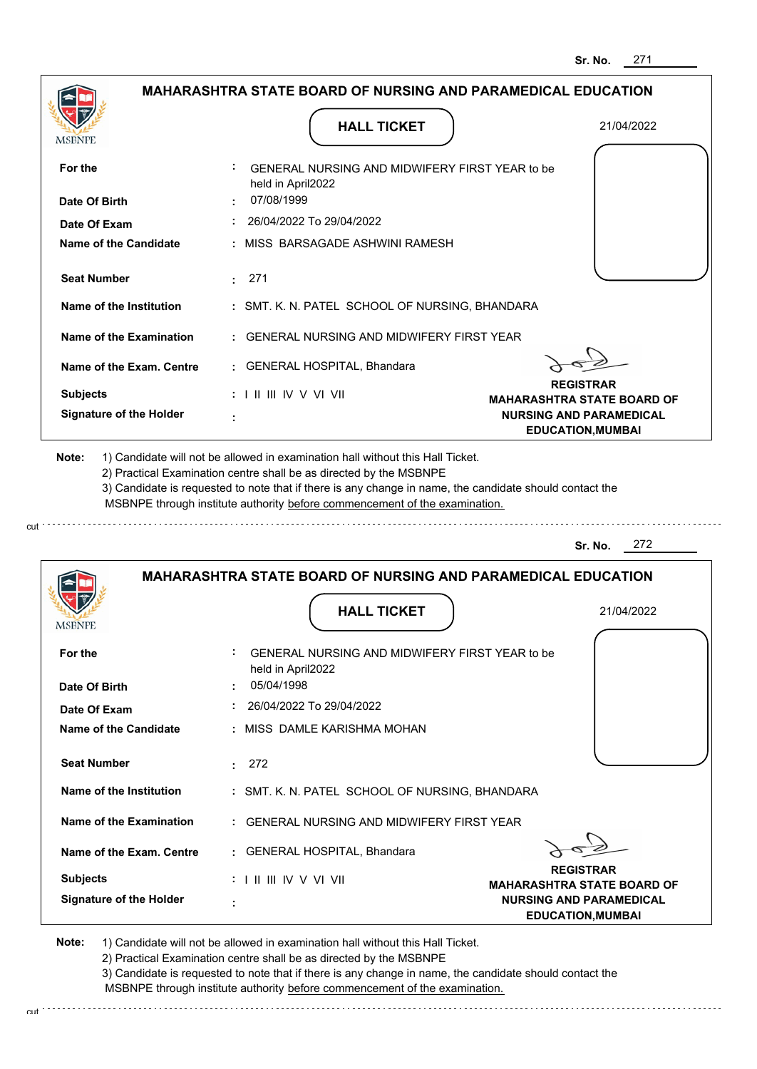Sr. No. 271

## MAHARASHTRA STATE BOARD OF NURSING AND PARAMEDICAL EDUCATION

MSBNPE

### HALL TICKET

21/04/2022

| | | |
|---|---|---|
| **For the** | : | GENERAL NURSING AND MIDWIFERY FIRST YEAR to be held in April2022 |
| **Date Of Birth** | : | 07/08/1999 |
| **Date Of Exam** | : | 26/04/2022 To 29/04/2022 |
| **Name of the Candidate** | : | MISS BARSAGADE ASHWINI RAMESH |
| **Seat Number** | : | 271 |
| **Name of the Institution** | : | SMT. K. N. PATEL SCHOOL OF NURSING, BHANDARA |
| **Name of the Examination** | : | GENERAL NURSING AND MIDWIFERY FIRST YEAR |
| **Name of the Exam. Centre** | : | GENERAL HOSPITAL, Bhandara |
| **Subjects** | : | I II III IV V VI VII |
| **Signature of the Holder** | : | |

**REGISTRAR**
**MAHARASHTRA STATE BOARD OF NURSING AND PARAMEDICAL EDUCATION,MUMBAI**

**Note:**
1) Candidate will not be allowed in examination hall without this Hall Ticket.
2) Practical Examination centre shall be as directed by the MSBNPE
3) Candidate is requested to note that if there is any change in name, the candidate should contact the MSBNPE through institute authority before commencement of the examination.

cut

---

Sr. No. 272

## MAHARASHTRA STATE BOARD OF NURSING AND PARAMEDICAL EDUCATION

MSBNPE

### HALL TICKET

21/04/2022

| | | |
|---|---|---|
| **For the** | : | GENERAL NURSING AND MIDWIFERY FIRST YEAR to be held in April2022 |
| **Date Of Birth** | : | 05/04/1998 |
| **Date Of Exam** | : | 26/04/2022 To 29/04/2022 |
| **Name of the Candidate** | : | MISS DAMLE KARISHMA MOHAN |
| **Seat Number** | : | 272 |
| **Name of the Institution** | : | SMT. K. N. PATEL SCHOOL OF NURSING, BHANDARA |
| **Name of the Examination** | : | GENERAL NURSING AND MIDWIFERY FIRST YEAR |
| **Name of the Exam. Centre** | : | GENERAL HOSPITAL, Bhandara |
| **Subjects** | : | I II III IV V VI VII |
| **Signature of the Holder** | : | |

**REGISTRAR**
**MAHARASHTRA STATE BOARD OF NURSING AND PARAMEDICAL EDUCATION,MUMBAI**

**Note:**
1) Candidate will not be allowed in examination hall without this Hall Ticket.
2) Practical Examination centre shall be as directed by the MSBNPE
3) Candidate is requested to note that if there is any change in name, the candidate should contact the MSBNPE through institute authority before commencement of the examination.

cut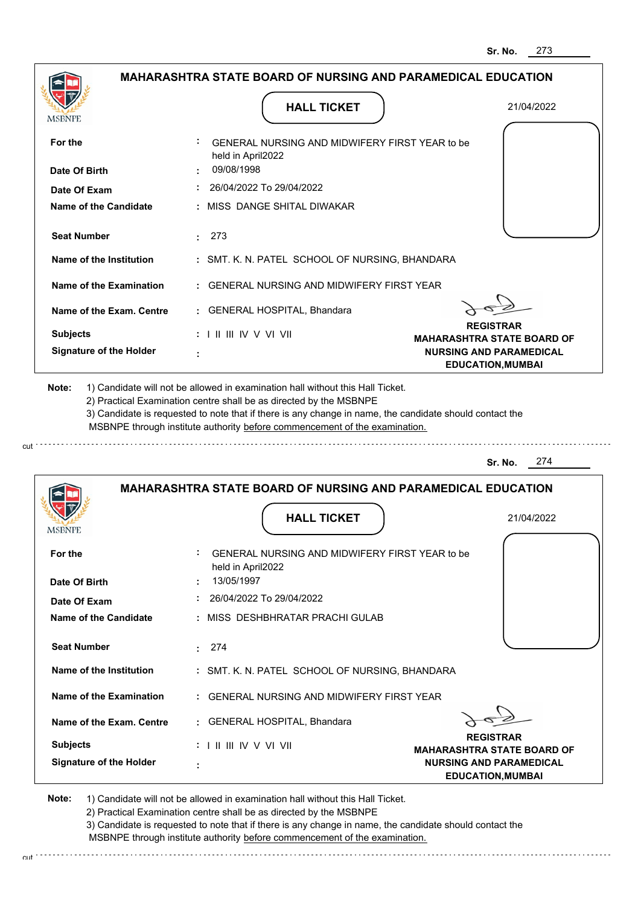Sr. No. 273

## MAHARASHTRA STATE BOARD OF NURSING AND PARAMEDICAL EDUCATION

### HALL TICKET

21/04/2022

| | | |
|---|---|---|
| **For the** | : | GENERAL NURSING AND MIDWIFERY FIRST YEAR to be held in April2022 |
| **Date Of Birth** | : | 09/08/1998 |
| **Date Of Exam** | : | 26/04/2022 To 29/04/2022 |
| **Name of the Candidate** | : | MISS DANGE SHITAL DIWAKAR |
| **Seat Number** | : | 273 |
| **Name of the Institution** | : | SMT. K. N. PATEL SCHOOL OF NURSING, BHANDARA |
| **Name of the Examination** | : | GENERAL NURSING AND MIDWIFERY FIRST YEAR |
| **Name of the Exam. Centre** | : | GENERAL HOSPITAL, Bhandara |
| **Subjects** | : | I II III IV V VI VII |
| **Signature of the Holder** | : | |

**REGISTRAR**
**MAHARASHTRA STATE BOARD OF NURSING AND PARAMEDICAL EDUCATION,MUMBAI**

**Note:**
1) Candidate will not be allowed in examination hall without this Hall Ticket.
2) Practical Examination centre shall be as directed by the MSBNPE
3) Candidate is requested to note that if there is any change in name, the candidate should contact the MSBNPE through institute authority before commencement of the examination.

---

Sr. No. 274

## MAHARASHTRA STATE BOARD OF NURSING AND PARAMEDICAL EDUCATION

### HALL TICKET

21/04/2022

| | | |
|---|---|---|
| **For the** | : | GENERAL NURSING AND MIDWIFERY FIRST YEAR to be held in April2022 |
| **Date Of Birth** | : | 13/05/1997 |
| **Date Of Exam** | : | 26/04/2022 To 29/04/2022 |
| **Name of the Candidate** | : | MISS DESHBHRATAR PRACHI GULAB |
| **Seat Number** | : | 274 |
| **Name of the Institution** | : | SMT. K. N. PATEL SCHOOL OF NURSING, BHANDARA |
| **Name of the Examination** | : | GENERAL NURSING AND MIDWIFERY FIRST YEAR |
| **Name of the Exam. Centre** | : | GENERAL HOSPITAL, Bhandara |
| **Subjects** | : | I II III IV V VI VII |
| **Signature of the Holder** | : | |

**REGISTRAR**
**MAHARASHTRA STATE BOARD OF NURSING AND PARAMEDICAL EDUCATION,MUMBAI**

**Note:**
1) Candidate will not be allowed in examination hall without this Hall Ticket.
2) Practical Examination centre shall be as directed by the MSBNPE
3) Candidate is requested to note that if there is any change in name, the candidate should contact the MSBNPE through institute authority before commencement of the examination.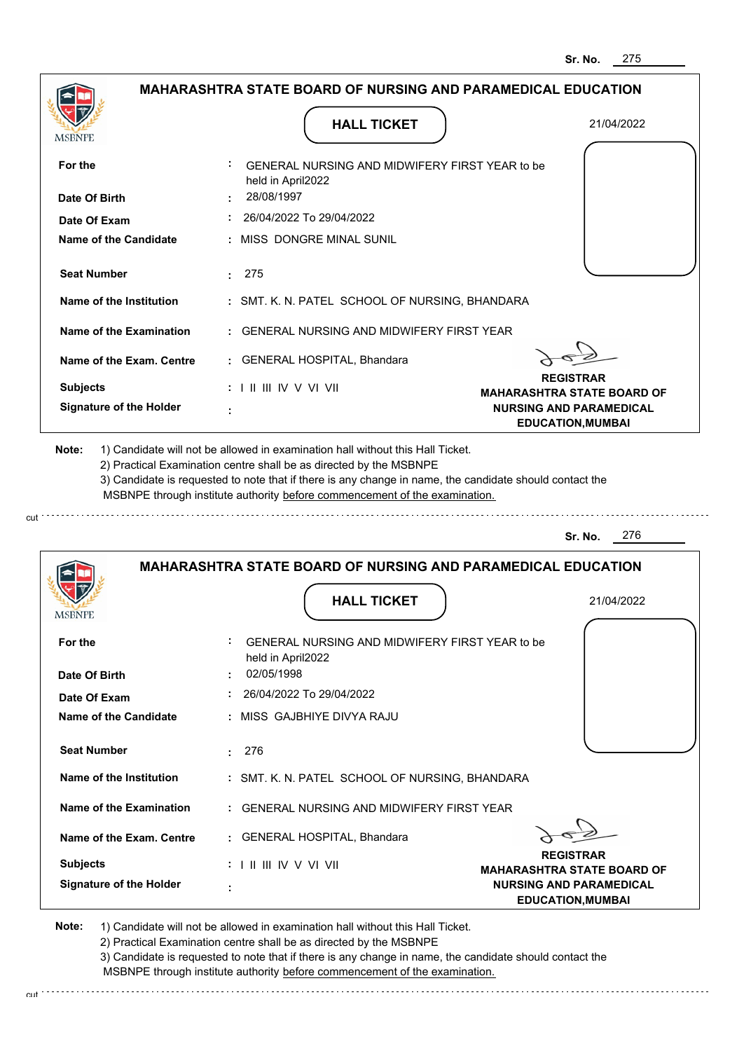Sr. No. 275

## MAHARASHTRA STATE BOARD OF NURSING AND PARAMEDICAL EDUCATION

MSBNPE

### HALL TICKET

21/04/2022

| | | |
|---|---|---|
| **For the** | : | GENERAL NURSING AND MIDWIFERY FIRST YEAR to be held in April2022 |
| **Date Of Birth** | : | 28/08/1997 |
| **Date Of Exam** | : | 26/04/2022 To 29/04/2022 |
| **Name of the Candidate** | : | MISS DONGRE MINAL SUNIL |
| **Seat Number** | : | 275 |
| **Name of the Institution** | : | SMT. K. N. PATEL SCHOOL OF NURSING, BHANDARA |
| **Name of the Examination** | : | GENERAL NURSING AND MIDWIFERY FIRST YEAR |
| **Name of the Exam. Centre** | : | GENERAL HOSPITAL, Bhandara |
| **Subjects** | : | I II III IV V VI VII |
| **Signature of the Holder** | : | |

**REGISTRAR**
**MAHARASHTRA STATE BOARD OF NURSING AND PARAMEDICAL EDUCATION,MUMBAI**

**Note:**
1) Candidate will not be allowed in examination hall without this Hall Ticket.
2) Practical Examination centre shall be as directed by the MSBNPE
3) Candidate is requested to note that if there is any change in name, the candidate should contact the MSBNPE through institute authority before commencement of the examination.

cut

Sr. No. 276

## MAHARASHTRA STATE BOARD OF NURSING AND PARAMEDICAL EDUCATION

MSBNPE

### HALL TICKET

21/04/2022

| | | |
|---|---|---|
| **For the** | : | GENERAL NURSING AND MIDWIFERY FIRST YEAR to be held in April2022 |
| **Date Of Birth** | : | 02/05/1998 |
| **Date Of Exam** | : | 26/04/2022 To 29/04/2022 |
| **Name of the Candidate** | : | MISS GAJBHIYE DIVYA RAJU |
| **Seat Number** | : | 276 |
| **Name of the Institution** | : | SMT. K. N. PATEL SCHOOL OF NURSING, BHANDARA |
| **Name of the Examination** | : | GENERAL NURSING AND MIDWIFERY FIRST YEAR |
| **Name of the Exam. Centre** | : | GENERAL HOSPITAL, Bhandara |
| **Subjects** | : | I II III IV V VI VII |
| **Signature of the Holder** | : | |

**REGISTRAR**
**MAHARASHTRA STATE BOARD OF NURSING AND PARAMEDICAL EDUCATION,MUMBAI**

**Note:**
1) Candidate will not be allowed in examination hall without this Hall Ticket.
2) Practical Examination centre shall be as directed by the MSBNPE
3) Candidate is requested to note that if there is any change in name, the candidate should contact the MSBNPE through institute authority before commencement of the examination.

cut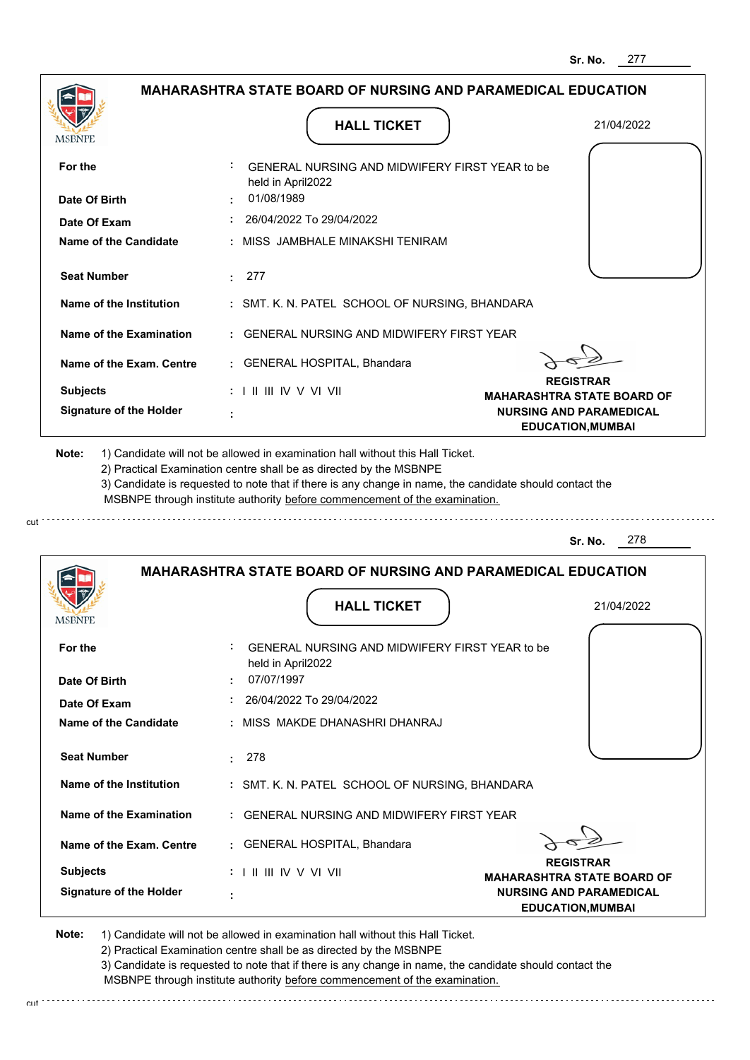Sr. No. 277

## MAHARASHTRA STATE BOARD OF NURSING AND PARAMEDICAL EDUCATION

### HALL TICKET

21/04/2022

| | | |
|---|---|---|
| **For the** | : | GENERAL NURSING AND MIDWIFERY FIRST YEAR to be held in April2022 |
| **Date Of Birth** | : | 01/08/1989 |
| **Date Of Exam** | : | 26/04/2022 To 29/04/2022 |
| **Name of the Candidate** | : | MISS JAMBHALE MINAKSHI TENIRAM |
| **Seat Number** | : | 277 |
| **Name of the Institution** | : | SMT. K. N. PATEL SCHOOL OF NURSING, BHANDARA |
| **Name of the Examination** | : | GENERAL NURSING AND MIDWIFERY FIRST YEAR |
| **Name of the Exam. Centre** | : | GENERAL HOSPITAL, Bhandara |
| **Subjects** | : | I II III IV V VI VII |
| **Signature of the Holder** | : | |

**REGISTRAR**
**MAHARASHTRA STATE BOARD OF NURSING AND PARAMEDICAL EDUCATION,MUMBAI**

**Note:**
1) Candidate will not be allowed in examination hall without this Hall Ticket.
2) Practical Examination centre shall be as directed by the MSBNPE
3) Candidate is requested to note that if there is any change in name, the candidate should contact the MSBNPE through institute authority before commencement of the examination.

---

Sr. No. 278

## MAHARASHTRA STATE BOARD OF NURSING AND PARAMEDICAL EDUCATION

### HALL TICKET

21/04/2022

| | | |
|---|---|---|
| **For the** | : | GENERAL NURSING AND MIDWIFERY FIRST YEAR to be held in April2022 |
| **Date Of Birth** | : | 07/07/1997 |
| **Date Of Exam** | : | 26/04/2022 To 29/04/2022 |
| **Name of the Candidate** | : | MISS MAKDE DHANASHRI DHANRAJ |
| **Seat Number** | : | 278 |
| **Name of the Institution** | : | SMT. K. N. PATEL SCHOOL OF NURSING, BHANDARA |
| **Name of the Examination** | : | GENERAL NURSING AND MIDWIFERY FIRST YEAR |
| **Name of the Exam. Centre** | : | GENERAL HOSPITAL, Bhandara |
| **Subjects** | : | I II III IV V VI VII |
| **Signature of the Holder** | : | |

**REGISTRAR**
**MAHARASHTRA STATE BOARD OF NURSING AND PARAMEDICAL EDUCATION,MUMBAI**

**Note:**
1) Candidate will not be allowed in examination hall without this Hall Ticket.
2) Practical Examination centre shall be as directed by the MSBNPE
3) Candidate is requested to note that if there is any change in name, the candidate should contact the MSBNPE through institute authority before commencement of the examination.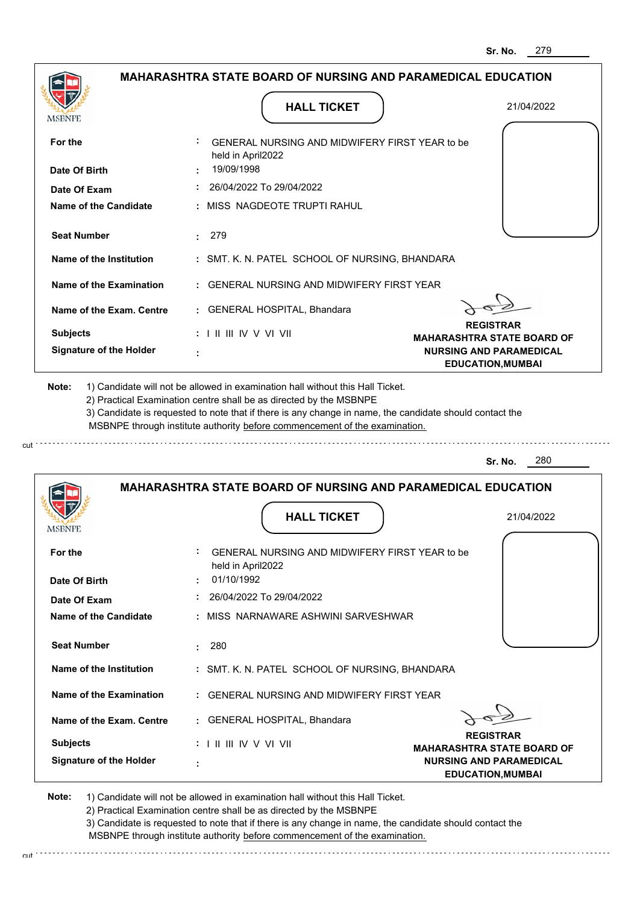Sr. No. 279

## MAHARASHTRA STATE BOARD OF NURSING AND PARAMEDICAL EDUCATION

MSBNPE

### HALL TICKET

21/04/2022

| | | |
|---|---|---|
| **For the** | : | GENERAL NURSING AND MIDWIFERY FIRST YEAR to be held in April2022 |
| **Date Of Birth** | : | 19/09/1998 |
| **Date Of Exam** | : | 26/04/2022 To 29/04/2022 |
| **Name of the Candidate** | : | MISS NAGDEOTE TRUPTI RAHUL |
| **Seat Number** | : | 279 |
| **Name of the Institution** | : | SMT. K. N. PATEL SCHOOL OF NURSING, BHANDARA |
| **Name of the Examination** | : | GENERAL NURSING AND MIDWIFERY FIRST YEAR |
| **Name of the Exam. Centre** | : | GENERAL HOSPITAL, Bhandara |
| **Subjects** | : | I II III IV V VI VII |
| **Signature of the Holder** | : | |

**REGISTRAR**
**MAHARASHTRA STATE BOARD OF NURSING AND PARAMEDICAL EDUCATION,MUMBAI**

**Note:** 1) Candidate will not be allowed in examination hall without this Hall Ticket.
2) Practical Examination centre shall be as directed by the MSBNPE
3) Candidate is requested to note that if there is any change in name, the candidate should contact the MSBNPE through institute authority before commencement of the examination.

cut

Sr. No. 280

## MAHARASHTRA STATE BOARD OF NURSING AND PARAMEDICAL EDUCATION

MSBNPE

### HALL TICKET

21/04/2022

| | | |
|---|---|---|
| **For the** | : | GENERAL NURSING AND MIDWIFERY FIRST YEAR to be held in April2022 |
| **Date Of Birth** | : | 01/10/1992 |
| **Date Of Exam** | : | 26/04/2022 To 29/04/2022 |
| **Name of the Candidate** | : | MISS NARNAWARE ASHWINI SARVESHWAR |
| **Seat Number** | : | 280 |
| **Name of the Institution** | : | SMT. K. N. PATEL SCHOOL OF NURSING, BHANDARA |
| **Name of the Examination** | : | GENERAL NURSING AND MIDWIFERY FIRST YEAR |
| **Name of the Exam. Centre** | : | GENERAL HOSPITAL, Bhandara |
| **Subjects** | : | I II III IV V VI VII |
| **Signature of the Holder** | : | |

**REGISTRAR**
**MAHARASHTRA STATE BOARD OF NURSING AND PARAMEDICAL EDUCATION,MUMBAI**

**Note:** 1) Candidate will not be allowed in examination hall without this Hall Ticket.
2) Practical Examination centre shall be as directed by the MSBNPE
3) Candidate is requested to note that if there is any change in name, the candidate should contact the MSBNPE through institute authority before commencement of the examination.

cut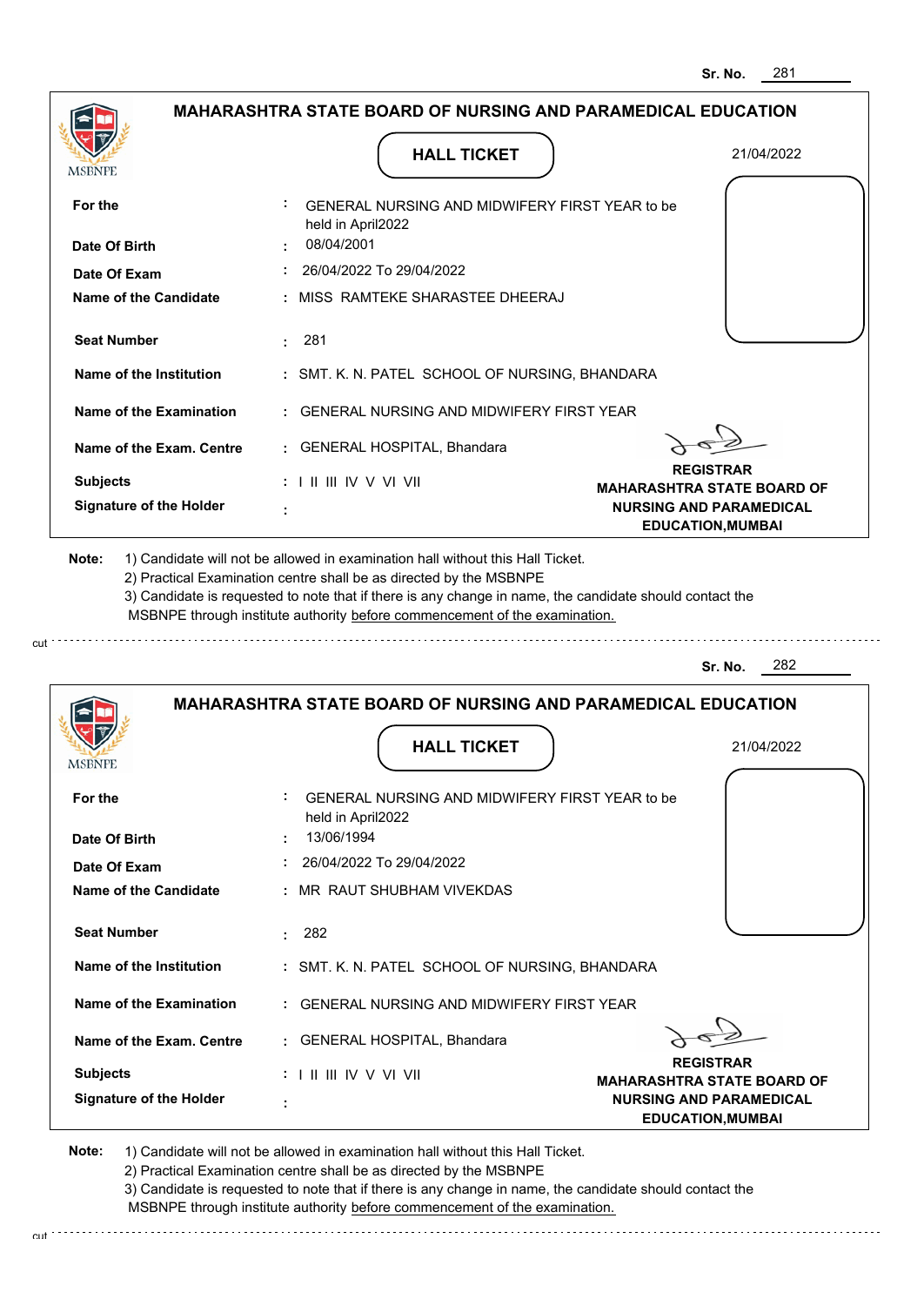Sr. No. 281

## MAHARASHTRA STATE BOARD OF NURSING AND PARAMEDICAL EDUCATION

MSBNPE

### HALL TICKET

21/04/2022

| | | |
|---|---|---|
| **For the** | : | GENERAL NURSING AND MIDWIFERY FIRST YEAR to be held in April2022 |
| **Date Of Birth** | : | 08/04/2001 |
| **Date Of Exam** | : | 26/04/2022 To 29/04/2022 |
| **Name of the Candidate** | : | MISS RAMTEKE SHARASTEE DHEERAJ |
| **Seat Number** | : | 281 |
| **Name of the Institution** | : | SMT. K. N. PATEL SCHOOL OF NURSING, BHANDARA |
| **Name of the Examination** | : | GENERAL NURSING AND MIDWIFERY FIRST YEAR |
| **Name of the Exam. Centre** | : | GENERAL HOSPITAL, Bhandara |
| **Subjects** | : | I II III IV V VI VII |
| **Signature of the Holder** | : | |

**REGISTRAR**
**MAHARASHTRA STATE BOARD OF NURSING AND PARAMEDICAL EDUCATION,MUMBAI**

**Note:** 1) Candidate will not be allowed in examination hall without this Hall Ticket.
2) Practical Examination centre shall be as directed by the MSBNPE
3) Candidate is requested to note that if there is any change in name, the candidate should contact the MSBNPE through institute authority before commencement of the examination.

cut

Sr. No. 282

## MAHARASHTRA STATE BOARD OF NURSING AND PARAMEDICAL EDUCATION

MSBNPE

### HALL TICKET

21/04/2022

| | | |
|---|---|---|
| **For the** | : | GENERAL NURSING AND MIDWIFERY FIRST YEAR to be held in April2022 |
| **Date Of Birth** | : | 13/06/1994 |
| **Date Of Exam** | : | 26/04/2022 To 29/04/2022 |
| **Name of the Candidate** | : | MR RAUT SHUBHAM VIVEKDAS |
| **Seat Number** | : | 282 |
| **Name of the Institution** | : | SMT. K. N. PATEL SCHOOL OF NURSING, BHANDARA |
| **Name of the Examination** | : | GENERAL NURSING AND MIDWIFERY FIRST YEAR |
| **Name of the Exam. Centre** | : | GENERAL HOSPITAL, Bhandara |
| **Subjects** | : | I II III IV V VI VII |
| **Signature of the Holder** | : | |

**REGISTRAR**
**MAHARASHTRA STATE BOARD OF NURSING AND PARAMEDICAL EDUCATION,MUMBAI**

**Note:** 1) Candidate will not be allowed in examination hall without this Hall Ticket.
2) Practical Examination centre shall be as directed by the MSBNPE
3) Candidate is requested to note that if there is any change in name, the candidate should contact the MSBNPE through institute authority before commencement of the examination.

cut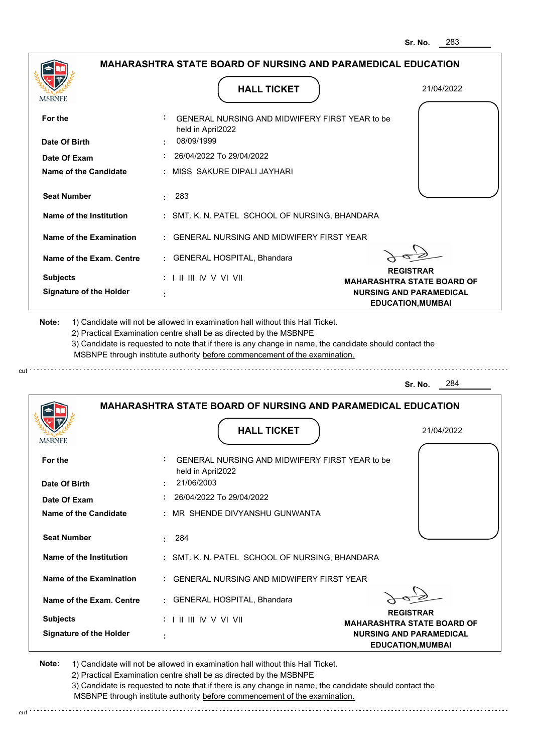Sr. No. 283

## MAHARASHTRA STATE BOARD OF NURSING AND PARAMEDICAL EDUCATION

### HALL TICKET

21/04/2022

| | | |
|---|---|---|
| **For the** | : | GENERAL NURSING AND MIDWIFERY FIRST YEAR to be held in April2022 |
| **Date Of Birth** | : | 08/09/1999 |
| **Date Of Exam** | : | 26/04/2022 To 29/04/2022 |
| **Name of the Candidate** | : | MISS SAKURE DIPALI JAYHARI |
| **Seat Number** | : | 283 |
| **Name of the Institution** | : | SMT. K. N. PATEL SCHOOL OF NURSING, BHANDARA |
| **Name of the Examination** | : | GENERAL NURSING AND MIDWIFERY FIRST YEAR |
| **Name of the Exam. Centre** | : | GENERAL HOSPITAL, Bhandara |
| **Subjects** | : | I II III IV V VI VII |
| **Signature of the Holder** | : | |

**REGISTRAR**
**MAHARASHTRA STATE BOARD OF NURSING AND PARAMEDICAL EDUCATION,MUMBAI**

**Note:**
1) Candidate will not be allowed in examination hall without this Hall Ticket.
2) Practical Examination centre shall be as directed by the MSBNPE
3) Candidate is requested to note that if there is any change in name, the candidate should contact the MSBNPE through institute authority before commencement of the examination.

---

Sr. No. 284

## MAHARASHTRA STATE BOARD OF NURSING AND PARAMEDICAL EDUCATION

### HALL TICKET

21/04/2022

| | | |
|---|---|---|
| **For the** | : | GENERAL NURSING AND MIDWIFERY FIRST YEAR to be held in April2022 |
| **Date Of Birth** | : | 21/06/2003 |
| **Date Of Exam** | : | 26/04/2022 To 29/04/2022 |
| **Name of the Candidate** | : | MR SHENDE DIVYANSHU GUNWANTA |
| **Seat Number** | : | 284 |
| **Name of the Institution** | : | SMT. K. N. PATEL SCHOOL OF NURSING, BHANDARA |
| **Name of the Examination** | : | GENERAL NURSING AND MIDWIFERY FIRST YEAR |
| **Name of the Exam. Centre** | : | GENERAL HOSPITAL, Bhandara |
| **Subjects** | : | I II III IV V VI VII |
| **Signature of the Holder** | : | |

**REGISTRAR**
**MAHARASHTRA STATE BOARD OF NURSING AND PARAMEDICAL EDUCATION,MUMBAI**

**Note:**
1) Candidate will not be allowed in examination hall without this Hall Ticket.
2) Practical Examination centre shall be as directed by the MSBNPE
3) Candidate is requested to note that if there is any change in name, the candidate should contact the MSBNPE through institute authority before commencement of the examination.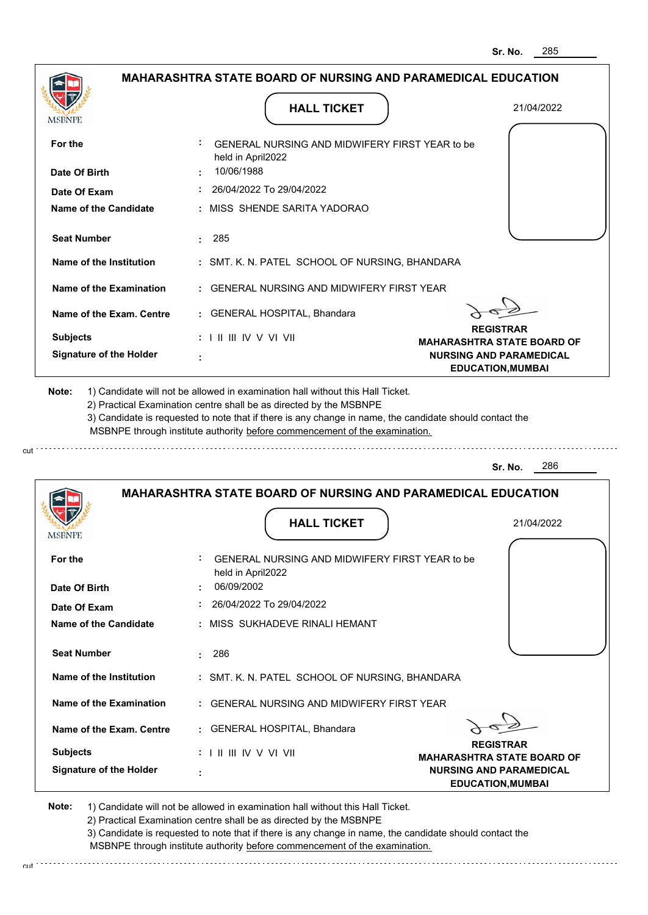Sr. No. 285

## MAHARASHTRA STATE BOARD OF NURSING AND PARAMEDICAL EDUCATION

MSBNPE

### HALL TICKET

21/04/2022

| | | |
|---|---|---|
| **For the** | : | GENERAL NURSING AND MIDWIFERY FIRST YEAR to be held in April2022 |
| **Date Of Birth** | : | 10/06/1988 |
| **Date Of Exam** | : | 26/04/2022 To 29/04/2022 |
| **Name of the Candidate** | : | MISS SHENDE SARITA YADORAO |
| **Seat Number** | : | 285 |
| **Name of the Institution** | : | SMT. K. N. PATEL SCHOOL OF NURSING, BHANDARA |
| **Name of the Examination** | : | GENERAL NURSING AND MIDWIFERY FIRST YEAR |
| **Name of the Exam. Centre** | : | GENERAL HOSPITAL, Bhandara |
| **Subjects** | : | I II III IV V VI VII |
| **Signature of the Holder** | : | |

**REGISTRAR**
**MAHARASHTRA STATE BOARD OF NURSING AND PARAMEDICAL EDUCATION,MUMBAI**

**Note:**
1) Candidate will not be allowed in examination hall without this Hall Ticket.
2) Practical Examination centre shall be as directed by the MSBNPE
3) Candidate is requested to note that if there is any change in name, the candidate should contact the MSBNPE through institute authority before commencement of the examination.

cut

Sr. No. 286

## MAHARASHTRA STATE BOARD OF NURSING AND PARAMEDICAL EDUCATION

MSBNPE

### HALL TICKET

21/04/2022

| | | |
|---|---|---|
| **For the** | : | GENERAL NURSING AND MIDWIFERY FIRST YEAR to be held in April2022 |
| **Date Of Birth** | : | 06/09/2002 |
| **Date Of Exam** | : | 26/04/2022 To 29/04/2022 |
| **Name of the Candidate** | : | MISS SUKHADEVE RINALI HEMANT |
| **Seat Number** | : | 286 |
| **Name of the Institution** | : | SMT. K. N. PATEL SCHOOL OF NURSING, BHANDARA |
| **Name of the Examination** | : | GENERAL NURSING AND MIDWIFERY FIRST YEAR |
| **Name of the Exam. Centre** | : | GENERAL HOSPITAL, Bhandara |
| **Subjects** | : | I II III IV V VI VII |
| **Signature of the Holder** | : | |

**REGISTRAR**
**MAHARASHTRA STATE BOARD OF NURSING AND PARAMEDICAL EDUCATION,MUMBAI**

**Note:**
1) Candidate will not be allowed in examination hall without this Hall Ticket.
2) Practical Examination centre shall be as directed by the MSBNPE
3) Candidate is requested to note that if there is any change in name, the candidate should contact the MSBNPE through institute authority before commencement of the examination.

cut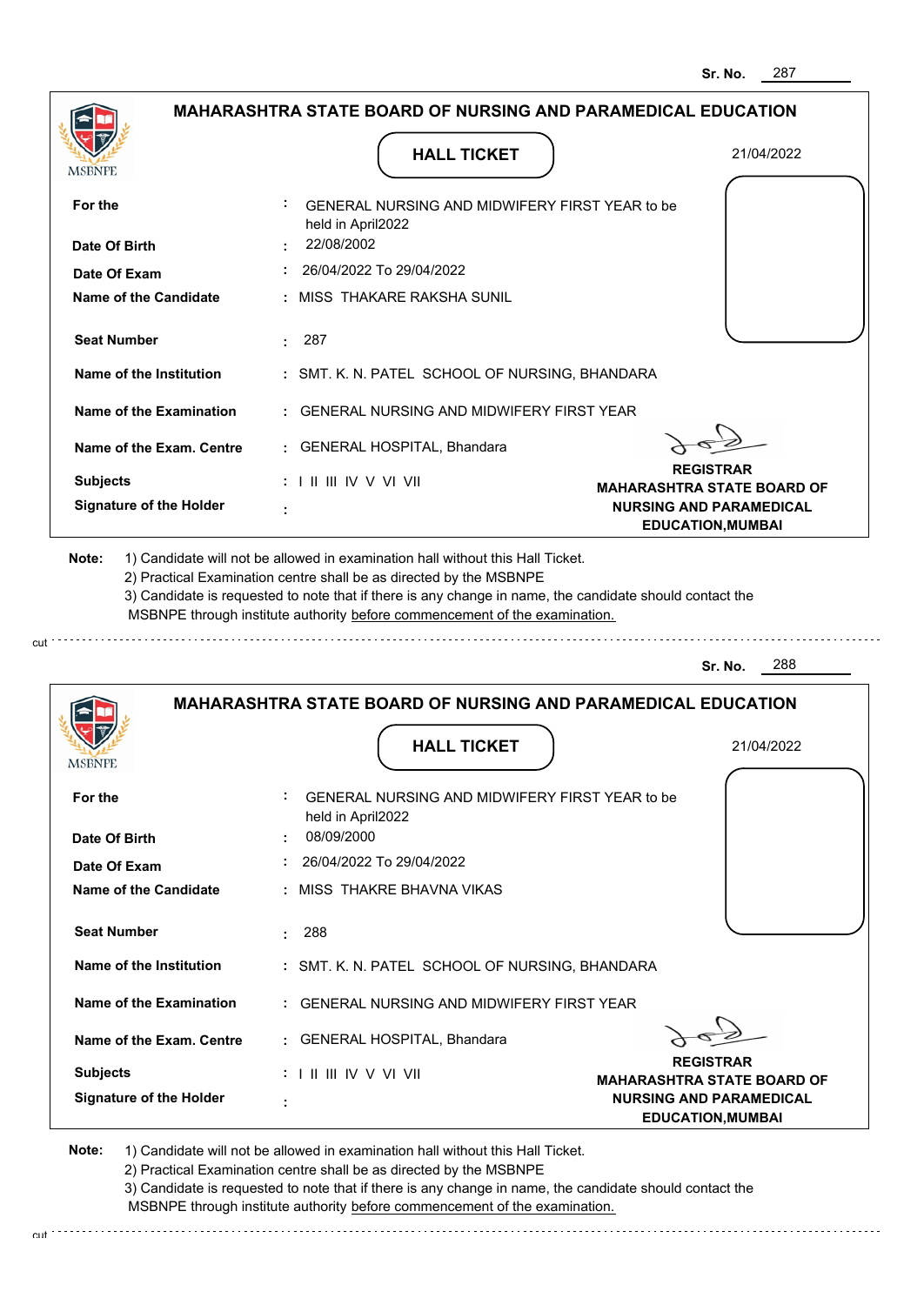Sr. No. 287

## MAHARASHTRA STATE BOARD OF NURSING AND PARAMEDICAL EDUCATION

MSBNPE

### HALL TICKET

21/04/2022

| | | |
|---|---|---|
| **For the** | : | GENERAL NURSING AND MIDWIFERY FIRST YEAR to be held in April2022 |
| **Date Of Birth** | : | 22/08/2002 |
| **Date Of Exam** | : | 26/04/2022 To 29/04/2022 |
| **Name of the Candidate** | : | MISS THAKARE RAKSHA SUNIL |
| **Seat Number** | : | 287 |
| **Name of the Institution** | : | SMT. K. N. PATEL SCHOOL OF NURSING, BHANDARA |
| **Name of the Examination** | : | GENERAL NURSING AND MIDWIFERY FIRST YEAR |
| **Name of the Exam. Centre** | : | GENERAL HOSPITAL, Bhandara |
| **Subjects** | : | I II III IV V VI VII |
| **Signature of the Holder** | : | |

**REGISTRAR**
**MAHARASHTRA STATE BOARD OF NURSING AND PARAMEDICAL EDUCATION,MUMBAI**

**Note:** 1) Candidate will not be allowed in examination hall without this Hall Ticket.
2) Practical Examination centre shall be as directed by the MSBNPE
3) Candidate is requested to note that if there is any change in name, the candidate should contact the MSBNPE through institute authority before commencement of the examination.

cut

---

Sr. No. 288

## MAHARASHTRA STATE BOARD OF NURSING AND PARAMEDICAL EDUCATION

MSBNPE

### HALL TICKET

21/04/2022

| | | |
|---|---|---|
| **For the** | : | GENERAL NURSING AND MIDWIFERY FIRST YEAR to be held in April2022 |
| **Date Of Birth** | : | 08/09/2000 |
| **Date Of Exam** | : | 26/04/2022 To 29/04/2022 |
| **Name of the Candidate** | : | MISS THAKRE BHAVNA VIKAS |
| **Seat Number** | : | 288 |
| **Name of the Institution** | : | SMT. K. N. PATEL SCHOOL OF NURSING, BHANDARA |
| **Name of the Examination** | : | GENERAL NURSING AND MIDWIFERY FIRST YEAR |
| **Name of the Exam. Centre** | : | GENERAL HOSPITAL, Bhandara |
| **Subjects** | : | I II III IV V VI VII |
| **Signature of the Holder** | : | |

**REGISTRAR**
**MAHARASHTRA STATE BOARD OF NURSING AND PARAMEDICAL EDUCATION,MUMBAI**

**Note:** 1) Candidate will not be allowed in examination hall without this Hall Ticket.
2) Practical Examination centre shall be as directed by the MSBNPE
3) Candidate is requested to note that if there is any change in name, the candidate should contact the MSBNPE through institute authority before commencement of the examination.

cut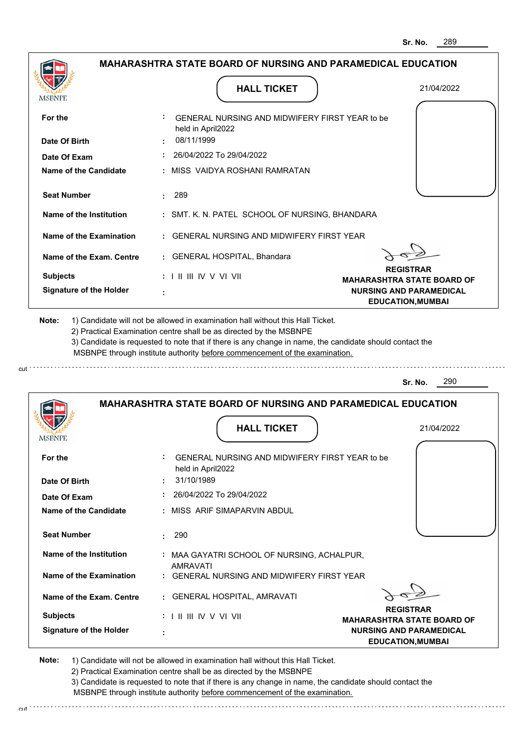Sr. No. 289

## MAHARASHTRA STATE BOARD OF NURSING AND PARAMEDICAL EDUCATION

MSBNPE

### HALL TICKET

21/04/2022

| | | |
|---|---|---|
| **For the** | : | GENERAL NURSING AND MIDWIFERY FIRST YEAR to be held in April2022 |
| **Date Of Birth** | : | 08/11/1999 |
| **Date Of Exam** | : | 26/04/2022 To 29/04/2022 |
| **Name of the Candidate** | : | MISS VAIDYA ROSHANI RAMRATAN |
| **Seat Number** | : | 289 |
| **Name of the Institution** | : | SMT. K. N. PATEL SCHOOL OF NURSING, BHANDARA |
| **Name of the Examination** | : | GENERAL NURSING AND MIDWIFERY FIRST YEAR |
| **Name of the Exam. Centre** | : | GENERAL HOSPITAL, Bhandara |
| **Subjects** | : | I II III IV V VI VII |
| **Signature of the Holder** | : | |

**REGISTRAR**
**MAHARASHTRA STATE BOARD OF NURSING AND PARAMEDICAL EDUCATION,MUMBAI**

**Note:** 1) Candidate will not be allowed in examination hall without this Hall Ticket.
2) Practical Examination centre shall be as directed by the MSBNPE
3) Candidate is requested to note that if there is any change in name, the candidate should contact the MSBNPE through institute authority before commencement of the examination.

cut

Sr. No. 290

## MAHARASHTRA STATE BOARD OF NURSING AND PARAMEDICAL EDUCATION

MSBNPE

### HALL TICKET

21/04/2022

| | | |
|---|---|---|
| **For the** | : | GENERAL NURSING AND MIDWIFERY FIRST YEAR to be held in April2022 |
| **Date Of Birth** | : | 31/10/1989 |
| **Date Of Exam** | : | 26/04/2022 To 29/04/2022 |
| **Name of the Candidate** | : | MISS ARIF SIMAPARVIN ABDUL |
| **Seat Number** | : | 290 |
| **Name of the Institution** | : | MAA GAYATRI SCHOOL OF NURSING, ACHALPUR, AMRAVATI |
| **Name of the Examination** | : | GENERAL NURSING AND MIDWIFERY FIRST YEAR |
| **Name of the Exam. Centre** | : | GENERAL HOSPITAL, AMRAVATI |
| **Subjects** | : | I II III IV V VI VII |
| **Signature of the Holder** | : | |

**REGISTRAR**
**MAHARASHTRA STATE BOARD OF NURSING AND PARAMEDICAL EDUCATION,MUMBAI**

**Note:** 1) Candidate will not be allowed in examination hall without this Hall Ticket.
2) Practical Examination centre shall be as directed by the MSBNPE
3) Candidate is requested to note that if there is any change in name, the candidate should contact the MSBNPE through institute authority before commencement of the examination.

cut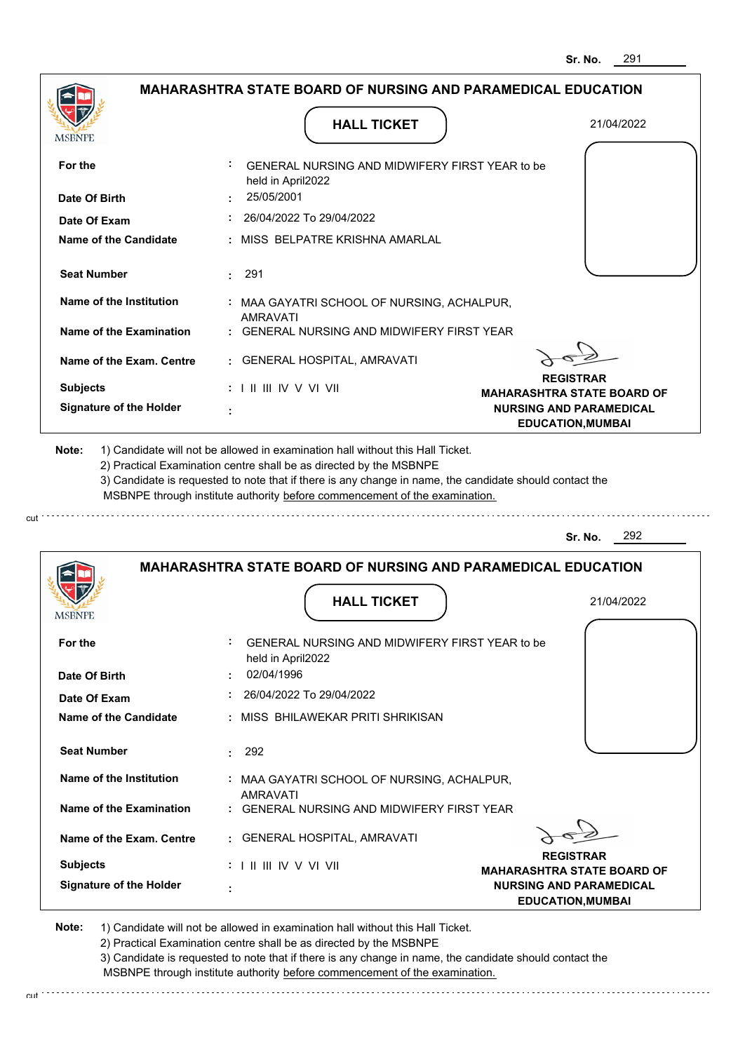Sr. No. 291

## MAHARASHTRA STATE BOARD OF NURSING AND PARAMEDICAL EDUCATION

### HALL TICKET

21/04/2022

| | | |
|---|---|---|
| **For the** | : | GENERAL NURSING AND MIDWIFERY FIRST YEAR to be held in April2022 |
| **Date Of Birth** | : | 25/05/2001 |
| **Date Of Exam** | : | 26/04/2022 To 29/04/2022 |
| **Name of the Candidate** | : | MISS BELPATRE KRISHNA AMARLAL |
| **Seat Number** | : | 291 |
| **Name of the Institution** | : | MAA GAYATRI SCHOOL OF NURSING, ACHALPUR, AMRAVATI |
| **Name of the Examination** | : | GENERAL NURSING AND MIDWIFERY FIRST YEAR |
| **Name of the Exam. Centre** | : | GENERAL HOSPITAL, AMRAVATI |
| **Subjects** | : | I II III IV V VI VII |
| **Signature of the Holder** | : | |

**REGISTRAR**
**MAHARASHTRA STATE BOARD OF NURSING AND PARAMEDICAL EDUCATION,MUMBAI**

**Note:** 1) Candidate will not be allowed in examination hall without this Hall Ticket.
2) Practical Examination centre shall be as directed by the MSBNPE
3) Candidate is requested to note that if there is any change in name, the candidate should contact the MSBNPE through institute authority before commencement of the examination.

---

Sr. No. 292

## MAHARASHTRA STATE BOARD OF NURSING AND PARAMEDICAL EDUCATION

### HALL TICKET

21/04/2022

| | | |
|---|---|---|
| **For the** | : | GENERAL NURSING AND MIDWIFERY FIRST YEAR to be held in April2022 |
| **Date Of Birth** | : | 02/04/1996 |
| **Date Of Exam** | : | 26/04/2022 To 29/04/2022 |
| **Name of the Candidate** | : | MISS BHILAWEKAR PRITI SHRIKISAN |
| **Seat Number** | : | 292 |
| **Name of the Institution** | : | MAA GAYATRI SCHOOL OF NURSING, ACHALPUR, AMRAVATI |
| **Name of the Examination** | : | GENERAL NURSING AND MIDWIFERY FIRST YEAR |
| **Name of the Exam. Centre** | : | GENERAL HOSPITAL, AMRAVATI |
| **Subjects** | : | I II III IV V VI VII |
| **Signature of the Holder** | : | |

**REGISTRAR**
**MAHARASHTRA STATE BOARD OF NURSING AND PARAMEDICAL EDUCATION,MUMBAI**

**Note:** 1) Candidate will not be allowed in examination hall without this Hall Ticket.
2) Practical Examination centre shall be as directed by the MSBNPE
3) Candidate is requested to note that if there is any change in name, the candidate should contact the MSBNPE through institute authority before commencement of the examination.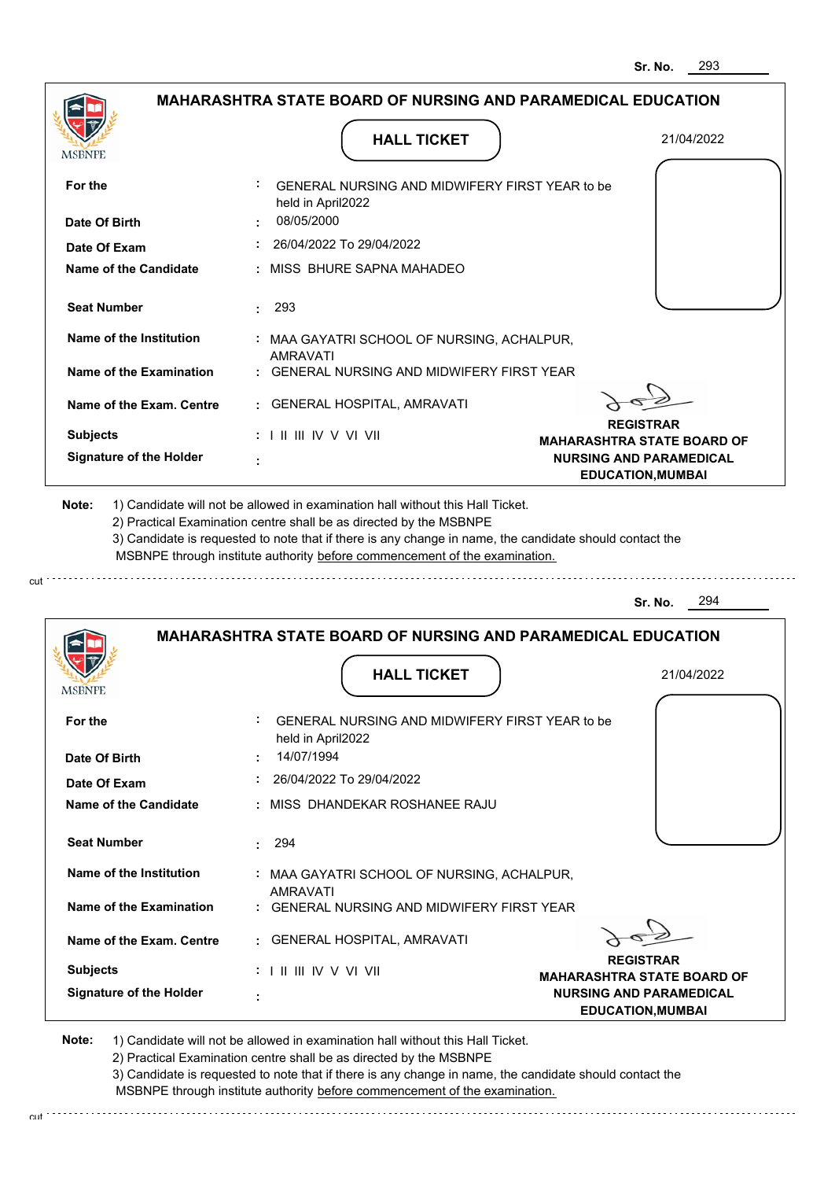Sr. No. 293

## MAHARASHTRA STATE BOARD OF NURSING AND PARAMEDICAL EDUCATION

MSBNPE

**HALL TICKET**

21/04/2022

| | | |
|---|---|---|
| **For the** | : | GENERAL NURSING AND MIDWIFERY FIRST YEAR to be held in April2022 |
| **Date Of Birth** | : | 08/05/2000 |
| **Date Of Exam** | : | 26/04/2022 To 29/04/2022 |
| **Name of the Candidate** | : | MISS BHURE SAPNA MAHADEO |
| **Seat Number** | : | 293 |
| **Name of the Institution** | : | MAA GAYATRI SCHOOL OF NURSING, ACHALPUR, AMRAVATI |
| **Name of the Examination** | : | GENERAL NURSING AND MIDWIFERY FIRST YEAR |
| **Name of the Exam. Centre** | : | GENERAL HOSPITAL, AMRAVATI |
| **Subjects** | : | I II III IV V VI VII |
| **Signature of the Holder** | : | |

**REGISTRAR**
**MAHARASHTRA STATE BOARD OF NURSING AND PARAMEDICAL EDUCATION,MUMBAI**

**Note:**
1) Candidate will not be allowed in examination hall without this Hall Ticket.
2) Practical Examination centre shall be as directed by the MSBNPE
3) Candidate is requested to note that if there is any change in name, the candidate should contact the MSBNPE through institute authority before commencement of the examination.

cut

---

Sr. No. 294

## MAHARASHTRA STATE BOARD OF NURSING AND PARAMEDICAL EDUCATION

MSBNPE

**HALL TICKET**

21/04/2022

| | | |
|---|---|---|
| **For the** | : | GENERAL NURSING AND MIDWIFERY FIRST YEAR to be held in April2022 |
| **Date Of Birth** | : | 14/07/1994 |
| **Date Of Exam** | : | 26/04/2022 To 29/04/2022 |
| **Name of the Candidate** | : | MISS DHANDEKAR ROSHANEE RAJU |
| **Seat Number** | : | 294 |
| **Name of the Institution** | : | MAA GAYATRI SCHOOL OF NURSING, ACHALPUR, AMRAVATI |
| **Name of the Examination** | : | GENERAL NURSING AND MIDWIFERY FIRST YEAR |
| **Name of the Exam. Centre** | : | GENERAL HOSPITAL, AMRAVATI |
| **Subjects** | : | I II III IV V VI VII |
| **Signature of the Holder** | : | |

**REGISTRAR**
**MAHARASHTRA STATE BOARD OF NURSING AND PARAMEDICAL EDUCATION,MUMBAI**

**Note:**
1) Candidate will not be allowed in examination hall without this Hall Ticket.
2) Practical Examination centre shall be as directed by the MSBNPE
3) Candidate is requested to note that if there is any change in name, the candidate should contact the MSBNPE through institute authority before commencement of the examination.

cut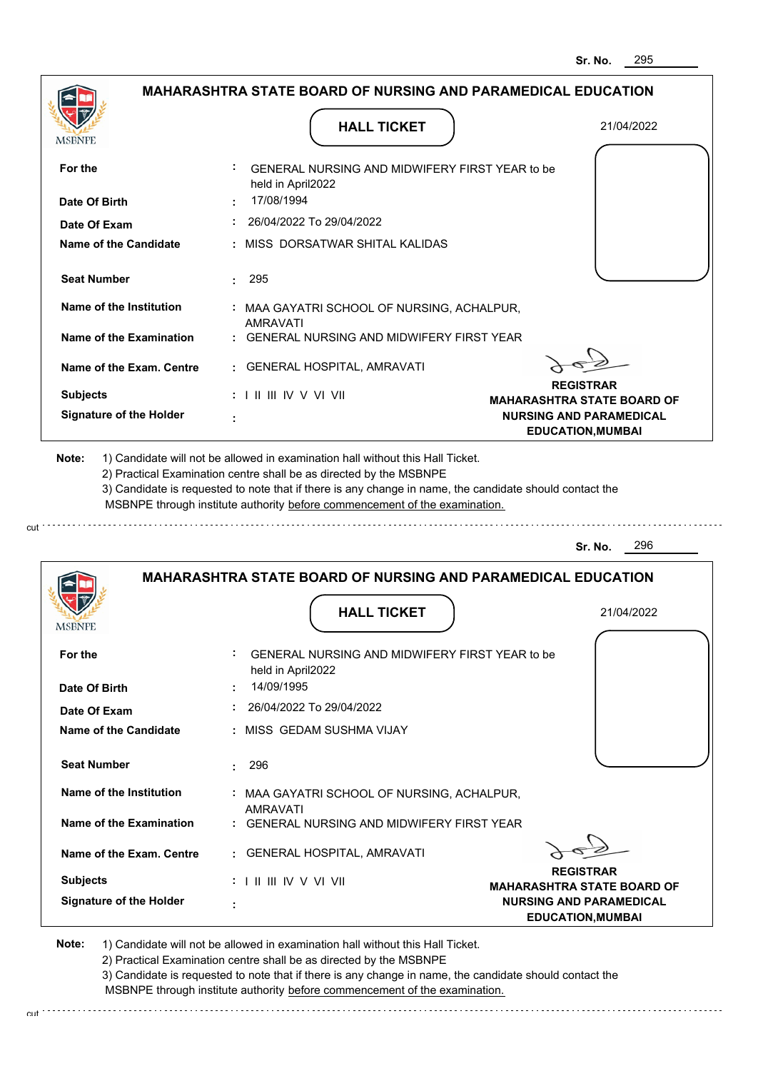Sr. No. 295

## MAHARASHTRA STATE BOARD OF NURSING AND PARAMEDICAL EDUCATION

MSBNPE

### HALL TICKET

21/04/2022

| | | |
|---|---|---|
| **For the** | : | GENERAL NURSING AND MIDWIFERY FIRST YEAR to be held in April2022 |
| **Date Of Birth** | : | 17/08/1994 |
| **Date Of Exam** | : | 26/04/2022 To 29/04/2022 |
| **Name of the Candidate** | : | MISS DORSATWAR SHITAL KALIDAS |
| **Seat Number** | : | 295 |
| **Name of the Institution** | : | MAA GAYATRI SCHOOL OF NURSING, ACHALPUR, AMRAVATI |
| **Name of the Examination** | : | GENERAL NURSING AND MIDWIFERY FIRST YEAR |
| **Name of the Exam. Centre** | : | GENERAL HOSPITAL, AMRAVATI |
| **Subjects** | : | I II III IV V VI VII |
| **Signature of the Holder** | : | |

**REGISTRAR**
**MAHARASHTRA STATE BOARD OF NURSING AND PARAMEDICAL EDUCATION,MUMBAI**

**Note:** 1) Candidate will not be allowed in examination hall without this Hall Ticket.
2) Practical Examination centre shall be as directed by the MSBNPE
3) Candidate is requested to note that if there is any change in name, the candidate should contact the MSBNPE through institute authority before commencement of the examination.

cut

---

Sr. No. 296

## MAHARASHTRA STATE BOARD OF NURSING AND PARAMEDICAL EDUCATION

MSBNPE

### HALL TICKET

21/04/2022

| | | |
|---|---|---|
| **For the** | : | GENERAL NURSING AND MIDWIFERY FIRST YEAR to be held in April2022 |
| **Date Of Birth** | : | 14/09/1995 |
| **Date Of Exam** | : | 26/04/2022 To 29/04/2022 |
| **Name of the Candidate** | : | MISS GEDAM SUSHMA VIJAY |
| **Seat Number** | : | 296 |
| **Name of the Institution** | : | MAA GAYATRI SCHOOL OF NURSING, ACHALPUR, AMRAVATI |
| **Name of the Examination** | : | GENERAL NURSING AND MIDWIFERY FIRST YEAR |
| **Name of the Exam. Centre** | : | GENERAL HOSPITAL, AMRAVATI |
| **Subjects** | : | I II III IV V VI VII |
| **Signature of the Holder** | : | |

**REGISTRAR**
**MAHARASHTRA STATE BOARD OF NURSING AND PARAMEDICAL EDUCATION,MUMBAI**

**Note:** 1) Candidate will not be allowed in examination hall without this Hall Ticket.
2) Practical Examination centre shall be as directed by the MSBNPE
3) Candidate is requested to note that if there is any change in name, the candidate should contact the MSBNPE through institute authority before commencement of the examination.

cut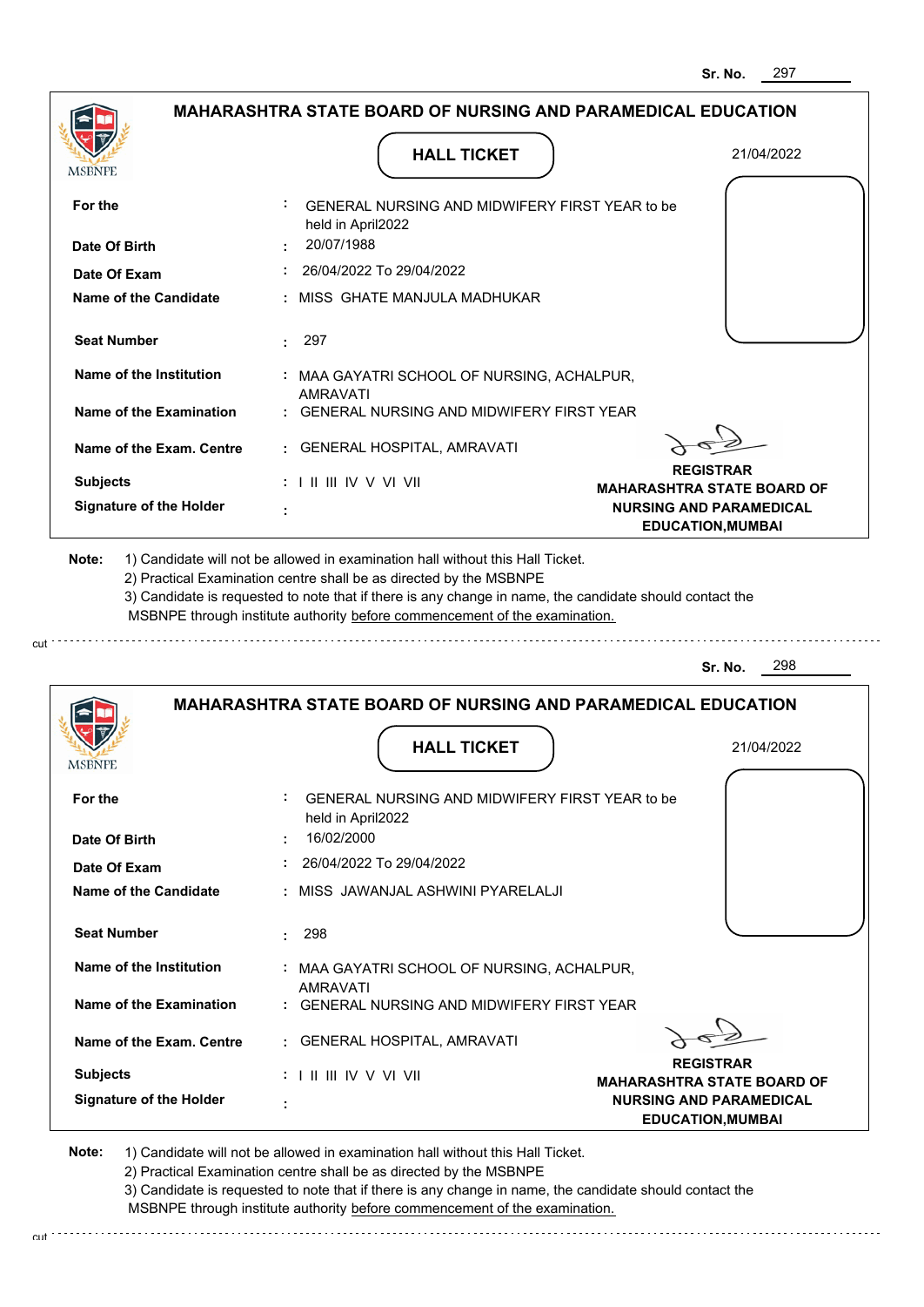Sr. No. 297

## MAHARASHTRA STATE BOARD OF NURSING AND PARAMEDICAL EDUCATION

MSBNPE

### HALL TICKET

21/04/2022

| | | |
|---|---|---|
| **For the** | : | GENERAL NURSING AND MIDWIFERY FIRST YEAR to be held in April2022 |
| **Date Of Birth** | : | 20/07/1988 |
| **Date Of Exam** | : | 26/04/2022 To 29/04/2022 |
| **Name of the Candidate** | : | MISS GHATE MANJULA MADHUKAR |
| **Seat Number** | : | 297 |
| **Name of the Institution** | : | MAA GAYATRI SCHOOL OF NURSING, ACHALPUR, AMRAVATI |
| **Name of the Examination** | : | GENERAL NURSING AND MIDWIFERY FIRST YEAR |
| **Name of the Exam. Centre** | : | GENERAL HOSPITAL, AMRAVATI |
| **Subjects** | : | I II III IV V VI VII |
| **Signature of the Holder** | : | |

**REGISTRAR**
**MAHARASHTRA STATE BOARD OF NURSING AND PARAMEDICAL EDUCATION,MUMBAI**

**Note:** 1) Candidate will not be allowed in examination hall without this Hall Ticket.
2) Practical Examination centre shall be as directed by the MSBNPE
3) Candidate is requested to note that if there is any change in name, the candidate should contact the MSBNPE through institute authority before commencement of the examination.

cut

---

Sr. No. 298

## MAHARASHTRA STATE BOARD OF NURSING AND PARAMEDICAL EDUCATION

MSBNPE

### HALL TICKET

21/04/2022

| | | |
|---|---|---|
| **For the** | : | GENERAL NURSING AND MIDWIFERY FIRST YEAR to be held in April2022 |
| **Date Of Birth** | : | 16/02/2000 |
| **Date Of Exam** | : | 26/04/2022 To 29/04/2022 |
| **Name of the Candidate** | : | MISS JAWANJAL ASHWINI PYARELALJI |
| **Seat Number** | : | 298 |
| **Name of the Institution** | : | MAA GAYATRI SCHOOL OF NURSING, ACHALPUR, AMRAVATI |
| **Name of the Examination** | : | GENERAL NURSING AND MIDWIFERY FIRST YEAR |
| **Name of the Exam. Centre** | : | GENERAL HOSPITAL, AMRAVATI |
| **Subjects** | : | I II III IV V VI VII |
| **Signature of the Holder** | : | |

**REGISTRAR**
**MAHARASHTRA STATE BOARD OF NURSING AND PARAMEDICAL EDUCATION,MUMBAI**

**Note:** 1) Candidate will not be allowed in examination hall without this Hall Ticket.
2) Practical Examination centre shall be as directed by the MSBNPE
3) Candidate is requested to note that if there is any change in name, the candidate should contact the MSBNPE through institute authority before commencement of the examination.

cut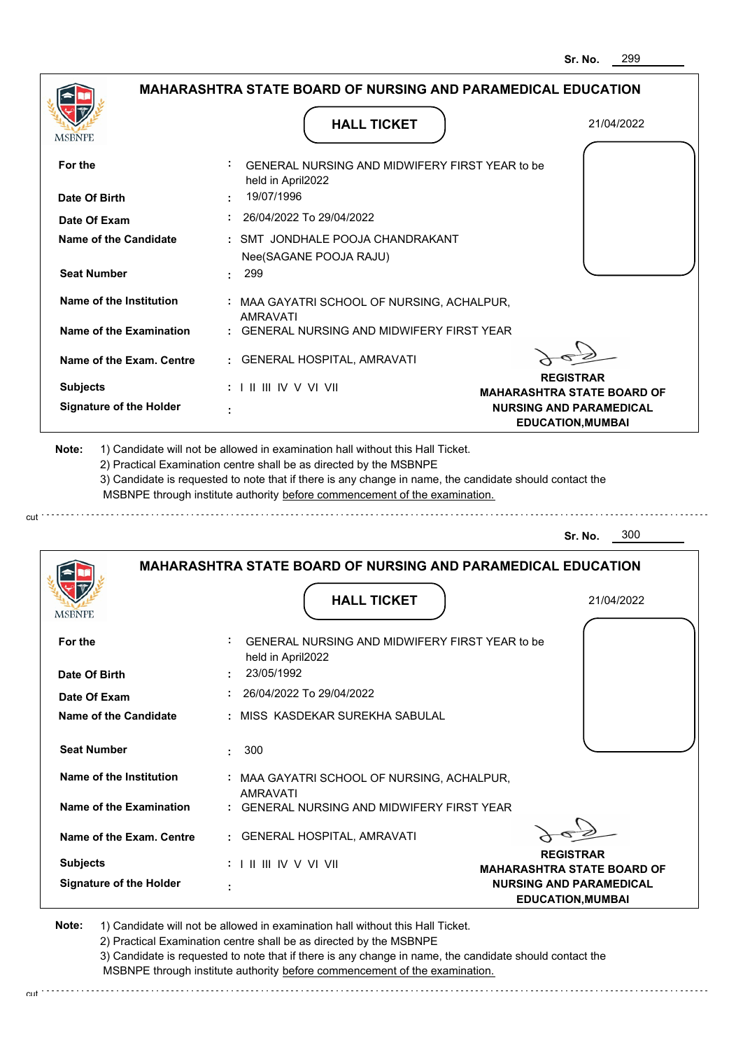Sr. No. 299

## MAHARASHTRA STATE BOARD OF NURSING AND PARAMEDICAL EDUCATION

MSBNPE

### HALL TICKET

21/04/2022

| | | |
|---|---|---|
| **For the** | : | GENERAL NURSING AND MIDWIFERY FIRST YEAR to be held in April2022 |
| **Date Of Birth** | : | 19/07/1996 |
| **Date Of Exam** | : | 26/04/2022 To 29/04/2022 |
| **Name of the Candidate** | : | SMT JONDHALE POOJA CHANDRAKANT Nee(SAGANE POOJA RAJU) |
| **Seat Number** | : | 299 |
| **Name of the Institution** | : | MAA GAYATRI SCHOOL OF NURSING, ACHALPUR, AMRAVATI |
| **Name of the Examination** | : | GENERAL NURSING AND MIDWIFERY FIRST YEAR |
| **Name of the Exam. Centre** | : | GENERAL HOSPITAL, AMRAVATI |
| **Subjects** | : | I II III IV V VI VII |
| **Signature of the Holder** | : | |

**REGISTRAR**
**MAHARASHTRA STATE BOARD OF NURSING AND PARAMEDICAL EDUCATION,MUMBAI**

**Note:**
1) Candidate will not be allowed in examination hall without this Hall Ticket.
2) Practical Examination centre shall be as directed by the MSBNPE
3) Candidate is requested to note that if there is any change in name, the candidate should contact the MSBNPE through institute authority before commencement of the examination.

cut

Sr. No. 300

## MAHARASHTRA STATE BOARD OF NURSING AND PARAMEDICAL EDUCATION

MSBNPE

### HALL TICKET

21/04/2022

| | | |
|---|---|---|
| **For the** | : | GENERAL NURSING AND MIDWIFERY FIRST YEAR to be held in April2022 |
| **Date Of Birth** | : | 23/05/1992 |
| **Date Of Exam** | : | 26/04/2022 To 29/04/2022 |
| **Name of the Candidate** | : | MISS KASDEKAR SUREKHA SABULAL |
| **Seat Number** | : | 300 |
| **Name of the Institution** | : | MAA GAYATRI SCHOOL OF NURSING, ACHALPUR, AMRAVATI |
| **Name of the Examination** | : | GENERAL NURSING AND MIDWIFERY FIRST YEAR |
| **Name of the Exam. Centre** | : | GENERAL HOSPITAL, AMRAVATI |
| **Subjects** | : | I II III IV V VI VII |
| **Signature of the Holder** | : | |

**REGISTRAR**
**MAHARASHTRA STATE BOARD OF NURSING AND PARAMEDICAL EDUCATION,MUMBAI**

**Note:**
1) Candidate will not be allowed in examination hall without this Hall Ticket.
2) Practical Examination centre shall be as directed by the MSBNPE
3) Candidate is requested to note that if there is any change in name, the candidate should contact the MSBNPE through institute authority before commencement of the examination.

cut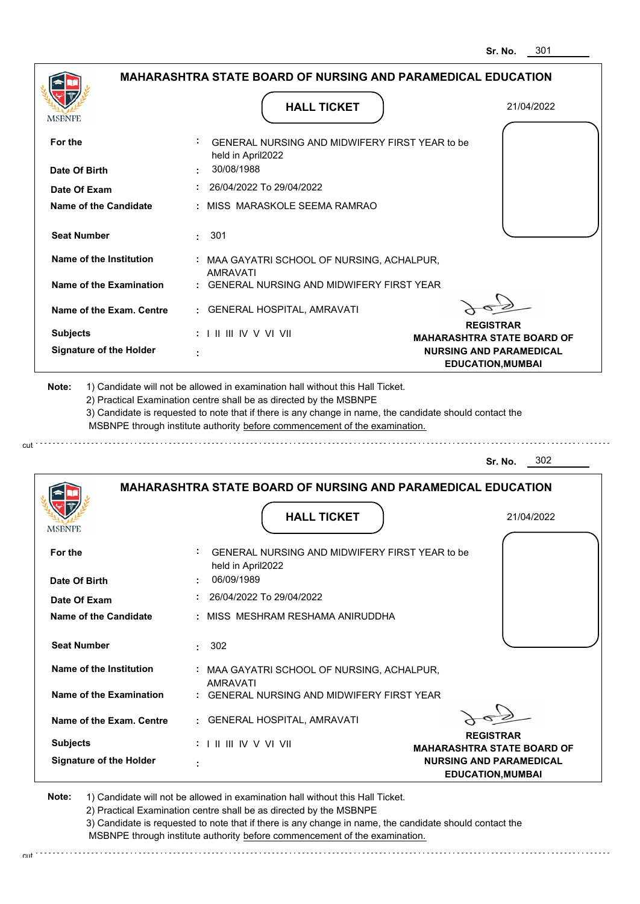Sr. No. 301

## MAHARASHTRA STATE BOARD OF NURSING AND PARAMEDICAL EDUCATION

MSBNPE

### HALL TICKET

21/04/2022

| | | |
|---|---|---|
| For the | : | GENERAL NURSING AND MIDWIFERY FIRST YEAR to be held in April2022 |
| Date Of Birth | : | 30/08/1988 |
| Date Of Exam | : | 26/04/2022 To 29/04/2022 |
| Name of the Candidate | : | MISS MARASKOLE SEEMA RAMRAO |
| Seat Number | : | 301 |
| Name of the Institution | : | MAA GAYATRI SCHOOL OF NURSING, ACHALPUR, AMRAVATI |
| Name of the Examination | : | GENERAL NURSING AND MIDWIFERY FIRST YEAR |
| Name of the Exam. Centre | : | GENERAL HOSPITAL, AMRAVATI |
| Subjects | : | I II III IV V VI VII |
| Signature of the Holder | : | |

**REGISTRAR**
**MAHARASHTRA STATE BOARD OF NURSING AND PARAMEDICAL EDUCATION,MUMBAI**

**Note:**
1) Candidate will not be allowed in examination hall without this Hall Ticket.
2) Practical Examination centre shall be as directed by the MSBNPE
3) Candidate is requested to note that if there is any change in name, the candidate should contact the MSBNPE through institute authority before commencement of the examination.

cut

Sr. No. 302

## MAHARASHTRA STATE BOARD OF NURSING AND PARAMEDICAL EDUCATION

MSBNPE

### HALL TICKET

21/04/2022

| | | |
|---|---|---|
| For the | : | GENERAL NURSING AND MIDWIFERY FIRST YEAR to be held in April2022 |
| Date Of Birth | : | 06/09/1989 |
| Date Of Exam | : | 26/04/2022 To 29/04/2022 |
| Name of the Candidate | : | MISS MESHRAM RESHAMA ANIRUDDHA |
| Seat Number | : | 302 |
| Name of the Institution | : | MAA GAYATRI SCHOOL OF NURSING, ACHALPUR, AMRAVATI |
| Name of the Examination | : | GENERAL NURSING AND MIDWIFERY FIRST YEAR |
| Name of the Exam. Centre | : | GENERAL HOSPITAL, AMRAVATI |
| Subjects | : | I II III IV V VI VII |
| Signature of the Holder | : | |

**REGISTRAR**
**MAHARASHTRA STATE BOARD OF NURSING AND PARAMEDICAL EDUCATION,MUMBAI**

**Note:**
1) Candidate will not be allowed in examination hall without this Hall Ticket.
2) Practical Examination centre shall be as directed by the MSBNPE
3) Candidate is requested to note that if there is any change in name, the candidate should contact the MSBNPE through institute authority before commencement of the examination.

cut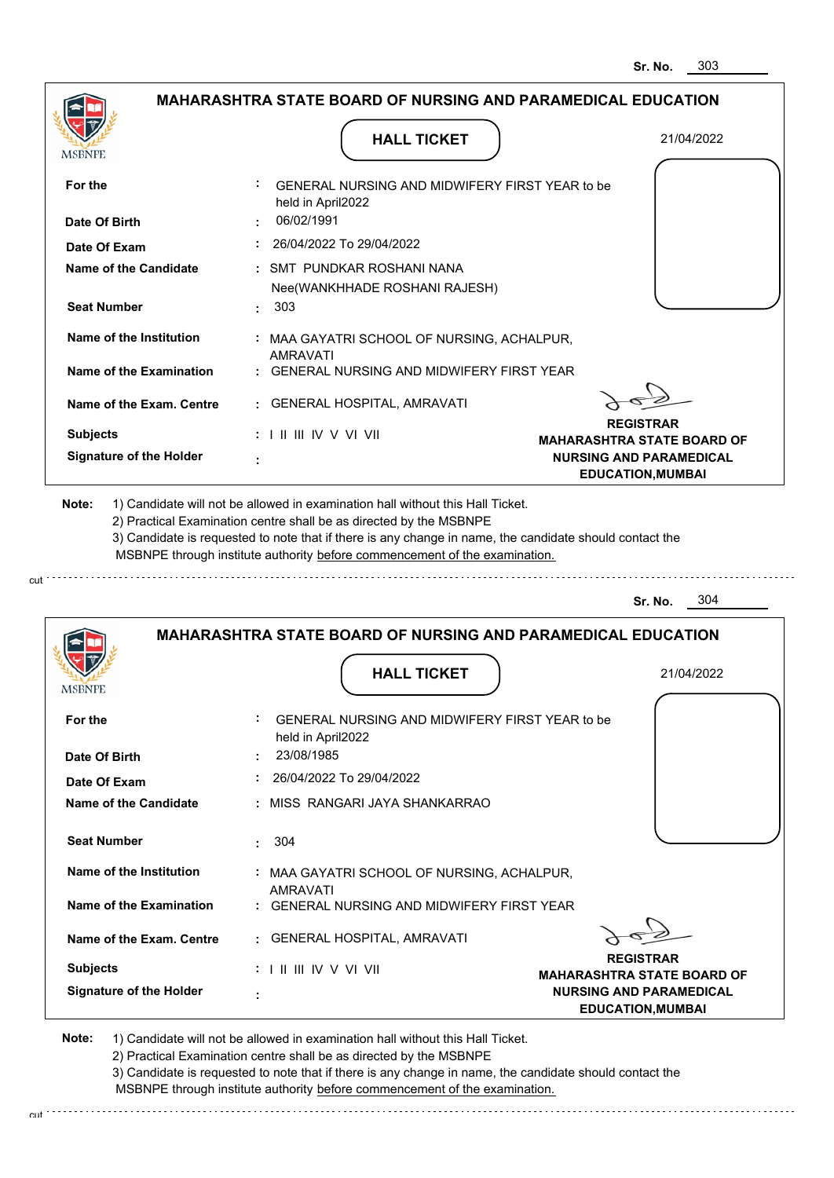Sr. No. 303

## MAHARASHTRA STATE BOARD OF NURSING AND PARAMEDICAL EDUCATION

MSBNPE

### HALL TICKET

21/04/2022

| | | |
|---|---|---|
| **For the** | : | GENERAL NURSING AND MIDWIFERY FIRST YEAR to be held in April2022 |
| **Date Of Birth** | : | 06/02/1991 |
| **Date Of Exam** | : | 26/04/2022 To 29/04/2022 |
| **Name of the Candidate** | : | SMT PUNDKAR ROSHANI NANA Nee(WANKHHADE ROSHANI RAJESH) |
| **Seat Number** | : | 303 |
| **Name of the Institution** | : | MAA GAYATRI SCHOOL OF NURSING, ACHALPUR, AMRAVATI |
| **Name of the Examination** | : | GENERAL NURSING AND MIDWIFERY FIRST YEAR |
| **Name of the Exam. Centre** | : | GENERAL HOSPITAL, AMRAVATI |
| **Subjects** | : | I II III IV V VI VII |
| **Signature of the Holder** | : | |

**REGISTRAR**
**MAHARASHTRA STATE BOARD OF NURSING AND PARAMEDICAL EDUCATION,MUMBAI**

**Note:**
1) Candidate will not be allowed in examination hall without this Hall Ticket.
2) Practical Examination centre shall be as directed by the MSBNPE
3) Candidate is requested to note that if there is any change in name, the candidate should contact the MSBNPE through institute authority before commencement of the examination.

cut

---

Sr. No. 304

## MAHARASHTRA STATE BOARD OF NURSING AND PARAMEDICAL EDUCATION

MSBNPE

### HALL TICKET

21/04/2022

| | | |
|---|---|---|
| **For the** | : | GENERAL NURSING AND MIDWIFERY FIRST YEAR to be held in April2022 |
| **Date Of Birth** | : | 23/08/1985 |
| **Date Of Exam** | : | 26/04/2022 To 29/04/2022 |
| **Name of the Candidate** | : | MISS RANGARI JAYA SHANKARRAO |
| **Seat Number** | : | 304 |
| **Name of the Institution** | : | MAA GAYATRI SCHOOL OF NURSING, ACHALPUR, AMRAVATI |
| **Name of the Examination** | : | GENERAL NURSING AND MIDWIFERY FIRST YEAR |
| **Name of the Exam. Centre** | : | GENERAL HOSPITAL, AMRAVATI |
| **Subjects** | : | I II III IV V VI VII |
| **Signature of the Holder** | : | |

**REGISTRAR**
**MAHARASHTRA STATE BOARD OF NURSING AND PARAMEDICAL EDUCATION,MUMBAI**

**Note:**
1) Candidate will not be allowed in examination hall without this Hall Ticket.
2) Practical Examination centre shall be as directed by the MSBNPE
3) Candidate is requested to note that if there is any change in name, the candidate should contact the MSBNPE through institute authority before commencement of the examination.

cut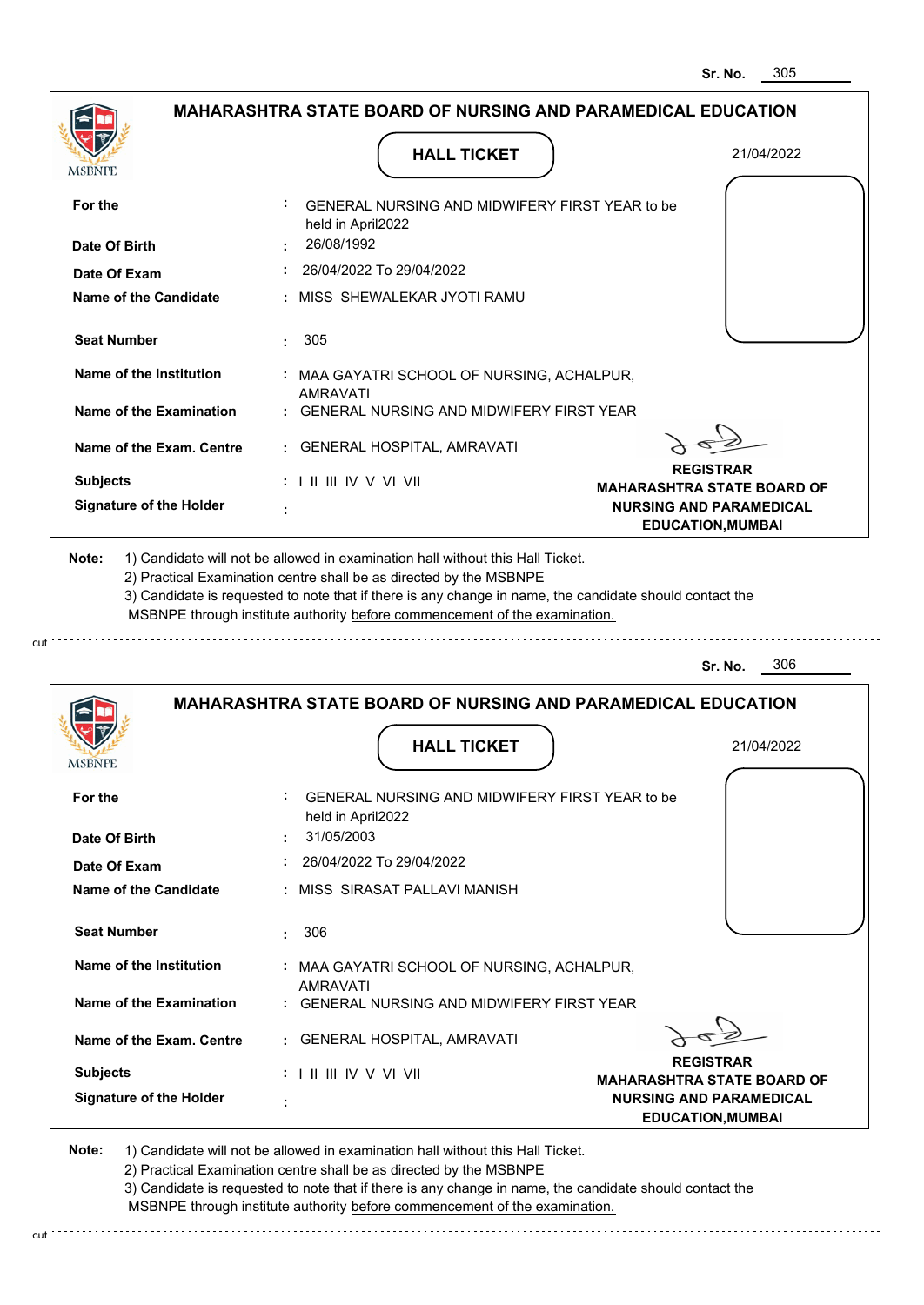Sr. No. 305

## MAHARASHTRA STATE BOARD OF NURSING AND PARAMEDICAL EDUCATION

MSBNPE

### HALL TICKET

21/04/2022

| | | |
|---|---|---|
| **For the** | : | GENERAL NURSING AND MIDWIFERY FIRST YEAR to be held in April2022 |
| **Date Of Birth** | : | 26/08/1992 |
| **Date Of Exam** | : | 26/04/2022 To 29/04/2022 |
| **Name of the Candidate** | : | MISS SHEWALEKAR JYOTI RAMU |
| **Seat Number** | : | 305 |
| **Name of the Institution** | : | MAA GAYATRI SCHOOL OF NURSING, ACHALPUR, AMRAVATI |
| **Name of the Examination** | : | GENERAL NURSING AND MIDWIFERY FIRST YEAR |
| **Name of the Exam. Centre** | : | GENERAL HOSPITAL, AMRAVATI |
| **Subjects** | : | I II III IV V VI VII |
| **Signature of the Holder** | : | |

**REGISTRAR**
**MAHARASHTRA STATE BOARD OF NURSING AND PARAMEDICAL EDUCATION,MUMBAI**

**Note:** 1) Candidate will not be allowed in examination hall without this Hall Ticket.
2) Practical Examination centre shall be as directed by the MSBNPE
3) Candidate is requested to note that if there is any change in name, the candidate should contact the MSBNPE through institute authority before commencement of the examination.

cut

Sr. No. 306

## MAHARASHTRA STATE BOARD OF NURSING AND PARAMEDICAL EDUCATION

MSBNPE

### HALL TICKET

21/04/2022

| | | |
|---|---|---|
| **For the** | : | GENERAL NURSING AND MIDWIFERY FIRST YEAR to be held in April2022 |
| **Date Of Birth** | : | 31/05/2003 |
| **Date Of Exam** | : | 26/04/2022 To 29/04/2022 |
| **Name of the Candidate** | : | MISS SIRASAT PALLAVI MANISH |
| **Seat Number** | : | 306 |
| **Name of the Institution** | : | MAA GAYATRI SCHOOL OF NURSING, ACHALPUR, AMRAVATI |
| **Name of the Examination** | : | GENERAL NURSING AND MIDWIFERY FIRST YEAR |
| **Name of the Exam. Centre** | : | GENERAL HOSPITAL, AMRAVATI |
| **Subjects** | : | I II III IV V VI VII |
| **Signature of the Holder** | : | |

**REGISTRAR**
**MAHARASHTRA STATE BOARD OF NURSING AND PARAMEDICAL EDUCATION,MUMBAI**

**Note:** 1) Candidate will not be allowed in examination hall without this Hall Ticket.
2) Practical Examination centre shall be as directed by the MSBNPE
3) Candidate is requested to note that if there is any change in name, the candidate should contact the MSBNPE through institute authority before commencement of the examination.

cut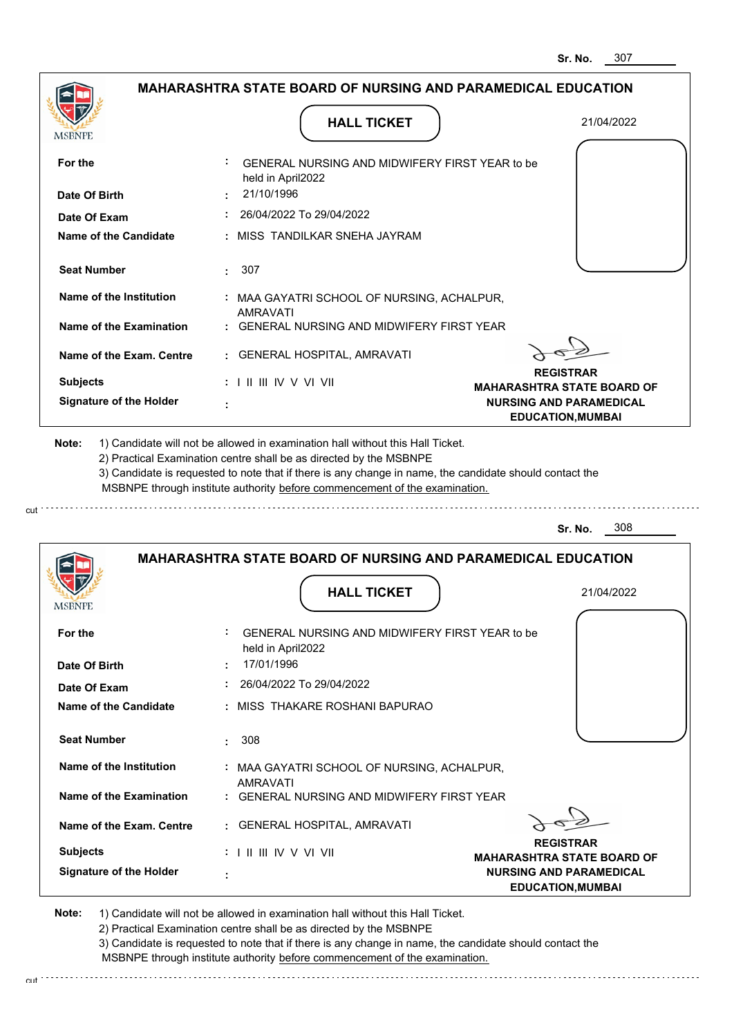Sr. No. 307

## MAHARASHTRA STATE BOARD OF NURSING AND PARAMEDICAL EDUCATION

MSBNPE

### HALL TICKET

21/04/2022

| | |
|---|---|
| For the | : GENERAL NURSING AND MIDWIFERY FIRST YEAR to be held in April2022 |
| Date Of Birth | : 21/10/1996 |
| Date Of Exam | : 26/04/2022 To 29/04/2022 |
| Name of the Candidate | : MISS TANDILKAR SNEHA JAYRAM |
| Seat Number | : 307 |
| Name of the Institution | : MAA GAYATRI SCHOOL OF NURSING, ACHALPUR, AMRAVATI |
| Name of the Examination | : GENERAL NURSING AND MIDWIFERY FIRST YEAR |
| Name of the Exam. Centre | : GENERAL HOSPITAL, AMRAVATI |
| Subjects | : I II III IV V VI VII |
| Signature of the Holder | : |

**REGISTRAR**
**MAHARASHTRA STATE BOARD OF NURSING AND PARAMEDICAL EDUCATION,MUMBAI**

**Note:**
1) Candidate will not be allowed in examination hall without this Hall Ticket.
2) Practical Examination centre shall be as directed by the MSBNPE
3) Candidate is requested to note that if there is any change in name, the candidate should contact the MSBNPE through institute authority before commencement of the examination.

cut

Sr. No. 308

## MAHARASHTRA STATE BOARD OF NURSING AND PARAMEDICAL EDUCATION

MSBNPE

### HALL TICKET

21/04/2022

| | |
|---|---|
| For the | : GENERAL NURSING AND MIDWIFERY FIRST YEAR to be held in April2022 |
| Date Of Birth | : 17/01/1996 |
| Date Of Exam | : 26/04/2022 To 29/04/2022 |
| Name of the Candidate | : MISS THAKARE ROSHANI BAPURAO |
| Seat Number | : 308 |
| Name of the Institution | : MAA GAYATRI SCHOOL OF NURSING, ACHALPUR, AMRAVATI |
| Name of the Examination | : GENERAL NURSING AND MIDWIFERY FIRST YEAR |
| Name of the Exam. Centre | : GENERAL HOSPITAL, AMRAVATI |
| Subjects | : I II III IV V VI VII |
| Signature of the Holder | : |

**REGISTRAR**
**MAHARASHTRA STATE BOARD OF NURSING AND PARAMEDICAL EDUCATION,MUMBAI**

**Note:**
1) Candidate will not be allowed in examination hall without this Hall Ticket.
2) Practical Examination centre shall be as directed by the MSBNPE
3) Candidate is requested to note that if there is any change in name, the candidate should contact the MSBNPE through institute authority before commencement of the examination.

cut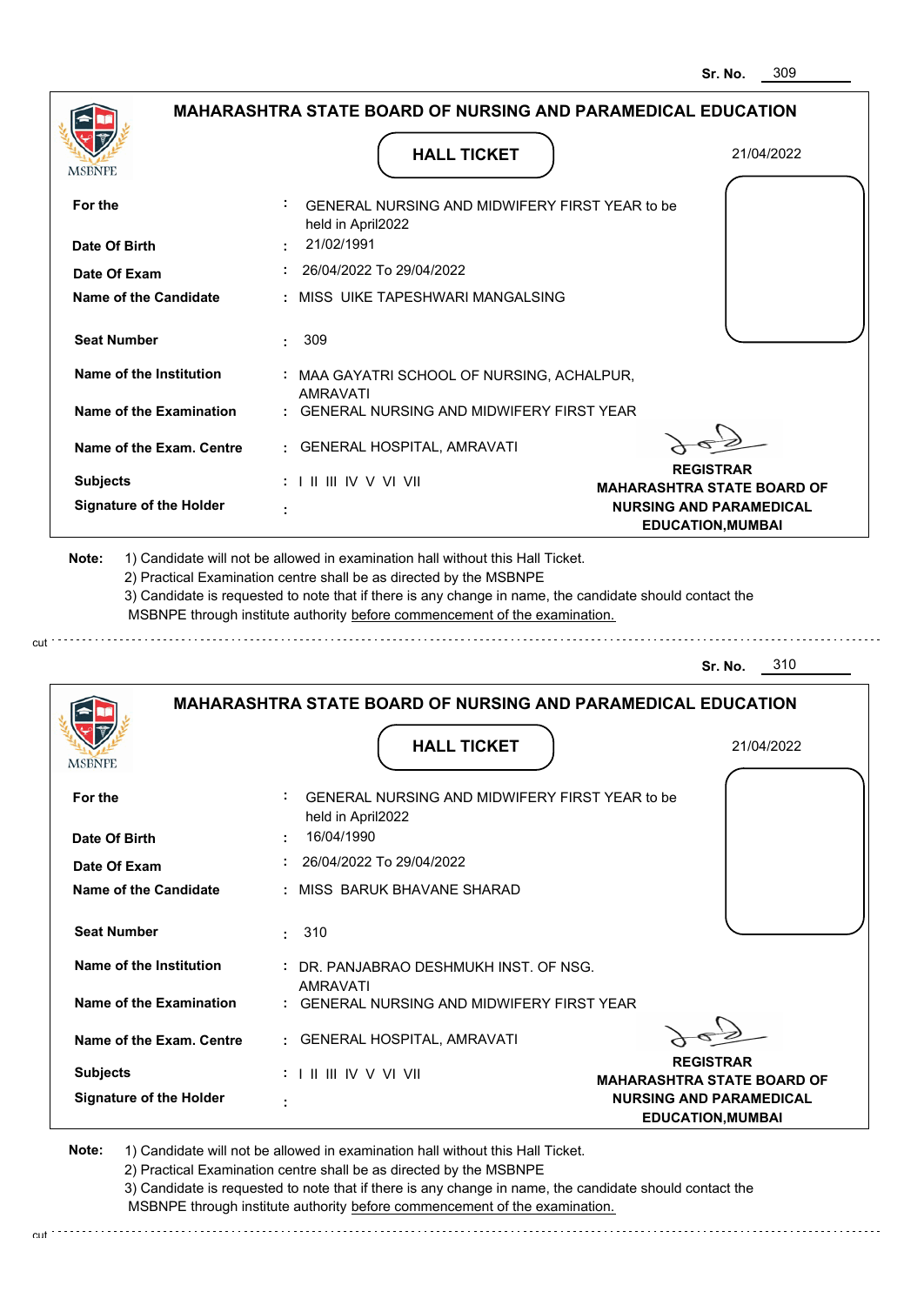Sr. No. 309

## MAHARASHTRA STATE BOARD OF NURSING AND PARAMEDICAL EDUCATION

MSBNPE

### HALL TICKET

21/04/2022

| | | |
|---|---|---|
| **For the** | : | GENERAL NURSING AND MIDWIFERY FIRST YEAR to be held in April2022 |
| **Date Of Birth** | : | 21/02/1991 |
| **Date Of Exam** | : | 26/04/2022 To 29/04/2022 |
| **Name of the Candidate** | : | MISS UIKE TAPESHWARI MANGALSING |
| **Seat Number** | : | 309 |
| **Name of the Institution** | : | MAA GAYATRI SCHOOL OF NURSING, ACHALPUR, AMRAVATI |
| **Name of the Examination** | : | GENERAL NURSING AND MIDWIFERY FIRST YEAR |
| **Name of the Exam. Centre** | : | GENERAL HOSPITAL, AMRAVATI |
| **Subjects** | : | I II III IV V VI VII |
| **Signature of the Holder** | : | |

**REGISTRAR**
**MAHARASHTRA STATE BOARD OF NURSING AND PARAMEDICAL EDUCATION,MUMBAI**

**Note:**
1) Candidate will not be allowed in examination hall without this Hall Ticket.
2) Practical Examination centre shall be as directed by the MSBNPE
3) Candidate is requested to note that if there is any change in name, the candidate should contact the MSBNPE through institute authority before commencement of the examination.

cut

Sr. No. 310

## MAHARASHTRA STATE BOARD OF NURSING AND PARAMEDICAL EDUCATION

MSBNPE

### HALL TICKET

21/04/2022

| | | |
|---|---|---|
| **For the** | : | GENERAL NURSING AND MIDWIFERY FIRST YEAR to be held in April2022 |
| **Date Of Birth** | : | 16/04/1990 |
| **Date Of Exam** | : | 26/04/2022 To 29/04/2022 |
| **Name of the Candidate** | : | MISS BARUK BHAVANE SHARAD |
| **Seat Number** | : | 310 |
| **Name of the Institution** | : | DR. PANJABRAO DESHMUKH INST. OF NSG. AMRAVATI |
| **Name of the Examination** | : | GENERAL NURSING AND MIDWIFERY FIRST YEAR |
| **Name of the Exam. Centre** | : | GENERAL HOSPITAL, AMRAVATI |
| **Subjects** | : | I II III IV V VI VII |
| **Signature of the Holder** | : | |

**REGISTRAR**
**MAHARASHTRA STATE BOARD OF NURSING AND PARAMEDICAL EDUCATION,MUMBAI**

**Note:**
1) Candidate will not be allowed in examination hall without this Hall Ticket.
2) Practical Examination centre shall be as directed by the MSBNPE
3) Candidate is requested to note that if there is any change in name, the candidate should contact the MSBNPE through institute authority before commencement of the examination.

cut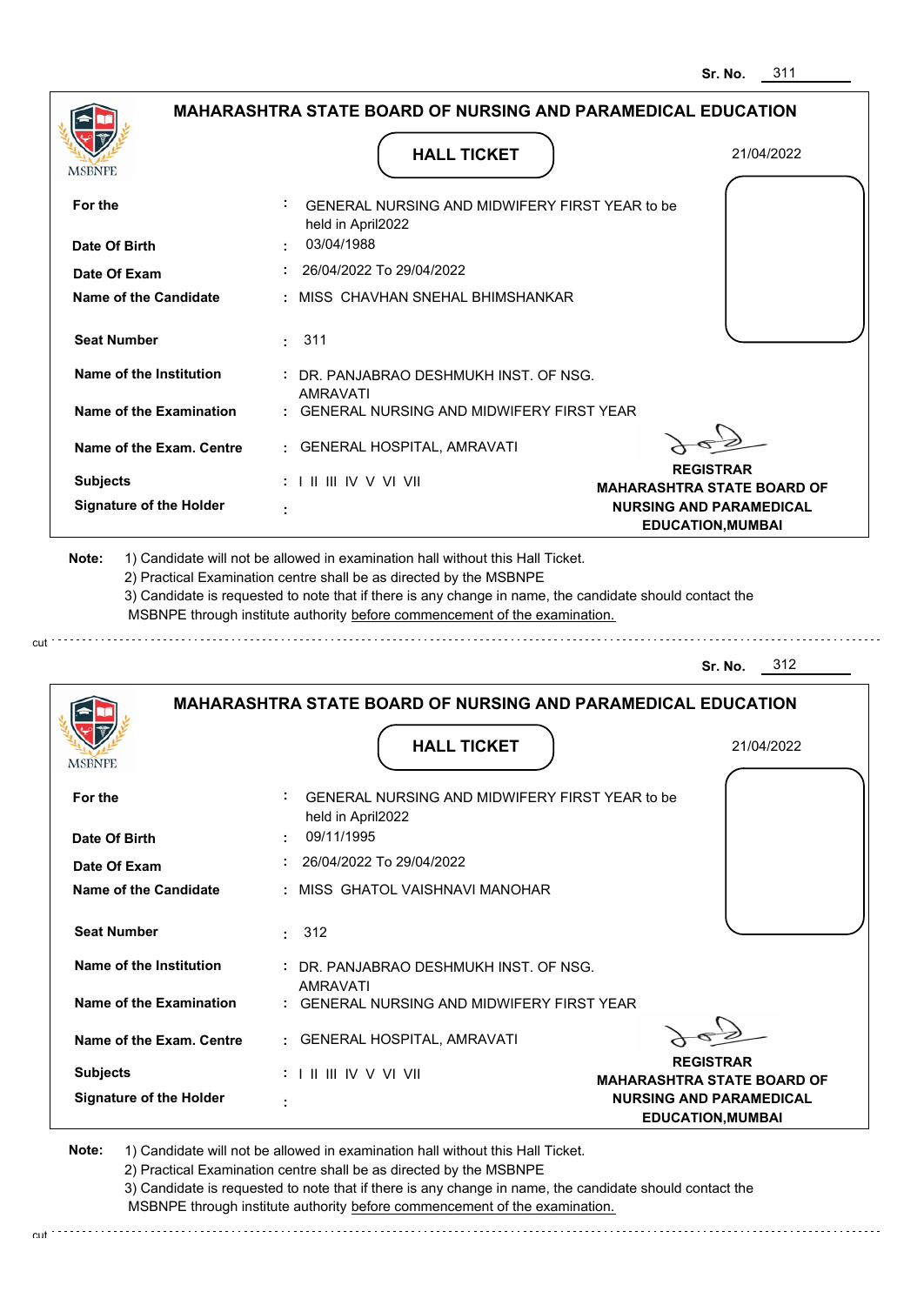Sr. No. 311

## MAHARASHTRA STATE BOARD OF NURSING AND PARAMEDICAL EDUCATION

MSBNPE

### HALL TICKET

21/04/2022

| | | |
|---|---|---|
| **For the** | : | GENERAL NURSING AND MIDWIFERY FIRST YEAR to be held in April2022 |
| **Date Of Birth** | : | 03/04/1988 |
| **Date Of Exam** | : | 26/04/2022 To 29/04/2022 |
| **Name of the Candidate** | : | MISS CHAVHAN SNEHAL BHIMSHANKAR |
| **Seat Number** | : | 311 |
| **Name of the Institution** | : | DR. PANJABRAO DESHMUKH INST. OF NSG. AMRAVATI |
| **Name of the Examination** | : | GENERAL NURSING AND MIDWIFERY FIRST YEAR |
| **Name of the Exam. Centre** | : | GENERAL HOSPITAL, AMRAVATI |
| **Subjects** | : | I II III IV V VI VII |
| **Signature of the Holder** | : | |

**REGISTRAR**
**MAHARASHTRA STATE BOARD OF NURSING AND PARAMEDICAL EDUCATION,MUMBAI**

**Note:** 1) Candidate will not be allowed in examination hall without this Hall Ticket.
2) Practical Examination centre shall be as directed by the MSBNPE
3) Candidate is requested to note that if there is any change in name, the candidate should contact the MSBNPE through institute authority before commencement of the examination.

cut

---

Sr. No. 312

## MAHARASHTRA STATE BOARD OF NURSING AND PARAMEDICAL EDUCATION

MSBNPE

### HALL TICKET

21/04/2022

| | | |
|---|---|---|
| **For the** | : | GENERAL NURSING AND MIDWIFERY FIRST YEAR to be held in April2022 |
| **Date Of Birth** | : | 09/11/1995 |
| **Date Of Exam** | : | 26/04/2022 To 29/04/2022 |
| **Name of the Candidate** | : | MISS GHATOL VAISHNAVI MANOHAR |
| **Seat Number** | : | 312 |
| **Name of the Institution** | : | DR. PANJABRAO DESHMUKH INST. OF NSG. AMRAVATI |
| **Name of the Examination** | : | GENERAL NURSING AND MIDWIFERY FIRST YEAR |
| **Name of the Exam. Centre** | : | GENERAL HOSPITAL, AMRAVATI |
| **Subjects** | : | I II III IV V VI VII |
| **Signature of the Holder** | : | |

**REGISTRAR**
**MAHARASHTRA STATE BOARD OF NURSING AND PARAMEDICAL EDUCATION,MUMBAI**

**Note:** 1) Candidate will not be allowed in examination hall without this Hall Ticket.
2) Practical Examination centre shall be as directed by the MSBNPE
3) Candidate is requested to note that if there is any change in name, the candidate should contact the MSBNPE through institute authority before commencement of the examination.

cut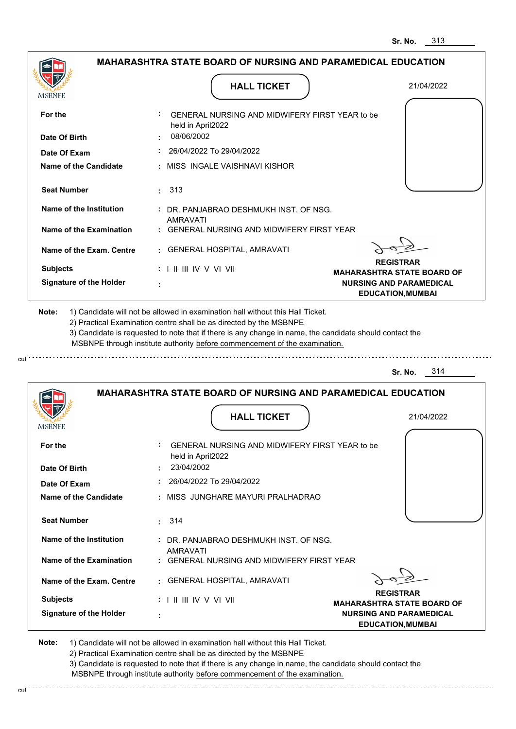Sr. No. 313

## MAHARASHTRA STATE BOARD OF NURSING AND PARAMEDICAL EDUCATION

MSBNPE

**HALL TICKET**

21/04/2022

| | | |
|---|---|---|
| **For the** | : | GENERAL NURSING AND MIDWIFERY FIRST YEAR to be held in April2022 |
| **Date Of Birth** | : | 08/06/2002 |
| **Date Of Exam** | : | 26/04/2022 To 29/04/2022 |
| **Name of the Candidate** | : | MISS INGALE VAISHNAVI KISHOR |
| **Seat Number** | : | 313 |
| **Name of the Institution** | : | DR. PANJABRAO DESHMUKH INST. OF NSG. AMRAVATI |
| **Name of the Examination** | : | GENERAL NURSING AND MIDWIFERY FIRST YEAR |
| **Name of the Exam. Centre** | : | GENERAL HOSPITAL, AMRAVATI |
| **Subjects** | : | I II III IV V VI VII |
| **Signature of the Holder** | : | |

**REGISTRAR**
**MAHARASHTRA STATE BOARD OF NURSING AND PARAMEDICAL EDUCATION,MUMBAI**

**Note:** 1) Candidate will not be allowed in examination hall without this Hall Ticket.
2) Practical Examination centre shall be as directed by the MSBNPE
3) Candidate is requested to note that if there is any change in name, the candidate should contact the MSBNPE through institute authority before commencement of the examination.

cut

Sr. No. 314

## MAHARASHTRA STATE BOARD OF NURSING AND PARAMEDICAL EDUCATION

MSBNPE

**HALL TICKET**

21/04/2022

| | | |
|---|---|---|
| **For the** | : | GENERAL NURSING AND MIDWIFERY FIRST YEAR to be held in April2022 |
| **Date Of Birth** | : | 23/04/2002 |
| **Date Of Exam** | : | 26/04/2022 To 29/04/2022 |
| **Name of the Candidate** | : | MISS JUNGHARE MAYURI PRALHADRAO |
| **Seat Number** | : | 314 |
| **Name of the Institution** | : | DR. PANJABRAO DESHMUKH INST. OF NSG. AMRAVATI |
| **Name of the Examination** | : | GENERAL NURSING AND MIDWIFERY FIRST YEAR |
| **Name of the Exam. Centre** | : | GENERAL HOSPITAL, AMRAVATI |
| **Subjects** | : | I II III IV V VI VII |
| **Signature of the Holder** | : | |

**REGISTRAR**
**MAHARASHTRA STATE BOARD OF NURSING AND PARAMEDICAL EDUCATION,MUMBAI**

**Note:** 1) Candidate will not be allowed in examination hall without this Hall Ticket.
2) Practical Examination centre shall be as directed by the MSBNPE
3) Candidate is requested to note that if there is any change in name, the candidate should contact the MSBNPE through institute authority before commencement of the examination.

cut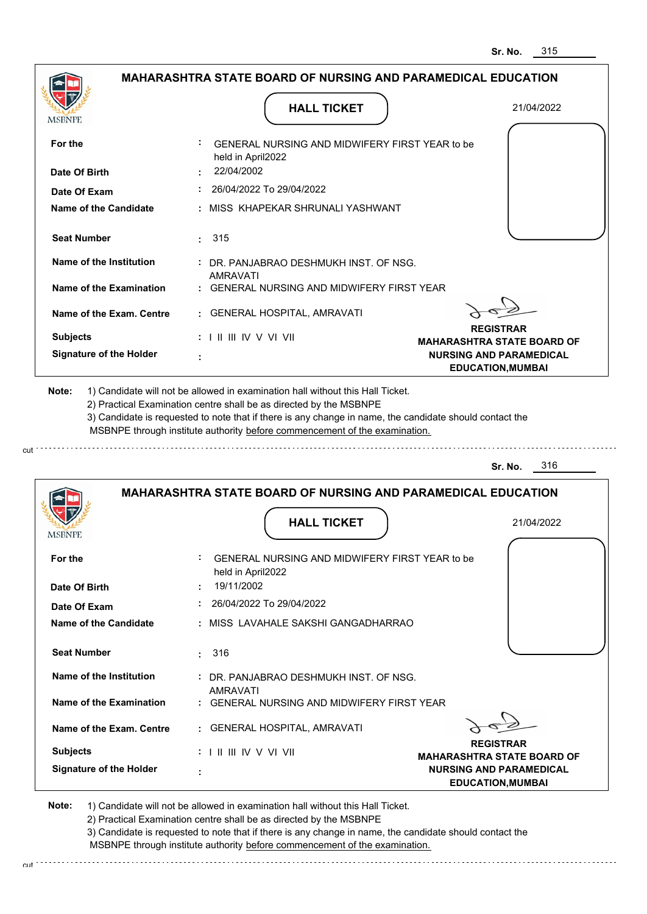Sr. No. 315

## MAHARASHTRA STATE BOARD OF NURSING AND PARAMEDICAL EDUCATION

MSBNPE

### HALL TICKET

21/04/2022

| | | |
|---|---|---|
| **For the** | : | GENERAL NURSING AND MIDWIFERY FIRST YEAR to be held in April2022 |
| **Date Of Birth** | : | 22/04/2002 |
| **Date Of Exam** | : | 26/04/2022 To 29/04/2022 |
| **Name of the Candidate** | : | MISS KHAPEKAR SHRUNALI YASHWANT |
| **Seat Number** | : | 315 |
| **Name of the Institution** | : | DR. PANJABRAO DESHMUKH INST. OF NSG. AMRAVATI |
| **Name of the Examination** | : | GENERAL NURSING AND MIDWIFERY FIRST YEAR |
| **Name of the Exam. Centre** | : | GENERAL HOSPITAL, AMRAVATI |
| **Subjects** | : | I II III IV V VI VII |
| **Signature of the Holder** | : | |

**REGISTRAR**
**MAHARASHTRA STATE BOARD OF NURSING AND PARAMEDICAL EDUCATION,MUMBAI**

**Note:**
1) Candidate will not be allowed in examination hall without this Hall Ticket.
2) Practical Examination centre shall be as directed by the MSBNPE
3) Candidate is requested to note that if there is any change in name, the candidate should contact the MSBNPE through institute authority before commencement of the examination.

cut

Sr. No. 316

## MAHARASHTRA STATE BOARD OF NURSING AND PARAMEDICAL EDUCATION

MSBNPE

### HALL TICKET

21/04/2022

| | | |
|---|---|---|
| **For the** | : | GENERAL NURSING AND MIDWIFERY FIRST YEAR to be held in April2022 |
| **Date Of Birth** | : | 19/11/2002 |
| **Date Of Exam** | : | 26/04/2022 To 29/04/2022 |
| **Name of the Candidate** | : | MISS LAVAHALE SAKSHI GANGADHARRAO |
| **Seat Number** | : | 316 |
| **Name of the Institution** | : | DR. PANJABRAO DESHMUKH INST. OF NSG. AMRAVATI |
| **Name of the Examination** | : | GENERAL NURSING AND MIDWIFERY FIRST YEAR |
| **Name of the Exam. Centre** | : | GENERAL HOSPITAL, AMRAVATI |
| **Subjects** | : | I II III IV V VI VII |
| **Signature of the Holder** | : | |

**REGISTRAR**
**MAHARASHTRA STATE BOARD OF NURSING AND PARAMEDICAL EDUCATION,MUMBAI**

**Note:**
1) Candidate will not be allowed in examination hall without this Hall Ticket.
2) Practical Examination centre shall be as directed by the MSBNPE
3) Candidate is requested to note that if there is any change in name, the candidate should contact the MSBNPE through institute authority before commencement of the examination.

cut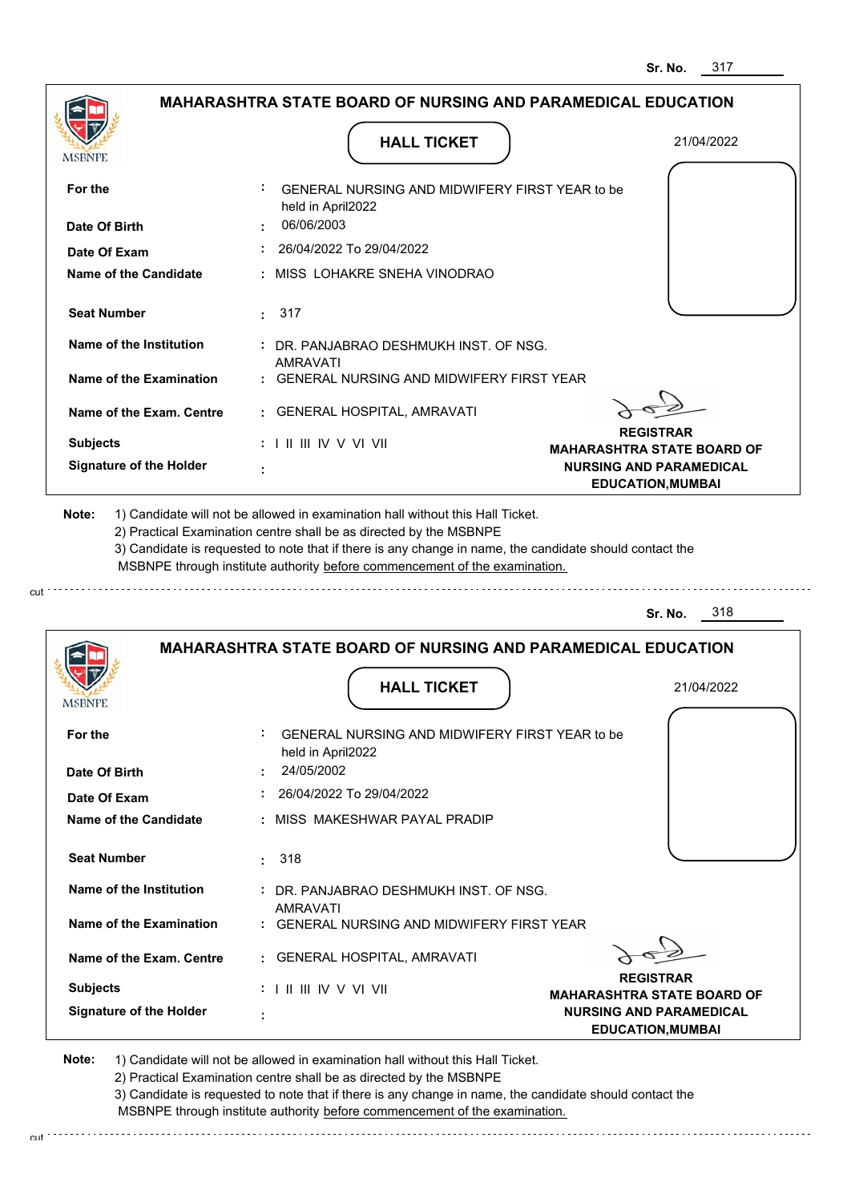Sr. No. 317

## MAHARASHTRA STATE BOARD OF NURSING AND PARAMEDICAL EDUCATION

MSBNPE

### HALL TICKET

21/04/2022

| | | |
|---|---|---|
| **For the** | : | GENERAL NURSING AND MIDWIFERY FIRST YEAR to be held in April2022 |
| **Date Of Birth** | : | 06/06/2003 |
| **Date Of Exam** | : | 26/04/2022 To 29/04/2022 |
| **Name of the Candidate** | : | MISS LOHAKRE SNEHA VINODRAO |
| **Seat Number** | : | 317 |
| **Name of the Institution** | : | DR. PANJABRAO DESHMUKH INST. OF NSG. AMRAVATI |
| **Name of the Examination** | : | GENERAL NURSING AND MIDWIFERY FIRST YEAR |
| **Name of the Exam. Centre** | : | GENERAL HOSPITAL, AMRAVATI |
| **Subjects** | : | I II III IV V VI VII |
| **Signature of the Holder** | : | |

**REGISTRAR**
**MAHARASHTRA STATE BOARD OF NURSING AND PARAMEDICAL EDUCATION,MUMBAI**

**Note:**
1) Candidate will not be allowed in examination hall without this Hall Ticket.
2) Practical Examination centre shall be as directed by the MSBNPE
3) Candidate is requested to note that if there is any change in name, the candidate should contact the MSBNPE through institute authority before commencement of the examination.

cut

---

Sr. No. 318

## MAHARASHTRA STATE BOARD OF NURSING AND PARAMEDICAL EDUCATION

MSBNPE

### HALL TICKET

21/04/2022

| | | |
|---|---|---|
| **For the** | : | GENERAL NURSING AND MIDWIFERY FIRST YEAR to be held in April2022 |
| **Date Of Birth** | : | 24/05/2002 |
| **Date Of Exam** | : | 26/04/2022 To 29/04/2022 |
| **Name of the Candidate** | : | MISS MAKESHWAR PAYAL PRADIP |
| **Seat Number** | : | 318 |
| **Name of the Institution** | : | DR. PANJABRAO DESHMUKH INST. OF NSG. AMRAVATI |
| **Name of the Examination** | : | GENERAL NURSING AND MIDWIFERY FIRST YEAR |
| **Name of the Exam. Centre** | : | GENERAL HOSPITAL, AMRAVATI |
| **Subjects** | : | I II III IV V VI VII |
| **Signature of the Holder** | : | |

**REGISTRAR**
**MAHARASHTRA STATE BOARD OF NURSING AND PARAMEDICAL EDUCATION,MUMBAI**

**Note:**
1) Candidate will not be allowed in examination hall without this Hall Ticket.
2) Practical Examination centre shall be as directed by the MSBNPE
3) Candidate is requested to note that if there is any change in name, the candidate should contact the MSBNPE through institute authority before commencement of the examination.

cut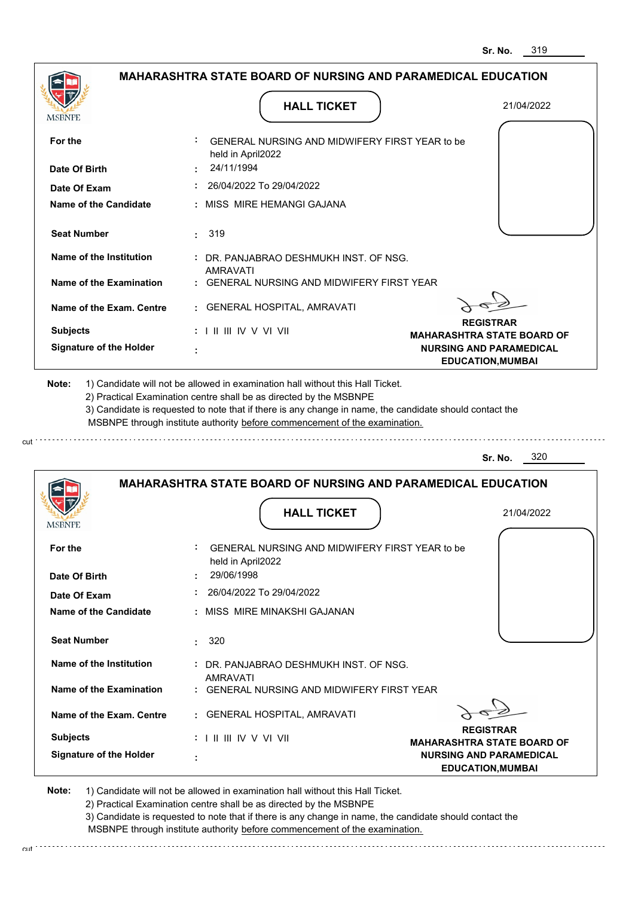Sr. No. 319

## MAHARASHTRA STATE BOARD OF NURSING AND PARAMEDICAL EDUCATION

MSBNPE

### HALL TICKET

21/04/2022

| | | |
|---|---|---|
| **For the** | : | GENERAL NURSING AND MIDWIFERY FIRST YEAR to be held in April2022 |
| **Date Of Birth** | : | 24/11/1994 |
| **Date Of Exam** | : | 26/04/2022 To 29/04/2022 |
| **Name of the Candidate** | : | MISS MIRE HEMANGI GAJANA |
| **Seat Number** | : | 319 |
| **Name of the Institution** | : | DR. PANJABRAO DESHMUKH INST. OF NSG. AMRAVATI |
| **Name of the Examination** | : | GENERAL NURSING AND MIDWIFERY FIRST YEAR |
| **Name of the Exam. Centre** | : | GENERAL HOSPITAL, AMRAVATI |
| **Subjects** | : | I II III IV V VI VII |
| **Signature of the Holder** | : | |

**REGISTRAR**
**MAHARASHTRA STATE BOARD OF NURSING AND PARAMEDICAL EDUCATION,MUMBAI**

**Note:** 1) Candidate will not be allowed in examination hall without this Hall Ticket.
2) Practical Examination centre shall be as directed by the MSBNPE
3) Candidate is requested to note that if there is any change in name, the candidate should contact the MSBNPE through institute authority before commencement of the examination.

cut

---

Sr. No. 320

## MAHARASHTRA STATE BOARD OF NURSING AND PARAMEDICAL EDUCATION

MSBNPE

### HALL TICKET

21/04/2022

| | | |
|---|---|---|
| **For the** | : | GENERAL NURSING AND MIDWIFERY FIRST YEAR to be held in April2022 |
| **Date Of Birth** | : | 29/06/1998 |
| **Date Of Exam** | : | 26/04/2022 To 29/04/2022 |
| **Name of the Candidate** | : | MISS MIRE MINAKSHI GAJANAN |
| **Seat Number** | : | 320 |
| **Name of the Institution** | : | DR. PANJABRAO DESHMUKH INST. OF NSG. AMRAVATI |
| **Name of the Examination** | : | GENERAL NURSING AND MIDWIFERY FIRST YEAR |
| **Name of the Exam. Centre** | : | GENERAL HOSPITAL, AMRAVATI |
| **Subjects** | : | I II III IV V VI VII |
| **Signature of the Holder** | : | |

**REGISTRAR**
**MAHARASHTRA STATE BOARD OF NURSING AND PARAMEDICAL EDUCATION,MUMBAI**

**Note:** 1) Candidate will not be allowed in examination hall without this Hall Ticket.
2) Practical Examination centre shall be as directed by the MSBNPE
3) Candidate is requested to note that if there is any change in name, the candidate should contact the MSBNPE through institute authority before commencement of the examination.

cut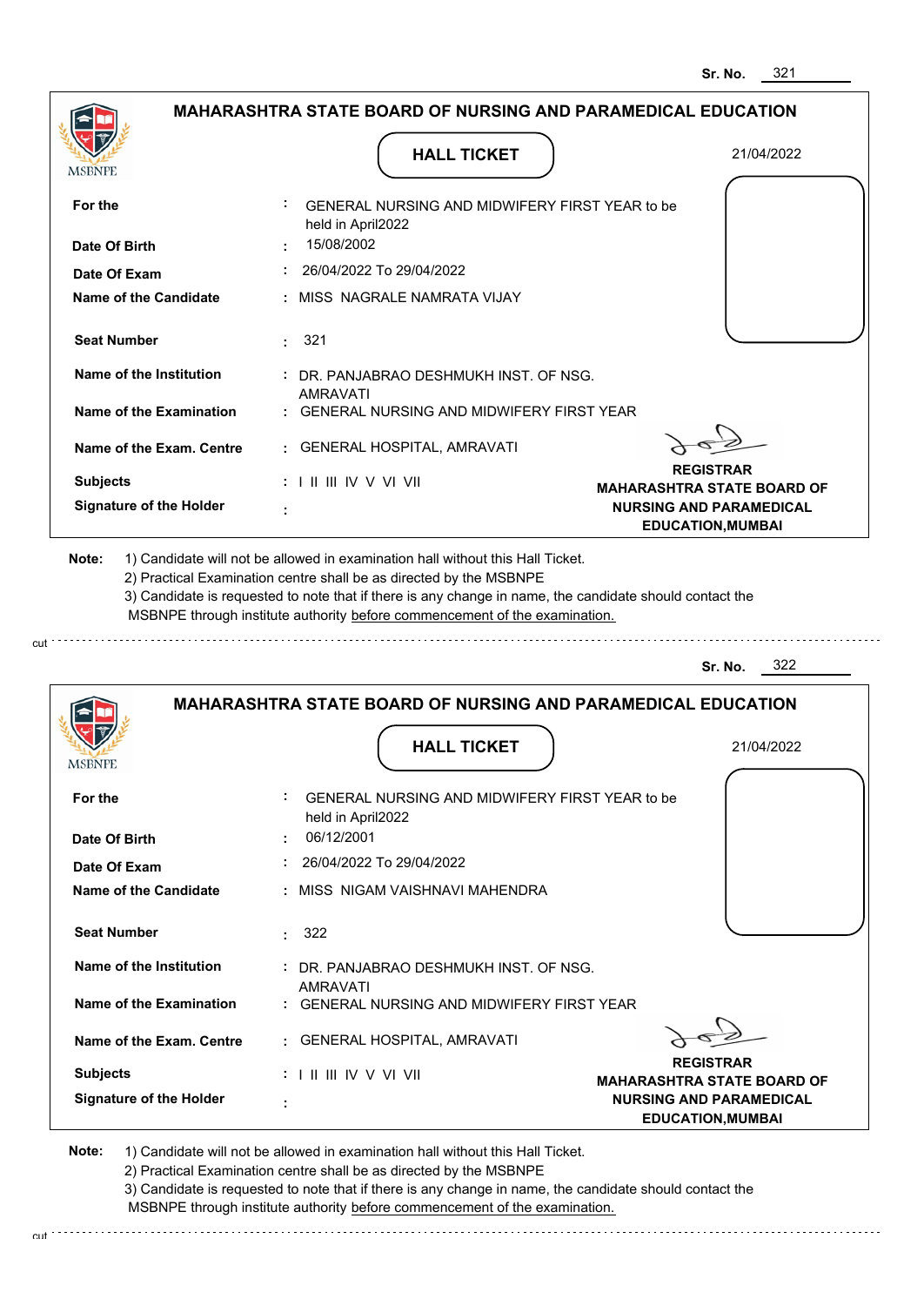Sr. No. 321

## MAHARASHTRA STATE BOARD OF NURSING AND PARAMEDICAL EDUCATION

MSBNPE

**HALL TICKET**

21/04/2022

| | | |
|---|---|---|
| **For the** | : | GENERAL NURSING AND MIDWIFERY FIRST YEAR to be held in April2022 |
| **Date Of Birth** | : | 15/08/2002 |
| **Date Of Exam** | : | 26/04/2022 To 29/04/2022 |
| **Name of the Candidate** | : | MISS NAGRALE NAMRATA VIJAY |
| **Seat Number** | : | 321 |
| **Name of the Institution** | : | DR. PANJABRAO DESHMUKH INST. OF NSG. AMRAVATI |
| **Name of the Examination** | : | GENERAL NURSING AND MIDWIFERY FIRST YEAR |
| **Name of the Exam. Centre** | : | GENERAL HOSPITAL, AMRAVATI |
| **Subjects** | : | I II III IV V VI VII |
| **Signature of the Holder** | : | |

**REGISTRAR**
**MAHARASHTRA STATE BOARD OF NURSING AND PARAMEDICAL EDUCATION,MUMBAI**

**Note:**
1) Candidate will not be allowed in examination hall without this Hall Ticket.
2) Practical Examination centre shall be as directed by the MSBNPE
3) Candidate is requested to note that if there is any change in name, the candidate should contact the MSBNPE through institute authority before commencement of the examination.

cut

Sr. No. 322

## MAHARASHTRA STATE BOARD OF NURSING AND PARAMEDICAL EDUCATION

MSBNPE

**HALL TICKET**

21/04/2022

| | | |
|---|---|---|
| **For the** | : | GENERAL NURSING AND MIDWIFERY FIRST YEAR to be held in April2022 |
| **Date Of Birth** | : | 06/12/2001 |
| **Date Of Exam** | : | 26/04/2022 To 29/04/2022 |
| **Name of the Candidate** | : | MISS NIGAM VAISHNAVI MAHENDRA |
| **Seat Number** | : | 322 |
| **Name of the Institution** | : | DR. PANJABRAO DESHMUKH INST. OF NSG. AMRAVATI |
| **Name of the Examination** | : | GENERAL NURSING AND MIDWIFERY FIRST YEAR |
| **Name of the Exam. Centre** | : | GENERAL HOSPITAL, AMRAVATI |
| **Subjects** | : | I II III IV V VI VII |
| **Signature of the Holder** | : | |

**REGISTRAR**
**MAHARASHTRA STATE BOARD OF NURSING AND PARAMEDICAL EDUCATION,MUMBAI**

**Note:**
1) Candidate will not be allowed in examination hall without this Hall Ticket.
2) Practical Examination centre shall be as directed by the MSBNPE
3) Candidate is requested to note that if there is any change in name, the candidate should contact the MSBNPE through institute authority before commencement of the examination.

cut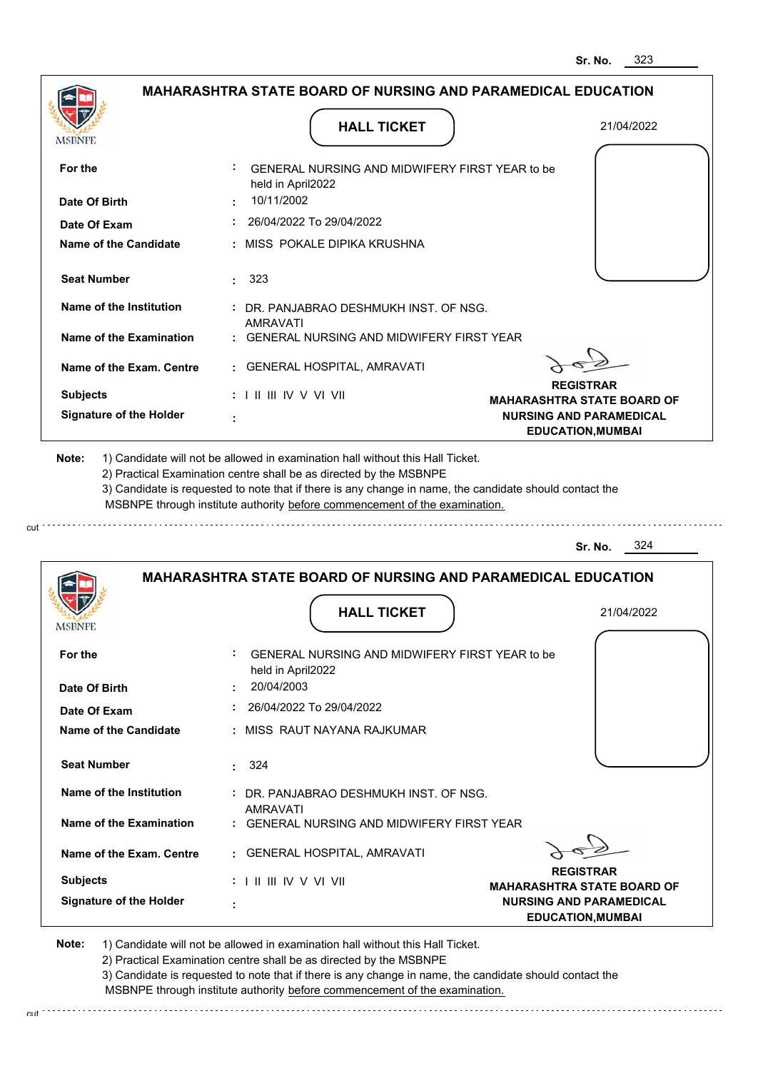Sr. No. 323

## MAHARASHTRA STATE BOARD OF NURSING AND PARAMEDICAL EDUCATION

MSBNPE

### HALL TICKET

21/04/2022

| | | |
|---|---|---|
| For the | : | GENERAL NURSING AND MIDWIFERY FIRST YEAR to be held in April2022 |
| Date Of Birth | : | 10/11/2002 |
| Date Of Exam | : | 26/04/2022 To 29/04/2022 |
| Name of the Candidate | : | MISS POKALE DIPIKA KRUSHNA |
| Seat Number | : | 323 |
| Name of the Institution | : | DR. PANJABRAO DESHMUKH INST. OF NSG. AMRAVATI |
| Name of the Examination | : | GENERAL NURSING AND MIDWIFERY FIRST YEAR |
| Name of the Exam. Centre | : | GENERAL HOSPITAL, AMRAVATI |
| Subjects | : | I II III IV V VI VII |
| Signature of the Holder | : | |

**REGISTRAR**
**MAHARASHTRA STATE BOARD OF NURSING AND PARAMEDICAL EDUCATION,MUMBAI**

**Note:**
1) Candidate will not be allowed in examination hall without this Hall Ticket.
2) Practical Examination centre shall be as directed by the MSBNPE
3) Candidate is requested to note that if there is any change in name, the candidate should contact the MSBNPE through institute authority before commencement of the examination.

cut

Sr. No. 324

## MAHARASHTRA STATE BOARD OF NURSING AND PARAMEDICAL EDUCATION

MSBNPE

### HALL TICKET

21/04/2022

| | | |
|---|---|---|
| For the | : | GENERAL NURSING AND MIDWIFERY FIRST YEAR to be held in April2022 |
| Date Of Birth | : | 20/04/2003 |
| Date Of Exam | : | 26/04/2022 To 29/04/2022 |
| Name of the Candidate | : | MISS RAUT NAYANA RAJKUMAR |
| Seat Number | : | 324 |
| Name of the Institution | : | DR. PANJABRAO DESHMUKH INST. OF NSG. AMRAVATI |
| Name of the Examination | : | GENERAL NURSING AND MIDWIFERY FIRST YEAR |
| Name of the Exam. Centre | : | GENERAL HOSPITAL, AMRAVATI |
| Subjects | : | I II III IV V VI VII |
| Signature of the Holder | : | |

**REGISTRAR**
**MAHARASHTRA STATE BOARD OF NURSING AND PARAMEDICAL EDUCATION,MUMBAI**

**Note:**
1) Candidate will not be allowed in examination hall without this Hall Ticket.
2) Practical Examination centre shall be as directed by the MSBNPE
3) Candidate is requested to note that if there is any change in name, the candidate should contact the MSBNPE through institute authority before commencement of the examination.

cut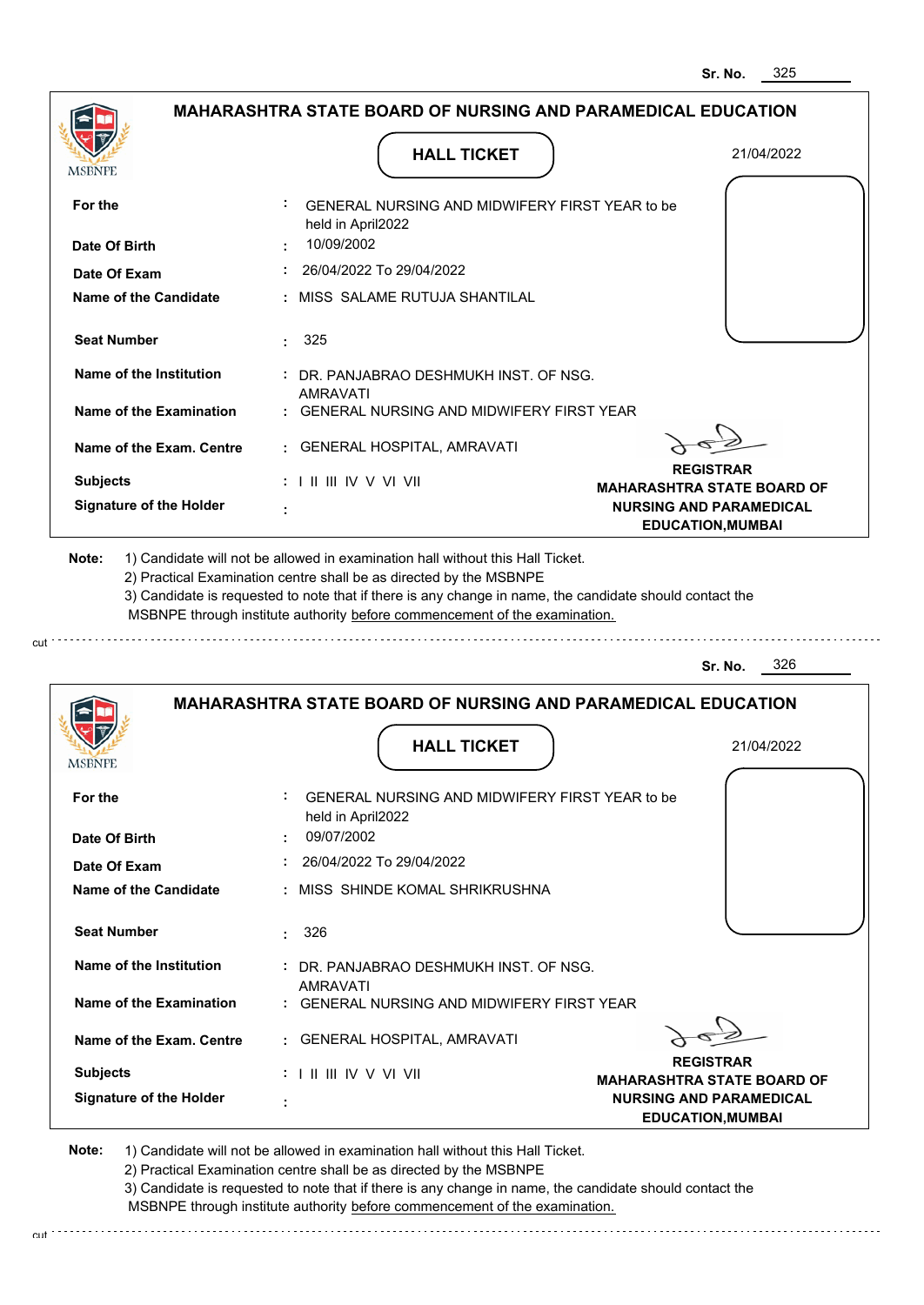Sr. No. 325

## MAHARASHTRA STATE BOARD OF NURSING AND PARAMEDICAL EDUCATION

MSBNPE

### HALL TICKET

21/04/2022

| | | |
|---|---|---|
| **For the** | : | GENERAL NURSING AND MIDWIFERY FIRST YEAR to be held in April2022 |
| **Date Of Birth** | : | 10/09/2002 |
| **Date Of Exam** | : | 26/04/2022 To 29/04/2022 |
| **Name of the Candidate** | : | MISS SALAME RUTUJA SHANTILAL |
| **Seat Number** | : | 325 |
| **Name of the Institution** | : | DR. PANJABRAO DESHMUKH INST. OF NSG. AMRAVATI |
| **Name of the Examination** | : | GENERAL NURSING AND MIDWIFERY FIRST YEAR |
| **Name of the Exam. Centre** | : | GENERAL HOSPITAL, AMRAVATI |
| **Subjects** | : | I II III IV V VI VII |
| **Signature of the Holder** | : | |

**REGISTRAR**
**MAHARASHTRA STATE BOARD OF NURSING AND PARAMEDICAL EDUCATION,MUMBAI**

**Note:**
1) Candidate will not be allowed in examination hall without this Hall Ticket.
2) Practical Examination centre shall be as directed by the MSBNPE
3) Candidate is requested to note that if there is any change in name, the candidate should contact the MSBNPE through institute authority before commencement of the examination.

cut

---

Sr. No. 326

## MAHARASHTRA STATE BOARD OF NURSING AND PARAMEDICAL EDUCATION

MSBNPE

### HALL TICKET

21/04/2022

| | | |
|---|---|---|
| **For the** | : | GENERAL NURSING AND MIDWIFERY FIRST YEAR to be held in April2022 |
| **Date Of Birth** | : | 09/07/2002 |
| **Date Of Exam** | : | 26/04/2022 To 29/04/2022 |
| **Name of the Candidate** | : | MISS SHINDE KOMAL SHRIKRUSHNA |
| **Seat Number** | : | 326 |
| **Name of the Institution** | : | DR. PANJABRAO DESHMUKH INST. OF NSG. AMRAVATI |
| **Name of the Examination** | : | GENERAL NURSING AND MIDWIFERY FIRST YEAR |
| **Name of the Exam. Centre** | : | GENERAL HOSPITAL, AMRAVATI |
| **Subjects** | : | I II III IV V VI VII |
| **Signature of the Holder** | : | |

**REGISTRAR**
**MAHARASHTRA STATE BOARD OF NURSING AND PARAMEDICAL EDUCATION,MUMBAI**

**Note:**
1) Candidate will not be allowed in examination hall without this Hall Ticket.
2) Practical Examination centre shall be as directed by the MSBNPE
3) Candidate is requested to note that if there is any change in name, the candidate should contact the MSBNPE through institute authority before commencement of the examination.

cut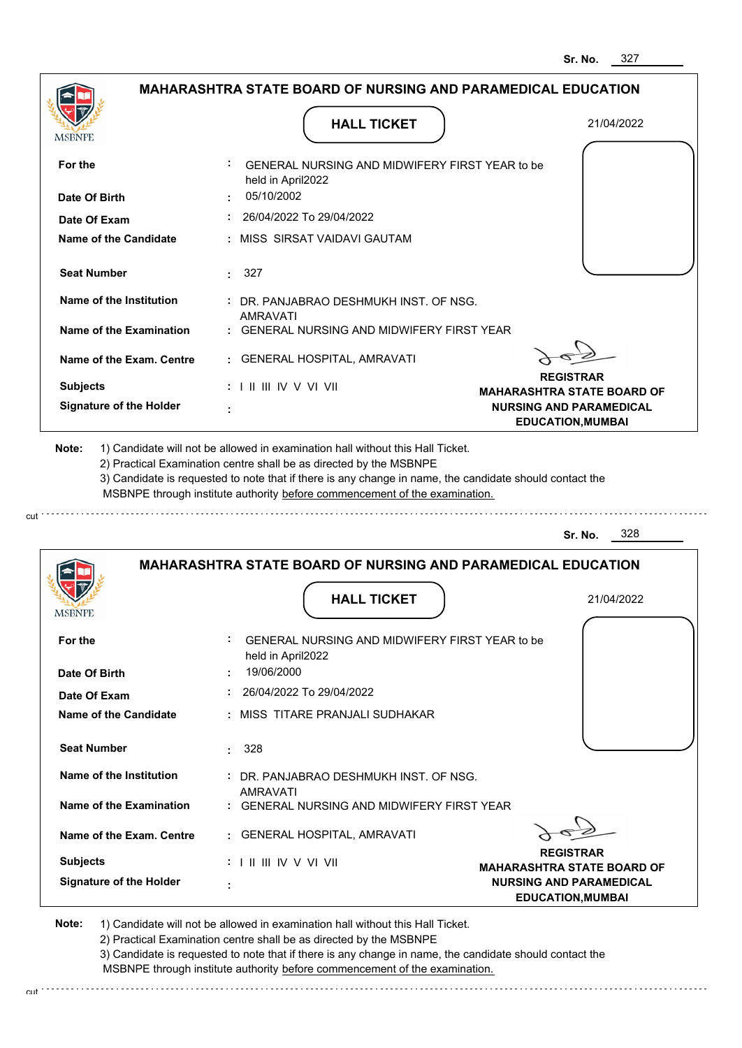Sr. No. 327

## MAHARASHTRA STATE BOARD OF NURSING AND PARAMEDICAL EDUCATION

MSBNPE

### HALL TICKET

21/04/2022

| | | |
|---|---|---|
| **For the** | : | GENERAL NURSING AND MIDWIFERY FIRST YEAR to be held in April2022 |
| **Date Of Birth** | : | 05/10/2002 |
| **Date Of Exam** | : | 26/04/2022 To 29/04/2022 |
| **Name of the Candidate** | : | MISS SIRSAT VAIDAVI GAUTAM |
| **Seat Number** | : | 327 |
| **Name of the Institution** | : | DR. PANJABRAO DESHMUKH INST. OF NSG. AMRAVATI |
| **Name of the Examination** | : | GENERAL NURSING AND MIDWIFERY FIRST YEAR |
| **Name of the Exam. Centre** | : | GENERAL HOSPITAL, AMRAVATI |
| **Subjects** | : | I II III IV V VI VII |
| **Signature of the Holder** | : | |

**REGISTRAR**
**MAHARASHTRA STATE BOARD OF NURSING AND PARAMEDICAL EDUCATION,MUMBAI**

**Note:** 1) Candidate will not be allowed in examination hall without this Hall Ticket.
2) Practical Examination centre shall be as directed by the MSBNPE
3) Candidate is requested to note that if there is any change in name, the candidate should contact the MSBNPE through institute authority before commencement of the examination.

cut

---

Sr. No. 328

## MAHARASHTRA STATE BOARD OF NURSING AND PARAMEDICAL EDUCATION

MSBNPE

### HALL TICKET

21/04/2022

| | | |
|---|---|---|
| **For the** | : | GENERAL NURSING AND MIDWIFERY FIRST YEAR to be held in April2022 |
| **Date Of Birth** | : | 19/06/2000 |
| **Date Of Exam** | : | 26/04/2022 To 29/04/2022 |
| **Name of the Candidate** | : | MISS TITARE PRANJALI SUDHAKAR |
| **Seat Number** | : | 328 |
| **Name of the Institution** | : | DR. PANJABRAO DESHMUKH INST. OF NSG. AMRAVATI |
| **Name of the Examination** | : | GENERAL NURSING AND MIDWIFERY FIRST YEAR |
| **Name of the Exam. Centre** | : | GENERAL HOSPITAL, AMRAVATI |
| **Subjects** | : | I II III IV V VI VII |
| **Signature of the Holder** | : | |

**REGISTRAR**
**MAHARASHTRA STATE BOARD OF NURSING AND PARAMEDICAL EDUCATION,MUMBAI**

**Note:** 1) Candidate will not be allowed in examination hall without this Hall Ticket.
2) Practical Examination centre shall be as directed by the MSBNPE
3) Candidate is requested to note that if there is any change in name, the candidate should contact the MSBNPE through institute authority before commencement of the examination.

cut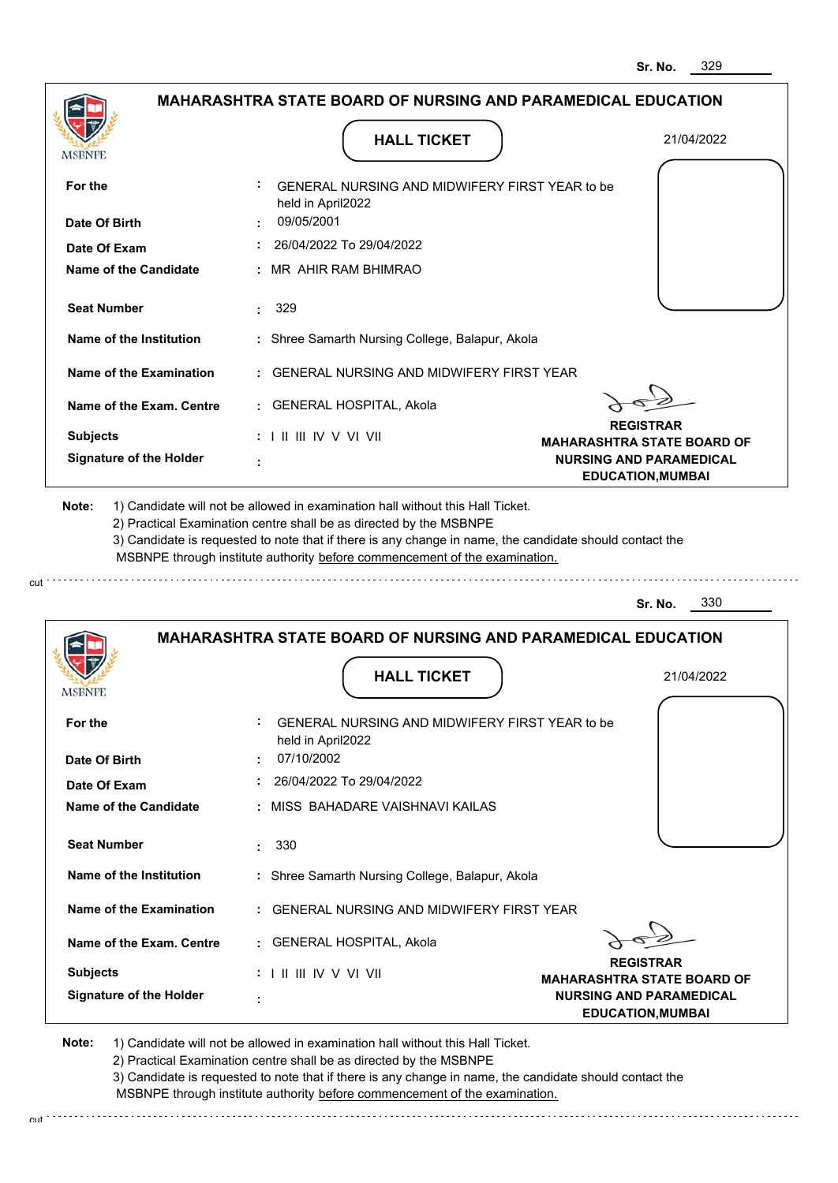Sr. No. 329

## MAHARASHTRA STATE BOARD OF NURSING AND PARAMEDICAL EDUCATION

MSBNPE

### HALL TICKET

21/04/2022

| | | |
|---|---|---|
| **For the** | : | GENERAL NURSING AND MIDWIFERY FIRST YEAR to be held in April2022 |
| **Date Of Birth** | : | 09/05/2001 |
| **Date Of Exam** | : | 26/04/2022 To 29/04/2022 |
| **Name of the Candidate** | : | MR AHIR RAM BHIMRAO |
| **Seat Number** | : | 329 |
| **Name of the Institution** | : | Shree Samarth Nursing College, Balapur, Akola |
| **Name of the Examination** | : | GENERAL NURSING AND MIDWIFERY FIRST YEAR |
| **Name of the Exam. Centre** | : | GENERAL HOSPITAL, Akola |
| **Subjects** | : | I II III IV V VI VII |
| **Signature of the Holder** | : | |

**REGISTRAR**
**MAHARASHTRA STATE BOARD OF NURSING AND PARAMEDICAL EDUCATION,MUMBAI**

**Note:**
1) Candidate will not be allowed in examination hall without this Hall Ticket.
2) Practical Examination centre shall be as directed by the MSBNPE
3) Candidate is requested to note that if there is any change in name, the candidate should contact the MSBNPE through institute authority before commencement of the examination.

cut

Sr. No. 330

## MAHARASHTRA STATE BOARD OF NURSING AND PARAMEDICAL EDUCATION

MSBNPE

### HALL TICKET

21/04/2022

| | | |
|---|---|---|
| **For the** | : | GENERAL NURSING AND MIDWIFERY FIRST YEAR to be held in April2022 |
| **Date Of Birth** | : | 07/10/2002 |
| **Date Of Exam** | : | 26/04/2022 To 29/04/2022 |
| **Name of the Candidate** | : | MISS BAHADARE VAISHNAVI KAILAS |
| **Seat Number** | : | 330 |
| **Name of the Institution** | : | Shree Samarth Nursing College, Balapur, Akola |
| **Name of the Examination** | : | GENERAL NURSING AND MIDWIFERY FIRST YEAR |
| **Name of the Exam. Centre** | : | GENERAL HOSPITAL, Akola |
| **Subjects** | : | I II III IV V VI VII |
| **Signature of the Holder** | : | |

**REGISTRAR**
**MAHARASHTRA STATE BOARD OF NURSING AND PARAMEDICAL EDUCATION,MUMBAI**

**Note:**
1) Candidate will not be allowed in examination hall without this Hall Ticket.
2) Practical Examination centre shall be as directed by the MSBNPE
3) Candidate is requested to note that if there is any change in name, the candidate should contact the MSBNPE through institute authority before commencement of the examination.

cut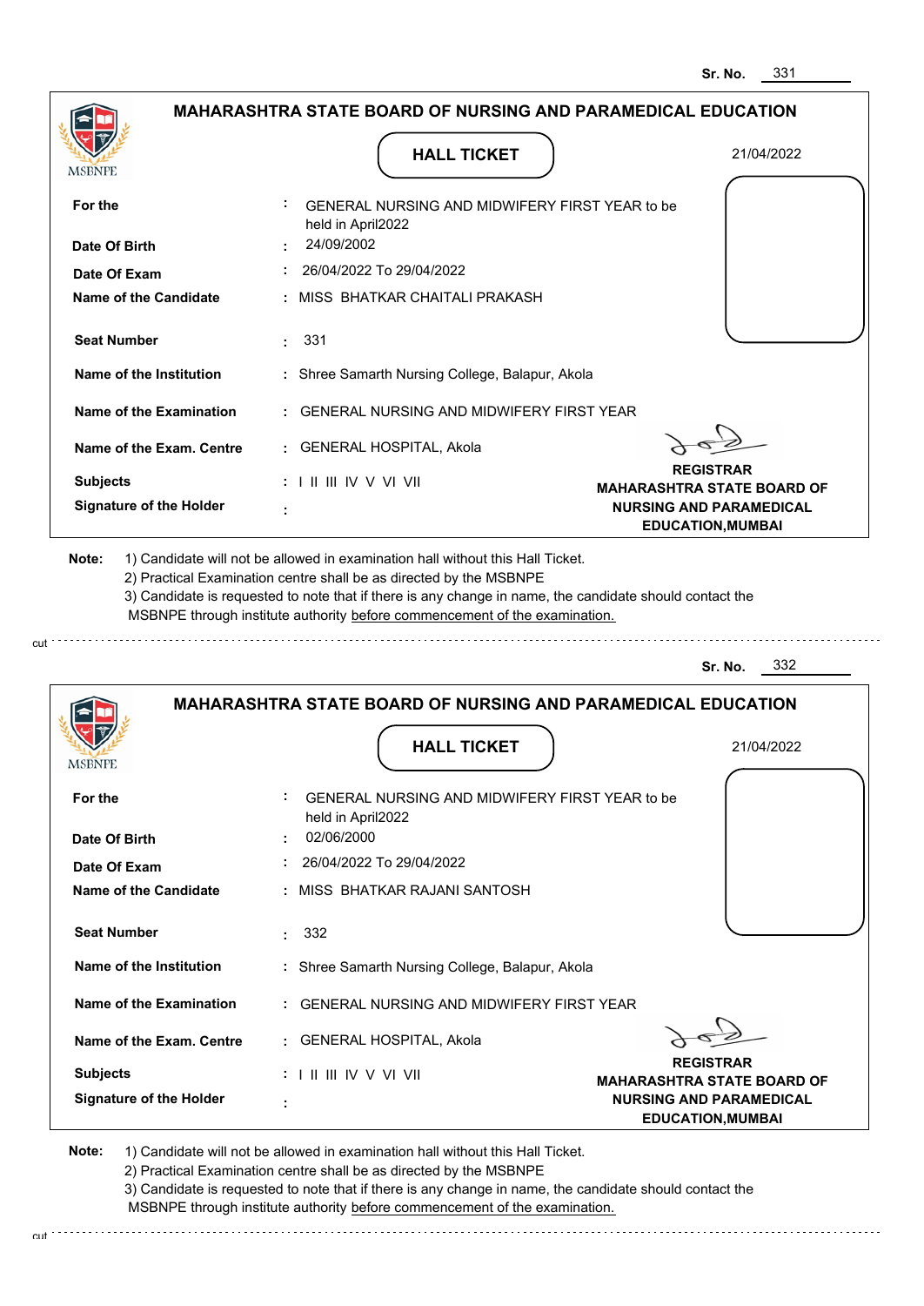Sr. No. 331

## MAHARASHTRA STATE BOARD OF NURSING AND PARAMEDICAL EDUCATION

MSBNPE

### HALL TICKET

21/04/2022

| | | |
|---|---|---|
| **For the** | : | GENERAL NURSING AND MIDWIFERY FIRST YEAR to be held in April2022 |
| **Date Of Birth** | : | 24/09/2002 |
| **Date Of Exam** | : | 26/04/2022 To 29/04/2022 |
| **Name of the Candidate** | : | MISS BHATKAR CHAITALI PRAKASH |
| **Seat Number** | : | 331 |
| **Name of the Institution** | : | Shree Samarth Nursing College, Balapur, Akola |
| **Name of the Examination** | : | GENERAL NURSING AND MIDWIFERY FIRST YEAR |
| **Name of the Exam. Centre** | : | GENERAL HOSPITAL, Akola |
| **Subjects** | : | I II III IV V VI VII |
| **Signature of the Holder** | : | |

**REGISTRAR**
**MAHARASHTRA STATE BOARD OF NURSING AND PARAMEDICAL EDUCATION,MUMBAI**

**Note:**
1) Candidate will not be allowed in examination hall without this Hall Ticket.
2) Practical Examination centre shall be as directed by the MSBNPE
3) Candidate is requested to note that if there is any change in name, the candidate should contact the MSBNPE through institute authority before commencement of the examination.

cut

---

Sr. No. 332

## MAHARASHTRA STATE BOARD OF NURSING AND PARAMEDICAL EDUCATION

MSBNPE

### HALL TICKET

21/04/2022

| | | |
|---|---|---|
| **For the** | : | GENERAL NURSING AND MIDWIFERY FIRST YEAR to be held in April2022 |
| **Date Of Birth** | : | 02/06/2000 |
| **Date Of Exam** | : | 26/04/2022 To 29/04/2022 |
| **Name of the Candidate** | : | MISS BHATKAR RAJANI SANTOSH |
| **Seat Number** | : | 332 |
| **Name of the Institution** | : | Shree Samarth Nursing College, Balapur, Akola |
| **Name of the Examination** | : | GENERAL NURSING AND MIDWIFERY FIRST YEAR |
| **Name of the Exam. Centre** | : | GENERAL HOSPITAL, Akola |
| **Subjects** | : | I II III IV V VI VII |
| **Signature of the Holder** | : | |

**REGISTRAR**
**MAHARASHTRA STATE BOARD OF NURSING AND PARAMEDICAL EDUCATION,MUMBAI**

**Note:**
1) Candidate will not be allowed in examination hall without this Hall Ticket.
2) Practical Examination centre shall be as directed by the MSBNPE
3) Candidate is requested to note that if there is any change in name, the candidate should contact the MSBNPE through institute authority before commencement of the examination.

cut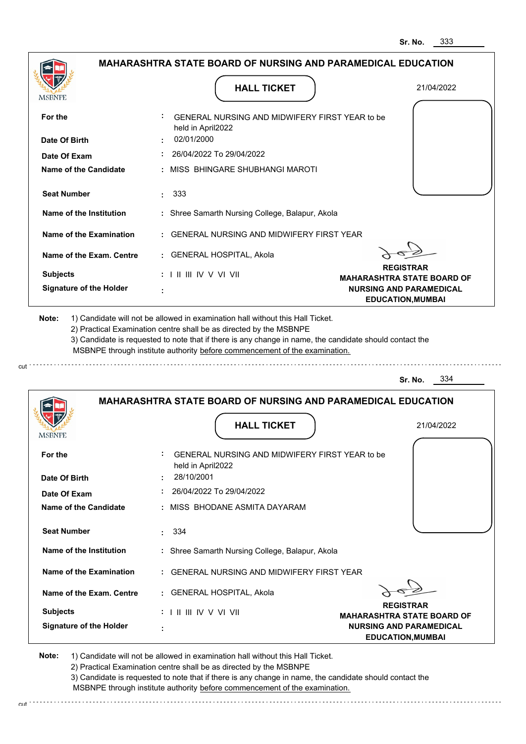Sr. No. 333

## MAHARASHTRA STATE BOARD OF NURSING AND PARAMEDICAL EDUCATION

MSBNPE

**HALL TICKET**

21/04/2022

| | | |
|---|---|---|
| **For the** | : | GENERAL NURSING AND MIDWIFERY FIRST YEAR to be held in April2022 |
| **Date Of Birth** | : | 02/01/2000 |
| **Date Of Exam** | : | 26/04/2022 To 29/04/2022 |
| **Name of the Candidate** | : | MISS BHINGARE SHUBHANGI MAROTI |
| **Seat Number** | : | 333 |
| **Name of the Institution** | : | Shree Samarth Nursing College, Balapur, Akola |
| **Name of the Examination** | : | GENERAL NURSING AND MIDWIFERY FIRST YEAR |
| **Name of the Exam. Centre** | : | GENERAL HOSPITAL, Akola |
| **Subjects** | : | I II III IV V VI VII |
| **Signature of the Holder** | : | |

**REGISTRAR**
**MAHARASHTRA STATE BOARD OF NURSING AND PARAMEDICAL EDUCATION,MUMBAI**

**Note:**
1) Candidate will not be allowed in examination hall without this Hall Ticket.
2) Practical Examination centre shall be as directed by the MSBNPE
3) Candidate is requested to note that if there is any change in name, the candidate should contact the MSBNPE through institute authority before commencement of the examination.

cut

---

Sr. No. 334

## MAHARASHTRA STATE BOARD OF NURSING AND PARAMEDICAL EDUCATION

MSBNPE

**HALL TICKET**

21/04/2022

| | | |
|---|---|---|
| **For the** | : | GENERAL NURSING AND MIDWIFERY FIRST YEAR to be held in April2022 |
| **Date Of Birth** | : | 28/10/2001 |
| **Date Of Exam** | : | 26/04/2022 To 29/04/2022 |
| **Name of the Candidate** | : | MISS BHODANE ASMITA DAYARAM |
| **Seat Number** | : | 334 |
| **Name of the Institution** | : | Shree Samarth Nursing College, Balapur, Akola |
| **Name of the Examination** | : | GENERAL NURSING AND MIDWIFERY FIRST YEAR |
| **Name of the Exam. Centre** | : | GENERAL HOSPITAL, Akola |
| **Subjects** | : | I II III IV V VI VII |
| **Signature of the Holder** | : | |

**REGISTRAR**
**MAHARASHTRA STATE BOARD OF NURSING AND PARAMEDICAL EDUCATION,MUMBAI**

**Note:**
1) Candidate will not be allowed in examination hall without this Hall Ticket.
2) Practical Examination centre shall be as directed by the MSBNPE
3) Candidate is requested to note that if there is any change in name, the candidate should contact the MSBNPE through institute authority before commencement of the examination.

cut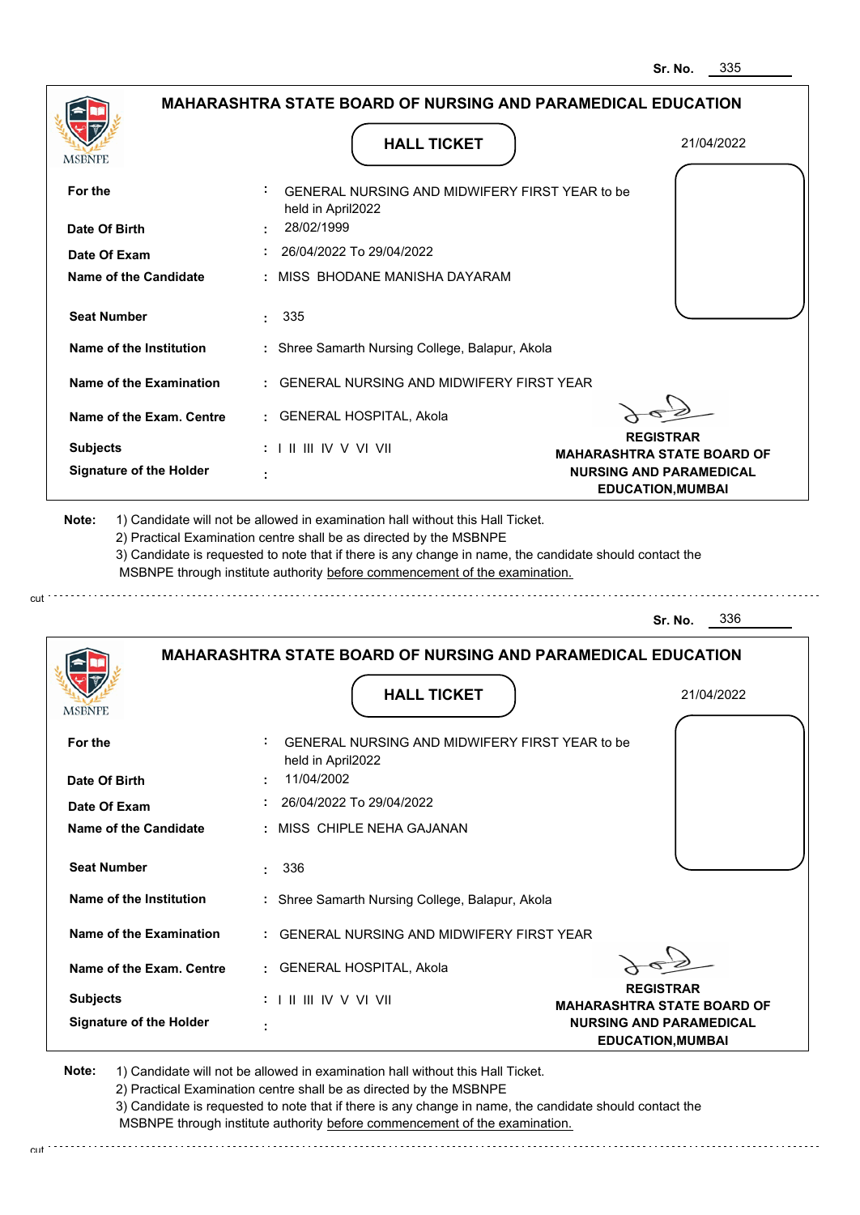Sr. No. 335

## MAHARASHTRA STATE BOARD OF NURSING AND PARAMEDICAL EDUCATION

MSBNPE

### HALL TICKET

21/04/2022

| | | |
|---|---|---|
| **For the** | : | GENERAL NURSING AND MIDWIFERY FIRST YEAR to be held in April2022 |
| **Date Of Birth** | : | 28/02/1999 |
| **Date Of Exam** | : | 26/04/2022 To 29/04/2022 |
| **Name of the Candidate** | : | MISS BHODANE MANISHA DAYARAM |
| **Seat Number** | : | 335 |
| **Name of the Institution** | : | Shree Samarth Nursing College, Balapur, Akola |
| **Name of the Examination** | : | GENERAL NURSING AND MIDWIFERY FIRST YEAR |
| **Name of the Exam. Centre** | : | GENERAL HOSPITAL, Akola |
| **Subjects** | : | I II III IV V VI VII |
| **Signature of the Holder** | : | |

**REGISTRAR**
**MAHARASHTRA STATE BOARD OF NURSING AND PARAMEDICAL EDUCATION,MUMBAI**

**Note:** 1) Candidate will not be allowed in examination hall without this Hall Ticket.
2) Practical Examination centre shall be as directed by the MSBNPE
3) Candidate is requested to note that if there is any change in name, the candidate should contact the MSBNPE through institute authority before commencement of the examination.

cut

Sr. No. 336

## MAHARASHTRA STATE BOARD OF NURSING AND PARAMEDICAL EDUCATION

MSBNPE

### HALL TICKET

21/04/2022

| | | |
|---|---|---|
| **For the** | : | GENERAL NURSING AND MIDWIFERY FIRST YEAR to be held in April2022 |
| **Date Of Birth** | : | 11/04/2002 |
| **Date Of Exam** | : | 26/04/2022 To 29/04/2022 |
| **Name of the Candidate** | : | MISS CHIPLE NEHA GAJANAN |
| **Seat Number** | : | 336 |
| **Name of the Institution** | : | Shree Samarth Nursing College, Balapur, Akola |
| **Name of the Examination** | : | GENERAL NURSING AND MIDWIFERY FIRST YEAR |
| **Name of the Exam. Centre** | : | GENERAL HOSPITAL, Akola |
| **Subjects** | : | I II III IV V VI VII |
| **Signature of the Holder** | : | |

**REGISTRAR**
**MAHARASHTRA STATE BOARD OF NURSING AND PARAMEDICAL EDUCATION,MUMBAI**

**Note:** 1) Candidate will not be allowed in examination hall without this Hall Ticket.
2) Practical Examination centre shall be as directed by the MSBNPE
3) Candidate is requested to note that if there is any change in name, the candidate should contact the MSBNPE through institute authority before commencement of the examination.

cut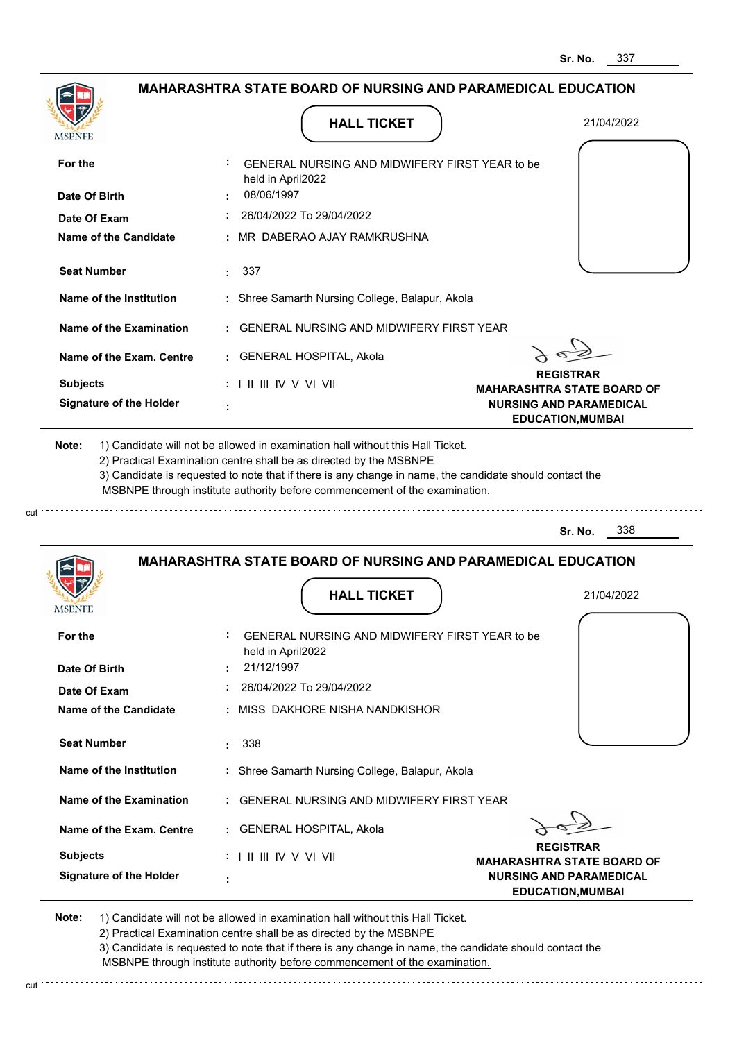Sr. No. 337

## MAHARASHTRA STATE BOARD OF NURSING AND PARAMEDICAL EDUCATION

MSBNPE

### HALL TICKET

21/04/2022

| | | |
|---|---|---|
| **For the** | : | GENERAL NURSING AND MIDWIFERY FIRST YEAR to be held in April2022 |
| **Date Of Birth** | : | 08/06/1997 |
| **Date Of Exam** | : | 26/04/2022 To 29/04/2022 |
| **Name of the Candidate** | : | MR DABERAO AJAY RAMKRUSHNA |
| **Seat Number** | : | 337 |
| **Name of the Institution** | : | Shree Samarth Nursing College, Balapur, Akola |
| **Name of the Examination** | : | GENERAL NURSING AND MIDWIFERY FIRST YEAR |
| **Name of the Exam. Centre** | : | GENERAL HOSPITAL, Akola |
| **Subjects** | : | I II III IV V VI VII |
| **Signature of the Holder** | : | |

**REGISTRAR**
**MAHARASHTRA STATE BOARD OF NURSING AND PARAMEDICAL EDUCATION,MUMBAI**

**Note:**
1) Candidate will not be allowed in examination hall without this Hall Ticket.
2) Practical Examination centre shall be as directed by the MSBNPE
3) Candidate is requested to note that if there is any change in name, the candidate should contact the MSBNPE through institute authority before commencement of the examination.

cut

Sr. No. 338

## MAHARASHTRA STATE BOARD OF NURSING AND PARAMEDICAL EDUCATION

MSBNPE

### HALL TICKET

21/04/2022

| | | |
|---|---|---|
| **For the** | : | GENERAL NURSING AND MIDWIFERY FIRST YEAR to be held in April2022 |
| **Date Of Birth** | : | 21/12/1997 |
| **Date Of Exam** | : | 26/04/2022 To 29/04/2022 |
| **Name of the Candidate** | : | MISS DAKHORE NISHA NANDKISHOR |
| **Seat Number** | : | 338 |
| **Name of the Institution** | : | Shree Samarth Nursing College, Balapur, Akola |
| **Name of the Examination** | : | GENERAL NURSING AND MIDWIFERY FIRST YEAR |
| **Name of the Exam. Centre** | : | GENERAL HOSPITAL, Akola |
| **Subjects** | : | I II III IV V VI VII |
| **Signature of the Holder** | : | |

**REGISTRAR**
**MAHARASHTRA STATE BOARD OF NURSING AND PARAMEDICAL EDUCATION,MUMBAI**

**Note:**
1) Candidate will not be allowed in examination hall without this Hall Ticket.
2) Practical Examination centre shall be as directed by the MSBNPE
3) Candidate is requested to note that if there is any change in name, the candidate should contact the MSBNPE through institute authority before commencement of the examination.

cut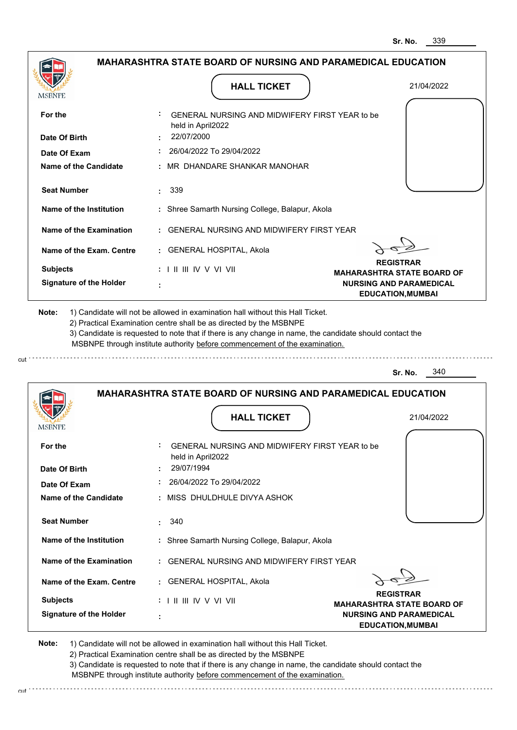Sr. No. 339

## MAHARASHTRA STATE BOARD OF NURSING AND PARAMEDICAL EDUCATION

MSBNPE

### HALL TICKET

21/04/2022

| | | |
|---|---|---|
| For the | : | GENERAL NURSING AND MIDWIFERY FIRST YEAR to be held in April2022 |
| Date Of Birth | : | 22/07/2000 |
| Date Of Exam | : | 26/04/2022 To 29/04/2022 |
| Name of the Candidate | : | MR DHANDARE SHANKAR MANOHAR |
| Seat Number | : | 339 |
| Name of the Institution | : | Shree Samarth Nursing College, Balapur, Akola |
| Name of the Examination | : | GENERAL NURSING AND MIDWIFERY FIRST YEAR |
| Name of the Exam. Centre | : | GENERAL HOSPITAL, Akola |
| Subjects | : | I II III IV V VI VII |
| Signature of the Holder | : | |

**REGISTRAR**
**MAHARASHTRA STATE BOARD OF NURSING AND PARAMEDICAL EDUCATION,MUMBAI**

**Note:** 1) Candidate will not be allowed in examination hall without this Hall Ticket.
2) Practical Examination centre shall be as directed by the MSBNPE
3) Candidate is requested to note that if there is any change in name, the candidate should contact the MSBNPE through institute authority before commencement of the examination.

cut

Sr. No. 340

## MAHARASHTRA STATE BOARD OF NURSING AND PARAMEDICAL EDUCATION

MSBNPE

### HALL TICKET

21/04/2022

| | | |
|---|---|---|
| For the | : | GENERAL NURSING AND MIDWIFERY FIRST YEAR to be held in April2022 |
| Date Of Birth | : | 29/07/1994 |
| Date Of Exam | : | 26/04/2022 To 29/04/2022 |
| Name of the Candidate | : | MISS DHULDHULE DIVYA ASHOK |
| Seat Number | : | 340 |
| Name of the Institution | : | Shree Samarth Nursing College, Balapur, Akola |
| Name of the Examination | : | GENERAL NURSING AND MIDWIFERY FIRST YEAR |
| Name of the Exam. Centre | : | GENERAL HOSPITAL, Akola |
| Subjects | : | I II III IV V VI VII |
| Signature of the Holder | : | |

**REGISTRAR**
**MAHARASHTRA STATE BOARD OF NURSING AND PARAMEDICAL EDUCATION,MUMBAI**

**Note:** 1) Candidate will not be allowed in examination hall without this Hall Ticket.
2) Practical Examination centre shall be as directed by the MSBNPE
3) Candidate is requested to note that if there is any change in name, the candidate should contact the MSBNPE through institute authority before commencement of the examination.

cut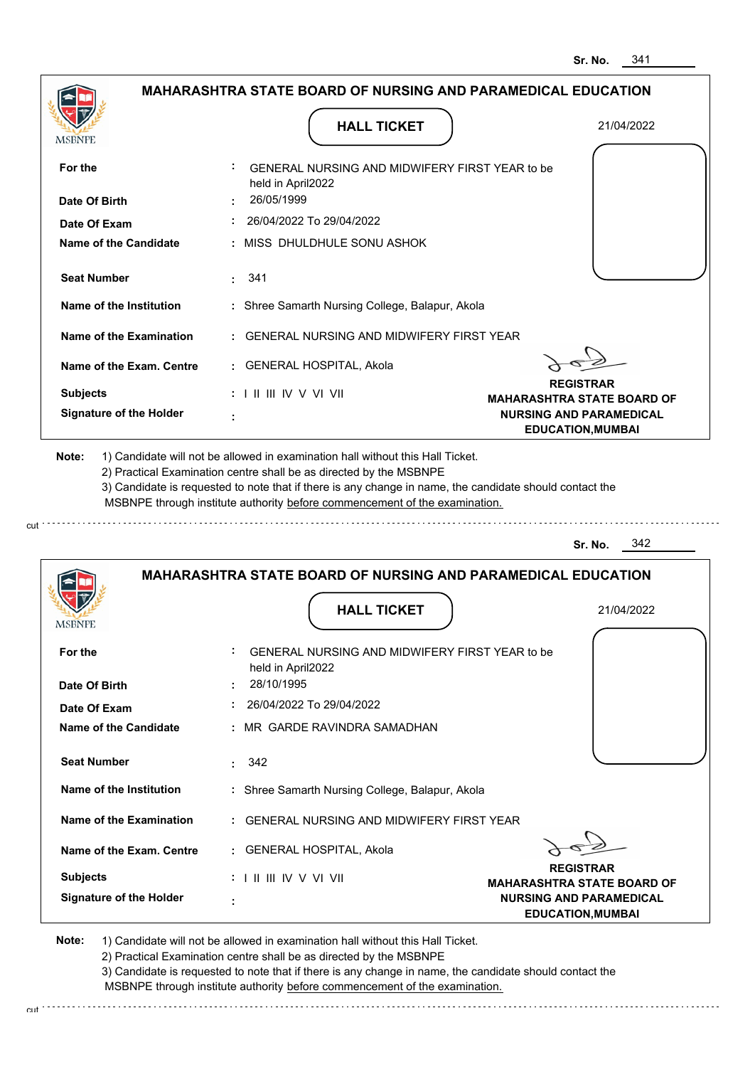Sr. No. 341

## MAHARASHTRA STATE BOARD OF NURSING AND PARAMEDICAL EDUCATION

MSBNPE

**HALL TICKET**

21/04/2022

| | | |
|---|---|---|
| **For the** | : | GENERAL NURSING AND MIDWIFERY FIRST YEAR to be held in April2022 |
| **Date Of Birth** | : | 26/05/1999 |
| **Date Of Exam** | : | 26/04/2022 To 29/04/2022 |
| **Name of the Candidate** | : | MISS DHULDHULE SONU ASHOK |
| **Seat Number** | : | 341 |
| **Name of the Institution** | : | Shree Samarth Nursing College, Balapur, Akola |
| **Name of the Examination** | : | GENERAL NURSING AND MIDWIFERY FIRST YEAR |
| **Name of the Exam. Centre** | : | GENERAL HOSPITAL, Akola |
| **Subjects** | : | I II III IV V VI VII |
| **Signature of the Holder** | : | |

**REGISTRAR**
**MAHARASHTRA STATE BOARD OF NURSING AND PARAMEDICAL EDUCATION,MUMBAI**

**Note:**
1) Candidate will not be allowed in examination hall without this Hall Ticket.
2) Practical Examination centre shall be as directed by the MSBNPE
3) Candidate is requested to note that if there is any change in name, the candidate should contact the MSBNPE through institute authority before commencement of the examination.

cut

Sr. No. 342

## MAHARASHTRA STATE BOARD OF NURSING AND PARAMEDICAL EDUCATION

MSBNPE

**HALL TICKET**

21/04/2022

| | | |
|---|---|---|
| **For the** | : | GENERAL NURSING AND MIDWIFERY FIRST YEAR to be held in April2022 |
| **Date Of Birth** | : | 28/10/1995 |
| **Date Of Exam** | : | 26/04/2022 To 29/04/2022 |
| **Name of the Candidate** | : | MR GARDE RAVINDRA SAMADHAN |
| **Seat Number** | : | 342 |
| **Name of the Institution** | : | Shree Samarth Nursing College, Balapur, Akola |
| **Name of the Examination** | : | GENERAL NURSING AND MIDWIFERY FIRST YEAR |
| **Name of the Exam. Centre** | : | GENERAL HOSPITAL, Akola |
| **Subjects** | : | I II III IV V VI VII |
| **Signature of the Holder** | : | |

**REGISTRAR**
**MAHARASHTRA STATE BOARD OF NURSING AND PARAMEDICAL EDUCATION,MUMBAI**

**Note:**
1) Candidate will not be allowed in examination hall without this Hall Ticket.
2) Practical Examination centre shall be as directed by the MSBNPE
3) Candidate is requested to note that if there is any change in name, the candidate should contact the MSBNPE through institute authority before commencement of the examination.

cut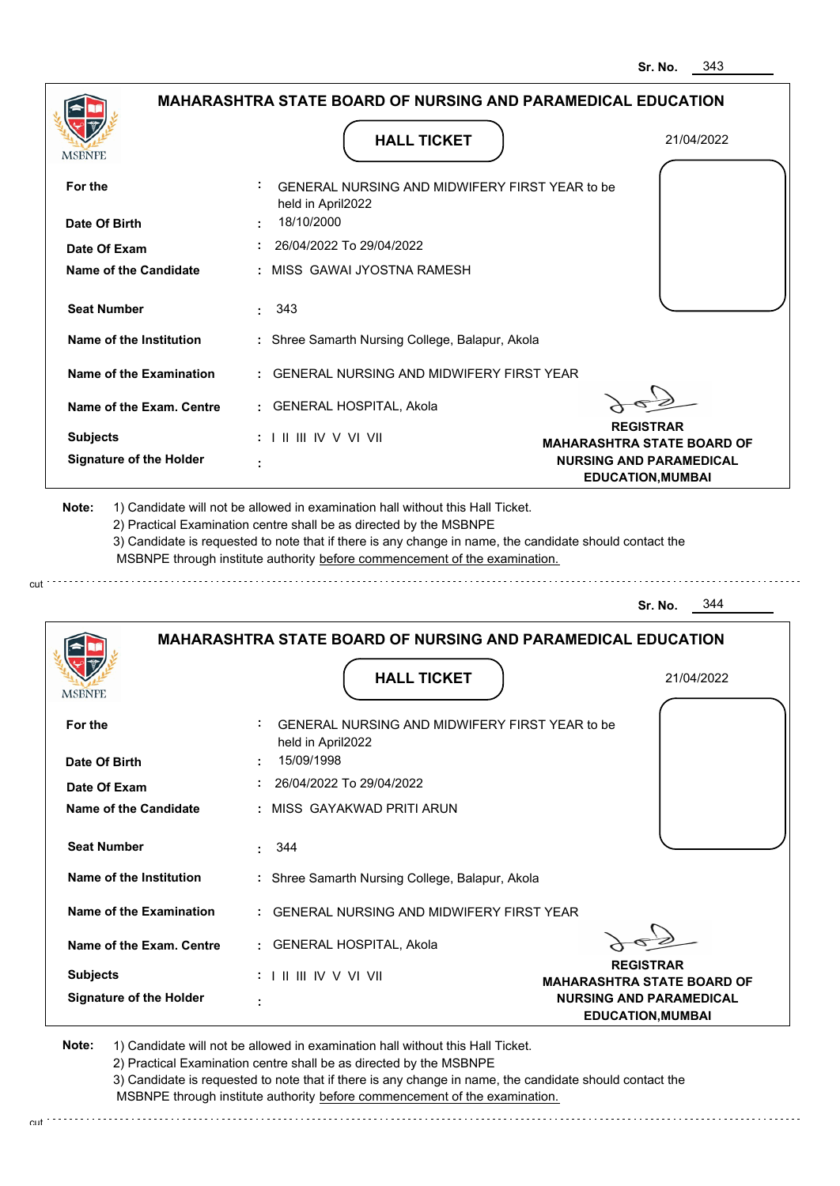Sr. No. 343

## MAHARASHTRA STATE BOARD OF NURSING AND PARAMEDICAL EDUCATION

MSBNPE

### HALL TICKET

21/04/2022

| | | |
|---|---|---|
| **For the** | : | GENERAL NURSING AND MIDWIFERY FIRST YEAR to be held in April2022 |
| **Date Of Birth** | : | 18/10/2000 |
| **Date Of Exam** | : | 26/04/2022 To 29/04/2022 |
| **Name of the Candidate** | : | MISS GAWAI JYOSTNA RAMESH |
| **Seat Number** | : | 343 |
| **Name of the Institution** | : | Shree Samarth Nursing College, Balapur, Akola |
| **Name of the Examination** | : | GENERAL NURSING AND MIDWIFERY FIRST YEAR |
| **Name of the Exam. Centre** | : | GENERAL HOSPITAL, Akola |
| **Subjects** | : | I II III IV V VI VII |
| **Signature of the Holder** | : | |

**REGISTRAR**
**MAHARASHTRA STATE BOARD OF NURSING AND PARAMEDICAL EDUCATION,MUMBAI**

**Note:**
1) Candidate will not be allowed in examination hall without this Hall Ticket.
2) Practical Examination centre shall be as directed by the MSBNPE
3) Candidate is requested to note that if there is any change in name, the candidate should contact the MSBNPE through institute authority before commencement of the examination.

cut

Sr. No. 344

## MAHARASHTRA STATE BOARD OF NURSING AND PARAMEDICAL EDUCATION

MSBNPE

### HALL TICKET

21/04/2022

| | | |
|---|---|---|
| **For the** | : | GENERAL NURSING AND MIDWIFERY FIRST YEAR to be held in April2022 |
| **Date Of Birth** | : | 15/09/1998 |
| **Date Of Exam** | : | 26/04/2022 To 29/04/2022 |
| **Name of the Candidate** | : | MISS GAYAKWAD PRITI ARUN |
| **Seat Number** | : | 344 |
| **Name of the Institution** | : | Shree Samarth Nursing College, Balapur, Akola |
| **Name of the Examination** | : | GENERAL NURSING AND MIDWIFERY FIRST YEAR |
| **Name of the Exam. Centre** | : | GENERAL HOSPITAL, Akola |
| **Subjects** | : | I II III IV V VI VII |
| **Signature of the Holder** | : | |

**REGISTRAR**
**MAHARASHTRA STATE BOARD OF NURSING AND PARAMEDICAL EDUCATION,MUMBAI**

**Note:**
1) Candidate will not be allowed in examination hall without this Hall Ticket.
2) Practical Examination centre shall be as directed by the MSBNPE
3) Candidate is requested to note that if there is any change in name, the candidate should contact the MSBNPE through institute authority before commencement of the examination.

cut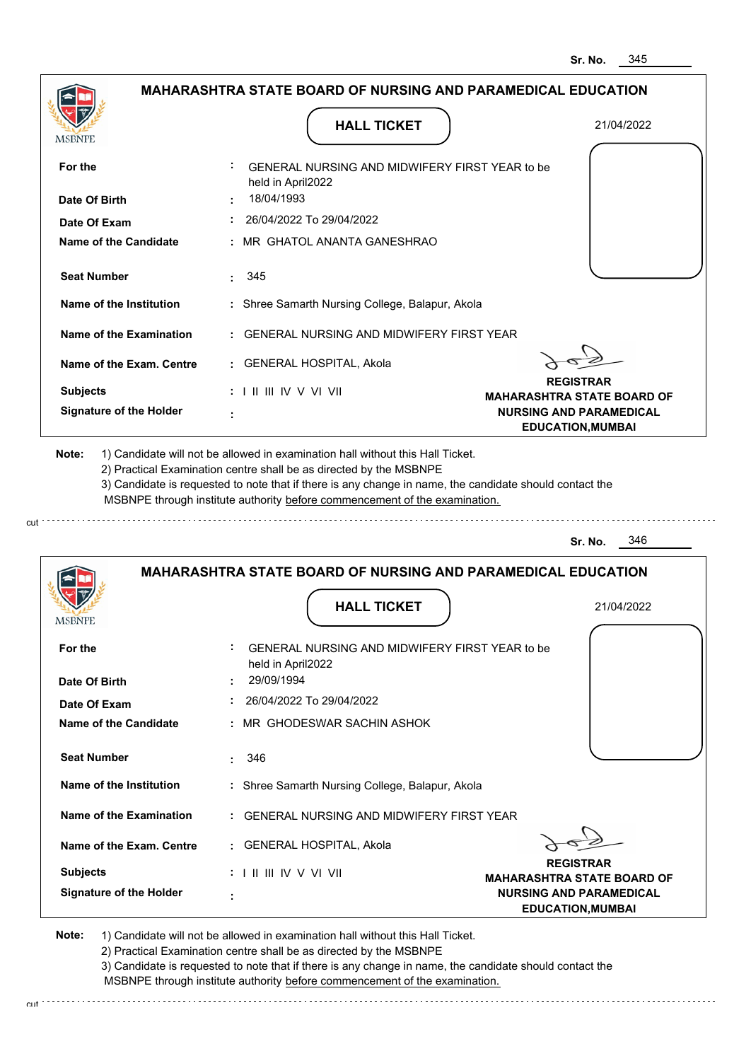Sr. No. 345

## MAHARASHTRA STATE BOARD OF NURSING AND PARAMEDICAL EDUCATION

MSBNPE

### HALL TICKET

21/04/2022

| | |
|---|---|
| **For the** | : GENERAL NURSING AND MIDWIFERY FIRST YEAR to be held in April2022 |
| **Date Of Birth** | : 18/04/1993 |
| **Date Of Exam** | : 26/04/2022 To 29/04/2022 |
| **Name of the Candidate** | : MR GHATOL ANANTA GANESHRAO |
| **Seat Number** | : 345 |
| **Name of the Institution** | : Shree Samarth Nursing College, Balapur, Akola |
| **Name of the Examination** | : GENERAL NURSING AND MIDWIFERY FIRST YEAR |
| **Name of the Exam. Centre** | : GENERAL HOSPITAL, Akola |
| **Subjects** | : I II III IV V VI VII |
| **Signature of the Holder** | : |

**REGISTRAR**
**MAHARASHTRA STATE BOARD OF NURSING AND PARAMEDICAL EDUCATION,MUMBAI**

**Note:**
1) Candidate will not be allowed in examination hall without this Hall Ticket.
2) Practical Examination centre shall be as directed by the MSBNPE
3) Candidate is requested to note that if there is any change in name, the candidate should contact the MSBNPE through institute authority before commencement of the examination.

cut

Sr. No. 346

## MAHARASHTRA STATE BOARD OF NURSING AND PARAMEDICAL EDUCATION

MSBNPE

### HALL TICKET

21/04/2022

| | |
|---|---|
| **For the** | : GENERAL NURSING AND MIDWIFERY FIRST YEAR to be held in April2022 |
| **Date Of Birth** | : 29/09/1994 |
| **Date Of Exam** | : 26/04/2022 To 29/04/2022 |
| **Name of the Candidate** | : MR GHODESWAR SACHIN ASHOK |
| **Seat Number** | : 346 |
| **Name of the Institution** | : Shree Samarth Nursing College, Balapur, Akola |
| **Name of the Examination** | : GENERAL NURSING AND MIDWIFERY FIRST YEAR |
| **Name of the Exam. Centre** | : GENERAL HOSPITAL, Akola |
| **Subjects** | : I II III IV V VI VII |
| **Signature of the Holder** | : |

**REGISTRAR**
**MAHARASHTRA STATE BOARD OF NURSING AND PARAMEDICAL EDUCATION,MUMBAI**

**Note:**
1) Candidate will not be allowed in examination hall without this Hall Ticket.
2) Practical Examination centre shall be as directed by the MSBNPE
3) Candidate is requested to note that if there is any change in name, the candidate should contact the MSBNPE through institute authority before commencement of the examination.

cut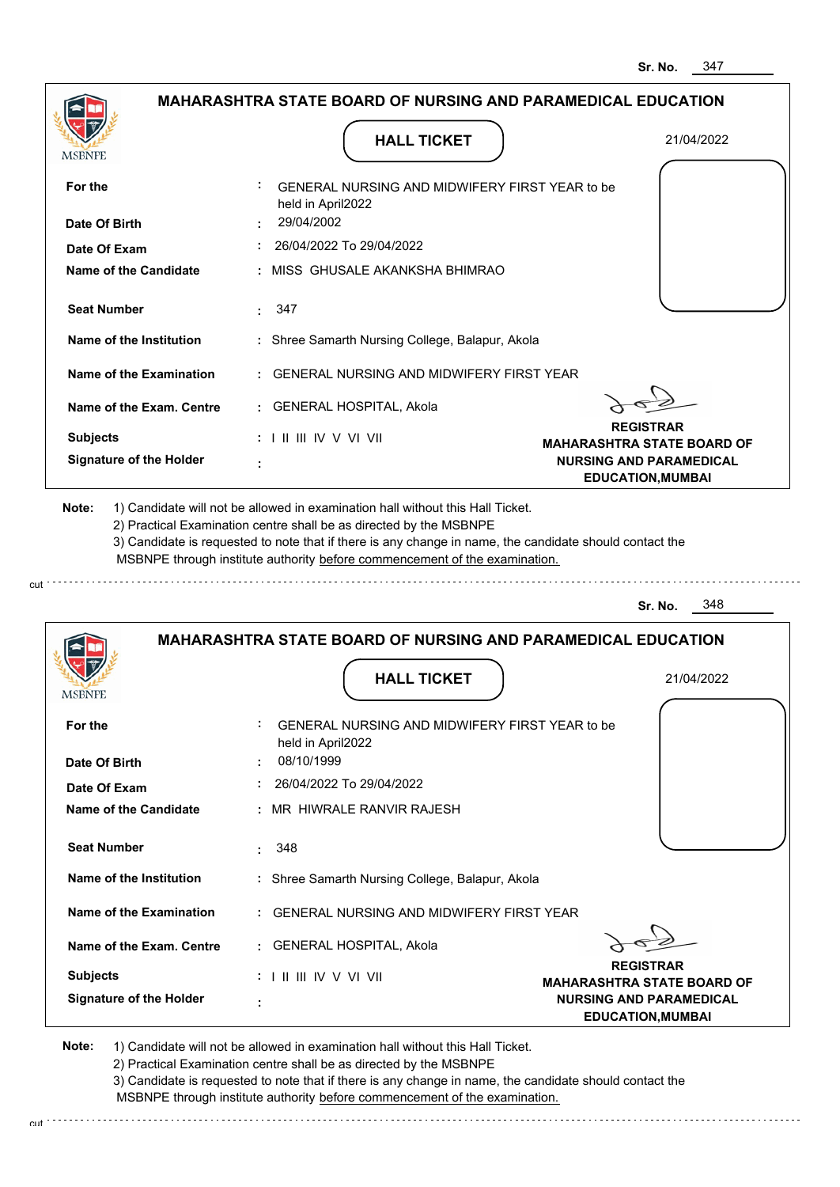Sr. No. 347

## MAHARASHTRA STATE BOARD OF NURSING AND PARAMEDICAL EDUCATION

MSBNPE

### HALL TICKET

21/04/2022

| | | |
|---|---|---|
| **For the** | : | GENERAL NURSING AND MIDWIFERY FIRST YEAR to be held in April2022 |
| **Date Of Birth** | : | 29/04/2002 |
| **Date Of Exam** | : | 26/04/2022 To 29/04/2022 |
| **Name of the Candidate** | : | MISS GHUSALE AKANKSHA BHIMRAO |
| **Seat Number** | : | 347 |
| **Name of the Institution** | : | Shree Samarth Nursing College, Balapur, Akola |
| **Name of the Examination** | : | GENERAL NURSING AND MIDWIFERY FIRST YEAR |
| **Name of the Exam. Centre** | : | GENERAL HOSPITAL, Akola |
| **Subjects** | : | I II III IV V VI VII |
| **Signature of the Holder** | : | |

**REGISTRAR**
**MAHARASHTRA STATE BOARD OF NURSING AND PARAMEDICAL EDUCATION,MUMBAI**

**Note:**
1) Candidate will not be allowed in examination hall without this Hall Ticket.
2) Practical Examination centre shall be as directed by the MSBNPE
3) Candidate is requested to note that if there is any change in name, the candidate should contact the MSBNPE through institute authority before commencement of the examination.

---

Sr. No. 348

## MAHARASHTRA STATE BOARD OF NURSING AND PARAMEDICAL EDUCATION

MSBNPE

### HALL TICKET

21/04/2022

| | | |
|---|---|---|
| **For the** | : | GENERAL NURSING AND MIDWIFERY FIRST YEAR to be held in April2022 |
| **Date Of Birth** | : | 08/10/1999 |
| **Date Of Exam** | : | 26/04/2022 To 29/04/2022 |
| **Name of the Candidate** | : | MR HIWRALE RANVIR RAJESH |
| **Seat Number** | : | 348 |
| **Name of the Institution** | : | Shree Samarth Nursing College, Balapur, Akola |
| **Name of the Examination** | : | GENERAL NURSING AND MIDWIFERY FIRST YEAR |
| **Name of the Exam. Centre** | : | GENERAL HOSPITAL, Akola |
| **Subjects** | : | I II III IV V VI VII |
| **Signature of the Holder** | : | |

**REGISTRAR**
**MAHARASHTRA STATE BOARD OF NURSING AND PARAMEDICAL EDUCATION,MUMBAI**

**Note:**
1) Candidate will not be allowed in examination hall without this Hall Ticket.
2) Practical Examination centre shall be as directed by the MSBNPE
3) Candidate is requested to note that if there is any change in name, the candidate should contact the MSBNPE through institute authority before commencement of the examination.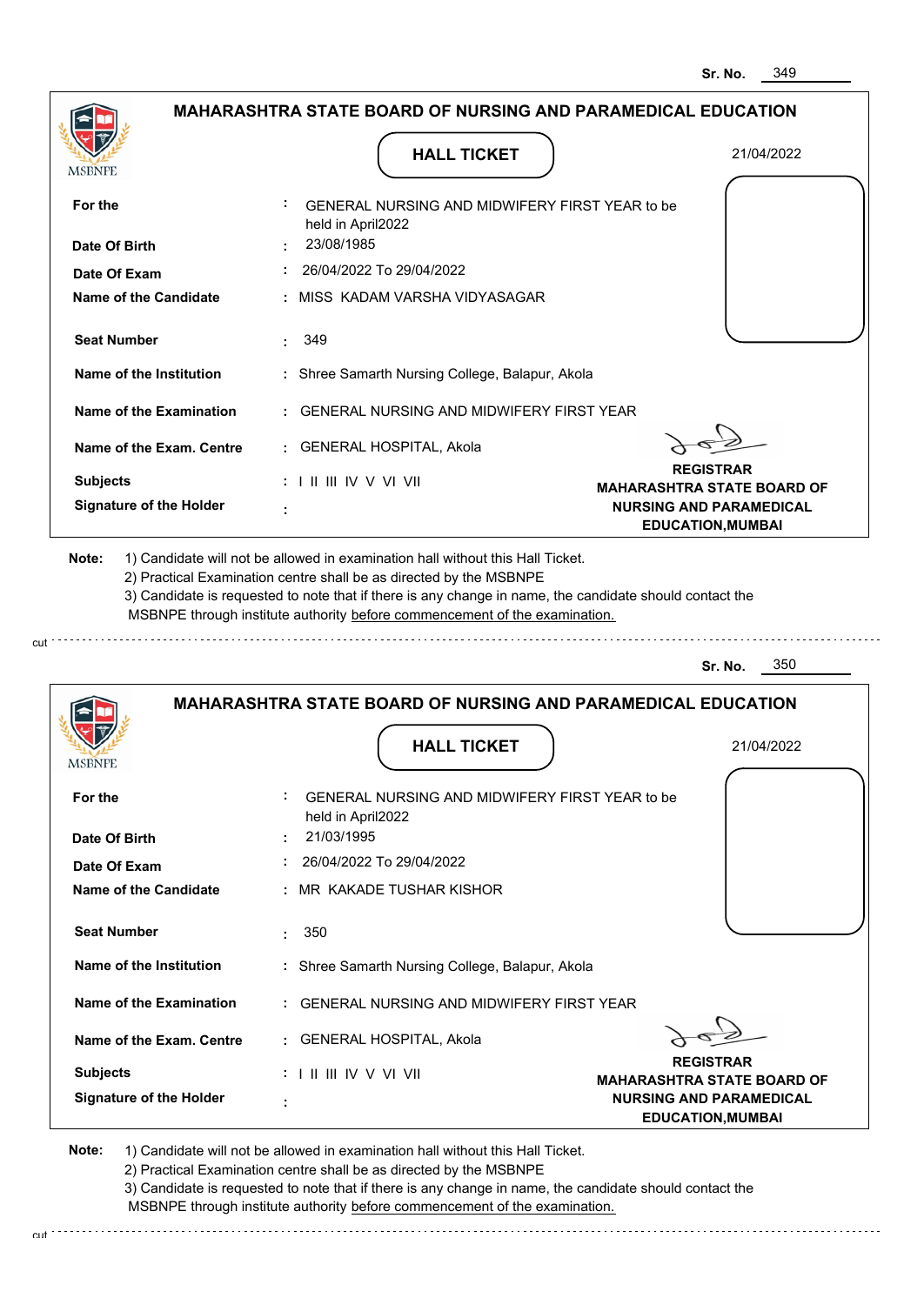Sr. No. 349

## MAHARASHTRA STATE BOARD OF NURSING AND PARAMEDICAL EDUCATION

MSBNPE

### HALL TICKET

21/04/2022

| | | |
|---|---|---|
| **For the** | : | GENERAL NURSING AND MIDWIFERY FIRST YEAR to be held in April2022 |
| **Date Of Birth** | : | 23/08/1985 |
| **Date Of Exam** | : | 26/04/2022 To 29/04/2022 |
| **Name of the Candidate** | : | MISS KADAM VARSHA VIDYASAGAR |
| **Seat Number** | : | 349 |
| **Name of the Institution** | : | Shree Samarth Nursing College, Balapur, Akola |
| **Name of the Examination** | : | GENERAL NURSING AND MIDWIFERY FIRST YEAR |
| **Name of the Exam. Centre** | : | GENERAL HOSPITAL, Akola |
| **Subjects** | : | I II III IV V VI VII |
| **Signature of the Holder** | : | |

**REGISTRAR**
**MAHARASHTRA STATE BOARD OF NURSING AND PARAMEDICAL EDUCATION,MUMBAI**

**Note:**
1) Candidate will not be allowed in examination hall without this Hall Ticket.
2) Practical Examination centre shall be as directed by the MSBNPE
3) Candidate is requested to note that if there is any change in name, the candidate should contact the MSBNPE through institute authority before commencement of the examination.

cut

---

Sr. No. 350

## MAHARASHTRA STATE BOARD OF NURSING AND PARAMEDICAL EDUCATION

MSBNPE

### HALL TICKET

21/04/2022

| | | |
|---|---|---|
| **For the** | : | GENERAL NURSING AND MIDWIFERY FIRST YEAR to be held in April2022 |
| **Date Of Birth** | : | 21/03/1995 |
| **Date Of Exam** | : | 26/04/2022 To 29/04/2022 |
| **Name of the Candidate** | : | MR KAKADE TUSHAR KISHOR |
| **Seat Number** | : | 350 |
| **Name of the Institution** | : | Shree Samarth Nursing College, Balapur, Akola |
| **Name of the Examination** | : | GENERAL NURSING AND MIDWIFERY FIRST YEAR |
| **Name of the Exam. Centre** | : | GENERAL HOSPITAL, Akola |
| **Subjects** | : | I II III IV V VI VII |
| **Signature of the Holder** | : | |

**REGISTRAR**
**MAHARASHTRA STATE BOARD OF NURSING AND PARAMEDICAL EDUCATION,MUMBAI**

**Note:**
1) Candidate will not be allowed in examination hall without this Hall Ticket.
2) Practical Examination centre shall be as directed by the MSBNPE
3) Candidate is requested to note that if there is any change in name, the candidate should contact the MSBNPE through institute authority before commencement of the examination.

cut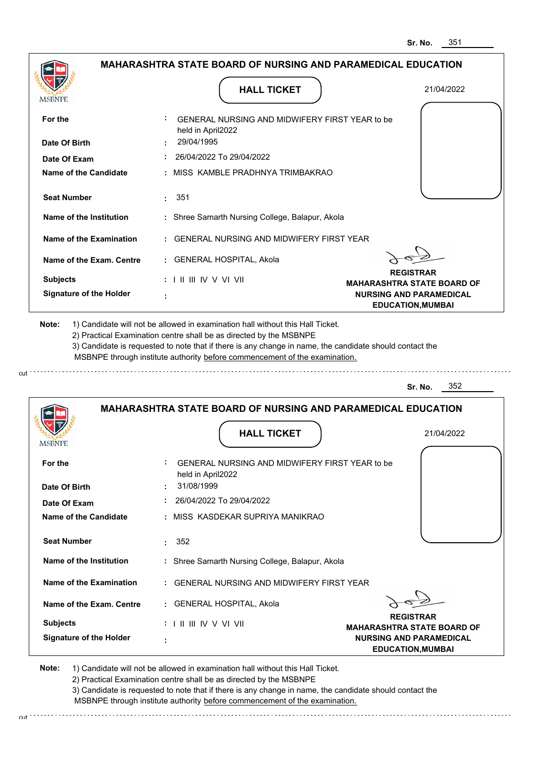Sr. No. 351

## MAHARASHTRA STATE BOARD OF NURSING AND PARAMEDICAL EDUCATION

MSBNPE

### HALL TICKET

21/04/2022

| | | |
|---|---|---|
| **For the** | : | GENERAL NURSING AND MIDWIFERY FIRST YEAR to be held in April2022 |
| **Date Of Birth** | : | 29/04/1995 |
| **Date Of Exam** | : | 26/04/2022 To 29/04/2022 |
| **Name of the Candidate** | : | MISS KAMBLE PRADHNYA TRIMBAKRAO |
| **Seat Number** | : | 351 |
| **Name of the Institution** | : | Shree Samarth Nursing College, Balapur, Akola |
| **Name of the Examination** | : | GENERAL NURSING AND MIDWIFERY FIRST YEAR |
| **Name of the Exam. Centre** | : | GENERAL HOSPITAL, Akola |
| **Subjects** | : | I II III IV V VI VII |
| **Signature of the Holder** | : | |

**REGISTRAR**
**MAHARASHTRA STATE BOARD OF NURSING AND PARAMEDICAL EDUCATION,MUMBAI**

**Note:** 1) Candidate will not be allowed in examination hall without this Hall Ticket.
2) Practical Examination centre shall be as directed by the MSBNPE
3) Candidate is requested to note that if there is any change in name, the candidate should contact the MSBNPE through institute authority before commencement of the examination.

cut

---

Sr. No. 352

## MAHARASHTRA STATE BOARD OF NURSING AND PARAMEDICAL EDUCATION

MSBNPE

### HALL TICKET

21/04/2022

| | | |
|---|---|---|
| **For the** | : | GENERAL NURSING AND MIDWIFERY FIRST YEAR to be held in April2022 |
| **Date Of Birth** | : | 31/08/1999 |
| **Date Of Exam** | : | 26/04/2022 To 29/04/2022 |
| **Name of the Candidate** | : | MISS KASDEKAR SUPRIYA MANIKRAO |
| **Seat Number** | : | 352 |
| **Name of the Institution** | : | Shree Samarth Nursing College, Balapur, Akola |
| **Name of the Examination** | : | GENERAL NURSING AND MIDWIFERY FIRST YEAR |
| **Name of the Exam. Centre** | : | GENERAL HOSPITAL, Akola |
| **Subjects** | : | I II III IV V VI VII |
| **Signature of the Holder** | : | |

**REGISTRAR**
**MAHARASHTRA STATE BOARD OF NURSING AND PARAMEDICAL EDUCATION,MUMBAI**

**Note:** 1) Candidate will not be allowed in examination hall without this Hall Ticket.
2) Practical Examination centre shall be as directed by the MSBNPE
3) Candidate is requested to note that if there is any change in name, the candidate should contact the MSBNPE through institute authority before commencement of the examination.

cut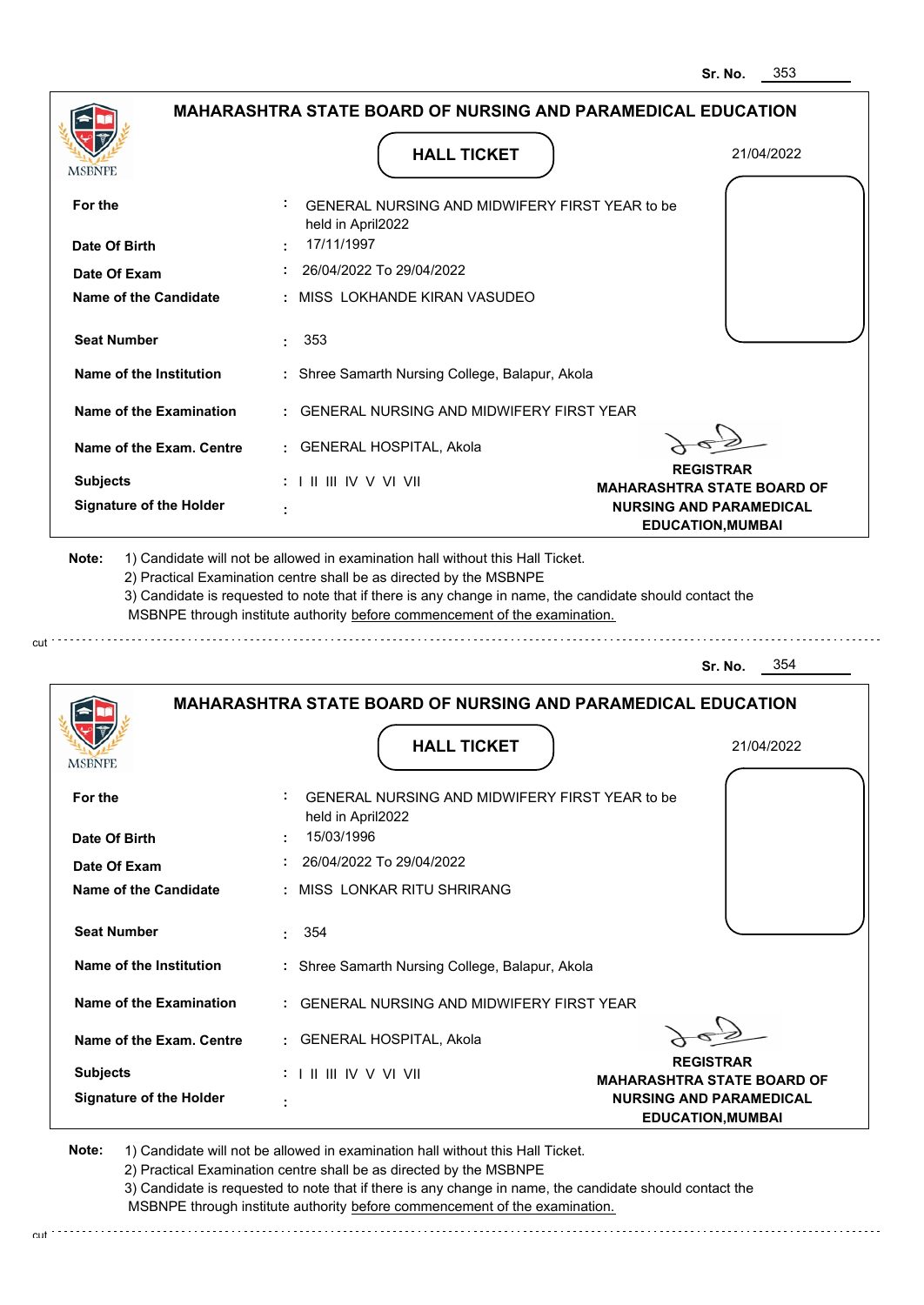Sr. No. 353

## MAHARASHTRA STATE BOARD OF NURSING AND PARAMEDICAL EDUCATION

MSBNPE

### HALL TICKET

21/04/2022

| | | |
|---|---|---|
| For the | : | GENERAL NURSING AND MIDWIFERY FIRST YEAR to be held in April2022 |
| Date Of Birth | : | 17/11/1997 |
| Date Of Exam | : | 26/04/2022 To 29/04/2022 |
| Name of the Candidate | : | MISS LOKHANDE KIRAN VASUDEO |
| Seat Number | : | 353 |
| Name of the Institution | : | Shree Samarth Nursing College, Balapur, Akola |
| Name of the Examination | : | GENERAL NURSING AND MIDWIFERY FIRST YEAR |
| Name of the Exam. Centre | : | GENERAL HOSPITAL, Akola |
| Subjects | : | I II III IV V VI VII |
| Signature of the Holder | : | |

**REGISTRAR**
**MAHARASHTRA STATE BOARD OF NURSING AND PARAMEDICAL EDUCATION,MUMBAI**

**Note:** 1) Candidate will not be allowed in examination hall without this Hall Ticket.
2) Practical Examination centre shall be as directed by the MSBNPE
3) Candidate is requested to note that if there is any change in name, the candidate should contact the MSBNPE through institute authority before commencement of the examination.

cut

Sr. No. 354

## MAHARASHTRA STATE BOARD OF NURSING AND PARAMEDICAL EDUCATION

MSBNPE

### HALL TICKET

21/04/2022

| | | |
|---|---|---|
| For the | : | GENERAL NURSING AND MIDWIFERY FIRST YEAR to be held in April2022 |
| Date Of Birth | : | 15/03/1996 |
| Date Of Exam | : | 26/04/2022 To 29/04/2022 |
| Name of the Candidate | : | MISS LONKAR RITU SHRIRANG |
| Seat Number | : | 354 |
| Name of the Institution | : | Shree Samarth Nursing College, Balapur, Akola |
| Name of the Examination | : | GENERAL NURSING AND MIDWIFERY FIRST YEAR |
| Name of the Exam. Centre | : | GENERAL HOSPITAL, Akola |
| Subjects | : | I II III IV V VI VII |
| Signature of the Holder | : | |

**REGISTRAR**
**MAHARASHTRA STATE BOARD OF NURSING AND PARAMEDICAL EDUCATION,MUMBAI**

**Note:** 1) Candidate will not be allowed in examination hall without this Hall Ticket.
2) Practical Examination centre shall be as directed by the MSBNPE
3) Candidate is requested to note that if there is any change in name, the candidate should contact the MSBNPE through institute authority before commencement of the examination.

cut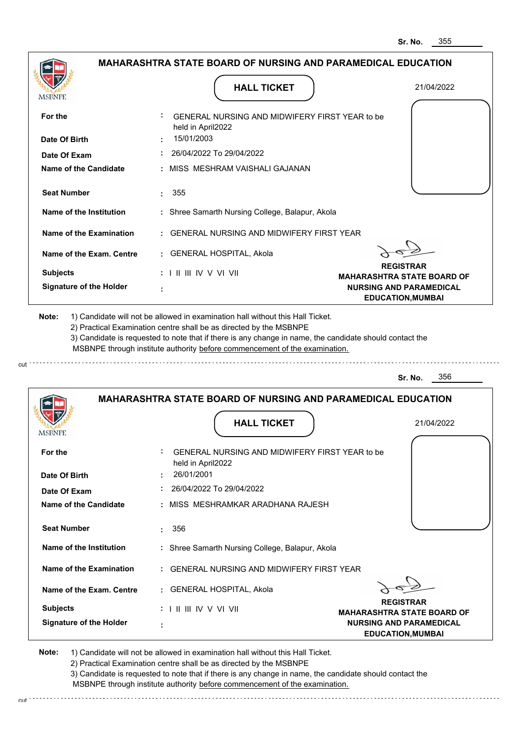Sr. No. 355

## MAHARASHTRA STATE BOARD OF NURSING AND PARAMEDICAL EDUCATION

MSBNPE

### HALL TICKET

21/04/2022

| | | |
|---|---|---|
| **For the** | : | GENERAL NURSING AND MIDWIFERY FIRST YEAR to be held in April2022 |
| **Date Of Birth** | : | 15/01/2003 |
| **Date Of Exam** | : | 26/04/2022 To 29/04/2022 |
| **Name of the Candidate** | : | MISS MESHRAM VAISHALI GAJANAN |
| **Seat Number** | : | 355 |
| **Name of the Institution** | : | Shree Samarth Nursing College, Balapur, Akola |
| **Name of the Examination** | : | GENERAL NURSING AND MIDWIFERY FIRST YEAR |
| **Name of the Exam. Centre** | : | GENERAL HOSPITAL, Akola |
| **Subjects** | : | I II III IV V VI VII |
| **Signature of the Holder** | : | |

**REGISTRAR**
**MAHARASHTRA STATE BOARD OF NURSING AND PARAMEDICAL EDUCATION,MUMBAI**

**Note:**
1) Candidate will not be allowed in examination hall without this Hall Ticket.
2) Practical Examination centre shall be as directed by the MSBNPE
3) Candidate is requested to note that if there is any change in name, the candidate should contact the MSBNPE through institute authority before commencement of the examination.

cut

Sr. No. 356

## MAHARASHTRA STATE BOARD OF NURSING AND PARAMEDICAL EDUCATION

MSBNPE

### HALL TICKET

21/04/2022

| | | |
|---|---|---|
| **For the** | : | GENERAL NURSING AND MIDWIFERY FIRST YEAR to be held in April2022 |
| **Date Of Birth** | : | 26/01/2001 |
| **Date Of Exam** | : | 26/04/2022 To 29/04/2022 |
| **Name of the Candidate** | : | MISS MESHRAMKAR ARADHANA RAJESH |
| **Seat Number** | : | 356 |
| **Name of the Institution** | : | Shree Samarth Nursing College, Balapur, Akola |
| **Name of the Examination** | : | GENERAL NURSING AND MIDWIFERY FIRST YEAR |
| **Name of the Exam. Centre** | : | GENERAL HOSPITAL, Akola |
| **Subjects** | : | I II III IV V VI VII |
| **Signature of the Holder** | : | |

**REGISTRAR**
**MAHARASHTRA STATE BOARD OF NURSING AND PARAMEDICAL EDUCATION,MUMBAI**

**Note:**
1) Candidate will not be allowed in examination hall without this Hall Ticket.
2) Practical Examination centre shall be as directed by the MSBNPE
3) Candidate is requested to note that if there is any change in name, the candidate should contact the MSBNPE through institute authority before commencement of the examination.

cut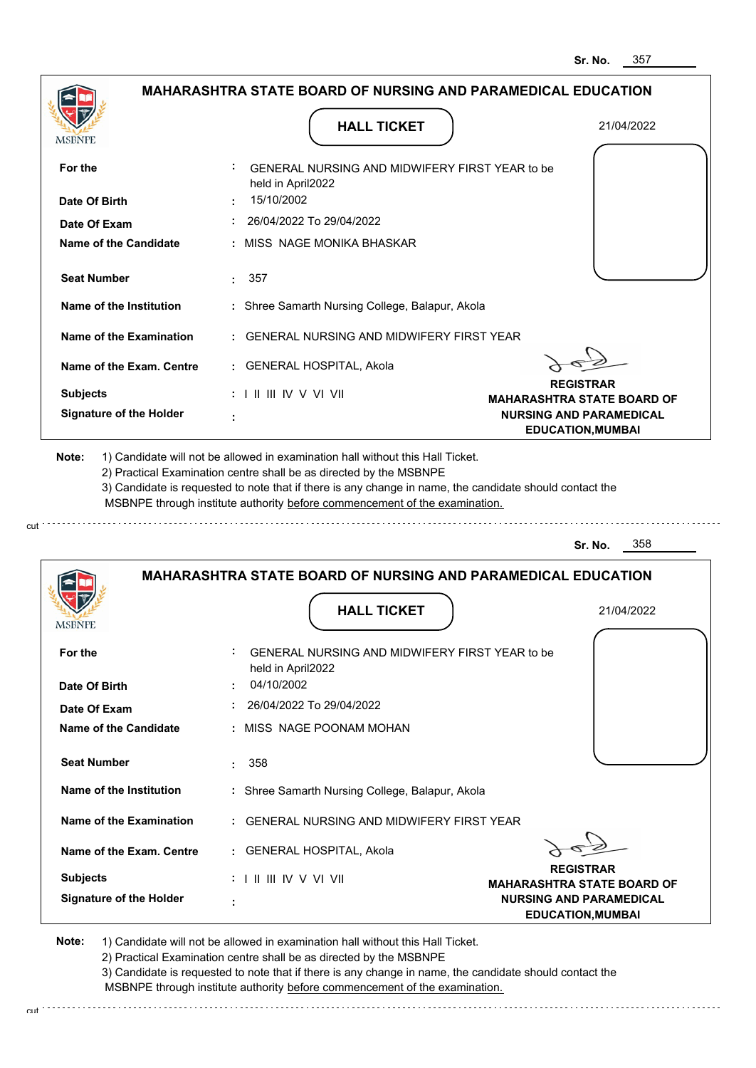Sr. No. 357

## MAHARASHTRA STATE BOARD OF NURSING AND PARAMEDICAL EDUCATION

### HALL TICKET

21/04/2022

| | | |
|---|---|---|
| **For the** | : | GENERAL NURSING AND MIDWIFERY FIRST YEAR to be held in April2022 |
| **Date Of Birth** | : | 15/10/2002 |
| **Date Of Exam** | : | 26/04/2022 To 29/04/2022 |
| **Name of the Candidate** | : | MISS NAGE MONIKA BHASKAR |
| **Seat Number** | : | 357 |
| **Name of the Institution** | : | Shree Samarth Nursing College, Balapur, Akola |
| **Name of the Examination** | : | GENERAL NURSING AND MIDWIFERY FIRST YEAR |
| **Name of the Exam. Centre** | : | GENERAL HOSPITAL, Akola |
| **Subjects** | : | I II III IV V VI VII |
| **Signature of the Holder** | : | |

**REGISTRAR**
**MAHARASHTRA STATE BOARD OF NURSING AND PARAMEDICAL EDUCATION,MUMBAI**

**Note:** 1) Candidate will not be allowed in examination hall without this Hall Ticket.
2) Practical Examination centre shall be as directed by the MSBNPE
3) Candidate is requested to note that if there is any change in name, the candidate should contact the MSBNPE through institute authority before commencement of the examination.

---

Sr. No. 358

## MAHARASHTRA STATE BOARD OF NURSING AND PARAMEDICAL EDUCATION

### HALL TICKET

21/04/2022

| | | |
|---|---|---|
| **For the** | : | GENERAL NURSING AND MIDWIFERY FIRST YEAR to be held in April2022 |
| **Date Of Birth** | : | 04/10/2002 |
| **Date Of Exam** | : | 26/04/2022 To 29/04/2022 |
| **Name of the Candidate** | : | MISS NAGE POONAM MOHAN |
| **Seat Number** | : | 358 |
| **Name of the Institution** | : | Shree Samarth Nursing College, Balapur, Akola |
| **Name of the Examination** | : | GENERAL NURSING AND MIDWIFERY FIRST YEAR |
| **Name of the Exam. Centre** | : | GENERAL HOSPITAL, Akola |
| **Subjects** | : | I II III IV V VI VII |
| **Signature of the Holder** | : | |

**REGISTRAR**
**MAHARASHTRA STATE BOARD OF NURSING AND PARAMEDICAL EDUCATION,MUMBAI**

**Note:** 1) Candidate will not be allowed in examination hall without this Hall Ticket.
2) Practical Examination centre shall be as directed by the MSBNPE
3) Candidate is requested to note that if there is any change in name, the candidate should contact the MSBNPE through institute authority before commencement of the examination.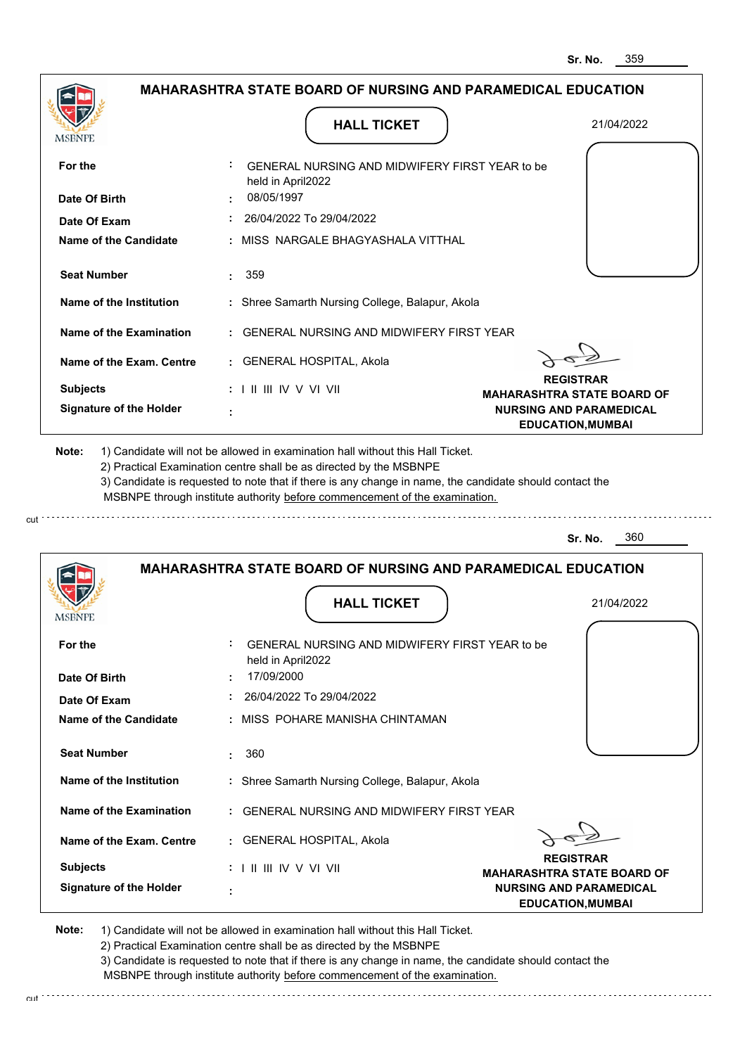Sr. No. 359

## MAHARASHTRA STATE BOARD OF NURSING AND PARAMEDICAL EDUCATION

MSBNPE

### HALL TICKET

21/04/2022

| | | |
|---|---|---|
| **For the** | : | GENERAL NURSING AND MIDWIFERY FIRST YEAR to be held in April2022 |
| **Date Of Birth** | : | 08/05/1997 |
| **Date Of Exam** | : | 26/04/2022 To 29/04/2022 |
| **Name of the Candidate** | : | MISS NARGALE BHAGYASHALA VITTHAL |
| **Seat Number** | : | 359 |
| **Name of the Institution** | : | Shree Samarth Nursing College, Balapur, Akola |
| **Name of the Examination** | : | GENERAL NURSING AND MIDWIFERY FIRST YEAR |
| **Name of the Exam. Centre** | : | GENERAL HOSPITAL, Akola |
| **Subjects** | : | I II III IV V VI VII |
| **Signature of the Holder** | : | |

**REGISTRAR**
**MAHARASHTRA STATE BOARD OF NURSING AND PARAMEDICAL EDUCATION,MUMBAI**

**Note:**
1) Candidate will not be allowed in examination hall without this Hall Ticket.
2) Practical Examination centre shall be as directed by the MSBNPE
3) Candidate is requested to note that if there is any change in name, the candidate should contact the MSBNPE through institute authority before commencement of the examination.

cut

Sr. No. 360

## MAHARASHTRA STATE BOARD OF NURSING AND PARAMEDICAL EDUCATION

MSBNPE

### HALL TICKET

21/04/2022

| | | |
|---|---|---|
| **For the** | : | GENERAL NURSING AND MIDWIFERY FIRST YEAR to be held in April2022 |
| **Date Of Birth** | : | 17/09/2000 |
| **Date Of Exam** | : | 26/04/2022 To 29/04/2022 |
| **Name of the Candidate** | : | MISS POHARE MANISHA CHINTAMAN |
| **Seat Number** | : | 360 |
| **Name of the Institution** | : | Shree Samarth Nursing College, Balapur, Akola |
| **Name of the Examination** | : | GENERAL NURSING AND MIDWIFERY FIRST YEAR |
| **Name of the Exam. Centre** | : | GENERAL HOSPITAL, Akola |
| **Subjects** | : | I II III IV V VI VII |
| **Signature of the Holder** | : | |

**REGISTRAR**
**MAHARASHTRA STATE BOARD OF NURSING AND PARAMEDICAL EDUCATION,MUMBAI**

**Note:**
1) Candidate will not be allowed in examination hall without this Hall Ticket.
2) Practical Examination centre shall be as directed by the MSBNPE
3) Candidate is requested to note that if there is any change in name, the candidate should contact the MSBNPE through institute authority before commencement of the examination.

cut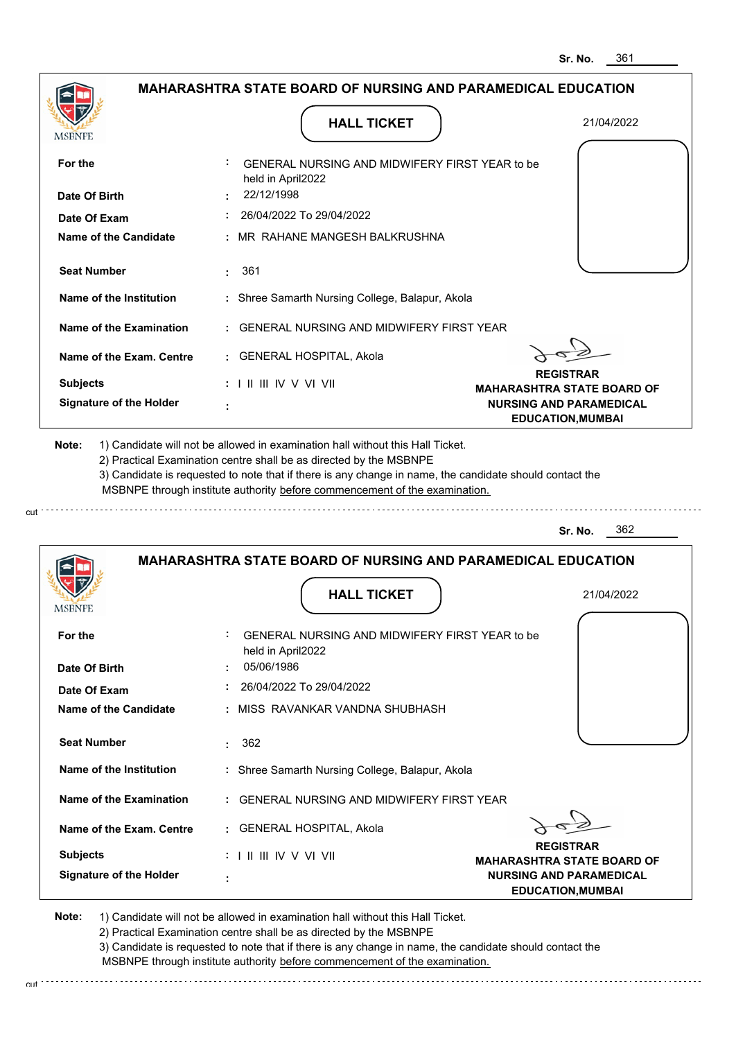Sr. No. 361

## MAHARASHTRA STATE BOARD OF NURSING AND PARAMEDICAL EDUCATION

MSBNPE

### HALL TICKET

21/04/2022

| | | |
|---|---|---|
| **For the** | : | GENERAL NURSING AND MIDWIFERY FIRST YEAR to be held in April2022 |
| **Date Of Birth** | : | 22/12/1998 |
| **Date Of Exam** | : | 26/04/2022 To 29/04/2022 |
| **Name of the Candidate** | : | MR RAHANE MANGESH BALKRUSHNA |
| **Seat Number** | : | 361 |
| **Name of the Institution** | : | Shree Samarth Nursing College, Balapur, Akola |
| **Name of the Examination** | : | GENERAL NURSING AND MIDWIFERY FIRST YEAR |
| **Name of the Exam. Centre** | : | GENERAL HOSPITAL, Akola |
| **Subjects** | : | I II III IV V VI VII |
| **Signature of the Holder** | : | |

**REGISTRAR**
**MAHARASHTRA STATE BOARD OF NURSING AND PARAMEDICAL EDUCATION,MUMBAI**

**Note:**
1) Candidate will not be allowed in examination hall without this Hall Ticket.
2) Practical Examination centre shall be as directed by the MSBNPE
3) Candidate is requested to note that if there is any change in name, the candidate should contact the MSBNPE through institute authority before commencement of the examination.

cut

---

Sr. No. 362

## MAHARASHTRA STATE BOARD OF NURSING AND PARAMEDICAL EDUCATION

MSBNPE

### HALL TICKET

21/04/2022

| | | |
|---|---|---|
| **For the** | : | GENERAL NURSING AND MIDWIFERY FIRST YEAR to be held in April2022 |
| **Date Of Birth** | : | 05/06/1986 |
| **Date Of Exam** | : | 26/04/2022 To 29/04/2022 |
| **Name of the Candidate** | : | MISS RAVANKAR VANDNA SHUBHASH |
| **Seat Number** | : | 362 |
| **Name of the Institution** | : | Shree Samarth Nursing College, Balapur, Akola |
| **Name of the Examination** | : | GENERAL NURSING AND MIDWIFERY FIRST YEAR |
| **Name of the Exam. Centre** | : | GENERAL HOSPITAL, Akola |
| **Subjects** | : | I II III IV V VI VII |
| **Signature of the Holder** | : | |

**REGISTRAR**
**MAHARASHTRA STATE BOARD OF NURSING AND PARAMEDICAL EDUCATION,MUMBAI**

**Note:**
1) Candidate will not be allowed in examination hall without this Hall Ticket.
2) Practical Examination centre shall be as directed by the MSBNPE
3) Candidate is requested to note that if there is any change in name, the candidate should contact the MSBNPE through institute authority before commencement of the examination.

cut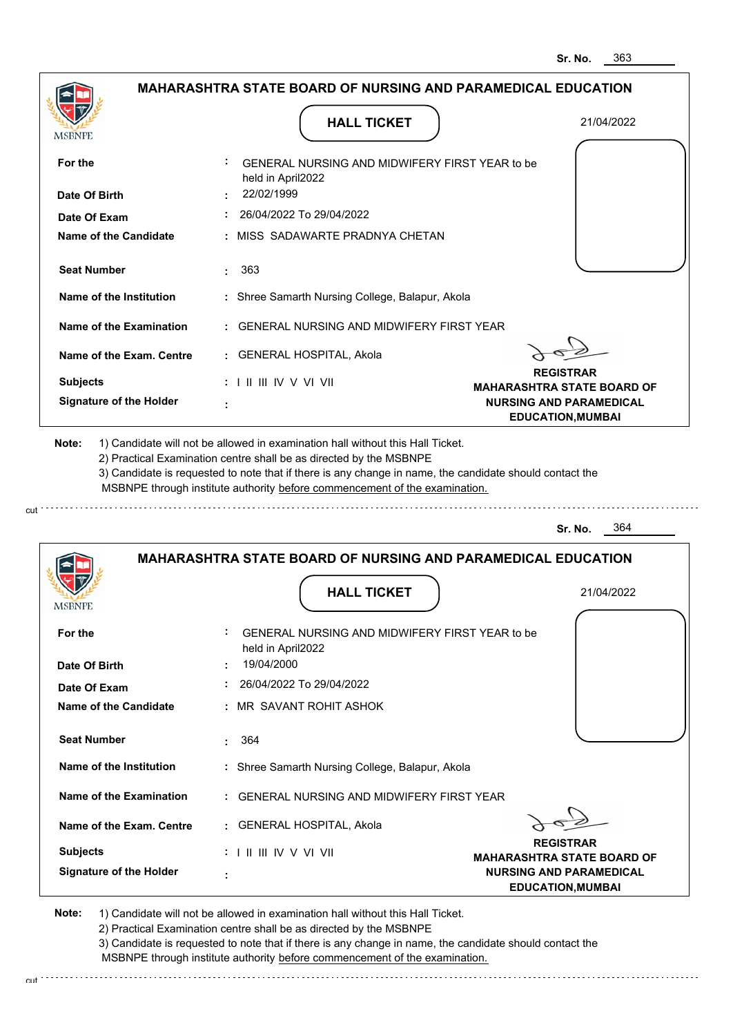Sr. No. 363

## MAHARASHTRA STATE BOARD OF NURSING AND PARAMEDICAL EDUCATION

MSBNPE

### HALL TICKET

21/04/2022

| | | |
|---|---|---|
| **For the** | : | GENERAL NURSING AND MIDWIFERY FIRST YEAR to be held in April2022 |
| **Date Of Birth** | : | 22/02/1999 |
| **Date Of Exam** | : | 26/04/2022 To 29/04/2022 |
| **Name of the Candidate** | : | MISS SADAWARTE PRADNYA CHETAN |
| **Seat Number** | : | 363 |
| **Name of the Institution** | : | Shree Samarth Nursing College, Balapur, Akola |
| **Name of the Examination** | : | GENERAL NURSING AND MIDWIFERY FIRST YEAR |
| **Name of the Exam. Centre** | : | GENERAL HOSPITAL, Akola |
| **Subjects** | : | I II III IV V VI VII |
| **Signature of the Holder** | : | |

**REGISTRAR**
**MAHARASHTRA STATE BOARD OF NURSING AND PARAMEDICAL EDUCATION,MUMBAI**

**Note:**
1) Candidate will not be allowed in examination hall without this Hall Ticket.
2) Practical Examination centre shall be as directed by the MSBNPE
3) Candidate is requested to note that if there is any change in name, the candidate should contact the MSBNPE through institute authority before commencement of the examination.

cut

---

Sr. No. 364

## MAHARASHTRA STATE BOARD OF NURSING AND PARAMEDICAL EDUCATION

MSBNPE

### HALL TICKET

21/04/2022

| | | |
|---|---|---|
| **For the** | : | GENERAL NURSING AND MIDWIFERY FIRST YEAR to be held in April2022 |
| **Date Of Birth** | : | 19/04/2000 |
| **Date Of Exam** | : | 26/04/2022 To 29/04/2022 |
| **Name of the Candidate** | : | MR SAVANT ROHIT ASHOK |
| **Seat Number** | : | 364 |
| **Name of the Institution** | : | Shree Samarth Nursing College, Balapur, Akola |
| **Name of the Examination** | : | GENERAL NURSING AND MIDWIFERY FIRST YEAR |
| **Name of the Exam. Centre** | : | GENERAL HOSPITAL, Akola |
| **Subjects** | : | I II III IV V VI VII |
| **Signature of the Holder** | : | |

**REGISTRAR**
**MAHARASHTRA STATE BOARD OF NURSING AND PARAMEDICAL EDUCATION,MUMBAI**

**Note:**
1) Candidate will not be allowed in examination hall without this Hall Ticket.
2) Practical Examination centre shall be as directed by the MSBNPE
3) Candidate is requested to note that if there is any change in name, the candidate should contact the MSBNPE through institute authority before commencement of the examination.

cut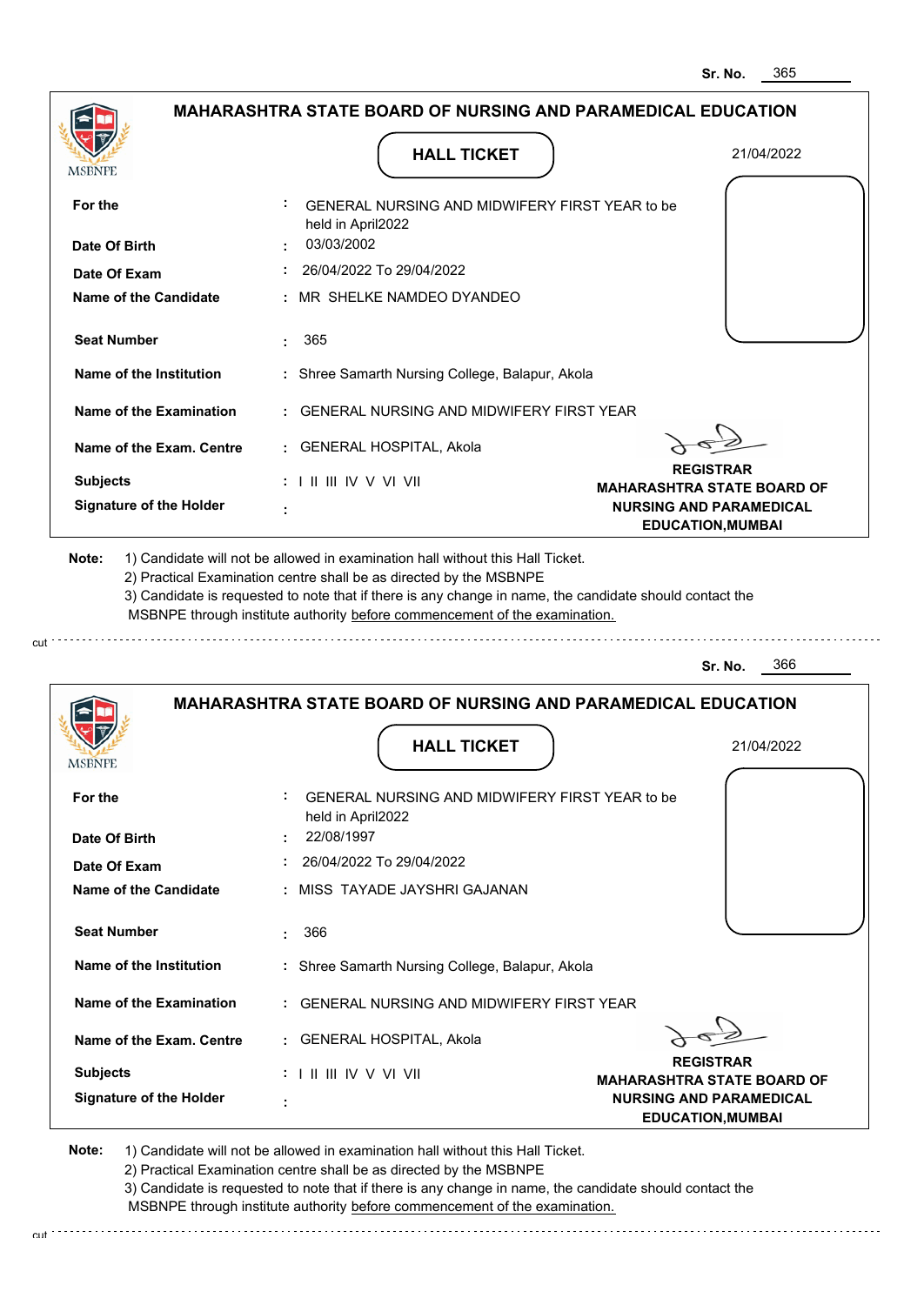Sr. No. 365

## MAHARASHTRA STATE BOARD OF NURSING AND PARAMEDICAL EDUCATION

MSBNPE

**HALL TICKET**

21/04/2022

| | | |
|---|---|---|
| **For the** | : | GENERAL NURSING AND MIDWIFERY FIRST YEAR to be held in April2022 |
| **Date Of Birth** | : | 03/03/2002 |
| **Date Of Exam** | : | 26/04/2022 To 29/04/2022 |
| **Name of the Candidate** | : | MR SHELKE NAMDEO DYANDEO |
| **Seat Number** | : | 365 |
| **Name of the Institution** | : | Shree Samarth Nursing College, Balapur, Akola |
| **Name of the Examination** | : | GENERAL NURSING AND MIDWIFERY FIRST YEAR |
| **Name of the Exam. Centre** | : | GENERAL HOSPITAL, Akola |
| **Subjects** | : | I II III IV V VI VII |
| **Signature of the Holder** | : | |

**REGISTRAR**
**MAHARASHTRA STATE BOARD OF NURSING AND PARAMEDICAL EDUCATION,MUMBAI**

**Note:** 1) Candidate will not be allowed in examination hall without this Hall Ticket.
2) Practical Examination centre shall be as directed by the MSBNPE
3) Candidate is requested to note that if there is any change in name, the candidate should contact the MSBNPE through institute authority before commencement of the examination.

cut

Sr. No. 366

## MAHARASHTRA STATE BOARD OF NURSING AND PARAMEDICAL EDUCATION

MSBNPE

**HALL TICKET**

21/04/2022

| | | |
|---|---|---|
| **For the** | : | GENERAL NURSING AND MIDWIFERY FIRST YEAR to be held in April2022 |
| **Date Of Birth** | : | 22/08/1997 |
| **Date Of Exam** | : | 26/04/2022 To 29/04/2022 |
| **Name of the Candidate** | : | MISS TAYADE JAYSHRI GAJANAN |
| **Seat Number** | : | 366 |
| **Name of the Institution** | : | Shree Samarth Nursing College, Balapur, Akola |
| **Name of the Examination** | : | GENERAL NURSING AND MIDWIFERY FIRST YEAR |
| **Name of the Exam. Centre** | : | GENERAL HOSPITAL, Akola |
| **Subjects** | : | I II III IV V VI VII |
| **Signature of the Holder** | : | |

**REGISTRAR**
**MAHARASHTRA STATE BOARD OF NURSING AND PARAMEDICAL EDUCATION,MUMBAI**

**Note:** 1) Candidate will not be allowed in examination hall without this Hall Ticket.
2) Practical Examination centre shall be as directed by the MSBNPE
3) Candidate is requested to note that if there is any change in name, the candidate should contact the MSBNPE through institute authority before commencement of the examination.

cut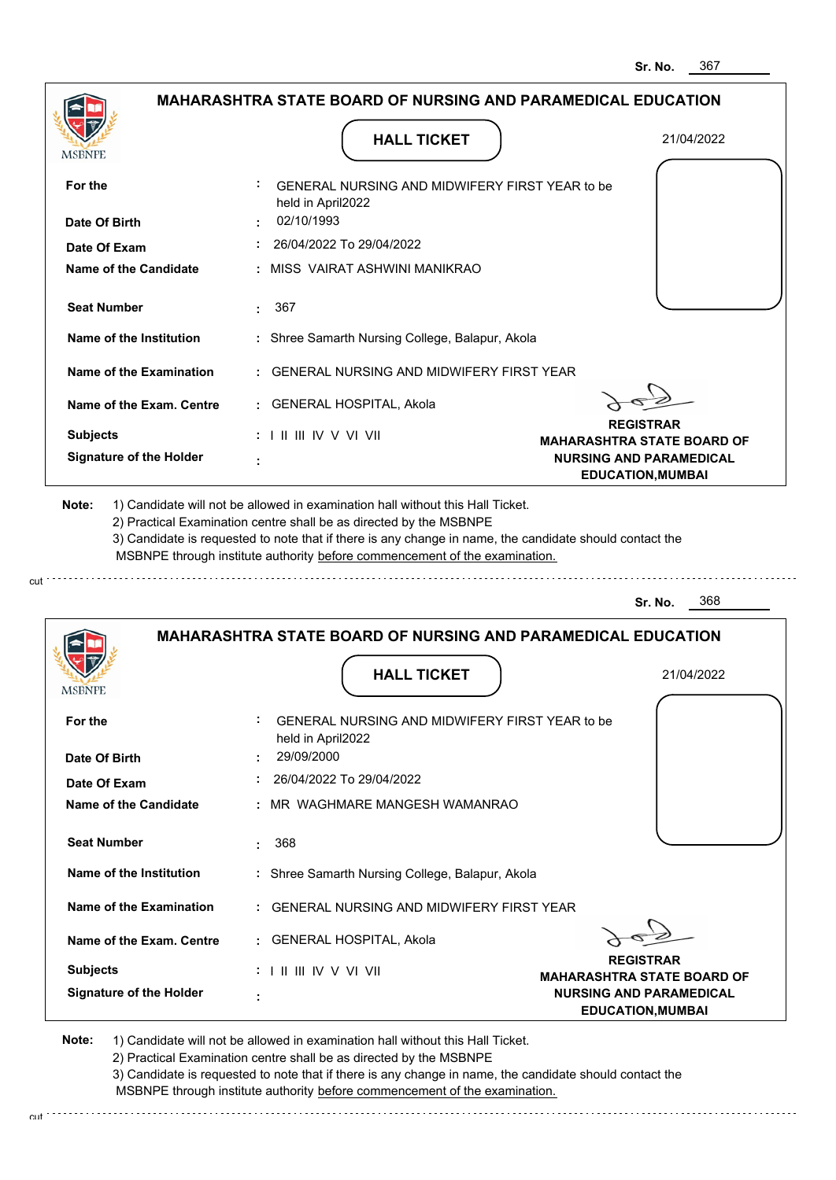Sr. No. 367

## MAHARASHTRA STATE BOARD OF NURSING AND PARAMEDICAL EDUCATION

MSBNPE

**HALL TICKET**

21/04/2022

| | | |
|---|---|---|
| **For the** | : | GENERAL NURSING AND MIDWIFERY FIRST YEAR to be held in April2022 |
| **Date Of Birth** | : | 02/10/1993 |
| **Date Of Exam** | : | 26/04/2022 To 29/04/2022 |
| **Name of the Candidate** | : | MISS VAIRAT ASHWINI MANIKRAO |
| **Seat Number** | : | 367 |
| **Name of the Institution** | : | Shree Samarth Nursing College, Balapur, Akola |
| **Name of the Examination** | : | GENERAL NURSING AND MIDWIFERY FIRST YEAR |
| **Name of the Exam. Centre** | : | GENERAL HOSPITAL, Akola |
| **Subjects** | : | I II III IV V VI VII |
| **Signature of the Holder** | : | |

**REGISTRAR**
**MAHARASHTRA STATE BOARD OF NURSING AND PARAMEDICAL EDUCATION,MUMBAI**

**Note:** 1) Candidate will not be allowed in examination hall without this Hall Ticket.
2) Practical Examination centre shall be as directed by the MSBNPE
3) Candidate is requested to note that if there is any change in name, the candidate should contact the MSBNPE through institute authority before commencement of the examination.

cut

---

Sr. No. 368

## MAHARASHTRA STATE BOARD OF NURSING AND PARAMEDICAL EDUCATION

MSBNPE

**HALL TICKET**

21/04/2022

| | | |
|---|---|---|
| **For the** | : | GENERAL NURSING AND MIDWIFERY FIRST YEAR to be held in April2022 |
| **Date Of Birth** | : | 29/09/2000 |
| **Date Of Exam** | : | 26/04/2022 To 29/04/2022 |
| **Name of the Candidate** | : | MR WAGHMARE MANGESH WAMANRAO |
| **Seat Number** | : | 368 |
| **Name of the Institution** | : | Shree Samarth Nursing College, Balapur, Akola |
| **Name of the Examination** | : | GENERAL NURSING AND MIDWIFERY FIRST YEAR |
| **Name of the Exam. Centre** | : | GENERAL HOSPITAL, Akola |
| **Subjects** | : | I II III IV V VI VII |
| **Signature of the Holder** | : | |

**REGISTRAR**
**MAHARASHTRA STATE BOARD OF NURSING AND PARAMEDICAL EDUCATION,MUMBAI**

**Note:** 1) Candidate will not be allowed in examination hall without this Hall Ticket.
2) Practical Examination centre shall be as directed by the MSBNPE
3) Candidate is requested to note that if there is any change in name, the candidate should contact the MSBNPE through institute authority before commencement of the examination.

cut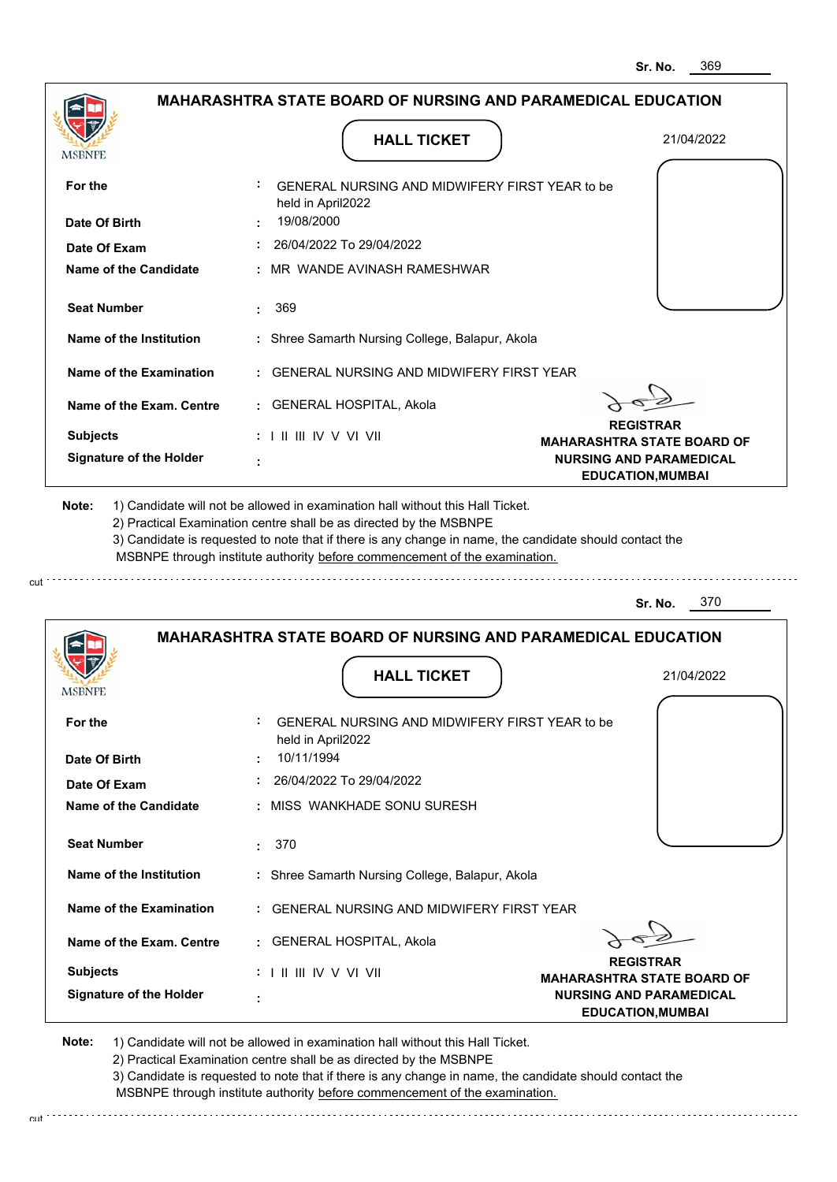Sr. No. 369

## MAHARASHTRA STATE BOARD OF NURSING AND PARAMEDICAL EDUCATION

### HALL TICKET

21/04/2022

| | | |
|---|---|---|
| **For the** | : | GENERAL NURSING AND MIDWIFERY FIRST YEAR to be held in April2022 |
| **Date Of Birth** | : | 19/08/2000 |
| **Date Of Exam** | : | 26/04/2022 To 29/04/2022 |
| **Name of the Candidate** | : | MR WANDE AVINASH RAMESHWAR |
| **Seat Number** | : | 369 |
| **Name of the Institution** | : | Shree Samarth Nursing College, Balapur, Akola |
| **Name of the Examination** | : | GENERAL NURSING AND MIDWIFERY FIRST YEAR |
| **Name of the Exam. Centre** | : | GENERAL HOSPITAL, Akola |
| **Subjects** | : | I II III IV V VI VII |
| **Signature of the Holder** | : | |

**REGISTRAR**
**MAHARASHTRA STATE BOARD OF NURSING AND PARAMEDICAL EDUCATION,MUMBAI**

**Note:**
1) Candidate will not be allowed in examination hall without this Hall Ticket.
2) Practical Examination centre shall be as directed by the MSBNPE
3) Candidate is requested to note that if there is any change in name, the candidate should contact the MSBNPE through institute authority before commencement of the examination.

---

Sr. No. 370

## MAHARASHTRA STATE BOARD OF NURSING AND PARAMEDICAL EDUCATION

### HALL TICKET

21/04/2022

| | | |
|---|---|---|
| **For the** | : | GENERAL NURSING AND MIDWIFERY FIRST YEAR to be held in April2022 |
| **Date Of Birth** | : | 10/11/1994 |
| **Date Of Exam** | : | 26/04/2022 To 29/04/2022 |
| **Name of the Candidate** | : | MISS WANKHADE SONU SURESH |
| **Seat Number** | : | 370 |
| **Name of the Institution** | : | Shree Samarth Nursing College, Balapur, Akola |
| **Name of the Examination** | : | GENERAL NURSING AND MIDWIFERY FIRST YEAR |
| **Name of the Exam. Centre** | : | GENERAL HOSPITAL, Akola |
| **Subjects** | : | I II III IV V VI VII |
| **Signature of the Holder** | : | |

**REGISTRAR**
**MAHARASHTRA STATE BOARD OF NURSING AND PARAMEDICAL EDUCATION,MUMBAI**

**Note:**
1) Candidate will not be allowed in examination hall without this Hall Ticket.
2) Practical Examination centre shall be as directed by the MSBNPE
3) Candidate is requested to note that if there is any change in name, the candidate should contact the MSBNPE through institute authority before commencement of the examination.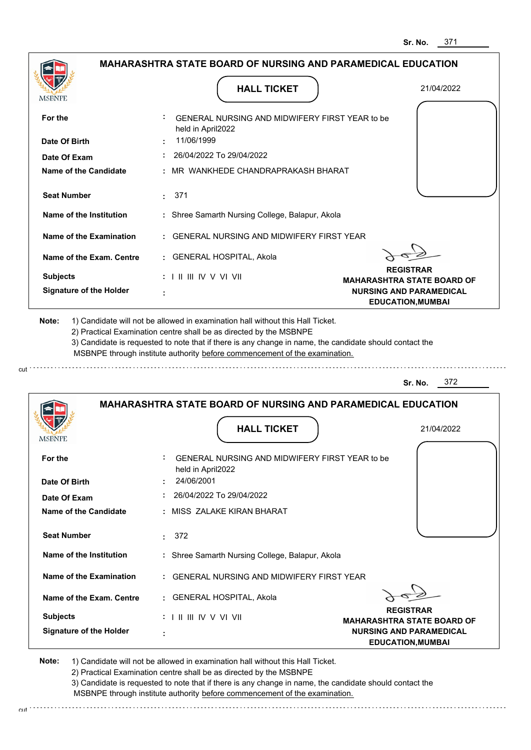Sr. No. 371

## MAHARASHTRA STATE BOARD OF NURSING AND PARAMEDICAL EDUCATION

MSBNPE

### HALL TICKET

21/04/2022

| | | |
|---|---|---|
| For the | : | GENERAL NURSING AND MIDWIFERY FIRST YEAR to be held in April2022 |
| Date Of Birth | : | 11/06/1999 |
| Date Of Exam | : | 26/04/2022 To 29/04/2022 |
| Name of the Candidate | : | MR WANKHEDE CHANDRAPRAKASH BHARAT |
| Seat Number | : | 371 |
| Name of the Institution | : | Shree Samarth Nursing College, Balapur, Akola |
| Name of the Examination | : | GENERAL NURSING AND MIDWIFERY FIRST YEAR |
| Name of the Exam. Centre | : | GENERAL HOSPITAL, Akola |
| Subjects | : | I II III IV V VI VII |
| Signature of the Holder | : | |

**REGISTRAR**
**MAHARASHTRA STATE BOARD OF NURSING AND PARAMEDICAL EDUCATION,MUMBAI**

**Note:**
1) Candidate will not be allowed in examination hall without this Hall Ticket.
2) Practical Examination centre shall be as directed by the MSBNPE
3) Candidate is requested to note that if there is any change in name, the candidate should contact the MSBNPE through institute authority before commencement of the examination.

cut

Sr. No. 372

## MAHARASHTRA STATE BOARD OF NURSING AND PARAMEDICAL EDUCATION

MSBNPE

### HALL TICKET

21/04/2022

| | | |
|---|---|---|
| For the | : | GENERAL NURSING AND MIDWIFERY FIRST YEAR to be held in April2022 |
| Date Of Birth | : | 24/06/2001 |
| Date Of Exam | : | 26/04/2022 To 29/04/2022 |
| Name of the Candidate | : | MISS ZALAKE KIRAN BHARAT |
| Seat Number | : | 372 |
| Name of the Institution | : | Shree Samarth Nursing College, Balapur, Akola |
| Name of the Examination | : | GENERAL NURSING AND MIDWIFERY FIRST YEAR |
| Name of the Exam. Centre | : | GENERAL HOSPITAL, Akola |
| Subjects | : | I II III IV V VI VII |
| Signature of the Holder | : | |

**REGISTRAR**
**MAHARASHTRA STATE BOARD OF NURSING AND PARAMEDICAL EDUCATION,MUMBAI**

**Note:**
1) Candidate will not be allowed in examination hall without this Hall Ticket.
2) Practical Examination centre shall be as directed by the MSBNPE
3) Candidate is requested to note that if there is any change in name, the candidate should contact the MSBNPE through institute authority before commencement of the examination.

cut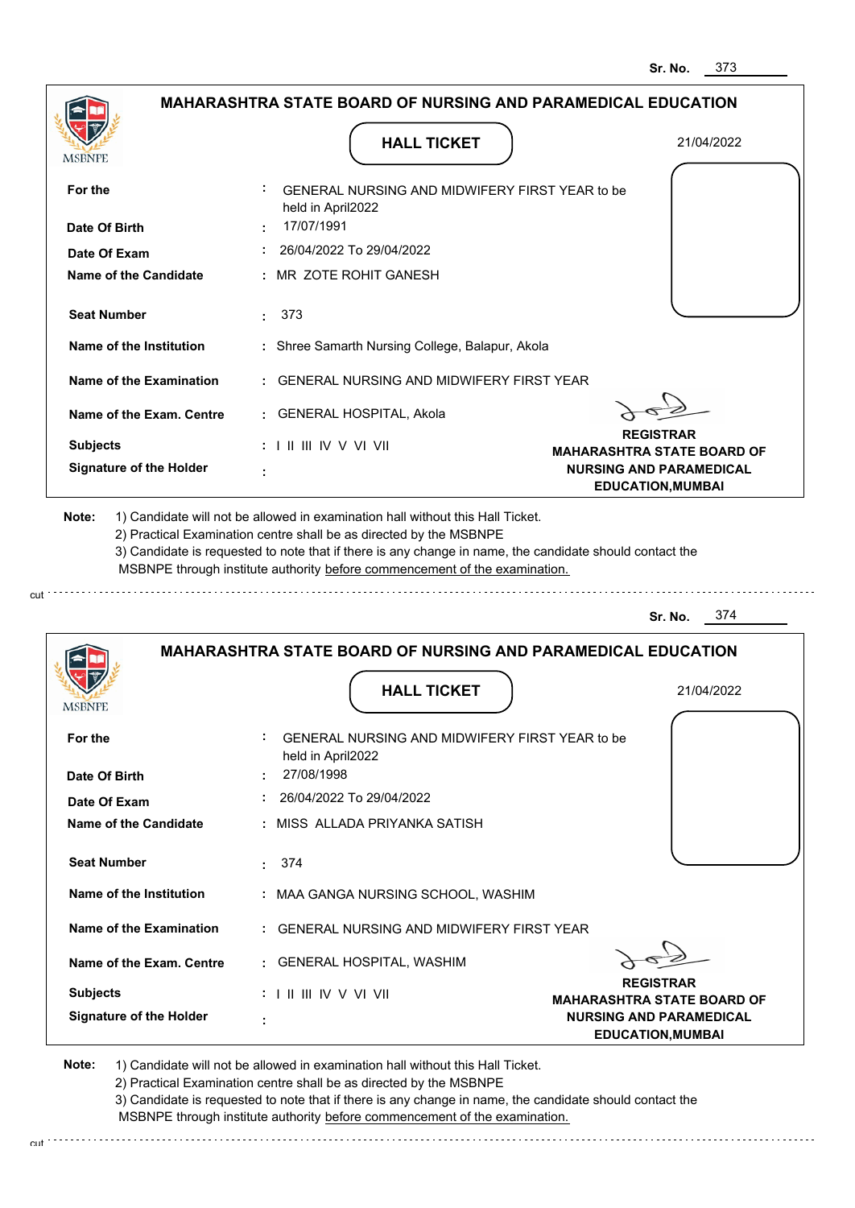Sr. No. 373

## MAHARASHTRA STATE BOARD OF NURSING AND PARAMEDICAL EDUCATION

MSBNPE

### HALL TICKET

21/04/2022

| | | |
|---|---|---|
| **For the** | : | GENERAL NURSING AND MIDWIFERY FIRST YEAR to be held in April2022 |
| **Date Of Birth** | : | 17/07/1991 |
| **Date Of Exam** | : | 26/04/2022 To 29/04/2022 |
| **Name of the Candidate** | : | MR ZOTE ROHIT GANESH |
| **Seat Number** | : | 373 |
| **Name of the Institution** | : | Shree Samarth Nursing College, Balapur, Akola |
| **Name of the Examination** | : | GENERAL NURSING AND MIDWIFERY FIRST YEAR |
| **Name of the Exam. Centre** | : | GENERAL HOSPITAL, Akola |
| **Subjects** | : | I II III IV V VI VII |
| **Signature of the Holder** | : | |

**REGISTRAR**
**MAHARASHTRA STATE BOARD OF NURSING AND PARAMEDICAL EDUCATION,MUMBAI**

**Note:** 1) Candidate will not be allowed in examination hall without this Hall Ticket.
2) Practical Examination centre shall be as directed by the MSBNPE
3) Candidate is requested to note that if there is any change in name, the candidate should contact the MSBNPE through institute authority before commencement of the examination.

cut

Sr. No. 374

## MAHARASHTRA STATE BOARD OF NURSING AND PARAMEDICAL EDUCATION

MSBNPE

### HALL TICKET

21/04/2022

| | | |
|---|---|---|
| **For the** | : | GENERAL NURSING AND MIDWIFERY FIRST YEAR to be held in April2022 |
| **Date Of Birth** | : | 27/08/1998 |
| **Date Of Exam** | : | 26/04/2022 To 29/04/2022 |
| **Name of the Candidate** | : | MISS ALLADA PRIYANKA SATISH |
| **Seat Number** | : | 374 |
| **Name of the Institution** | : | MAA GANGA NURSING SCHOOL, WASHIM |
| **Name of the Examination** | : | GENERAL NURSING AND MIDWIFERY FIRST YEAR |
| **Name of the Exam. Centre** | : | GENERAL HOSPITAL, WASHIM |
| **Subjects** | : | I II III IV V VI VII |
| **Signature of the Holder** | : | |

**REGISTRAR**
**MAHARASHTRA STATE BOARD OF NURSING AND PARAMEDICAL EDUCATION,MUMBAI**

**Note:** 1) Candidate will not be allowed in examination hall without this Hall Ticket.
2) Practical Examination centre shall be as directed by the MSBNPE
3) Candidate is requested to note that if there is any change in name, the candidate should contact the MSBNPE through institute authority before commencement of the examination.

cut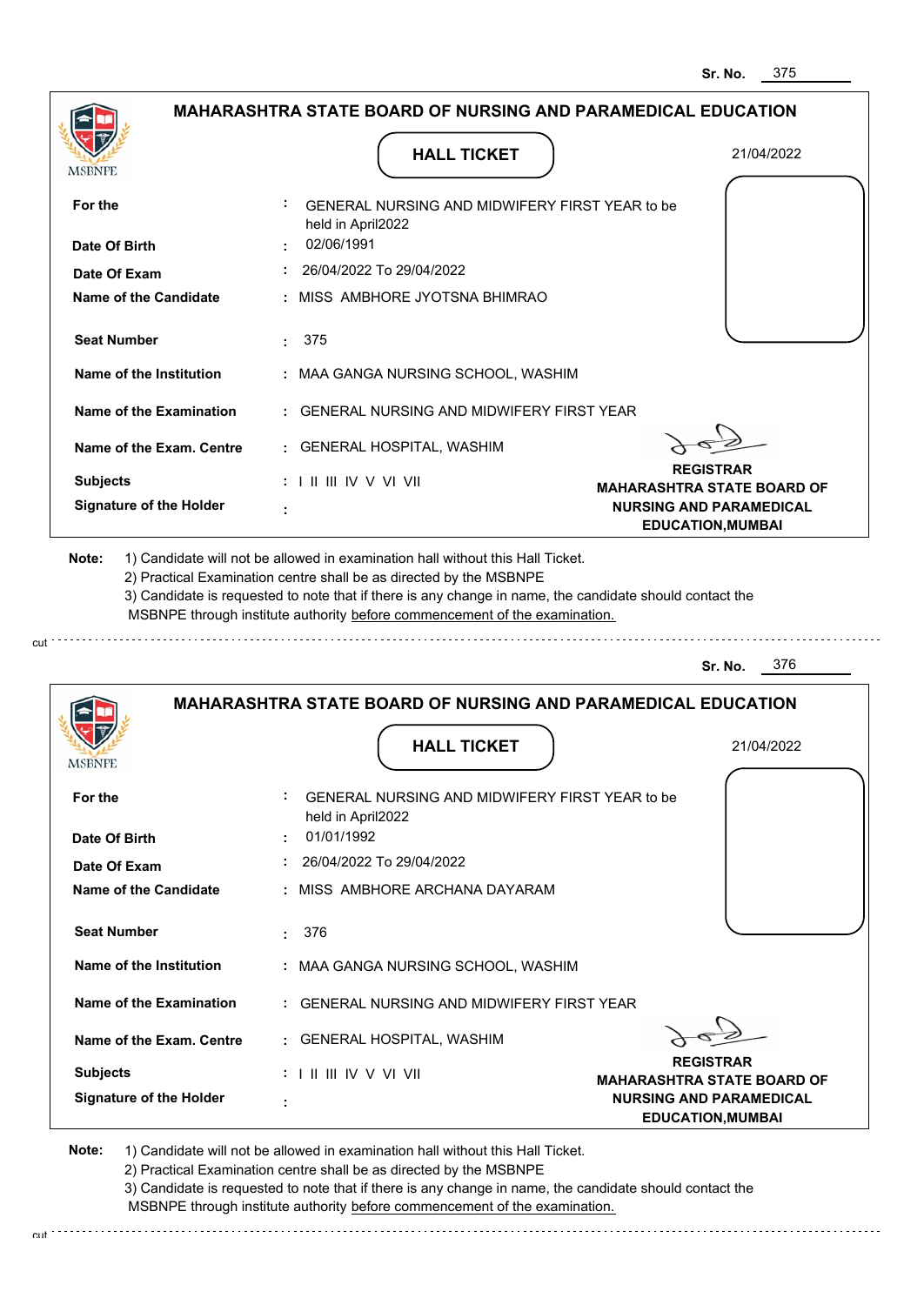Sr. No. 375

## MAHARASHTRA STATE BOARD OF NURSING AND PARAMEDICAL EDUCATION

MSBNPE

### HALL TICKET

21/04/2022

| | | |
|---|---|---|
| **For the** | : | GENERAL NURSING AND MIDWIFERY FIRST YEAR to be held in April2022 |
| **Date Of Birth** | : | 02/06/1991 |
| **Date Of Exam** | : | 26/04/2022 To 29/04/2022 |
| **Name of the Candidate** | : | MISS AMBHORE JYOTSNA BHIMRAO |
| **Seat Number** | : | 375 |
| **Name of the Institution** | : | MAA GANGA NURSING SCHOOL, WASHIM |
| **Name of the Examination** | : | GENERAL NURSING AND MIDWIFERY FIRST YEAR |
| **Name of the Exam. Centre** | : | GENERAL HOSPITAL, WASHIM |
| **Subjects** | : | I II III IV V VI VII |
| **Signature of the Holder** | : | |

**REGISTRAR**
**MAHARASHTRA STATE BOARD OF NURSING AND PARAMEDICAL EDUCATION,MUMBAI**

**Note:** 1) Candidate will not be allowed in examination hall without this Hall Ticket.
2) Practical Examination centre shall be as directed by the MSBNPE
3) Candidate is requested to note that if there is any change in name, the candidate should contact the MSBNPE through institute authority before commencement of the examination.

cut

Sr. No. 376

## MAHARASHTRA STATE BOARD OF NURSING AND PARAMEDICAL EDUCATION

MSBNPE

### HALL TICKET

21/04/2022

| | | |
|---|---|---|
| **For the** | : | GENERAL NURSING AND MIDWIFERY FIRST YEAR to be held in April2022 |
| **Date Of Birth** | : | 01/01/1992 |
| **Date Of Exam** | : | 26/04/2022 To 29/04/2022 |
| **Name of the Candidate** | : | MISS AMBHORE ARCHANA DAYARAM |
| **Seat Number** | : | 376 |
| **Name of the Institution** | : | MAA GANGA NURSING SCHOOL, WASHIM |
| **Name of the Examination** | : | GENERAL NURSING AND MIDWIFERY FIRST YEAR |
| **Name of the Exam. Centre** | : | GENERAL HOSPITAL, WASHIM |
| **Subjects** | : | I II III IV V VI VII |
| **Signature of the Holder** | : | |

**REGISTRAR**
**MAHARASHTRA STATE BOARD OF NURSING AND PARAMEDICAL EDUCATION,MUMBAI**

**Note:** 1) Candidate will not be allowed in examination hall without this Hall Ticket.
2) Practical Examination centre shall be as directed by the MSBNPE
3) Candidate is requested to note that if there is any change in name, the candidate should contact the MSBNPE through institute authority before commencement of the examination.

cut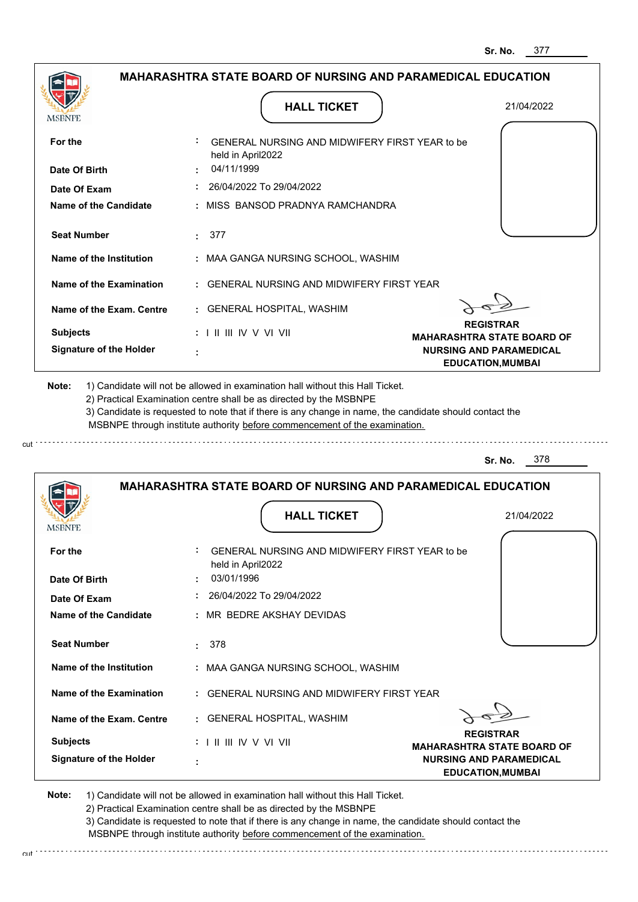Sr. No. 377

## MAHARASHTRA STATE BOARD OF NURSING AND PARAMEDICAL EDUCATION

MSBNPE

### HALL TICKET

21/04/2022

| | | |
|---|---|---|
| **For the** | : | GENERAL NURSING AND MIDWIFERY FIRST YEAR to be held in April2022 |
| **Date Of Birth** | : | 04/11/1999 |
| **Date Of Exam** | : | 26/04/2022 To 29/04/2022 |
| **Name of the Candidate** | : | MISS BANSOD PRADNYA RAMCHANDRA |
| **Seat Number** | : | 377 |
| **Name of the Institution** | : | MAA GANGA NURSING SCHOOL, WASHIM |
| **Name of the Examination** | : | GENERAL NURSING AND MIDWIFERY FIRST YEAR |
| **Name of the Exam. Centre** | : | GENERAL HOSPITAL, WASHIM |
| **Subjects** | : | I II III IV V VI VII |
| **Signature of the Holder** | : | |

**REGISTRAR**
**MAHARASHTRA STATE BOARD OF NURSING AND PARAMEDICAL EDUCATION,MUMBAI**

**Note:** 1) Candidate will not be allowed in examination hall without this Hall Ticket.
2) Practical Examination centre shall be as directed by the MSBNPE
3) Candidate is requested to note that if there is any change in name, the candidate should contact the MSBNPE through institute authority before commencement of the examination.

cut

Sr. No. 378

## MAHARASHTRA STATE BOARD OF NURSING AND PARAMEDICAL EDUCATION

MSBNPE

### HALL TICKET

21/04/2022

| | | |
|---|---|---|
| **For the** | : | GENERAL NURSING AND MIDWIFERY FIRST YEAR to be held in April2022 |
| **Date Of Birth** | : | 03/01/1996 |
| **Date Of Exam** | : | 26/04/2022 To 29/04/2022 |
| **Name of the Candidate** | : | MR BEDRE AKSHAY DEVIDAS |
| **Seat Number** | : | 378 |
| **Name of the Institution** | : | MAA GANGA NURSING SCHOOL, WASHIM |
| **Name of the Examination** | : | GENERAL NURSING AND MIDWIFERY FIRST YEAR |
| **Name of the Exam. Centre** | : | GENERAL HOSPITAL, WASHIM |
| **Subjects** | : | I II III IV V VI VII |
| **Signature of the Holder** | : | |

**REGISTRAR**
**MAHARASHTRA STATE BOARD OF NURSING AND PARAMEDICAL EDUCATION,MUMBAI**

**Note:** 1) Candidate will not be allowed in examination hall without this Hall Ticket.
2) Practical Examination centre shall be as directed by the MSBNPE
3) Candidate is requested to note that if there is any change in name, the candidate should contact the MSBNPE through institute authority before commencement of the examination.

cut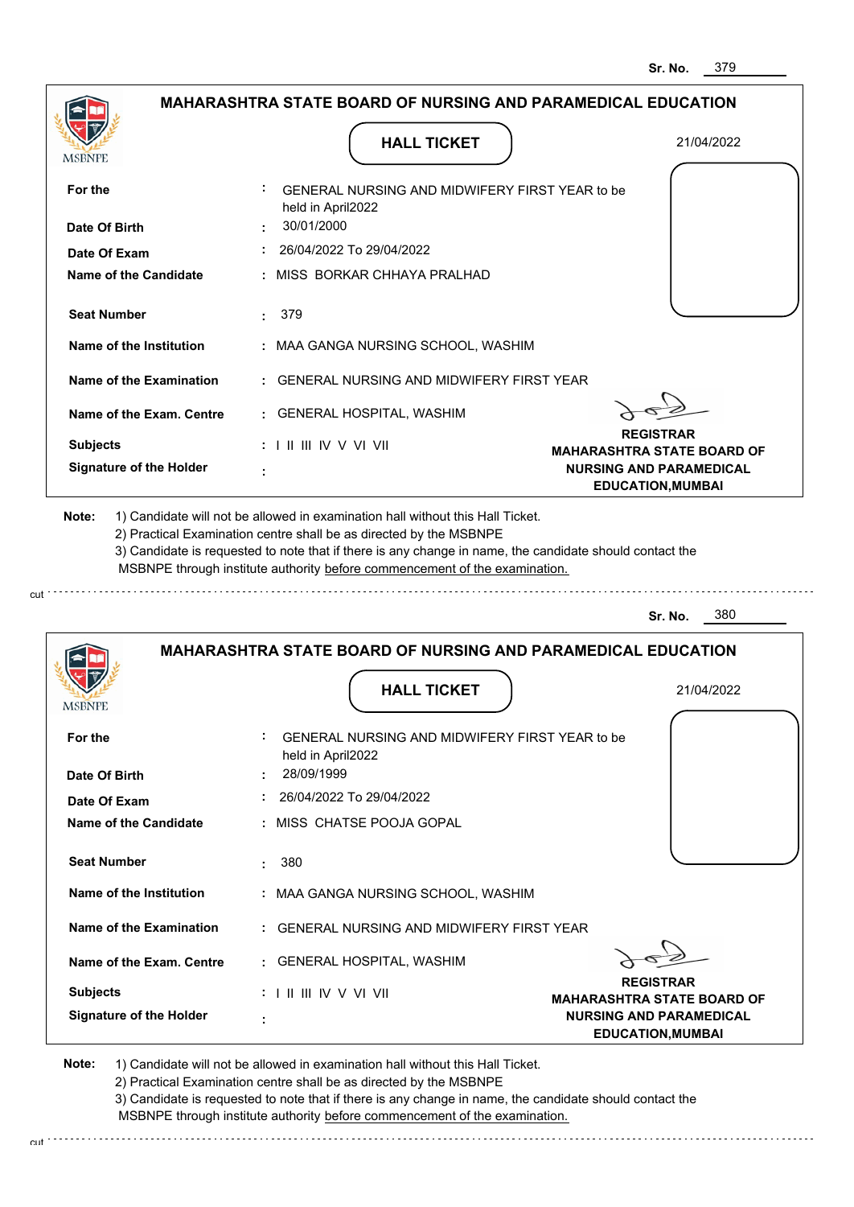Sr. No. 379

## MAHARASHTRA STATE BOARD OF NURSING AND PARAMEDICAL EDUCATION

MSBNPE

### HALL TICKET

21/04/2022

| | | |
|---|---|---|
| **For the** | : | GENERAL NURSING AND MIDWIFERY FIRST YEAR to be held in April2022 |
| **Date Of Birth** | : | 30/01/2000 |
| **Date Of Exam** | : | 26/04/2022 To 29/04/2022 |
| **Name of the Candidate** | : | MISS BORKAR CHHAYA PRALHAD |
| **Seat Number** | : | 379 |
| **Name of the Institution** | : | MAA GANGA NURSING SCHOOL, WASHIM |
| **Name of the Examination** | : | GENERAL NURSING AND MIDWIFERY FIRST YEAR |
| **Name of the Exam. Centre** | : | GENERAL HOSPITAL, WASHIM |
| **Subjects** | : | I II III IV V VI VII |
| **Signature of the Holder** | : | |

**REGISTRAR**
**MAHARASHTRA STATE BOARD OF NURSING AND PARAMEDICAL EDUCATION,MUMBAI**

**Note:** 1) Candidate will not be allowed in examination hall without this Hall Ticket.
2) Practical Examination centre shall be as directed by the MSBNPE
3) Candidate is requested to note that if there is any change in name, the candidate should contact the MSBNPE through institute authority before commencement of the examination.

cut

Sr. No. 380

## MAHARASHTRA STATE BOARD OF NURSING AND PARAMEDICAL EDUCATION

MSBNPE

### HALL TICKET

21/04/2022

| | | |
|---|---|---|
| **For the** | : | GENERAL NURSING AND MIDWIFERY FIRST YEAR to be held in April2022 |
| **Date Of Birth** | : | 28/09/1999 |
| **Date Of Exam** | : | 26/04/2022 To 29/04/2022 |
| **Name of the Candidate** | : | MISS CHATSE POOJA GOPAL |
| **Seat Number** | : | 380 |
| **Name of the Institution** | : | MAA GANGA NURSING SCHOOL, WASHIM |
| **Name of the Examination** | : | GENERAL NURSING AND MIDWIFERY FIRST YEAR |
| **Name of the Exam. Centre** | : | GENERAL HOSPITAL, WASHIM |
| **Subjects** | : | I II III IV V VI VII |
| **Signature of the Holder** | : | |

**REGISTRAR**
**MAHARASHTRA STATE BOARD OF NURSING AND PARAMEDICAL EDUCATION,MUMBAI**

**Note:** 1) Candidate will not be allowed in examination hall without this Hall Ticket.
2) Practical Examination centre shall be as directed by the MSBNPE
3) Candidate is requested to note that if there is any change in name, the candidate should contact the MSBNPE through institute authority before commencement of the examination.

cut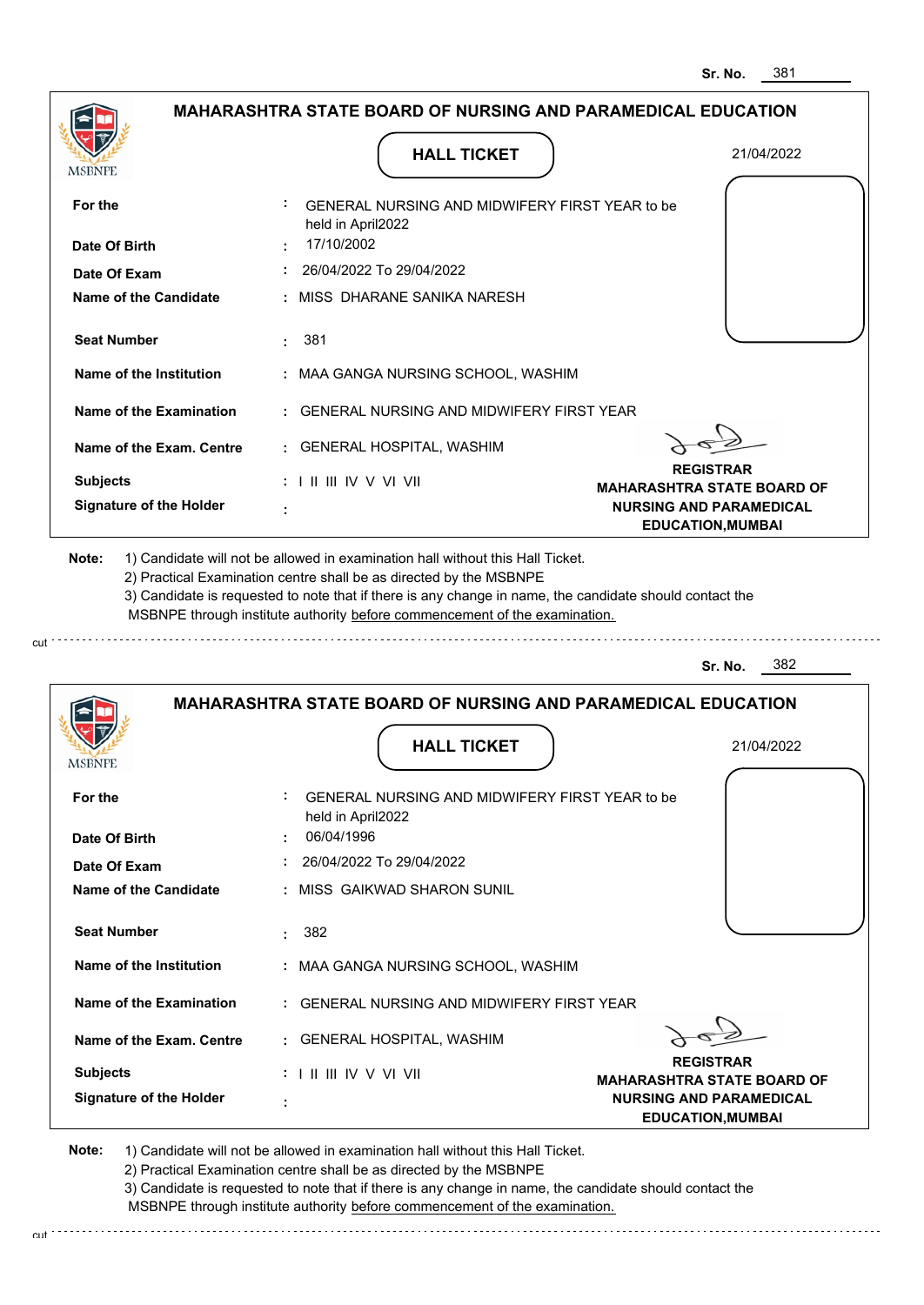Sr. No. 381

## MAHARASHTRA STATE BOARD OF NURSING AND PARAMEDICAL EDUCATION

MSBNPE

### HALL TICKET

21/04/2022

| | | |
|---|---|---|
| **For the** | : | GENERAL NURSING AND MIDWIFERY FIRST YEAR to be held in April2022 |
| **Date Of Birth** | : | 17/10/2002 |
| **Date Of Exam** | : | 26/04/2022 To 29/04/2022 |
| **Name of the Candidate** | : | MISS DHARANE SANIKA NARESH |
| **Seat Number** | : | 381 |
| **Name of the Institution** | : | MAA GANGA NURSING SCHOOL, WASHIM |
| **Name of the Examination** | : | GENERAL NURSING AND MIDWIFERY FIRST YEAR |
| **Name of the Exam. Centre** | : | GENERAL HOSPITAL, WASHIM |
| **Subjects** | : | I II III IV V VI VII |
| **Signature of the Holder** | : | |

**REGISTRAR**
**MAHARASHTRA STATE BOARD OF NURSING AND PARAMEDICAL EDUCATION,MUMBAI**

**Note:**
1) Candidate will not be allowed in examination hall without this Hall Ticket.
2) Practical Examination centre shall be as directed by the MSBNPE
3) Candidate is requested to note that if there is any change in name, the candidate should contact the MSBNPE through institute authority before commencement of the examination.

cut

---

Sr. No. 382

## MAHARASHTRA STATE BOARD OF NURSING AND PARAMEDICAL EDUCATION

MSBNPE

### HALL TICKET

21/04/2022

| | | |
|---|---|---|
| **For the** | : | GENERAL NURSING AND MIDWIFERY FIRST YEAR to be held in April2022 |
| **Date Of Birth** | : | 06/04/1996 |
| **Date Of Exam** | : | 26/04/2022 To 29/04/2022 |
| **Name of the Candidate** | : | MISS GAIKWAD SHARON SUNIL |
| **Seat Number** | : | 382 |
| **Name of the Institution** | : | MAA GANGA NURSING SCHOOL, WASHIM |
| **Name of the Examination** | : | GENERAL NURSING AND MIDWIFERY FIRST YEAR |
| **Name of the Exam. Centre** | : | GENERAL HOSPITAL, WASHIM |
| **Subjects** | : | I II III IV V VI VII |
| **Signature of the Holder** | : | |

**REGISTRAR**
**MAHARASHTRA STATE BOARD OF NURSING AND PARAMEDICAL EDUCATION,MUMBAI**

**Note:**
1) Candidate will not be allowed in examination hall without this Hall Ticket.
2) Practical Examination centre shall be as directed by the MSBNPE
3) Candidate is requested to note that if there is any change in name, the candidate should contact the MSBNPE through institute authority before commencement of the examination.

cut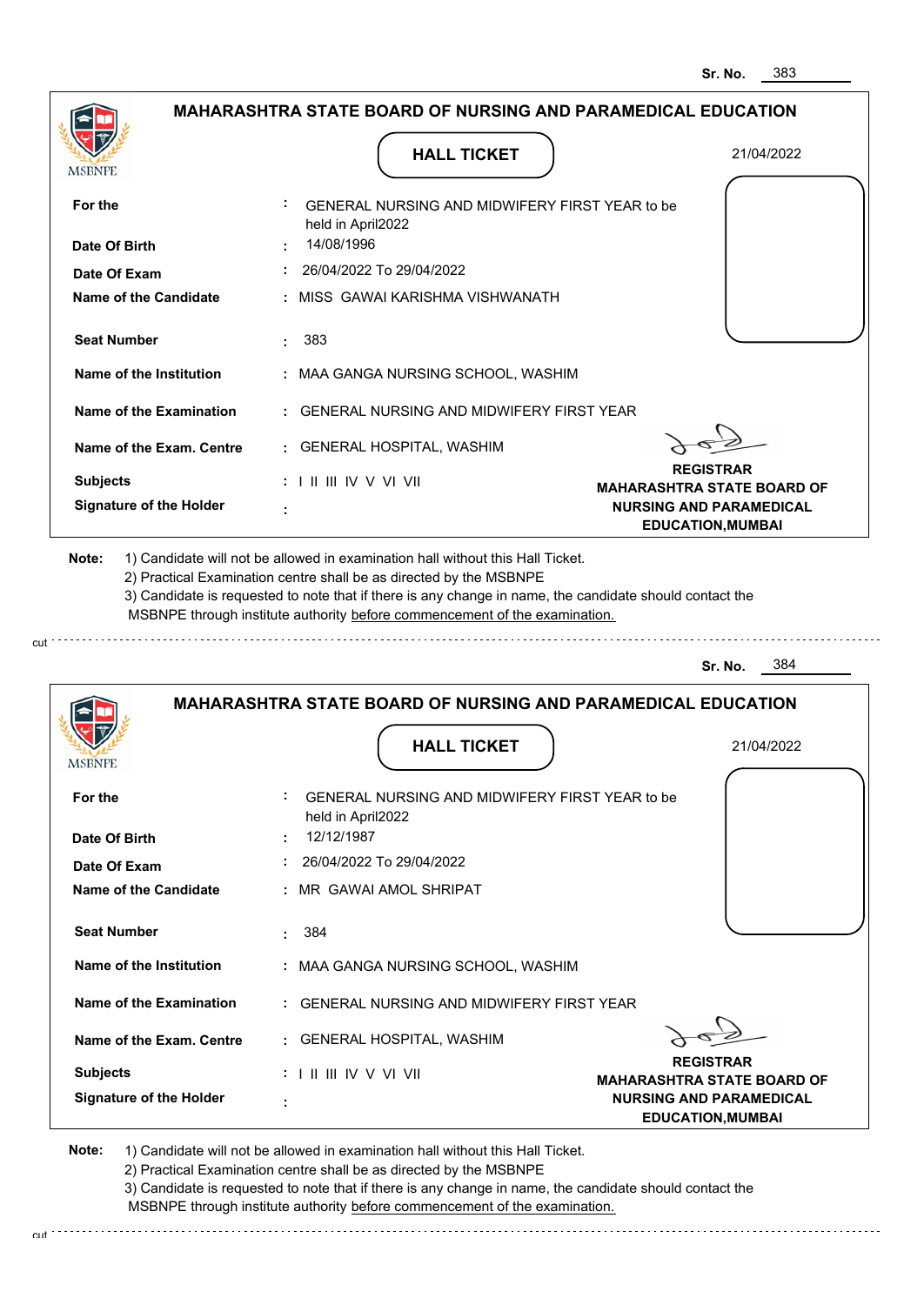Sr. No. 383

## MAHARASHTRA STATE BOARD OF NURSING AND PARAMEDICAL EDUCATION

MSBNPE

**HALL TICKET**

21/04/2022

| | | |
|---|---|---|
| **For the** | : | GENERAL NURSING AND MIDWIFERY FIRST YEAR to be held in April2022 |
| **Date Of Birth** | : | 14/08/1996 |
| **Date Of Exam** | : | 26/04/2022 To 29/04/2022 |
| **Name of the Candidate** | : | MISS GAWAI KARISHMA VISHWANATH |
| **Seat Number** | : | 383 |
| **Name of the Institution** | : | MAA GANGA NURSING SCHOOL, WASHIM |
| **Name of the Examination** | : | GENERAL NURSING AND MIDWIFERY FIRST YEAR |
| **Name of the Exam. Centre** | : | GENERAL HOSPITAL, WASHIM |
| **Subjects** | : | I II III IV V VI VII |
| **Signature of the Holder** | : | |

**REGISTRAR**
**MAHARASHTRA STATE BOARD OF NURSING AND PARAMEDICAL EDUCATION,MUMBAI**

**Note:**
1) Candidate will not be allowed in examination hall without this Hall Ticket.
2) Practical Examination centre shall be as directed by the MSBNPE
3) Candidate is requested to note that if there is any change in name, the candidate should contact the MSBNPE through institute authority before commencement of the examination.

cut

Sr. No. 384

## MAHARASHTRA STATE BOARD OF NURSING AND PARAMEDICAL EDUCATION

MSBNPE

**HALL TICKET**

21/04/2022

| | | |
|---|---|---|
| **For the** | : | GENERAL NURSING AND MIDWIFERY FIRST YEAR to be held in April2022 |
| **Date Of Birth** | : | 12/12/1987 |
| **Date Of Exam** | : | 26/04/2022 To 29/04/2022 |
| **Name of the Candidate** | : | MR GAWAI AMOL SHRIPAT |
| **Seat Number** | : | 384 |
| **Name of the Institution** | : | MAA GANGA NURSING SCHOOL, WASHIM |
| **Name of the Examination** | : | GENERAL NURSING AND MIDWIFERY FIRST YEAR |
| **Name of the Exam. Centre** | : | GENERAL HOSPITAL, WASHIM |
| **Subjects** | : | I II III IV V VI VII |
| **Signature of the Holder** | : | |

**REGISTRAR**
**MAHARASHTRA STATE BOARD OF NURSING AND PARAMEDICAL EDUCATION,MUMBAI**

**Note:**
1) Candidate will not be allowed in examination hall without this Hall Ticket.
2) Practical Examination centre shall be as directed by the MSBNPE
3) Candidate is requested to note that if there is any change in name, the candidate should contact the MSBNPE through institute authority before commencement of the examination.

cut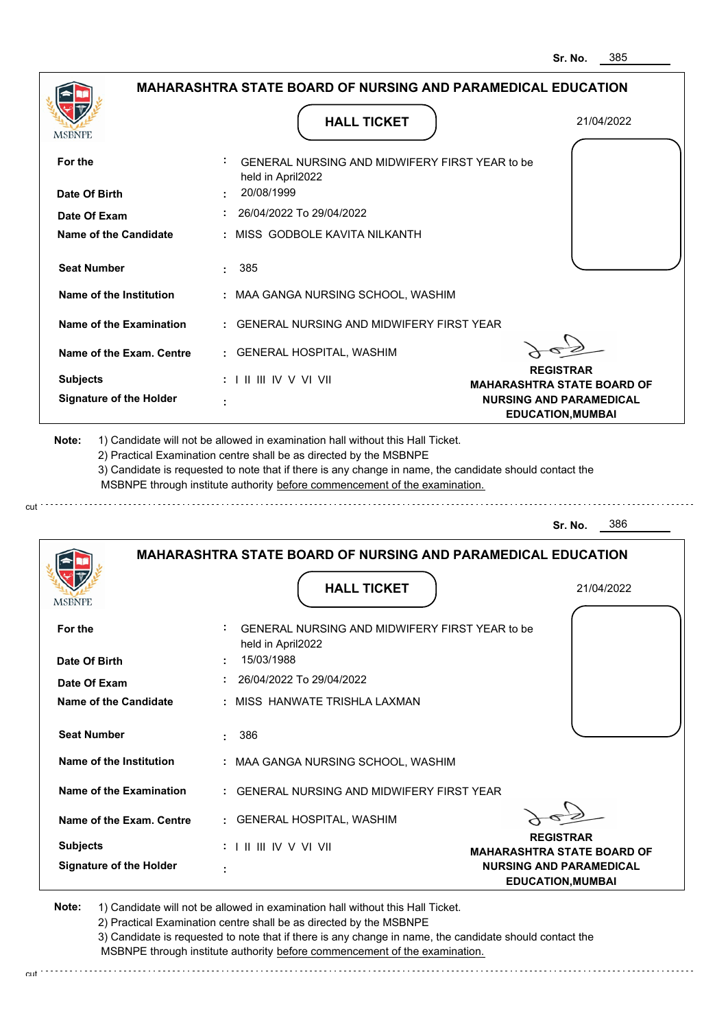Sr. No. 385

## MAHARASHTRA STATE BOARD OF NURSING AND PARAMEDICAL EDUCATION

MSBNPE

**HALL TICKET**

21/04/2022

| | | |
|---|---|---|
| **For the** | : | GENERAL NURSING AND MIDWIFERY FIRST YEAR to be held in April2022 |
| **Date Of Birth** | : | 20/08/1999 |
| **Date Of Exam** | : | 26/04/2022 To 29/04/2022 |
| **Name of the Candidate** | : | MISS GODBOLE KAVITA NILKANTH |
| **Seat Number** | : | 385 |
| **Name of the Institution** | : | MAA GANGA NURSING SCHOOL, WASHIM |
| **Name of the Examination** | : | GENERAL NURSING AND MIDWIFERY FIRST YEAR |
| **Name of the Exam. Centre** | : | GENERAL HOSPITAL, WASHIM |
| **Subjects** | : | I II III IV V VI VII |
| **Signature of the Holder** | : | |

**REGISTRAR**
**MAHARASHTRA STATE BOARD OF NURSING AND PARAMEDICAL EDUCATION,MUMBAI**

**Note:**
1) Candidate will not be allowed in examination hall without this Hall Ticket.
2) Practical Examination centre shall be as directed by the MSBNPE
3) Candidate is requested to note that if there is any change in name, the candidate should contact the MSBNPE through institute authority before commencement of the examination.

cut

Sr. No. 386

## MAHARASHTRA STATE BOARD OF NURSING AND PARAMEDICAL EDUCATION

MSBNPE

**HALL TICKET**

21/04/2022

| | | |
|---|---|---|
| **For the** | : | GENERAL NURSING AND MIDWIFERY FIRST YEAR to be held in April2022 |
| **Date Of Birth** | : | 15/03/1988 |
| **Date Of Exam** | : | 26/04/2022 To 29/04/2022 |
| **Name of the Candidate** | : | MISS HANWATE TRISHLA LAXMAN |
| **Seat Number** | : | 386 |
| **Name of the Institution** | : | MAA GANGA NURSING SCHOOL, WASHIM |
| **Name of the Examination** | : | GENERAL NURSING AND MIDWIFERY FIRST YEAR |
| **Name of the Exam. Centre** | : | GENERAL HOSPITAL, WASHIM |
| **Subjects** | : | I II III IV V VI VII |
| **Signature of the Holder** | : | |

**REGISTRAR**
**MAHARASHTRA STATE BOARD OF NURSING AND PARAMEDICAL EDUCATION,MUMBAI**

**Note:**
1) Candidate will not be allowed in examination hall without this Hall Ticket.
2) Practical Examination centre shall be as directed by the MSBNPE
3) Candidate is requested to note that if there is any change in name, the candidate should contact the MSBNPE through institute authority before commencement of the examination.

cut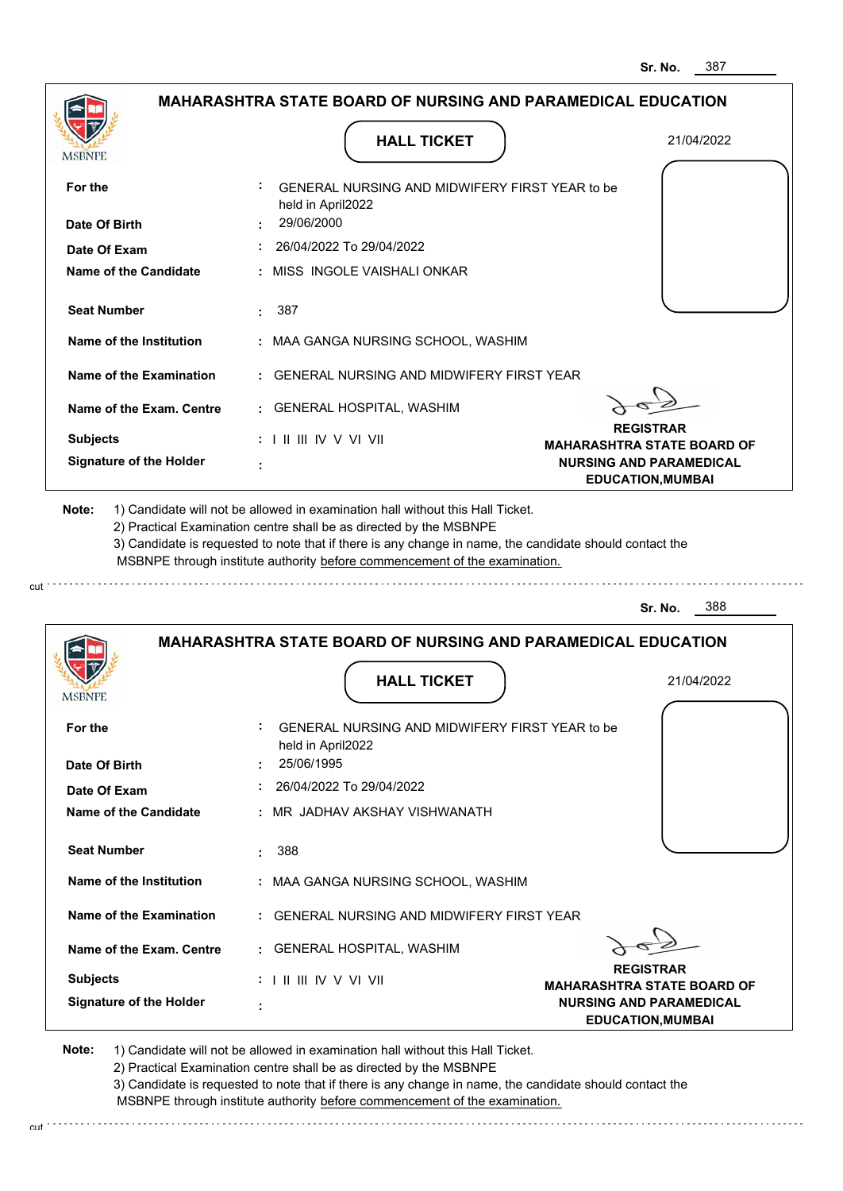Sr. No. 387

## MAHARASHTRA STATE BOARD OF NURSING AND PARAMEDICAL EDUCATION

### HALL TICKET

21/04/2022

| | | |
|---|---|---|
| **For the** | : | GENERAL NURSING AND MIDWIFERY FIRST YEAR to be held in April2022 |
| **Date Of Birth** | : | 29/06/2000 |
| **Date Of Exam** | : | 26/04/2022 To 29/04/2022 |
| **Name of the Candidate** | : | MISS INGOLE VAISHALI ONKAR |
| **Seat Number** | : | 387 |
| **Name of the Institution** | : | MAA GANGA NURSING SCHOOL, WASHIM |
| **Name of the Examination** | : | GENERAL NURSING AND MIDWIFERY FIRST YEAR |
| **Name of the Exam. Centre** | : | GENERAL HOSPITAL, WASHIM |
| **Subjects** | : | I II III IV V VI VII |
| **Signature of the Holder** | : | |

**REGISTRAR**
**MAHARASHTRA STATE BOARD OF NURSING AND PARAMEDICAL EDUCATION,MUMBAI**

**Note:**
1) Candidate will not be allowed in examination hall without this Hall Ticket.
2) Practical Examination centre shall be as directed by the MSBNPE
3) Candidate is requested to note that if there is any change in name, the candidate should contact the MSBNPE through institute authority before commencement of the examination.

---

Sr. No. 388

## MAHARASHTRA STATE BOARD OF NURSING AND PARAMEDICAL EDUCATION

### HALL TICKET

21/04/2022

| | | |
|---|---|---|
| **For the** | : | GENERAL NURSING AND MIDWIFERY FIRST YEAR to be held in April2022 |
| **Date Of Birth** | : | 25/06/1995 |
| **Date Of Exam** | : | 26/04/2022 To 29/04/2022 |
| **Name of the Candidate** | : | MR JADHAV AKSHAY VISHWANATH |
| **Seat Number** | : | 388 |
| **Name of the Institution** | : | MAA GANGA NURSING SCHOOL, WASHIM |
| **Name of the Examination** | : | GENERAL NURSING AND MIDWIFERY FIRST YEAR |
| **Name of the Exam. Centre** | : | GENERAL HOSPITAL, WASHIM |
| **Subjects** | : | I II III IV V VI VII |
| **Signature of the Holder** | : | |

**REGISTRAR**
**MAHARASHTRA STATE BOARD OF NURSING AND PARAMEDICAL EDUCATION,MUMBAI**

**Note:**
1) Candidate will not be allowed in examination hall without this Hall Ticket.
2) Practical Examination centre shall be as directed by the MSBNPE
3) Candidate is requested to note that if there is any change in name, the candidate should contact the MSBNPE through institute authority before commencement of the examination.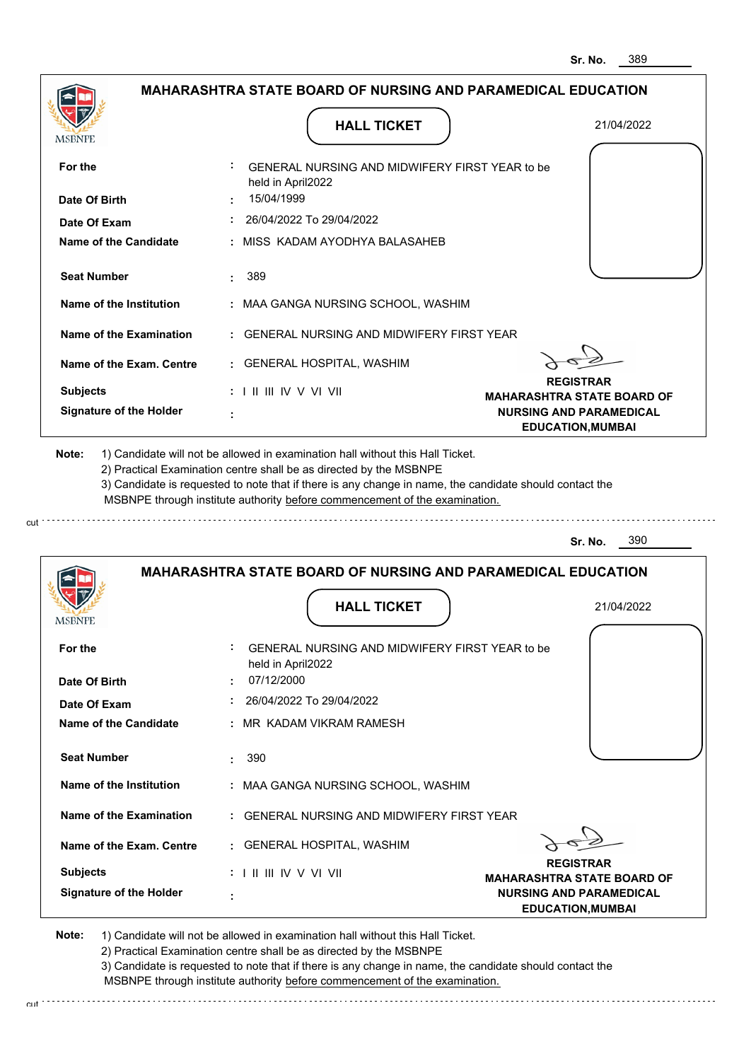Sr. No. 389

## MAHARASHTRA STATE BOARD OF NURSING AND PARAMEDICAL EDUCATION

MSBNPE

### HALL TICKET

21/04/2022

| | | |
|---|---|---|
| **For the** | : | GENERAL NURSING AND MIDWIFERY FIRST YEAR to be held in April2022 |
| **Date Of Birth** | : | 15/04/1999 |
| **Date Of Exam** | : | 26/04/2022 To 29/04/2022 |
| **Name of the Candidate** | : | MISS KADAM AYODHYA BALASAHEB |
| **Seat Number** | : | 389 |
| **Name of the Institution** | : | MAA GANGA NURSING SCHOOL, WASHIM |
| **Name of the Examination** | : | GENERAL NURSING AND MIDWIFERY FIRST YEAR |
| **Name of the Exam. Centre** | : | GENERAL HOSPITAL, WASHIM |
| **Subjects** | : | I II III IV V VI VII |
| **Signature of the Holder** | : | |

**REGISTRAR**
**MAHARASHTRA STATE BOARD OF NURSING AND PARAMEDICAL EDUCATION,MUMBAI**

**Note:** 1) Candidate will not be allowed in examination hall without this Hall Ticket.
2) Practical Examination centre shall be as directed by the MSBNPE
3) Candidate is requested to note that if there is any change in name, the candidate should contact the MSBNPE through institute authority before commencement of the examination.

cut

Sr. No. 390

## MAHARASHTRA STATE BOARD OF NURSING AND PARAMEDICAL EDUCATION

MSBNPE

### HALL TICKET

21/04/2022

| | | |
|---|---|---|
| **For the** | : | GENERAL NURSING AND MIDWIFERY FIRST YEAR to be held in April2022 |
| **Date Of Birth** | : | 07/12/2000 |
| **Date Of Exam** | : | 26/04/2022 To 29/04/2022 |
| **Name of the Candidate** | : | MR KADAM VIKRAM RAMESH |
| **Seat Number** | : | 390 |
| **Name of the Institution** | : | MAA GANGA NURSING SCHOOL, WASHIM |
| **Name of the Examination** | : | GENERAL NURSING AND MIDWIFERY FIRST YEAR |
| **Name of the Exam. Centre** | : | GENERAL HOSPITAL, WASHIM |
| **Subjects** | : | I II III IV V VI VII |
| **Signature of the Holder** | : | |

**REGISTRAR**
**MAHARASHTRA STATE BOARD OF NURSING AND PARAMEDICAL EDUCATION,MUMBAI**

**Note:** 1) Candidate will not be allowed in examination hall without this Hall Ticket.
2) Practical Examination centre shall be as directed by the MSBNPE
3) Candidate is requested to note that if there is any change in name, the candidate should contact the MSBNPE through institute authority before commencement of the examination.

cut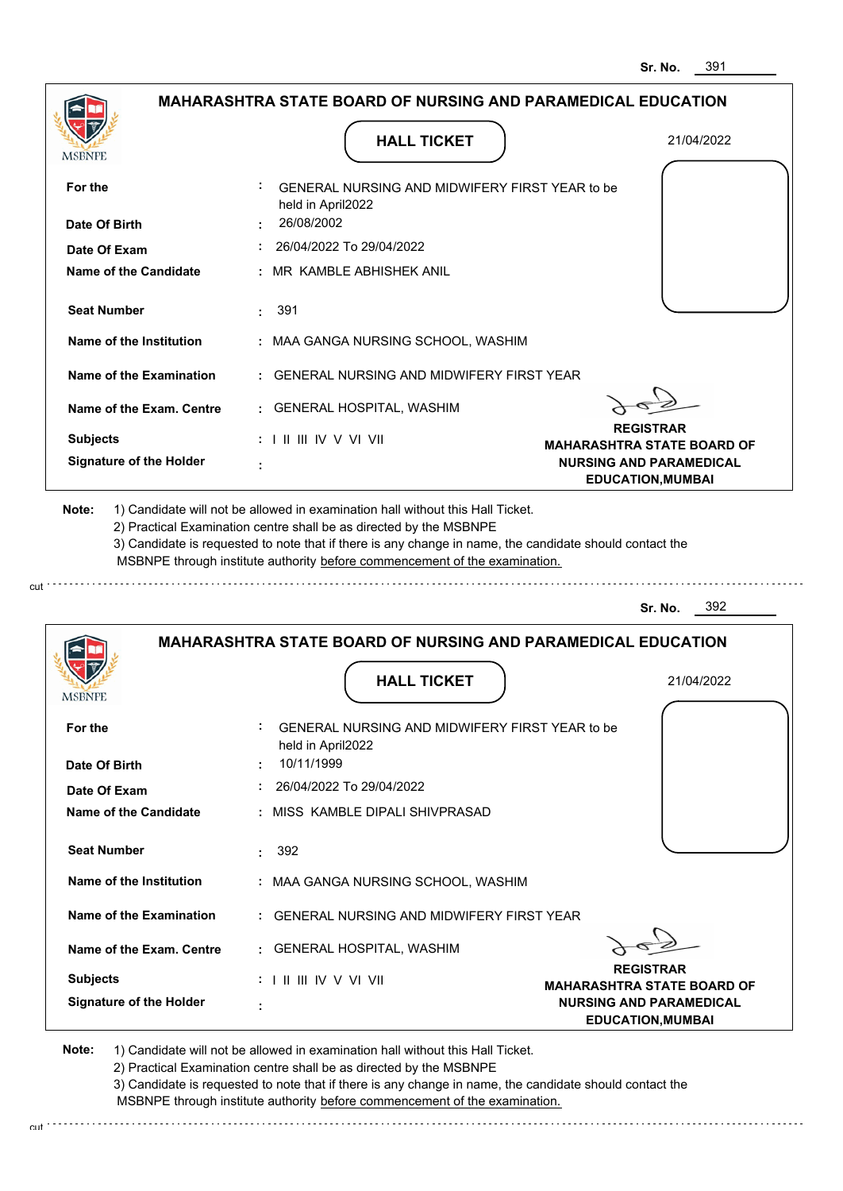Sr. No. 391

## MAHARASHTRA STATE BOARD OF NURSING AND PARAMEDICAL EDUCATION

MSBNPE

**HALL TICKET**

21/04/2022

| | | |
|---|---|---|
| **For the** | : | GENERAL NURSING AND MIDWIFERY FIRST YEAR to be held in April2022 |
| **Date Of Birth** | : | 26/08/2002 |
| **Date Of Exam** | : | 26/04/2022 To 29/04/2022 |
| **Name of the Candidate** | : | MR KAMBLE ABHISHEK ANIL |
| **Seat Number** | : | 391 |
| **Name of the Institution** | : | MAA GANGA NURSING SCHOOL, WASHIM |
| **Name of the Examination** | : | GENERAL NURSING AND MIDWIFERY FIRST YEAR |
| **Name of the Exam. Centre** | : | GENERAL HOSPITAL, WASHIM |
| **Subjects** | : | I II III IV V VI VII |
| **Signature of the Holder** | : | |

**REGISTRAR**
**MAHARASHTRA STATE BOARD OF NURSING AND PARAMEDICAL EDUCATION,MUMBAI**

**Note:** 1) Candidate will not be allowed in examination hall without this Hall Ticket.
2) Practical Examination centre shall be as directed by the MSBNPE
3) Candidate is requested to note that if there is any change in name, the candidate should contact the MSBNPE through institute authority before commencement of the examination.

cut

---

Sr. No. 392

## MAHARASHTRA STATE BOARD OF NURSING AND PARAMEDICAL EDUCATION

MSBNPE

**HALL TICKET**

21/04/2022

| | | |
|---|---|---|
| **For the** | : | GENERAL NURSING AND MIDWIFERY FIRST YEAR to be held in April2022 |
| **Date Of Birth** | : | 10/11/1999 |
| **Date Of Exam** | : | 26/04/2022 To 29/04/2022 |
| **Name of the Candidate** | : | MISS KAMBLE DIPALI SHIVPRASAD |
| **Seat Number** | : | 392 |
| **Name of the Institution** | : | MAA GANGA NURSING SCHOOL, WASHIM |
| **Name of the Examination** | : | GENERAL NURSING AND MIDWIFERY FIRST YEAR |
| **Name of the Exam. Centre** | : | GENERAL HOSPITAL, WASHIM |
| **Subjects** | : | I II III IV V VI VII |
| **Signature of the Holder** | : | |

**REGISTRAR**
**MAHARASHTRA STATE BOARD OF NURSING AND PARAMEDICAL EDUCATION,MUMBAI**

**Note:** 1) Candidate will not be allowed in examination hall without this Hall Ticket.
2) Practical Examination centre shall be as directed by the MSBNPE
3) Candidate is requested to note that if there is any change in name, the candidate should contact the MSBNPE through institute authority before commencement of the examination.

cut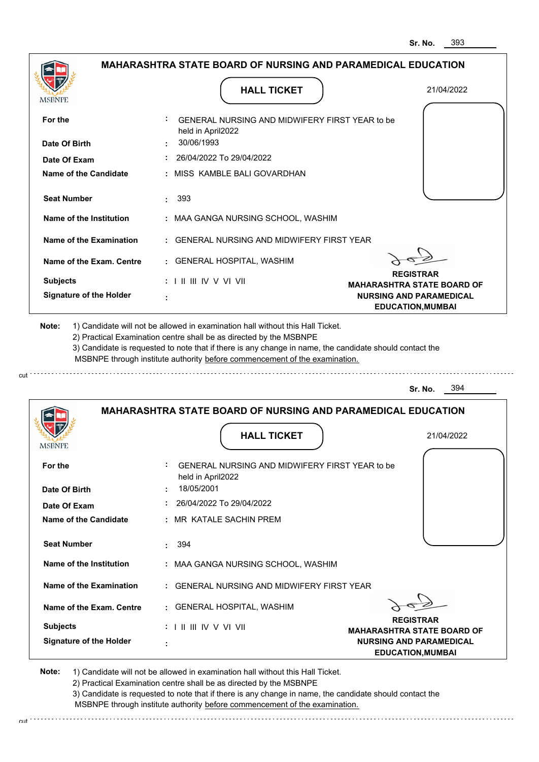Sr. No. 393

## MAHARASHTRA STATE BOARD OF NURSING AND PARAMEDICAL EDUCATION

### HALL TICKET

21/04/2022

| | | |
|---|---|---|
| **For the** | : | GENERAL NURSING AND MIDWIFERY FIRST YEAR to be held in April2022 |
| **Date Of Birth** | : | 30/06/1993 |
| **Date Of Exam** | : | 26/04/2022 To 29/04/2022 |
| **Name of the Candidate** | : | MISS KAMBLE BALI GOVARDHAN |
| **Seat Number** | : | 393 |
| **Name of the Institution** | : | MAA GANGA NURSING SCHOOL, WASHIM |
| **Name of the Examination** | : | GENERAL NURSING AND MIDWIFERY FIRST YEAR |
| **Name of the Exam. Centre** | : | GENERAL HOSPITAL, WASHIM |
| **Subjects** | : | I II III IV V VI VII |
| **Signature of the Holder** | : | |

**REGISTRAR**
**MAHARASHTRA STATE BOARD OF NURSING AND PARAMEDICAL EDUCATION,MUMBAI**

**Note:** 1) Candidate will not be allowed in examination hall without this Hall Ticket.
2) Practical Examination centre shall be as directed by the MSBNPE
3) Candidate is requested to note that if there is any change in name, the candidate should contact the MSBNPE through institute authority before commencement of the examination.

---

Sr. No. 394

## MAHARASHTRA STATE BOARD OF NURSING AND PARAMEDICAL EDUCATION

### HALL TICKET

21/04/2022

| | | |
|---|---|---|
| **For the** | : | GENERAL NURSING AND MIDWIFERY FIRST YEAR to be held in April2022 |
| **Date Of Birth** | : | 18/05/2001 |
| **Date Of Exam** | : | 26/04/2022 To 29/04/2022 |
| **Name of the Candidate** | : | MR KATALE SACHIN PREM |
| **Seat Number** | : | 394 |
| **Name of the Institution** | : | MAA GANGA NURSING SCHOOL, WASHIM |
| **Name of the Examination** | : | GENERAL NURSING AND MIDWIFERY FIRST YEAR |
| **Name of the Exam. Centre** | : | GENERAL HOSPITAL, WASHIM |
| **Subjects** | : | I II III IV V VI VII |
| **Signature of the Holder** | : | |

**REGISTRAR**
**MAHARASHTRA STATE BOARD OF NURSING AND PARAMEDICAL EDUCATION,MUMBAI**

**Note:** 1) Candidate will not be allowed in examination hall without this Hall Ticket.
2) Practical Examination centre shall be as directed by the MSBNPE
3) Candidate is requested to note that if there is any change in name, the candidate should contact the MSBNPE through institute authority before commencement of the examination.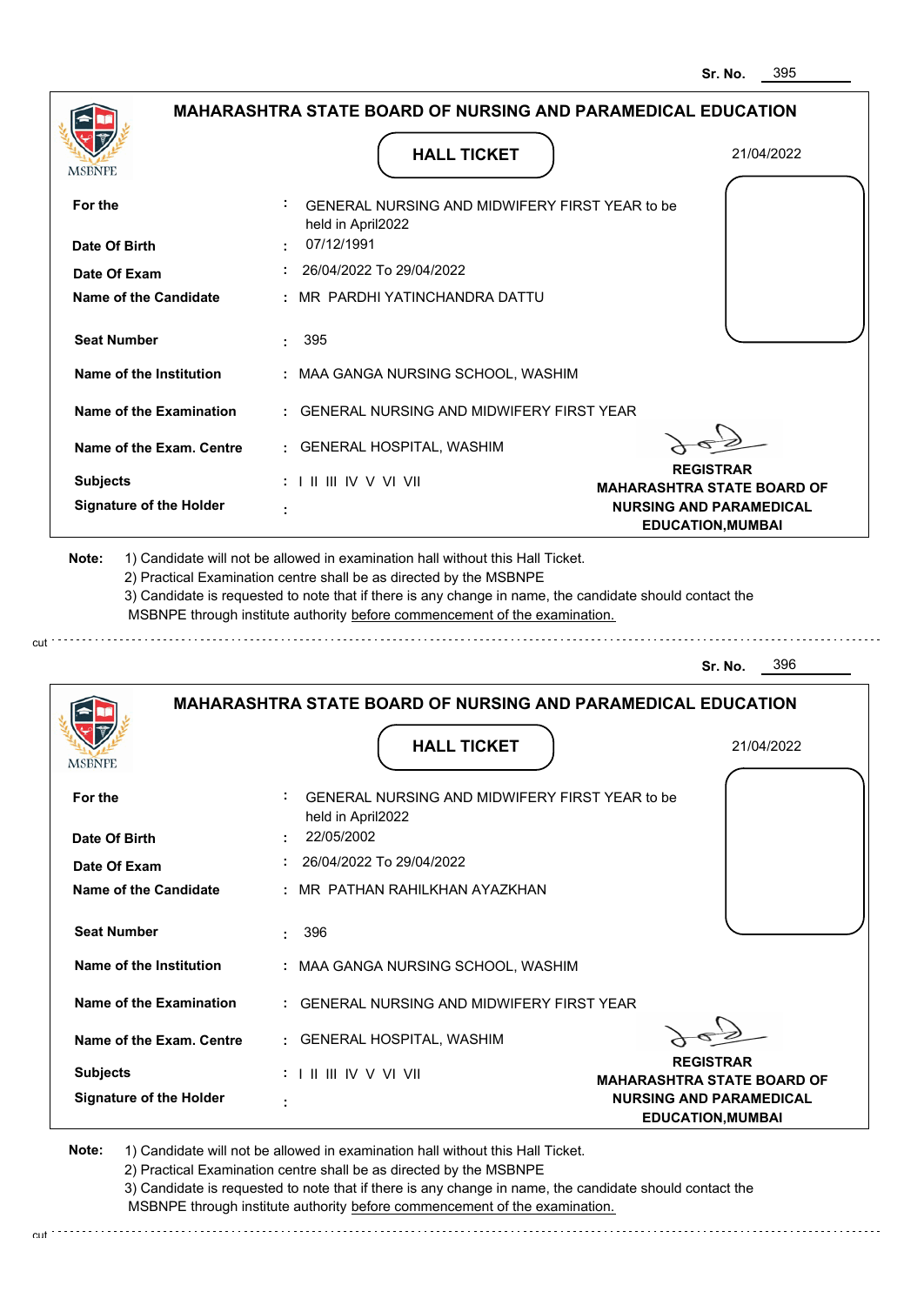Sr. No. 395

## MAHARASHTRA STATE BOARD OF NURSING AND PARAMEDICAL EDUCATION

MSBNPE

### HALL TICKET

21/04/2022

| | | |
|---|---|---|
| For the | : | GENERAL NURSING AND MIDWIFERY FIRST YEAR to be held in April2022 |
| Date Of Birth | : | 07/12/1991 |
| Date Of Exam | : | 26/04/2022 To 29/04/2022 |
| Name of the Candidate | : | MR PARDHI YATINCHANDRA DATTU |
| Seat Number | : | 395 |
| Name of the Institution | : | MAA GANGA NURSING SCHOOL, WASHIM |
| Name of the Examination | : | GENERAL NURSING AND MIDWIFERY FIRST YEAR |
| Name of the Exam. Centre | : | GENERAL HOSPITAL, WASHIM |
| Subjects | : | I II III IV V VI VII |
| Signature of the Holder | : | |

**REGISTRAR**
**MAHARASHTRA STATE BOARD OF NURSING AND PARAMEDICAL EDUCATION,MUMBAI**

**Note:** 1) Candidate will not be allowed in examination hall without this Hall Ticket.
2) Practical Examination centre shall be as directed by the MSBNPE
3) Candidate is requested to note that if there is any change in name, the candidate should contact the MSBNPE through institute authority before commencement of the examination.

cut

Sr. No. 396

## MAHARASHTRA STATE BOARD OF NURSING AND PARAMEDICAL EDUCATION

MSBNPE

### HALL TICKET

21/04/2022

| | | |
|---|---|---|
| For the | : | GENERAL NURSING AND MIDWIFERY FIRST YEAR to be held in April2022 |
| Date Of Birth | : | 22/05/2002 |
| Date Of Exam | : | 26/04/2022 To 29/04/2022 |
| Name of the Candidate | : | MR PATHAN RAHILKHAN AYAZKHAN |
| Seat Number | : | 396 |
| Name of the Institution | : | MAA GANGA NURSING SCHOOL, WASHIM |
| Name of the Examination | : | GENERAL NURSING AND MIDWIFERY FIRST YEAR |
| Name of the Exam. Centre | : | GENERAL HOSPITAL, WASHIM |
| Subjects | : | I II III IV V VI VII |
| Signature of the Holder | : | |

**REGISTRAR**
**MAHARASHTRA STATE BOARD OF NURSING AND PARAMEDICAL EDUCATION,MUMBAI**

**Note:** 1) Candidate will not be allowed in examination hall without this Hall Ticket.
2) Practical Examination centre shall be as directed by the MSBNPE
3) Candidate is requested to note that if there is any change in name, the candidate should contact the MSBNPE through institute authority before commencement of the examination.

cut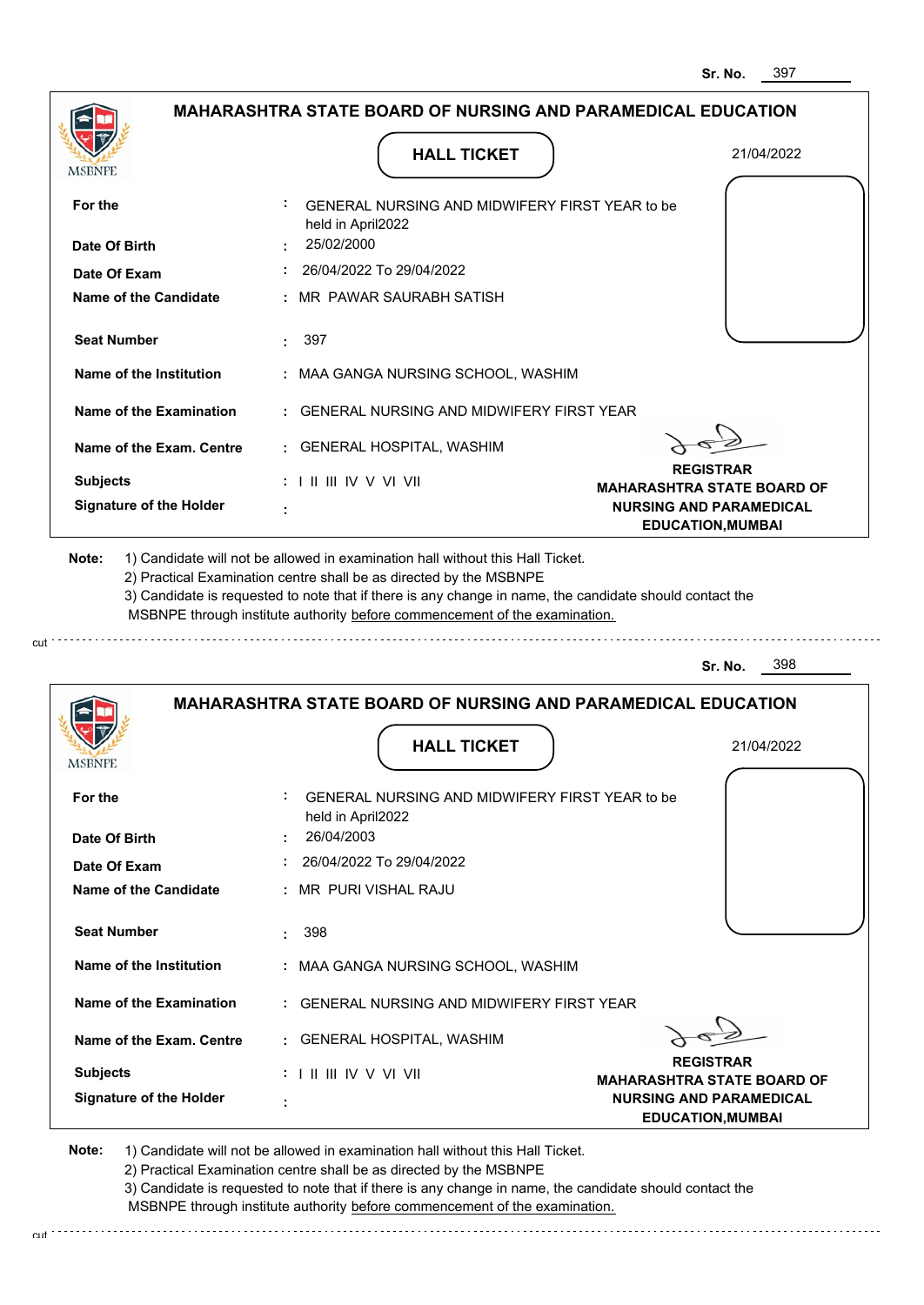Sr. No. 397

## MAHARASHTRA STATE BOARD OF NURSING AND PARAMEDICAL EDUCATION

MSBNPE

### HALL TICKET

21/04/2022

| | | |
|---|---|---|
| For the | : | GENERAL NURSING AND MIDWIFERY FIRST YEAR to be held in April2022 |
| Date Of Birth | : | 25/02/2000 |
| Date Of Exam | : | 26/04/2022 To 29/04/2022 |
| Name of the Candidate | : | MR PAWAR SAURABH SATISH |
| Seat Number | : | 397 |
| Name of the Institution | : | MAA GANGA NURSING SCHOOL, WASHIM |
| Name of the Examination | : | GENERAL NURSING AND MIDWIFERY FIRST YEAR |
| Name of the Exam. Centre | : | GENERAL HOSPITAL, WASHIM |
| Subjects | : | I II III IV V VI VII |
| Signature of the Holder | : | |

**REGISTRAR**
**MAHARASHTRA STATE BOARD OF NURSING AND PARAMEDICAL EDUCATION,MUMBAI**

**Note:**
1) Candidate will not be allowed in examination hall without this Hall Ticket.
2) Practical Examination centre shall be as directed by the MSBNPE
3) Candidate is requested to note that if there is any change in name, the candidate should contact the MSBNPE through institute authority before commencement of the examination.

cut

Sr. No. 398

## MAHARASHTRA STATE BOARD OF NURSING AND PARAMEDICAL EDUCATION

MSBNPE

### HALL TICKET

21/04/2022

| | | |
|---|---|---|
| For the | : | GENERAL NURSING AND MIDWIFERY FIRST YEAR to be held in April2022 |
| Date Of Birth | : | 26/04/2003 |
| Date Of Exam | : | 26/04/2022 To 29/04/2022 |
| Name of the Candidate | : | MR PURI VISHAL RAJU |
| Seat Number | : | 398 |
| Name of the Institution | : | MAA GANGA NURSING SCHOOL, WASHIM |
| Name of the Examination | : | GENERAL NURSING AND MIDWIFERY FIRST YEAR |
| Name of the Exam. Centre | : | GENERAL HOSPITAL, WASHIM |
| Subjects | : | I II III IV V VI VII |
| Signature of the Holder | : | |

**REGISTRAR**
**MAHARASHTRA STATE BOARD OF NURSING AND PARAMEDICAL EDUCATION,MUMBAI**

**Note:**
1) Candidate will not be allowed in examination hall without this Hall Ticket.
2) Practical Examination centre shall be as directed by the MSBNPE
3) Candidate is requested to note that if there is any change in name, the candidate should contact the MSBNPE through institute authority before commencement of the examination.

cut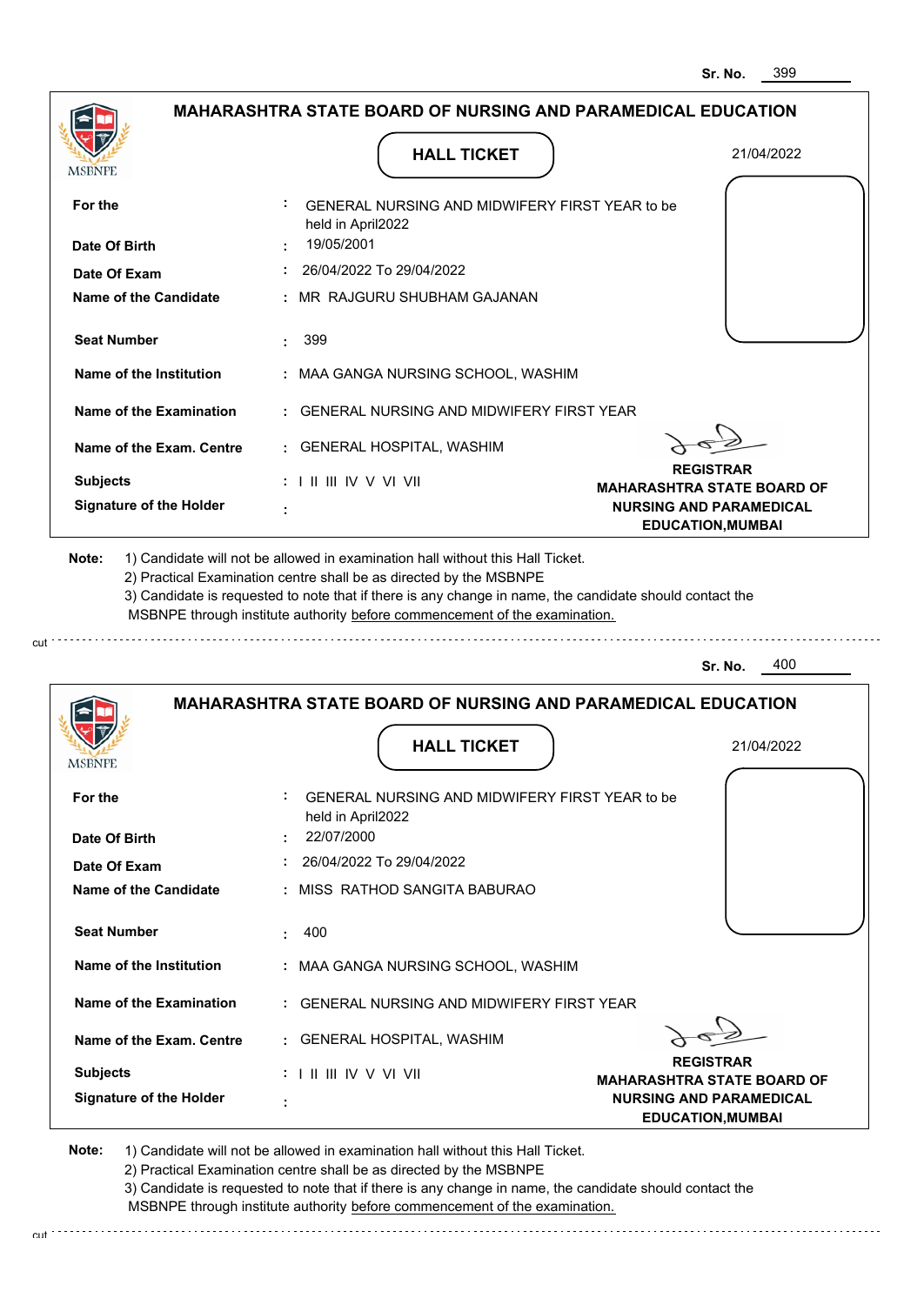Sr. No. 399

## MAHARASHTRA STATE BOARD OF NURSING AND PARAMEDICAL EDUCATION

MSBNPE

### HALL TICKET

21/04/2022

| | | |
|---|---|---|
| **For the** | : | GENERAL NURSING AND MIDWIFERY FIRST YEAR to be held in April2022 |
| **Date Of Birth** | : | 19/05/2001 |
| **Date Of Exam** | : | 26/04/2022 To 29/04/2022 |
| **Name of the Candidate** | : | MR RAJGURU SHUBHAM GAJANAN |
| **Seat Number** | : | 399 |
| **Name of the Institution** | : | MAA GANGA NURSING SCHOOL, WASHIM |
| **Name of the Examination** | : | GENERAL NURSING AND MIDWIFERY FIRST YEAR |
| **Name of the Exam. Centre** | : | GENERAL HOSPITAL, WASHIM |
| **Subjects** | : | I II III IV V VI VII |
| **Signature of the Holder** | : | |

**REGISTRAR**
**MAHARASHTRA STATE BOARD OF NURSING AND PARAMEDICAL EDUCATION,MUMBAI**

**Note:** 1) Candidate will not be allowed in examination hall without this Hall Ticket.
2) Practical Examination centre shall be as directed by the MSBNPE
3) Candidate is requested to note that if there is any change in name, the candidate should contact the MSBNPE through institute authority before commencement of the examination.

cut

Sr. No. 400

## MAHARASHTRA STATE BOARD OF NURSING AND PARAMEDICAL EDUCATION

MSBNPE

### HALL TICKET

21/04/2022

| | | |
|---|---|---|
| **For the** | : | GENERAL NURSING AND MIDWIFERY FIRST YEAR to be held in April2022 |
| **Date Of Birth** | : | 22/07/2000 |
| **Date Of Exam** | : | 26/04/2022 To 29/04/2022 |
| **Name of the Candidate** | : | MISS RATHOD SANGITA BABURAO |
| **Seat Number** | : | 400 |
| **Name of the Institution** | : | MAA GANGA NURSING SCHOOL, WASHIM |
| **Name of the Examination** | : | GENERAL NURSING AND MIDWIFERY FIRST YEAR |
| **Name of the Exam. Centre** | : | GENERAL HOSPITAL, WASHIM |
| **Subjects** | : | I II III IV V VI VII |
| **Signature of the Holder** | : | |

**REGISTRAR**
**MAHARASHTRA STATE BOARD OF NURSING AND PARAMEDICAL EDUCATION,MUMBAI**

**Note:** 1) Candidate will not be allowed in examination hall without this Hall Ticket.
2) Practical Examination centre shall be as directed by the MSBNPE
3) Candidate is requested to note that if there is any change in name, the candidate should contact the MSBNPE through institute authority before commencement of the examination.

cut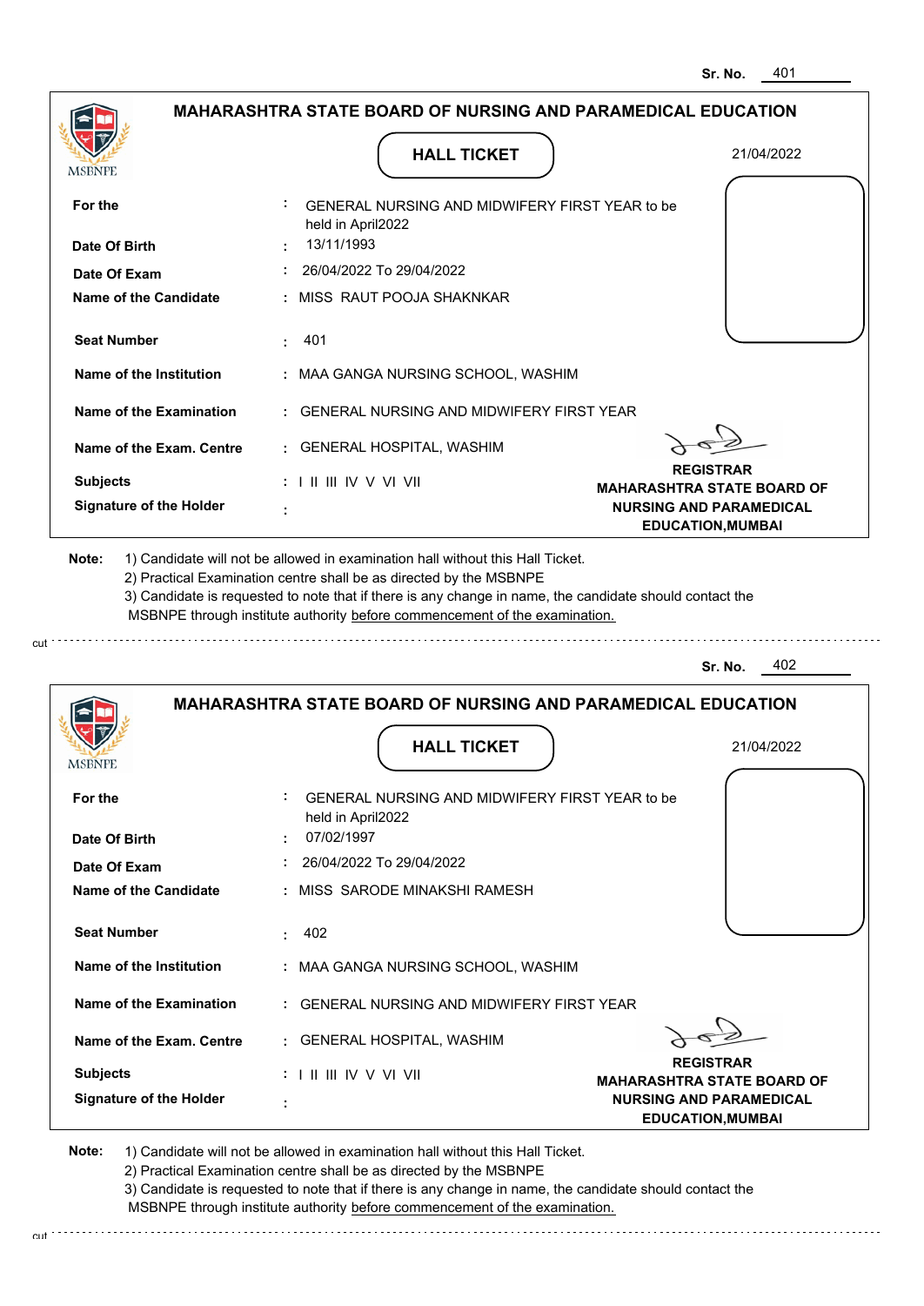Sr. No. 401

## MAHARASHTRA STATE BOARD OF NURSING AND PARAMEDICAL EDUCATION

**HALL TICKET**

21/04/2022

| | |
|---|---|
| **For the** | : GENERAL NURSING AND MIDWIFERY FIRST YEAR to be held in April2022 |
| **Date Of Birth** | : 13/11/1993 |
| **Date Of Exam** | : 26/04/2022 To 29/04/2022 |
| **Name of the Candidate** | : MISS RAUT POOJA SHAKNKAR |
| **Seat Number** | : 401 |
| **Name of the Institution** | : MAA GANGA NURSING SCHOOL, WASHIM |
| **Name of the Examination** | : GENERAL NURSING AND MIDWIFERY FIRST YEAR |
| **Name of the Exam. Centre** | : GENERAL HOSPITAL, WASHIM |
| **Subjects** | : I II III IV V VI VII |
| **Signature of the Holder** | : |

**REGISTRAR**
**MAHARASHTRA STATE BOARD OF NURSING AND PARAMEDICAL EDUCATION,MUMBAI**

**Note:** 1) Candidate will not be allowed in examination hall without this Hall Ticket.
2) Practical Examination centre shall be as directed by the MSBNPE
3) Candidate is requested to note that if there is any change in name, the candidate should contact the MSBNPE through institute authority before commencement of the examination.

---

Sr. No. 402

## MAHARASHTRA STATE BOARD OF NURSING AND PARAMEDICAL EDUCATION

**HALL TICKET**

21/04/2022

| | |
|---|---|
| **For the** | : GENERAL NURSING AND MIDWIFERY FIRST YEAR to be held in April2022 |
| **Date Of Birth** | : 07/02/1997 |
| **Date Of Exam** | : 26/04/2022 To 29/04/2022 |
| **Name of the Candidate** | : MISS SARODE MINAKSHI RAMESH |
| **Seat Number** | : 402 |
| **Name of the Institution** | : MAA GANGA NURSING SCHOOL, WASHIM |
| **Name of the Examination** | : GENERAL NURSING AND MIDWIFERY FIRST YEAR |
| **Name of the Exam. Centre** | : GENERAL HOSPITAL, WASHIM |
| **Subjects** | : I II III IV V VI VII |
| **Signature of the Holder** | : |

**REGISTRAR**
**MAHARASHTRA STATE BOARD OF NURSING AND PARAMEDICAL EDUCATION,MUMBAI**

**Note:** 1) Candidate will not be allowed in examination hall without this Hall Ticket.
2) Practical Examination centre shall be as directed by the MSBNPE
3) Candidate is requested to note that if there is any change in name, the candidate should contact the MSBNPE through institute authority before commencement of the examination.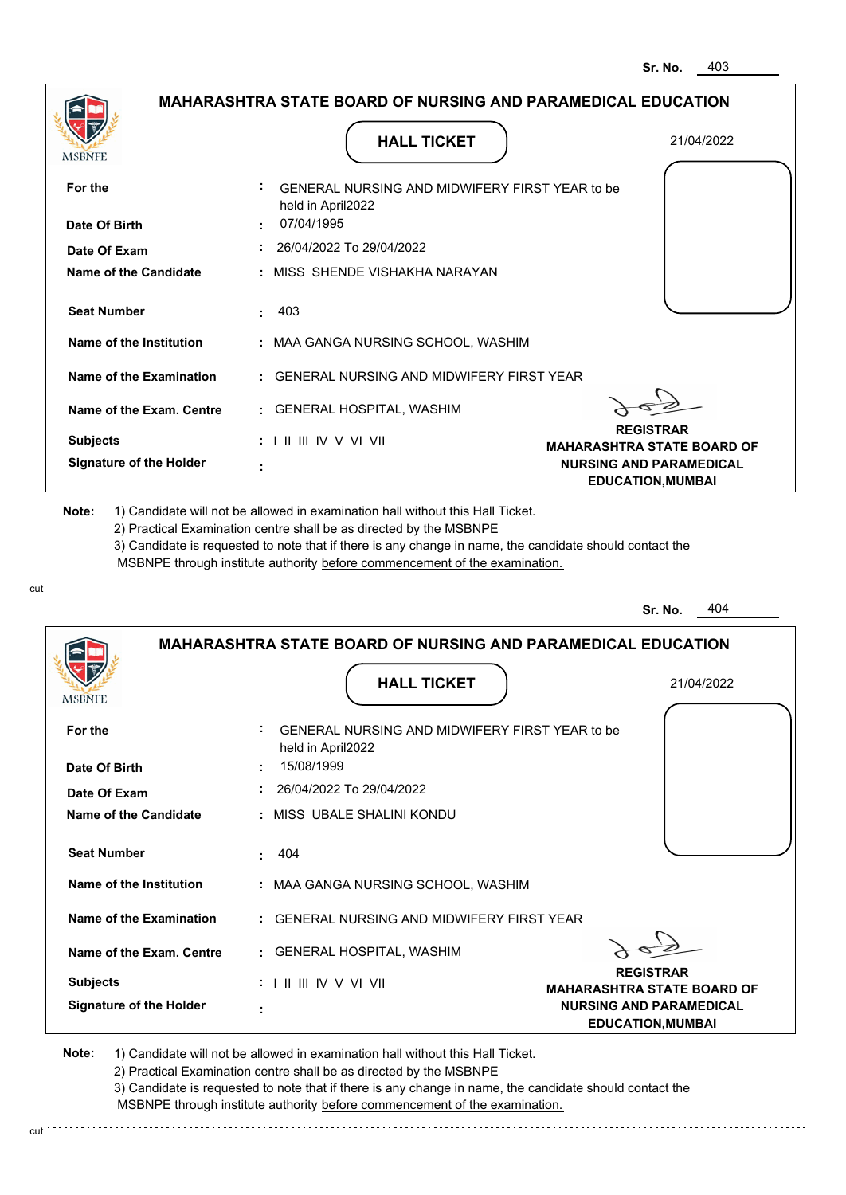Sr. No. 403

## MAHARASHTRA STATE BOARD OF NURSING AND PARAMEDICAL EDUCATION

MSBNPE

### HALL TICKET

21/04/2022

| | | |
|---|---|---|
| **For the** | : | GENERAL NURSING AND MIDWIFERY FIRST YEAR to be held in April2022 |
| **Date Of Birth** | : | 07/04/1995 |
| **Date Of Exam** | : | 26/04/2022 To 29/04/2022 |
| **Name of the Candidate** | : | MISS SHENDE VISHAKHA NARAYAN |
| **Seat Number** | : | 403 |
| **Name of the Institution** | : | MAA GANGA NURSING SCHOOL, WASHIM |
| **Name of the Examination** | : | GENERAL NURSING AND MIDWIFERY FIRST YEAR |
| **Name of the Exam. Centre** | : | GENERAL HOSPITAL, WASHIM |
| **Subjects** | : | I II III IV V VI VII |
| **Signature of the Holder** | : | |

**REGISTRAR**
**MAHARASHTRA STATE BOARD OF NURSING AND PARAMEDICAL EDUCATION,MUMBAI**

**Note:** 1) Candidate will not be allowed in examination hall without this Hall Ticket.
2) Practical Examination centre shall be as directed by the MSBNPE
3) Candidate is requested to note that if there is any change in name, the candidate should contact the MSBNPE through institute authority before commencement of the examination.

cut

---

Sr. No. 404

## MAHARASHTRA STATE BOARD OF NURSING AND PARAMEDICAL EDUCATION

MSBNPE

### HALL TICKET

21/04/2022

| | | |
|---|---|---|
| **For the** | : | GENERAL NURSING AND MIDWIFERY FIRST YEAR to be held in April2022 |
| **Date Of Birth** | : | 15/08/1999 |
| **Date Of Exam** | : | 26/04/2022 To 29/04/2022 |
| **Name of the Candidate** | : | MISS UBALE SHALINI KONDU |
| **Seat Number** | : | 404 |
| **Name of the Institution** | : | MAA GANGA NURSING SCHOOL, WASHIM |
| **Name of the Examination** | : | GENERAL NURSING AND MIDWIFERY FIRST YEAR |
| **Name of the Exam. Centre** | : | GENERAL HOSPITAL, WASHIM |
| **Subjects** | : | I II III IV V VI VII |
| **Signature of the Holder** | : | |

**REGISTRAR**
**MAHARASHTRA STATE BOARD OF NURSING AND PARAMEDICAL EDUCATION,MUMBAI**

**Note:** 1) Candidate will not be allowed in examination hall without this Hall Ticket.
2) Practical Examination centre shall be as directed by the MSBNPE
3) Candidate is requested to note that if there is any change in name, the candidate should contact the MSBNPE through institute authority before commencement of the examination.

cut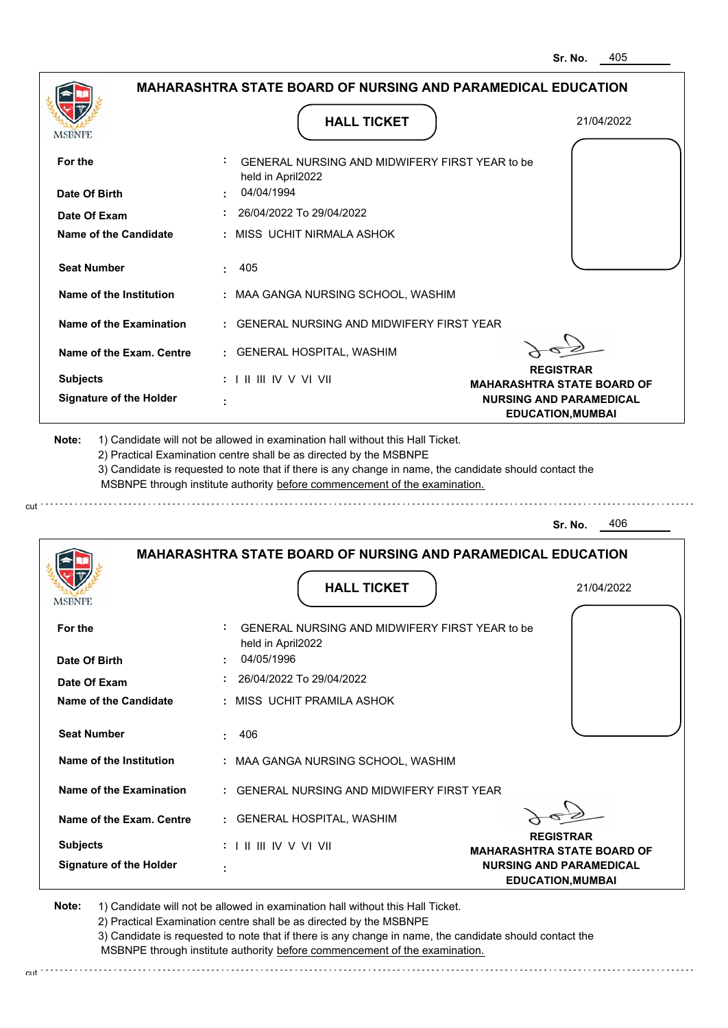Sr. No. 405

## MAHARASHTRA STATE BOARD OF NURSING AND PARAMEDICAL EDUCATION

MSBNPE

### HALL TICKET

21/04/2022

| | | |
|---|---|---|
| **For the** | : | GENERAL NURSING AND MIDWIFERY FIRST YEAR to be held in April2022 |
| **Date Of Birth** | : | 04/04/1994 |
| **Date Of Exam** | : | 26/04/2022 To 29/04/2022 |
| **Name of the Candidate** | : | MISS UCHIT NIRMALA ASHOK |
| **Seat Number** | : | 405 |
| **Name of the Institution** | : | MAA GANGA NURSING SCHOOL, WASHIM |
| **Name of the Examination** | : | GENERAL NURSING AND MIDWIFERY FIRST YEAR |
| **Name of the Exam. Centre** | : | GENERAL HOSPITAL, WASHIM |
| **Subjects** | : | I II III IV V VI VII |
| **Signature of the Holder** | : | |

**REGISTRAR**
**MAHARASHTRA STATE BOARD OF NURSING AND PARAMEDICAL EDUCATION,MUMBAI**

**Note:** 1) Candidate will not be allowed in examination hall without this Hall Ticket.
2) Practical Examination centre shall be as directed by the MSBNPE
3) Candidate is requested to note that if there is any change in name, the candidate should contact the MSBNPE through institute authority before commencement of the examination.

cut

Sr. No. 406

## MAHARASHTRA STATE BOARD OF NURSING AND PARAMEDICAL EDUCATION

MSBNPE

### HALL TICKET

21/04/2022

| | | |
|---|---|---|
| **For the** | : | GENERAL NURSING AND MIDWIFERY FIRST YEAR to be held in April2022 |
| **Date Of Birth** | : | 04/05/1996 |
| **Date Of Exam** | : | 26/04/2022 To 29/04/2022 |
| **Name of the Candidate** | : | MISS UCHIT PRAMILA ASHOK |
| **Seat Number** | : | 406 |
| **Name of the Institution** | : | MAA GANGA NURSING SCHOOL, WASHIM |
| **Name of the Examination** | : | GENERAL NURSING AND MIDWIFERY FIRST YEAR |
| **Name of the Exam. Centre** | : | GENERAL HOSPITAL, WASHIM |
| **Subjects** | : | I II III IV V VI VII |
| **Signature of the Holder** | : | |

**REGISTRAR**
**MAHARASHTRA STATE BOARD OF NURSING AND PARAMEDICAL EDUCATION,MUMBAI**

**Note:** 1) Candidate will not be allowed in examination hall without this Hall Ticket.
2) Practical Examination centre shall be as directed by the MSBNPE
3) Candidate is requested to note that if there is any change in name, the candidate should contact the MSBNPE through institute authority before commencement of the examination.

cut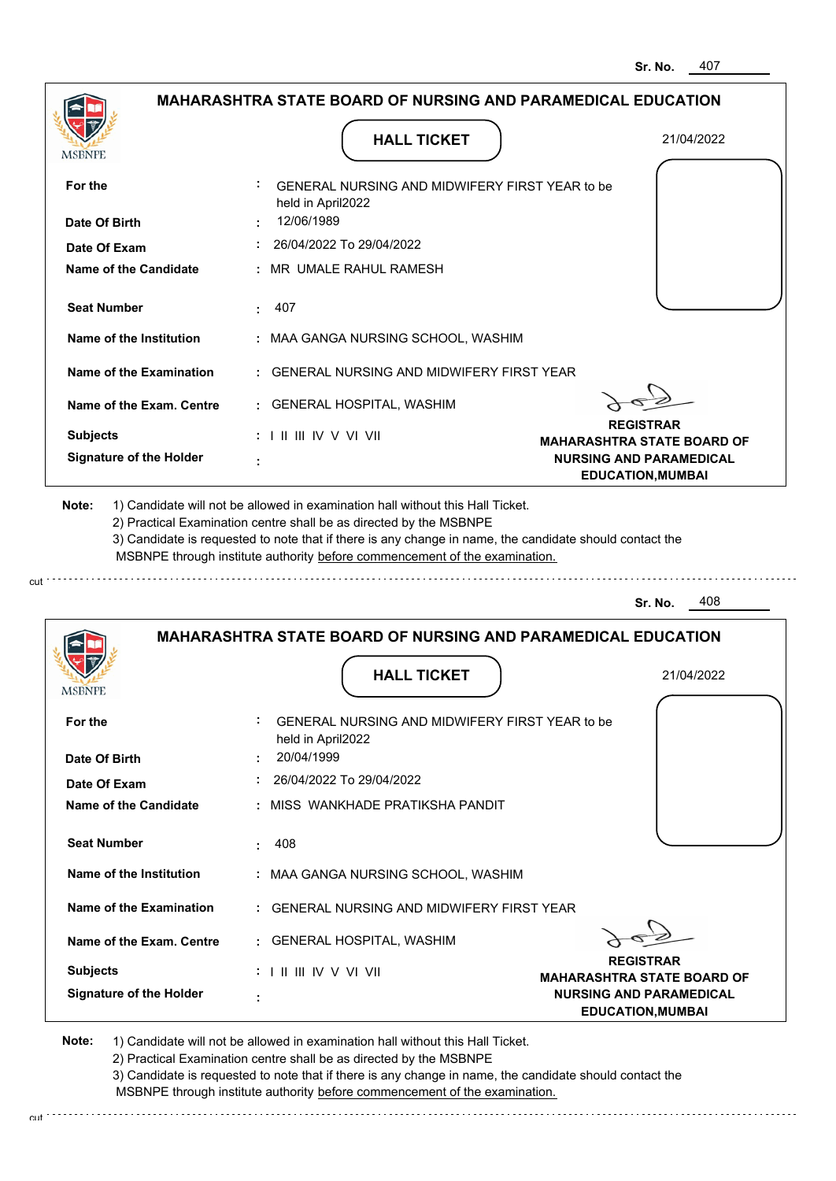Sr. No. 407

## MAHARASHTRA STATE BOARD OF NURSING AND PARAMEDICAL EDUCATION

MSBNPE

**HALL TICKET**

21/04/2022

| | | |
|---|---|---|
| **For the** | : | GENERAL NURSING AND MIDWIFERY FIRST YEAR to be held in April2022 |
| **Date Of Birth** | : | 12/06/1989 |
| **Date Of Exam** | : | 26/04/2022 To 29/04/2022 |
| **Name of the Candidate** | : | MR UMALE RAHUL RAMESH |
| **Seat Number** | : | 407 |
| **Name of the Institution** | : | MAA GANGA NURSING SCHOOL, WASHIM |
| **Name of the Examination** | : | GENERAL NURSING AND MIDWIFERY FIRST YEAR |
| **Name of the Exam. Centre** | : | GENERAL HOSPITAL, WASHIM |
| **Subjects** | : | I II III IV V VI VII |
| **Signature of the Holder** | : | |

**REGISTRAR**
**MAHARASHTRA STATE BOARD OF NURSING AND PARAMEDICAL EDUCATION,MUMBAI**

**Note:** 1) Candidate will not be allowed in examination hall without this Hall Ticket.
2) Practical Examination centre shall be as directed by the MSBNPE
3) Candidate is requested to note that if there is any change in name, the candidate should contact the MSBNPE through institute authority before commencement of the examination.

---

Sr. No. 408

## MAHARASHTRA STATE BOARD OF NURSING AND PARAMEDICAL EDUCATION

MSBNPE

**HALL TICKET**

21/04/2022

| | | |
|---|---|---|
| **For the** | : | GENERAL NURSING AND MIDWIFERY FIRST YEAR to be held in April2022 |
| **Date Of Birth** | : | 20/04/1999 |
| **Date Of Exam** | : | 26/04/2022 To 29/04/2022 |
| **Name of the Candidate** | : | MISS WANKHADE PRATIKSHA PANDIT |
| **Seat Number** | : | 408 |
| **Name of the Institution** | : | MAA GANGA NURSING SCHOOL, WASHIM |
| **Name of the Examination** | : | GENERAL NURSING AND MIDWIFERY FIRST YEAR |
| **Name of the Exam. Centre** | : | GENERAL HOSPITAL, WASHIM |
| **Subjects** | : | I II III IV V VI VII |
| **Signature of the Holder** | : | |

**REGISTRAR**
**MAHARASHTRA STATE BOARD OF NURSING AND PARAMEDICAL EDUCATION,MUMBAI**

**Note:** 1) Candidate will not be allowed in examination hall without this Hall Ticket.
2) Practical Examination centre shall be as directed by the MSBNPE
3) Candidate is requested to note that if there is any change in name, the candidate should contact the MSBNPE through institute authority before commencement of the examination.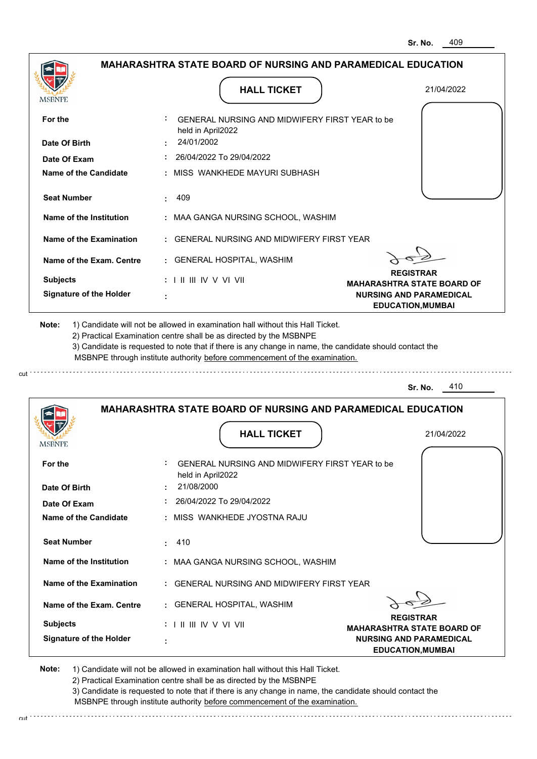Sr. No. 409

## MAHARASHTRA STATE BOARD OF NURSING AND PARAMEDICAL EDUCATION

MSBNPE

### HALL TICKET

21/04/2022

| | | |
|---|---|---|
| For the | : | GENERAL NURSING AND MIDWIFERY FIRST YEAR to be held in April2022 |
| Date Of Birth | : | 24/01/2002 |
| Date Of Exam | : | 26/04/2022 To 29/04/2022 |
| Name of the Candidate | : | MISS WANKHEDE MAYURI SUBHASH |
| Seat Number | : | 409 |
| Name of the Institution | : | MAA GANGA NURSING SCHOOL, WASHIM |
| Name of the Examination | : | GENERAL NURSING AND MIDWIFERY FIRST YEAR |
| Name of the Exam. Centre | : | GENERAL HOSPITAL, WASHIM |
| Subjects | : | I II III IV V VI VII |
| Signature of the Holder | : | |

**REGISTRAR**
**MAHARASHTRA STATE BOARD OF NURSING AND PARAMEDICAL EDUCATION,MUMBAI**

**Note:**
1) Candidate will not be allowed in examination hall without this Hall Ticket.
2) Practical Examination centre shall be as directed by the MSBNPE
3) Candidate is requested to note that if there is any change in name, the candidate should contact the MSBNPE through institute authority before commencement of the examination.

cut

---

Sr. No. 410

## MAHARASHTRA STATE BOARD OF NURSING AND PARAMEDICAL EDUCATION

MSBNPE

### HALL TICKET

21/04/2022

| | | |
|---|---|---|
| For the | : | GENERAL NURSING AND MIDWIFERY FIRST YEAR to be held in April2022 |
| Date Of Birth | : | 21/08/2000 |
| Date Of Exam | : | 26/04/2022 To 29/04/2022 |
| Name of the Candidate | : | MISS WANKHEDE JYOSTNA RAJU |
| Seat Number | : | 410 |
| Name of the Institution | : | MAA GANGA NURSING SCHOOL, WASHIM |
| Name of the Examination | : | GENERAL NURSING AND MIDWIFERY FIRST YEAR |
| Name of the Exam. Centre | : | GENERAL HOSPITAL, WASHIM |
| Subjects | : | I II III IV V VI VII |
| Signature of the Holder | : | |

**REGISTRAR**
**MAHARASHTRA STATE BOARD OF NURSING AND PARAMEDICAL EDUCATION,MUMBAI**

**Note:**
1) Candidate will not be allowed in examination hall without this Hall Ticket.
2) Practical Examination centre shall be as directed by the MSBNPE
3) Candidate is requested to note that if there is any change in name, the candidate should contact the MSBNPE through institute authority before commencement of the examination.

cut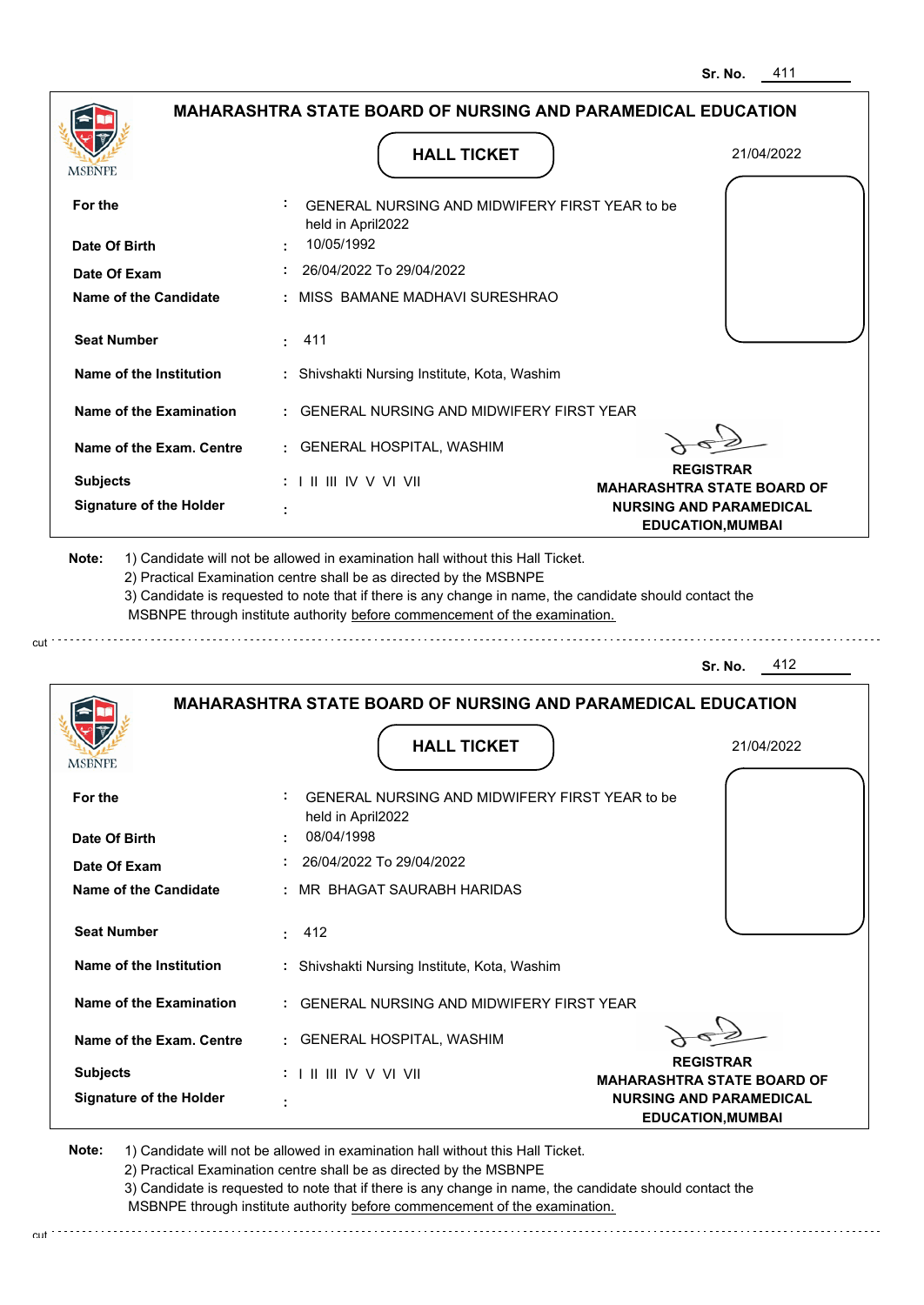Sr. No. 411

## MAHARASHTRA STATE BOARD OF NURSING AND PARAMEDICAL EDUCATION

MSBNPE

### HALL TICKET

21/04/2022

| | | |
|---|---|---|
| **For the** | : | GENERAL NURSING AND MIDWIFERY FIRST YEAR to be held in April2022 |
| **Date Of Birth** | : | 10/05/1992 |
| **Date Of Exam** | : | 26/04/2022 To 29/04/2022 |
| **Name of the Candidate** | : | MISS BAMANE MADHAVI SURESHRAO |
| **Seat Number** | : | 411 |
| **Name of the Institution** | : | Shivshakti Nursing Institute, Kota, Washim |
| **Name of the Examination** | : | GENERAL NURSING AND MIDWIFERY FIRST YEAR |
| **Name of the Exam. Centre** | : | GENERAL HOSPITAL, WASHIM |
| **Subjects** | : | I II III IV V VI VII |
| **Signature of the Holder** | : | |

**REGISTRAR**
**MAHARASHTRA STATE BOARD OF NURSING AND PARAMEDICAL EDUCATION,MUMBAI**

**Note:** 1) Candidate will not be allowed in examination hall without this Hall Ticket.
2) Practical Examination centre shall be as directed by the MSBNPE
3) Candidate is requested to note that if there is any change in name, the candidate should contact the MSBNPE through institute authority before commencement of the examination.

cut

---

Sr. No. 412

## MAHARASHTRA STATE BOARD OF NURSING AND PARAMEDICAL EDUCATION

MSBNPE

### HALL TICKET

21/04/2022

| | | |
|---|---|---|
| **For the** | : | GENERAL NURSING AND MIDWIFERY FIRST YEAR to be held in April2022 |
| **Date Of Birth** | : | 08/04/1998 |
| **Date Of Exam** | : | 26/04/2022 To 29/04/2022 |
| **Name of the Candidate** | : | MR BHAGAT SAURABH HARIDAS |
| **Seat Number** | : | 412 |
| **Name of the Institution** | : | Shivshakti Nursing Institute, Kota, Washim |
| **Name of the Examination** | : | GENERAL NURSING AND MIDWIFERY FIRST YEAR |
| **Name of the Exam. Centre** | : | GENERAL HOSPITAL, WASHIM |
| **Subjects** | : | I II III IV V VI VII |
| **Signature of the Holder** | : | |

**REGISTRAR**
**MAHARASHTRA STATE BOARD OF NURSING AND PARAMEDICAL EDUCATION,MUMBAI**

**Note:** 1) Candidate will not be allowed in examination hall without this Hall Ticket.
2) Practical Examination centre shall be as directed by the MSBNPE
3) Candidate is requested to note that if there is any change in name, the candidate should contact the MSBNPE through institute authority before commencement of the examination.

cut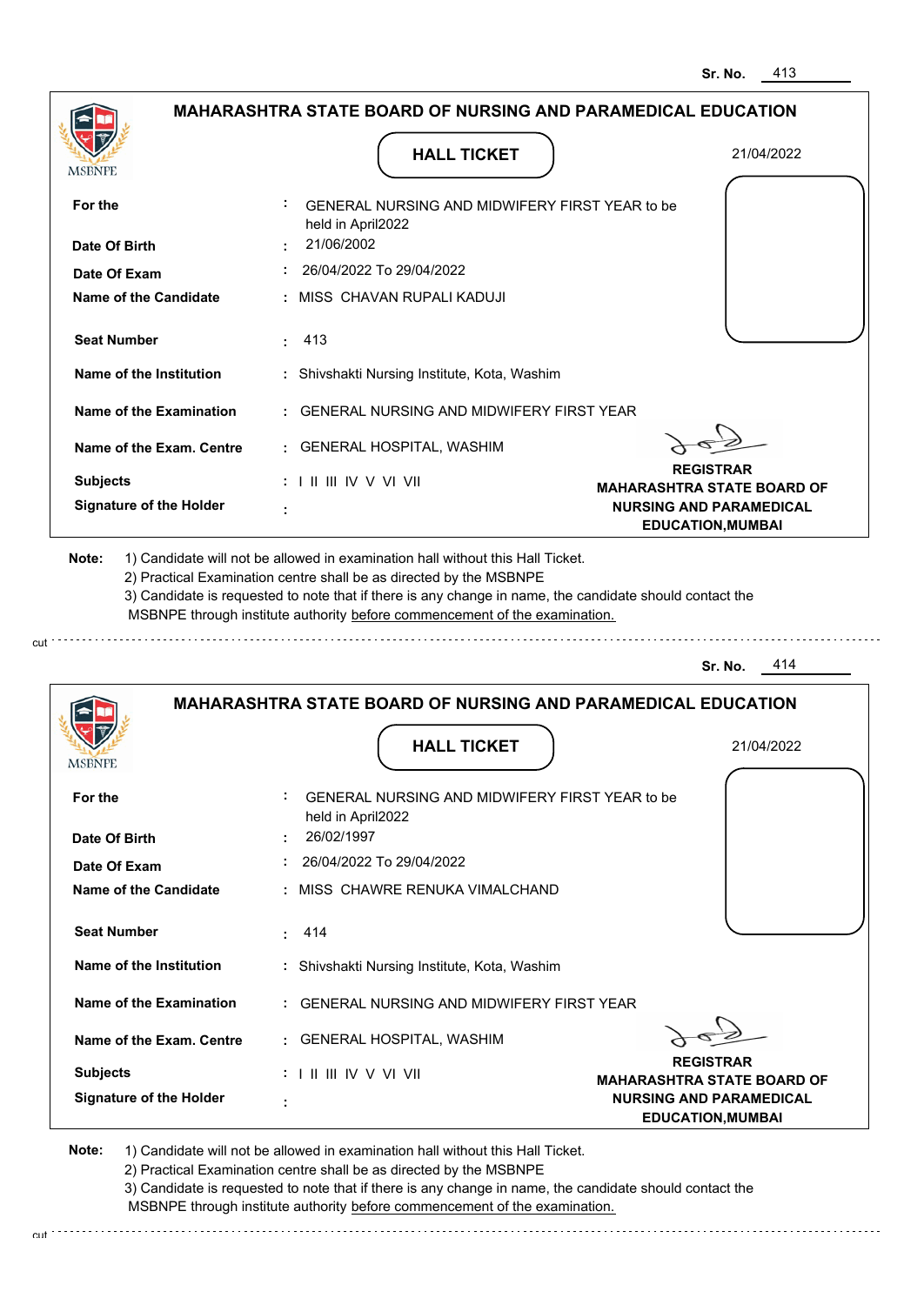Sr. No. 413

## MAHARASHTRA STATE BOARD OF NURSING AND PARAMEDICAL EDUCATION

MSBNPE

### HALL TICKET

21/04/2022

| | | |
|---|---|---|
| For the | : | GENERAL NURSING AND MIDWIFERY FIRST YEAR to be held in April2022 |
| Date Of Birth | : | 21/06/2002 |
| Date Of Exam | : | 26/04/2022 To 29/04/2022 |
| Name of the Candidate | : | MISS CHAVAN RUPALI KADUJI |
| Seat Number | : | 413 |
| Name of the Institution | : | Shivshakti Nursing Institute, Kota, Washim |
| Name of the Examination | : | GENERAL NURSING AND MIDWIFERY FIRST YEAR |
| Name of the Exam. Centre | : | GENERAL HOSPITAL, WASHIM |
| Subjects | : | I II III IV V VI VII |
| Signature of the Holder | : | |

**REGISTRAR**
**MAHARASHTRA STATE BOARD OF NURSING AND PARAMEDICAL EDUCATION,MUMBAI**

**Note:**
1) Candidate will not be allowed in examination hall without this Hall Ticket.
2) Practical Examination centre shall be as directed by the MSBNPE
3) Candidate is requested to note that if there is any change in name, the candidate should contact the MSBNPE through institute authority before commencement of the examination.

cut

Sr. No. 414

## MAHARASHTRA STATE BOARD OF NURSING AND PARAMEDICAL EDUCATION

MSBNPE

### HALL TICKET

21/04/2022

| | | |
|---|---|---|
| For the | : | GENERAL NURSING AND MIDWIFERY FIRST YEAR to be held in April2022 |
| Date Of Birth | : | 26/02/1997 |
| Date Of Exam | : | 26/04/2022 To 29/04/2022 |
| Name of the Candidate | : | MISS CHAWRE RENUKA VIMALCHAND |
| Seat Number | : | 414 |
| Name of the Institution | : | Shivshakti Nursing Institute, Kota, Washim |
| Name of the Examination | : | GENERAL NURSING AND MIDWIFERY FIRST YEAR |
| Name of the Exam. Centre | : | GENERAL HOSPITAL, WASHIM |
| Subjects | : | I II III IV V VI VII |
| Signature of the Holder | : | |

**REGISTRAR**
**MAHARASHTRA STATE BOARD OF NURSING AND PARAMEDICAL EDUCATION,MUMBAI**

**Note:**
1) Candidate will not be allowed in examination hall without this Hall Ticket.
2) Practical Examination centre shall be as directed by the MSBNPE
3) Candidate is requested to note that if there is any change in name, the candidate should contact the MSBNPE through institute authority before commencement of the examination.

cut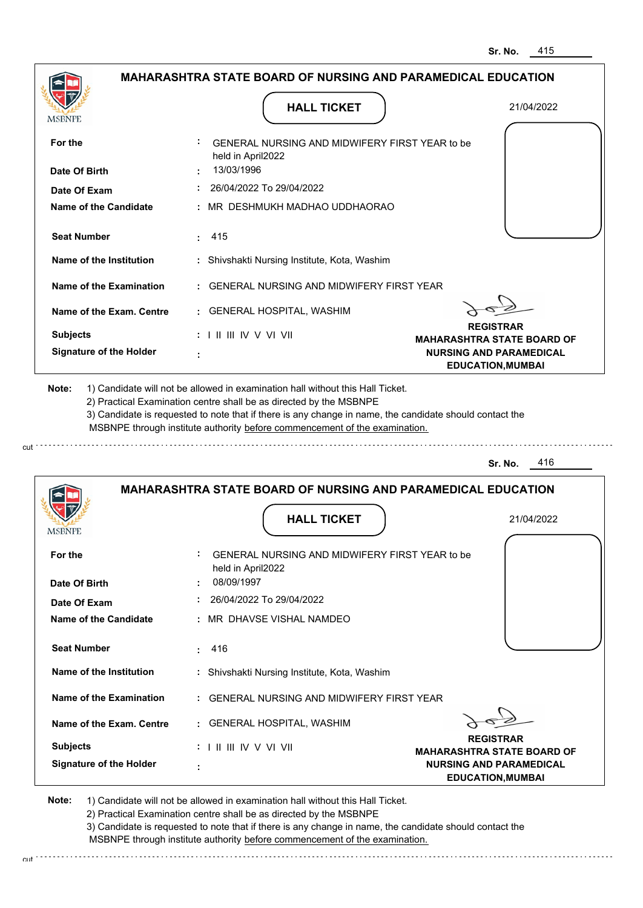Sr. No. 415

**MAHARASHTRA STATE BOARD OF NURSING AND PARAMEDICAL EDUCATION**

MSBNPE

**HALL TICKET**

21/04/2022

| | | |
|---|---|---|
| **For the** | : | GENERAL NURSING AND MIDWIFERY FIRST YEAR to be held in April2022 |
| **Date Of Birth** | : | 13/03/1996 |
| **Date Of Exam** | : | 26/04/2022 To 29/04/2022 |
| **Name of the Candidate** | : | MR DESHMUKH MADHAO UDDHAORAO |
| **Seat Number** | : | 415 |
| **Name of the Institution** | : | Shivshakti Nursing Institute, Kota, Washim |
| **Name of the Examination** | : | GENERAL NURSING AND MIDWIFERY FIRST YEAR |
| **Name of the Exam. Centre** | : | GENERAL HOSPITAL, WASHIM |
| **Subjects** | : | I II III IV V VI VII |
| **Signature of the Holder** | : | |

**REGISTRAR**
**MAHARASHTRA STATE BOARD OF NURSING AND PARAMEDICAL EDUCATION,MUMBAI**

**Note:** 1) Candidate will not be allowed in examination hall without this Hall Ticket.
2) Practical Examination centre shall be as directed by the MSBNPE
3) Candidate is requested to note that if there is any change in name, the candidate should contact the MSBNPE through institute authority before commencement of the examination.

cut

Sr. No. 416

**MAHARASHTRA STATE BOARD OF NURSING AND PARAMEDICAL EDUCATION**

MSBNPE

**HALL TICKET**

21/04/2022

| | | |
|---|---|---|
| **For the** | : | GENERAL NURSING AND MIDWIFERY FIRST YEAR to be held in April2022 |
| **Date Of Birth** | : | 08/09/1997 |
| **Date Of Exam** | : | 26/04/2022 To 29/04/2022 |
| **Name of the Candidate** | : | MR DHAVSE VISHAL NAMDEO |
| **Seat Number** | : | 416 |
| **Name of the Institution** | : | Shivshakti Nursing Institute, Kota, Washim |
| **Name of the Examination** | : | GENERAL NURSING AND MIDWIFERY FIRST YEAR |
| **Name of the Exam. Centre** | : | GENERAL HOSPITAL, WASHIM |
| **Subjects** | : | I II III IV V VI VII |
| **Signature of the Holder** | : | |

**REGISTRAR**
**MAHARASHTRA STATE BOARD OF NURSING AND PARAMEDICAL EDUCATION,MUMBAI**

**Note:** 1) Candidate will not be allowed in examination hall without this Hall Ticket.
2) Practical Examination centre shall be as directed by the MSBNPE
3) Candidate is requested to note that if there is any change in name, the candidate should contact the MSBNPE through institute authority before commencement of the examination.

cut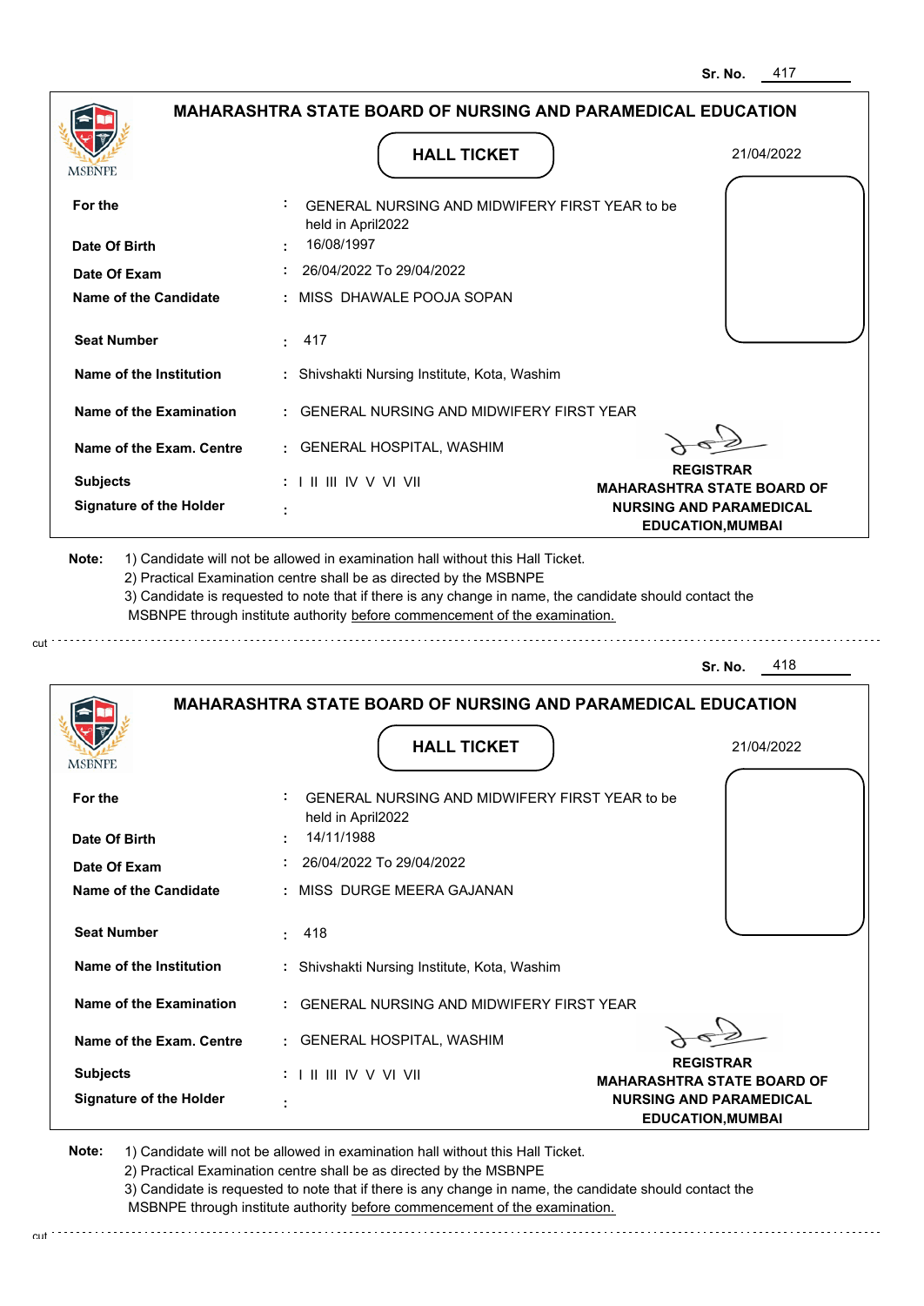Sr. No. 417

## MAHARASHTRA STATE BOARD OF NURSING AND PARAMEDICAL EDUCATION

MSBNPE

### HALL TICKET

21/04/2022

| | | |
|---|---|---|
| **For the** | : | GENERAL NURSING AND MIDWIFERY FIRST YEAR to be held in April2022 |
| **Date Of Birth** | : | 16/08/1997 |
| **Date Of Exam** | : | 26/04/2022 To 29/04/2022 |
| **Name of the Candidate** | : | MISS DHAWALE POOJA SOPAN |
| **Seat Number** | : | 417 |
| **Name of the Institution** | : | Shivshakti Nursing Institute, Kota, Washim |
| **Name of the Examination** | : | GENERAL NURSING AND MIDWIFERY FIRST YEAR |
| **Name of the Exam. Centre** | : | GENERAL HOSPITAL, WASHIM |
| **Subjects** | : | I II III IV V VI VII |
| **Signature of the Holder** | : | |

**REGISTRAR**
**MAHARASHTRA STATE BOARD OF NURSING AND PARAMEDICAL EDUCATION,MUMBAI**

**Note:** 1) Candidate will not be allowed in examination hall without this Hall Ticket.
2) Practical Examination centre shall be as directed by the MSBNPE
3) Candidate is requested to note that if there is any change in name, the candidate should contact the MSBNPE through institute authority before commencement of the examination.

cut

Sr. No. 418

## MAHARASHTRA STATE BOARD OF NURSING AND PARAMEDICAL EDUCATION

MSBNPE

### HALL TICKET

21/04/2022

| | | |
|---|---|---|
| **For the** | : | GENERAL NURSING AND MIDWIFERY FIRST YEAR to be held in April2022 |
| **Date Of Birth** | : | 14/11/1988 |
| **Date Of Exam** | : | 26/04/2022 To 29/04/2022 |
| **Name of the Candidate** | : | MISS DURGE MEERA GAJANAN |
| **Seat Number** | : | 418 |
| **Name of the Institution** | : | Shivshakti Nursing Institute, Kota, Washim |
| **Name of the Examination** | : | GENERAL NURSING AND MIDWIFERY FIRST YEAR |
| **Name of the Exam. Centre** | : | GENERAL HOSPITAL, WASHIM |
| **Subjects** | : | I II III IV V VI VII |
| **Signature of the Holder** | : | |

**REGISTRAR**
**MAHARASHTRA STATE BOARD OF NURSING AND PARAMEDICAL EDUCATION,MUMBAI**

**Note:** 1) Candidate will not be allowed in examination hall without this Hall Ticket.
2) Practical Examination centre shall be as directed by the MSBNPE
3) Candidate is requested to note that if there is any change in name, the candidate should contact the MSBNPE through institute authority before commencement of the examination.

cut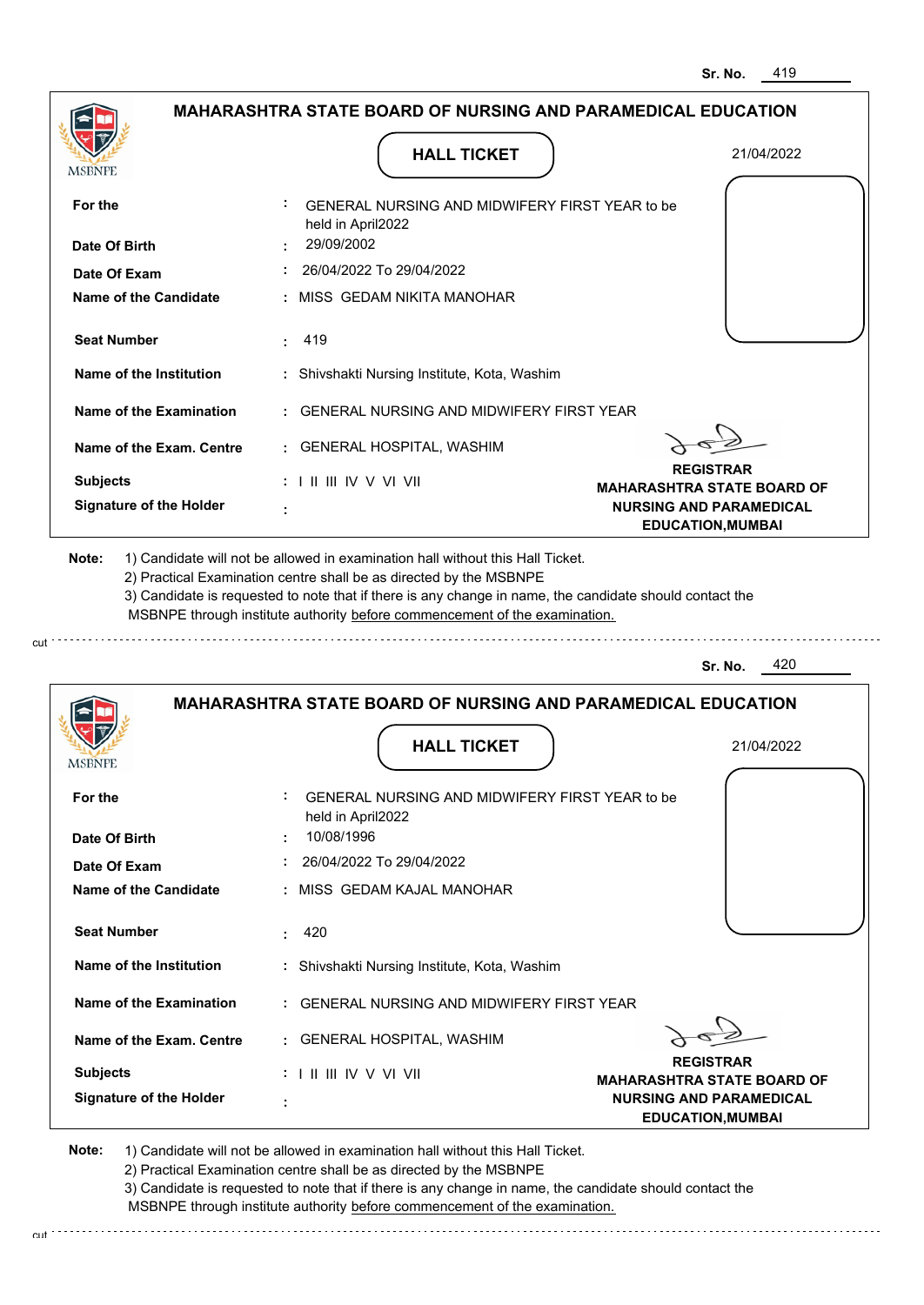Sr. No. 419

## MAHARASHTRA STATE BOARD OF NURSING AND PARAMEDICAL EDUCATION

MSBNPE

### HALL TICKET

21/04/2022

| | | |
|---|---|---|
| **For the** | : | GENERAL NURSING AND MIDWIFERY FIRST YEAR to be held in April2022 |
| **Date Of Birth** | : | 29/09/2002 |
| **Date Of Exam** | : | 26/04/2022 To 29/04/2022 |
| **Name of the Candidate** | : | MISS GEDAM NIKITA MANOHAR |
| **Seat Number** | : | 419 |
| **Name of the Institution** | : | Shivshakti Nursing Institute, Kota, Washim |
| **Name of the Examination** | : | GENERAL NURSING AND MIDWIFERY FIRST YEAR |
| **Name of the Exam. Centre** | : | GENERAL HOSPITAL, WASHIM |
| **Subjects** | : | I II III IV V VI VII |
| **Signature of the Holder** | : | |

**REGISTRAR**
**MAHARASHTRA STATE BOARD OF NURSING AND PARAMEDICAL EDUCATION,MUMBAI**

**Note:**
1) Candidate will not be allowed in examination hall without this Hall Ticket.
2) Practical Examination centre shall be as directed by the MSBNPE
3) Candidate is requested to note that if there is any change in name, the candidate should contact the MSBNPE through institute authority before commencement of the examination.

cut

---

Sr. No. 420

## MAHARASHTRA STATE BOARD OF NURSING AND PARAMEDICAL EDUCATION

MSBNPE

### HALL TICKET

21/04/2022

| | | |
|---|---|---|
| **For the** | : | GENERAL NURSING AND MIDWIFERY FIRST YEAR to be held in April2022 |
| **Date Of Birth** | : | 10/08/1996 |
| **Date Of Exam** | : | 26/04/2022 To 29/04/2022 |
| **Name of the Candidate** | : | MISS GEDAM KAJAL MANOHAR |
| **Seat Number** | : | 420 |
| **Name of the Institution** | : | Shivshakti Nursing Institute, Kota, Washim |
| **Name of the Examination** | : | GENERAL NURSING AND MIDWIFERY FIRST YEAR |
| **Name of the Exam. Centre** | : | GENERAL HOSPITAL, WASHIM |
| **Subjects** | : | I II III IV V VI VII |
| **Signature of the Holder** | : | |

**REGISTRAR**
**MAHARASHTRA STATE BOARD OF NURSING AND PARAMEDICAL EDUCATION,MUMBAI**

**Note:**
1) Candidate will not be allowed in examination hall without this Hall Ticket.
2) Practical Examination centre shall be as directed by the MSBNPE
3) Candidate is requested to note that if there is any change in name, the candidate should contact the MSBNPE through institute authority before commencement of the examination.

cut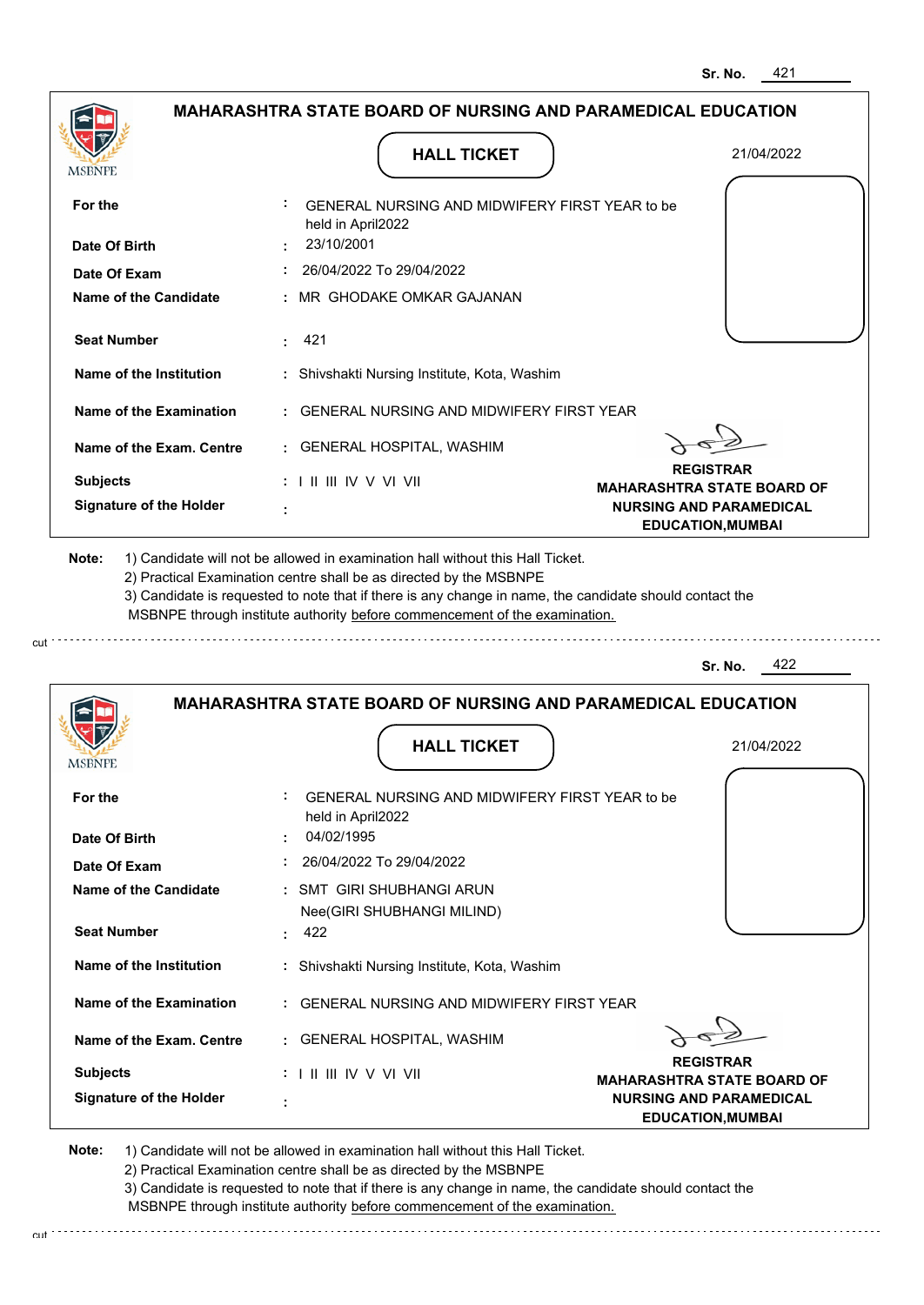Sr. No. 421

## MAHARASHTRA STATE BOARD OF NURSING AND PARAMEDICAL EDUCATION

MSBNPE

**HALL TICKET**

21/04/2022

| | | |
|---|---|---|
| **For the** | : | GENERAL NURSING AND MIDWIFERY FIRST YEAR to be held in April2022 |
| **Date Of Birth** | : | 23/10/2001 |
| **Date Of Exam** | : | 26/04/2022 To 29/04/2022 |
| **Name of the Candidate** | : | MR GHODAKE OMKAR GAJANAN |
| **Seat Number** | : | 421 |
| **Name of the Institution** | : | Shivshakti Nursing Institute, Kota, Washim |
| **Name of the Examination** | : | GENERAL NURSING AND MIDWIFERY FIRST YEAR |
| **Name of the Exam. Centre** | : | GENERAL HOSPITAL, WASHIM |
| **Subjects** | : | I II III IV V VI VII |
| **Signature of the Holder** | : | |

**REGISTRAR**
**MAHARASHTRA STATE BOARD OF NURSING AND PARAMEDICAL EDUCATION,MUMBAI**

**Note:**
1) Candidate will not be allowed in examination hall without this Hall Ticket.
2) Practical Examination centre shall be as directed by the MSBNPE
3) Candidate is requested to note that if there is any change in name, the candidate should contact the MSBNPE through institute authority before commencement of the examination.

cut

Sr. No. 422

## MAHARASHTRA STATE BOARD OF NURSING AND PARAMEDICAL EDUCATION

MSBNPE

**HALL TICKET**

21/04/2022

| | | |
|---|---|---|
| **For the** | : | GENERAL NURSING AND MIDWIFERY FIRST YEAR to be held in April2022 |
| **Date Of Birth** | : | 04/02/1995 |
| **Date Of Exam** | : | 26/04/2022 To 29/04/2022 |
| **Name of the Candidate** | : | SMT GIRI SHUBHANGI ARUN Nee(GIRI SHUBHANGI MILIND) |
| **Seat Number** | : | 422 |
| **Name of the Institution** | : | Shivshakti Nursing Institute, Kota, Washim |
| **Name of the Examination** | : | GENERAL NURSING AND MIDWIFERY FIRST YEAR |
| **Name of the Exam. Centre** | : | GENERAL HOSPITAL, WASHIM |
| **Subjects** | : | I II III IV V VI VII |
| **Signature of the Holder** | : | |

**REGISTRAR**
**MAHARASHTRA STATE BOARD OF NURSING AND PARAMEDICAL EDUCATION,MUMBAI**

**Note:**
1) Candidate will not be allowed in examination hall without this Hall Ticket.
2) Practical Examination centre shall be as directed by the MSBNPE
3) Candidate is requested to note that if there is any change in name, the candidate should contact the MSBNPE through institute authority before commencement of the examination.

cut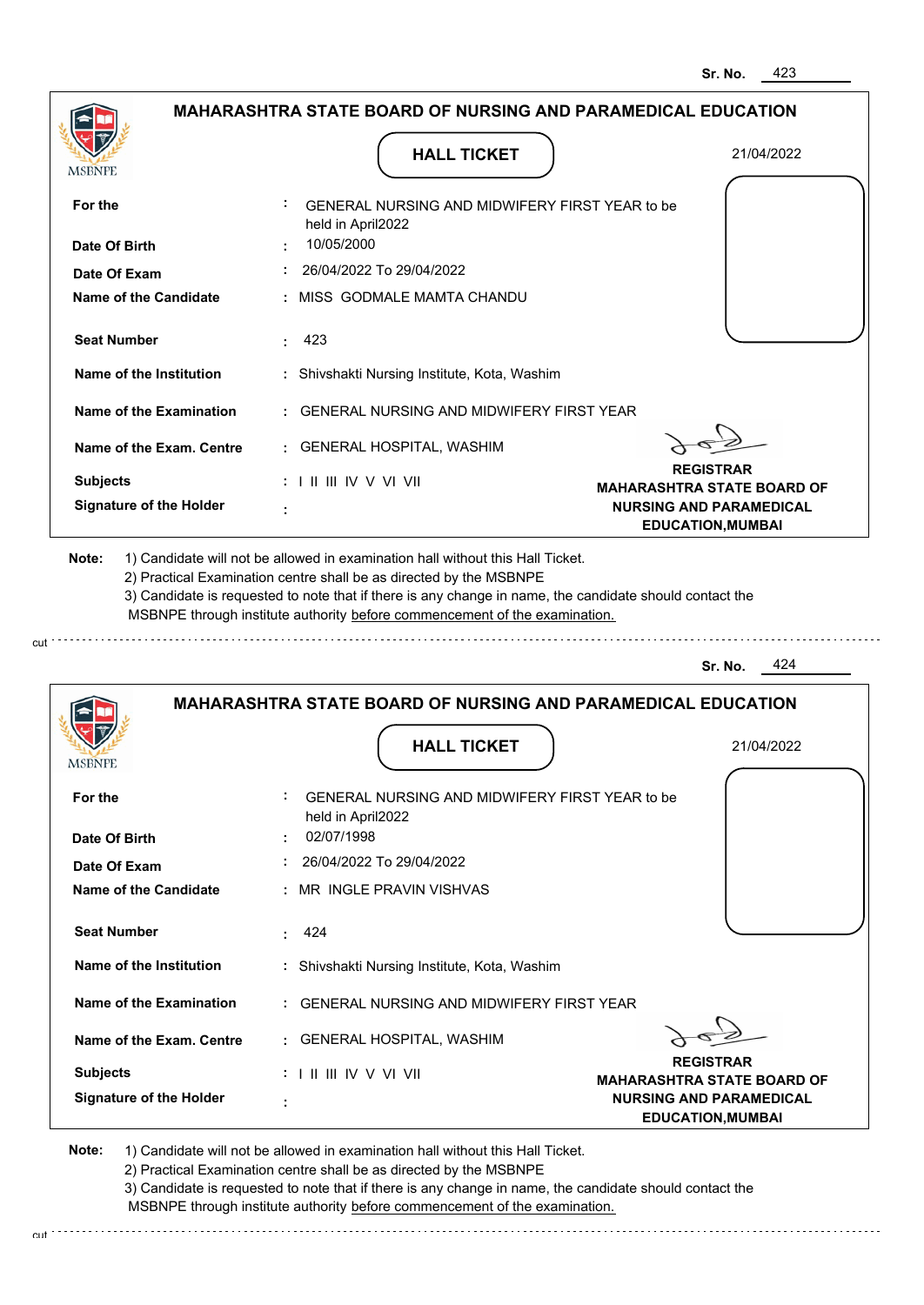Sr. No. 423

## MAHARASHTRA STATE BOARD OF NURSING AND PARAMEDICAL EDUCATION

MSBNPE

**HALL TICKET**

21/04/2022

| | | |
|---|---|---|
| **For the** | : | GENERAL NURSING AND MIDWIFERY FIRST YEAR to be held in April2022 |
| **Date Of Birth** | : | 10/05/2000 |
| **Date Of Exam** | : | 26/04/2022 To 29/04/2022 |
| **Name of the Candidate** | : | MISS GODMALE MAMTA CHANDU |
| **Seat Number** | : | 423 |
| **Name of the Institution** | : | Shivshakti Nursing Institute, Kota, Washim |
| **Name of the Examination** | : | GENERAL NURSING AND MIDWIFERY FIRST YEAR |
| **Name of the Exam. Centre** | : | GENERAL HOSPITAL, WASHIM |
| **Subjects** | : | I II III IV V VI VII |
| **Signature of the Holder** | : | |

**REGISTRAR**
**MAHARASHTRA STATE BOARD OF NURSING AND PARAMEDICAL EDUCATION,MUMBAI**

**Note:** 1) Candidate will not be allowed in examination hall without this Hall Ticket.
2) Practical Examination centre shall be as directed by the MSBNPE
3) Candidate is requested to note that if there is any change in name, the candidate should contact the MSBNPE through institute authority before commencement of the examination.

cut

Sr. No. 424

## MAHARASHTRA STATE BOARD OF NURSING AND PARAMEDICAL EDUCATION

MSBNPE

**HALL TICKET**

21/04/2022

| | | |
|---|---|---|
| **For the** | : | GENERAL NURSING AND MIDWIFERY FIRST YEAR to be held in April2022 |
| **Date Of Birth** | : | 02/07/1998 |
| **Date Of Exam** | : | 26/04/2022 To 29/04/2022 |
| **Name of the Candidate** | : | MR INGLE PRAVIN VISHVAS |
| **Seat Number** | : | 424 |
| **Name of the Institution** | : | Shivshakti Nursing Institute, Kota, Washim |
| **Name of the Examination** | : | GENERAL NURSING AND MIDWIFERY FIRST YEAR |
| **Name of the Exam. Centre** | : | GENERAL HOSPITAL, WASHIM |
| **Subjects** | : | I II III IV V VI VII |
| **Signature of the Holder** | : | |

**REGISTRAR**
**MAHARASHTRA STATE BOARD OF NURSING AND PARAMEDICAL EDUCATION,MUMBAI**

**Note:** 1) Candidate will not be allowed in examination hall without this Hall Ticket.
2) Practical Examination centre shall be as directed by the MSBNPE
3) Candidate is requested to note that if there is any change in name, the candidate should contact the MSBNPE through institute authority before commencement of the examination.

cut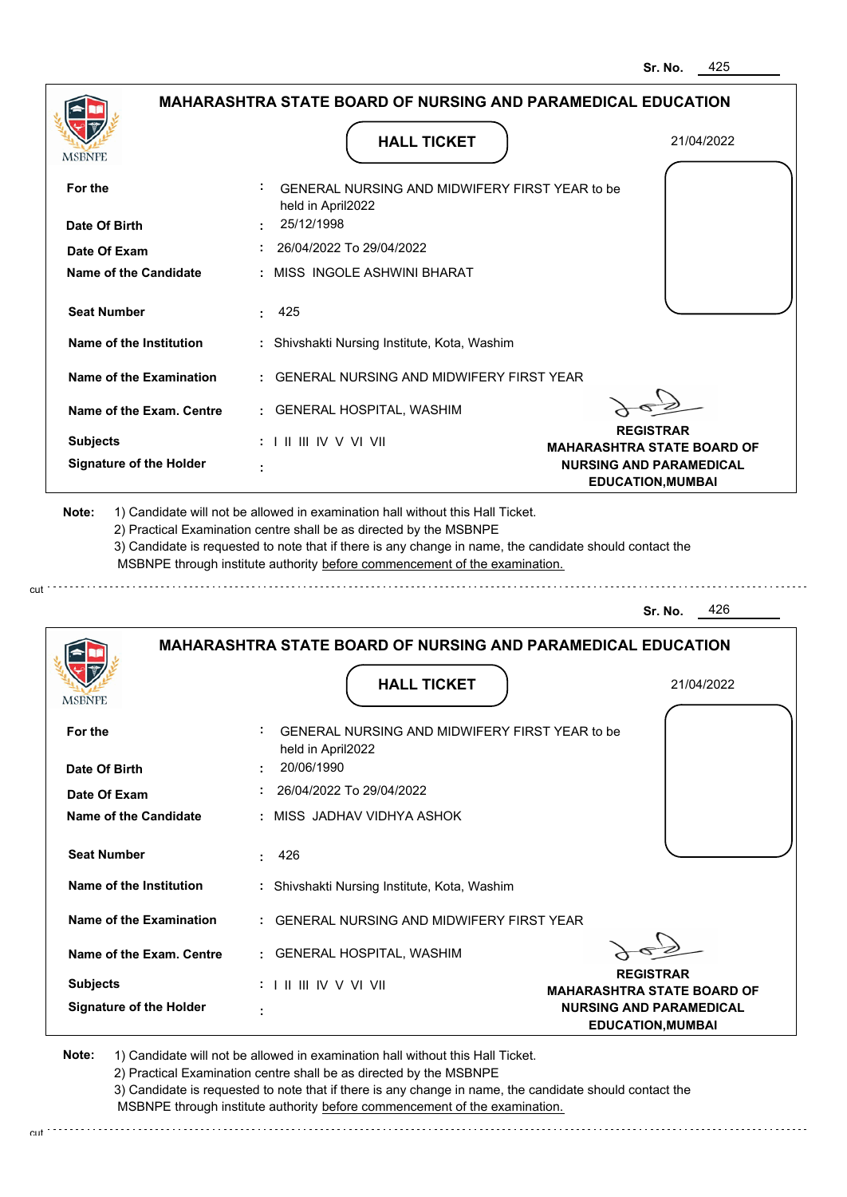Sr. No. 425

## MAHARASHTRA STATE BOARD OF NURSING AND PARAMEDICAL EDUCATION

MSBNPE

### HALL TICKET

21/04/2022

| | | |
|---|---|---|
| **For the** | : | GENERAL NURSING AND MIDWIFERY FIRST YEAR to be held in April2022 |
| **Date Of Birth** | : | 25/12/1998 |
| **Date Of Exam** | : | 26/04/2022 To 29/04/2022 |
| **Name of the Candidate** | : | MISS INGOLE ASHWINI BHARAT |
| **Seat Number** | : | 425 |
| **Name of the Institution** | : | Shivshakti Nursing Institute, Kota, Washim |
| **Name of the Examination** | : | GENERAL NURSING AND MIDWIFERY FIRST YEAR |
| **Name of the Exam. Centre** | : | GENERAL HOSPITAL, WASHIM |
| **Subjects** | : | I II III IV V VI VII |
| **Signature of the Holder** | : | |

**REGISTRAR**
**MAHARASHTRA STATE BOARD OF NURSING AND PARAMEDICAL EDUCATION,MUMBAI**

**Note:**
1) Candidate will not be allowed in examination hall without this Hall Ticket.
2) Practical Examination centre shall be as directed by the MSBNPE
3) Candidate is requested to note that if there is any change in name, the candidate should contact the MSBNPE through institute authority before commencement of the examination.

cut

---

Sr. No. 426

## MAHARASHTRA STATE BOARD OF NURSING AND PARAMEDICAL EDUCATION

MSBNPE

### HALL TICKET

21/04/2022

| | | |
|---|---|---|
| **For the** | : | GENERAL NURSING AND MIDWIFERY FIRST YEAR to be held in April2022 |
| **Date Of Birth** | : | 20/06/1990 |
| **Date Of Exam** | : | 26/04/2022 To 29/04/2022 |
| **Name of the Candidate** | : | MISS JADHAV VIDHYA ASHOK |
| **Seat Number** | : | 426 |
| **Name of the Institution** | : | Shivshakti Nursing Institute, Kota, Washim |
| **Name of the Examination** | : | GENERAL NURSING AND MIDWIFERY FIRST YEAR |
| **Name of the Exam. Centre** | : | GENERAL HOSPITAL, WASHIM |
| **Subjects** | : | I II III IV V VI VII |
| **Signature of the Holder** | : | |

**REGISTRAR**
**MAHARASHTRA STATE BOARD OF NURSING AND PARAMEDICAL EDUCATION,MUMBAI**

**Note:**
1) Candidate will not be allowed in examination hall without this Hall Ticket.
2) Practical Examination centre shall be as directed by the MSBNPE
3) Candidate is requested to note that if there is any change in name, the candidate should contact the MSBNPE through institute authority before commencement of the examination.

cut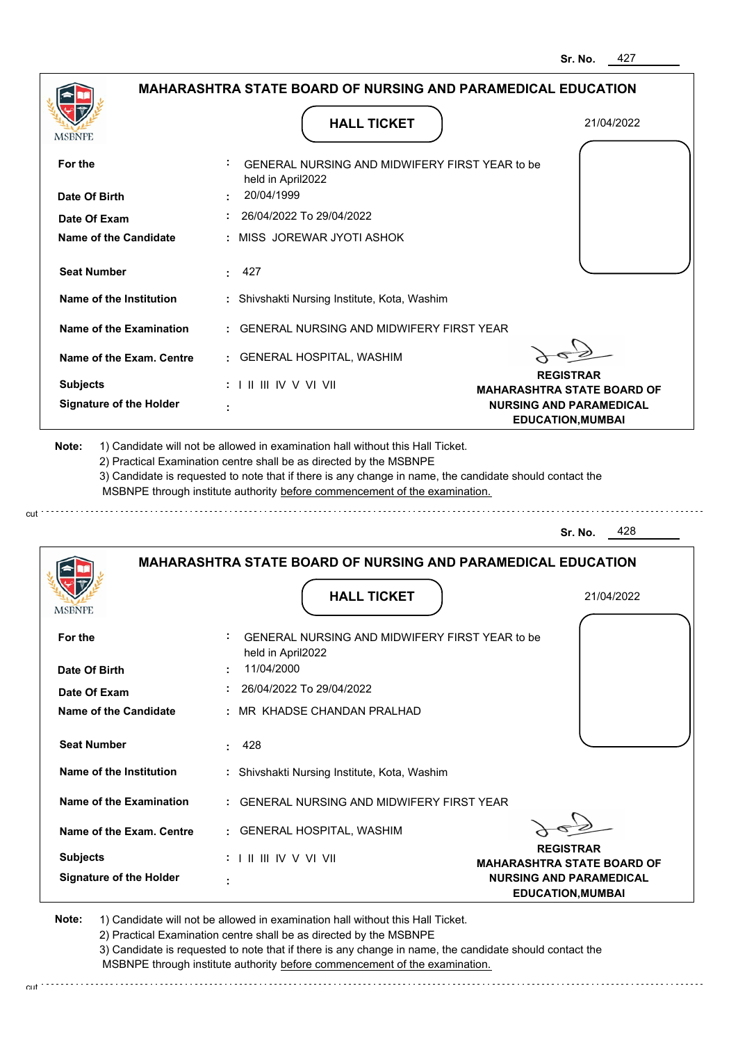Sr. No. 427

## MAHARASHTRA STATE BOARD OF NURSING AND PARAMEDICAL EDUCATION

MSBNPE

**HALL TICKET**

21/04/2022

| | | |
|---|---|---|
| **For the** | : | GENERAL NURSING AND MIDWIFERY FIRST YEAR to be held in April2022 |
| **Date Of Birth** | : | 20/04/1999 |
| **Date Of Exam** | : | 26/04/2022 To 29/04/2022 |
| **Name of the Candidate** | : | MISS JOREWAR JYOTI ASHOK |
| **Seat Number** | : | 427 |
| **Name of the Institution** | : | Shivshakti Nursing Institute, Kota, Washim |
| **Name of the Examination** | : | GENERAL NURSING AND MIDWIFERY FIRST YEAR |
| **Name of the Exam. Centre** | : | GENERAL HOSPITAL, WASHIM |
| **Subjects** | : | I II III IV V VI VII |
| **Signature of the Holder** | : | |

**REGISTRAR**
**MAHARASHTRA STATE BOARD OF NURSING AND PARAMEDICAL EDUCATION,MUMBAI**

**Note:** 1) Candidate will not be allowed in examination hall without this Hall Ticket.
2) Practical Examination centre shall be as directed by the MSBNPE
3) Candidate is requested to note that if there is any change in name, the candidate should contact the MSBNPE through institute authority before commencement of the examination.

cut

Sr. No. 428

## MAHARASHTRA STATE BOARD OF NURSING AND PARAMEDICAL EDUCATION

MSBNPE

**HALL TICKET**

21/04/2022

| | | |
|---|---|---|
| **For the** | : | GENERAL NURSING AND MIDWIFERY FIRST YEAR to be held in April2022 |
| **Date Of Birth** | : | 11/04/2000 |
| **Date Of Exam** | : | 26/04/2022 To 29/04/2022 |
| **Name of the Candidate** | : | MR KHADSE CHANDAN PRALHAD |
| **Seat Number** | : | 428 |
| **Name of the Institution** | : | Shivshakti Nursing Institute, Kota, Washim |
| **Name of the Examination** | : | GENERAL NURSING AND MIDWIFERY FIRST YEAR |
| **Name of the Exam. Centre** | : | GENERAL HOSPITAL, WASHIM |
| **Subjects** | : | I II III IV V VI VII |
| **Signature of the Holder** | : | |

**REGISTRAR**
**MAHARASHTRA STATE BOARD OF NURSING AND PARAMEDICAL EDUCATION,MUMBAI**

**Note:** 1) Candidate will not be allowed in examination hall without this Hall Ticket.
2) Practical Examination centre shall be as directed by the MSBNPE
3) Candidate is requested to note that if there is any change in name, the candidate should contact the MSBNPE through institute authority before commencement of the examination.

cut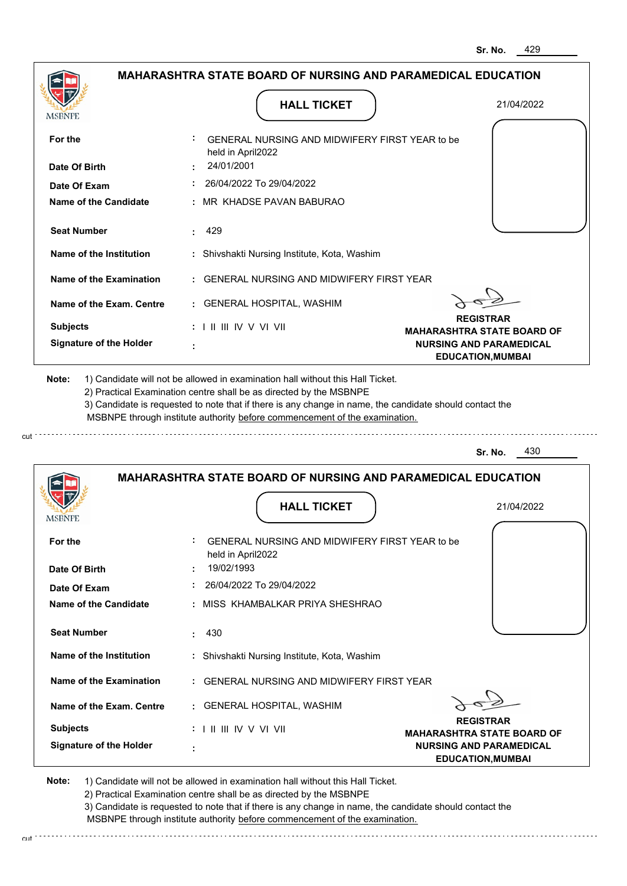Sr. No. 429

## MAHARASHTRA STATE BOARD OF NURSING AND PARAMEDICAL EDUCATION

MSBNPE

### HALL TICKET

21/04/2022

| | | |
|---|---|---|
| **For the** | : | GENERAL NURSING AND MIDWIFERY FIRST YEAR to be held in April2022 |
| **Date Of Birth** | : | 24/01/2001 |
| **Date Of Exam** | : | 26/04/2022 To 29/04/2022 |
| **Name of the Candidate** | : | MR KHADSE PAVAN BABURAO |
| **Seat Number** | : | 429 |
| **Name of the Institution** | : | Shivshakti Nursing Institute, Kota, Washim |
| **Name of the Examination** | : | GENERAL NURSING AND MIDWIFERY FIRST YEAR |
| **Name of the Exam. Centre** | : | GENERAL HOSPITAL, WASHIM |
| **Subjects** | : | I II III IV V VI VII |
| **Signature of the Holder** | : | |

**REGISTRAR**
**MAHARASHTRA STATE BOARD OF NURSING AND PARAMEDICAL EDUCATION,MUMBAI**

**Note:**
1) Candidate will not be allowed in examination hall without this Hall Ticket.
2) Practical Examination centre shall be as directed by the MSBNPE
3) Candidate is requested to note that if there is any change in name, the candidate should contact the MSBNPE through institute authority before commencement of the examination.

cut

---

Sr. No. 430

## MAHARASHTRA STATE BOARD OF NURSING AND PARAMEDICAL EDUCATION

MSBNPE

### HALL TICKET

21/04/2022

| | | |
|---|---|---|
| **For the** | : | GENERAL NURSING AND MIDWIFERY FIRST YEAR to be held in April2022 |
| **Date Of Birth** | : | 19/02/1993 |
| **Date Of Exam** | : | 26/04/2022 To 29/04/2022 |
| **Name of the Candidate** | : | MISS KHAMBALKAR PRIYA SHESHRAO |
| **Seat Number** | : | 430 |
| **Name of the Institution** | : | Shivshakti Nursing Institute, Kota, Washim |
| **Name of the Examination** | : | GENERAL NURSING AND MIDWIFERY FIRST YEAR |
| **Name of the Exam. Centre** | : | GENERAL HOSPITAL, WASHIM |
| **Subjects** | : | I II III IV V VI VII |
| **Signature of the Holder** | : | |

**REGISTRAR**
**MAHARASHTRA STATE BOARD OF NURSING AND PARAMEDICAL EDUCATION,MUMBAI**

**Note:**
1) Candidate will not be allowed in examination hall without this Hall Ticket.
2) Practical Examination centre shall be as directed by the MSBNPE
3) Candidate is requested to note that if there is any change in name, the candidate should contact the MSBNPE through institute authority before commencement of the examination.

cut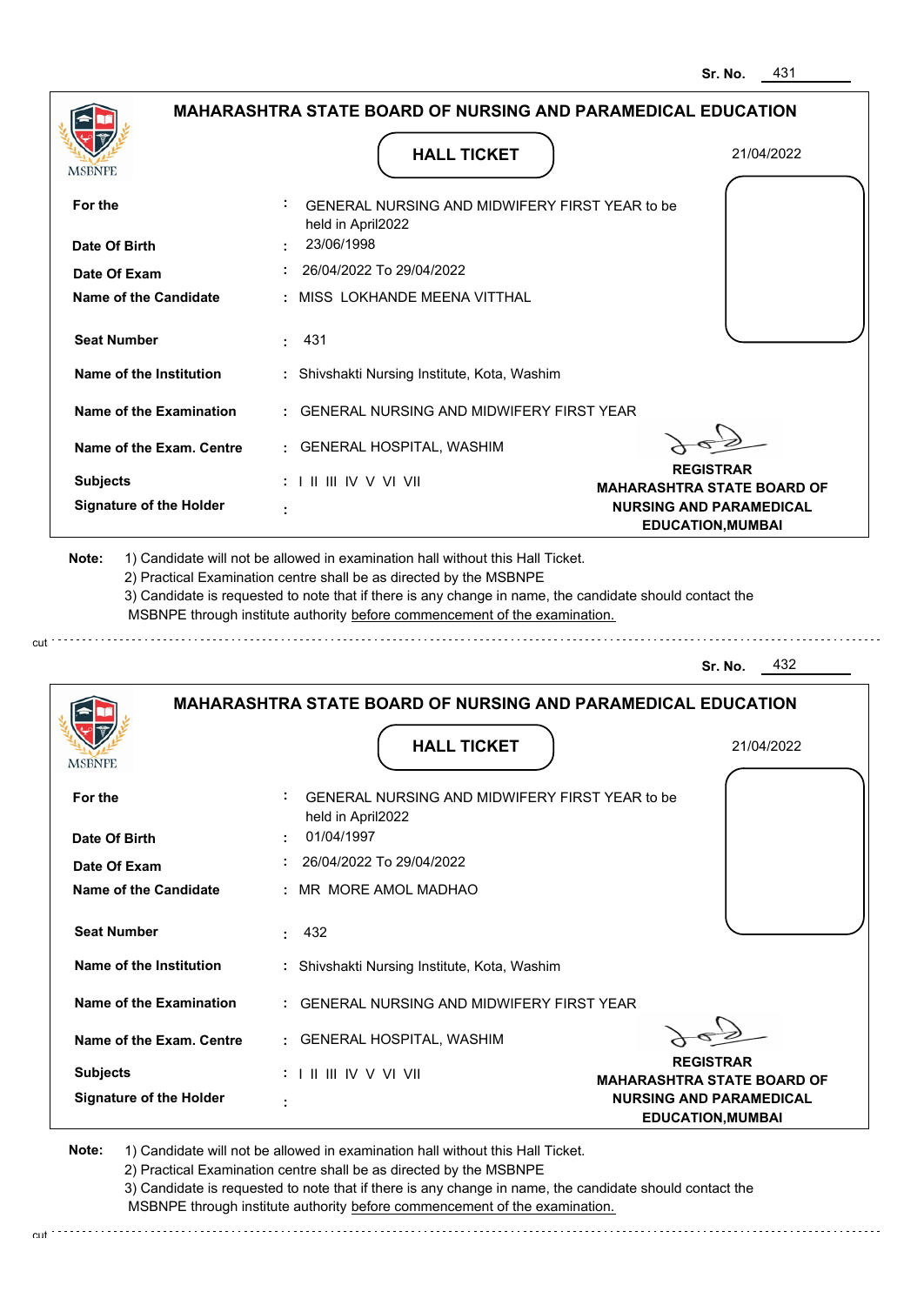Sr. No. 431

## MAHARASHTRA STATE BOARD OF NURSING AND PARAMEDICAL EDUCATION

MSBNPE

### HALL TICKET

21/04/2022

| | |
|---|---|
| **For the** | : GENERAL NURSING AND MIDWIFERY FIRST YEAR to be held in April2022 |
| **Date Of Birth** | : 23/06/1998 |
| **Date Of Exam** | : 26/04/2022 To 29/04/2022 |
| **Name of the Candidate** | : MISS LOKHANDE MEENA VITTHAL |
| **Seat Number** | : 431 |
| **Name of the Institution** | : Shivshakti Nursing Institute, Kota, Washim |
| **Name of the Examination** | : GENERAL NURSING AND MIDWIFERY FIRST YEAR |
| **Name of the Exam. Centre** | : GENERAL HOSPITAL, WASHIM |
| **Subjects** | : I II III IV V VI VII |
| **Signature of the Holder** | : |

**REGISTRAR**
**MAHARASHTRA STATE BOARD OF NURSING AND PARAMEDICAL EDUCATION,MUMBAI**

**Note:**
1) Candidate will not be allowed in examination hall without this Hall Ticket.
2) Practical Examination centre shall be as directed by the MSBNPE
3) Candidate is requested to note that if there is any change in name, the candidate should contact the MSBNPE through institute authority before commencement of the examination.

cut

---

Sr. No. 432

## MAHARASHTRA STATE BOARD OF NURSING AND PARAMEDICAL EDUCATION

MSBNPE

### HALL TICKET

21/04/2022

| | |
|---|---|
| **For the** | : GENERAL NURSING AND MIDWIFERY FIRST YEAR to be held in April2022 |
| **Date Of Birth** | : 01/04/1997 |
| **Date Of Exam** | : 26/04/2022 To 29/04/2022 |
| **Name of the Candidate** | : MR MORE AMOL MADHAO |
| **Seat Number** | : 432 |
| **Name of the Institution** | : Shivshakti Nursing Institute, Kota, Washim |
| **Name of the Examination** | : GENERAL NURSING AND MIDWIFERY FIRST YEAR |
| **Name of the Exam. Centre** | : GENERAL HOSPITAL, WASHIM |
| **Subjects** | : I II III IV V VI VII |
| **Signature of the Holder** | : |

**REGISTRAR**
**MAHARASHTRA STATE BOARD OF NURSING AND PARAMEDICAL EDUCATION,MUMBAI**

**Note:**
1) Candidate will not be allowed in examination hall without this Hall Ticket.
2) Practical Examination centre shall be as directed by the MSBNPE
3) Candidate is requested to note that if there is any change in name, the candidate should contact the MSBNPE through institute authority before commencement of the examination.

cut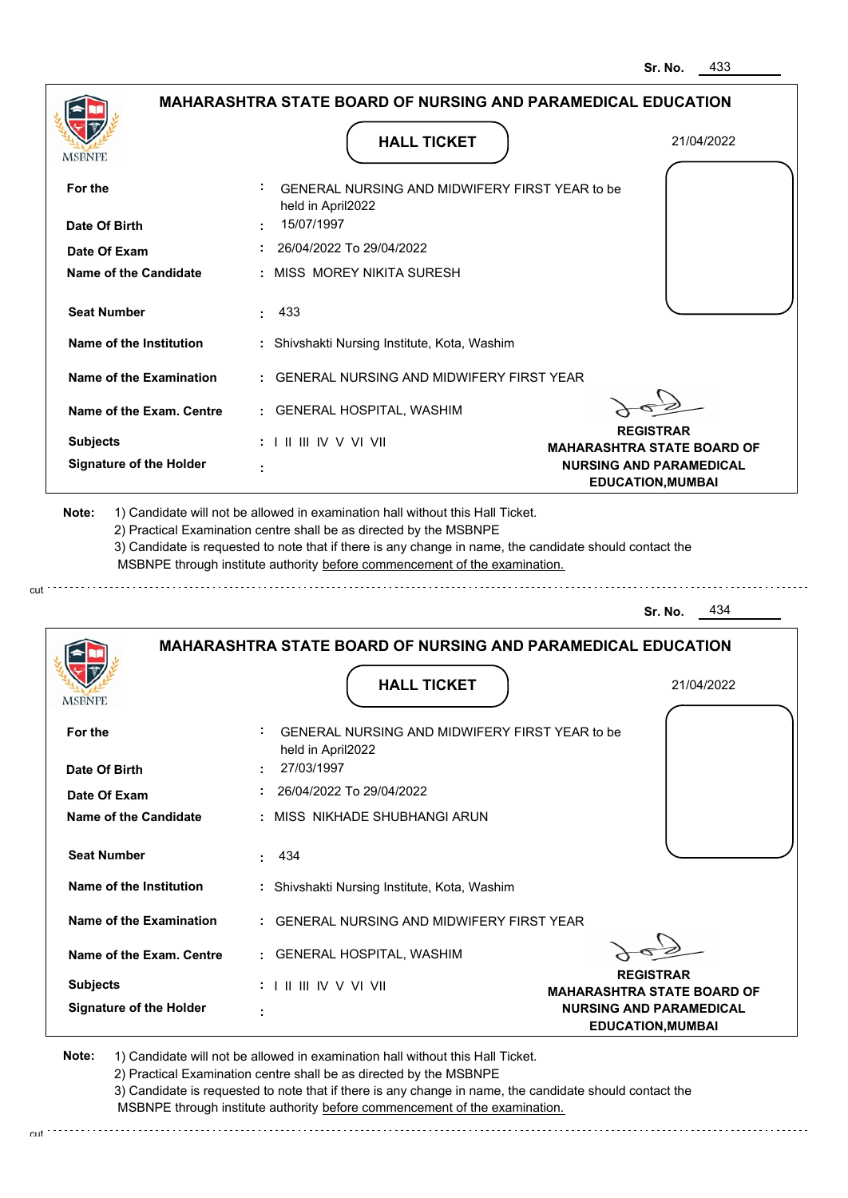Sr. No. 433

## MAHARASHTRA STATE BOARD OF NURSING AND PARAMEDICAL EDUCATION

### HALL TICKET

21/04/2022

| | | |
|---|---|---|
| **For the** | : | GENERAL NURSING AND MIDWIFERY FIRST YEAR to be held in April2022 |
| **Date Of Birth** | : | 15/07/1997 |
| **Date Of Exam** | : | 26/04/2022 To 29/04/2022 |
| **Name of the Candidate** | : | MISS MOREY NIKITA SURESH |
| **Seat Number** | : | 433 |
| **Name of the Institution** | : | Shivshakti Nursing Institute, Kota, Washim |
| **Name of the Examination** | : | GENERAL NURSING AND MIDWIFERY FIRST YEAR |
| **Name of the Exam. Centre** | : | GENERAL HOSPITAL, WASHIM |
| **Subjects** | : | I II III IV V VI VII |
| **Signature of the Holder** | : | |

**REGISTRAR**
**MAHARASHTRA STATE BOARD OF NURSING AND PARAMEDICAL EDUCATION,MUMBAI**

**Note:** 1) Candidate will not be allowed in examination hall without this Hall Ticket.
2) Practical Examination centre shall be as directed by the MSBNPE
3) Candidate is requested to note that if there is any change in name, the candidate should contact the MSBNPE through institute authority before commencement of the examination.

---

Sr. No. 434

## MAHARASHTRA STATE BOARD OF NURSING AND PARAMEDICAL EDUCATION

### HALL TICKET

21/04/2022

| | | |
|---|---|---|
| **For the** | : | GENERAL NURSING AND MIDWIFERY FIRST YEAR to be held in April2022 |
| **Date Of Birth** | : | 27/03/1997 |
| **Date Of Exam** | : | 26/04/2022 To 29/04/2022 |
| **Name of the Candidate** | : | MISS NIKHADE SHUBHANGI ARUN |
| **Seat Number** | : | 434 |
| **Name of the Institution** | : | Shivshakti Nursing Institute, Kota, Washim |
| **Name of the Examination** | : | GENERAL NURSING AND MIDWIFERY FIRST YEAR |
| **Name of the Exam. Centre** | : | GENERAL HOSPITAL, WASHIM |
| **Subjects** | : | I II III IV V VI VII |
| **Signature of the Holder** | : | |

**REGISTRAR**
**MAHARASHTRA STATE BOARD OF NURSING AND PARAMEDICAL EDUCATION,MUMBAI**

**Note:** 1) Candidate will not be allowed in examination hall without this Hall Ticket.
2) Practical Examination centre shall be as directed by the MSBNPE
3) Candidate is requested to note that if there is any change in name, the candidate should contact the MSBNPE through institute authority before commencement of the examination.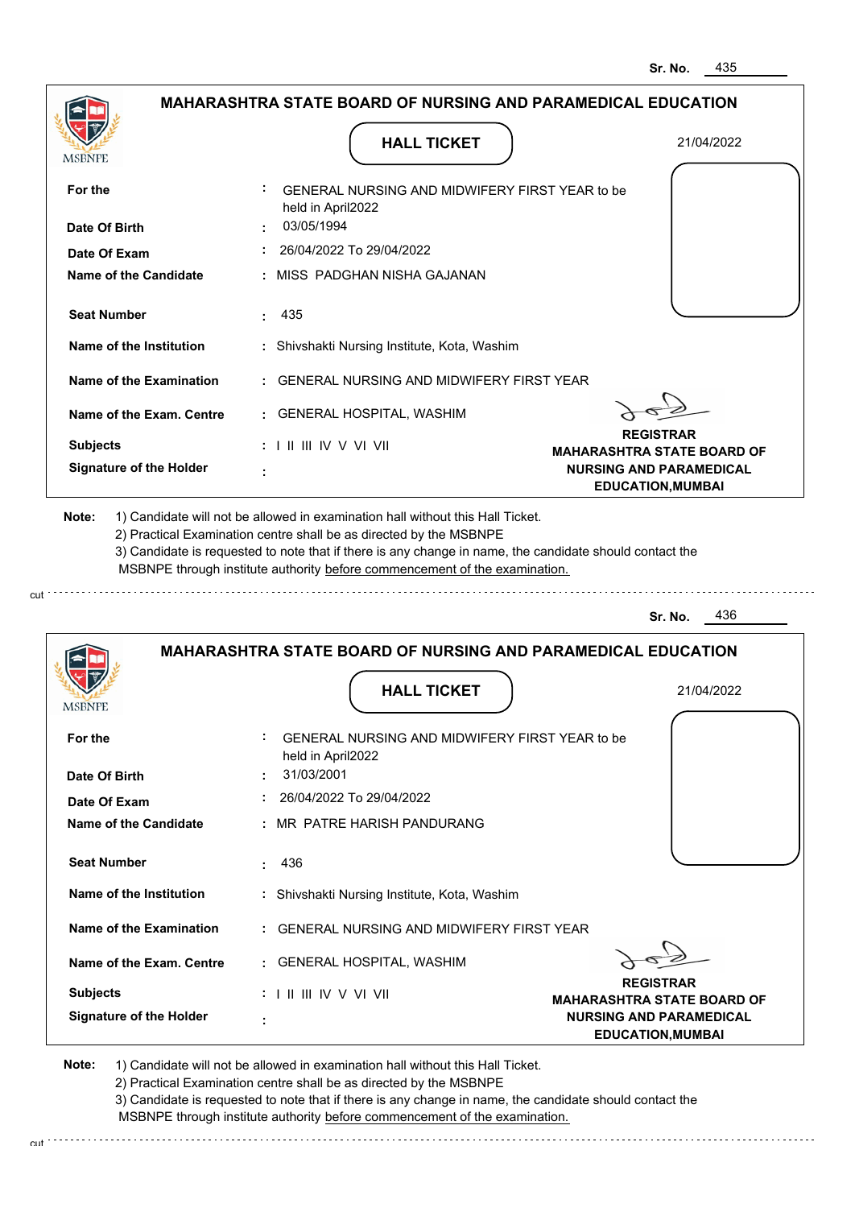Sr. No. 435

## MAHARASHTRA STATE BOARD OF NURSING AND PARAMEDICAL EDUCATION

MSBNPE

### HALL TICKET

21/04/2022

| | | |
|---|---|---|
| For the | : | GENERAL NURSING AND MIDWIFERY FIRST YEAR to be held in April2022 |
| Date Of Birth | : | 03/05/1994 |
| Date Of Exam | : | 26/04/2022 To 29/04/2022 |
| Name of the Candidate | : | MISS PADGHAN NISHA GAJANAN |
| Seat Number | : | 435 |
| Name of the Institution | : | Shivshakti Nursing Institute, Kota, Washim |
| Name of the Examination | : | GENERAL NURSING AND MIDWIFERY FIRST YEAR |
| Name of the Exam. Centre | : | GENERAL HOSPITAL, WASHIM |
| Subjects | : | I II III IV V VI VII |
| Signature of the Holder | : | |

**REGISTRAR**
**MAHARASHTRA STATE BOARD OF NURSING AND PARAMEDICAL EDUCATION,MUMBAI**

**Note:**
1) Candidate will not be allowed in examination hall without this Hall Ticket.
2) Practical Examination centre shall be as directed by the MSBNPE
3) Candidate is requested to note that if there is any change in name, the candidate should contact the MSBNPE through institute authority before commencement of the examination.

cut

---

Sr. No. 436

## MAHARASHTRA STATE BOARD OF NURSING AND PARAMEDICAL EDUCATION

MSBNPE

### HALL TICKET

21/04/2022

| | | |
|---|---|---|
| For the | : | GENERAL NURSING AND MIDWIFERY FIRST YEAR to be held in April2022 |
| Date Of Birth | : | 31/03/2001 |
| Date Of Exam | : | 26/04/2022 To 29/04/2022 |
| Name of the Candidate | : | MR PATRE HARISH PANDURANG |
| Seat Number | : | 436 |
| Name of the Institution | : | Shivshakti Nursing Institute, Kota, Washim |
| Name of the Examination | : | GENERAL NURSING AND MIDWIFERY FIRST YEAR |
| Name of the Exam. Centre | : | GENERAL HOSPITAL, WASHIM |
| Subjects | : | I II III IV V VI VII |
| Signature of the Holder | : | |

**REGISTRAR**
**MAHARASHTRA STATE BOARD OF NURSING AND PARAMEDICAL EDUCATION,MUMBAI**

**Note:**
1) Candidate will not be allowed in examination hall without this Hall Ticket.
2) Practical Examination centre shall be as directed by the MSBNPE
3) Candidate is requested to note that if there is any change in name, the candidate should contact the MSBNPE through institute authority before commencement of the examination.

cut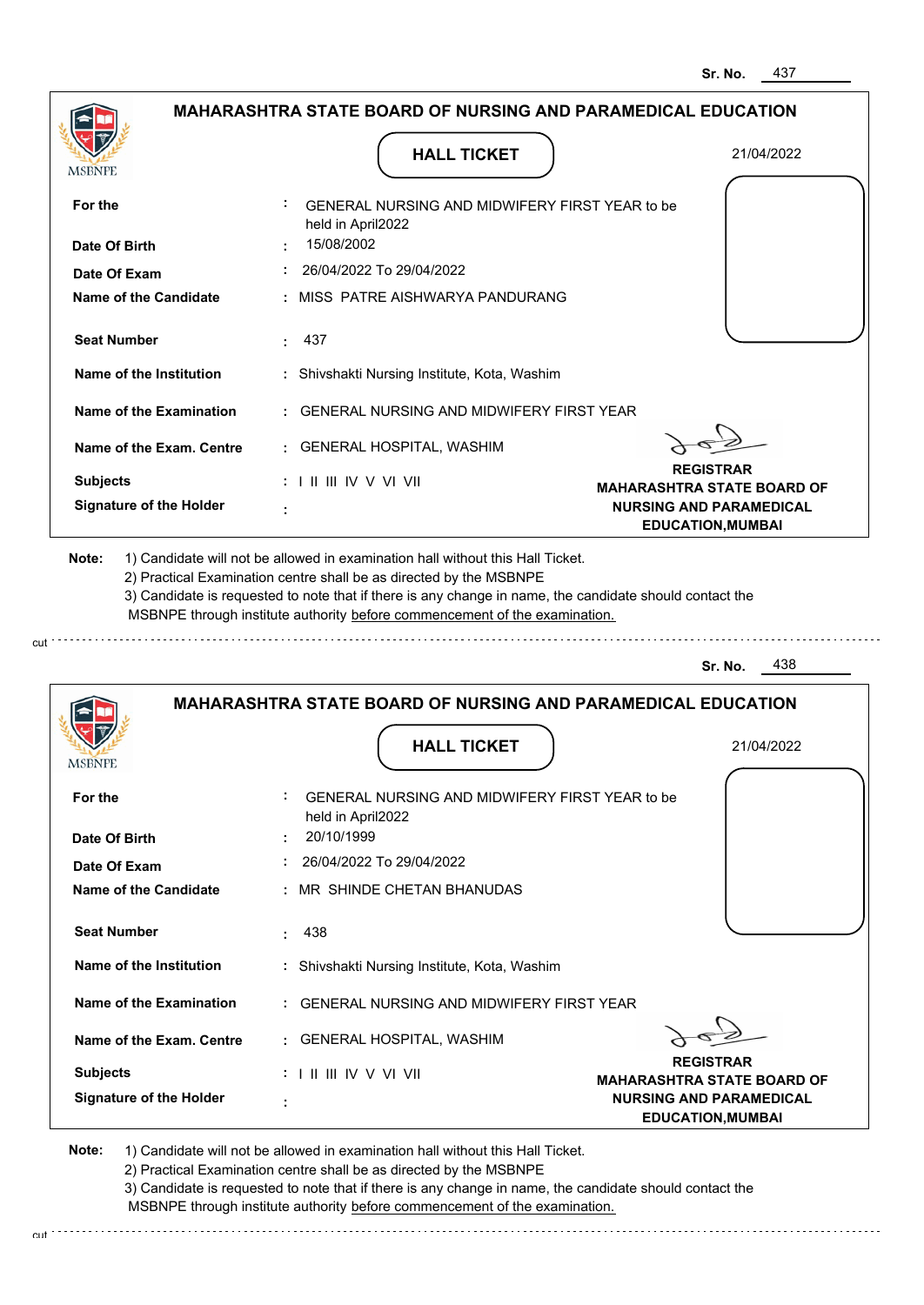Sr. No. 437

## MAHARASHTRA STATE BOARD OF NURSING AND PARAMEDICAL EDUCATION

MSBNPE

### HALL TICKET

21/04/2022

| | | |
|---|---|---|
| For the | : | GENERAL NURSING AND MIDWIFERY FIRST YEAR to be held in April2022 |
| Date Of Birth | : | 15/08/2002 |
| Date Of Exam | : | 26/04/2022 To 29/04/2022 |
| Name of the Candidate | : | MISS PATRE AISHWARYA PANDURANG |
| Seat Number | : | 437 |
| Name of the Institution | : | Shivshakti Nursing Institute, Kota, Washim |
| Name of the Examination | : | GENERAL NURSING AND MIDWIFERY FIRST YEAR |
| Name of the Exam. Centre | : | GENERAL HOSPITAL, WASHIM |
| Subjects | : | I II III IV V VI VII |
| Signature of the Holder | : | |

**REGISTRAR**
**MAHARASHTRA STATE BOARD OF NURSING AND PARAMEDICAL EDUCATION,MUMBAI**

**Note:**
1) Candidate will not be allowed in examination hall without this Hall Ticket.
2) Practical Examination centre shall be as directed by the MSBNPE
3) Candidate is requested to note that if there is any change in name, the candidate should contact the MSBNPE through institute authority before commencement of the examination.

cut

Sr. No. 438

## MAHARASHTRA STATE BOARD OF NURSING AND PARAMEDICAL EDUCATION

MSBNPE

### HALL TICKET

21/04/2022

| | | |
|---|---|---|
| For the | : | GENERAL NURSING AND MIDWIFERY FIRST YEAR to be held in April2022 |
| Date Of Birth | : | 20/10/1999 |
| Date Of Exam | : | 26/04/2022 To 29/04/2022 |
| Name of the Candidate | : | MR SHINDE CHETAN BHANUDAS |
| Seat Number | : | 438 |
| Name of the Institution | : | Shivshakti Nursing Institute, Kota, Washim |
| Name of the Examination | : | GENERAL NURSING AND MIDWIFERY FIRST YEAR |
| Name of the Exam. Centre | : | GENERAL HOSPITAL, WASHIM |
| Subjects | : | I II III IV V VI VII |
| Signature of the Holder | : | |

**REGISTRAR**
**MAHARASHTRA STATE BOARD OF NURSING AND PARAMEDICAL EDUCATION,MUMBAI**

**Note:**
1) Candidate will not be allowed in examination hall without this Hall Ticket.
2) Practical Examination centre shall be as directed by the MSBNPE
3) Candidate is requested to note that if there is any change in name, the candidate should contact the MSBNPE through institute authority before commencement of the examination.

cut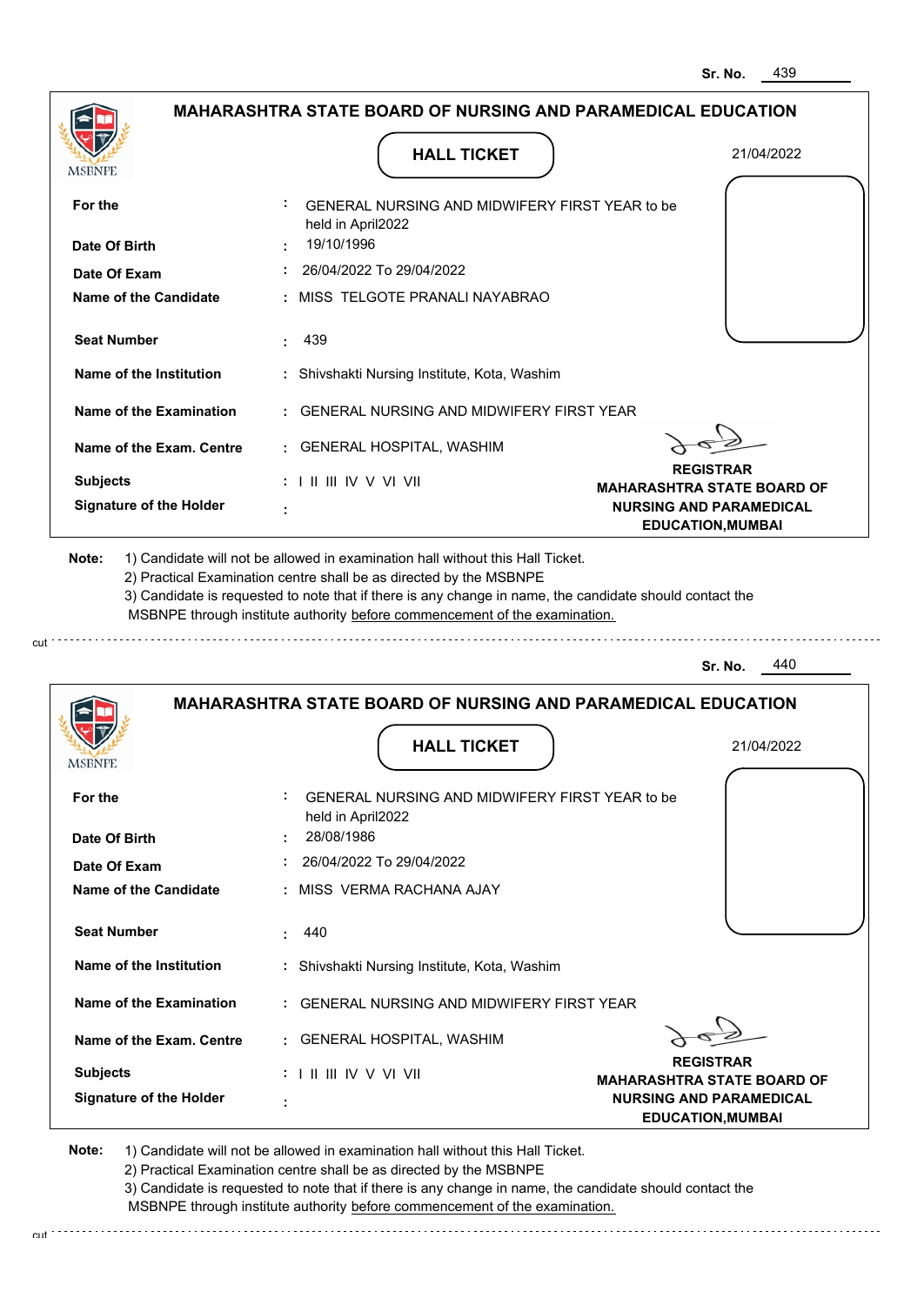Sr. No. 439

## MAHARASHTRA STATE BOARD OF NURSING AND PARAMEDICAL EDUCATION

MSBNPE

### HALL TICKET

21/04/2022

| | |
|---|---|
| **For the** | : GENERAL NURSING AND MIDWIFERY FIRST YEAR to be held in April2022 |
| **Date Of Birth** | : 19/10/1996 |
| **Date Of Exam** | : 26/04/2022 To 29/04/2022 |
| **Name of the Candidate** | : MISS TELGOTE PRANALI NAYABRAO |
| **Seat Number** | : 439 |
| **Name of the Institution** | : Shivshakti Nursing Institute, Kota, Washim |
| **Name of the Examination** | : GENERAL NURSING AND MIDWIFERY FIRST YEAR |
| **Name of the Exam. Centre** | : GENERAL HOSPITAL, WASHIM |
| **Subjects** | : I II III IV V VI VII |
| **Signature of the Holder** | : |

**REGISTRAR**
**MAHARASHTRA STATE BOARD OF NURSING AND PARAMEDICAL EDUCATION,MUMBAI**

**Note:** 1) Candidate will not be allowed in examination hall without this Hall Ticket.
2) Practical Examination centre shall be as directed by the MSBNPE
3) Candidate is requested to note that if there is any change in name, the candidate should contact the MSBNPE through institute authority before commencement of the examination.

cut

Sr. No. 440

## MAHARASHTRA STATE BOARD OF NURSING AND PARAMEDICAL EDUCATION

MSBNPE

### HALL TICKET

21/04/2022

| | |
|---|---|
| **For the** | : GENERAL NURSING AND MIDWIFERY FIRST YEAR to be held in April2022 |
| **Date Of Birth** | : 28/08/1986 |
| **Date Of Exam** | : 26/04/2022 To 29/04/2022 |
| **Name of the Candidate** | : MISS VERMA RACHANA AJAY |
| **Seat Number** | : 440 |
| **Name of the Institution** | : Shivshakti Nursing Institute, Kota, Washim |
| **Name of the Examination** | : GENERAL NURSING AND MIDWIFERY FIRST YEAR |
| **Name of the Exam. Centre** | : GENERAL HOSPITAL, WASHIM |
| **Subjects** | : I II III IV V VI VII |
| **Signature of the Holder** | : |

**REGISTRAR**
**MAHARASHTRA STATE BOARD OF NURSING AND PARAMEDICAL EDUCATION,MUMBAI**

**Note:** 1) Candidate will not be allowed in examination hall without this Hall Ticket.
2) Practical Examination centre shall be as directed by the MSBNPE
3) Candidate is requested to note that if there is any change in name, the candidate should contact the MSBNPE through institute authority before commencement of the examination.

cut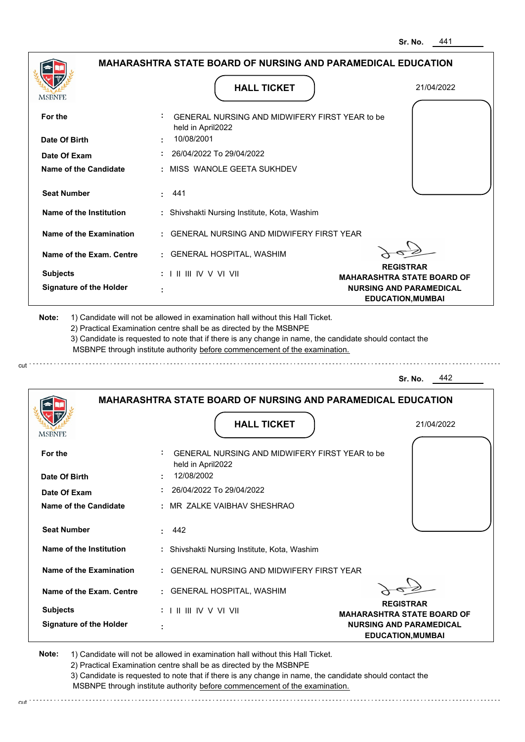Sr. No. 441

## MAHARASHTRA STATE BOARD OF NURSING AND PARAMEDICAL EDUCATION

MSBNPE

### HALL TICKET

21/04/2022

| | | |
|---|---|---|
| For the | : | GENERAL NURSING AND MIDWIFERY FIRST YEAR to be held in April2022 |
| Date Of Birth | : | 10/08/2001 |
| Date Of Exam | : | 26/04/2022 To 29/04/2022 |
| Name of the Candidate | : | MISS WANOLE GEETA SUKHDEV |
| Seat Number | : | 441 |
| Name of the Institution | : | Shivshakti Nursing Institute, Kota, Washim |
| Name of the Examination | : | GENERAL NURSING AND MIDWIFERY FIRST YEAR |
| Name of the Exam. Centre | : | GENERAL HOSPITAL, WASHIM |
| Subjects | : | I II III IV V VI VII |
| Signature of the Holder | : | |

**REGISTRAR**
**MAHARASHTRA STATE BOARD OF NURSING AND PARAMEDICAL EDUCATION,MUMBAI**

**Note:**
1) Candidate will not be allowed in examination hall without this Hall Ticket.
2) Practical Examination centre shall be as directed by the MSBNPE
3) Candidate is requested to note that if there is any change in name, the candidate should contact the MSBNPE through institute authority before commencement of the examination.

cut

Sr. No. 442

## MAHARASHTRA STATE BOARD OF NURSING AND PARAMEDICAL EDUCATION

MSBNPE

### HALL TICKET

21/04/2022

| | | |
|---|---|---|
| For the | : | GENERAL NURSING AND MIDWIFERY FIRST YEAR to be held in April2022 |
| Date Of Birth | : | 12/08/2002 |
| Date Of Exam | : | 26/04/2022 To 29/04/2022 |
| Name of the Candidate | : | MR ZALKE VAIBHAV SHESHRAO |
| Seat Number | : | 442 |
| Name of the Institution | : | Shivshakti Nursing Institute, Kota, Washim |
| Name of the Examination | : | GENERAL NURSING AND MIDWIFERY FIRST YEAR |
| Name of the Exam. Centre | : | GENERAL HOSPITAL, WASHIM |
| Subjects | : | I II III IV V VI VII |
| Signature of the Holder | : | |

**REGISTRAR**
**MAHARASHTRA STATE BOARD OF NURSING AND PARAMEDICAL EDUCATION,MUMBAI**

**Note:**
1) Candidate will not be allowed in examination hall without this Hall Ticket.
2) Practical Examination centre shall be as directed by the MSBNPE
3) Candidate is requested to note that if there is any change in name, the candidate should contact the MSBNPE through institute authority before commencement of the examination.

cut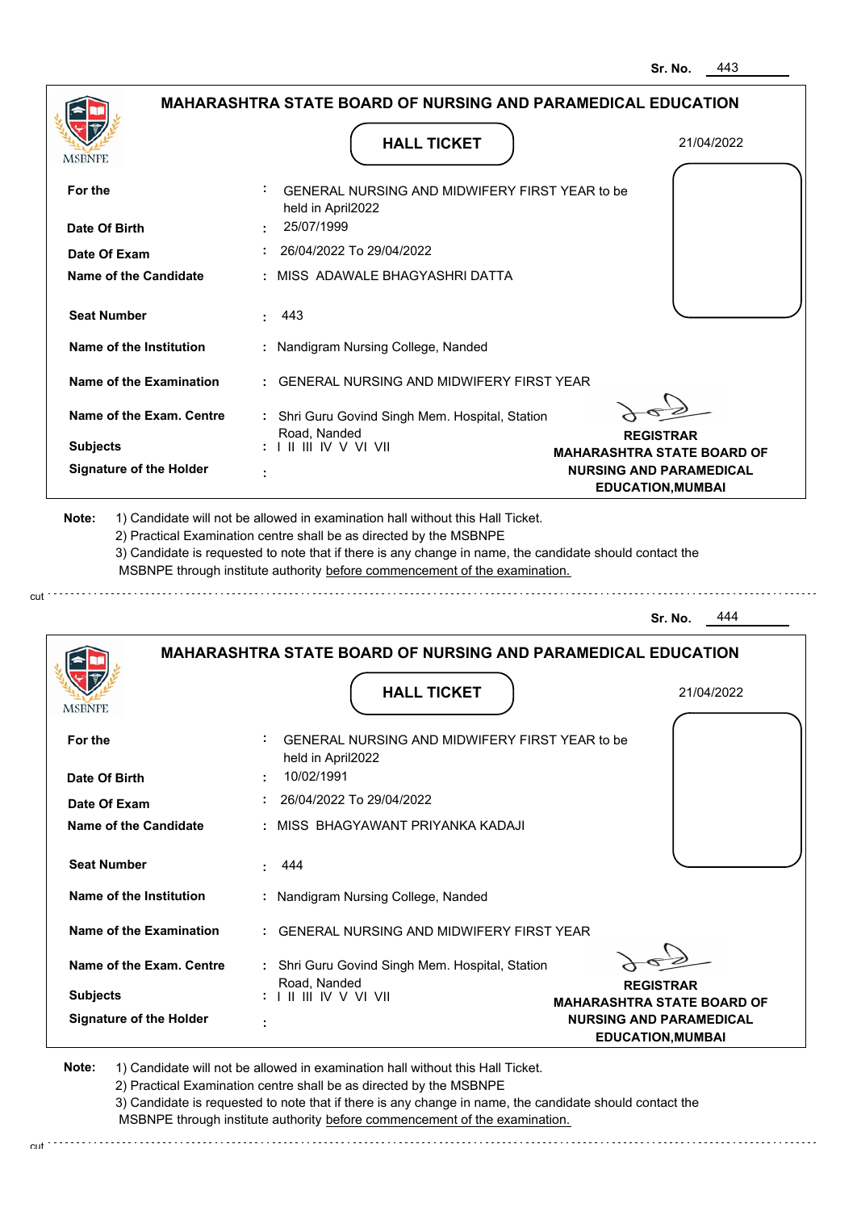Sr. No. 443

## MAHARASHTRA STATE BOARD OF NURSING AND PARAMEDICAL EDUCATION

MSBNPE

### HALL TICKET

21/04/2022

| | | |
|---|---|---|
| **For the** | : | GENERAL NURSING AND MIDWIFERY FIRST YEAR to be held in April2022 |
| **Date Of Birth** | : | 25/07/1999 |
| **Date Of Exam** | : | 26/04/2022 To 29/04/2022 |
| **Name of the Candidate** | : | MISS ADAWALE BHAGYASHRI DATTA |
| **Seat Number** | : | 443 |
| **Name of the Institution** | : | Nandigram Nursing College, Nanded |
| **Name of the Examination** | : | GENERAL NURSING AND MIDWIFERY FIRST YEAR |
| **Name of the Exam. Centre** | : | Shri Guru Govind Singh Mem. Hospital, Station Road, Nanded |
| **Subjects** | : | I II III IV V VI VII |
| **Signature of the Holder** | : | |

**REGISTRAR**
**MAHARASHTRA STATE BOARD OF NURSING AND PARAMEDICAL EDUCATION,MUMBAI**

**Note:**
1) Candidate will not be allowed in examination hall without this Hall Ticket.
2) Practical Examination centre shall be as directed by the MSBNPE
3) Candidate is requested to note that if there is any change in name, the candidate should contact the MSBNPE through institute authority before commencement of the examination.

cut

---

Sr. No. 444

## MAHARASHTRA STATE BOARD OF NURSING AND PARAMEDICAL EDUCATION

MSBNPE

### HALL TICKET

21/04/2022

| | | |
|---|---|---|
| **For the** | : | GENERAL NURSING AND MIDWIFERY FIRST YEAR to be held in April2022 |
| **Date Of Birth** | : | 10/02/1991 |
| **Date Of Exam** | : | 26/04/2022 To 29/04/2022 |
| **Name of the Candidate** | : | MISS BHAGYAWANT PRIYANKA KADAJI |
| **Seat Number** | : | 444 |
| **Name of the Institution** | : | Nandigram Nursing College, Nanded |
| **Name of the Examination** | : | GENERAL NURSING AND MIDWIFERY FIRST YEAR |
| **Name of the Exam. Centre** | : | Shri Guru Govind Singh Mem. Hospital, Station Road, Nanded |
| **Subjects** | : | I II III IV V VI VII |
| **Signature of the Holder** | : | |

**REGISTRAR**
**MAHARASHTRA STATE BOARD OF NURSING AND PARAMEDICAL EDUCATION,MUMBAI**

**Note:**
1) Candidate will not be allowed in examination hall without this Hall Ticket.
2) Practical Examination centre shall be as directed by the MSBNPE
3) Candidate is requested to note that if there is any change in name, the candidate should contact the MSBNPE through institute authority before commencement of the examination.

cut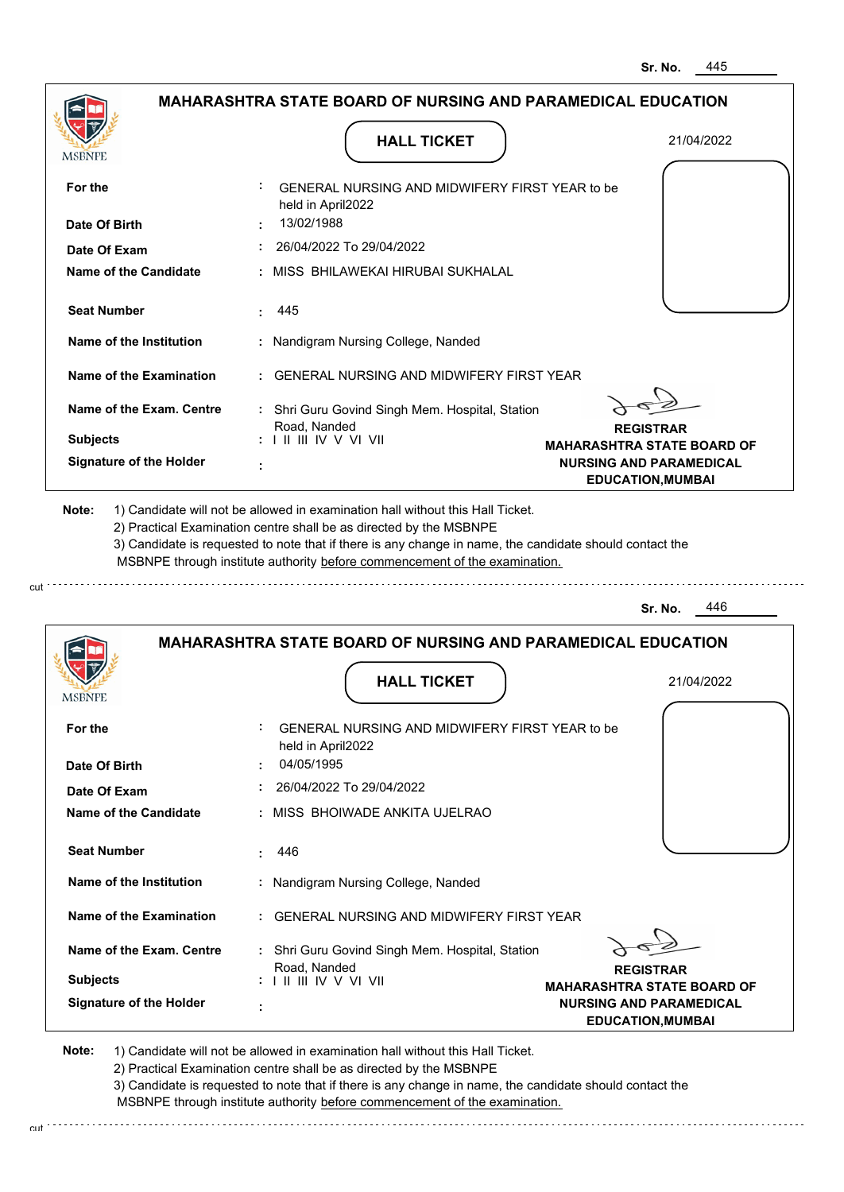Sr. No. 445

## MAHARASHTRA STATE BOARD OF NURSING AND PARAMEDICAL EDUCATION

MSBNPE

### HALL TICKET

21/04/2022

| | | |
|---|---|---|
| For the | : | GENERAL NURSING AND MIDWIFERY FIRST YEAR to be held in April2022 |
| Date Of Birth | : | 13/02/1988 |
| Date Of Exam | : | 26/04/2022 To 29/04/2022 |
| Name of the Candidate | : | MISS BHILAWEKAI HIRUBAI SUKHALAL |
| Seat Number | : | 445 |
| Name of the Institution | : | Nandigram Nursing College, Nanded |
| Name of the Examination | : | GENERAL NURSING AND MIDWIFERY FIRST YEAR |
| Name of the Exam. Centre | : | Shri Guru Govind Singh Mem. Hospital, Station Road, Nanded |
| Subjects | : | I II III IV V VI VII |
| Signature of the Holder | : | |

**REGISTRAR**
**MAHARASHTRA STATE BOARD OF NURSING AND PARAMEDICAL EDUCATION,MUMBAI**

**Note:**
1) Candidate will not be allowed in examination hall without this Hall Ticket.
2) Practical Examination centre shall be as directed by the MSBNPE
3) Candidate is requested to note that if there is any change in name, the candidate should contact the MSBNPE through institute authority before commencement of the examination.

cut

Sr. No. 446

## MAHARASHTRA STATE BOARD OF NURSING AND PARAMEDICAL EDUCATION

MSBNPE

### HALL TICKET

21/04/2022

| | | |
|---|---|---|
| For the | : | GENERAL NURSING AND MIDWIFERY FIRST YEAR to be held in April2022 |
| Date Of Birth | : | 04/05/1995 |
| Date Of Exam | : | 26/04/2022 To 29/04/2022 |
| Name of the Candidate | : | MISS BHOIWADE ANKITA UJELRAO |
| Seat Number | : | 446 |
| Name of the Institution | : | Nandigram Nursing College, Nanded |
| Name of the Examination | : | GENERAL NURSING AND MIDWIFERY FIRST YEAR |
| Name of the Exam. Centre | : | Shri Guru Govind Singh Mem. Hospital, Station Road, Nanded |
| Subjects | : | I II III IV V VI VII |
| Signature of the Holder | : | |

**REGISTRAR**
**MAHARASHTRA STATE BOARD OF NURSING AND PARAMEDICAL EDUCATION,MUMBAI**

**Note:**
1) Candidate will not be allowed in examination hall without this Hall Ticket.
2) Practical Examination centre shall be as directed by the MSBNPE
3) Candidate is requested to note that if there is any change in name, the candidate should contact the MSBNPE through institute authority before commencement of the examination.

cut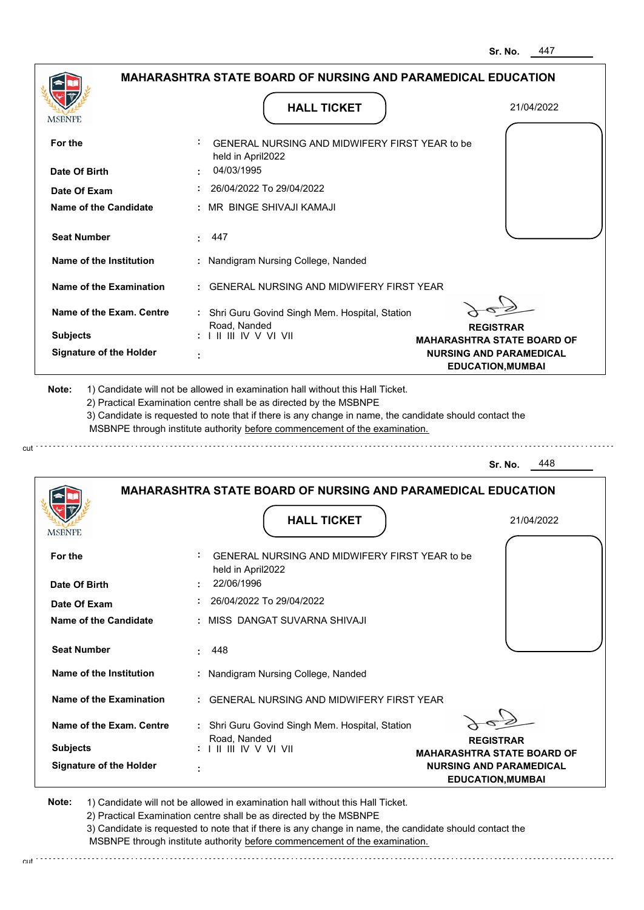Sr. No. 447

## MAHARASHTRA STATE BOARD OF NURSING AND PARAMEDICAL EDUCATION

MSBNPE

**HALL TICKET**

21/04/2022

| | | |
|---|---|---|
| **For the** | : | GENERAL NURSING AND MIDWIFERY FIRST YEAR to be held in April2022 |
| **Date Of Birth** | : | 04/03/1995 |
| **Date Of Exam** | : | 26/04/2022 To 29/04/2022 |
| **Name of the Candidate** | : | MR BINGE SHIVAJI KAMAJI |
| **Seat Number** | : | 447 |
| **Name of the Institution** | : | Nandigram Nursing College, Nanded |
| **Name of the Examination** | : | GENERAL NURSING AND MIDWIFERY FIRST YEAR |
| **Name of the Exam. Centre** | : | Shri Guru Govind Singh Mem. Hospital, Station Road, Nanded |
| **Subjects** | : | I II III IV V VI VII |
| **Signature of the Holder** | : | |

**REGISTRAR**
**MAHARASHTRA STATE BOARD OF NURSING AND PARAMEDICAL EDUCATION,MUMBAI**

**Note:** 1) Candidate will not be allowed in examination hall without this Hall Ticket.
2) Practical Examination centre shall be as directed by the MSBNPE
3) Candidate is requested to note that if there is any change in name, the candidate should contact the MSBNPE through institute authority before commencement of the examination.

cut

Sr. No. 448

## MAHARASHTRA STATE BOARD OF NURSING AND PARAMEDICAL EDUCATION

MSBNPE

**HALL TICKET**

21/04/2022

| | | |
|---|---|---|
| **For the** | : | GENERAL NURSING AND MIDWIFERY FIRST YEAR to be held in April2022 |
| **Date Of Birth** | : | 22/06/1996 |
| **Date Of Exam** | : | 26/04/2022 To 29/04/2022 |
| **Name of the Candidate** | : | MISS DANGAT SUVARNA SHIVAJI |
| **Seat Number** | : | 448 |
| **Name of the Institution** | : | Nandigram Nursing College, Nanded |
| **Name of the Examination** | : | GENERAL NURSING AND MIDWIFERY FIRST YEAR |
| **Name of the Exam. Centre** | : | Shri Guru Govind Singh Mem. Hospital, Station Road, Nanded |
| **Subjects** | : | I II III IV V VI VII |
| **Signature of the Holder** | : | |

**REGISTRAR**
**MAHARASHTRA STATE BOARD OF NURSING AND PARAMEDICAL EDUCATION,MUMBAI**

**Note:** 1) Candidate will not be allowed in examination hall without this Hall Ticket.
2) Practical Examination centre shall be as directed by the MSBNPE
3) Candidate is requested to note that if there is any change in name, the candidate should contact the MSBNPE through institute authority before commencement of the examination.

cut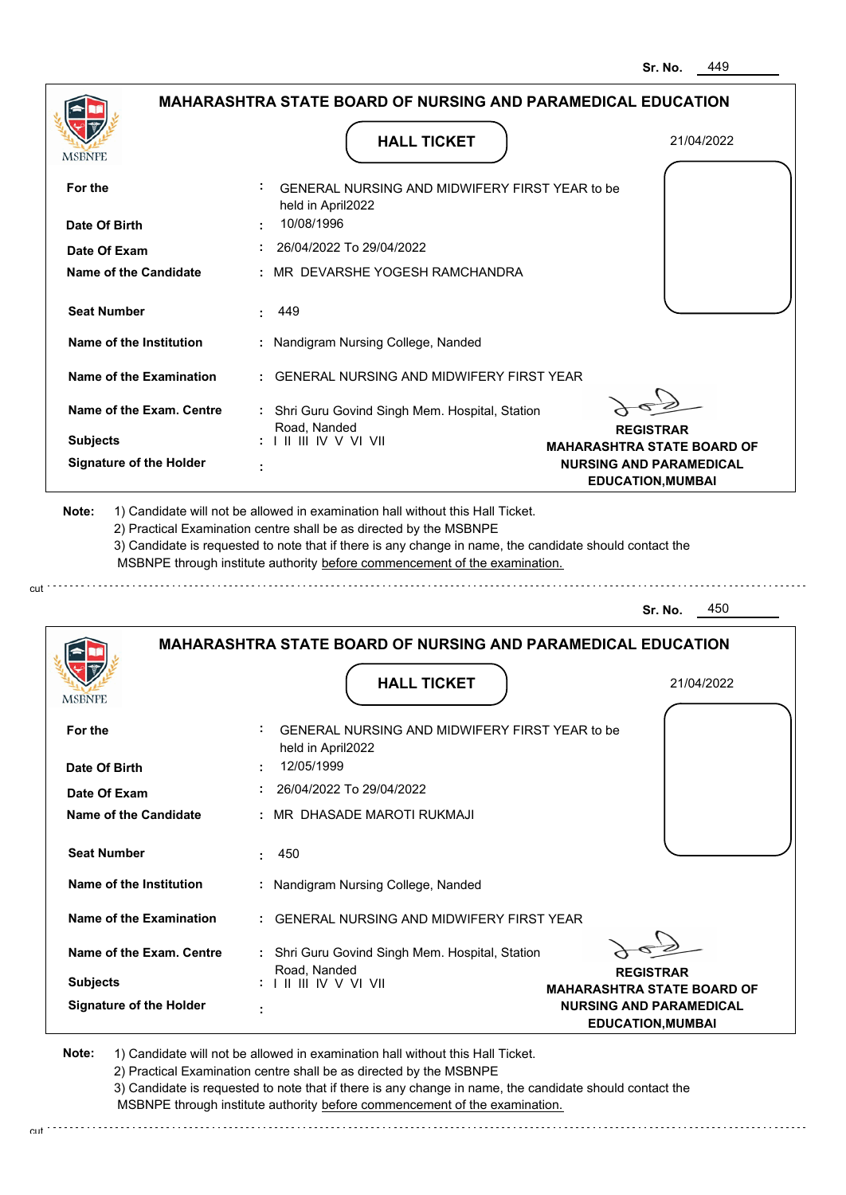Sr. No. 449

## MAHARASHTRA STATE BOARD OF NURSING AND PARAMEDICAL EDUCATION

MSBNPE

### HALL TICKET

21/04/2022

| | | |
|---|---|---|
| **For the** | : | GENERAL NURSING AND MIDWIFERY FIRST YEAR to be held in April2022 |
| **Date Of Birth** | : | 10/08/1996 |
| **Date Of Exam** | : | 26/04/2022 To 29/04/2022 |
| **Name of the Candidate** | : | MR DEVARSHE YOGESH RAMCHANDRA |
| **Seat Number** | : | 449 |
| **Name of the Institution** | : | Nandigram Nursing College, Nanded |
| **Name of the Examination** | : | GENERAL NURSING AND MIDWIFERY FIRST YEAR |
| **Name of the Exam. Centre** | : | Shri Guru Govind Singh Mem. Hospital, Station Road, Nanded |
| **Subjects** | : | I II III IV V VI VII |
| **Signature of the Holder** | : | |

**REGISTRAR**
**MAHARASHTRA STATE BOARD OF NURSING AND PARAMEDICAL EDUCATION,MUMBAI**

**Note:**
1) Candidate will not be allowed in examination hall without this Hall Ticket.
2) Practical Examination centre shall be as directed by the MSBNPE
3) Candidate is requested to note that if there is any change in name, the candidate should contact the MSBNPE through institute authority before commencement of the examination.

cut

Sr. No. 450

## MAHARASHTRA STATE BOARD OF NURSING AND PARAMEDICAL EDUCATION

MSBNPE

### HALL TICKET

21/04/2022

| | | |
|---|---|---|
| **For the** | : | GENERAL NURSING AND MIDWIFERY FIRST YEAR to be held in April2022 |
| **Date Of Birth** | : | 12/05/1999 |
| **Date Of Exam** | : | 26/04/2022 To 29/04/2022 |
| **Name of the Candidate** | : | MR DHASADE MAROTI RUKMAJI |
| **Seat Number** | : | 450 |
| **Name of the Institution** | : | Nandigram Nursing College, Nanded |
| **Name of the Examination** | : | GENERAL NURSING AND MIDWIFERY FIRST YEAR |
| **Name of the Exam. Centre** | : | Shri Guru Govind Singh Mem. Hospital, Station Road, Nanded |
| **Subjects** | : | I II III IV V VI VII |
| **Signature of the Holder** | : | |

**REGISTRAR**
**MAHARASHTRA STATE BOARD OF NURSING AND PARAMEDICAL EDUCATION,MUMBAI**

**Note:**
1) Candidate will not be allowed in examination hall without this Hall Ticket.
2) Practical Examination centre shall be as directed by the MSBNPE
3) Candidate is requested to note that if there is any change in name, the candidate should contact the MSBNPE through institute authority before commencement of the examination.

cut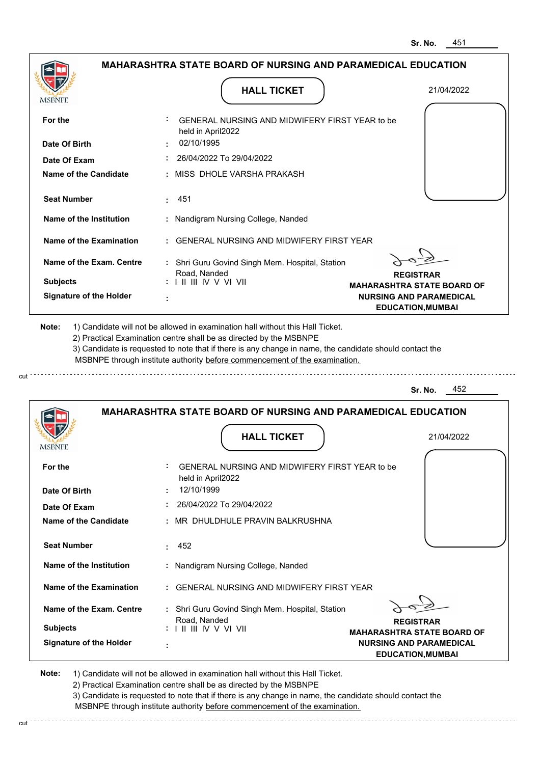Sr. No. 451

## MAHARASHTRA STATE BOARD OF NURSING AND PARAMEDICAL EDUCATION

### HALL TICKET

21/04/2022

| | | |
|---|---|---|
| **For the** | : | GENERAL NURSING AND MIDWIFERY FIRST YEAR to be held in April2022 |
| **Date Of Birth** | : | 02/10/1995 |
| **Date Of Exam** | : | 26/04/2022 To 29/04/2022 |
| **Name of the Candidate** | : | MISS DHOLE VARSHA PRAKASH |
| **Seat Number** | : | 451 |
| **Name of the Institution** | : | Nandigram Nursing College, Nanded |
| **Name of the Examination** | : | GENERAL NURSING AND MIDWIFERY FIRST YEAR |
| **Name of the Exam. Centre** | : | Shri Guru Govind Singh Mem. Hospital, Station Road, Nanded |
| **Subjects** | : | I II III IV V VI VII |
| **Signature of the Holder** | : | |

**REGISTRAR**
**MAHARASHTRA STATE BOARD OF NURSING AND PARAMEDICAL EDUCATION,MUMBAI**

**Note:** 1) Candidate will not be allowed in examination hall without this Hall Ticket.
2) Practical Examination centre shall be as directed by the MSBNPE
3) Candidate is requested to note that if there is any change in name, the candidate should contact the MSBNPE through institute authority before commencement of the examination.

---

Sr. No. 452

## MAHARASHTRA STATE BOARD OF NURSING AND PARAMEDICAL EDUCATION

### HALL TICKET

21/04/2022

| | | |
|---|---|---|
| **For the** | : | GENERAL NURSING AND MIDWIFERY FIRST YEAR to be held in April2022 |
| **Date Of Birth** | : | 12/10/1999 |
| **Date Of Exam** | : | 26/04/2022 To 29/04/2022 |
| **Name of the Candidate** | : | MR DHULDHULE PRAVIN BALKRUSHNA |
| **Seat Number** | : | 452 |
| **Name of the Institution** | : | Nandigram Nursing College, Nanded |
| **Name of the Examination** | : | GENERAL NURSING AND MIDWIFERY FIRST YEAR |
| **Name of the Exam. Centre** | : | Shri Guru Govind Singh Mem. Hospital, Station Road, Nanded |
| **Subjects** | : | I II III IV V VI VII |
| **Signature of the Holder** | : | |

**REGISTRAR**
**MAHARASHTRA STATE BOARD OF NURSING AND PARAMEDICAL EDUCATION,MUMBAI**

**Note:** 1) Candidate will not be allowed in examination hall without this Hall Ticket.
2) Practical Examination centre shall be as directed by the MSBNPE
3) Candidate is requested to note that if there is any change in name, the candidate should contact the MSBNPE through institute authority before commencement of the examination.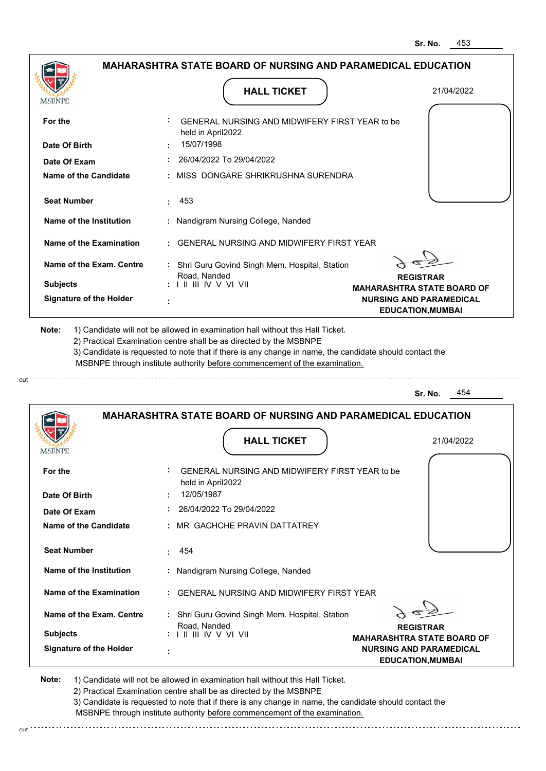Sr. No. 453

## MAHARASHTRA STATE BOARD OF NURSING AND PARAMEDICAL EDUCATION

MSBNPE

### HALL TICKET

21/04/2022

| | | |
|---|---|---|
| **For the** | : | GENERAL NURSING AND MIDWIFERY FIRST YEAR to be held in April2022 |
| **Date Of Birth** | : | 15/07/1998 |
| **Date Of Exam** | : | 26/04/2022 To 29/04/2022 |
| **Name of the Candidate** | : | MISS DONGARE SHRIKRUSHNA SURENDRA |
| **Seat Number** | : | 453 |
| **Name of the Institution** | : | Nandigram Nursing College, Nanded |
| **Name of the Examination** | : | GENERAL NURSING AND MIDWIFERY FIRST YEAR |
| **Name of the Exam. Centre** | : | Shri Guru Govind Singh Mem. Hospital, Station Road, Nanded |
| **Subjects** | : | I II III IV V VI VII |
| **Signature of the Holder** | : | |

**REGISTRAR**
**MAHARASHTRA STATE BOARD OF NURSING AND PARAMEDICAL EDUCATION,MUMBAI**

**Note:** 1) Candidate will not be allowed in examination hall without this Hall Ticket.
2) Practical Examination centre shall be as directed by the MSBNPE
3) Candidate is requested to note that if there is any change in name, the candidate should contact the MSBNPE through institute authority before commencement of the examination.

cut

---

Sr. No. 454

## MAHARASHTRA STATE BOARD OF NURSING AND PARAMEDICAL EDUCATION

MSBNPE

### HALL TICKET

21/04/2022

| | | |
|---|---|---|
| **For the** | : | GENERAL NURSING AND MIDWIFERY FIRST YEAR to be held in April2022 |
| **Date Of Birth** | : | 12/05/1987 |
| **Date Of Exam** | : | 26/04/2022 To 29/04/2022 |
| **Name of the Candidate** | : | MR GACHCHE PRAVIN DATTATREY |
| **Seat Number** | : | 454 |
| **Name of the Institution** | : | Nandigram Nursing College, Nanded |
| **Name of the Examination** | : | GENERAL NURSING AND MIDWIFERY FIRST YEAR |
| **Name of the Exam. Centre** | : | Shri Guru Govind Singh Mem. Hospital, Station Road, Nanded |
| **Subjects** | : | I II III IV V VI VII |
| **Signature of the Holder** | : | |

**REGISTRAR**
**MAHARASHTRA STATE BOARD OF NURSING AND PARAMEDICAL EDUCATION,MUMBAI**

**Note:** 1) Candidate will not be allowed in examination hall without this Hall Ticket.
2) Practical Examination centre shall be as directed by the MSBNPE
3) Candidate is requested to note that if there is any change in name, the candidate should contact the MSBNPE through institute authority before commencement of the examination.

cut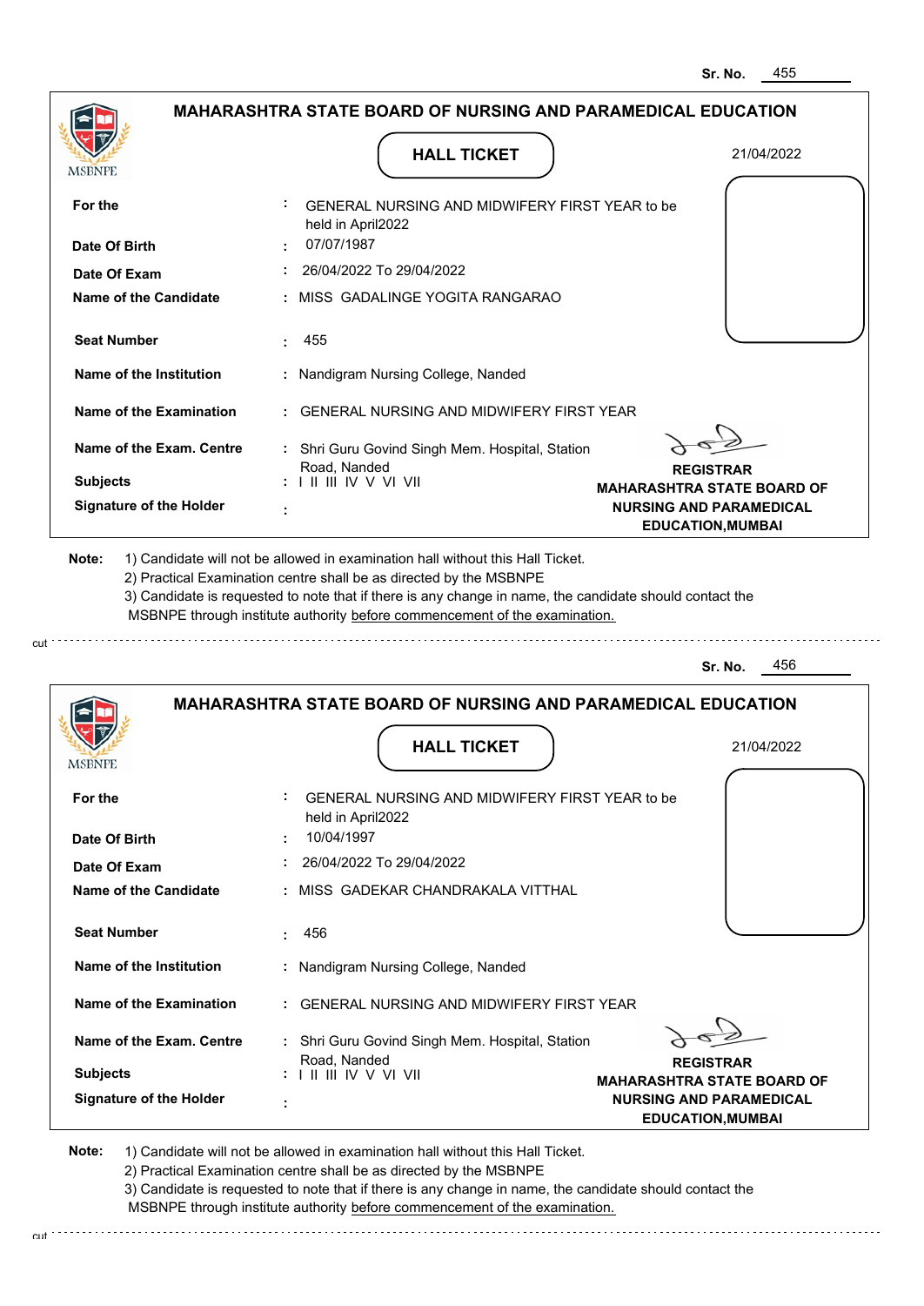Sr. No. 455

## MAHARASHTRA STATE BOARD OF NURSING AND PARAMEDICAL EDUCATION

MSBNPE

### HALL TICKET

21/04/2022

| | | |
|---|---|---|
| **For the** | : | GENERAL NURSING AND MIDWIFERY FIRST YEAR to be held in April2022 |
| **Date Of Birth** | : | 07/07/1987 |
| **Date Of Exam** | : | 26/04/2022 To 29/04/2022 |
| **Name of the Candidate** | : | MISS GADALINGE YOGITA RANGARAO |
| **Seat Number** | : | 455 |
| **Name of the Institution** | : | Nandigram Nursing College, Nanded |
| **Name of the Examination** | : | GENERAL NURSING AND MIDWIFERY FIRST YEAR |
| **Name of the Exam. Centre** | : | Shri Guru Govind Singh Mem. Hospital, Station Road, Nanded |
| **Subjects** | : | I II III IV V VI VII |
| **Signature of the Holder** | : | |

**REGISTRAR**
**MAHARASHTRA STATE BOARD OF NURSING AND PARAMEDICAL EDUCATION,MUMBAI**

**Note:**
1) Candidate will not be allowed in examination hall without this Hall Ticket.
2) Practical Examination centre shall be as directed by the MSBNPE
3) Candidate is requested to note that if there is any change in name, the candidate should contact the MSBNPE through institute authority before commencement of the examination.

cut

Sr. No. 456

## MAHARASHTRA STATE BOARD OF NURSING AND PARAMEDICAL EDUCATION

MSBNPE

### HALL TICKET

21/04/2022

| | | |
|---|---|---|
| **For the** | : | GENERAL NURSING AND MIDWIFERY FIRST YEAR to be held in April2022 |
| **Date Of Birth** | : | 10/04/1997 |
| **Date Of Exam** | : | 26/04/2022 To 29/04/2022 |
| **Name of the Candidate** | : | MISS GADEKAR CHANDRAKALA VITTHAL |
| **Seat Number** | : | 456 |
| **Name of the Institution** | : | Nandigram Nursing College, Nanded |
| **Name of the Examination** | : | GENERAL NURSING AND MIDWIFERY FIRST YEAR |
| **Name of the Exam. Centre** | : | Shri Guru Govind Singh Mem. Hospital, Station Road, Nanded |
| **Subjects** | : | I II III IV V VI VII |
| **Signature of the Holder** | : | |

**REGISTRAR**
**MAHARASHTRA STATE BOARD OF NURSING AND PARAMEDICAL EDUCATION,MUMBAI**

**Note:**
1) Candidate will not be allowed in examination hall without this Hall Ticket.
2) Practical Examination centre shall be as directed by the MSBNPE
3) Candidate is requested to note that if there is any change in name, the candidate should contact the MSBNPE through institute authority before commencement of the examination.

cut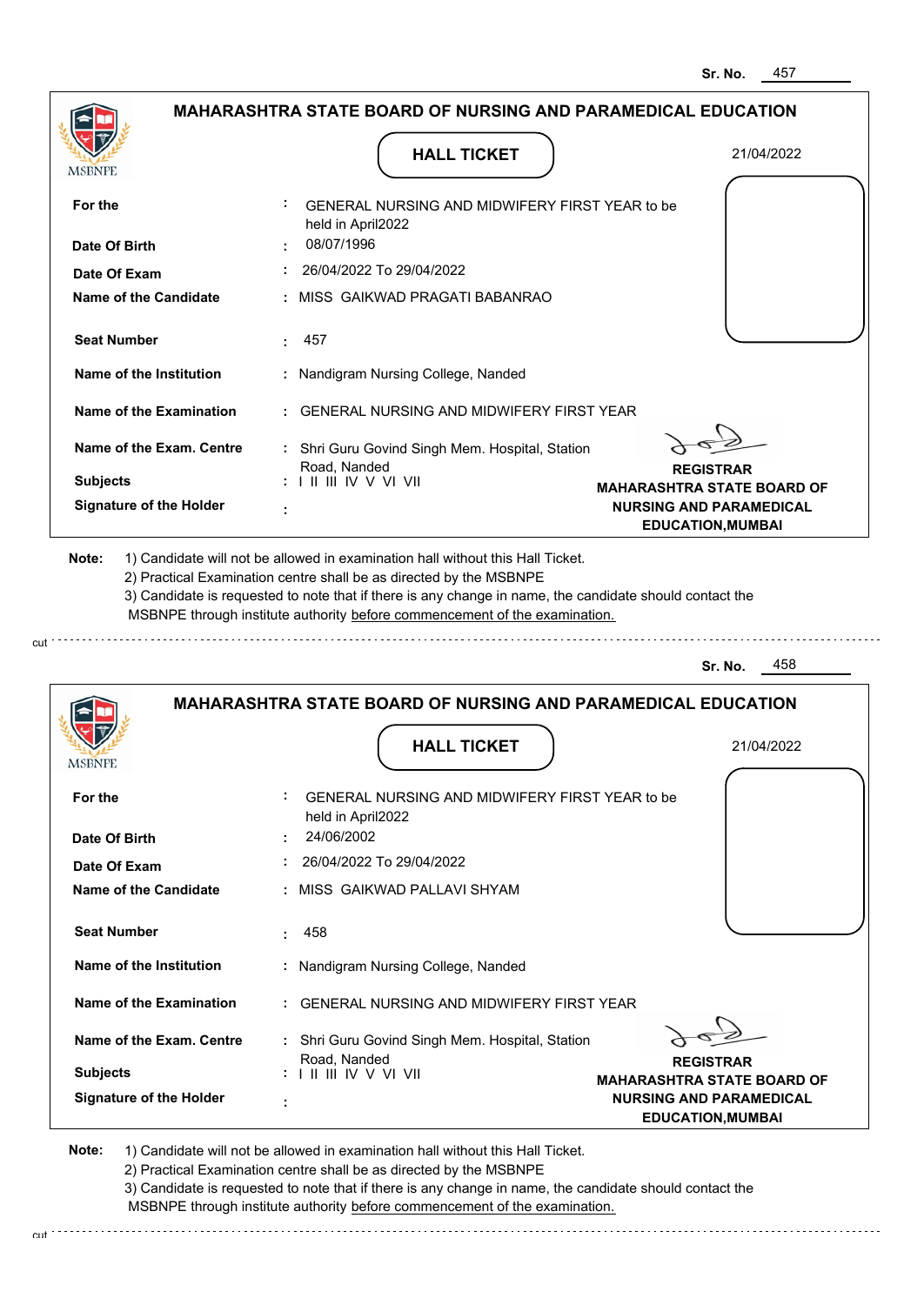Sr. No. 457

## MAHARASHTRA STATE BOARD OF NURSING AND PARAMEDICAL EDUCATION

### HALL TICKET

21/04/2022

| | | |
|---|---|---|
| **For the** | : | GENERAL NURSING AND MIDWIFERY FIRST YEAR to be held in April2022 |
| **Date Of Birth** | : | 08/07/1996 |
| **Date Of Exam** | : | 26/04/2022 To 29/04/2022 |
| **Name of the Candidate** | : | MISS GAIKWAD PRAGATI BABANRAO |
| **Seat Number** | : | 457 |
| **Name of the Institution** | : | Nandigram Nursing College, Nanded |
| **Name of the Examination** | : | GENERAL NURSING AND MIDWIFERY FIRST YEAR |
| **Name of the Exam. Centre** | : | Shri Guru Govind Singh Mem. Hospital, Station Road, Nanded |
| **Subjects** | : | I II III IV V VI VII |
| **Signature of the Holder** | : | |

**REGISTRAR**
**MAHARASHTRA STATE BOARD OF NURSING AND PARAMEDICAL EDUCATION,MUMBAI**

**Note:** 1) Candidate will not be allowed in examination hall without this Hall Ticket.
2) Practical Examination centre shall be as directed by the MSBNPE
3) Candidate is requested to note that if there is any change in name, the candidate should contact the MSBNPE through institute authority before commencement of the examination.

---

Sr. No. 458

## MAHARASHTRA STATE BOARD OF NURSING AND PARAMEDICAL EDUCATION

### HALL TICKET

21/04/2022

| | | |
|---|---|---|
| **For the** | : | GENERAL NURSING AND MIDWIFERY FIRST YEAR to be held in April2022 |
| **Date Of Birth** | : | 24/06/2002 |
| **Date Of Exam** | : | 26/04/2022 To 29/04/2022 |
| **Name of the Candidate** | : | MISS GAIKWAD PALLAVI SHYAM |
| **Seat Number** | : | 458 |
| **Name of the Institution** | : | Nandigram Nursing College, Nanded |
| **Name of the Examination** | : | GENERAL NURSING AND MIDWIFERY FIRST YEAR |
| **Name of the Exam. Centre** | : | Shri Guru Govind Singh Mem. Hospital, Station Road, Nanded |
| **Subjects** | : | I II III IV V VI VII |
| **Signature of the Holder** | : | |

**REGISTRAR**
**MAHARASHTRA STATE BOARD OF NURSING AND PARAMEDICAL EDUCATION,MUMBAI**

**Note:** 1) Candidate will not be allowed in examination hall without this Hall Ticket.
2) Practical Examination centre shall be as directed by the MSBNPE
3) Candidate is requested to note that if there is any change in name, the candidate should contact the MSBNPE through institute authority before commencement of the examination.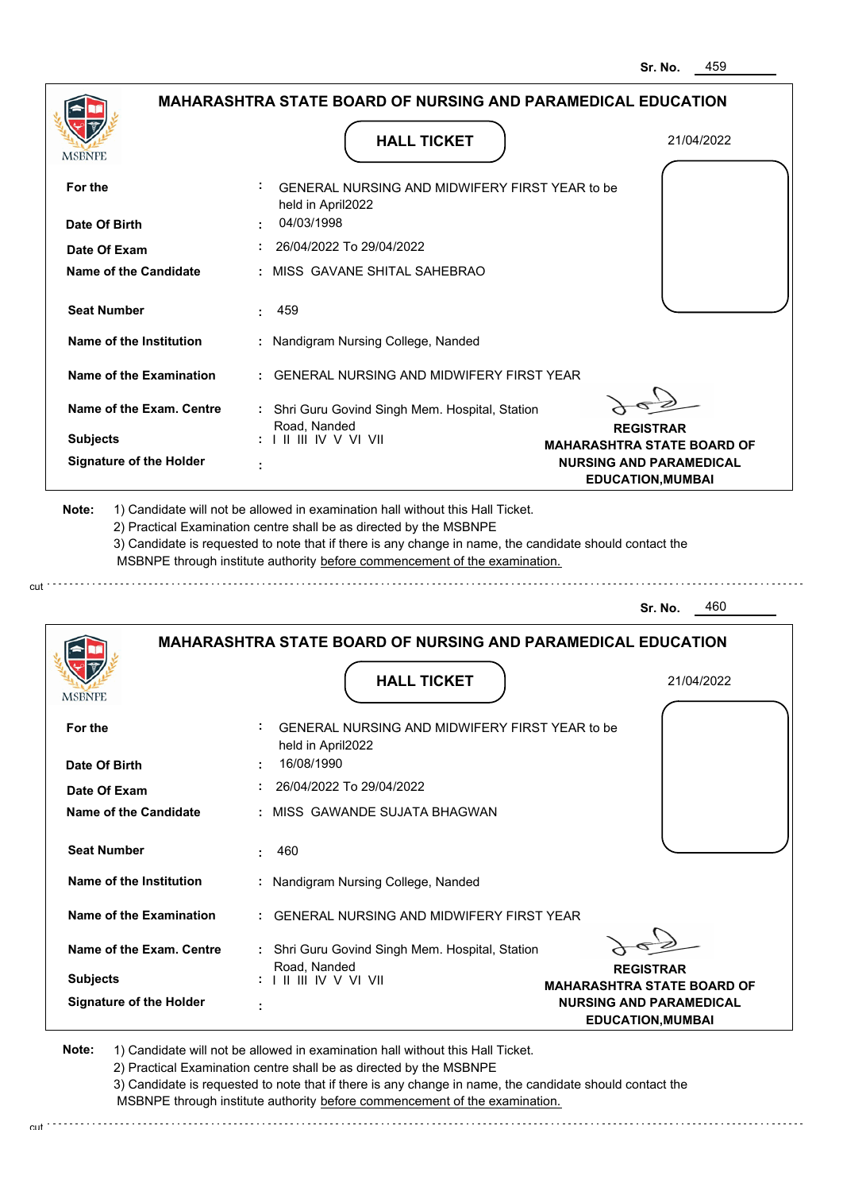Sr. No. 459

## MAHARASHTRA STATE BOARD OF NURSING AND PARAMEDICAL EDUCATION

MSBNPE

### HALL TICKET

21/04/2022

| | |
|---|---|
| **For the** | : GENERAL NURSING AND MIDWIFERY FIRST YEAR to be held in April2022 |
| **Date Of Birth** | : 04/03/1998 |
| **Date Of Exam** | : 26/04/2022 To 29/04/2022 |
| **Name of the Candidate** | : MISS GAVANE SHITAL SAHEBRAO |
| **Seat Number** | : 459 |
| **Name of the Institution** | : Nandigram Nursing College, Nanded |
| **Name of the Examination** | : GENERAL NURSING AND MIDWIFERY FIRST YEAR |
| **Name of the Exam. Centre** | : Shri Guru Govind Singh Mem. Hospital, Station Road, Nanded |
| **Subjects** | : I II III IV V VI VII |
| **Signature of the Holder** | : |

**REGISTRAR**
**MAHARASHTRA STATE BOARD OF NURSING AND PARAMEDICAL EDUCATION,MUMBAI**

**Note:**
1) Candidate will not be allowed in examination hall without this Hall Ticket.
2) Practical Examination centre shall be as directed by the MSBNPE
3) Candidate is requested to note that if there is any change in name, the candidate should contact the MSBNPE through institute authority before commencement of the examination.

cut

---

Sr. No. 460

## MAHARASHTRA STATE BOARD OF NURSING AND PARAMEDICAL EDUCATION

MSBNPE

### HALL TICKET

21/04/2022

| | |
|---|---|
| **For the** | : GENERAL NURSING AND MIDWIFERY FIRST YEAR to be held in April2022 |
| **Date Of Birth** | : 16/08/1990 |
| **Date Of Exam** | : 26/04/2022 To 29/04/2022 |
| **Name of the Candidate** | : MISS GAWANDE SUJATA BHAGWAN |
| **Seat Number** | : 460 |
| **Name of the Institution** | : Nandigram Nursing College, Nanded |
| **Name of the Examination** | : GENERAL NURSING AND MIDWIFERY FIRST YEAR |
| **Name of the Exam. Centre** | : Shri Guru Govind Singh Mem. Hospital, Station Road, Nanded |
| **Subjects** | : I II III IV V VI VII |
| **Signature of the Holder** | : |

**REGISTRAR**
**MAHARASHTRA STATE BOARD OF NURSING AND PARAMEDICAL EDUCATION,MUMBAI**

**Note:**
1) Candidate will not be allowed in examination hall without this Hall Ticket.
2) Practical Examination centre shall be as directed by the MSBNPE
3) Candidate is requested to note that if there is any change in name, the candidate should contact the MSBNPE through institute authority before commencement of the examination.

cut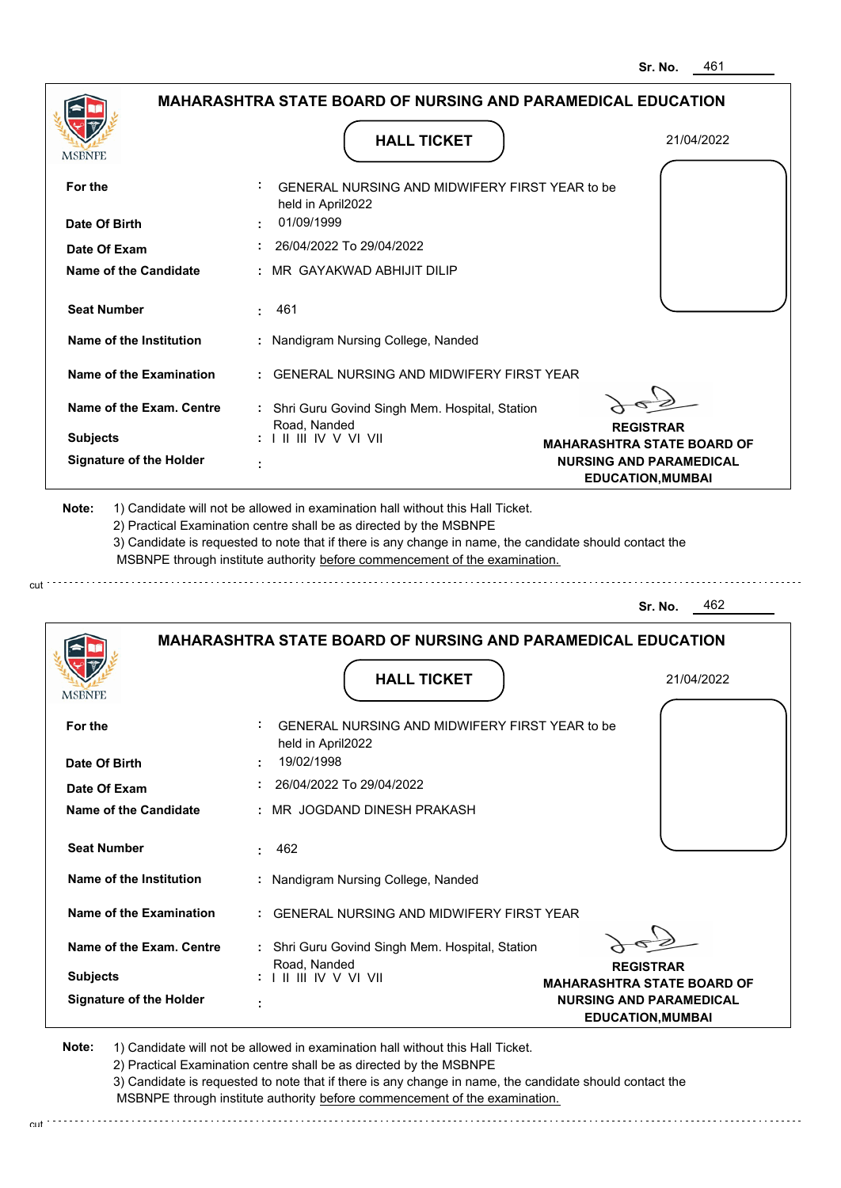Sr. No. 461

## MAHARASHTRA STATE BOARD OF NURSING AND PARAMEDICAL EDUCATION

MSBNPE

**HALL TICKET**

21/04/2022

| | | |
|---|---|---|
| **For the** | : | GENERAL NURSING AND MIDWIFERY FIRST YEAR to be held in April2022 |
| **Date Of Birth** | : | 01/09/1999 |
| **Date Of Exam** | : | 26/04/2022 To 29/04/2022 |
| **Name of the Candidate** | : | MR GAYAKWAD ABHIJIT DILIP |
| **Seat Number** | : | 461 |
| **Name of the Institution** | : | Nandigram Nursing College, Nanded |
| **Name of the Examination** | : | GENERAL NURSING AND MIDWIFERY FIRST YEAR |
| **Name of the Exam. Centre** | : | Shri Guru Govind Singh Mem. Hospital, Station Road, Nanded |
| **Subjects** | : | I II III IV V VI VII |
| **Signature of the Holder** | : | |

**REGISTRAR**
**MAHARASHTRA STATE BOARD OF NURSING AND PARAMEDICAL EDUCATION,MUMBAI**

**Note:**
1) Candidate will not be allowed in examination hall without this Hall Ticket.
2) Practical Examination centre shall be as directed by the MSBNPE
3) Candidate is requested to note that if there is any change in name, the candidate should contact the MSBNPE through institute authority before commencement of the examination.

cut

Sr. No. 462

## MAHARASHTRA STATE BOARD OF NURSING AND PARAMEDICAL EDUCATION

MSBNPE

**HALL TICKET**

21/04/2022

| | | |
|---|---|---|
| **For the** | : | GENERAL NURSING AND MIDWIFERY FIRST YEAR to be held in April2022 |
| **Date Of Birth** | : | 19/02/1998 |
| **Date Of Exam** | : | 26/04/2022 To 29/04/2022 |
| **Name of the Candidate** | : | MR JOGDAND DINESH PRAKASH |
| **Seat Number** | : | 462 |
| **Name of the Institution** | : | Nandigram Nursing College, Nanded |
| **Name of the Examination** | : | GENERAL NURSING AND MIDWIFERY FIRST YEAR |
| **Name of the Exam. Centre** | : | Shri Guru Govind Singh Mem. Hospital, Station Road, Nanded |
| **Subjects** | : | I II III IV V VI VII |
| **Signature of the Holder** | : | |

**REGISTRAR**
**MAHARASHTRA STATE BOARD OF NURSING AND PARAMEDICAL EDUCATION,MUMBAI**

**Note:**
1) Candidate will not be allowed in examination hall without this Hall Ticket.
2) Practical Examination centre shall be as directed by the MSBNPE
3) Candidate is requested to note that if there is any change in name, the candidate should contact the MSBNPE through institute authority before commencement of the examination.

cut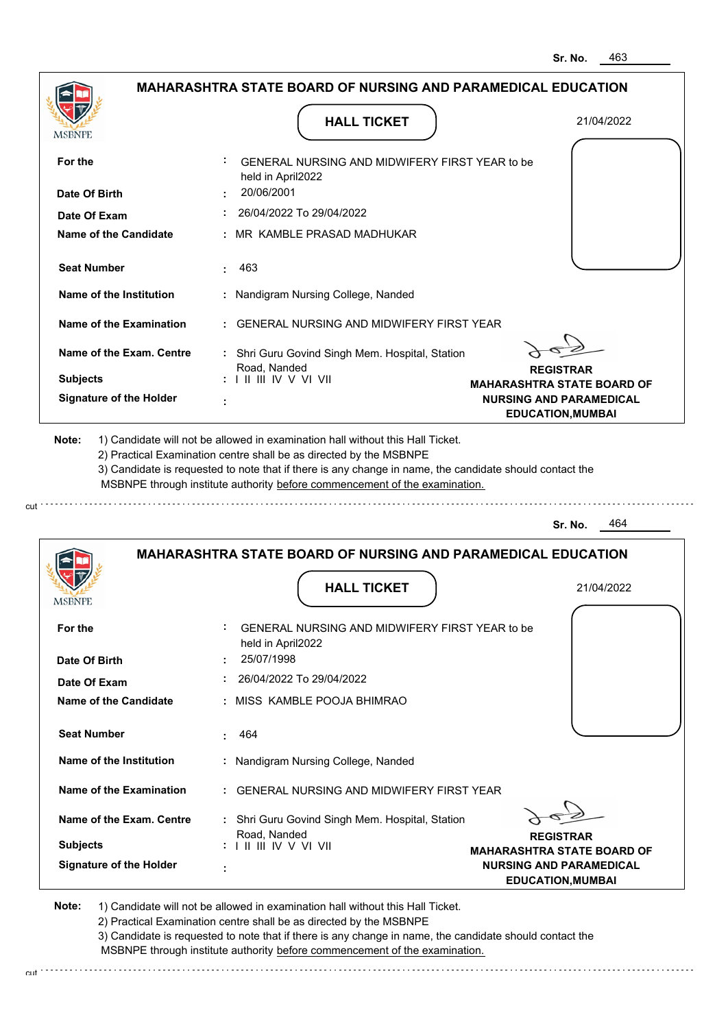Sr. No. 463

## MAHARASHTRA STATE BOARD OF NURSING AND PARAMEDICAL EDUCATION

MSBNPE

### HALL TICKET

21/04/2022

| | | |
|---|---|---|
| **For the** | : | GENERAL NURSING AND MIDWIFERY FIRST YEAR to be held in April2022 |
| **Date Of Birth** | : | 20/06/2001 |
| **Date Of Exam** | : | 26/04/2022 To 29/04/2022 |
| **Name of the Candidate** | : | MR KAMBLE PRASAD MADHUKAR |
| **Seat Number** | : | 463 |
| **Name of the Institution** | : | Nandigram Nursing College, Nanded |
| **Name of the Examination** | : | GENERAL NURSING AND MIDWIFERY FIRST YEAR |
| **Name of the Exam. Centre** | : | Shri Guru Govind Singh Mem. Hospital, Station Road, Nanded |
| **Subjects** | : | I II III IV V VI VII |
| **Signature of the Holder** | : | |

**REGISTRAR**
**MAHARASHTRA STATE BOARD OF NURSING AND PARAMEDICAL EDUCATION,MUMBAI**

**Note:** 1) Candidate will not be allowed in examination hall without this Hall Ticket.
2) Practical Examination centre shall be as directed by the MSBNPE
3) Candidate is requested to note that if there is any change in name, the candidate should contact the MSBNPE through institute authority before commencement of the examination.

cut

Sr. No. 464

## MAHARASHTRA STATE BOARD OF NURSING AND PARAMEDICAL EDUCATION

MSBNPE

### HALL TICKET

21/04/2022

| | | |
|---|---|---|
| **For the** | : | GENERAL NURSING AND MIDWIFERY FIRST YEAR to be held in April2022 |
| **Date Of Birth** | : | 25/07/1998 |
| **Date Of Exam** | : | 26/04/2022 To 29/04/2022 |
| **Name of the Candidate** | : | MISS KAMBLE POOJA BHIMRAO |
| **Seat Number** | : | 464 |
| **Name of the Institution** | : | Nandigram Nursing College, Nanded |
| **Name of the Examination** | : | GENERAL NURSING AND MIDWIFERY FIRST YEAR |
| **Name of the Exam. Centre** | : | Shri Guru Govind Singh Mem. Hospital, Station Road, Nanded |
| **Subjects** | : | I II III IV V VI VII |
| **Signature of the Holder** | : | |

**REGISTRAR**
**MAHARASHTRA STATE BOARD OF NURSING AND PARAMEDICAL EDUCATION,MUMBAI**

**Note:** 1) Candidate will not be allowed in examination hall without this Hall Ticket.
2) Practical Examination centre shall be as directed by the MSBNPE
3) Candidate is requested to note that if there is any change in name, the candidate should contact the MSBNPE through institute authority before commencement of the examination.

cut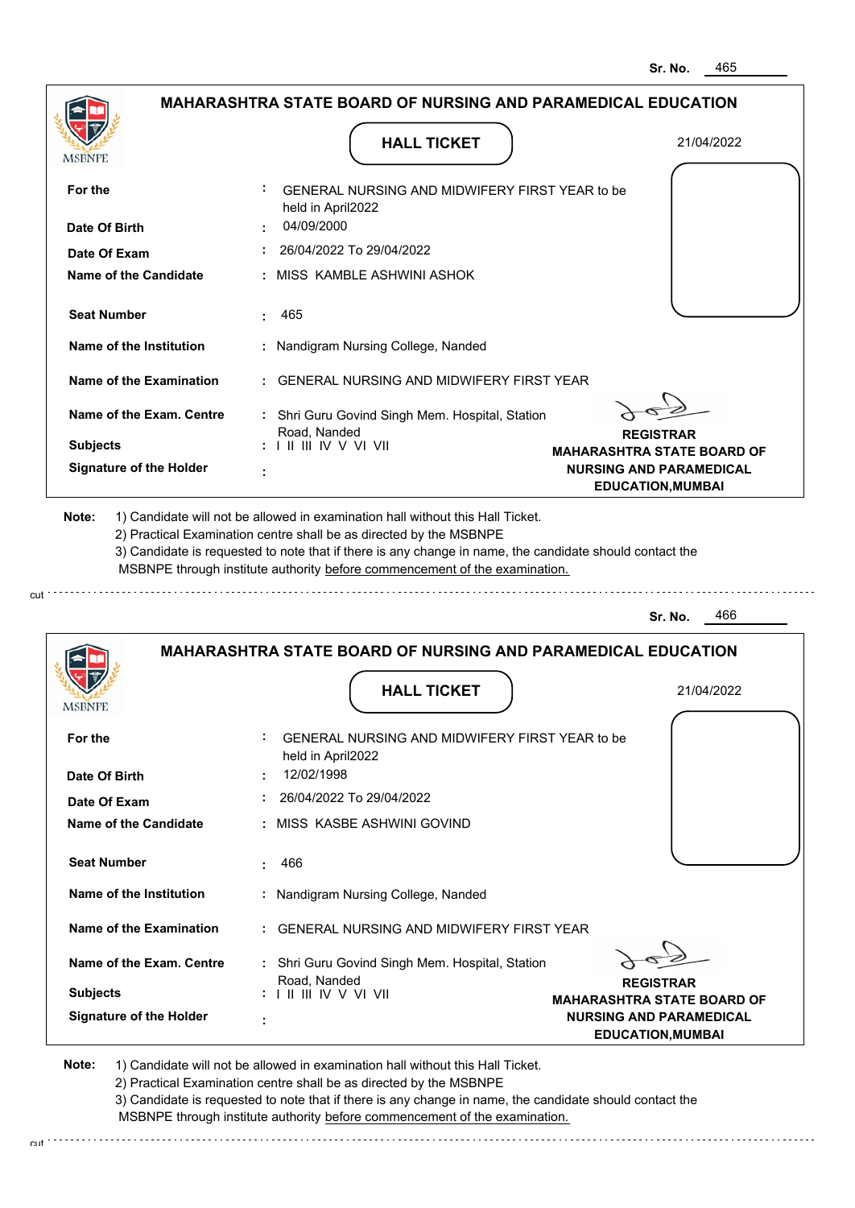Sr. No. 465

## MAHARASHTRA STATE BOARD OF NURSING AND PARAMEDICAL EDUCATION

MSBNPE

### HALL TICKET

21/04/2022

| | | |
|---|---|---|
| **For the** | : | GENERAL NURSING AND MIDWIFERY FIRST YEAR to be held in April2022 |
| **Date Of Birth** | : | 04/09/2000 |
| **Date Of Exam** | : | 26/04/2022 To 29/04/2022 |
| **Name of the Candidate** | : | MISS KAMBLE ASHWINI ASHOK |
| **Seat Number** | : | 465 |
| **Name of the Institution** | : | Nandigram Nursing College, Nanded |
| **Name of the Examination** | : | GENERAL NURSING AND MIDWIFERY FIRST YEAR |
| **Name of the Exam. Centre** | : | Shri Guru Govind Singh Mem. Hospital, Station Road, Nanded |
| **Subjects** | : | I II III IV V VI VII |
| **Signature of the Holder** | : | |

**REGISTRAR**
**MAHARASHTRA STATE BOARD OF NURSING AND PARAMEDICAL EDUCATION,MUMBAI**

**Note:**
1) Candidate will not be allowed in examination hall without this Hall Ticket.
2) Practical Examination centre shall be as directed by the MSBNPE
3) Candidate is requested to note that if there is any change in name, the candidate should contact the MSBNPE through institute authority before commencement of the examination.

---

Sr. No. 466

## MAHARASHTRA STATE BOARD OF NURSING AND PARAMEDICAL EDUCATION

MSBNPE

### HALL TICKET

21/04/2022

| | | |
|---|---|---|
| **For the** | : | GENERAL NURSING AND MIDWIFERY FIRST YEAR to be held in April2022 |
| **Date Of Birth** | : | 12/02/1998 |
| **Date Of Exam** | : | 26/04/2022 To 29/04/2022 |
| **Name of the Candidate** | : | MISS KASBE ASHWINI GOVIND |
| **Seat Number** | : | 466 |
| **Name of the Institution** | : | Nandigram Nursing College, Nanded |
| **Name of the Examination** | : | GENERAL NURSING AND MIDWIFERY FIRST YEAR |
| **Name of the Exam. Centre** | : | Shri Guru Govind Singh Mem. Hospital, Station Road, Nanded |
| **Subjects** | : | I II III IV V VI VII |
| **Signature of the Holder** | : | |

**REGISTRAR**
**MAHARASHTRA STATE BOARD OF NURSING AND PARAMEDICAL EDUCATION,MUMBAI**

**Note:**
1) Candidate will not be allowed in examination hall without this Hall Ticket.
2) Practical Examination centre shall be as directed by the MSBNPE
3) Candidate is requested to note that if there is any change in name, the candidate should contact the MSBNPE through institute authority before commencement of the examination.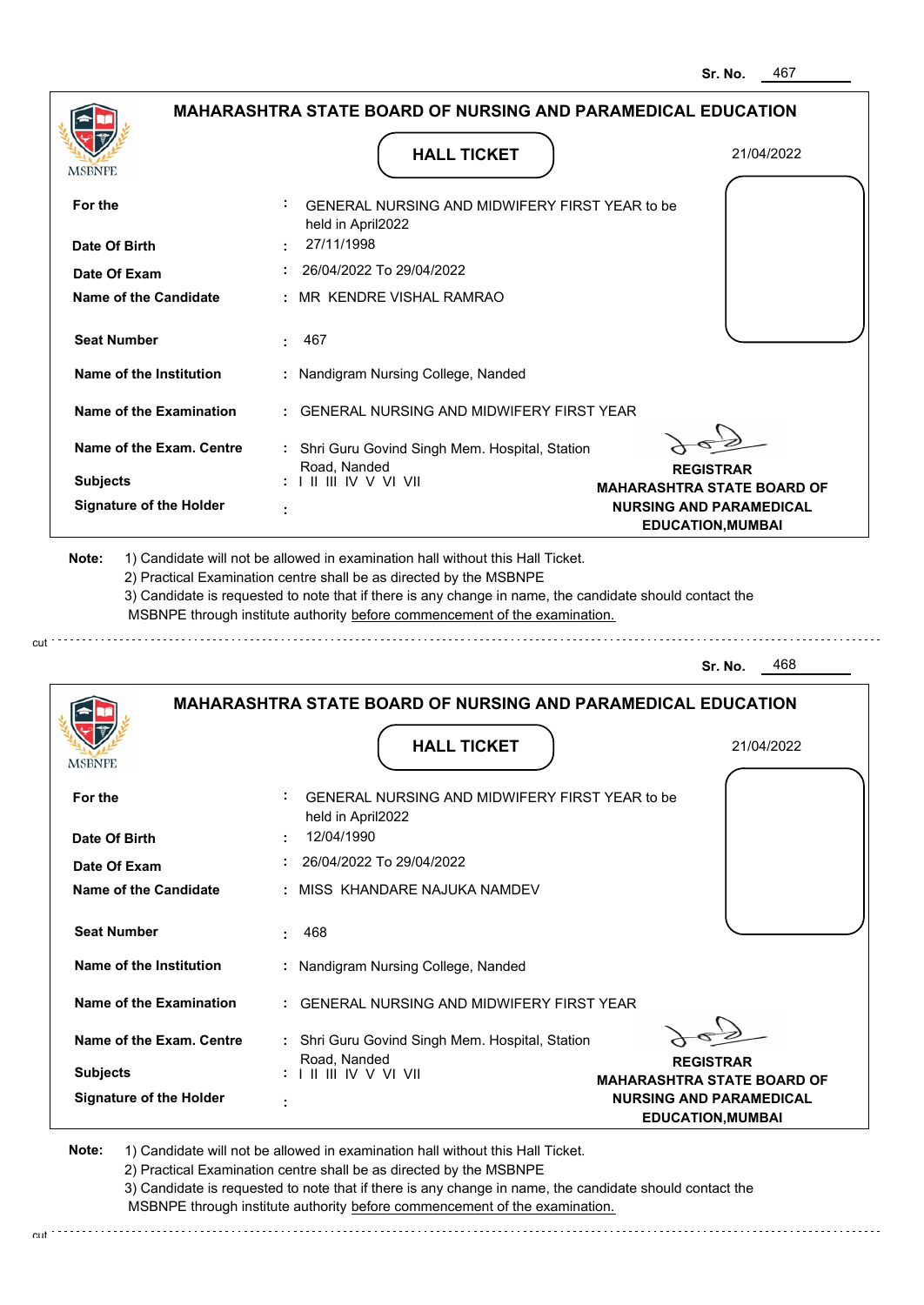Sr. No. 467

## MAHARASHTRA STATE BOARD OF NURSING AND PARAMEDICAL EDUCATION

MSBNPE

### HALL TICKET

21/04/2022

| | | |
|---|---|---|
| **For the** | : | GENERAL NURSING AND MIDWIFERY FIRST YEAR to be held in April2022 |
| **Date Of Birth** | : | 27/11/1998 |
| **Date Of Exam** | : | 26/04/2022 To 29/04/2022 |
| **Name of the Candidate** | : | MR KENDRE VISHAL RAMRAO |
| **Seat Number** | : | 467 |
| **Name of the Institution** | : | Nandigram Nursing College, Nanded |
| **Name of the Examination** | : | GENERAL NURSING AND MIDWIFERY FIRST YEAR |
| **Name of the Exam. Centre** | : | Shri Guru Govind Singh Mem. Hospital, Station Road, Nanded |
| **Subjects** | : | I II III IV V VI VII |
| **Signature of the Holder** | : | |

**REGISTRAR**
**MAHARASHTRA STATE BOARD OF NURSING AND PARAMEDICAL EDUCATION,MUMBAI**

**Note:** 1) Candidate will not be allowed in examination hall without this Hall Ticket.
2) Practical Examination centre shall be as directed by the MSBNPE
3) Candidate is requested to note that if there is any change in name, the candidate should contact the MSBNPE through institute authority before commencement of the examination.

cut

Sr. No. 468

## MAHARASHTRA STATE BOARD OF NURSING AND PARAMEDICAL EDUCATION

MSBNPE

### HALL TICKET

21/04/2022

| | | |
|---|---|---|
| **For the** | : | GENERAL NURSING AND MIDWIFERY FIRST YEAR to be held in April2022 |
| **Date Of Birth** | : | 12/04/1990 |
| **Date Of Exam** | : | 26/04/2022 To 29/04/2022 |
| **Name of the Candidate** | : | MISS KHANDARE NAJUKA NAMDEV |
| **Seat Number** | : | 468 |
| **Name of the Institution** | : | Nandigram Nursing College, Nanded |
| **Name of the Examination** | : | GENERAL NURSING AND MIDWIFERY FIRST YEAR |
| **Name of the Exam. Centre** | : | Shri Guru Govind Singh Mem. Hospital, Station Road, Nanded |
| **Subjects** | : | I II III IV V VI VII |
| **Signature of the Holder** | : | |

**REGISTRAR**
**MAHARASHTRA STATE BOARD OF NURSING AND PARAMEDICAL EDUCATION,MUMBAI**

**Note:** 1) Candidate will not be allowed in examination hall without this Hall Ticket.
2) Practical Examination centre shall be as directed by the MSBNPE
3) Candidate is requested to note that if there is any change in name, the candidate should contact the MSBNPE through institute authority before commencement of the examination.

cut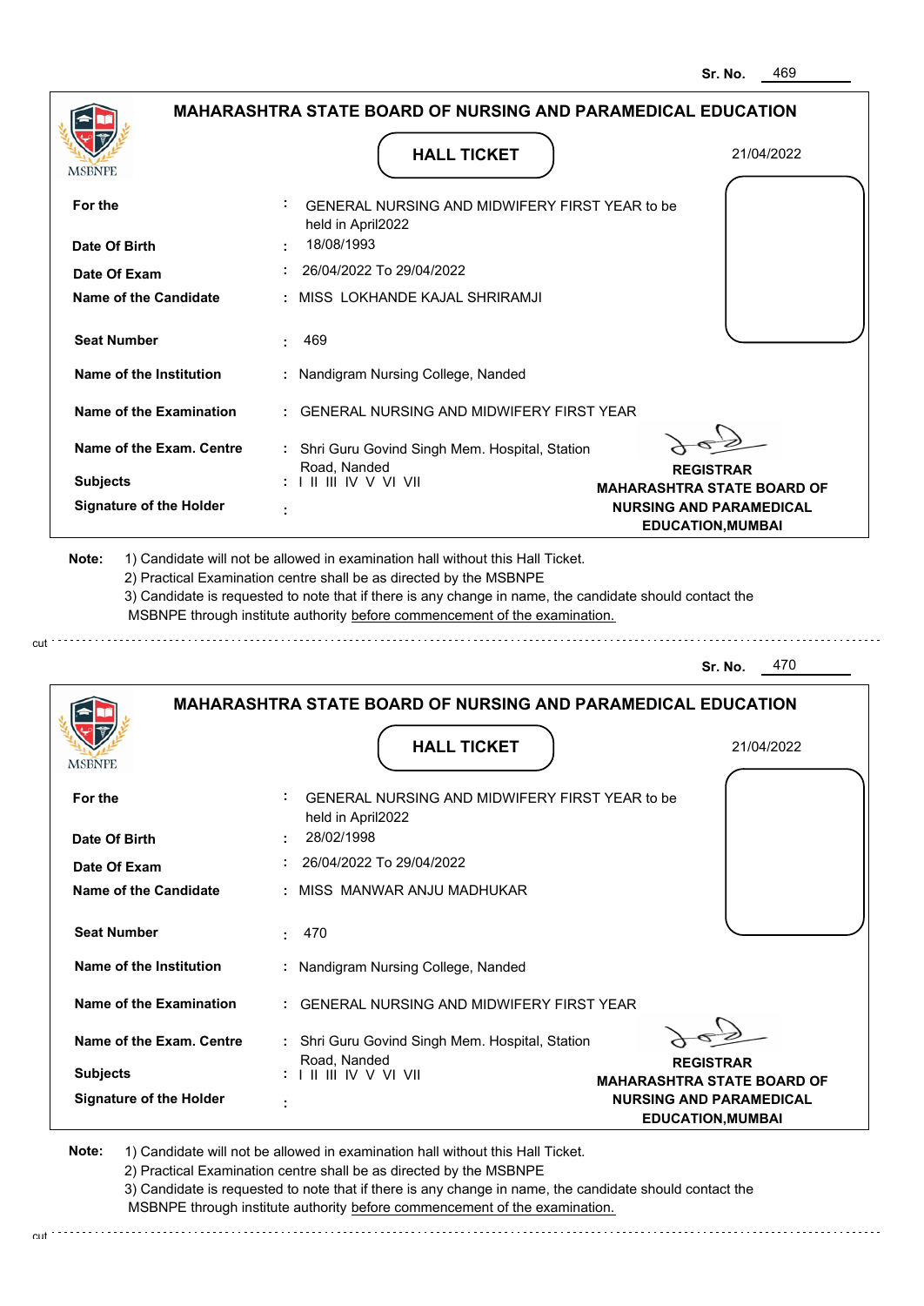Sr. No. 469

## MAHARASHTRA STATE BOARD OF NURSING AND PARAMEDICAL EDUCATION

MSBNPE

### HALL TICKET

21/04/2022

| | |
|---|---|
| **For the** | : GENERAL NURSING AND MIDWIFERY FIRST YEAR to be held in April2022 |
| **Date Of Birth** | : 18/08/1993 |
| **Date Of Exam** | : 26/04/2022 To 29/04/2022 |
| **Name of the Candidate** | : MISS LOKHANDE KAJAL SHRIRAMJI |
| **Seat Number** | : 469 |
| **Name of the Institution** | : Nandigram Nursing College, Nanded |
| **Name of the Examination** | : GENERAL NURSING AND MIDWIFERY FIRST YEAR |
| **Name of the Exam. Centre** | : Shri Guru Govind Singh Mem. Hospital, Station Road, Nanded |
| **Subjects** | : I II III IV V VI VII |
| **Signature of the Holder** | : |

**REGISTRAR**
**MAHARASHTRA STATE BOARD OF NURSING AND PARAMEDICAL EDUCATION,MUMBAI**

**Note:** 1) Candidate will not be allowed in examination hall without this Hall Ticket.
2) Practical Examination centre shall be as directed by the MSBNPE
3) Candidate is requested to note that if there is any change in name, the candidate should contact the MSBNPE through institute authority before commencement of the examination.

cut

Sr. No. 470

## MAHARASHTRA STATE BOARD OF NURSING AND PARAMEDICAL EDUCATION

MSBNPE

### HALL TICKET

21/04/2022

| | |
|---|---|
| **For the** | : GENERAL NURSING AND MIDWIFERY FIRST YEAR to be held in April2022 |
| **Date Of Birth** | : 28/02/1998 |
| **Date Of Exam** | : 26/04/2022 To 29/04/2022 |
| **Name of the Candidate** | : MISS MANWAR ANJU MADHUKAR |
| **Seat Number** | : 470 |
| **Name of the Institution** | : Nandigram Nursing College, Nanded |
| **Name of the Examination** | : GENERAL NURSING AND MIDWIFERY FIRST YEAR |
| **Name of the Exam. Centre** | : Shri Guru Govind Singh Mem. Hospital, Station Road, Nanded |
| **Subjects** | : I II III IV V VI VII |
| **Signature of the Holder** | : |

**REGISTRAR**
**MAHARASHTRA STATE BOARD OF NURSING AND PARAMEDICAL EDUCATION,MUMBAI**

**Note:** 1) Candidate will not be allowed in examination hall without this Hall Ticket.
2) Practical Examination centre shall be as directed by the MSBNPE
3) Candidate is requested to note that if there is any change in name, the candidate should contact the MSBNPE through institute authority before commencement of the examination.

cut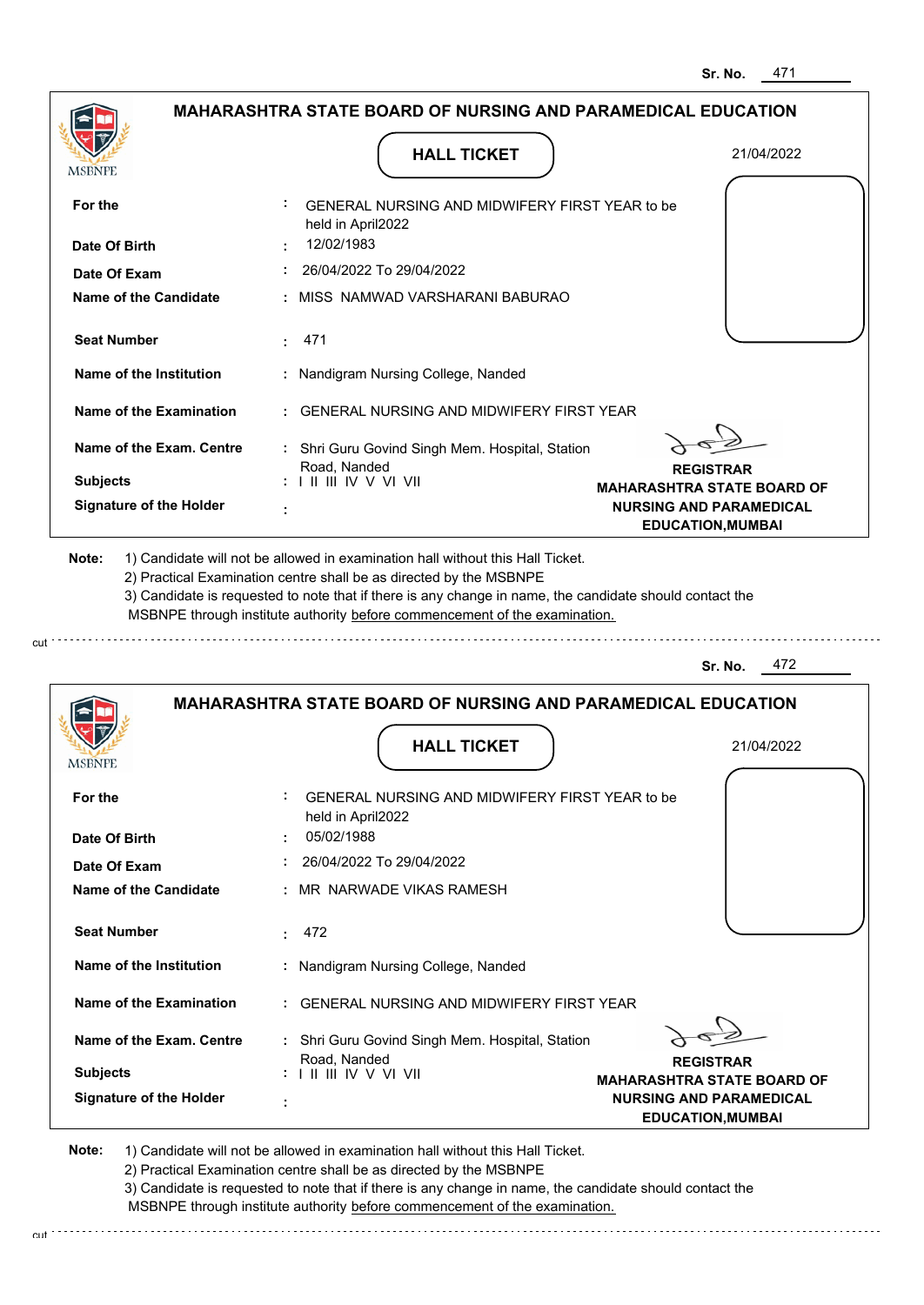Sr. No. 471

## MAHARASHTRA STATE BOARD OF NURSING AND PARAMEDICAL EDUCATION

MSBNPE

### HALL TICKET

21/04/2022

| | | |
|---|---|---|
| **For the** | : | GENERAL NURSING AND MIDWIFERY FIRST YEAR to be held in April2022 |
| **Date Of Birth** | : | 12/02/1983 |
| **Date Of Exam** | : | 26/04/2022 To 29/04/2022 |
| **Name of the Candidate** | : | MISS NAMWAD VARSHARANI BABURAO |
| **Seat Number** | : | 471 |
| **Name of the Institution** | : | Nandigram Nursing College, Nanded |
| **Name of the Examination** | : | GENERAL NURSING AND MIDWIFERY FIRST YEAR |
| **Name of the Exam. Centre** | : | Shri Guru Govind Singh Mem. Hospital, Station Road, Nanded |
| **Subjects** | : | I II III IV V VI VII |
| **Signature of the Holder** | : | |

**REGISTRAR**
**MAHARASHTRA STATE BOARD OF NURSING AND PARAMEDICAL EDUCATION,MUMBAI**

**Note:**
1) Candidate will not be allowed in examination hall without this Hall Ticket.
2) Practical Examination centre shall be as directed by the MSBNPE
3) Candidate is requested to note that if there is any change in name, the candidate should contact the MSBNPE through institute authority before commencement of the examination.

cut

---

Sr. No. 472

## MAHARASHTRA STATE BOARD OF NURSING AND PARAMEDICAL EDUCATION

MSBNPE

### HALL TICKET

21/04/2022

| | | |
|---|---|---|
| **For the** | : | GENERAL NURSING AND MIDWIFERY FIRST YEAR to be held in April2022 |
| **Date Of Birth** | : | 05/02/1988 |
| **Date Of Exam** | : | 26/04/2022 To 29/04/2022 |
| **Name of the Candidate** | : | MR NARWADE VIKAS RAMESH |
| **Seat Number** | : | 472 |
| **Name of the Institution** | : | Nandigram Nursing College, Nanded |
| **Name of the Examination** | : | GENERAL NURSING AND MIDWIFERY FIRST YEAR |
| **Name of the Exam. Centre** | : | Shri Guru Govind Singh Mem. Hospital, Station Road, Nanded |
| **Subjects** | : | I II III IV V VI VII |
| **Signature of the Holder** | : | |

**REGISTRAR**
**MAHARASHTRA STATE BOARD OF NURSING AND PARAMEDICAL EDUCATION,MUMBAI**

**Note:**
1) Candidate will not be allowed in examination hall without this Hall Ticket.
2) Practical Examination centre shall be as directed by the MSBNPE
3) Candidate is requested to note that if there is any change in name, the candidate should contact the MSBNPE through institute authority before commencement of the examination.

cut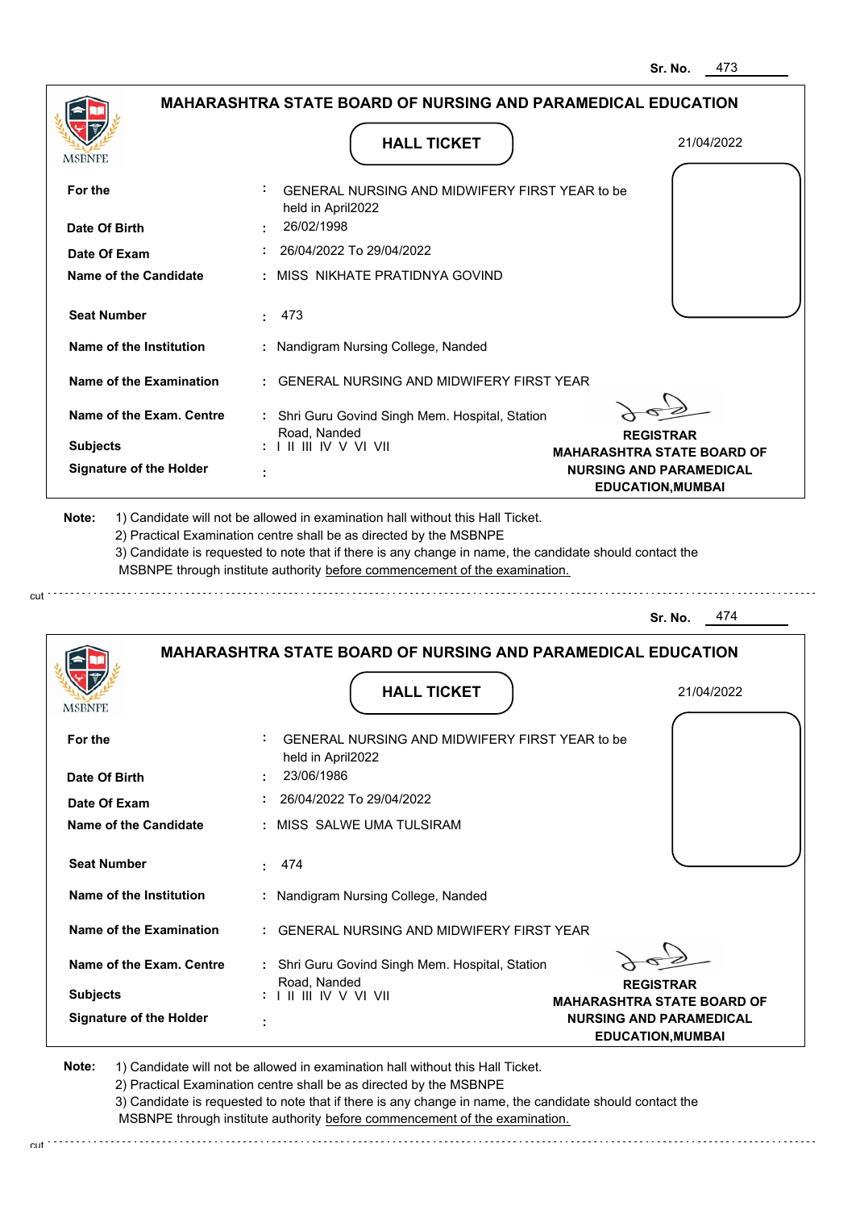Sr. No. 473

## MAHARASHTRA STATE BOARD OF NURSING AND PARAMEDICAL EDUCATION

### HALL TICKET

21/04/2022

| | | |
|---|---|---|
| For the | : | GENERAL NURSING AND MIDWIFERY FIRST YEAR to be held in April2022 |
| Date Of Birth | : | 26/02/1998 |
| Date Of Exam | : | 26/04/2022 To 29/04/2022 |
| Name of the Candidate | : | MISS NIKHATE PRATIDNYA GOVIND |
| Seat Number | : | 473 |
| Name of the Institution | : | Nandigram Nursing College, Nanded |
| Name of the Examination | : | GENERAL NURSING AND MIDWIFERY FIRST YEAR |
| Name of the Exam. Centre | : | Shri Guru Govind Singh Mem. Hospital, Station Road, Nanded |
| Subjects | : | I II III IV V VI VII |
| Signature of the Holder | : | |

**REGISTRAR**
**MAHARASHTRA STATE BOARD OF NURSING AND PARAMEDICAL EDUCATION,MUMBAI**

**Note:**
1) Candidate will not be allowed in examination hall without this Hall Ticket.
2) Practical Examination centre shall be as directed by the MSBNPE
3) Candidate is requested to note that if there is any change in name, the candidate should contact the MSBNPE through institute authority before commencement of the examination.

---

Sr. No. 474

## MAHARASHTRA STATE BOARD OF NURSING AND PARAMEDICAL EDUCATION

### HALL TICKET

21/04/2022

| | | |
|---|---|---|
| For the | : | GENERAL NURSING AND MIDWIFERY FIRST YEAR to be held in April2022 |
| Date Of Birth | : | 23/06/1986 |
| Date Of Exam | : | 26/04/2022 To 29/04/2022 |
| Name of the Candidate | : | MISS SALWE UMA TULSIRAM |
| Seat Number | : | 474 |
| Name of the Institution | : | Nandigram Nursing College, Nanded |
| Name of the Examination | : | GENERAL NURSING AND MIDWIFERY FIRST YEAR |
| Name of the Exam. Centre | : | Shri Guru Govind Singh Mem. Hospital, Station Road, Nanded |
| Subjects | : | I II III IV V VI VII |
| Signature of the Holder | : | |

**REGISTRAR**
**MAHARASHTRA STATE BOARD OF NURSING AND PARAMEDICAL EDUCATION,MUMBAI**

**Note:**
1) Candidate will not be allowed in examination hall without this Hall Ticket.
2) Practical Examination centre shall be as directed by the MSBNPE
3) Candidate is requested to note that if there is any change in name, the candidate should contact the MSBNPE through institute authority before commencement of the examination.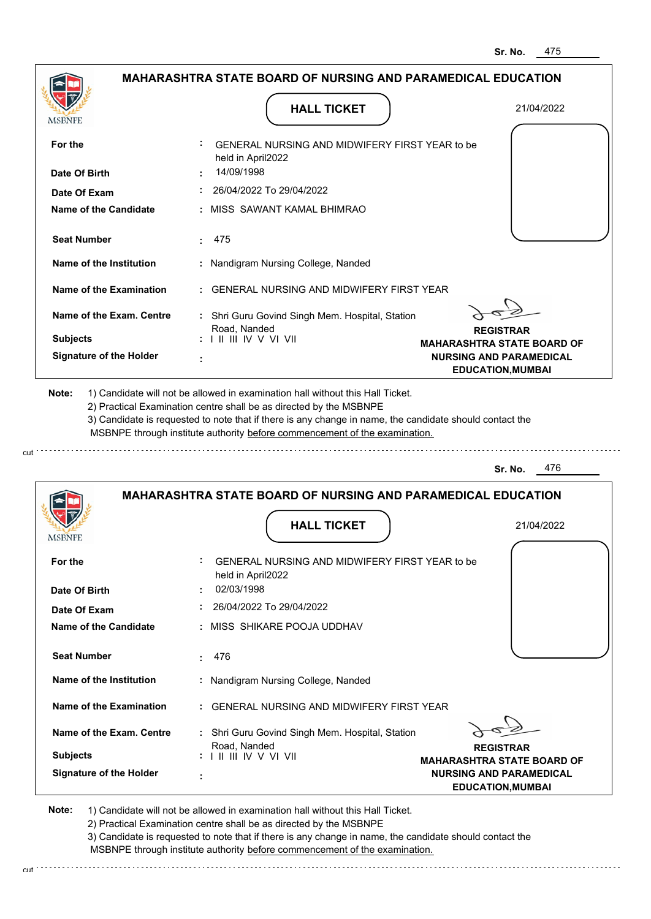Sr. No. 475

## MAHARASHTRA STATE BOARD OF NURSING AND PARAMEDICAL EDUCATION

MSBNPE

### HALL TICKET

21/04/2022

| | | |
|---|---|---|
| **For the** | : | GENERAL NURSING AND MIDWIFERY FIRST YEAR to be held in April2022 |
| **Date Of Birth** | : | 14/09/1998 |
| **Date Of Exam** | : | 26/04/2022 To 29/04/2022 |
| **Name of the Candidate** | : | MISS SAWANT KAMAL BHIMRAO |
| **Seat Number** | : | 475 |
| **Name of the Institution** | : | Nandigram Nursing College, Nanded |
| **Name of the Examination** | : | GENERAL NURSING AND MIDWIFERY FIRST YEAR |
| **Name of the Exam. Centre** | : | Shri Guru Govind Singh Mem. Hospital, Station Road, Nanded |
| **Subjects** | : | I II III IV V VI VII |
| **Signature of the Holder** | : | |

**REGISTRAR**
**MAHARASHTRA STATE BOARD OF NURSING AND PARAMEDICAL EDUCATION,MUMBAI**

**Note:**
1) Candidate will not be allowed in examination hall without this Hall Ticket.
2) Practical Examination centre shall be as directed by the MSBNPE
3) Candidate is requested to note that if there is any change in name, the candidate should contact the MSBNPE through institute authority before commencement of the examination.

cut

Sr. No. 476

## MAHARASHTRA STATE BOARD OF NURSING AND PARAMEDICAL EDUCATION

MSBNPE

### HALL TICKET

21/04/2022

| | | |
|---|---|---|
| **For the** | : | GENERAL NURSING AND MIDWIFERY FIRST YEAR to be held in April2022 |
| **Date Of Birth** | : | 02/03/1998 |
| **Date Of Exam** | : | 26/04/2022 To 29/04/2022 |
| **Name of the Candidate** | : | MISS SHIKARE POOJA UDDHAV |
| **Seat Number** | : | 476 |
| **Name of the Institution** | : | Nandigram Nursing College, Nanded |
| **Name of the Examination** | : | GENERAL NURSING AND MIDWIFERY FIRST YEAR |
| **Name of the Exam. Centre** | : | Shri Guru Govind Singh Mem. Hospital, Station Road, Nanded |
| **Subjects** | : | I II III IV V VI VII |
| **Signature of the Holder** | : | |

**REGISTRAR**
**MAHARASHTRA STATE BOARD OF NURSING AND PARAMEDICAL EDUCATION,MUMBAI**

**Note:**
1) Candidate will not be allowed in examination hall without this Hall Ticket.
2) Practical Examination centre shall be as directed by the MSBNPE
3) Candidate is requested to note that if there is any change in name, the candidate should contact the MSBNPE through institute authority before commencement of the examination.

cut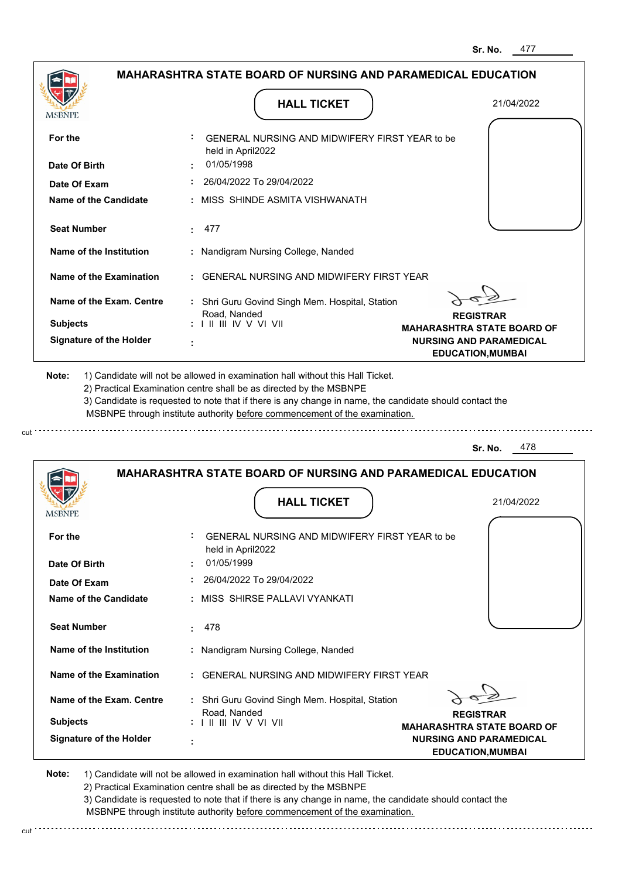Sr. No. 477

## MAHARASHTRA STATE BOARD OF NURSING AND PARAMEDICAL EDUCATION

MSBNPE

### HALL TICKET

21/04/2022

| | | |
|---|---|---|
| **For the** | : | GENERAL NURSING AND MIDWIFERY FIRST YEAR to be held in April2022 |
| **Date Of Birth** | : | 01/05/1998 |
| **Date Of Exam** | : | 26/04/2022 To 29/04/2022 |
| **Name of the Candidate** | : | MISS SHINDE ASMITA VISHWANATH |
| **Seat Number** | : | 477 |
| **Name of the Institution** | : | Nandigram Nursing College, Nanded |
| **Name of the Examination** | : | GENERAL NURSING AND MIDWIFERY FIRST YEAR |
| **Name of the Exam. Centre** | : | Shri Guru Govind Singh Mem. Hospital, Station Road, Nanded |
| **Subjects** | : | I II III IV V VI VII |
| **Signature of the Holder** | : | |

**REGISTRAR**
**MAHARASHTRA STATE BOARD OF NURSING AND PARAMEDICAL EDUCATION,MUMBAI**

**Note:** 1) Candidate will not be allowed in examination hall without this Hall Ticket.
2) Practical Examination centre shall be as directed by the MSBNPE
3) Candidate is requested to note that if there is any change in name, the candidate should contact the MSBNPE through institute authority before commencement of the examination.

cut

Sr. No. 478

## MAHARASHTRA STATE BOARD OF NURSING AND PARAMEDICAL EDUCATION

MSBNPE

### HALL TICKET

21/04/2022

| | | |
|---|---|---|
| **For the** | : | GENERAL NURSING AND MIDWIFERY FIRST YEAR to be held in April2022 |
| **Date Of Birth** | : | 01/05/1999 |
| **Date Of Exam** | : | 26/04/2022 To 29/04/2022 |
| **Name of the Candidate** | : | MISS SHIRSE PALLAVI VYANKATI |
| **Seat Number** | : | 478 |
| **Name of the Institution** | : | Nandigram Nursing College, Nanded |
| **Name of the Examination** | : | GENERAL NURSING AND MIDWIFERY FIRST YEAR |
| **Name of the Exam. Centre** | : | Shri Guru Govind Singh Mem. Hospital, Station Road, Nanded |
| **Subjects** | : | I II III IV V VI VII |
| **Signature of the Holder** | : | |

**REGISTRAR**
**MAHARASHTRA STATE BOARD OF NURSING AND PARAMEDICAL EDUCATION,MUMBAI**

**Note:** 1) Candidate will not be allowed in examination hall without this Hall Ticket.
2) Practical Examination centre shall be as directed by the MSBNPE
3) Candidate is requested to note that if there is any change in name, the candidate should contact the MSBNPE through institute authority before commencement of the examination.

cut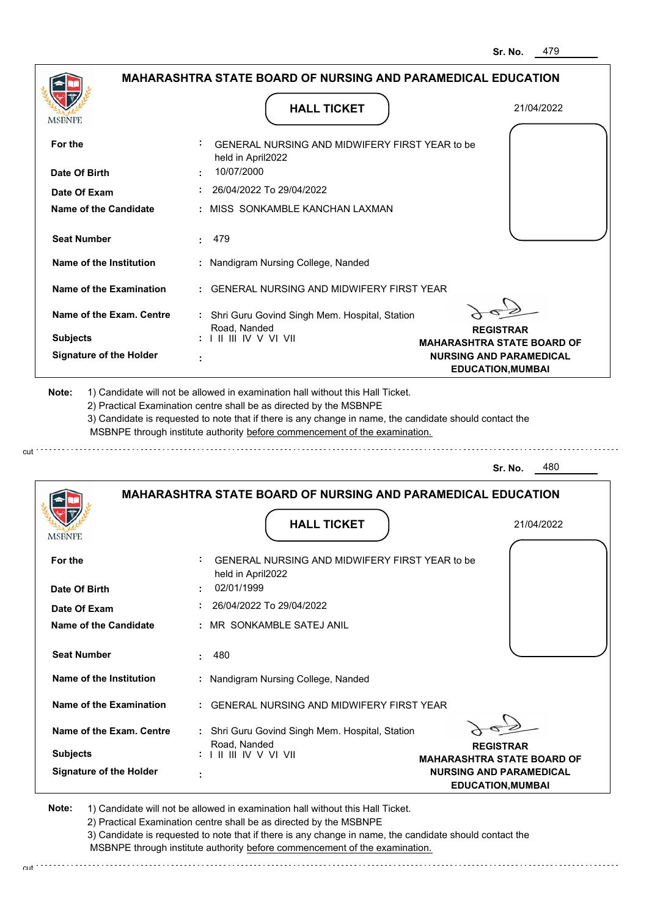Sr. No. 479

## MAHARASHTRA STATE BOARD OF NURSING AND PARAMEDICAL EDUCATION

MSBNPE

### HALL TICKET

21/04/2022

| | | |
|---|---|---|
| **For the** | : | GENERAL NURSING AND MIDWIFERY FIRST YEAR to be held in April2022 |
| **Date Of Birth** | : | 10/07/2000 |
| **Date Of Exam** | : | 26/04/2022 To 29/04/2022 |
| **Name of the Candidate** | : | MISS SONKAMBLE KANCHAN LAXMAN |
| **Seat Number** | : | 479 |
| **Name of the Institution** | : | Nandigram Nursing College, Nanded |
| **Name of the Examination** | : | GENERAL NURSING AND MIDWIFERY FIRST YEAR |
| **Name of the Exam. Centre** | : | Shri Guru Govind Singh Mem. Hospital, Station Road, Nanded |
| **Subjects** | : | I II III IV V VI VII |
| **Signature of the Holder** | : | |

**REGISTRAR**
**MAHARASHTRA STATE BOARD OF NURSING AND PARAMEDICAL EDUCATION,MUMBAI**

**Note:** 1) Candidate will not be allowed in examination hall without this Hall Ticket.
2) Practical Examination centre shall be as directed by the MSBNPE
3) Candidate is requested to note that if there is any change in name, the candidate should contact the MSBNPE through institute authority before commencement of the examination.

cut

Sr. No. 480

## MAHARASHTRA STATE BOARD OF NURSING AND PARAMEDICAL EDUCATION

MSBNPE

### HALL TICKET

21/04/2022

| | | |
|---|---|---|
| **For the** | : | GENERAL NURSING AND MIDWIFERY FIRST YEAR to be held in April2022 |
| **Date Of Birth** | : | 02/01/1999 |
| **Date Of Exam** | : | 26/04/2022 To 29/04/2022 |
| **Name of the Candidate** | : | MR SONKAMBLE SATEJ ANIL |
| **Seat Number** | : | 480 |
| **Name of the Institution** | : | Nandigram Nursing College, Nanded |
| **Name of the Examination** | : | GENERAL NURSING AND MIDWIFERY FIRST YEAR |
| **Name of the Exam. Centre** | : | Shri Guru Govind Singh Mem. Hospital, Station Road, Nanded |
| **Subjects** | : | I II III IV V VI VII |
| **Signature of the Holder** | : | |

**REGISTRAR**
**MAHARASHTRA STATE BOARD OF NURSING AND PARAMEDICAL EDUCATION,MUMBAI**

**Note:** 1) Candidate will not be allowed in examination hall without this Hall Ticket.
2) Practical Examination centre shall be as directed by the MSBNPE
3) Candidate is requested to note that if there is any change in name, the candidate should contact the MSBNPE through institute authority before commencement of the examination.

cut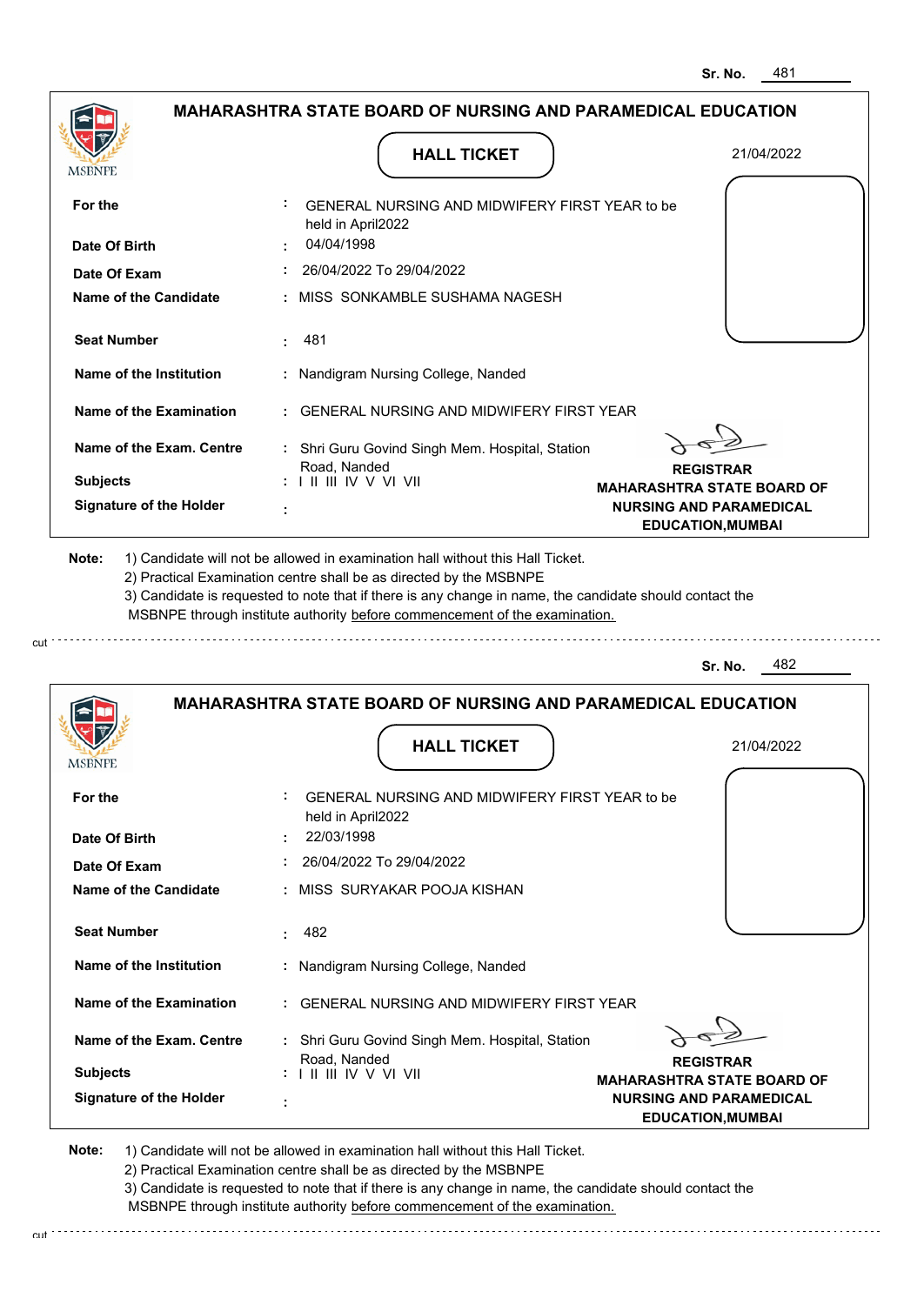Sr. No. 481

## MAHARASHTRA STATE BOARD OF NURSING AND PARAMEDICAL EDUCATION

MSBNPE

**HALL TICKET**

21/04/2022

| | |
|---|---|
| **For the** | : GENERAL NURSING AND MIDWIFERY FIRST YEAR to be held in April2022 |
| **Date Of Birth** | : 04/04/1998 |
| **Date Of Exam** | : 26/04/2022 To 29/04/2022 |
| **Name of the Candidate** | : MISS SONKAMBLE SUSHAMA NAGESH |
| **Seat Number** | : 481 |
| **Name of the Institution** | : Nandigram Nursing College, Nanded |
| **Name of the Examination** | : GENERAL NURSING AND MIDWIFERY FIRST YEAR |
| **Name of the Exam. Centre** | : Shri Guru Govind Singh Mem. Hospital, Station Road, Nanded |
| **Subjects** | : I II III IV V VI VII |
| **Signature of the Holder** | : |

**REGISTRAR**
**MAHARASHTRA STATE BOARD OF NURSING AND PARAMEDICAL EDUCATION,MUMBAI**

**Note:** 1) Candidate will not be allowed in examination hall without this Hall Ticket.
2) Practical Examination centre shall be as directed by the MSBNPE
3) Candidate is requested to note that if there is any change in name, the candidate should contact the MSBNPE through institute authority before commencement of the examination.

cut

Sr. No. 482

## MAHARASHTRA STATE BOARD OF NURSING AND PARAMEDICAL EDUCATION

MSBNPE

**HALL TICKET**

21/04/2022

| | |
|---|---|
| **For the** | : GENERAL NURSING AND MIDWIFERY FIRST YEAR to be held in April2022 |
| **Date Of Birth** | : 22/03/1998 |
| **Date Of Exam** | : 26/04/2022 To 29/04/2022 |
| **Name of the Candidate** | : MISS SURYAKAR POOJA KISHAN |
| **Seat Number** | : 482 |
| **Name of the Institution** | : Nandigram Nursing College, Nanded |
| **Name of the Examination** | : GENERAL NURSING AND MIDWIFERY FIRST YEAR |
| **Name of the Exam. Centre** | : Shri Guru Govind Singh Mem. Hospital, Station Road, Nanded |
| **Subjects** | : I II III IV V VI VII |
| **Signature of the Holder** | : |

**REGISTRAR**
**MAHARASHTRA STATE BOARD OF NURSING AND PARAMEDICAL EDUCATION,MUMBAI**

**Note:** 1) Candidate will not be allowed in examination hall without this Hall Ticket.
2) Practical Examination centre shall be as directed by the MSBNPE
3) Candidate is requested to note that if there is any change in name, the candidate should contact the MSBNPE through institute authority before commencement of the examination.

cut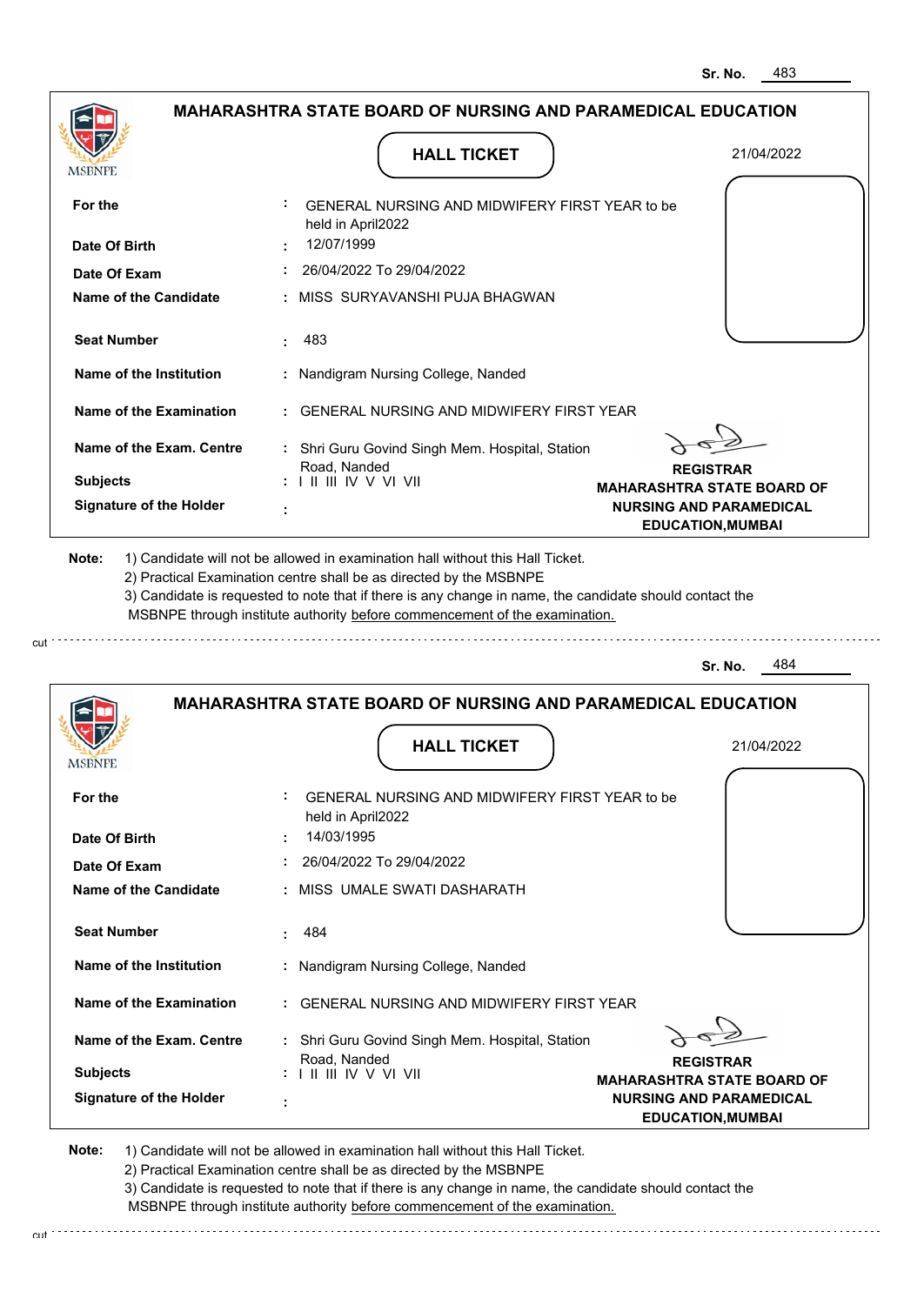Sr. No. 483

## MAHARASHTRA STATE BOARD OF NURSING AND PARAMEDICAL EDUCATION

MSBNPE

### HALL TICKET

21/04/2022

| | | |
|---|---|---|
| **For the** | : | GENERAL NURSING AND MIDWIFERY FIRST YEAR to be held in April2022 |
| **Date Of Birth** | : | 12/07/1999 |
| **Date Of Exam** | : | 26/04/2022 To 29/04/2022 |
| **Name of the Candidate** | : | MISS SURYAVANSHI PUJA BHAGWAN |
| **Seat Number** | : | 483 |
| **Name of the Institution** | : | Nandigram Nursing College, Nanded |
| **Name of the Examination** | : | GENERAL NURSING AND MIDWIFERY FIRST YEAR |
| **Name of the Exam. Centre** | : | Shri Guru Govind Singh Mem. Hospital, Station Road, Nanded |
| **Subjects** | : | I II III IV V VI VII |
| **Signature of the Holder** | : | |

**REGISTRAR**
**MAHARASHTRA STATE BOARD OF NURSING AND PARAMEDICAL EDUCATION,MUMBAI**

**Note:** 1) Candidate will not be allowed in examination hall without this Hall Ticket.
2) Practical Examination centre shall be as directed by the MSBNPE
3) Candidate is requested to note that if there is any change in name, the candidate should contact the MSBNPE through institute authority before commencement of the examination.

cut

Sr. No. 484

## MAHARASHTRA STATE BOARD OF NURSING AND PARAMEDICAL EDUCATION

MSBNPE

### HALL TICKET

21/04/2022

| | | |
|---|---|---|
| **For the** | : | GENERAL NURSING AND MIDWIFERY FIRST YEAR to be held in April2022 |
| **Date Of Birth** | : | 14/03/1995 |
| **Date Of Exam** | : | 26/04/2022 To 29/04/2022 |
| **Name of the Candidate** | : | MISS UMALE SWATI DASHARATH |
| **Seat Number** | : | 484 |
| **Name of the Institution** | : | Nandigram Nursing College, Nanded |
| **Name of the Examination** | : | GENERAL NURSING AND MIDWIFERY FIRST YEAR |
| **Name of the Exam. Centre** | : | Shri Guru Govind Singh Mem. Hospital, Station Road, Nanded |
| **Subjects** | : | I II III IV V VI VII |
| **Signature of the Holder** | : | |

**REGISTRAR**
**MAHARASHTRA STATE BOARD OF NURSING AND PARAMEDICAL EDUCATION,MUMBAI**

**Note:** 1) Candidate will not be allowed in examination hall without this Hall Ticket.
2) Practical Examination centre shall be as directed by the MSBNPE
3) Candidate is requested to note that if there is any change in name, the candidate should contact the MSBNPE through institute authority before commencement of the examination.

cut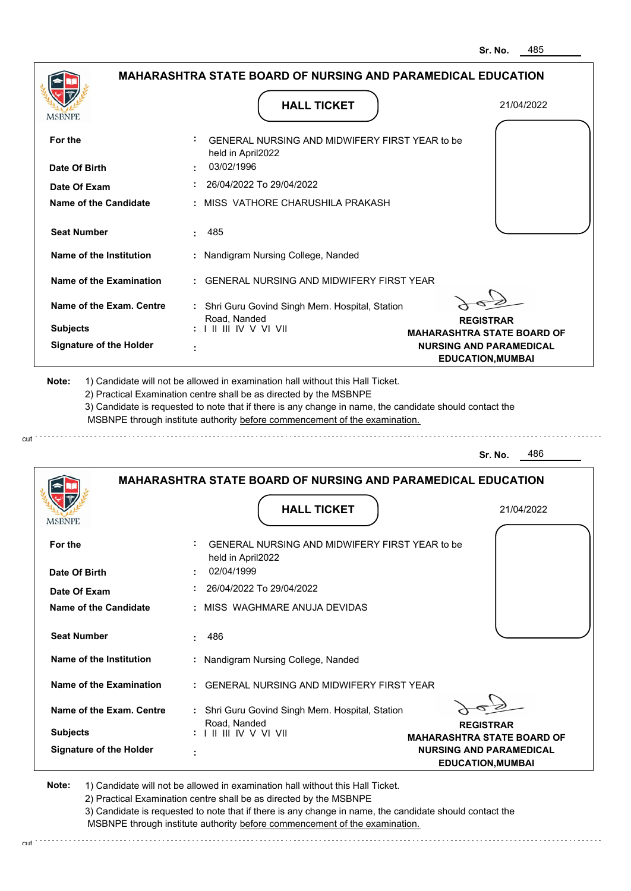Sr. No. 485

## MAHARASHTRA STATE BOARD OF NURSING AND PARAMEDICAL EDUCATION

MSBNPE

### HALL TICKET

21/04/2022

| | | |
|---|---|---|
| **For the** | : | GENERAL NURSING AND MIDWIFERY FIRST YEAR to be held in April2022 |
| **Date Of Birth** | : | 03/02/1996 |
| **Date Of Exam** | : | 26/04/2022 To 29/04/2022 |
| **Name of the Candidate** | : | MISS VATHORE CHARUSHILA PRAKASH |
| **Seat Number** | : | 485 |
| **Name of the Institution** | : | Nandigram Nursing College, Nanded |
| **Name of the Examination** | : | GENERAL NURSING AND MIDWIFERY FIRST YEAR |
| **Name of the Exam. Centre** | : | Shri Guru Govind Singh Mem. Hospital, Station Road, Nanded |
| **Subjects** | : | I II III IV V VI VII |
| **Signature of the Holder** | : | |

**REGISTRAR**
**MAHARASHTRA STATE BOARD OF NURSING AND PARAMEDICAL EDUCATION,MUMBAI**

**Note:** 1) Candidate will not be allowed in examination hall without this Hall Ticket.
2) Practical Examination centre shall be as directed by the MSBNPE
3) Candidate is requested to note that if there is any change in name, the candidate should contact the MSBNPE through institute authority before commencement of the examination.

cut

Sr. No. 486

## MAHARASHTRA STATE BOARD OF NURSING AND PARAMEDICAL EDUCATION

MSBNPE

### HALL TICKET

21/04/2022

| | | |
|---|---|---|
| **For the** | : | GENERAL NURSING AND MIDWIFERY FIRST YEAR to be held in April2022 |
| **Date Of Birth** | : | 02/04/1999 |
| **Date Of Exam** | : | 26/04/2022 To 29/04/2022 |
| **Name of the Candidate** | : | MISS WAGHMARE ANUJA DEVIDAS |
| **Seat Number** | : | 486 |
| **Name of the Institution** | : | Nandigram Nursing College, Nanded |
| **Name of the Examination** | : | GENERAL NURSING AND MIDWIFERY FIRST YEAR |
| **Name of the Exam. Centre** | : | Shri Guru Govind Singh Mem. Hospital, Station Road, Nanded |
| **Subjects** | : | I II III IV V VI VII |
| **Signature of the Holder** | : | |

**REGISTRAR**
**MAHARASHTRA STATE BOARD OF NURSING AND PARAMEDICAL EDUCATION,MUMBAI**

**Note:** 1) Candidate will not be allowed in examination hall without this Hall Ticket.
2) Practical Examination centre shall be as directed by the MSBNPE
3) Candidate is requested to note that if there is any change in name, the candidate should contact the MSBNPE through institute authority before commencement of the examination.

cut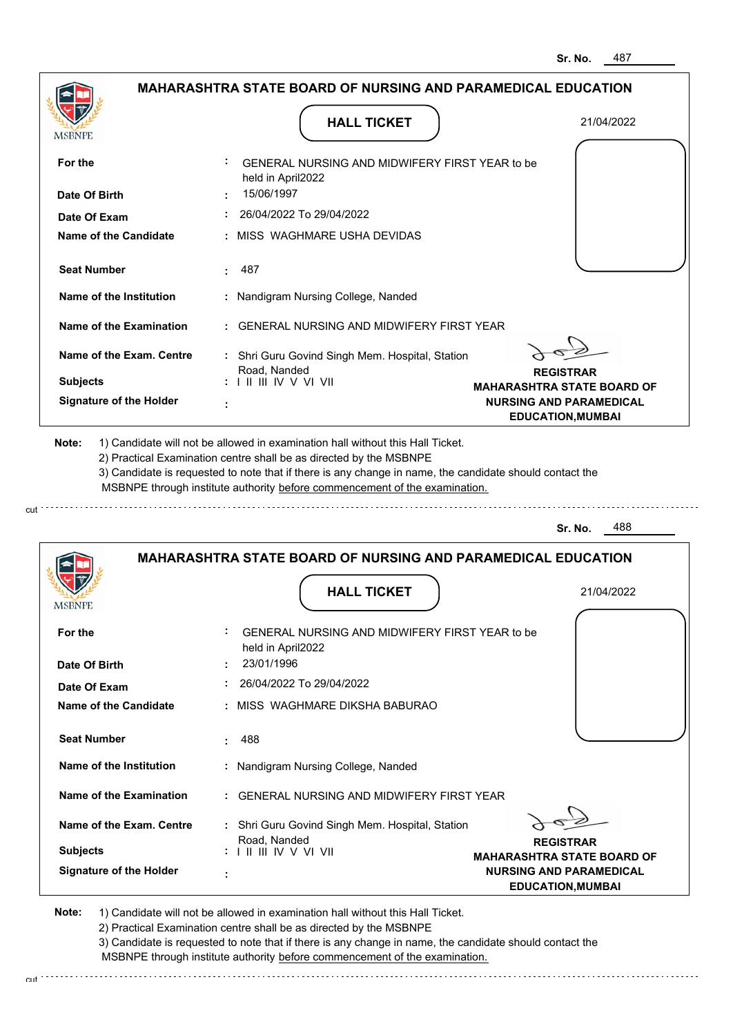Sr. No. 487

## MAHARASHTRA STATE BOARD OF NURSING AND PARAMEDICAL EDUCATION

MSBNPE

### HALL TICKET

21/04/2022

| | | |
|---|---|---|
| **For the** | : | GENERAL NURSING AND MIDWIFERY FIRST YEAR to be held in April2022 |
| **Date Of Birth** | : | 15/06/1997 |
| **Date Of Exam** | : | 26/04/2022 To 29/04/2022 |
| **Name of the Candidate** | : | MISS WAGHMARE USHA DEVIDAS |
| **Seat Number** | : | 487 |
| **Name of the Institution** | : | Nandigram Nursing College, Nanded |
| **Name of the Examination** | : | GENERAL NURSING AND MIDWIFERY FIRST YEAR |
| **Name of the Exam. Centre** | : | Shri Guru Govind Singh Mem. Hospital, Station Road, Nanded |
| **Subjects** | : | I II III IV V VI VII |
| **Signature of the Holder** | : | |

**REGISTRAR**
**MAHARASHTRA STATE BOARD OF NURSING AND PARAMEDICAL EDUCATION,MUMBAI**

**Note:**
1) Candidate will not be allowed in examination hall without this Hall Ticket.
2) Practical Examination centre shall be as directed by the MSBNPE
3) Candidate is requested to note that if there is any change in name, the candidate should contact the MSBNPE through institute authority before commencement of the examination.

cut

---

Sr. No. 488

## MAHARASHTRA STATE BOARD OF NURSING AND PARAMEDICAL EDUCATION

MSBNPE

### HALL TICKET

21/04/2022

| | | |
|---|---|---|
| **For the** | : | GENERAL NURSING AND MIDWIFERY FIRST YEAR to be held in April2022 |
| **Date Of Birth** | : | 23/01/1996 |
| **Date Of Exam** | : | 26/04/2022 To 29/04/2022 |
| **Name of the Candidate** | : | MISS WAGHMARE DIKSHA BABURAO |
| **Seat Number** | : | 488 |
| **Name of the Institution** | : | Nandigram Nursing College, Nanded |
| **Name of the Examination** | : | GENERAL NURSING AND MIDWIFERY FIRST YEAR |
| **Name of the Exam. Centre** | : | Shri Guru Govind Singh Mem. Hospital, Station Road, Nanded |
| **Subjects** | : | I II III IV V VI VII |
| **Signature of the Holder** | : | |

**REGISTRAR**
**MAHARASHTRA STATE BOARD OF NURSING AND PARAMEDICAL EDUCATION,MUMBAI**

**Note:**
1) Candidate will not be allowed in examination hall without this Hall Ticket.
2) Practical Examination centre shall be as directed by the MSBNPE
3) Candidate is requested to note that if there is any change in name, the candidate should contact the MSBNPE through institute authority before commencement of the examination.

cut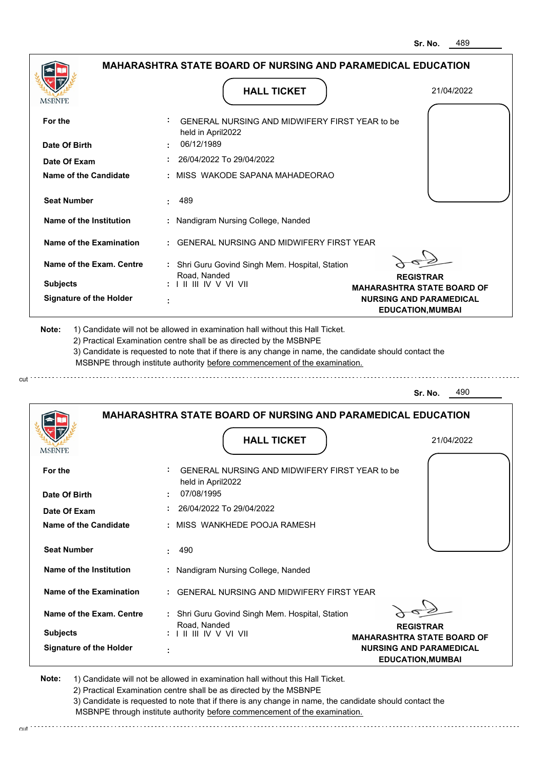Sr. No. 489

## MAHARASHTRA STATE BOARD OF NURSING AND PARAMEDICAL EDUCATION

MSBNPE

### HALL TICKET

21/04/2022

| | |
|---|---|
| For the | : GENERAL NURSING AND MIDWIFERY FIRST YEAR to be held in April2022 |
| Date Of Birth | : 06/12/1989 |
| Date Of Exam | : 26/04/2022 To 29/04/2022 |
| Name of the Candidate | : MISS WAKODE SAPANA MAHADEORAO |
| Seat Number | : 489 |
| Name of the Institution | : Nandigram Nursing College, Nanded |
| Name of the Examination | : GENERAL NURSING AND MIDWIFERY FIRST YEAR |
| Name of the Exam. Centre | : Shri Guru Govind Singh Mem. Hospital, Station Road, Nanded |
| Subjects | : I II III IV V VI VII |
| Signature of the Holder | : |

**REGISTRAR**
**MAHARASHTRA STATE BOARD OF NURSING AND PARAMEDICAL EDUCATION,MUMBAI**

**Note:**
1) Candidate will not be allowed in examination hall without this Hall Ticket.
2) Practical Examination centre shall be as directed by the MSBNPE
3) Candidate is requested to note that if there is any change in name, the candidate should contact the MSBNPE through institute authority before commencement of the examination.

cut

Sr. No. 490

## MAHARASHTRA STATE BOARD OF NURSING AND PARAMEDICAL EDUCATION

MSBNPE

### HALL TICKET

21/04/2022

| | |
|---|---|
| For the | : GENERAL NURSING AND MIDWIFERY FIRST YEAR to be held in April2022 |
| Date Of Birth | : 07/08/1995 |
| Date Of Exam | : 26/04/2022 To 29/04/2022 |
| Name of the Candidate | : MISS WANKHEDE POOJA RAMESH |
| Seat Number | : 490 |
| Name of the Institution | : Nandigram Nursing College, Nanded |
| Name of the Examination | : GENERAL NURSING AND MIDWIFERY FIRST YEAR |
| Name of the Exam. Centre | : Shri Guru Govind Singh Mem. Hospital, Station Road, Nanded |
| Subjects | : I II III IV V VI VII |
| Signature of the Holder | : |

**REGISTRAR**
**MAHARASHTRA STATE BOARD OF NURSING AND PARAMEDICAL EDUCATION,MUMBAI**

**Note:**
1) Candidate will not be allowed in examination hall without this Hall Ticket.
2) Practical Examination centre shall be as directed by the MSBNPE
3) Candidate is requested to note that if there is any change in name, the candidate should contact the MSBNPE through institute authority before commencement of the examination.

cut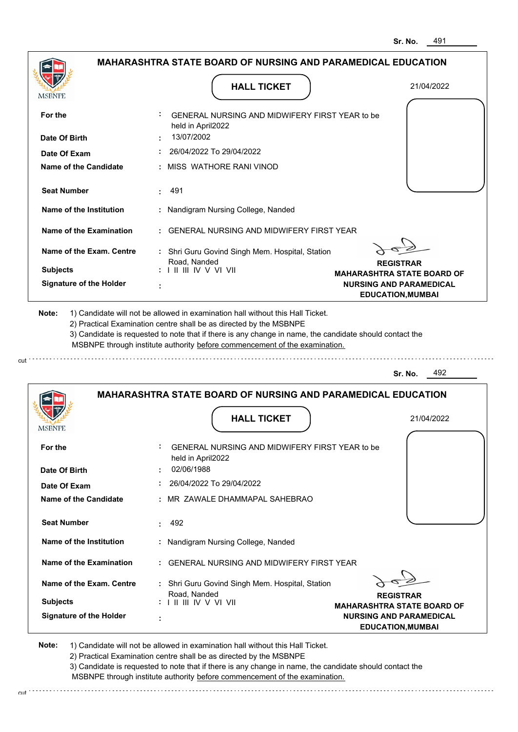Sr. No. 491

## MAHARASHTRA STATE BOARD OF NURSING AND PARAMEDICAL EDUCATION

MSBNPE

### HALL TICKET

21/04/2022

| | | |
|---|---|---|
| **For the** | : | GENERAL NURSING AND MIDWIFERY FIRST YEAR to be held in April2022 |
| **Date Of Birth** | : | 13/07/2002 |
| **Date Of Exam** | : | 26/04/2022 To 29/04/2022 |
| **Name of the Candidate** | : | MISS WATHORE RANI VINOD |
| **Seat Number** | : | 491 |
| **Name of the Institution** | : | Nandigram Nursing College, Nanded |
| **Name of the Examination** | : | GENERAL NURSING AND MIDWIFERY FIRST YEAR |
| **Name of the Exam. Centre** | : | Shri Guru Govind Singh Mem. Hospital, Station Road, Nanded |
| **Subjects** | : | I II III IV V VI VII |
| **Signature of the Holder** | : | |

**REGISTRAR**
**MAHARASHTRA STATE BOARD OF NURSING AND PARAMEDICAL EDUCATION,MUMBAI**

**Note:** 1) Candidate will not be allowed in examination hall without this Hall Ticket.
2) Practical Examination centre shall be as directed by the MSBNPE
3) Candidate is requested to note that if there is any change in name, the candidate should contact the MSBNPE through institute authority before commencement of the examination.

cut

Sr. No. 492

## MAHARASHTRA STATE BOARD OF NURSING AND PARAMEDICAL EDUCATION

MSBNPE

### HALL TICKET

21/04/2022

| | | |
|---|---|---|
| **For the** | : | GENERAL NURSING AND MIDWIFERY FIRST YEAR to be held in April2022 |
| **Date Of Birth** | : | 02/06/1988 |
| **Date Of Exam** | : | 26/04/2022 To 29/04/2022 |
| **Name of the Candidate** | : | MR ZAWALE DHAMMAPAL SAHEBRAO |
| **Seat Number** | : | 492 |
| **Name of the Institution** | : | Nandigram Nursing College, Nanded |
| **Name of the Examination** | : | GENERAL NURSING AND MIDWIFERY FIRST YEAR |
| **Name of the Exam. Centre** | : | Shri Guru Govind Singh Mem. Hospital, Station Road, Nanded |
| **Subjects** | : | I II III IV V VI VII |
| **Signature of the Holder** | : | |

**REGISTRAR**
**MAHARASHTRA STATE BOARD OF NURSING AND PARAMEDICAL EDUCATION,MUMBAI**

**Note:** 1) Candidate will not be allowed in examination hall without this Hall Ticket.
2) Practical Examination centre shall be as directed by the MSBNPE
3) Candidate is requested to note that if there is any change in name, the candidate should contact the MSBNPE through institute authority before commencement of the examination.

cut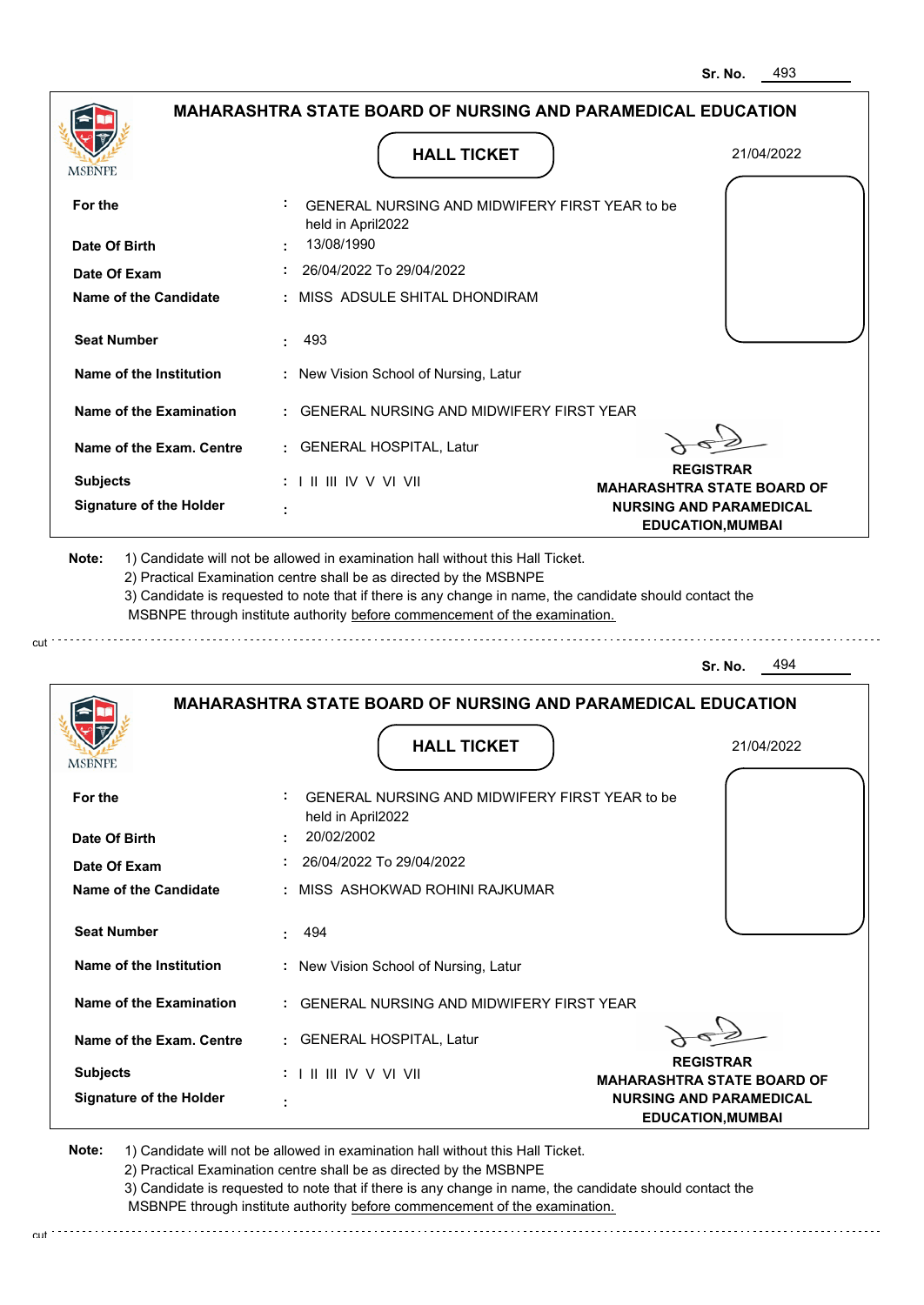Sr. No. 493

## MAHARASHTRA STATE BOARD OF NURSING AND PARAMEDICAL EDUCATION

MSBNPE

**HALL TICKET**

21/04/2022

| | | |
|---|---|---|
| **For the** | : | GENERAL NURSING AND MIDWIFERY FIRST YEAR to be held in April2022 |
| **Date Of Birth** | : | 13/08/1990 |
| **Date Of Exam** | : | 26/04/2022 To 29/04/2022 |
| **Name of the Candidate** | : | MISS ADSULE SHITAL DHONDIRAM |
| **Seat Number** | : | 493 |
| **Name of the Institution** | : | New Vision School of Nursing, Latur |
| **Name of the Examination** | : | GENERAL NURSING AND MIDWIFERY FIRST YEAR |
| **Name of the Exam. Centre** | : | GENERAL HOSPITAL, Latur |
| **Subjects** | : | I II III IV V VI VII |
| **Signature of the Holder** | : | |

**REGISTRAR**
**MAHARASHTRA STATE BOARD OF NURSING AND PARAMEDICAL EDUCATION,MUMBAI**

**Note:** 1) Candidate will not be allowed in examination hall without this Hall Ticket.
2) Practical Examination centre shall be as directed by the MSBNPE
3) Candidate is requested to note that if there is any change in name, the candidate should contact the MSBNPE through institute authority before commencement of the examination.

cut

Sr. No. 494

## MAHARASHTRA STATE BOARD OF NURSING AND PARAMEDICAL EDUCATION

MSBNPE

**HALL TICKET**

21/04/2022

| | | |
|---|---|---|
| **For the** | : | GENERAL NURSING AND MIDWIFERY FIRST YEAR to be held in April2022 |
| **Date Of Birth** | : | 20/02/2002 |
| **Date Of Exam** | : | 26/04/2022 To 29/04/2022 |
| **Name of the Candidate** | : | MISS ASHOKWAD ROHINI RAJKUMAR |
| **Seat Number** | : | 494 |
| **Name of the Institution** | : | New Vision School of Nursing, Latur |
| **Name of the Examination** | : | GENERAL NURSING AND MIDWIFERY FIRST YEAR |
| **Name of the Exam. Centre** | : | GENERAL HOSPITAL, Latur |
| **Subjects** | : | I II III IV V VI VII |
| **Signature of the Holder** | : | |

**REGISTRAR**
**MAHARASHTRA STATE BOARD OF NURSING AND PARAMEDICAL EDUCATION,MUMBAI**

**Note:** 1) Candidate will not be allowed in examination hall without this Hall Ticket.
2) Practical Examination centre shall be as directed by the MSBNPE
3) Candidate is requested to note that if there is any change in name, the candidate should contact the MSBNPE through institute authority before commencement of the examination.

cut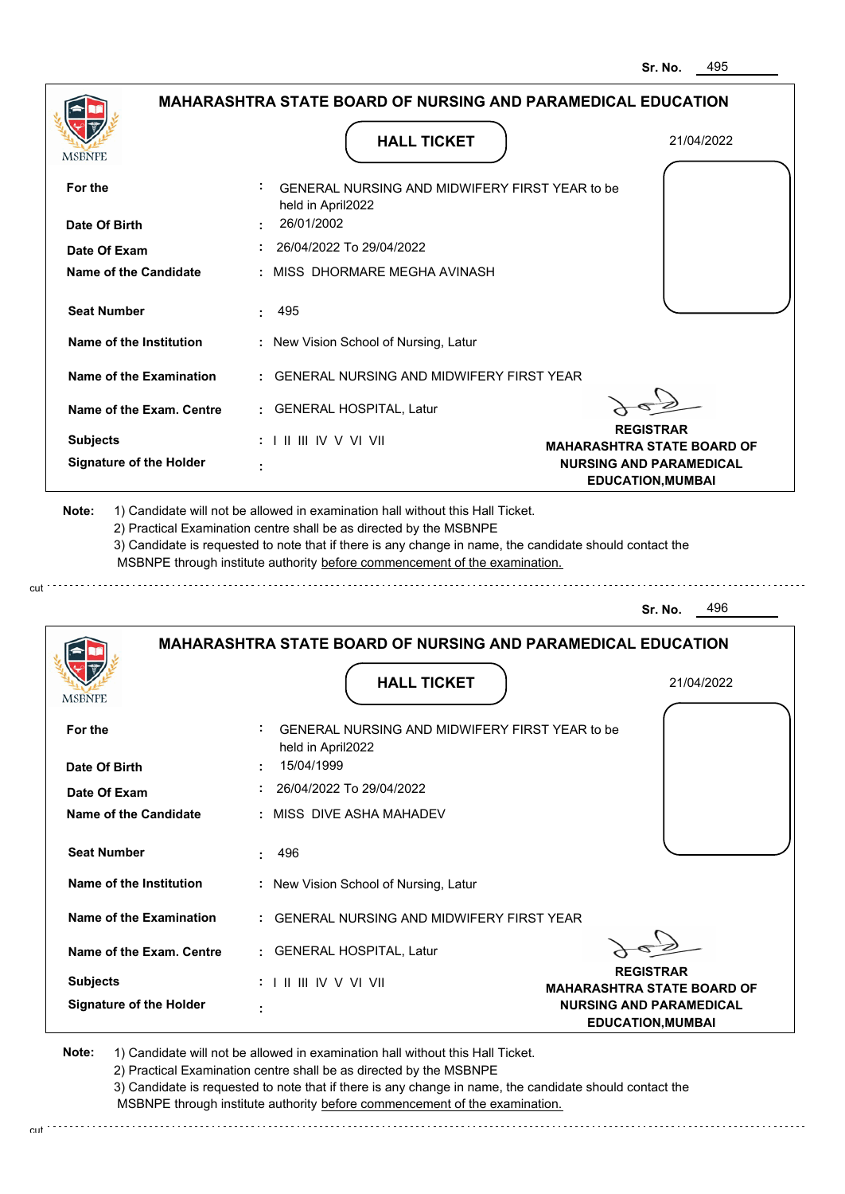Sr. No. 495

## MAHARASHTRA STATE BOARD OF NURSING AND PARAMEDICAL EDUCATION

MSBNPE

### HALL TICKET

21/04/2022

| | | |
|---|---|---|
| **For the** | : | GENERAL NURSING AND MIDWIFERY FIRST YEAR to be held in April2022 |
| **Date Of Birth** | : | 26/01/2002 |
| **Date Of Exam** | : | 26/04/2022 To 29/04/2022 |
| **Name of the Candidate** | : | MISS DHORMARE MEGHA AVINASH |
| **Seat Number** | : | 495 |
| **Name of the Institution** | : | New Vision School of Nursing, Latur |
| **Name of the Examination** | : | GENERAL NURSING AND MIDWIFERY FIRST YEAR |
| **Name of the Exam. Centre** | : | GENERAL HOSPITAL, Latur |
| **Subjects** | : | I II III IV V VI VII |
| **Signature of the Holder** | : | |

**REGISTRAR**
**MAHARASHTRA STATE BOARD OF NURSING AND PARAMEDICAL EDUCATION,MUMBAI**

**Note:**
1) Candidate will not be allowed in examination hall without this Hall Ticket.
2) Practical Examination centre shall be as directed by the MSBNPE
3) Candidate is requested to note that if there is any change in name, the candidate should contact the MSBNPE through institute authority before commencement of the examination.

---

Sr. No. 496

## MAHARASHTRA STATE BOARD OF NURSING AND PARAMEDICAL EDUCATION

MSBNPE

### HALL TICKET

21/04/2022

| | | |
|---|---|---|
| **For the** | : | GENERAL NURSING AND MIDWIFERY FIRST YEAR to be held in April2022 |
| **Date Of Birth** | : | 15/04/1999 |
| **Date Of Exam** | : | 26/04/2022 To 29/04/2022 |
| **Name of the Candidate** | : | MISS DIVE ASHA MAHADEV |
| **Seat Number** | : | 496 |
| **Name of the Institution** | : | New Vision School of Nursing, Latur |
| **Name of the Examination** | : | GENERAL NURSING AND MIDWIFERY FIRST YEAR |
| **Name of the Exam. Centre** | : | GENERAL HOSPITAL, Latur |
| **Subjects** | : | I II III IV V VI VII |
| **Signature of the Holder** | : | |

**REGISTRAR**
**MAHARASHTRA STATE BOARD OF NURSING AND PARAMEDICAL EDUCATION,MUMBAI**

**Note:**
1) Candidate will not be allowed in examination hall without this Hall Ticket.
2) Practical Examination centre shall be as directed by the MSBNPE
3) Candidate is requested to note that if there is any change in name, the candidate should contact the MSBNPE through institute authority before commencement of the examination.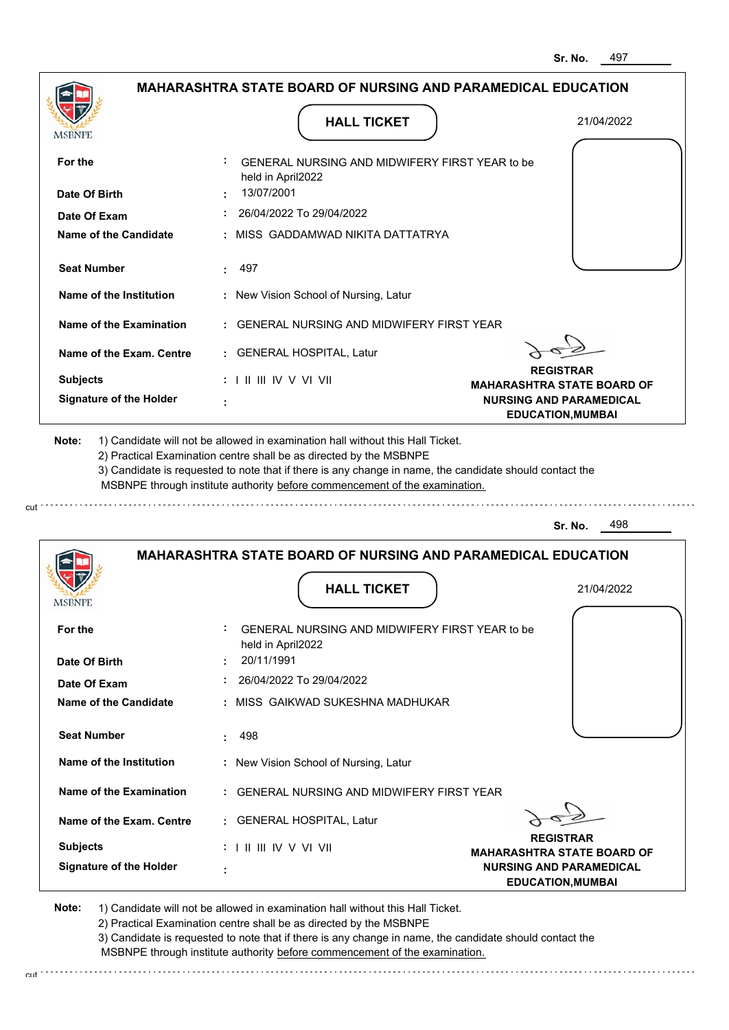Sr. No. 497

## MAHARASHTRA STATE BOARD OF NURSING AND PARAMEDICAL EDUCATION

### HALL TICKET

21/04/2022

| | | |
|---|---|---|
| **For the** | : | GENERAL NURSING AND MIDWIFERY FIRST YEAR to be held in April2022 |
| **Date Of Birth** | : | 13/07/2001 |
| **Date Of Exam** | : | 26/04/2022 To 29/04/2022 |
| **Name of the Candidate** | : | MISS GADDAMWAD NIKITA DATTATRYA |
| **Seat Number** | : | 497 |
| **Name of the Institution** | : | New Vision School of Nursing, Latur |
| **Name of the Examination** | : | GENERAL NURSING AND MIDWIFERY FIRST YEAR |
| **Name of the Exam. Centre** | : | GENERAL HOSPITAL, Latur |
| **Subjects** | : | I II III IV V VI VII |
| **Signature of the Holder** | : | |

**REGISTRAR**
**MAHARASHTRA STATE BOARD OF NURSING AND PARAMEDICAL EDUCATION,MUMBAI**

**Note:** 1) Candidate will not be allowed in examination hall without this Hall Ticket.
2) Practical Examination centre shall be as directed by the MSBNPE
3) Candidate is requested to note that if there is any change in name, the candidate should contact the MSBNPE through institute authority before commencement of the examination.

cut

Sr. No. 498

## MAHARASHTRA STATE BOARD OF NURSING AND PARAMEDICAL EDUCATION

### HALL TICKET

21/04/2022

| | | |
|---|---|---|
| **For the** | : | GENERAL NURSING AND MIDWIFERY FIRST YEAR to be held in April2022 |
| **Date Of Birth** | : | 20/11/1991 |
| **Date Of Exam** | : | 26/04/2022 To 29/04/2022 |
| **Name of the Candidate** | : | MISS GAIKWAD SUKESHNA MADHUKAR |
| **Seat Number** | : | 498 |
| **Name of the Institution** | : | New Vision School of Nursing, Latur |
| **Name of the Examination** | : | GENERAL NURSING AND MIDWIFERY FIRST YEAR |
| **Name of the Exam. Centre** | : | GENERAL HOSPITAL, Latur |
| **Subjects** | : | I II III IV V VI VII |
| **Signature of the Holder** | : | |

**REGISTRAR**
**MAHARASHTRA STATE BOARD OF NURSING AND PARAMEDICAL EDUCATION,MUMBAI**

**Note:** 1) Candidate will not be allowed in examination hall without this Hall Ticket.
2) Practical Examination centre shall be as directed by the MSBNPE
3) Candidate is requested to note that if there is any change in name, the candidate should contact the MSBNPE through institute authority before commencement of the examination.

cut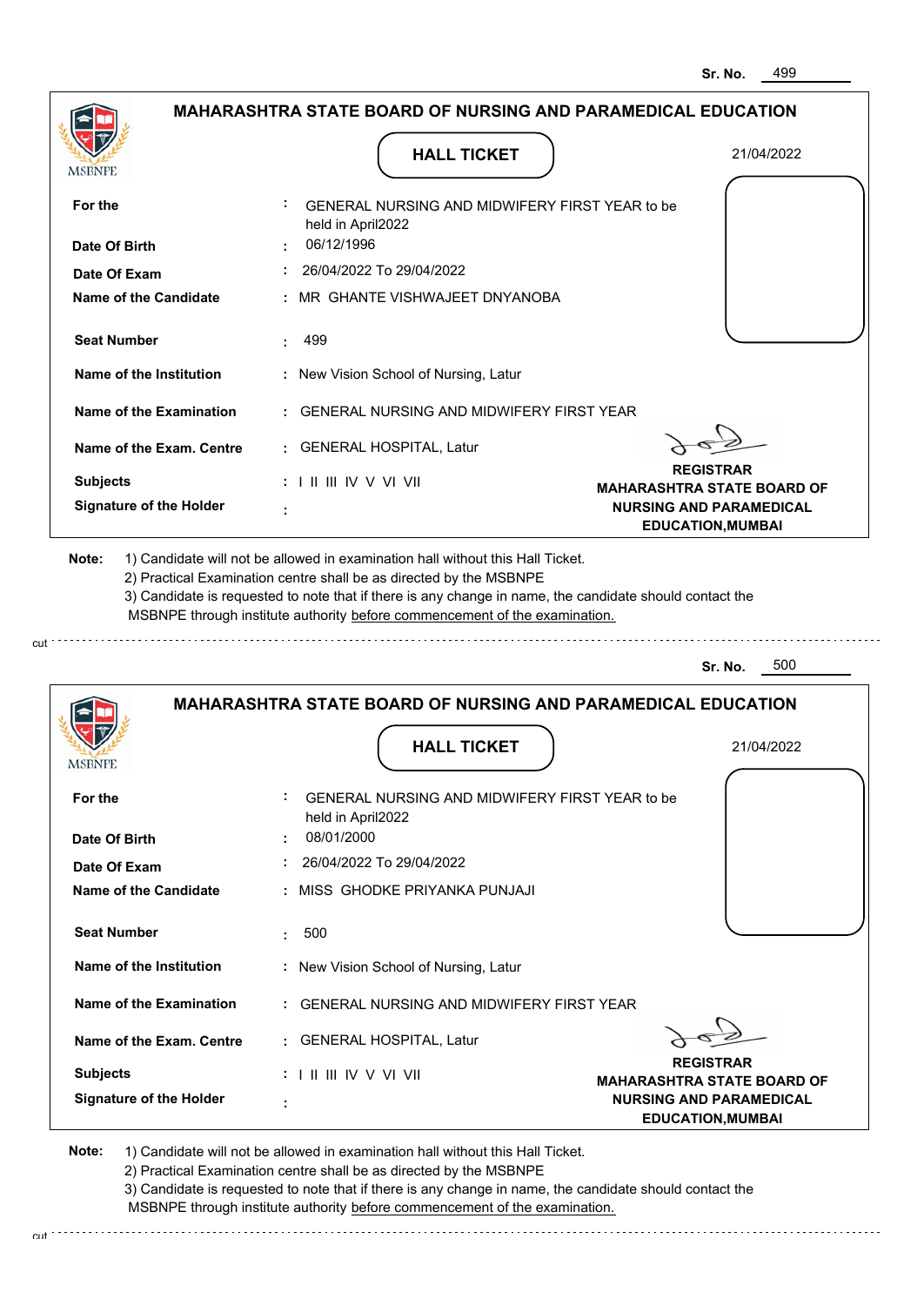Sr. No. 499

**MAHARASHTRA STATE BOARD OF NURSING AND PARAMEDICAL EDUCATION**

MSBNPE

**HALL TICKET**

21/04/2022

| | | |
|---|---|---|
| **For the** | : | GENERAL NURSING AND MIDWIFERY FIRST YEAR to be held in April2022 |
| **Date Of Birth** | : | 06/12/1996 |
| **Date Of Exam** | : | 26/04/2022 To 29/04/2022 |
| **Name of the Candidate** | : | MR GHANTE VISHWAJEET DNYANOBA |
| **Seat Number** | : | 499 |
| **Name of the Institution** | : | New Vision School of Nursing, Latur |
| **Name of the Examination** | : | GENERAL NURSING AND MIDWIFERY FIRST YEAR |
| **Name of the Exam. Centre** | : | GENERAL HOSPITAL, Latur |
| **Subjects** | : | I II III IV V VI VII |
| **Signature of the Holder** | : | |

**REGISTRAR**
**MAHARASHTRA STATE BOARD OF NURSING AND PARAMEDICAL EDUCATION,MUMBAI**

**Note:** 1) Candidate will not be allowed in examination hall without this Hall Ticket.
2) Practical Examination centre shall be as directed by the MSBNPE
3) Candidate is requested to note that if there is any change in name, the candidate should contact the MSBNPE through institute authority before commencement of the examination.

cut

---

Sr. No. 500

**MAHARASHTRA STATE BOARD OF NURSING AND PARAMEDICAL EDUCATION**

MSBNPE

**HALL TICKET**

21/04/2022

| | | |
|---|---|---|
| **For the** | : | GENERAL NURSING AND MIDWIFERY FIRST YEAR to be held in April2022 |
| **Date Of Birth** | : | 08/01/2000 |
| **Date Of Exam** | : | 26/04/2022 To 29/04/2022 |
| **Name of the Candidate** | : | MISS GHODKE PRIYANKA PUNJAJI |
| **Seat Number** | : | 500 |
| **Name of the Institution** | : | New Vision School of Nursing, Latur |
| **Name of the Examination** | : | GENERAL NURSING AND MIDWIFERY FIRST YEAR |
| **Name of the Exam. Centre** | : | GENERAL HOSPITAL, Latur |
| **Subjects** | : | I II III IV V VI VII |
| **Signature of the Holder** | : | |

**REGISTRAR**
**MAHARASHTRA STATE BOARD OF NURSING AND PARAMEDICAL EDUCATION,MUMBAI**

**Note:** 1) Candidate will not be allowed in examination hall without this Hall Ticket.
2) Practical Examination centre shall be as directed by the MSBNPE
3) Candidate is requested to note that if there is any change in name, the candidate should contact the MSBNPE through institute authority before commencement of the examination.

cut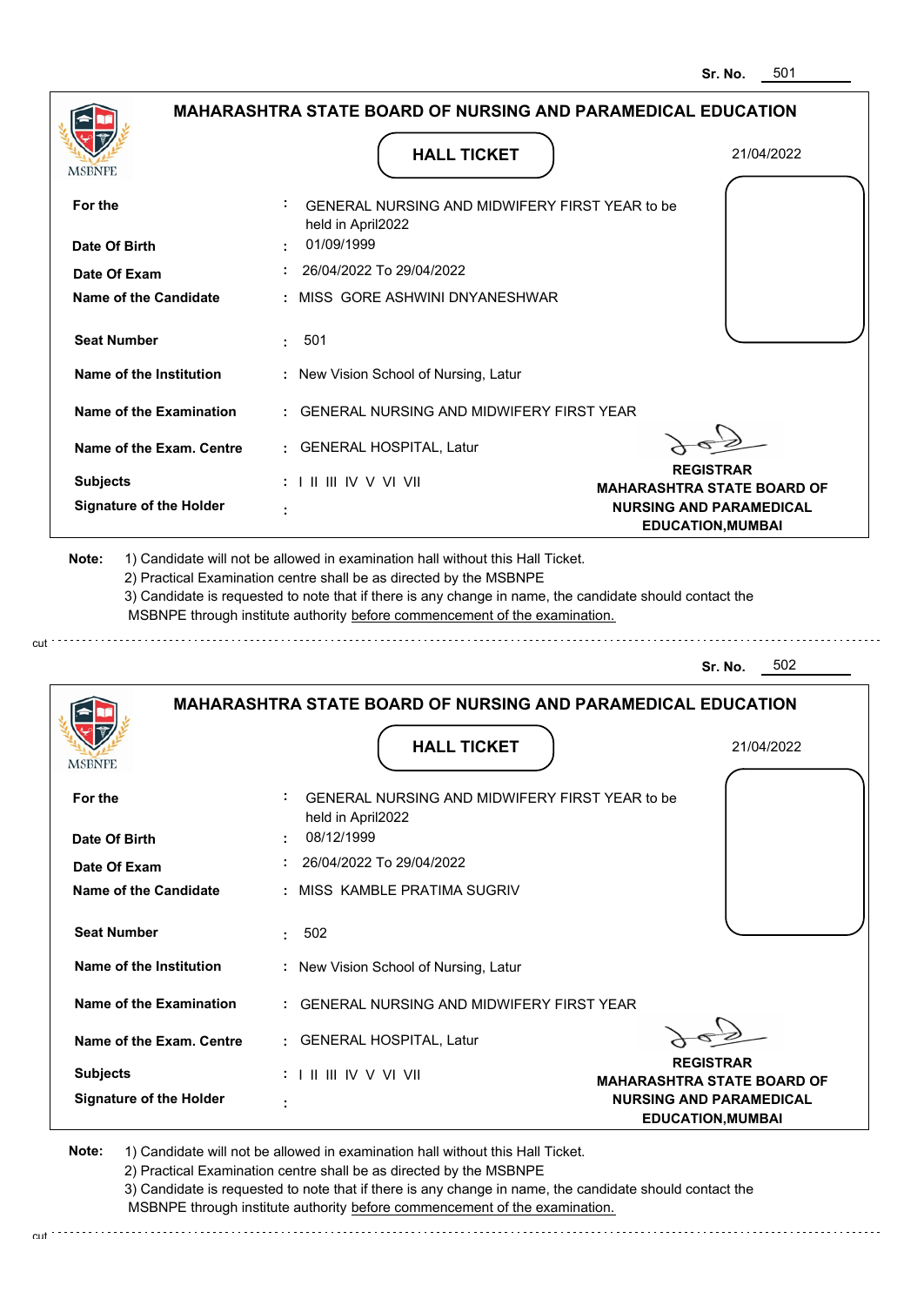Sr. No. 501

## MAHARASHTRA STATE BOARD OF NURSING AND PARAMEDICAL EDUCATION

### HALL TICKET

21/04/2022

| | | |
|---|---|---|
| **For the** | : | GENERAL NURSING AND MIDWIFERY FIRST YEAR to be held in April2022 |
| **Date Of Birth** | : | 01/09/1999 |
| **Date Of Exam** | : | 26/04/2022 To 29/04/2022 |
| **Name of the Candidate** | : | MISS GORE ASHWINI DNYANESHWAR |
| **Seat Number** | : | 501 |
| **Name of the Institution** | : | New Vision School of Nursing, Latur |
| **Name of the Examination** | : | GENERAL NURSING AND MIDWIFERY FIRST YEAR |
| **Name of the Exam. Centre** | : | GENERAL HOSPITAL, Latur |
| **Subjects** | : | I II III IV V VI VII |
| **Signature of the Holder** | : | |

**REGISTRAR
MAHARASHTRA STATE BOARD OF NURSING AND PARAMEDICAL EDUCATION,MUMBAI**

**Note:** 1) Candidate will not be allowed in examination hall without this Hall Ticket.
2) Practical Examination centre shall be as directed by the MSBNPE
3) Candidate is requested to note that if there is any change in name, the candidate should contact the MSBNPE through institute authority before commencement of the examination.

cut

Sr. No. 502

## MAHARASHTRA STATE BOARD OF NURSING AND PARAMEDICAL EDUCATION

### HALL TICKET

21/04/2022

| | | |
|---|---|---|
| **For the** | : | GENERAL NURSING AND MIDWIFERY FIRST YEAR to be held in April2022 |
| **Date Of Birth** | : | 08/12/1999 |
| **Date Of Exam** | : | 26/04/2022 To 29/04/2022 |
| **Name of the Candidate** | : | MISS KAMBLE PRATIMA SUGRIV |
| **Seat Number** | : | 502 |
| **Name of the Institution** | : | New Vision School of Nursing, Latur |
| **Name of the Examination** | : | GENERAL NURSING AND MIDWIFERY FIRST YEAR |
| **Name of the Exam. Centre** | : | GENERAL HOSPITAL, Latur |
| **Subjects** | : | I II III IV V VI VII |
| **Signature of the Holder** | : | |

**REGISTRAR
MAHARASHTRA STATE BOARD OF NURSING AND PARAMEDICAL EDUCATION,MUMBAI**

**Note:** 1) Candidate will not be allowed in examination hall without this Hall Ticket.
2) Practical Examination centre shall be as directed by the MSBNPE
3) Candidate is requested to note that if there is any change in name, the candidate should contact the MSBNPE through institute authority before commencement of the examination.

cut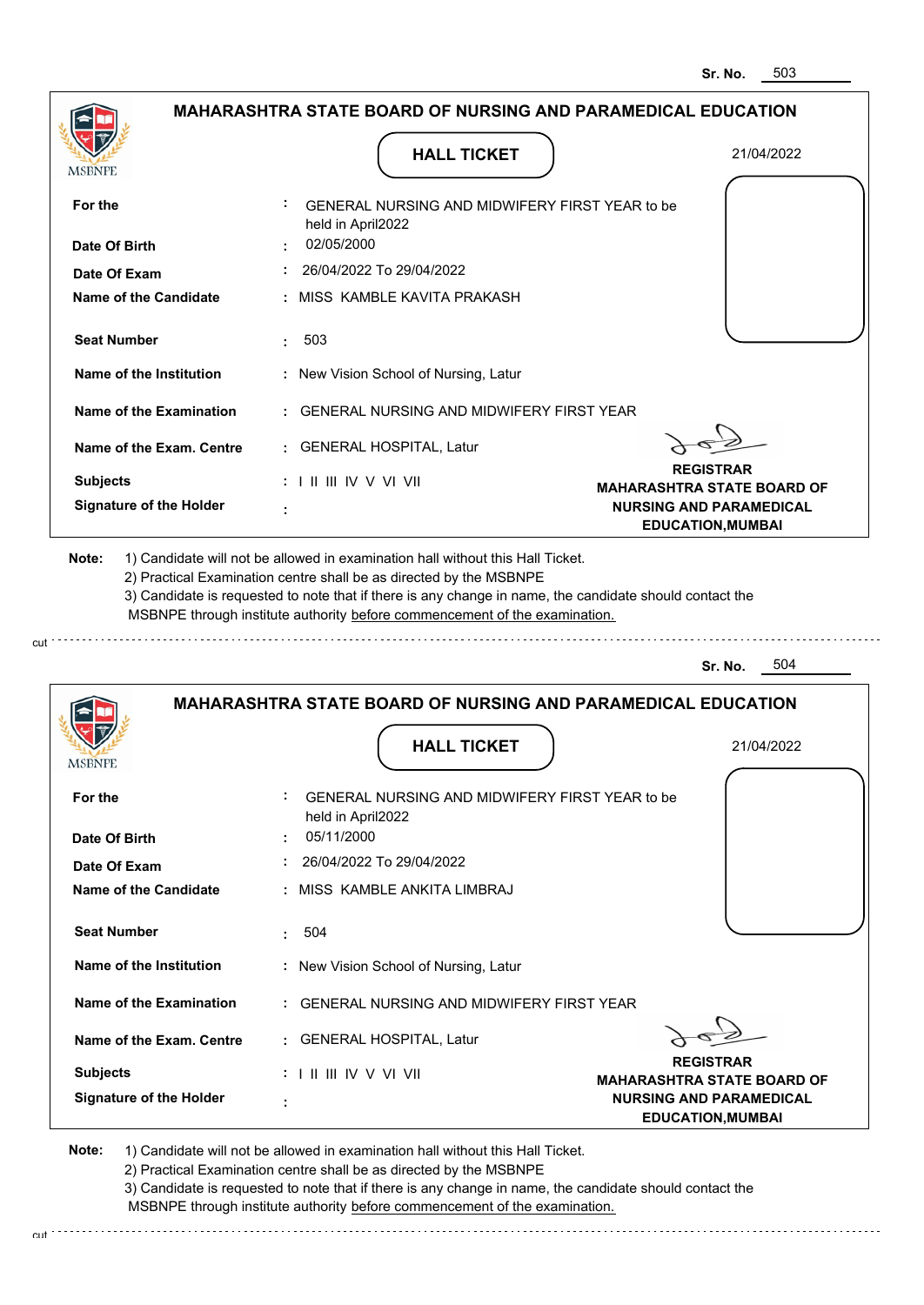Sr. No. 503

## MAHARASHTRA STATE BOARD OF NURSING AND PARAMEDICAL EDUCATION

MSBNPE

### HALL TICKET

21/04/2022

| | | |
|---|---|---|
| **For the** | : | GENERAL NURSING AND MIDWIFERY FIRST YEAR to be held in April2022 |
| **Date Of Birth** | : | 02/05/2000 |
| **Date Of Exam** | : | 26/04/2022 To 29/04/2022 |
| **Name of the Candidate** | : | MISS KAMBLE KAVITA PRAKASH |
| **Seat Number** | : | 503 |
| **Name of the Institution** | : | New Vision School of Nursing, Latur |
| **Name of the Examination** | : | GENERAL NURSING AND MIDWIFERY FIRST YEAR |
| **Name of the Exam. Centre** | : | GENERAL HOSPITAL, Latur |
| **Subjects** | : | I II III IV V VI VII |
| **Signature of the Holder** | : | |

**REGISTRAR**
**MAHARASHTRA STATE BOARD OF NURSING AND PARAMEDICAL EDUCATION,MUMBAI**

**Note:** 1) Candidate will not be allowed in examination hall without this Hall Ticket.
2) Practical Examination centre shall be as directed by the MSBNPE
3) Candidate is requested to note that if there is any change in name, the candidate should contact the MSBNPE through institute authority before commencement of the examination.

cut

Sr. No. 504

## MAHARASHTRA STATE BOARD OF NURSING AND PARAMEDICAL EDUCATION

MSBNPE

### HALL TICKET

21/04/2022

| | | |
|---|---|---|
| **For the** | : | GENERAL NURSING AND MIDWIFERY FIRST YEAR to be held in April2022 |
| **Date Of Birth** | : | 05/11/2000 |
| **Date Of Exam** | : | 26/04/2022 To 29/04/2022 |
| **Name of the Candidate** | : | MISS KAMBLE ANKITA LIMBRAJ |
| **Seat Number** | : | 504 |
| **Name of the Institution** | : | New Vision School of Nursing, Latur |
| **Name of the Examination** | : | GENERAL NURSING AND MIDWIFERY FIRST YEAR |
| **Name of the Exam. Centre** | : | GENERAL HOSPITAL, Latur |
| **Subjects** | : | I II III IV V VI VII |
| **Signature of the Holder** | : | |

**REGISTRAR**
**MAHARASHTRA STATE BOARD OF NURSING AND PARAMEDICAL EDUCATION,MUMBAI**

**Note:** 1) Candidate will not be allowed in examination hall without this Hall Ticket.
2) Practical Examination centre shall be as directed by the MSBNPE
3) Candidate is requested to note that if there is any change in name, the candidate should contact the MSBNPE through institute authority before commencement of the examination.

cut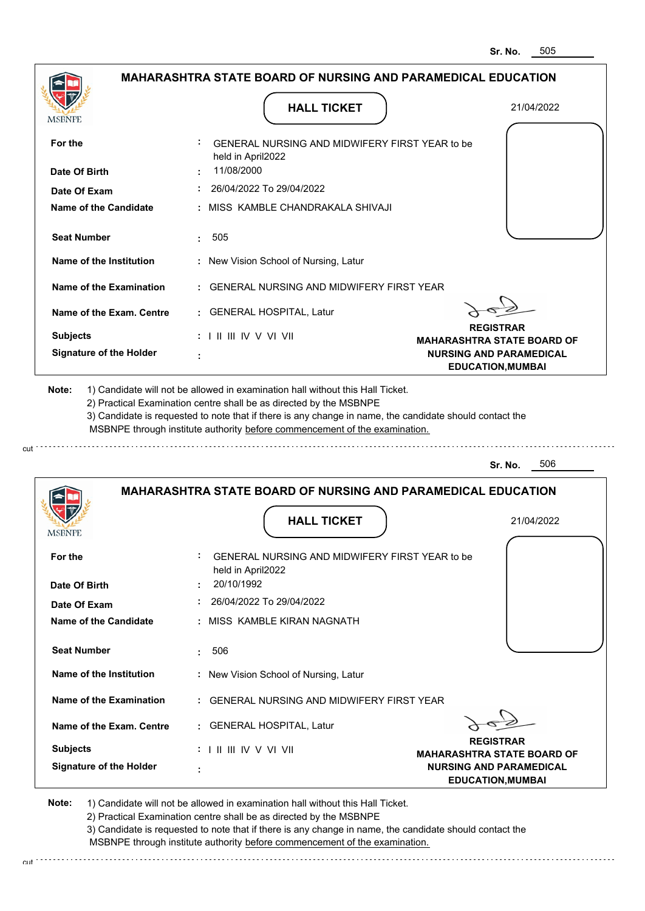Sr. No. 505

## MAHARASHTRA STATE BOARD OF NURSING AND PARAMEDICAL EDUCATION

MSBNPE

### HALL TICKET

21/04/2022

| | | |
|---|---|---|
| **For the** | : | GENERAL NURSING AND MIDWIFERY FIRST YEAR to be held in April2022 |
| **Date Of Birth** | : | 11/08/2000 |
| **Date Of Exam** | : | 26/04/2022 To 29/04/2022 |
| **Name of the Candidate** | : | MISS KAMBLE CHANDRAKALA SHIVAJI |
| **Seat Number** | : | 505 |
| **Name of the Institution** | : | New Vision School of Nursing, Latur |
| **Name of the Examination** | : | GENERAL NURSING AND MIDWIFERY FIRST YEAR |
| **Name of the Exam. Centre** | : | GENERAL HOSPITAL, Latur |
| **Subjects** | : | I II III IV V VI VII |
| **Signature of the Holder** | : | |

**REGISTRAR**
**MAHARASHTRA STATE BOARD OF NURSING AND PARAMEDICAL EDUCATION,MUMBAI**

**Note:**
1) Candidate will not be allowed in examination hall without this Hall Ticket.
2) Practical Examination centre shall be as directed by the MSBNPE
3) Candidate is requested to note that if there is any change in name, the candidate should contact the MSBNPE through institute authority before commencement of the examination.

cut

Sr. No. 506

## MAHARASHTRA STATE BOARD OF NURSING AND PARAMEDICAL EDUCATION

MSBNPE

### HALL TICKET

21/04/2022

| | | |
|---|---|---|
| **For the** | : | GENERAL NURSING AND MIDWIFERY FIRST YEAR to be held in April2022 |
| **Date Of Birth** | : | 20/10/1992 |
| **Date Of Exam** | : | 26/04/2022 To 29/04/2022 |
| **Name of the Candidate** | : | MISS KAMBLE KIRAN NAGNATH |
| **Seat Number** | : | 506 |
| **Name of the Institution** | : | New Vision School of Nursing, Latur |
| **Name of the Examination** | : | GENERAL NURSING AND MIDWIFERY FIRST YEAR |
| **Name of the Exam. Centre** | : | GENERAL HOSPITAL, Latur |
| **Subjects** | : | I II III IV V VI VII |
| **Signature of the Holder** | : | |

**REGISTRAR**
**MAHARASHTRA STATE BOARD OF NURSING AND PARAMEDICAL EDUCATION,MUMBAI**

**Note:**
1) Candidate will not be allowed in examination hall without this Hall Ticket.
2) Practical Examination centre shall be as directed by the MSBNPE
3) Candidate is requested to note that if there is any change in name, the candidate should contact the MSBNPE through institute authority before commencement of the examination.

cut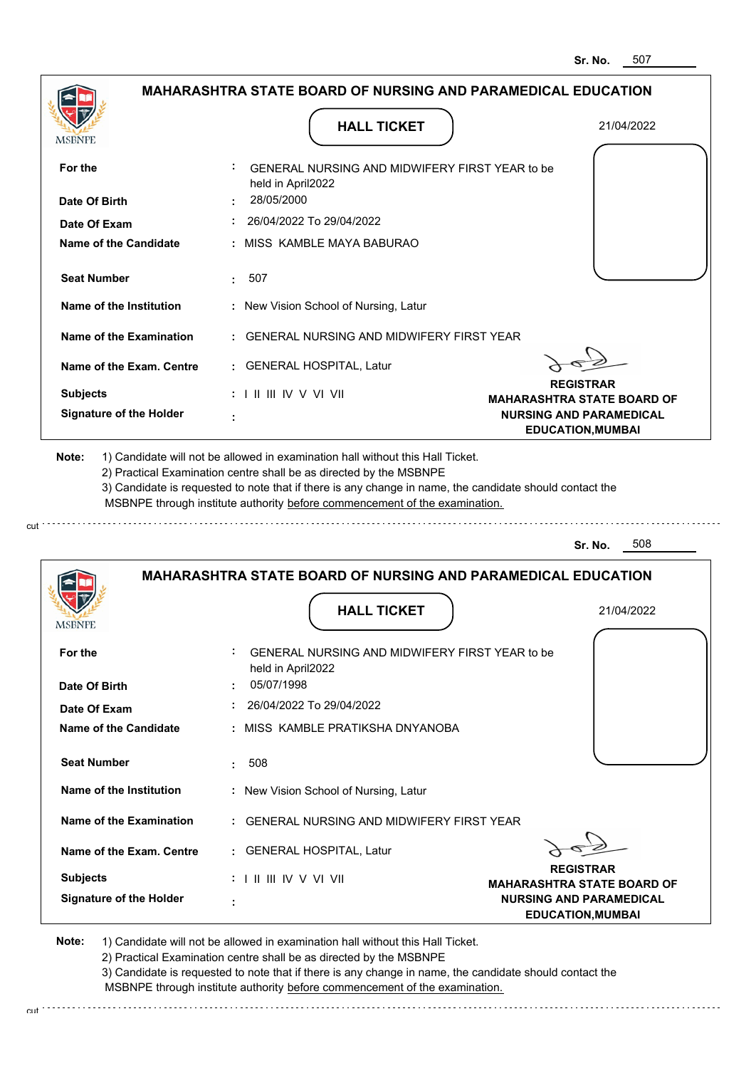Sr. No. 507

## MAHARASHTRA STATE BOARD OF NURSING AND PARAMEDICAL EDUCATION

MSBNPE

**HALL TICKET**

21/04/2022

| | | |
|---|---|---|
| **For the** | : | GENERAL NURSING AND MIDWIFERY FIRST YEAR to be held in April2022 |
| **Date Of Birth** | : | 28/05/2000 |
| **Date Of Exam** | : | 26/04/2022 To 29/04/2022 |
| **Name of the Candidate** | : | MISS KAMBLE MAYA BABURAO |
| **Seat Number** | : | 507 |
| **Name of the Institution** | : | New Vision School of Nursing, Latur |
| **Name of the Examination** | : | GENERAL NURSING AND MIDWIFERY FIRST YEAR |
| **Name of the Exam. Centre** | : | GENERAL HOSPITAL, Latur |
| **Subjects** | : | I II III IV V VI VII |
| **Signature of the Holder** | : | |

**REGISTRAR**
**MAHARASHTRA STATE BOARD OF NURSING AND PARAMEDICAL EDUCATION,MUMBAI**

**Note:**
1) Candidate will not be allowed in examination hall without this Hall Ticket.
2) Practical Examination centre shall be as directed by the MSBNPE
3) Candidate is requested to note that if there is any change in name, the candidate should contact the MSBNPE through institute authority before commencement of the examination.

cut

Sr. No. 508

## MAHARASHTRA STATE BOARD OF NURSING AND PARAMEDICAL EDUCATION

MSBNPE

**HALL TICKET**

21/04/2022

| | | |
|---|---|---|
| **For the** | : | GENERAL NURSING AND MIDWIFERY FIRST YEAR to be held in April2022 |
| **Date Of Birth** | : | 05/07/1998 |
| **Date Of Exam** | : | 26/04/2022 To 29/04/2022 |
| **Name of the Candidate** | : | MISS KAMBLE PRATIKSHA DNYANOBA |
| **Seat Number** | : | 508 |
| **Name of the Institution** | : | New Vision School of Nursing, Latur |
| **Name of the Examination** | : | GENERAL NURSING AND MIDWIFERY FIRST YEAR |
| **Name of the Exam. Centre** | : | GENERAL HOSPITAL, Latur |
| **Subjects** | : | I II III IV V VI VII |
| **Signature of the Holder** | : | |

**REGISTRAR**
**MAHARASHTRA STATE BOARD OF NURSING AND PARAMEDICAL EDUCATION,MUMBAI**

**Note:**
1) Candidate will not be allowed in examination hall without this Hall Ticket.
2) Practical Examination centre shall be as directed by the MSBNPE
3) Candidate is requested to note that if there is any change in name, the candidate should contact the MSBNPE through institute authority before commencement of the examination.

cut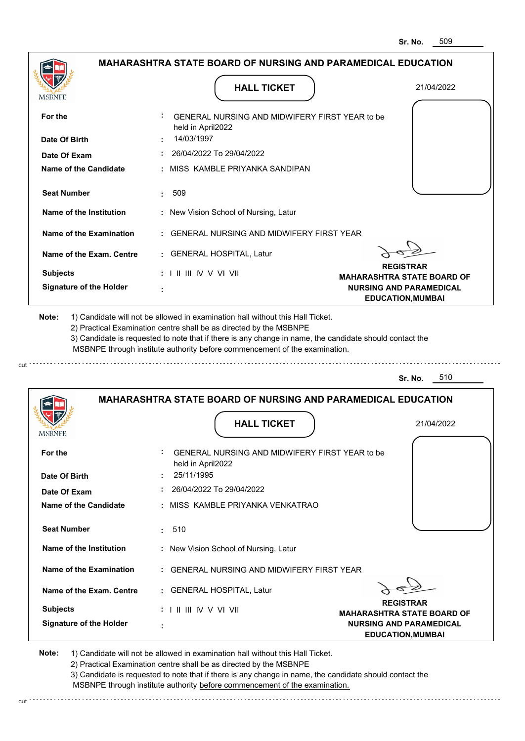Sr. No. 509

## MAHARASHTRA STATE BOARD OF NURSING AND PARAMEDICAL EDUCATION

MSBNPE

### HALL TICKET

21/04/2022

| | | |
|---|---|---|
| **For the** | : | GENERAL NURSING AND MIDWIFERY FIRST YEAR to be held in April2022 |
| **Date Of Birth** | : | 14/03/1997 |
| **Date Of Exam** | : | 26/04/2022 To 29/04/2022 |
| **Name of the Candidate** | : | MISS KAMBLE PRIYANKA SANDIPAN |
| **Seat Number** | : | 509 |
| **Name of the Institution** | : | New Vision School of Nursing, Latur |
| **Name of the Examination** | : | GENERAL NURSING AND MIDWIFERY FIRST YEAR |
| **Name of the Exam. Centre** | : | GENERAL HOSPITAL, Latur |
| **Subjects** | : | I II III IV V VI VII |
| **Signature of the Holder** | : | |

**REGISTRAR**
**MAHARASHTRA STATE BOARD OF NURSING AND PARAMEDICAL EDUCATION,MUMBAI**

**Note:**
1) Candidate will not be allowed in examination hall without this Hall Ticket.
2) Practical Examination centre shall be as directed by the MSBNPE
3) Candidate is requested to note that if there is any change in name, the candidate should contact the MSBNPE through institute authority before commencement of the examination.

cut

---

Sr. No. 510

## MAHARASHTRA STATE BOARD OF NURSING AND PARAMEDICAL EDUCATION

MSBNPE

### HALL TICKET

21/04/2022

| | | |
|---|---|---|
| **For the** | : | GENERAL NURSING AND MIDWIFERY FIRST YEAR to be held in April2022 |
| **Date Of Birth** | : | 25/11/1995 |
| **Date Of Exam** | : | 26/04/2022 To 29/04/2022 |
| **Name of the Candidate** | : | MISS KAMBLE PRIYANKA VENKATRAO |
| **Seat Number** | : | 510 |
| **Name of the Institution** | : | New Vision School of Nursing, Latur |
| **Name of the Examination** | : | GENERAL NURSING AND MIDWIFERY FIRST YEAR |
| **Name of the Exam. Centre** | : | GENERAL HOSPITAL, Latur |
| **Subjects** | : | I II III IV V VI VII |
| **Signature of the Holder** | : | |

**REGISTRAR**
**MAHARASHTRA STATE BOARD OF NURSING AND PARAMEDICAL EDUCATION,MUMBAI**

**Note:**
1) Candidate will not be allowed in examination hall without this Hall Ticket.
2) Practical Examination centre shall be as directed by the MSBNPE
3) Candidate is requested to note that if there is any change in name, the candidate should contact the MSBNPE through institute authority before commencement of the examination.

cut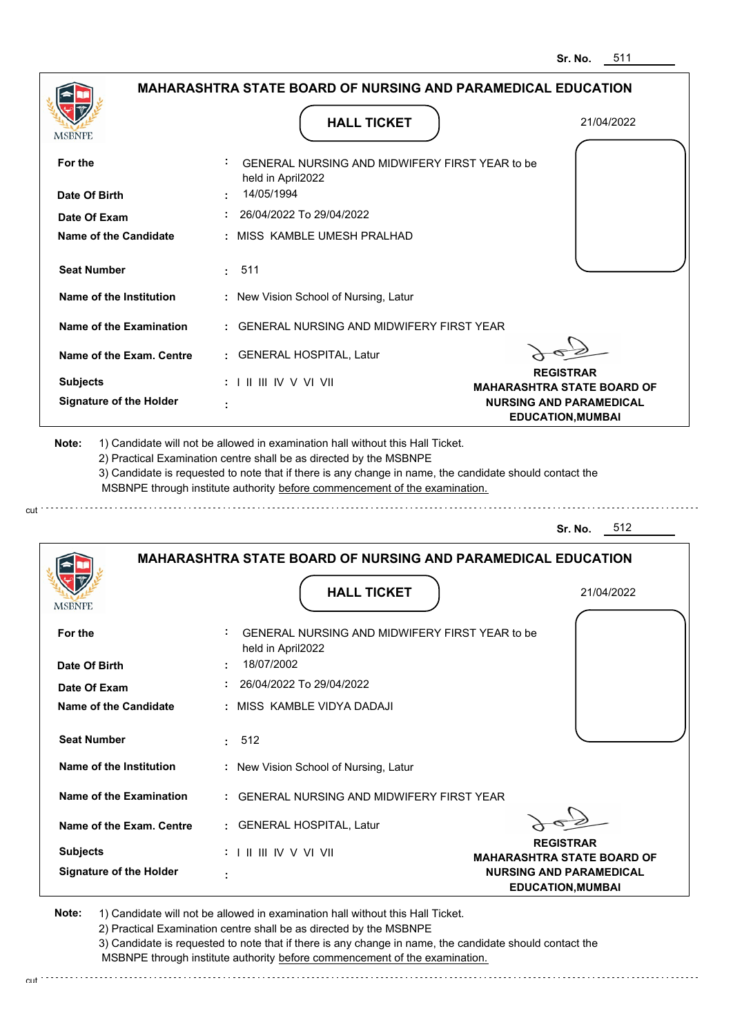Sr. No. 511

## MAHARASHTRA STATE BOARD OF NURSING AND PARAMEDICAL EDUCATION

### HALL TICKET

21/04/2022

| | | |
|---|---|---|
| **For the** | : | GENERAL NURSING AND MIDWIFERY FIRST YEAR to be held in April2022 |
| **Date Of Birth** | : | 14/05/1994 |
| **Date Of Exam** | : | 26/04/2022 To 29/04/2022 |
| **Name of the Candidate** | : | MISS KAMBLE UMESH PRALHAD |
| **Seat Number** | : | 511 |
| **Name of the Institution** | : | New Vision School of Nursing, Latur |
| **Name of the Examination** | : | GENERAL NURSING AND MIDWIFERY FIRST YEAR |
| **Name of the Exam. Centre** | : | GENERAL HOSPITAL, Latur |
| **Subjects** | : | I II III IV V VI VII |
| **Signature of the Holder** | : | |

**REGISTRAR**
**MAHARASHTRA STATE BOARD OF NURSING AND PARAMEDICAL EDUCATION,MUMBAI**

**Note:**
1) Candidate will not be allowed in examination hall without this Hall Ticket.
2) Practical Examination centre shall be as directed by the MSBNPE
3) Candidate is requested to note that if there is any change in name, the candidate should contact the MSBNPE through institute authority before commencement of the examination.

cut

Sr. No. 512

## MAHARASHTRA STATE BOARD OF NURSING AND PARAMEDICAL EDUCATION

### HALL TICKET

21/04/2022

| | | |
|---|---|---|
| **For the** | : | GENERAL NURSING AND MIDWIFERY FIRST YEAR to be held in April2022 |
| **Date Of Birth** | : | 18/07/2002 |
| **Date Of Exam** | : | 26/04/2022 To 29/04/2022 |
| **Name of the Candidate** | : | MISS KAMBLE VIDYA DADAJI |
| **Seat Number** | : | 512 |
| **Name of the Institution** | : | New Vision School of Nursing, Latur |
| **Name of the Examination** | : | GENERAL NURSING AND MIDWIFERY FIRST YEAR |
| **Name of the Exam. Centre** | : | GENERAL HOSPITAL, Latur |
| **Subjects** | : | I II III IV V VI VII |
| **Signature of the Holder** | : | |

**REGISTRAR**
**MAHARASHTRA STATE BOARD OF NURSING AND PARAMEDICAL EDUCATION,MUMBAI**

**Note:**
1) Candidate will not be allowed in examination hall without this Hall Ticket.
2) Practical Examination centre shall be as directed by the MSBNPE
3) Candidate is requested to note that if there is any change in name, the candidate should contact the MSBNPE through institute authority before commencement of the examination.

cut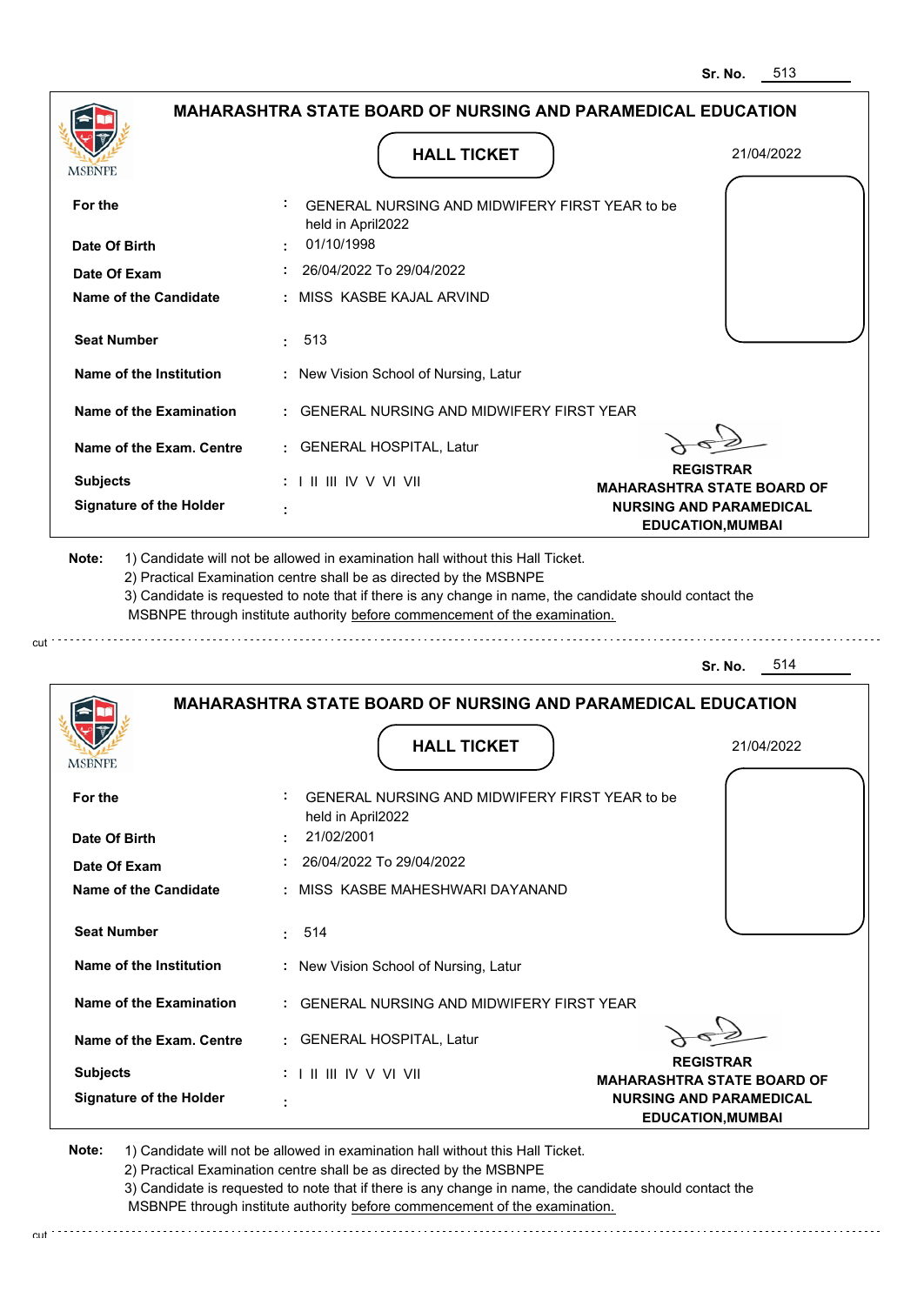Sr. No. 513

## MAHARASHTRA STATE BOARD OF NURSING AND PARAMEDICAL EDUCATION

MSBNPE

### HALL TICKET

21/04/2022

| | | |
|---|---|---|
| **For the** | : | GENERAL NURSING AND MIDWIFERY FIRST YEAR to be held in April2022 |
| **Date Of Birth** | : | 01/10/1998 |
| **Date Of Exam** | : | 26/04/2022 To 29/04/2022 |
| **Name of the Candidate** | : | MISS KASBE KAJAL ARVIND |
| **Seat Number** | : | 513 |
| **Name of the Institution** | : | New Vision School of Nursing, Latur |
| **Name of the Examination** | : | GENERAL NURSING AND MIDWIFERY FIRST YEAR |
| **Name of the Exam. Centre** | : | GENERAL HOSPITAL, Latur |
| **Subjects** | : | I II III IV V VI VII |
| **Signature of the Holder** | : | |

**REGISTRAR**
**MAHARASHTRA STATE BOARD OF NURSING AND PARAMEDICAL EDUCATION,MUMBAI**

**Note:** 1) Candidate will not be allowed in examination hall without this Hall Ticket.
2) Practical Examination centre shall be as directed by the MSBNPE
3) Candidate is requested to note that if there is any change in name, the candidate should contact the MSBNPE through institute authority before commencement of the examination.

cut

Sr. No. 514

## MAHARASHTRA STATE BOARD OF NURSING AND PARAMEDICAL EDUCATION

MSBNPE

### HALL TICKET

21/04/2022

| | | |
|---|---|---|
| **For the** | : | GENERAL NURSING AND MIDWIFERY FIRST YEAR to be held in April2022 |
| **Date Of Birth** | : | 21/02/2001 |
| **Date Of Exam** | : | 26/04/2022 To 29/04/2022 |
| **Name of the Candidate** | : | MISS KASBE MAHESHWARI DAYANAND |
| **Seat Number** | : | 514 |
| **Name of the Institution** | : | New Vision School of Nursing, Latur |
| **Name of the Examination** | : | GENERAL NURSING AND MIDWIFERY FIRST YEAR |
| **Name of the Exam. Centre** | : | GENERAL HOSPITAL, Latur |
| **Subjects** | : | I II III IV V VI VII |
| **Signature of the Holder** | : | |

**REGISTRAR**
**MAHARASHTRA STATE BOARD OF NURSING AND PARAMEDICAL EDUCATION,MUMBAI**

**Note:** 1) Candidate will not be allowed in examination hall without this Hall Ticket.
2) Practical Examination centre shall be as directed by the MSBNPE
3) Candidate is requested to note that if there is any change in name, the candidate should contact the MSBNPE through institute authority before commencement of the examination.

cut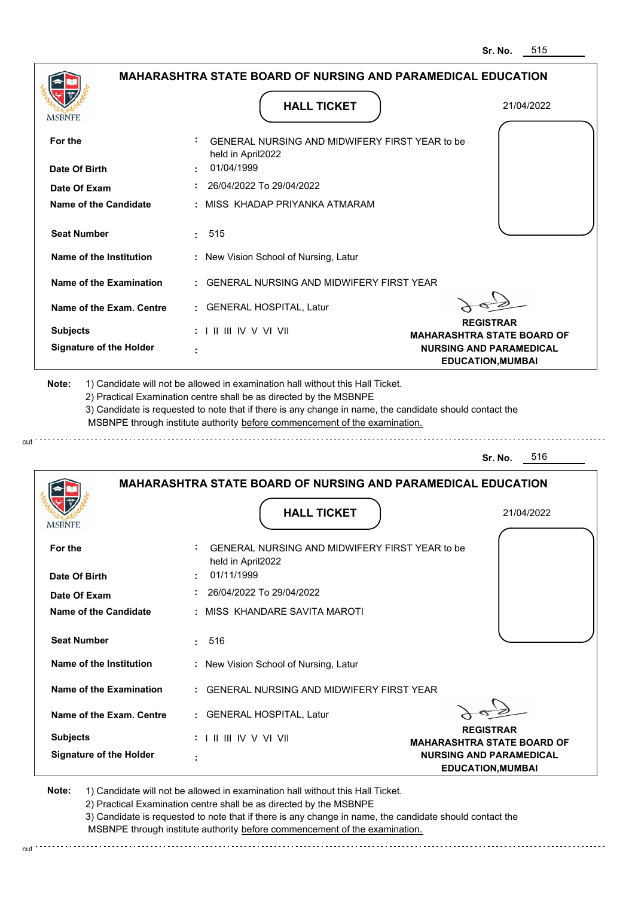Sr. No. 515

## MAHARASHTRA STATE BOARD OF NURSING AND PARAMEDICAL EDUCATION

### HALL TICKET

21/04/2022

| | | |
|---|---|---|
| **For the** | : | GENERAL NURSING AND MIDWIFERY FIRST YEAR to be held in April2022 |
| **Date Of Birth** | : | 01/04/1999 |
| **Date Of Exam** | : | 26/04/2022 To 29/04/2022 |
| **Name of the Candidate** | : | MISS KHADAP PRIYANKA ATMARAM |
| **Seat Number** | : | 515 |
| **Name of the Institution** | : | New Vision School of Nursing, Latur |
| **Name of the Examination** | : | GENERAL NURSING AND MIDWIFERY FIRST YEAR |
| **Name of the Exam. Centre** | : | GENERAL HOSPITAL, Latur |
| **Subjects** | : | I II III IV V VI VII |
| **Signature of the Holder** | : | |

**REGISTRAR**
**MAHARASHTRA STATE BOARD OF NURSING AND PARAMEDICAL EDUCATION,MUMBAI**

**Note:** 1) Candidate will not be allowed in examination hall without this Hall Ticket.
2) Practical Examination centre shall be as directed by the MSBNPE
3) Candidate is requested to note that if there is any change in name, the candidate should contact the MSBNPE through institute authority before commencement of the examination.

---

Sr. No. 516

## MAHARASHTRA STATE BOARD OF NURSING AND PARAMEDICAL EDUCATION

### HALL TICKET

21/04/2022

| | | |
|---|---|---|
| **For the** | : | GENERAL NURSING AND MIDWIFERY FIRST YEAR to be held in April2022 |
| **Date Of Birth** | : | 01/11/1999 |
| **Date Of Exam** | : | 26/04/2022 To 29/04/2022 |
| **Name of the Candidate** | : | MISS KHANDARE SAVITA MAROTI |
| **Seat Number** | : | 516 |
| **Name of the Institution** | : | New Vision School of Nursing, Latur |
| **Name of the Examination** | : | GENERAL NURSING AND MIDWIFERY FIRST YEAR |
| **Name of the Exam. Centre** | : | GENERAL HOSPITAL, Latur |
| **Subjects** | : | I II III IV V VI VII |
| **Signature of the Holder** | : | |

**REGISTRAR**
**MAHARASHTRA STATE BOARD OF NURSING AND PARAMEDICAL EDUCATION,MUMBAI**

**Note:** 1) Candidate will not be allowed in examination hall without this Hall Ticket.
2) Practical Examination centre shall be as directed by the MSBNPE
3) Candidate is requested to note that if there is any change in name, the candidate should contact the MSBNPE through institute authority before commencement of the examination.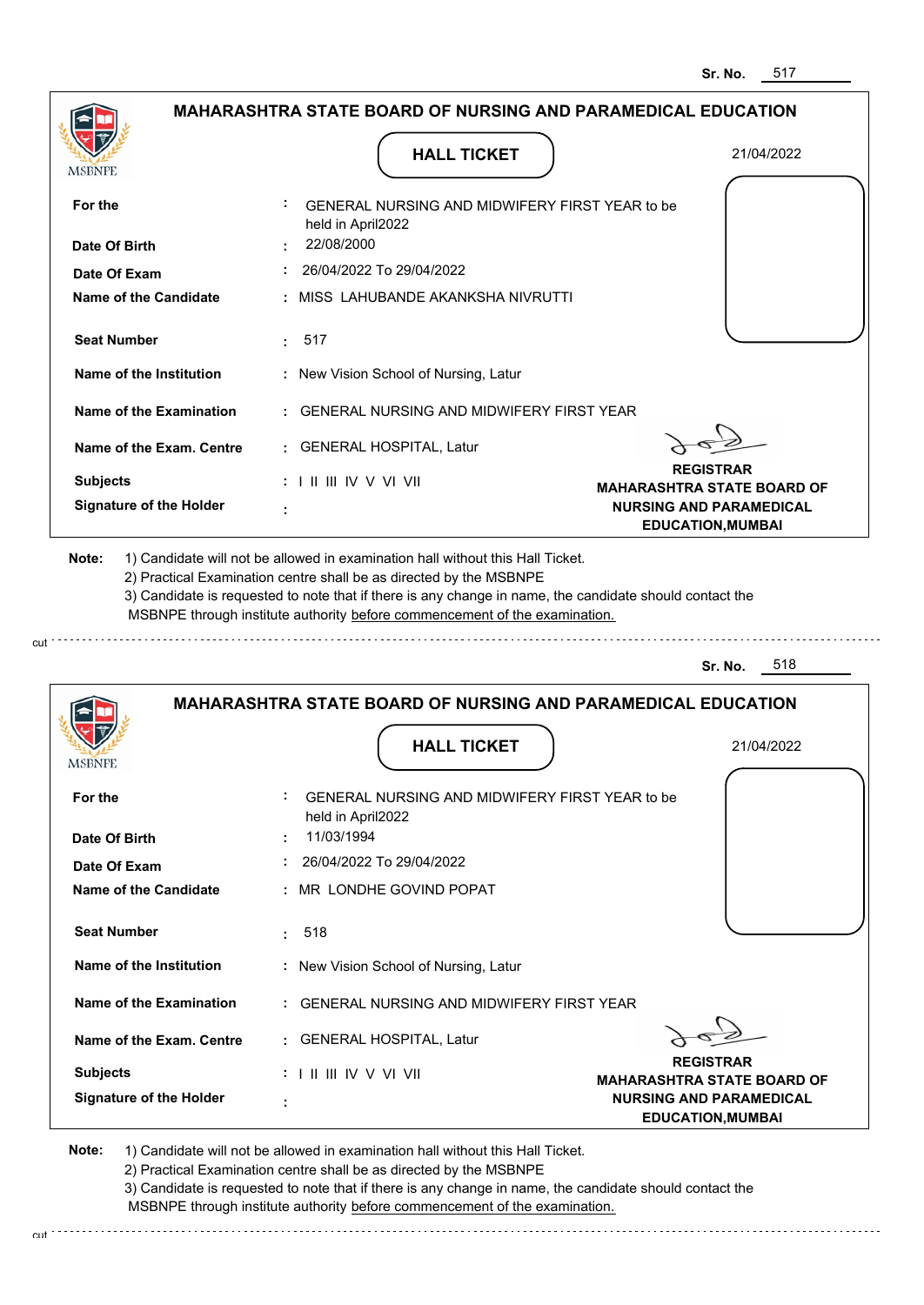Sr. No. 517

## MAHARASHTRA STATE BOARD OF NURSING AND PARAMEDICAL EDUCATION

MSBNPE

### HALL TICKET

21/04/2022

| | | |
|---|---|---|
| **For the** | : | GENERAL NURSING AND MIDWIFERY FIRST YEAR to be held in April2022 |
| **Date Of Birth** | : | 22/08/2000 |
| **Date Of Exam** | : | 26/04/2022 To 29/04/2022 |
| **Name of the Candidate** | : | MISS LAHUBANDE AKANKSHA NIVRUTTI |
| **Seat Number** | : | 517 |
| **Name of the Institution** | : | New Vision School of Nursing, Latur |
| **Name of the Examination** | : | GENERAL NURSING AND MIDWIFERY FIRST YEAR |
| **Name of the Exam. Centre** | : | GENERAL HOSPITAL, Latur |
| **Subjects** | : | I II III IV V VI VII |
| **Signature of the Holder** | : | |

**REGISTRAR**
**MAHARASHTRA STATE BOARD OF NURSING AND PARAMEDICAL EDUCATION,MUMBAI**

**Note:**
1) Candidate will not be allowed in examination hall without this Hall Ticket.
2) Practical Examination centre shall be as directed by the MSBNPE
3) Candidate is requested to note that if there is any change in name, the candidate should contact the MSBNPE through institute authority before commencement of the examination.

cut

Sr. No. 518

## MAHARASHTRA STATE BOARD OF NURSING AND PARAMEDICAL EDUCATION

MSBNPE

### HALL TICKET

21/04/2022

| | | |
|---|---|---|
| **For the** | : | GENERAL NURSING AND MIDWIFERY FIRST YEAR to be held in April2022 |
| **Date Of Birth** | : | 11/03/1994 |
| **Date Of Exam** | : | 26/04/2022 To 29/04/2022 |
| **Name of the Candidate** | : | MR LONDHE GOVIND POPAT |
| **Seat Number** | : | 518 |
| **Name of the Institution** | : | New Vision School of Nursing, Latur |
| **Name of the Examination** | : | GENERAL NURSING AND MIDWIFERY FIRST YEAR |
| **Name of the Exam. Centre** | : | GENERAL HOSPITAL, Latur |
| **Subjects** | : | I II III IV V VI VII |
| **Signature of the Holder** | : | |

**REGISTRAR**
**MAHARASHTRA STATE BOARD OF NURSING AND PARAMEDICAL EDUCATION,MUMBAI**

**Note:**
1) Candidate will not be allowed in examination hall without this Hall Ticket.
2) Practical Examination centre shall be as directed by the MSBNPE
3) Candidate is requested to note that if there is any change in name, the candidate should contact the MSBNPE through institute authority before commencement of the examination.

cut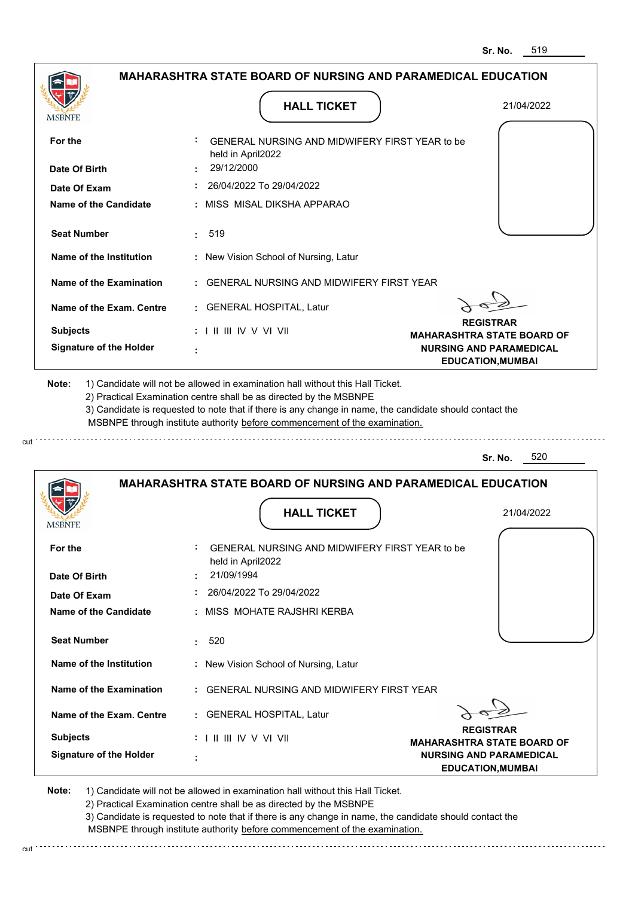Sr. No. 519

## MAHARASHTRA STATE BOARD OF NURSING AND PARAMEDICAL EDUCATION

MSBNPE

### HALL TICKET

21/04/2022

| | | |
|---|---|---|
| **For the** | : | GENERAL NURSING AND MIDWIFERY FIRST YEAR to be held in April2022 |
| **Date Of Birth** | : | 29/12/2000 |
| **Date Of Exam** | : | 26/04/2022 To 29/04/2022 |
| **Name of the Candidate** | : | MISS MISAL DIKSHA APPARAO |
| **Seat Number** | : | 519 |
| **Name of the Institution** | : | New Vision School of Nursing, Latur |
| **Name of the Examination** | : | GENERAL NURSING AND MIDWIFERY FIRST YEAR |
| **Name of the Exam. Centre** | : | GENERAL HOSPITAL, Latur |
| **Subjects** | : | I II III IV V VI VII |
| **Signature of the Holder** | : | |

**REGISTRAR**
**MAHARASHTRA STATE BOARD OF NURSING AND PARAMEDICAL EDUCATION,MUMBAI**

**Note:** 1) Candidate will not be allowed in examination hall without this Hall Ticket.
2) Practical Examination centre shall be as directed by the MSBNPE
3) Candidate is requested to note that if there is any change in name, the candidate should contact the MSBNPE through institute authority before commencement of the examination.

cut

Sr. No. 520

## MAHARASHTRA STATE BOARD OF NURSING AND PARAMEDICAL EDUCATION

MSBNPE

### HALL TICKET

21/04/2022

| | | |
|---|---|---|
| **For the** | : | GENERAL NURSING AND MIDWIFERY FIRST YEAR to be held in April2022 |
| **Date Of Birth** | : | 21/09/1994 |
| **Date Of Exam** | : | 26/04/2022 To 29/04/2022 |
| **Name of the Candidate** | : | MISS MOHATE RAJSHRI KERBA |
| **Seat Number** | : | 520 |
| **Name of the Institution** | : | New Vision School of Nursing, Latur |
| **Name of the Examination** | : | GENERAL NURSING AND MIDWIFERY FIRST YEAR |
| **Name of the Exam. Centre** | : | GENERAL HOSPITAL, Latur |
| **Subjects** | : | I II III IV V VI VII |
| **Signature of the Holder** | : | |

**REGISTRAR**
**MAHARASHTRA STATE BOARD OF NURSING AND PARAMEDICAL EDUCATION,MUMBAI**

**Note:** 1) Candidate will not be allowed in examination hall without this Hall Ticket.
2) Practical Examination centre shall be as directed by the MSBNPE
3) Candidate is requested to note that if there is any change in name, the candidate should contact the MSBNPE through institute authority before commencement of the examination.

cut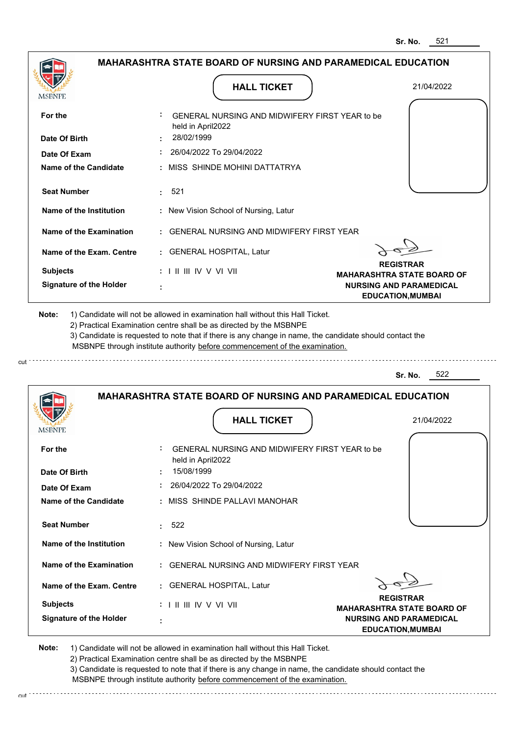**Sr. No.** 521

## MAHARASHTRA STATE BOARD OF NURSING AND PARAMEDICAL EDUCATION

MSBNPE

### HALL TICKET

21/04/2022

| | | |
|---|---|---|
| **For the** | : | GENERAL NURSING AND MIDWIFERY FIRST YEAR to be held in April2022 |
| **Date Of Birth** | : | 28/02/1999 |
| **Date Of Exam** | : | 26/04/2022 To 29/04/2022 |
| **Name of the Candidate** | : | MISS SHINDE MOHINI DATTATRYA |
| **Seat Number** | : | 521 |
| **Name of the Institution** | : | New Vision School of Nursing, Latur |
| **Name of the Examination** | : | GENERAL NURSING AND MIDWIFERY FIRST YEAR |
| **Name of the Exam. Centre** | : | GENERAL HOSPITAL, Latur |
| **Subjects** | : | I II III IV V VI VII |
| **Signature of the Holder** | : | |

**REGISTRAR**
**MAHARASHTRA STATE BOARD OF NURSING AND PARAMEDICAL EDUCATION,MUMBAI**

**Note:**
1) Candidate will not be allowed in examination hall without this Hall Ticket.
2) Practical Examination centre shall be as directed by the MSBNPE
3) Candidate is requested to note that if there is any change in name, the candidate should contact the MSBNPE through institute authority before commencement of the examination.

---

**Sr. No.** 522

## MAHARASHTRA STATE BOARD OF NURSING AND PARAMEDICAL EDUCATION

MSBNPE

### HALL TICKET

21/04/2022

| | | |
|---|---|---|
| **For the** | : | GENERAL NURSING AND MIDWIFERY FIRST YEAR to be held in April2022 |
| **Date Of Birth** | : | 15/08/1999 |
| **Date Of Exam** | : | 26/04/2022 To 29/04/2022 |
| **Name of the Candidate** | : | MISS SHINDE PALLAVI MANOHAR |
| **Seat Number** | : | 522 |
| **Name of the Institution** | : | New Vision School of Nursing, Latur |
| **Name of the Examination** | : | GENERAL NURSING AND MIDWIFERY FIRST YEAR |
| **Name of the Exam. Centre** | : | GENERAL HOSPITAL, Latur |
| **Subjects** | : | I II III IV V VI VII |
| **Signature of the Holder** | : | |

**REGISTRAR**
**MAHARASHTRA STATE BOARD OF NURSING AND PARAMEDICAL EDUCATION,MUMBAI**

**Note:**
1) Candidate will not be allowed in examination hall without this Hall Ticket.
2) Practical Examination centre shall be as directed by the MSBNPE
3) Candidate is requested to note that if there is any change in name, the candidate should contact the MSBNPE through institute authority before commencement of the examination.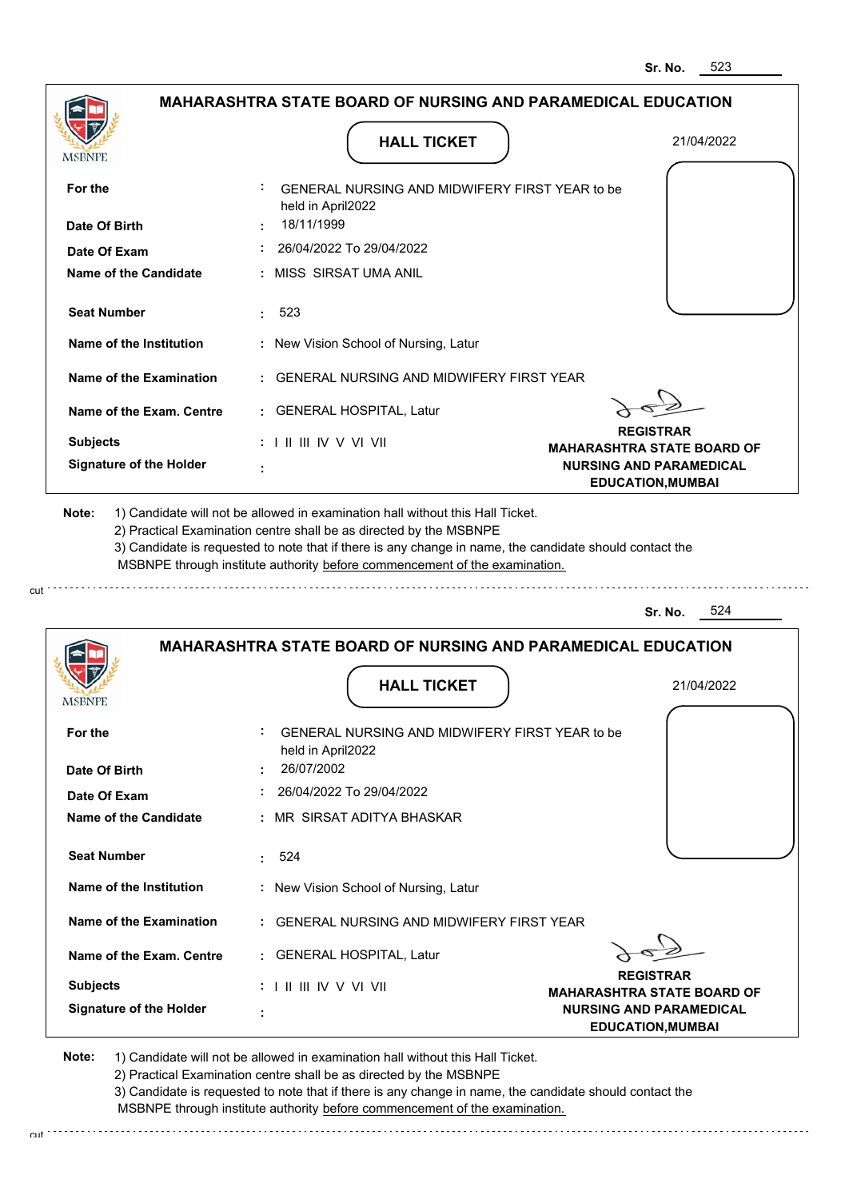Sr. No. 523

## MAHARASHTRA STATE BOARD OF NURSING AND PARAMEDICAL EDUCATION

MSBNPE

### HALL TICKET

21/04/2022

| | | |
|---|---|---|
| **For the** | : | GENERAL NURSING AND MIDWIFERY FIRST YEAR to be held in April2022 |
| **Date Of Birth** | : | 18/11/1999 |
| **Date Of Exam** | : | 26/04/2022 To 29/04/2022 |
| **Name of the Candidate** | : | MISS SIRSAT UMA ANIL |
| **Seat Number** | : | 523 |
| **Name of the Institution** | : | New Vision School of Nursing, Latur |
| **Name of the Examination** | : | GENERAL NURSING AND MIDWIFERY FIRST YEAR |
| **Name of the Exam. Centre** | : | GENERAL HOSPITAL, Latur |
| **Subjects** | : | I II III IV V VI VII |
| **Signature of the Holder** | : | |

**REGISTRAR**
**MAHARASHTRA STATE BOARD OF NURSING AND PARAMEDICAL EDUCATION,MUMBAI**

**Note:**
1) Candidate will not be allowed in examination hall without this Hall Ticket.
2) Practical Examination centre shall be as directed by the MSBNPE
3) Candidate is requested to note that if there is any change in name, the candidate should contact the MSBNPE through institute authority before commencement of the examination.

cut

Sr. No. 524

## MAHARASHTRA STATE BOARD OF NURSING AND PARAMEDICAL EDUCATION

MSBNPE

### HALL TICKET

21/04/2022

| | | |
|---|---|---|
| **For the** | : | GENERAL NURSING AND MIDWIFERY FIRST YEAR to be held in April2022 |
| **Date Of Birth** | : | 26/07/2002 |
| **Date Of Exam** | : | 26/04/2022 To 29/04/2022 |
| **Name of the Candidate** | : | MR SIRSAT ADITYA BHASKAR |
| **Seat Number** | : | 524 |
| **Name of the Institution** | : | New Vision School of Nursing, Latur |
| **Name of the Examination** | : | GENERAL NURSING AND MIDWIFERY FIRST YEAR |
| **Name of the Exam. Centre** | : | GENERAL HOSPITAL, Latur |
| **Subjects** | : | I II III IV V VI VII |
| **Signature of the Holder** | : | |

**REGISTRAR**
**MAHARASHTRA STATE BOARD OF NURSING AND PARAMEDICAL EDUCATION,MUMBAI**

**Note:**
1) Candidate will not be allowed in examination hall without this Hall Ticket.
2) Practical Examination centre shall be as directed by the MSBNPE
3) Candidate is requested to note that if there is any change in name, the candidate should contact the MSBNPE through institute authority before commencement of the examination.

cut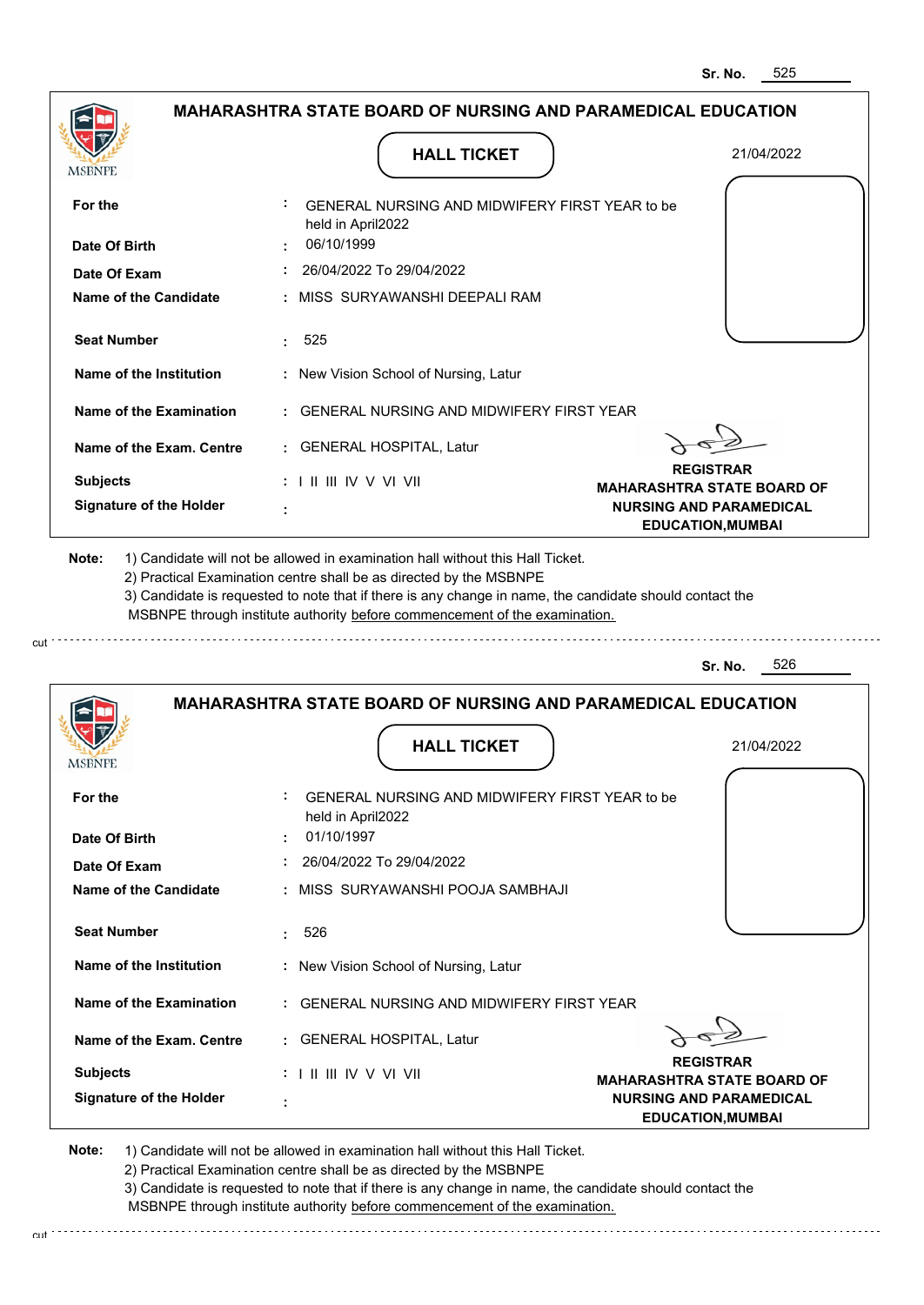Sr. No. 525

**MAHARASHTRA STATE BOARD OF NURSING AND PARAMEDICAL EDUCATION**

MSBNPE

**HALL TICKET**

21/04/2022

| | | |
|---|---|---|
| **For the** | : | GENERAL NURSING AND MIDWIFERY FIRST YEAR to be held in April2022 |
| **Date Of Birth** | : | 06/10/1999 |
| **Date Of Exam** | : | 26/04/2022 To 29/04/2022 |
| **Name of the Candidate** | : | MISS SURYAWANSHI DEEPALI RAM |
| **Seat Number** | : | 525 |
| **Name of the Institution** | : | New Vision School of Nursing, Latur |
| **Name of the Examination** | : | GENERAL NURSING AND MIDWIFERY FIRST YEAR |
| **Name of the Exam. Centre** | : | GENERAL HOSPITAL, Latur |
| **Subjects** | : | I II III IV V VI VII |
| **Signature of the Holder** | : | |

**REGISTRAR**
**MAHARASHTRA STATE BOARD OF NURSING AND PARAMEDICAL EDUCATION,MUMBAI**

**Note:** 1) Candidate will not be allowed in examination hall without this Hall Ticket.
2) Practical Examination centre shall be as directed by the MSBNPE
3) Candidate is requested to note that if there is any change in name, the candidate should contact the MSBNPE through institute authority before commencement of the examination.

cut

Sr. No. 526

**MAHARASHTRA STATE BOARD OF NURSING AND PARAMEDICAL EDUCATION**

MSBNPE

**HALL TICKET**

21/04/2022

| | | |
|---|---|---|
| **For the** | : | GENERAL NURSING AND MIDWIFERY FIRST YEAR to be held in April2022 |
| **Date Of Birth** | : | 01/10/1997 |
| **Date Of Exam** | : | 26/04/2022 To 29/04/2022 |
| **Name of the Candidate** | : | MISS SURYAWANSHI POOJA SAMBHAJI |
| **Seat Number** | : | 526 |
| **Name of the Institution** | : | New Vision School of Nursing, Latur |
| **Name of the Examination** | : | GENERAL NURSING AND MIDWIFERY FIRST YEAR |
| **Name of the Exam. Centre** | : | GENERAL HOSPITAL, Latur |
| **Subjects** | : | I II III IV V VI VII |
| **Signature of the Holder** | : | |

**REGISTRAR**
**MAHARASHTRA STATE BOARD OF NURSING AND PARAMEDICAL EDUCATION,MUMBAI**

**Note:** 1) Candidate will not be allowed in examination hall without this Hall Ticket.
2) Practical Examination centre shall be as directed by the MSBNPE
3) Candidate is requested to note that if there is any change in name, the candidate should contact the MSBNPE through institute authority before commencement of the examination.

cut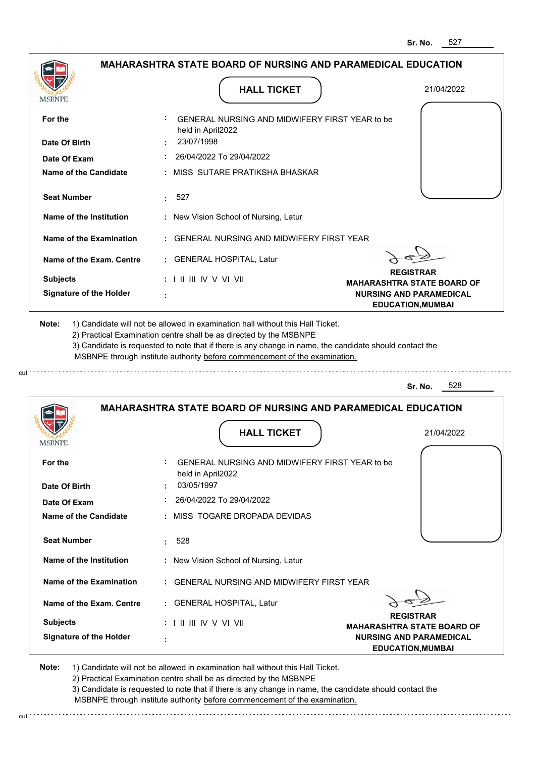Sr. No. 527

## MAHARASHTRA STATE BOARD OF NURSING AND PARAMEDICAL EDUCATION

MSBNPE

**HALL TICKET**

21/04/2022

| | | |
|---|---|---|
| **For the** | : | GENERAL NURSING AND MIDWIFERY FIRST YEAR to be held in April2022 |
| **Date Of Birth** | : | 23/07/1998 |
| **Date Of Exam** | : | 26/04/2022 To 29/04/2022 |
| **Name of the Candidate** | : | MISS SUTARE PRATIKSHA BHASKAR |
| **Seat Number** | : | 527 |
| **Name of the Institution** | : | New Vision School of Nursing, Latur |
| **Name of the Examination** | : | GENERAL NURSING AND MIDWIFERY FIRST YEAR |
| **Name of the Exam. Centre** | : | GENERAL HOSPITAL, Latur |
| **Subjects** | : | I II III IV V VI VII |
| **Signature of the Holder** | : | |

**REGISTRAR**
**MAHARASHTRA STATE BOARD OF NURSING AND PARAMEDICAL EDUCATION,MUMBAI**

**Note:**
1) Candidate will not be allowed in examination hall without this Hall Ticket.
2) Practical Examination centre shall be as directed by the MSBNPE
3) Candidate is requested to note that if there is any change in name, the candidate should contact the MSBNPE through institute authority before commencement of the examination.

cut

Sr. No. 528

## MAHARASHTRA STATE BOARD OF NURSING AND PARAMEDICAL EDUCATION

MSBNPE

**HALL TICKET**

21/04/2022

| | | |
|---|---|---|
| **For the** | : | GENERAL NURSING AND MIDWIFERY FIRST YEAR to be held in April2022 |
| **Date Of Birth** | : | 03/05/1997 |
| **Date Of Exam** | : | 26/04/2022 To 29/04/2022 |
| **Name of the Candidate** | : | MISS TOGARE DROPADA DEVIDAS |
| **Seat Number** | : | 528 |
| **Name of the Institution** | : | New Vision School of Nursing, Latur |
| **Name of the Examination** | : | GENERAL NURSING AND MIDWIFERY FIRST YEAR |
| **Name of the Exam. Centre** | : | GENERAL HOSPITAL, Latur |
| **Subjects** | : | I II III IV V VI VII |
| **Signature of the Holder** | : | |

**REGISTRAR**
**MAHARASHTRA STATE BOARD OF NURSING AND PARAMEDICAL EDUCATION,MUMBAI**

**Note:**
1) Candidate will not be allowed in examination hall without this Hall Ticket.
2) Practical Examination centre shall be as directed by the MSBNPE
3) Candidate is requested to note that if there is any change in name, the candidate should contact the MSBNPE through institute authority before commencement of the examination.

cut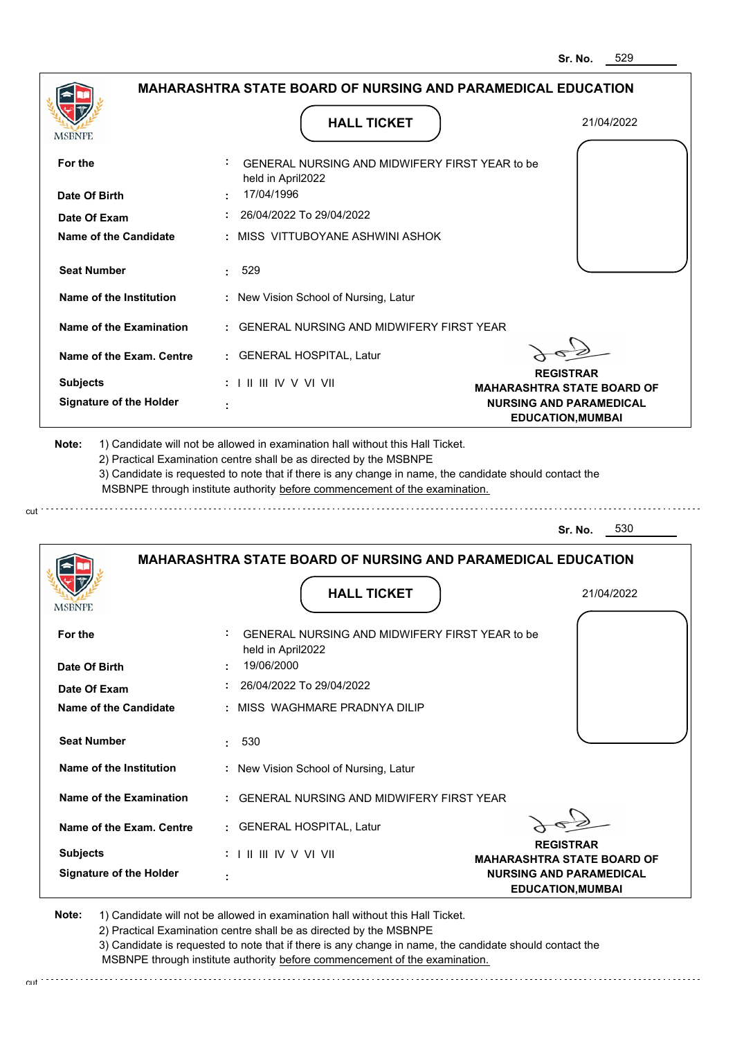Sr. No. 529

## MAHARASHTRA STATE BOARD OF NURSING AND PARAMEDICAL EDUCATION

MSBNPE

### HALL TICKET

21/04/2022

| | | |
|---|---|---|
| **For the** | : | GENERAL NURSING AND MIDWIFERY FIRST YEAR to be held in April2022 |
| **Date Of Birth** | : | 17/04/1996 |
| **Date Of Exam** | : | 26/04/2022 To 29/04/2022 |
| **Name of the Candidate** | : | MISS VITTUBOYANE ASHWINI ASHOK |
| **Seat Number** | : | 529 |
| **Name of the Institution** | : | New Vision School of Nursing, Latur |
| **Name of the Examination** | : | GENERAL NURSING AND MIDWIFERY FIRST YEAR |
| **Name of the Exam. Centre** | : | GENERAL HOSPITAL, Latur |
| **Subjects** | : | I II III IV V VI VII |
| **Signature of the Holder** | : | |

**REGISTRAR**
**MAHARASHTRA STATE BOARD OF NURSING AND PARAMEDICAL EDUCATION,MUMBAI**

**Note:**
1) Candidate will not be allowed in examination hall without this Hall Ticket.
2) Practical Examination centre shall be as directed by the MSBNPE
3) Candidate is requested to note that if there is any change in name, the candidate should contact the MSBNPE through institute authority before commencement of the examination.

cut

Sr. No. 530

## MAHARASHTRA STATE BOARD OF NURSING AND PARAMEDICAL EDUCATION

MSBNPE

### HALL TICKET

21/04/2022

| | | |
|---|---|---|
| **For the** | : | GENERAL NURSING AND MIDWIFERY FIRST YEAR to be held in April2022 |
| **Date Of Birth** | : | 19/06/2000 |
| **Date Of Exam** | : | 26/04/2022 To 29/04/2022 |
| **Name of the Candidate** | : | MISS WAGHMARE PRADNYA DILIP |
| **Seat Number** | : | 530 |
| **Name of the Institution** | : | New Vision School of Nursing, Latur |
| **Name of the Examination** | : | GENERAL NURSING AND MIDWIFERY FIRST YEAR |
| **Name of the Exam. Centre** | : | GENERAL HOSPITAL, Latur |
| **Subjects** | : | I II III IV V VI VII |
| **Signature of the Holder** | : | |

**REGISTRAR**
**MAHARASHTRA STATE BOARD OF NURSING AND PARAMEDICAL EDUCATION,MUMBAI**

**Note:**
1) Candidate will not be allowed in examination hall without this Hall Ticket.
2) Practical Examination centre shall be as directed by the MSBNPE
3) Candidate is requested to note that if there is any change in name, the candidate should contact the MSBNPE through institute authority before commencement of the examination.

cut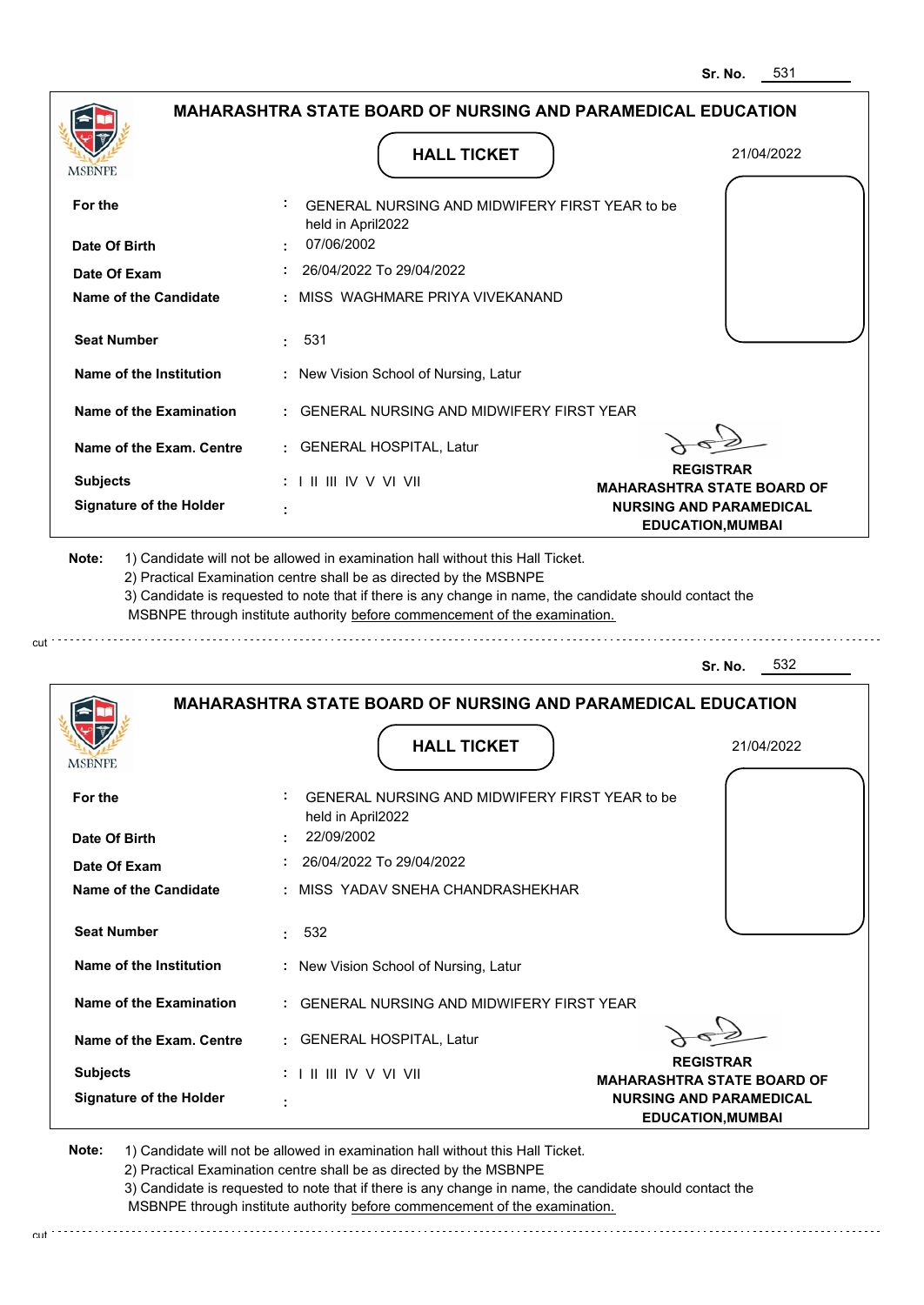Sr. No. 531

## MAHARASHTRA STATE BOARD OF NURSING AND PARAMEDICAL EDUCATION

MSBNPE

### HALL TICKET

21/04/2022

| | | |
|---|---|---|
| For the | : | GENERAL NURSING AND MIDWIFERY FIRST YEAR to be held in April2022 |
| Date Of Birth | : | 07/06/2002 |
| Date Of Exam | : | 26/04/2022 To 29/04/2022 |
| Name of the Candidate | : | MISS WAGHMARE PRIYA VIVEKANAND |
| Seat Number | : | 531 |
| Name of the Institution | : | New Vision School of Nursing, Latur |
| Name of the Examination | : | GENERAL NURSING AND MIDWIFERY FIRST YEAR |
| Name of the Exam. Centre | : | GENERAL HOSPITAL, Latur |
| Subjects | : | I II III IV V VI VII |
| Signature of the Holder | : | |

**REGISTRAR**
**MAHARASHTRA STATE BOARD OF NURSING AND PARAMEDICAL EDUCATION,MUMBAI**

**Note:**
1) Candidate will not be allowed in examination hall without this Hall Ticket.
2) Practical Examination centre shall be as directed by the MSBNPE
3) Candidate is requested to note that if there is any change in name, the candidate should contact the MSBNPE through institute authority before commencement of the examination.

cut

Sr. No. 532

## MAHARASHTRA STATE BOARD OF NURSING AND PARAMEDICAL EDUCATION

MSBNPE

### HALL TICKET

21/04/2022

| | | |
|---|---|---|
| For the | : | GENERAL NURSING AND MIDWIFERY FIRST YEAR to be held in April2022 |
| Date Of Birth | : | 22/09/2002 |
| Date Of Exam | : | 26/04/2022 To 29/04/2022 |
| Name of the Candidate | : | MISS YADAV SNEHA CHANDRASHEKHAR |
| Seat Number | : | 532 |
| Name of the Institution | : | New Vision School of Nursing, Latur |
| Name of the Examination | : | GENERAL NURSING AND MIDWIFERY FIRST YEAR |
| Name of the Exam. Centre | : | GENERAL HOSPITAL, Latur |
| Subjects | : | I II III IV V VI VII |
| Signature of the Holder | : | |

**REGISTRAR**
**MAHARASHTRA STATE BOARD OF NURSING AND PARAMEDICAL EDUCATION,MUMBAI**

**Note:**
1) Candidate will not be allowed in examination hall without this Hall Ticket.
2) Practical Examination centre shall be as directed by the MSBNPE
3) Candidate is requested to note that if there is any change in name, the candidate should contact the MSBNPE through institute authority before commencement of the examination.

cut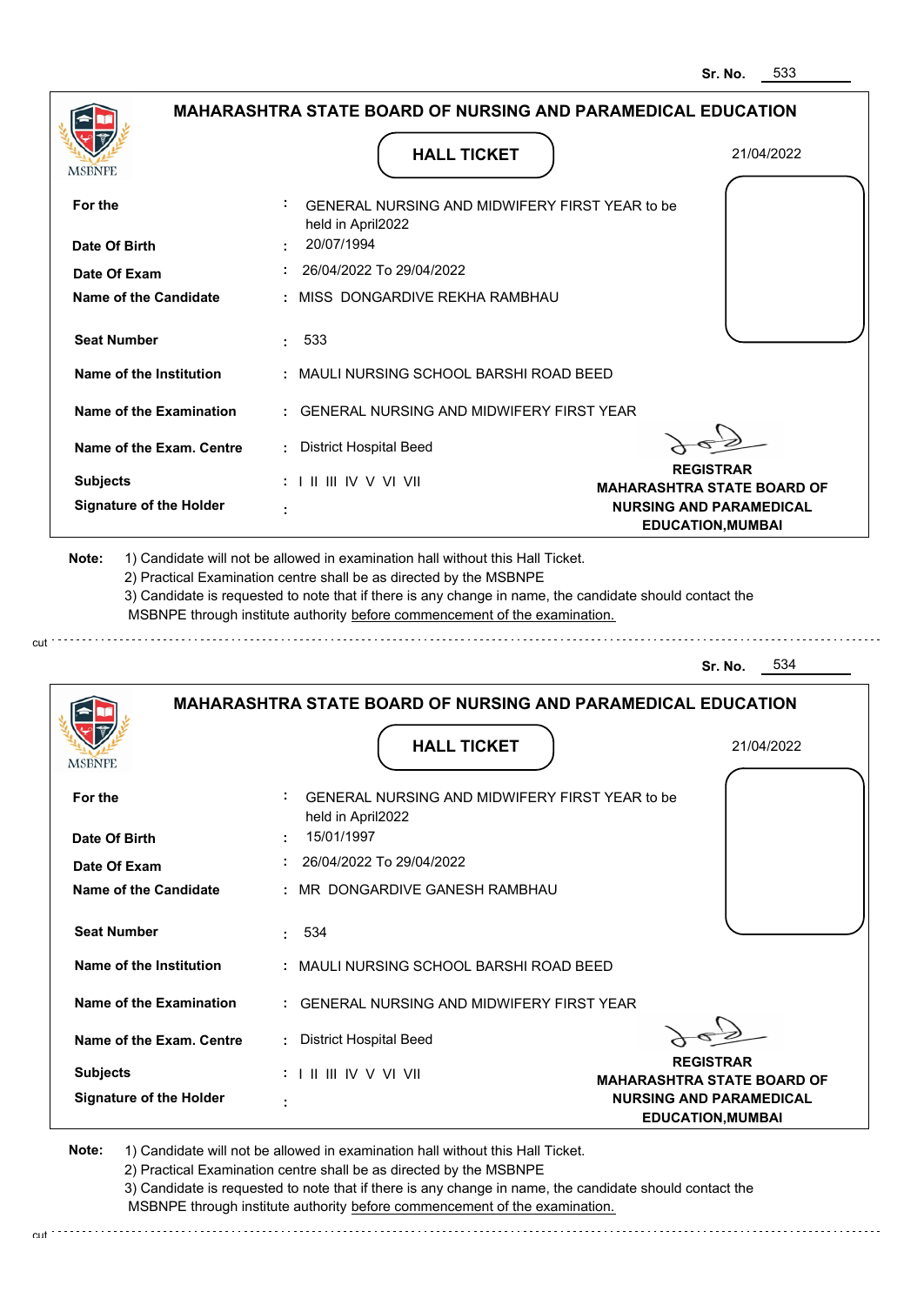Sr. No. 533

## MAHARASHTRA STATE BOARD OF NURSING AND PARAMEDICAL EDUCATION

MSBNPE

**HALL TICKET**

21/04/2022

| | | |
|---|---|---|
| **For the** | : | GENERAL NURSING AND MIDWIFERY FIRST YEAR to be held in April2022 |
| **Date Of Birth** | : | 20/07/1994 |
| **Date Of Exam** | : | 26/04/2022 To 29/04/2022 |
| **Name of the Candidate** | : | MISS DONGARDIVE REKHA RAMBHAU |
| **Seat Number** | : | 533 |
| **Name of the Institution** | : | MAULI NURSING SCHOOL BARSHI ROAD BEED |
| **Name of the Examination** | : | GENERAL NURSING AND MIDWIFERY FIRST YEAR |
| **Name of the Exam. Centre** | : | District Hospital Beed |
| **Subjects** | : | I II III IV V VI VII |
| **Signature of the Holder** | : | |

**REGISTRAR**
**MAHARASHTRA STATE BOARD OF NURSING AND PARAMEDICAL EDUCATION,MUMBAI**

**Note:**
1) Candidate will not be allowed in examination hall without this Hall Ticket.
2) Practical Examination centre shall be as directed by the MSBNPE
3) Candidate is requested to note that if there is any change in name, the candidate should contact the MSBNPE through institute authority before commencement of the examination.

cut

Sr. No. 534

## MAHARASHTRA STATE BOARD OF NURSING AND PARAMEDICAL EDUCATION

MSBNPE

**HALL TICKET**

21/04/2022

| | | |
|---|---|---|
| **For the** | : | GENERAL NURSING AND MIDWIFERY FIRST YEAR to be held in April2022 |
| **Date Of Birth** | : | 15/01/1997 |
| **Date Of Exam** | : | 26/04/2022 To 29/04/2022 |
| **Name of the Candidate** | : | MR DONGARDIVE GANESH RAMBHAU |
| **Seat Number** | : | 534 |
| **Name of the Institution** | : | MAULI NURSING SCHOOL BARSHI ROAD BEED |
| **Name of the Examination** | : | GENERAL NURSING AND MIDWIFERY FIRST YEAR |
| **Name of the Exam. Centre** | : | District Hospital Beed |
| **Subjects** | : | I II III IV V VI VII |
| **Signature of the Holder** | : | |

**REGISTRAR**
**MAHARASHTRA STATE BOARD OF NURSING AND PARAMEDICAL EDUCATION,MUMBAI**

**Note:**
1) Candidate will not be allowed in examination hall without this Hall Ticket.
2) Practical Examination centre shall be as directed by the MSBNPE
3) Candidate is requested to note that if there is any change in name, the candidate should contact the MSBNPE through institute authority before commencement of the examination.

cut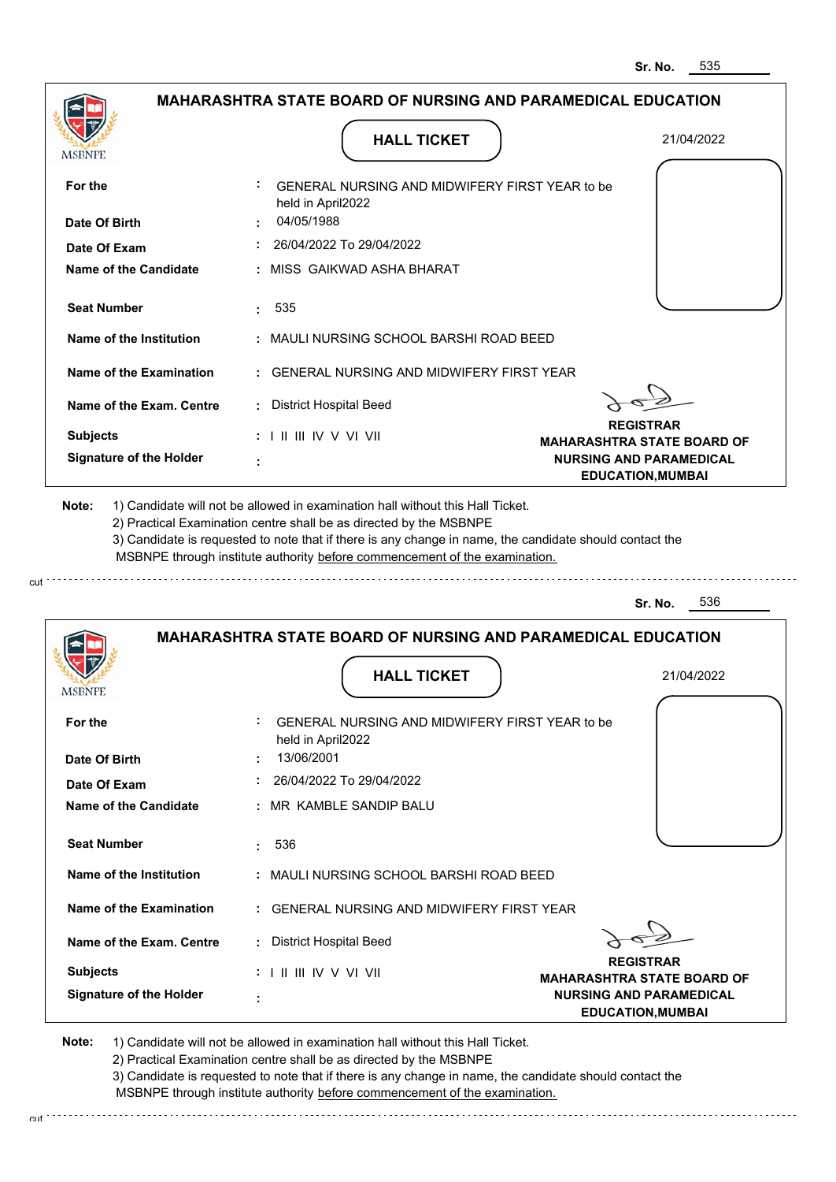Sr. No. 535

## MAHARASHTRA STATE BOARD OF NURSING AND PARAMEDICAL EDUCATION

MSBNPE

### HALL TICKET

21/04/2022

| | | |
|---|---|---|
| For the | : | GENERAL NURSING AND MIDWIFERY FIRST YEAR to be held in April2022 |
| Date Of Birth | : | 04/05/1988 |
| Date Of Exam | : | 26/04/2022 To 29/04/2022 |
| Name of the Candidate | : | MISS GAIKWAD ASHA BHARAT |
| Seat Number | : | 535 |
| Name of the Institution | : | MAULI NURSING SCHOOL BARSHI ROAD BEED |
| Name of the Examination | : | GENERAL NURSING AND MIDWIFERY FIRST YEAR |
| Name of the Exam. Centre | : | District Hospital Beed |
| Subjects | : | I II III IV V VI VII |
| Signature of the Holder | : | |

**REGISTRAR**
**MAHARASHTRA STATE BOARD OF NURSING AND PARAMEDICAL EDUCATION,MUMBAI**

**Note:** 1) Candidate will not be allowed in examination hall without this Hall Ticket.
2) Practical Examination centre shall be as directed by the MSBNPE
3) Candidate is requested to note that if there is any change in name, the candidate should contact the MSBNPE through institute authority before commencement of the examination.

cut

Sr. No. 536

## MAHARASHTRA STATE BOARD OF NURSING AND PARAMEDICAL EDUCATION

MSBNPE

### HALL TICKET

21/04/2022

| | | |
|---|---|---|
| For the | : | GENERAL NURSING AND MIDWIFERY FIRST YEAR to be held in April2022 |
| Date Of Birth | : | 13/06/2001 |
| Date Of Exam | : | 26/04/2022 To 29/04/2022 |
| Name of the Candidate | : | MR KAMBLE SANDIP BALU |
| Seat Number | : | 536 |
| Name of the Institution | : | MAULI NURSING SCHOOL BARSHI ROAD BEED |
| Name of the Examination | : | GENERAL NURSING AND MIDWIFERY FIRST YEAR |
| Name of the Exam. Centre | : | District Hospital Beed |
| Subjects | : | I II III IV V VI VII |
| Signature of the Holder | : | |

**REGISTRAR**
**MAHARASHTRA STATE BOARD OF NURSING AND PARAMEDICAL EDUCATION,MUMBAI**

**Note:** 1) Candidate will not be allowed in examination hall without this Hall Ticket.
2) Practical Examination centre shall be as directed by the MSBNPE
3) Candidate is requested to note that if there is any change in name, the candidate should contact the MSBNPE through institute authority before commencement of the examination.

cut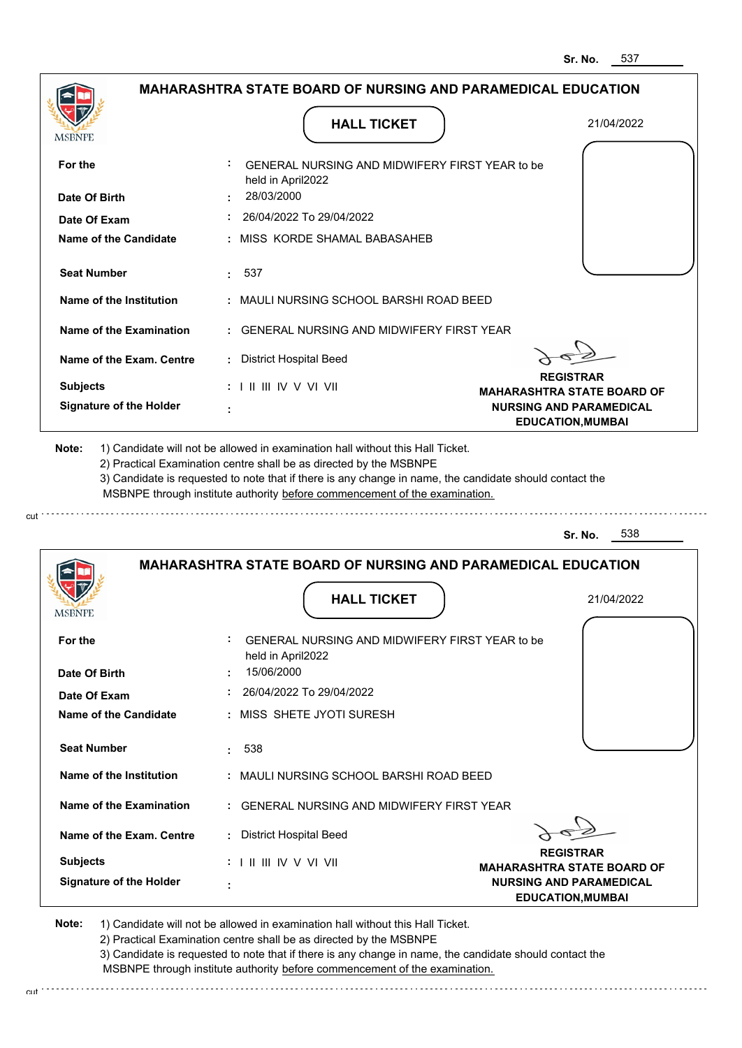Sr. No. 537

## MAHARASHTRA STATE BOARD OF NURSING AND PARAMEDICAL EDUCATION

MSBNPE

### HALL TICKET

21/04/2022

| | | |
|---|---|---|
| **For the** | : | GENERAL NURSING AND MIDWIFERY FIRST YEAR to be held in April2022 |
| **Date Of Birth** | : | 28/03/2000 |
| **Date Of Exam** | : | 26/04/2022 To 29/04/2022 |
| **Name of the Candidate** | : | MISS KORDE SHAMAL BABASAHEB |
| **Seat Number** | : | 537 |
| **Name of the Institution** | : | MAULI NURSING SCHOOL BARSHI ROAD BEED |
| **Name of the Examination** | : | GENERAL NURSING AND MIDWIFERY FIRST YEAR |
| **Name of the Exam. Centre** | : | District Hospital Beed |
| **Subjects** | : | I II III IV V VI VII |
| **Signature of the Holder** | : | |

**REGISTRAR**
**MAHARASHTRA STATE BOARD OF NURSING AND PARAMEDICAL EDUCATION,MUMBAI**

**Note:**
1) Candidate will not be allowed in examination hall without this Hall Ticket.
2) Practical Examination centre shall be as directed by the MSBNPE
3) Candidate is requested to note that if there is any change in name, the candidate should contact the MSBNPE through institute authority before commencement of the examination.

cut

---

Sr. No. 538

## MAHARASHTRA STATE BOARD OF NURSING AND PARAMEDICAL EDUCATION

MSBNPE

### HALL TICKET

21/04/2022

| | | |
|---|---|---|
| **For the** | : | GENERAL NURSING AND MIDWIFERY FIRST YEAR to be held in April2022 |
| **Date Of Birth** | : | 15/06/2000 |
| **Date Of Exam** | : | 26/04/2022 To 29/04/2022 |
| **Name of the Candidate** | : | MISS SHETE JYOTI SURESH |
| **Seat Number** | : | 538 |
| **Name of the Institution** | : | MAULI NURSING SCHOOL BARSHI ROAD BEED |
| **Name of the Examination** | : | GENERAL NURSING AND MIDWIFERY FIRST YEAR |
| **Name of the Exam. Centre** | : | District Hospital Beed |
| **Subjects** | : | I II III IV V VI VII |
| **Signature of the Holder** | : | |

**REGISTRAR**
**MAHARASHTRA STATE BOARD OF NURSING AND PARAMEDICAL EDUCATION,MUMBAI**

**Note:**
1) Candidate will not be allowed in examination hall without this Hall Ticket.
2) Practical Examination centre shall be as directed by the MSBNPE
3) Candidate is requested to note that if there is any change in name, the candidate should contact the MSBNPE through institute authority before commencement of the examination.

cut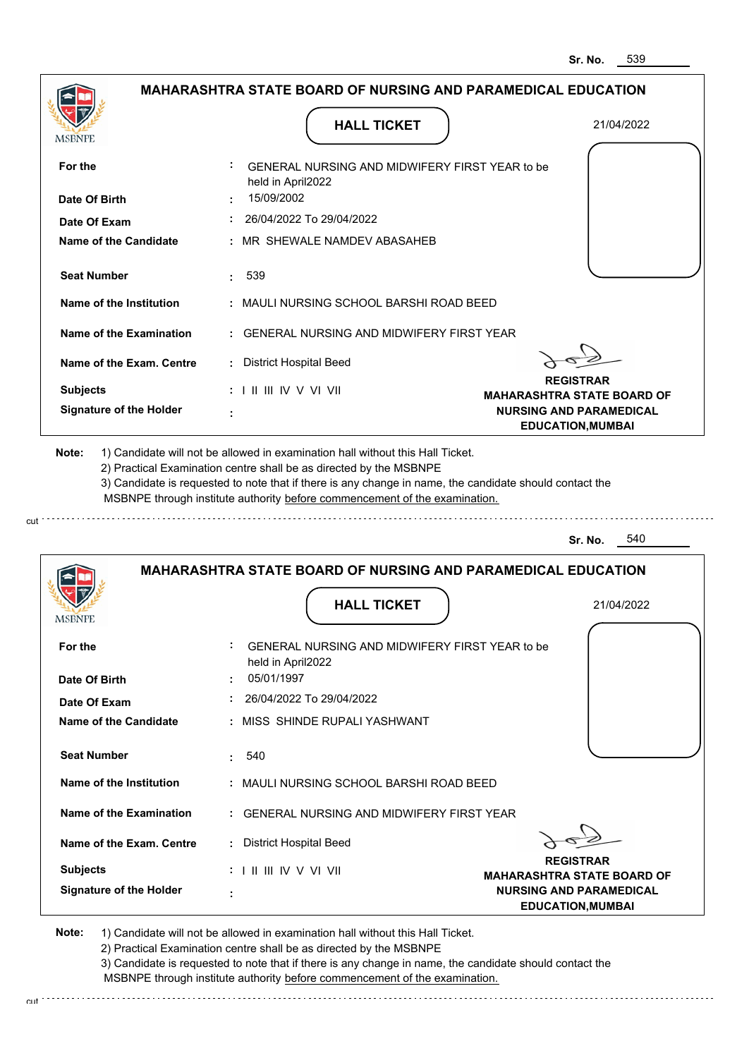Sr. No. 539

## MAHARASHTRA STATE BOARD OF NURSING AND PARAMEDICAL EDUCATION

MSBNPE

### HALL TICKET

21/04/2022

| | |
|---|---|
| **For the** | : GENERAL NURSING AND MIDWIFERY FIRST YEAR to be held in April2022 |
| **Date Of Birth** | : 15/09/2002 |
| **Date Of Exam** | : 26/04/2022 To 29/04/2022 |
| **Name of the Candidate** | : MR SHEWALE NAMDEV ABASAHEB |
| **Seat Number** | : 539 |
| **Name of the Institution** | : MAULI NURSING SCHOOL BARSHI ROAD BEED |
| **Name of the Examination** | : GENERAL NURSING AND MIDWIFERY FIRST YEAR |
| **Name of the Exam. Centre** | : District Hospital Beed |
| **Subjects** | : I II III IV V VI VII |
| **Signature of the Holder** | : |

**REGISTRAR**
**MAHARASHTRA STATE BOARD OF NURSING AND PARAMEDICAL EDUCATION,MUMBAI**

**Note:** 1) Candidate will not be allowed in examination hall without this Hall Ticket.
2) Practical Examination centre shall be as directed by the MSBNPE
3) Candidate is requested to note that if there is any change in name, the candidate should contact the MSBNPE through institute authority before commencement of the examination.

cut

Sr. No. 540

## MAHARASHTRA STATE BOARD OF NURSING AND PARAMEDICAL EDUCATION

MSBNPE

### HALL TICKET

21/04/2022

| | |
|---|---|
| **For the** | : GENERAL NURSING AND MIDWIFERY FIRST YEAR to be held in April2022 |
| **Date Of Birth** | : 05/01/1997 |
| **Date Of Exam** | : 26/04/2022 To 29/04/2022 |
| **Name of the Candidate** | : MISS SHINDE RUPALI YASHWANT |
| **Seat Number** | : 540 |
| **Name of the Institution** | : MAULI NURSING SCHOOL BARSHI ROAD BEED |
| **Name of the Examination** | : GENERAL NURSING AND MIDWIFERY FIRST YEAR |
| **Name of the Exam. Centre** | : District Hospital Beed |
| **Subjects** | : I II III IV V VI VII |
| **Signature of the Holder** | : |

**REGISTRAR**
**MAHARASHTRA STATE BOARD OF NURSING AND PARAMEDICAL EDUCATION,MUMBAI**

**Note:** 1) Candidate will not be allowed in examination hall without this Hall Ticket.
2) Practical Examination centre shall be as directed by the MSBNPE
3) Candidate is requested to note that if there is any change in name, the candidate should contact the MSBNPE through institute authority before commencement of the examination.

cut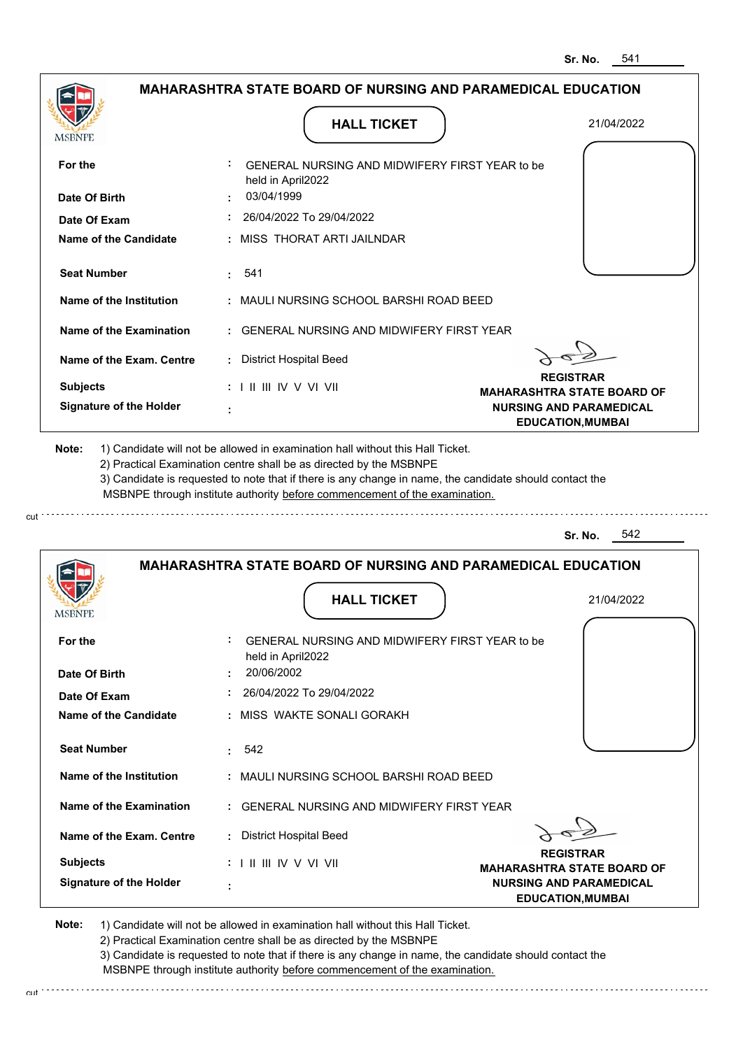Sr. No. 541

## MAHARASHTRA STATE BOARD OF NURSING AND PARAMEDICAL EDUCATION

MSBNPE

**HALL TICKET**

21/04/2022

| | | |
|---|---|---|
| **For the** | : | GENERAL NURSING AND MIDWIFERY FIRST YEAR to be held in April2022 |
| **Date Of Birth** | : | 03/04/1999 |
| **Date Of Exam** | : | 26/04/2022 To 29/04/2022 |
| **Name of the Candidate** | : | MISS THORAT ARTI JAILNDAR |
| **Seat Number** | : | 541 |
| **Name of the Institution** | : | MAULI NURSING SCHOOL BARSHI ROAD BEED |
| **Name of the Examination** | : | GENERAL NURSING AND MIDWIFERY FIRST YEAR |
| **Name of the Exam. Centre** | : | District Hospital Beed |
| **Subjects** | : | I II III IV V VI VII |
| **Signature of the Holder** | : | |

**REGISTRAR**
**MAHARASHTRA STATE BOARD OF NURSING AND PARAMEDICAL EDUCATION,MUMBAI**

**Note:**
1) Candidate will not be allowed in examination hall without this Hall Ticket.
2) Practical Examination centre shall be as directed by the MSBNPE
3) Candidate is requested to note that if there is any change in name, the candidate should contact the MSBNPE through institute authority before commencement of the examination.

cut

Sr. No. 542

## MAHARASHTRA STATE BOARD OF NURSING AND PARAMEDICAL EDUCATION

MSBNPE

**HALL TICKET**

21/04/2022

| | | |
|---|---|---|
| **For the** | : | GENERAL NURSING AND MIDWIFERY FIRST YEAR to be held in April2022 |
| **Date Of Birth** | : | 20/06/2002 |
| **Date Of Exam** | : | 26/04/2022 To 29/04/2022 |
| **Name of the Candidate** | : | MISS WAKTE SONALI GORAKH |
| **Seat Number** | : | 542 |
| **Name of the Institution** | : | MAULI NURSING SCHOOL BARSHI ROAD BEED |
| **Name of the Examination** | : | GENERAL NURSING AND MIDWIFERY FIRST YEAR |
| **Name of the Exam. Centre** | : | District Hospital Beed |
| **Subjects** | : | I II III IV V VI VII |
| **Signature of the Holder** | : | |

**REGISTRAR**
**MAHARASHTRA STATE BOARD OF NURSING AND PARAMEDICAL EDUCATION,MUMBAI**

**Note:**
1) Candidate will not be allowed in examination hall without this Hall Ticket.
2) Practical Examination centre shall be as directed by the MSBNPE
3) Candidate is requested to note that if there is any change in name, the candidate should contact the MSBNPE through institute authority before commencement of the examination.

cut